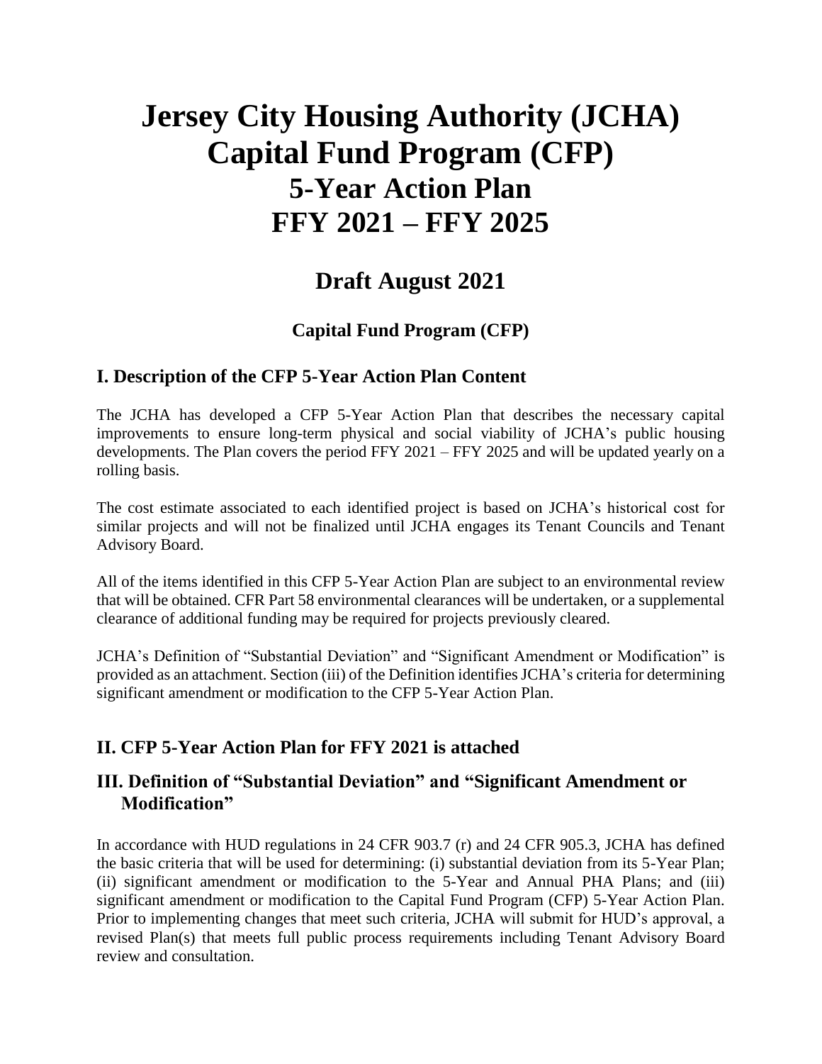# Jersey City Housing Authority (JCHA) Capital Fund Program (CFP) 5-Year Action Plan FFY 2021 – FFY 2025

## Draft August 2021

### Capital Fund Program (CFP)

## I. Description of the CFP 5-Year Action Plan Content

The JCHA has developed a CFP 5-Year Action Plan that describes the necessary capital improvements to ensure long-term physical and social viability of JCHA's public housing developments. The Plan covers the period FFY 2021 – FFY 2025 and will be updated yearly on a rolling basis.

The cost estimate associated to each identified project is based on JCHA's historical cost for similar projects and will not be finalized until JCHA engages its Tenant Councils and Tenant Advisory Board.

All of the items identified in this CFP 5-Year Action Plan are subject to an environmental review that will be obtained. CFR Part 58 environmental clearances will be undertaken, or a supplemental clearance of additional funding may be required for projects previously cleared.

JCHA's Definition of "Substantial Deviation" and "Significant Amendment or Modification" is provided as an attachment. Section (iii) of the Definition identifies JCHA's criteria for determining significant amendment or modification to the CFP 5-Year Action Plan.

## II. CFP 5-Year Action Plan for FFY 2021 is attached

## III. Definition of "Substantial Deviation" and "Significant Amendment or Modification"

In accordance with HUD regulations in 24 CFR 903.7 (r) and 24 CFR 905.3, JCHA has defined the basic criteria that will be used for determining: (i) substantial deviation from its 5-Year Plan; (ii) significant amendment or modification to the 5-Year and Annual PHA Plans; and (iii) significant amendment or modification to the Capital Fund Program (CFP) 5-Year Action Plan. Prior to implementing changes that meet such criteria, JCHA will submit for HUD's approval, a revised Plan(s) that meets full public process requirements including Tenant Advisory Board review and consultation.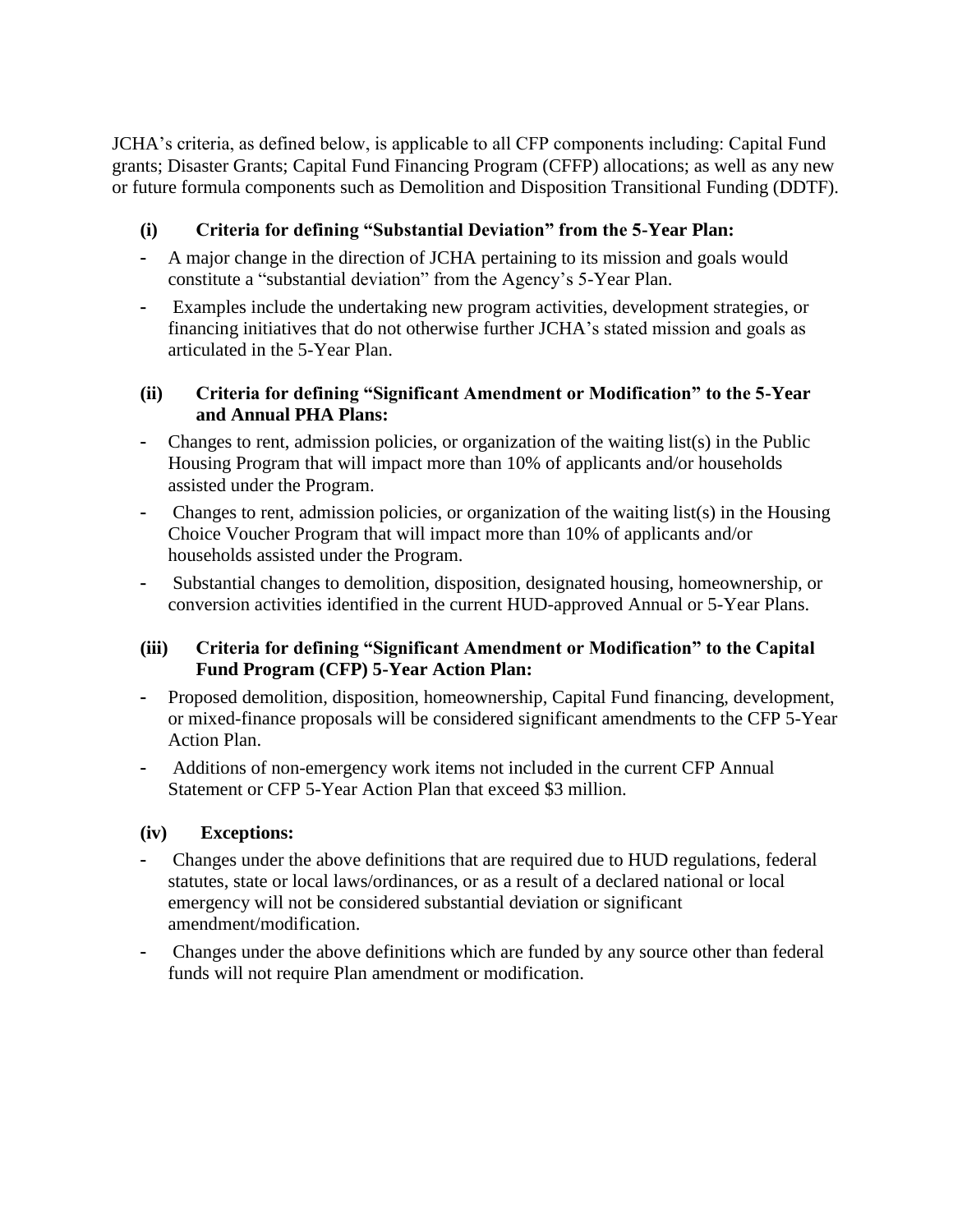JCHA's criteria, as defined below, is applicable to all CFP components including: Capital Fund grants; Disaster Grants; Capital Fund Financing Program (CFFP) allocations; as well as any new or future formula components such as Demolition and Disposition Transitional Funding (DDTF).

### (i) Criteria for defining "Substantial Deviation" from the 5-Year Plan:

- A major change in the direction of JCHA pertaining to its mission and goals would constitute a "substantial deviation" from the Agency's 5-Year Plan.
- Examples include the undertaking new program activities, development strategies, or financing initiatives that do not otherwise further JCHA's stated mission and goals as articulated in the 5-Year Plan.

### (ii) Criteria for defining "Significant Amendment or Modification" to the 5-Year and Annual PHA Plans:

- Changes to rent, admission policies, or organization of the waiting list(s) in the Public Housing Program that will impact more than 10% of applicants and/or households assisted under the Program.
- Changes to rent, admission policies, or organization of the waiting list(s) in the Housing Choice Voucher Program that will impact more than 10% of applicants and/or households assisted under the Program.
- Substantial changes to demolition, disposition, designated housing, homeownership, or conversion activities identified in the current HUD-approved Annual or 5-Year Plans.

### (iii) Criteria for defining "Significant Amendment or Modification" to the Capital Fund Program (CFP) 5-Year Action Plan:

- Proposed demolition, disposition, homeownership, Capital Fund financing, development, or mixed-finance proposals will be considered significant amendments to the CFP 5-Year Action Plan.
- Additions of non-emergency work items not included in the current CFP Annual Statement or CFP 5-Year Action Plan that exceed $3 million.

### (iv) Exceptions:

- Changes under the above definitions that are required due to HUD regulations, federal statutes, state or local laws/ordinances, or as a result of a declared national or local emergency will not be considered substantial deviation or significant amendment/modification.
- Changes under the above definitions which are funded by any source other than federal funds will not require Plan amendment or modification.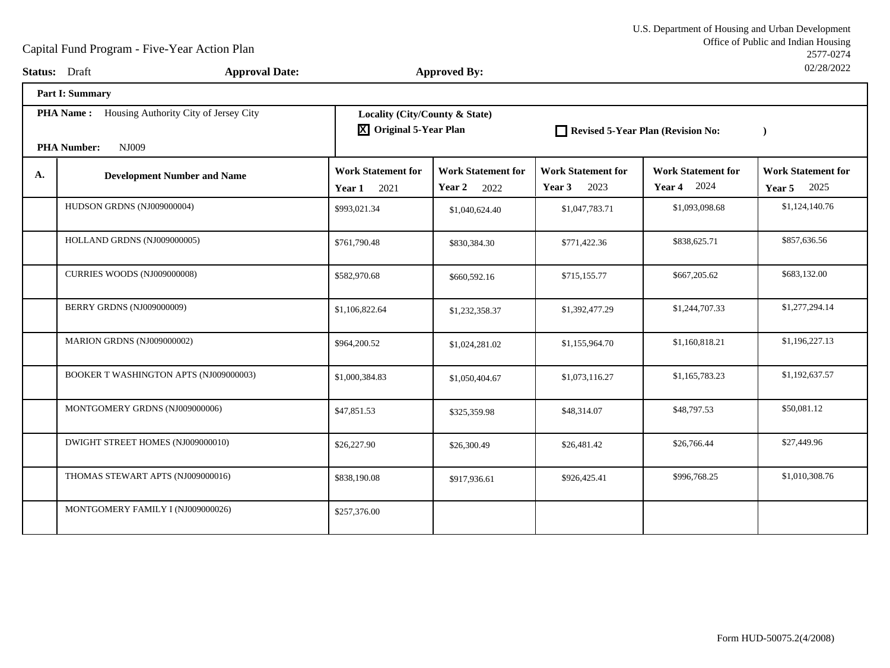U.S. Department of Housing and Urban Development
Office of Public and Indian Housing
2577-0274
02/28/2022

# Capital Fund Program - Five-Year Action Plan

**Status:** Draft **Approval Date:** **Approved By:**

**Part I: Summary**

**PHA Name :** Housing Authority City of Jersey City

**PHA Number:** NJ009

**Locality (City/County & State)**

☒ **Original 5-Year Plan** ☐ **Revised 5-Year Plan (Revision No: )**

| A. | Development Number and Name | Work Statement for Year 1 2021 | Work Statement for Year 2 2022 | Work Statement for Year 3 2023 | Work Statement for Year 4 2024 | Work Statement for Year 5 2025 |
|---|---|---|---|---|---|---|
| | HUDSON GRDNS (NJ009000004) | $993,021.34 | $1,040,624.40 | $1,047,783.71 | $1,093,098.68 | $1,124,140.76 |
| | HOLLAND GRDNS (NJ009000005) | $761,790.48 | $830,384.30 | $771,422.36 | $838,625.71 | $857,636.56 |
| | CURRIES WOODS (NJ009000008) | $582,970.68 | $660,592.16 | $715,155.77 | $667,205.62 | $683,132.00 |
| | BERRY GRDNS (NJ009000009) | $1,106,822.64 | $1,232,358.37 | $1,392,477.29 | $1,244,707.33 | $1,277,294.14 |
| | MARION GRDNS (NJ009000002) | $964,200.52 | $1,024,281.02 | $1,155,964.70 | $1,160,818.21 | $1,196,227.13 |
| | BOOKER T WASHINGTON APTS (NJ009000003) | $1,000,384.83 | $1,050,404.67 | $1,073,116.27 | $1,165,783.23 | $1,192,637.57 |
| | MONTGOMERY GRDNS (NJ009000006) | $47,851.53 | $325,359.98 | $48,314.07 | $48,797.53 | $50,081.12 |
| | DWIGHT STREET HOMES (NJ009000010) | $26,227.90 | $26,300.49 | $26,481.42 | $26,766.44 | $27,449.96 |
| | THOMAS STEWART APTS (NJ009000016) | $838,190.08 | $917,936.61 | $926,425.41 | $996,768.25 | $1,010,308.76 |
| | MONTGOMERY FAMILY I (NJ009000026) | $257,376.00 | | | | |

Form HUD-50075.2(4/2008)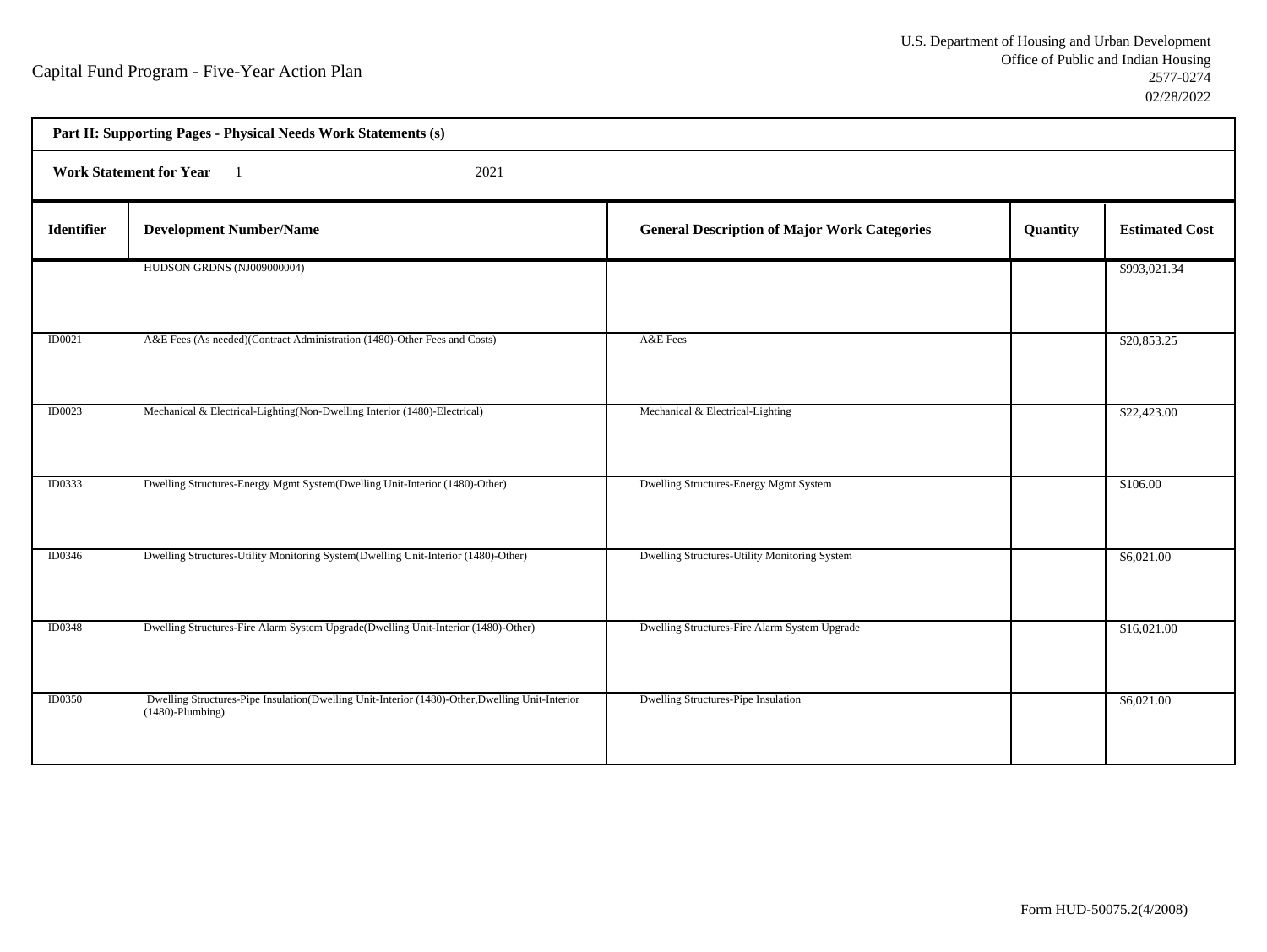Capital Fund Program - Five-Year Action Plan

U.S. Department of Housing and Urban Development
Office of Public and Indian Housing
2577-0274
02/28/2022

**Part II: Supporting Pages - Physical Needs Work Statements (s)**

**Work Statement for Year** 1 2021

| Identifier | Development Number/Name | General Description of Major Work Categories | Quantity | Estimated Cost |
|---|---|---|---|---|
| | HUDSON GRDNS (NJ009000004) | | | $993,021.34 |
| ID0021 | A&E Fees (As needed)(Contract Administration (1480)-Other Fees and Costs) | A&E Fees | | $20,853.25 |
| ID0023 | Mechanical & Electrical-Lighting(Non-Dwelling Interior (1480)-Electrical) | Mechanical & Electrical-Lighting | | $22,423.00 |
| ID0333 | Dwelling Structures-Energy Mgmt System(Dwelling Unit-Interior (1480)-Other) | Dwelling Structures-Energy Mgmt System | | $106.00 |
| ID0346 | Dwelling Structures-Utility Monitoring System(Dwelling Unit-Interior (1480)-Other) | Dwelling Structures-Utility Monitoring System | | $6,021.00 |
| ID0348 | Dwelling Structures-Fire Alarm System Upgrade(Dwelling Unit-Interior (1480)-Other) | Dwelling Structures-Fire Alarm System Upgrade | | $16,021.00 |
| ID0350 | Dwelling Structures-Pipe Insulation(Dwelling Unit-Interior (1480)-Other,Dwelling Unit-Interior (1480)-Plumbing) | Dwelling Structures-Pipe Insulation | | $6,021.00 |

Form HUD-50075.2(4/2008)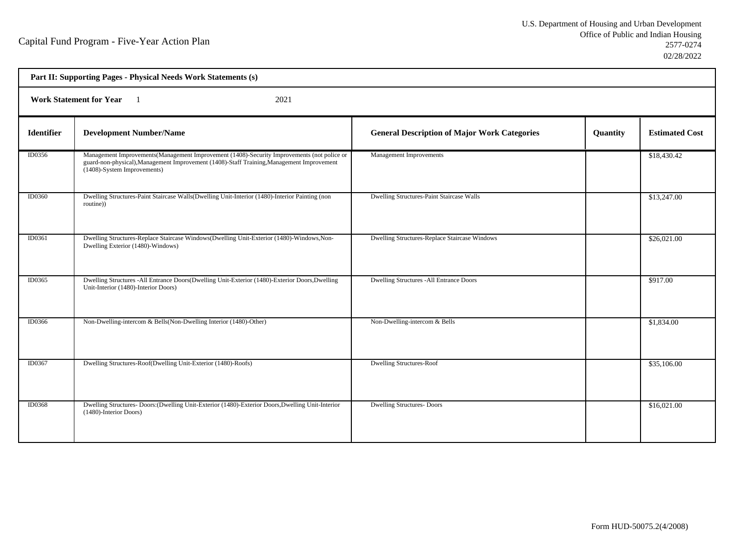Capital Fund Program - Five-Year Action Plan

U.S. Department of Housing and Urban Development
Office of Public and Indian Housing
2577-0274
02/28/2022

**Part II: Supporting Pages - Physical Needs Work Statements (s)**

**Work Statement for Year** 1 2021

| Identifier | Development Number/Name | General Description of Major Work Categories | Quantity | Estimated Cost |
|---|---|---|---|---|
| ID0356 | Management Improvements(Management Improvement (1408)-Security Improvements (not police or guard-non-physical),Management Improvement (1408)-Staff Training,Management Improvement (1408)-System Improvements) | Management Improvements | | $18,430.42 |
| ID0360 | Dwelling Structures-Paint Staircase Walls(Dwelling Unit-Interior (1480)-Interior Painting (non routine)) | Dwelling Structures-Paint Staircase Walls | | $13,247.00 |
| ID0361 | Dwelling Structures-Replace Staircase Windows(Dwelling Unit-Exterior (1480)-Windows,Non-Dwelling Exterior (1480)-Windows) | Dwelling Structures-Replace Staircase Windows | | $26,021.00 |
| ID0365 | Dwelling Structures -All Entrance Doors(Dwelling Unit-Exterior (1480)-Exterior Doors,Dwelling Unit-Interior (1480)-Interior Doors) | Dwelling Structures -All Entrance Doors | | $917.00 |
| ID0366 | Non-Dwelling-intercom & Bells(Non-Dwelling Interior (1480)-Other) | Non-Dwelling-intercom & Bells | | $1,834.00 |
| ID0367 | Dwelling Structures-Roof(Dwelling Unit-Exterior (1480)-Roofs) | Dwelling Structures-Roof | | $35,106.00 |
| ID0368 | Dwelling Structures- Doors:(Dwelling Unit-Exterior (1480)-Exterior Doors,Dwelling Unit-Interior (1480)-Interior Doors) | Dwelling Structures- Doors | | $16,021.00 |

Form HUD-50075.2(4/2008)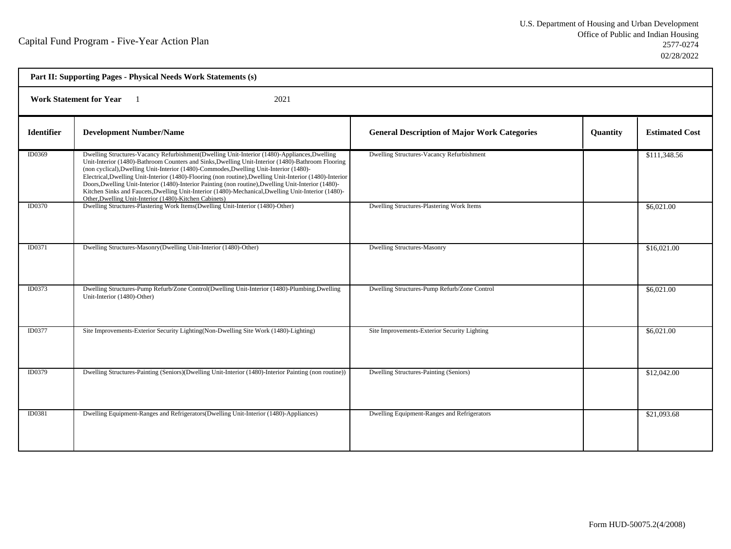# Capital Fund Program - Five-Year Action Plan

U.S. Department of Housing and Urban Development
Office of Public and Indian Housing
2577-0274
02/28/2022

**Part II: Supporting Pages - Physical Needs Work Statements (s)**

**Work Statement for Year** 1 2021

| Identifier | Development Number/Name | General Description of Major Work Categories | Quantity | Estimated Cost |
|---|---|---|---|---|
| ID0369 | Dwelling Structures-Vacancy Refurbishment(Dwelling Unit-Interior (1480)-Appliances,Dwelling Unit-Interior (1480)-Bathroom Counters and Sinks,Dwelling Unit-Interior (1480)-Bathroom Flooring (non cyclical),Dwelling Unit-Interior (1480)-Commodes,Dwelling Unit-Interior (1480)-Electrical,Dwelling Unit-Interior (1480)-Flooring (non routine),Dwelling Unit-Interior (1480)-Interior Doors,Dwelling Unit-Interior (1480)-Interior Painting (non routine),Dwelling Unit-Interior (1480)-Kitchen Sinks and Faucets,Dwelling Unit-Interior (1480)-Mechanical,Dwelling Unit-Interior (1480)-Other,Dwelling Unit-Interior (1480)-Kitchen Cabinets) | Dwelling Structures-Vacancy Refurbishment | | $111,348.56 |
| ID0370 | Dwelling Structures-Plastering Work Items(Dwelling Unit-Interior (1480)-Other) | Dwelling Structures-Plastering Work Items | | $6,021.00 |
| ID0371 | Dwelling Structures-Masonry(Dwelling Unit-Interior (1480)-Other) | Dwelling Structures-Masonry | | $16,021.00 |
| ID0373 | Dwelling Structures-Pump Refurb/Zone Control(Dwelling Unit-Interior (1480)-Plumbing,Dwelling Unit-Interior (1480)-Other) | Dwelling Structures-Pump Refurb/Zone Control | | $6,021.00 |
| ID0377 | Site Improvements-Exterior Security Lighting(Non-Dwelling Site Work (1480)-Lighting) | Site Improvements-Exterior Security Lighting | | $6,021.00 |
| ID0379 | Dwelling Structures-Painting (Seniors)(Dwelling Unit-Interior (1480)-Interior Painting (non routine)) | Dwelling Structures-Painting (Seniors) | | $12,042.00 |
| ID0381 | Dwelling Equipment-Ranges and Refrigerators(Dwelling Unit-Interior (1480)-Appliances) | Dwelling Equipment-Ranges and Refrigerators | | $21,093.68 |

Form HUD-50075.2(4/2008)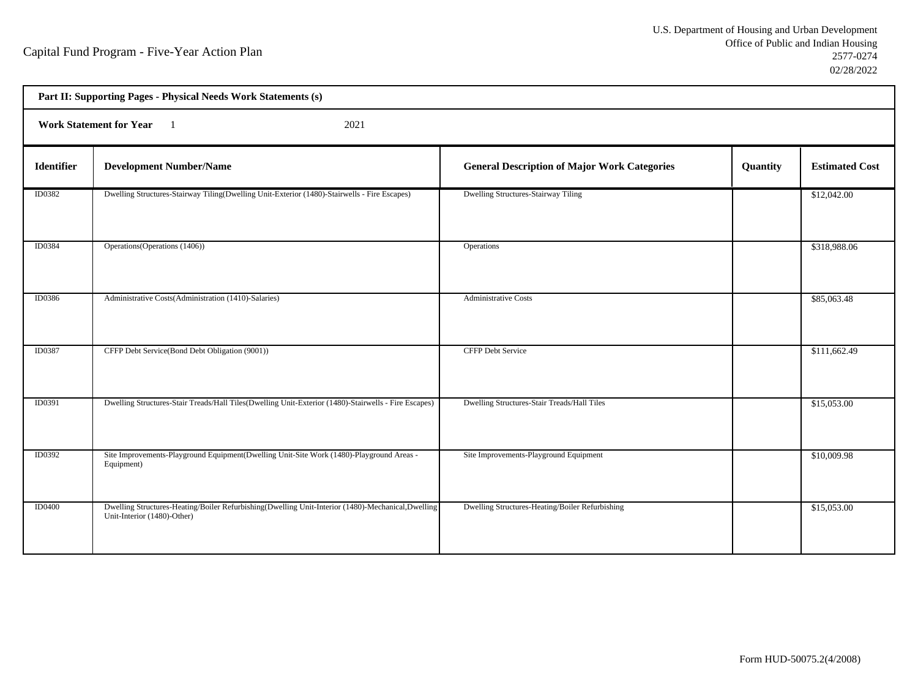Capital Fund Program - Five-Year Action Plan

U.S. Department of Housing and Urban Development
Office of Public and Indian Housing
2577-0274
02/28/2022

**Part II: Supporting Pages - Physical Needs Work Statements (s)**

**Work Statement for Year** 1 2021

| Identifier | Development Number/Name | General Description of Major Work Categories | Quantity | Estimated Cost |
|---|---|---|---|---|
| ID0382 | Dwelling Structures-Stairway Tiling(Dwelling Unit-Exterior (1480)-Stairwells - Fire Escapes) | Dwelling Structures-Stairway Tiling | | $12,042.00 |
| ID0384 | Operations(Operations (1406)) | Operations | | $318,988.06 |
| ID0386 | Administrative Costs(Administration (1410)-Salaries) | Administrative Costs | | $85,063.48 |
| ID0387 | CFFP Debt Service(Bond Debt Obligation (9001)) | CFFP Debt Service | | $111,662.49 |
| ID0391 | Dwelling Structures-Stair Treads/Hall Tiles(Dwelling Unit-Exterior (1480)-Stairwells - Fire Escapes) | Dwelling Structures-Stair Treads/Hall Tiles | | $15,053.00 |
| ID0392 | Site Improvements-Playground Equipment(Dwelling Unit-Site Work (1480)-Playground Areas - Equipment) | Site Improvements-Playground Equipment | | $10,009.98 |
| ID0400 | Dwelling Structures-Heating/Boiler Refurbishing(Dwelling Unit-Interior (1480)-Mechanical,Dwelling Unit-Interior (1480)-Other) | Dwelling Structures-Heating/Boiler Refurbishing | | $15,053.00 |

Form HUD-50075.2(4/2008)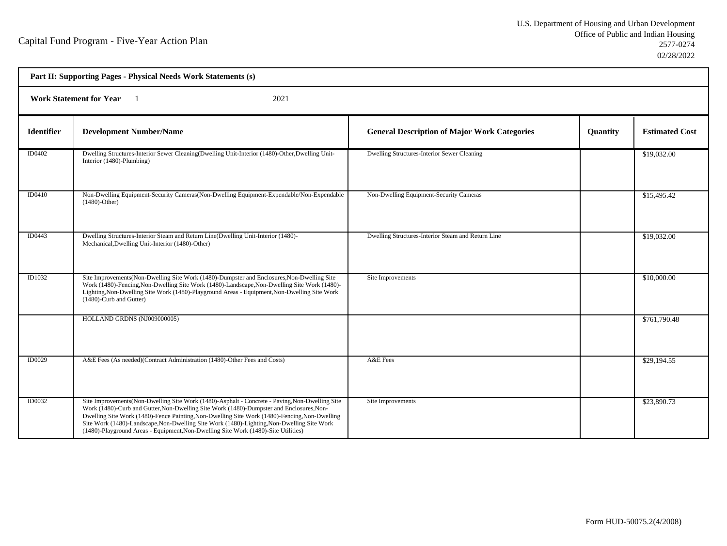Capital Fund Program - Five-Year Action Plan

U.S. Department of Housing and Urban Development
Office of Public and Indian Housing
2577-0274
02/28/2022

**Part II: Supporting Pages - Physical Needs Work Statements (s)**

**Work Statement for Year** 1 2021

| Identifier | Development Number/Name | General Description of Major Work Categories | Quantity | Estimated Cost |
|---|---|---|---|---|
| ID0402 | Dwelling Structures-Interior Sewer Cleaning(Dwelling Unit-Interior (1480)-Other,Dwelling Unit-Interior (1480)-Plumbing) | Dwelling Structures-Interior Sewer Cleaning | | $19,032.00 |
| ID0410 | Non-Dwelling Equipment-Security Cameras(Non-Dwelling Equipment-Expendable/Non-Expendable (1480)-Other) | Non-Dwelling Equipment-Security Cameras | | $15,495.42 |
| ID0443 | Dwelling Structures-Interior Steam and Return Line(Dwelling Unit-Interior (1480)-Mechanical,Dwelling Unit-Interior (1480)-Other) | Dwelling Structures-Interior Steam and Return Line | | $19,032.00 |
| ID1032 | Site Improvements(Non-Dwelling Site Work (1480)-Dumpster and Enclosures,Non-Dwelling Site Work (1480)-Fencing,Non-Dwelling Site Work (1480)-Landscape,Non-Dwelling Site Work (1480)-Lighting,Non-Dwelling Site Work (1480)-Playground Areas - Equipment,Non-Dwelling Site Work (1480)-Curb and Gutter) | Site Improvements | | $10,000.00 |
| | HOLLAND GRDNS (NJ009000005) | | | $761,790.48 |
| ID0029 | A&E Fees (As needed)(Contract Administration (1480)-Other Fees and Costs) | A&E Fees | | $29,194.55 |
| ID0032 | Site Improvements(Non-Dwelling Site Work (1480)-Asphalt - Concrete - Paving,Non-Dwelling Site Work (1480)-Curb and Gutter,Non-Dwelling Site Work (1480)-Dumpster and Enclosures,Non-Dwelling Site Work (1480)-Fence Painting,Non-Dwelling Site Work (1480)-Fencing,Non-Dwelling Site Work (1480)-Landscape,Non-Dwelling Site Work (1480)-Lighting,Non-Dwelling Site Work (1480)-Playground Areas - Equipment,Non-Dwelling Site Work (1480)-Site Utilities) | Site Improvements | | $23,890.73 |

Form HUD-50075.2(4/2008)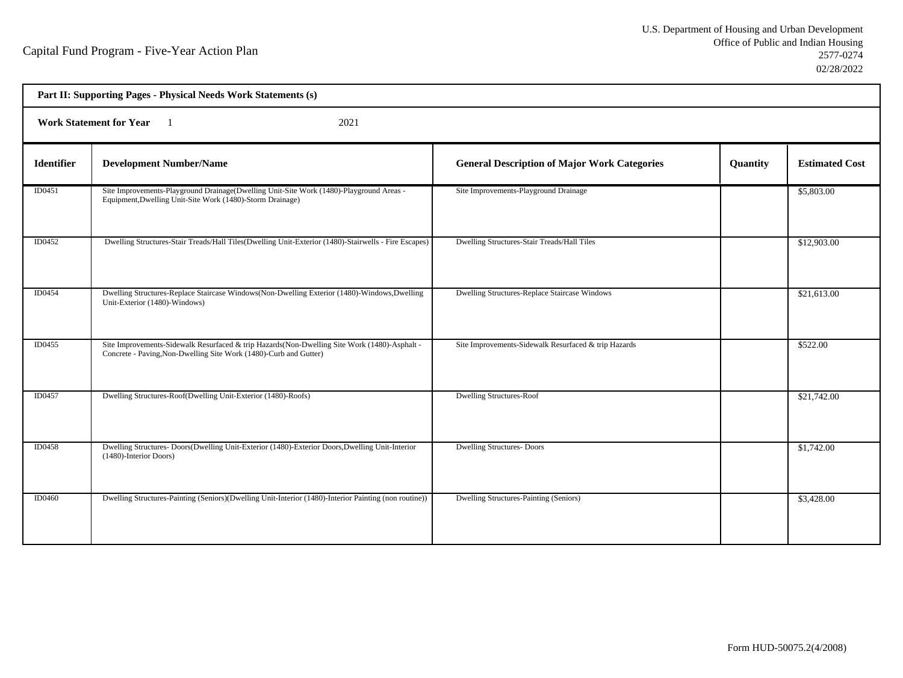Capital Fund Program - Five-Year Action Plan

U.S. Department of Housing and Urban Development
Office of Public and Indian Housing
2577-0274
02/28/2022

**Part II: Supporting Pages - Physical Needs Work Statements (s)**

**Work Statement for Year** 1 2021

| Identifier | Development Number/Name | General Description of Major Work Categories | Quantity | Estimated Cost |
|---|---|---|---|---|
| ID0451 | Site Improvements-Playground Drainage(Dwelling Unit-Site Work (1480)-Playground Areas - Equipment,Dwelling Unit-Site Work (1480)-Storm Drainage) | Site Improvements-Playground Drainage | | $5,803.00 |
| ID0452 | Dwelling Structures-Stair Treads/Hall Tiles(Dwelling Unit-Exterior (1480)-Stairwells - Fire Escapes) | Dwelling Structures-Stair Treads/Hall Tiles | | $12,903.00 |
| ID0454 | Dwelling Structures-Replace Staircase Windows(Non-Dwelling Exterior (1480)-Windows,Dwelling Unit-Exterior (1480)-Windows) | Dwelling Structures-Replace Staircase Windows | | $21,613.00 |
| ID0455 | Site Improvements-Sidewalk Resurfaced & trip Hazards(Non-Dwelling Site Work (1480)-Asphalt - Concrete - Paving,Non-Dwelling Site Work (1480)-Curb and Gutter) | Site Improvements-Sidewalk Resurfaced & trip Hazards | | $522.00 |
| ID0457 | Dwelling Structures-Roof(Dwelling Unit-Exterior (1480)-Roofs) | Dwelling Structures-Roof | | $21,742.00 |
| ID0458 | Dwelling Structures- Doors(Dwelling Unit-Exterior (1480)-Exterior Doors,Dwelling Unit-Interior (1480)-Interior Doors) | Dwelling Structures- Doors | | $1,742.00 |
| ID0460 | Dwelling Structures-Painting (Seniors)(Dwelling Unit-Interior (1480)-Interior Painting (non routine)) | Dwelling Structures-Painting (Seniors) | | $3,428.00 |

Form HUD-50075.2(4/2008)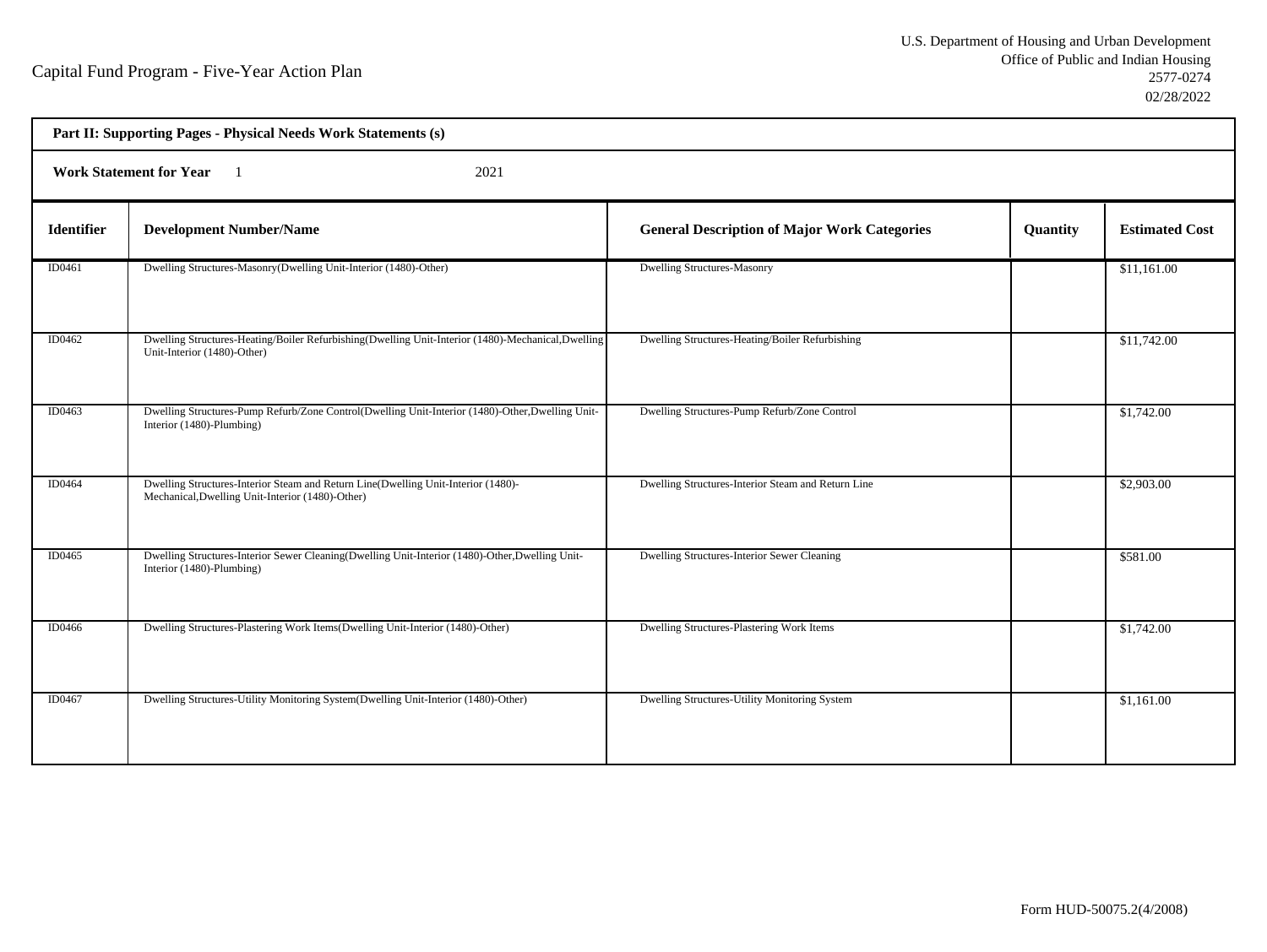Capital Fund Program - Five-Year Action Plan

U.S. Department of Housing and Urban Development
Office of Public and Indian Housing
2577-0274
02/28/2022

**Part II: Supporting Pages - Physical Needs Work Statements (s)**

**Work Statement for Year** 1 2021

| Identifier | Development Number/Name | General Description of Major Work Categories | Quantity | Estimated Cost |
|---|---|---|---|---|
| ID0461 | Dwelling Structures-Masonry(Dwelling Unit-Interior (1480)-Other) | Dwelling Structures-Masonry | | $11,161.00 |
| ID0462 | Dwelling Structures-Heating/Boiler Refurbishing(Dwelling Unit-Interior (1480)-Mechanical,Dwelling Unit-Interior (1480)-Other) | Dwelling Structures-Heating/Boiler Refurbishing | | $11,742.00 |
| ID0463 | Dwelling Structures-Pump Refurb/Zone Control(Dwelling Unit-Interior (1480)-Other,Dwelling Unit-Interior (1480)-Plumbing) | Dwelling Structures-Pump Refurb/Zone Control | | $1,742.00 |
| ID0464 | Dwelling Structures-Interior Steam and Return Line(Dwelling Unit-Interior (1480)-Mechanical,Dwelling Unit-Interior (1480)-Other) | Dwelling Structures-Interior Steam and Return Line | | $2,903.00 |
| ID0465 | Dwelling Structures-Interior Sewer Cleaning(Dwelling Unit-Interior (1480)-Other,Dwelling Unit-Interior (1480)-Plumbing) | Dwelling Structures-Interior Sewer Cleaning | | $581.00 |
| ID0466 | Dwelling Structures-Plastering Work Items(Dwelling Unit-Interior (1480)-Other) | Dwelling Structures-Plastering Work Items | | $1,742.00 |
| ID0467 | Dwelling Structures-Utility Monitoring System(Dwelling Unit-Interior (1480)-Other) | Dwelling Structures-Utility Monitoring System | | $1,161.00 |

Form HUD-50075.2(4/2008)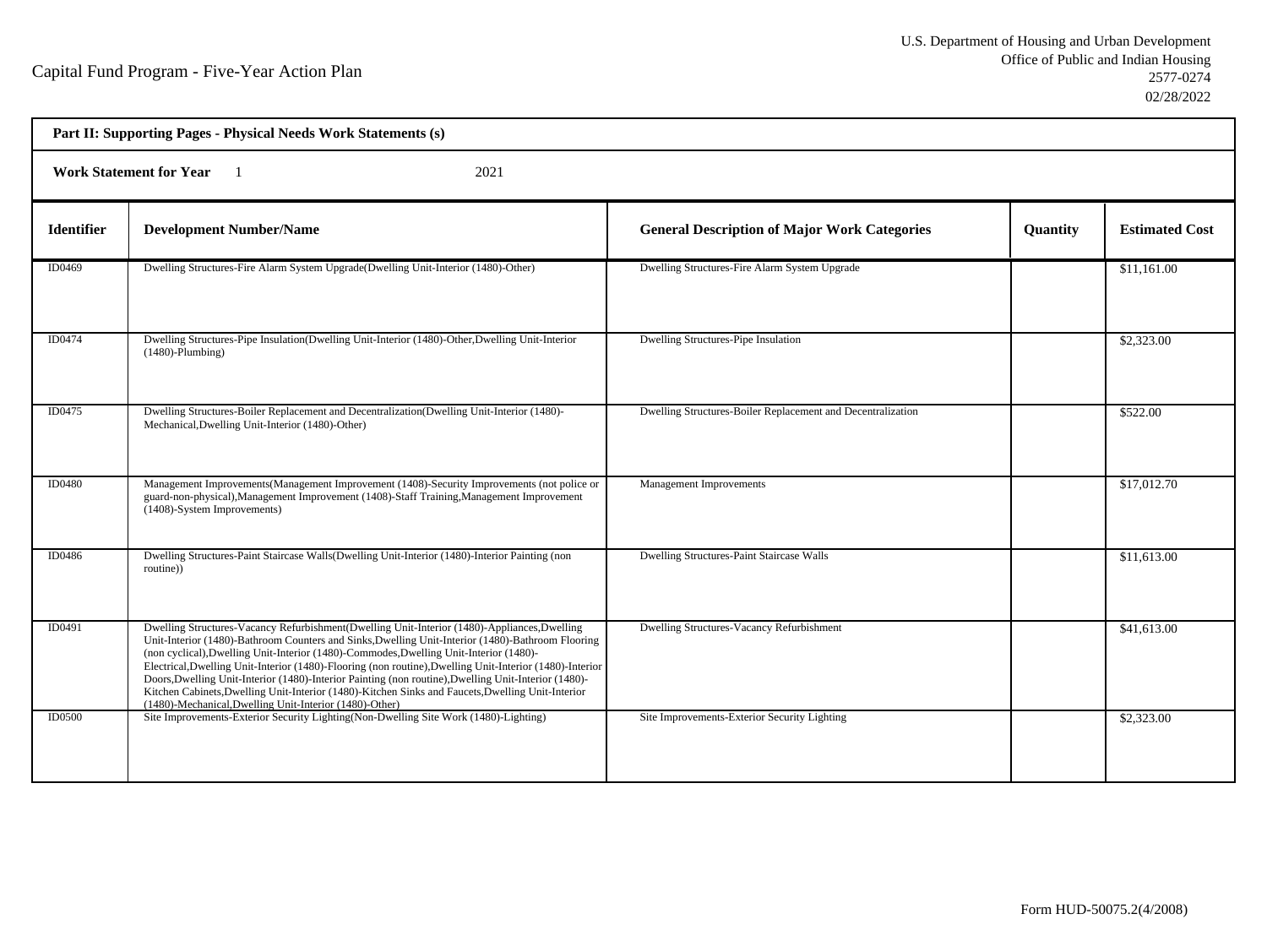Capital Fund Program - Five-Year Action Plan

U.S. Department of Housing and Urban Development
Office of Public and Indian Housing
2577-0274
02/28/2022

**Part II: Supporting Pages - Physical Needs Work Statements (s)**

**Work Statement for Year** 1 2021

| Identifier | Development Number/Name | General Description of Major Work Categories | Quantity | Estimated Cost |
|---|---|---|---|---|
| ID0469 | Dwelling Structures-Fire Alarm System Upgrade(Dwelling Unit-Interior (1480)-Other) | Dwelling Structures-Fire Alarm System Upgrade | | $11,161.00 |
| ID0474 | Dwelling Structures-Pipe Insulation(Dwelling Unit-Interior (1480)-Other,Dwelling Unit-Interior (1480)-Plumbing) | Dwelling Structures-Pipe Insulation | | $2,323.00 |
| ID0475 | Dwelling Structures-Boiler Replacement and Decentralization(Dwelling Unit-Interior (1480)-Mechanical,Dwelling Unit-Interior (1480)-Other) | Dwelling Structures-Boiler Replacement and Decentralization | | $522.00 |
| ID0480 | Management Improvements(Management Improvement (1408)-Security Improvements (not police or guard-non-physical),Management Improvement (1408)-Staff Training,Management Improvement (1408)-System Improvements) | Management Improvements | | $17,012.70 |
| ID0486 | Dwelling Structures-Paint Staircase Walls(Dwelling Unit-Interior (1480)-Interior Painting (non routine)) | Dwelling Structures-Paint Staircase Walls | | $11,613.00 |
| ID0491 | Dwelling Structures-Vacancy Refurbishment(Dwelling Unit-Interior (1480)-Appliances,Dwelling Unit-Interior (1480)-Bathroom Counters and Sinks,Dwelling Unit-Interior (1480)-Bathroom Flooring (non cyclical),Dwelling Unit-Interior (1480)-Commodes,Dwelling Unit-Interior (1480)-Electrical,Dwelling Unit-Interior (1480)-Flooring (non routine),Dwelling Unit-Interior (1480)-Interior Doors,Dwelling Unit-Interior (1480)-Interior Painting (non routine),Dwelling Unit-Interior (1480)-Kitchen Cabinets,Dwelling Unit-Interior (1480)-Kitchen Sinks and Faucets,Dwelling Unit-Interior (1480)-Mechanical,Dwelling Unit-Interior (1480)-Other) | Dwelling Structures-Vacancy Refurbishment | | $41,613.00 |
| ID0500 | Site Improvements-Exterior Security Lighting(Non-Dwelling Site Work (1480)-Lighting) | Site Improvements-Exterior Security Lighting | | $2,323.00 |

Form HUD-50075.2(4/2008)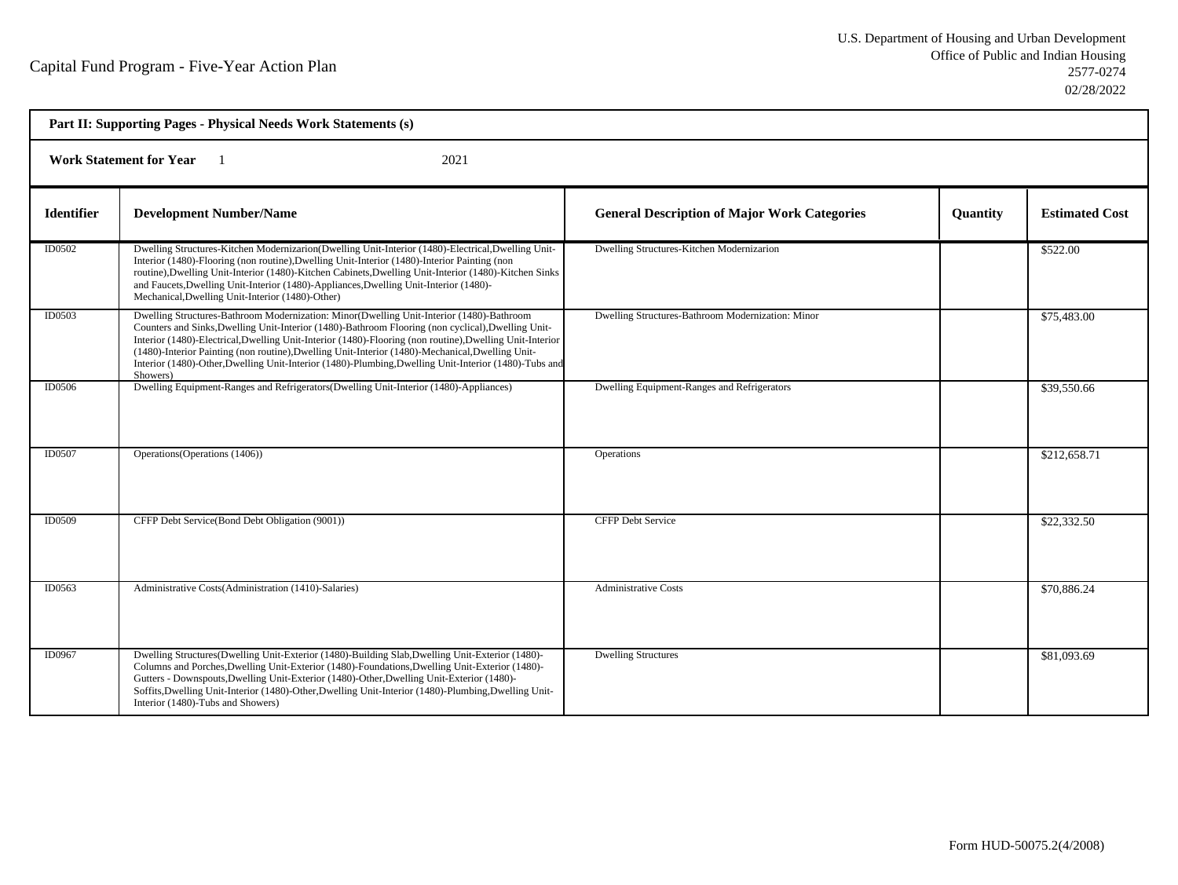Capital Fund Program - Five-Year Action Plan

U.S. Department of Housing and Urban Development
Office of Public and Indian Housing
2577-0274
02/28/2022

**Part II: Supporting Pages - Physical Needs Work Statements (s)**

**Work Statement for Year** 1 2021

| Identifier | Development Number/Name | General Description of Major Work Categories | Quantity | Estimated Cost |
|---|---|---|---|---|
| ID0502 | Dwelling Structures-Kitchen Modernizarion(Dwelling Unit-Interior (1480)-Electrical,Dwelling Unit-Interior (1480)-Flooring (non routine),Dwelling Unit-Interior (1480)-Interior Painting (non routine),Dwelling Unit-Interior (1480)-Kitchen Cabinets,Dwelling Unit-Interior (1480)-Kitchen Sinks and Faucets,Dwelling Unit-Interior (1480)-Appliances,Dwelling Unit-Interior (1480)-Mechanical,Dwelling Unit-Interior (1480)-Other) | Dwelling Structures-Kitchen Modernizarion | | $522.00 |
| ID0503 | Dwelling Structures-Bathroom Modernization: Minor(Dwelling Unit-Interior (1480)-Bathroom Counters and Sinks,Dwelling Unit-Interior (1480)-Bathroom Flooring (non cyclical),Dwelling Unit-Interior (1480)-Electrical,Dwelling Unit-Interior (1480)-Flooring (non routine),Dwelling Unit-Interior (1480)-Interior Painting (non routine),Dwelling Unit-Interior (1480)-Mechanical,Dwelling Unit-Interior (1480)-Other,Dwelling Unit-Interior (1480)-Plumbing,Dwelling Unit-Interior (1480)-Tubs and Showers) | Dwelling Structures-Bathroom Modernization: Minor | | $75,483.00 |
| ID0506 | Dwelling Equipment-Ranges and Refrigerators(Dwelling Unit-Interior (1480)-Appliances) | Dwelling Equipment-Ranges and Refrigerators | | $39,550.66 |
| ID0507 | Operations(Operations (1406)) | Operations | | $212,658.71 |
| ID0509 | CFFP Debt Service(Bond Debt Obligation (9001)) | CFFP Debt Service | | $22,332.50 |
| ID0563 | Administrative Costs(Administration (1410)-Salaries) | Administrative Costs | | $70,886.24 |
| ID0967 | Dwelling Structures(Dwelling Unit-Exterior (1480)-Building Slab,Dwelling Unit-Exterior (1480)-Columns and Porches,Dwelling Unit-Exterior (1480)-Foundations,Dwelling Unit-Exterior (1480)-Gutters - Downspouts,Dwelling Unit-Exterior (1480)-Other,Dwelling Unit-Exterior (1480)-Soffits,Dwelling Unit-Interior (1480)-Other,Dwelling Unit-Interior (1480)-Plumbing,Dwelling Unit-Interior (1480)-Tubs and Showers) | Dwelling Structures | | $81,093.69 |

Form HUD-50075.2(4/2008)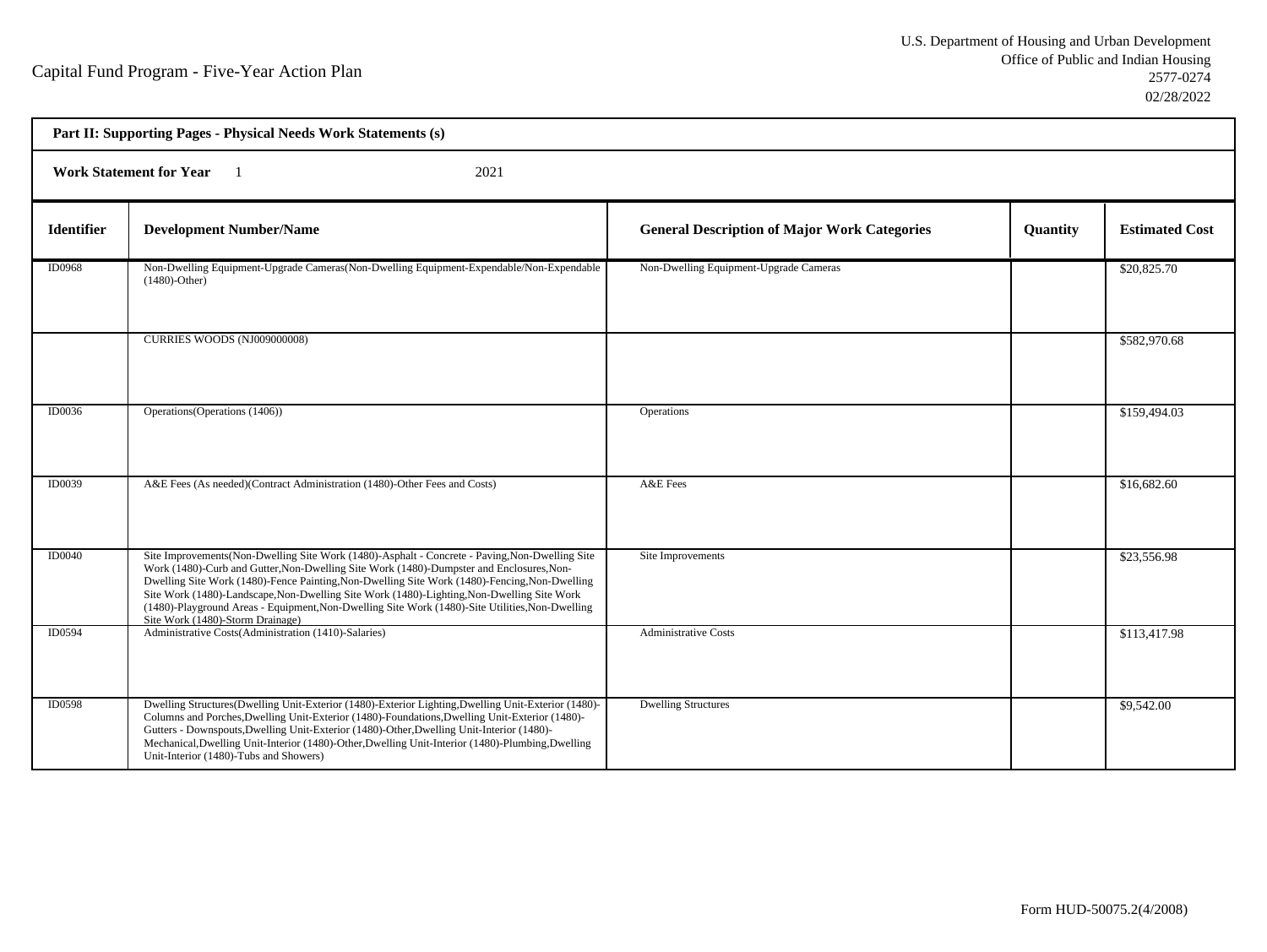Capital Fund Program - Five-Year Action Plan

U.S. Department of Housing and Urban Development
Office of Public and Indian Housing
2577-0274
02/28/2022

**Part II: Supporting Pages - Physical Needs Work Statements (s)**

**Work Statement for Year** 1 2021

| Identifier | Development Number/Name | General Description of Major Work Categories | Quantity | Estimated Cost |
|---|---|---|---|---|
| ID0968 | Non-Dwelling Equipment-Upgrade Cameras(Non-Dwelling Equipment-Expendable/Non-Expendable (1480)-Other) | Non-Dwelling Equipment-Upgrade Cameras | | $20,825.70 |
| | CURRIES WOODS (NJ009000008) | | | $582,970.68 |
| ID0036 | Operations(Operations (1406)) | Operations | | $159,494.03 |
| ID0039 | A&E Fees (As needed)(Contract Administration (1480)-Other Fees and Costs) | A&E Fees | | $16,682.60 |
| ID0040 | Site Improvements(Non-Dwelling Site Work (1480)-Asphalt - Concrete - Paving,Non-Dwelling Site Work (1480)-Curb and Gutter,Non-Dwelling Site Work (1480)-Dumpster and Enclosures,Non-Dwelling Site Work (1480)-Fence Painting,Non-Dwelling Site Work (1480)-Fencing,Non-Dwelling Site Work (1480)-Landscape,Non-Dwelling Site Work (1480)-Lighting,Non-Dwelling Site Work (1480)-Playground Areas - Equipment,Non-Dwelling Site Work (1480)-Site Utilities,Non-Dwelling Site Work (1480)-Storm Drainage) | Site Improvements | | $23,556.98 |
| ID0594 | Administrative Costs(Administration (1410)-Salaries) | Administrative Costs | | $113,417.98 |
| ID0598 | Dwelling Structures(Dwelling Unit-Exterior (1480)-Exterior Lighting,Dwelling Unit-Exterior (1480)-Columns and Porches,Dwelling Unit-Exterior (1480)-Foundations,Dwelling Unit-Exterior (1480)-Gutters - Downspouts,Dwelling Unit-Exterior (1480)-Other,Dwelling Unit-Interior (1480)-Mechanical,Dwelling Unit-Interior (1480)-Other,Dwelling Unit-Interior (1480)-Plumbing,Dwelling Unit-Interior (1480)-Tubs and Showers) | Dwelling Structures | | $9,542.00 |

Form HUD-50075.2(4/2008)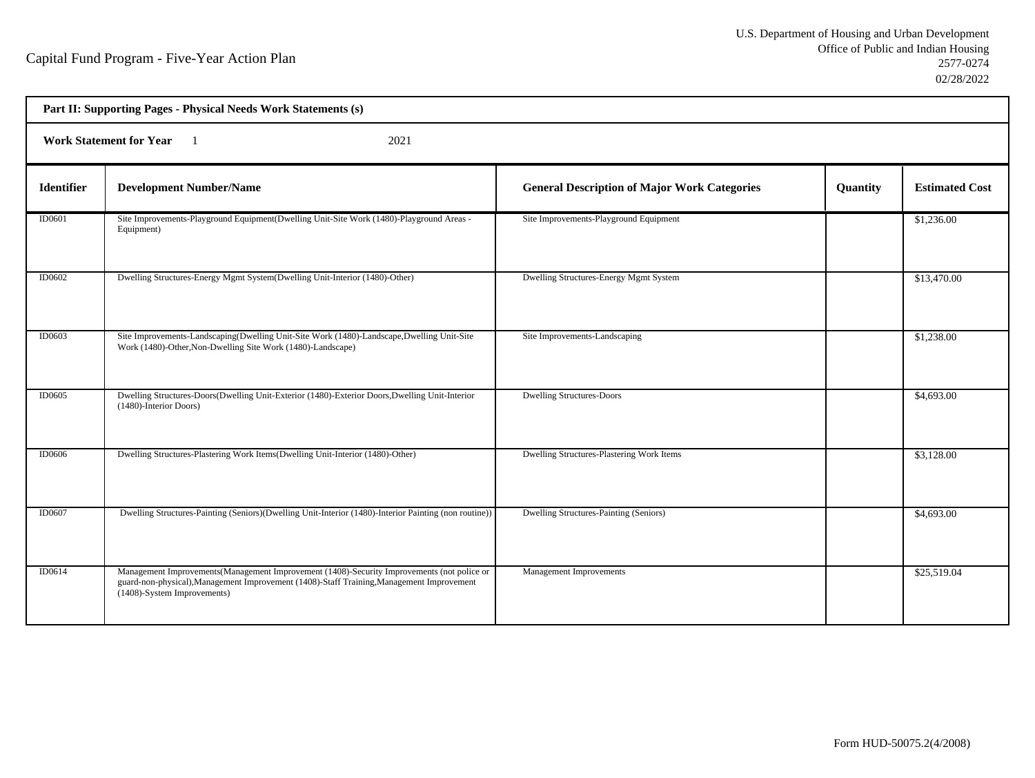Capital Fund Program - Five-Year Action Plan

U.S. Department of Housing and Urban Development
Office of Public and Indian Housing
2577-0274
02/28/2022

**Part II: Supporting Pages - Physical Needs Work Statements (s)**

**Work Statement for Year** 1 2021

| Identifier | Development Number/Name | General Description of Major Work Categories | Quantity | Estimated Cost |
|---|---|---|---|---|
| ID0601 | Site Improvements-Playground Equipment(Dwelling Unit-Site Work (1480)-Playground Areas - Equipment) | Site Improvements-Playground Equipment | | $1,236.00 |
| ID0602 | Dwelling Structures-Energy Mgmt System(Dwelling Unit-Interior (1480)-Other) | Dwelling Structures-Energy Mgmt System | | $13,470.00 |
| ID0603 | Site Improvements-Landscaping(Dwelling Unit-Site Work (1480)-Landscape,Dwelling Unit-Site Work (1480)-Other,Non-Dwelling Site Work (1480)-Landscape) | Site Improvements-Landscaping | | $1,238.00 |
| ID0605 | Dwelling Structures-Doors(Dwelling Unit-Exterior (1480)-Exterior Doors,Dwelling Unit-Interior (1480)-Interior Doors) | Dwelling Structures-Doors | | $4,693.00 |
| ID0606 | Dwelling Structures-Plastering Work Items(Dwelling Unit-Interior (1480)-Other) | Dwelling Structures-Plastering Work Items | | $3,128.00 |
| ID0607 | Dwelling Structures-Painting (Seniors)(Dwelling Unit-Interior (1480)-Interior Painting (non routine)) | Dwelling Structures-Painting (Seniors) | | $4,693.00 |
| ID0614 | Management Improvements(Management Improvement (1408)-Security Improvements (not police or guard-non-physical),Management Improvement (1408)-Staff Training,Management Improvement (1408)-System Improvements) | Management Improvements | | $25,519.04 |

Form HUD-50075.2(4/2008)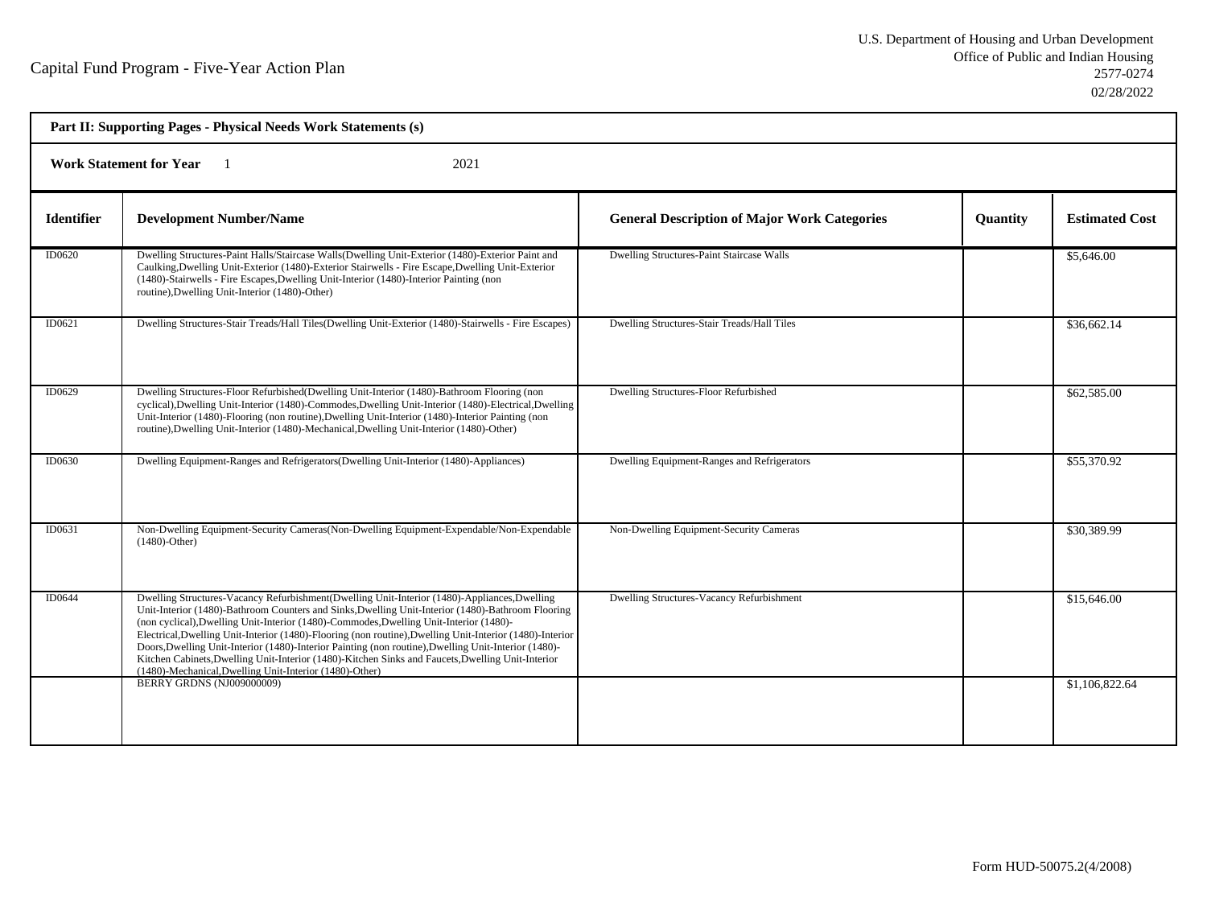Capital Fund Program - Five-Year Action Plan

U.S. Department of Housing and Urban Development
Office of Public and Indian Housing
2577-0274
02/28/2022

**Part II: Supporting Pages - Physical Needs Work Statements (s)**

**Work Statement for Year** 1 2021

| Identifier | Development Number/Name | General Description of Major Work Categories | Quantity | Estimated Cost |
|---|---|---|---|---|
| ID0620 | Dwelling Structures-Paint Halls/Staircase Walls(Dwelling Unit-Exterior (1480)-Exterior Paint and Caulking,Dwelling Unit-Exterior (1480)-Exterior Stairwells - Fire Escape,Dwelling Unit-Exterior (1480)-Stairwells - Fire Escapes,Dwelling Unit-Interior (1480)-Interior Painting (non routine),Dwelling Unit-Interior (1480)-Other) | Dwelling Structures-Paint Staircase Walls | | $5,646.00 |
| ID0621 | Dwelling Structures-Stair Treads/Hall Tiles(Dwelling Unit-Exterior (1480)-Stairwells - Fire Escapes) | Dwelling Structures-Stair Treads/Hall Tiles | | $36,662.14 |
| ID0629 | Dwelling Structures-Floor Refurbished(Dwelling Unit-Interior (1480)-Bathroom Flooring (non cyclical),Dwelling Unit-Interior (1480)-Commodes,Dwelling Unit-Interior (1480)-Electrical,Dwelling Unit-Interior (1480)-Flooring (non routine),Dwelling Unit-Interior (1480)-Interior Painting (non routine),Dwelling Unit-Interior (1480)-Mechanical,Dwelling Unit-Interior (1480)-Other) | Dwelling Structures-Floor Refurbished | | $62,585.00 |
| ID0630 | Dwelling Equipment-Ranges and Refrigerators(Dwelling Unit-Interior (1480)-Appliances) | Dwelling Equipment-Ranges and Refrigerators | | $55,370.92 |
| ID0631 | Non-Dwelling Equipment-Security Cameras(Non-Dwelling Equipment-Expendable/Non-Expendable (1480)-Other) | Non-Dwelling Equipment-Security Cameras | | $30,389.99 |
| ID0644 | Dwelling Structures-Vacancy Refurbishment(Dwelling Unit-Interior (1480)-Appliances,Dwelling Unit-Interior (1480)-Bathroom Counters and Sinks,Dwelling Unit-Interior (1480)-Bathroom Flooring (non cyclical),Dwelling Unit-Interior (1480)-Commodes,Dwelling Unit-Interior (1480)-Electrical,Dwelling Unit-Interior (1480)-Flooring (non routine),Dwelling Unit-Interior (1480)-Interior Doors,Dwelling Unit-Interior (1480)-Interior Painting (non routine),Dwelling Unit-Interior (1480)-Kitchen Cabinets,Dwelling Unit-Interior (1480)-Kitchen Sinks and Faucets,Dwelling Unit-Interior (1480)-Mechanical,Dwelling Unit-Interior (1480)-Other) | Dwelling Structures-Vacancy Refurbishment | | $15,646.00 |
| | BERRY GRDNS (NJ009000009) | | | $1,106,822.64 |

Form HUD-50075.2(4/2008)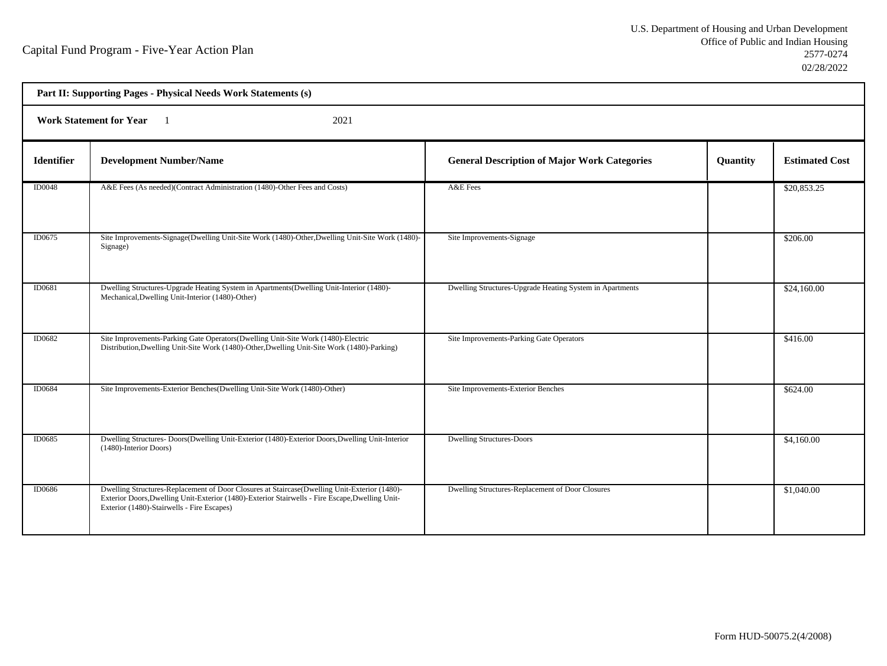Capital Fund Program - Five-Year Action Plan

U.S. Department of Housing and Urban Development
Office of Public and Indian Housing
2577-0274
02/28/2022

**Part II: Supporting Pages - Physical Needs Work Statements (s)**

**Work Statement for Year** 1 2021

| Identifier | Development Number/Name | General Description of Major Work Categories | Quantity | Estimated Cost |
|---|---|---|---|---|
| ID0048 | A&E Fees (As needed)(Contract Administration (1480)-Other Fees and Costs) | A&E Fees | | $20,853.25 |
| ID0675 | Site Improvements-Signage(Dwelling Unit-Site Work (1480)-Other,Dwelling Unit-Site Work (1480)-Signage) | Site Improvements-Signage | | $206.00 |
| ID0681 | Dwelling Structures-Upgrade Heating System in Apartments(Dwelling Unit-Interior (1480)-Mechanical,Dwelling Unit-Interior (1480)-Other) | Dwelling Structures-Upgrade Heating System in Apartments | | $24,160.00 |
| ID0682 | Site Improvements-Parking Gate Operators(Dwelling Unit-Site Work (1480)-Electric Distribution,Dwelling Unit-Site Work (1480)-Other,Dwelling Unit-Site Work (1480)-Parking) | Site Improvements-Parking Gate Operators | | $416.00 |
| ID0684 | Site Improvements-Exterior Benches(Dwelling Unit-Site Work (1480)-Other) | Site Improvements-Exterior Benches | | $624.00 |
| ID0685 | Dwelling Structures- Doors(Dwelling Unit-Exterior (1480)-Exterior Doors,Dwelling Unit-Interior (1480)-Interior Doors) | Dwelling Structures-Doors | | $4,160.00 |
| ID0686 | Dwelling Structures-Replacement of Door Closures at Staircase(Dwelling Unit-Exterior (1480)-Exterior Doors,Dwelling Unit-Exterior (1480)-Exterior Stairwells - Fire Escape,Dwelling Unit-Exterior (1480)-Stairwells - Fire Escapes) | Dwelling Structures-Replacement of Door Closures | | $1,040.00 |

Form HUD-50075.2(4/2008)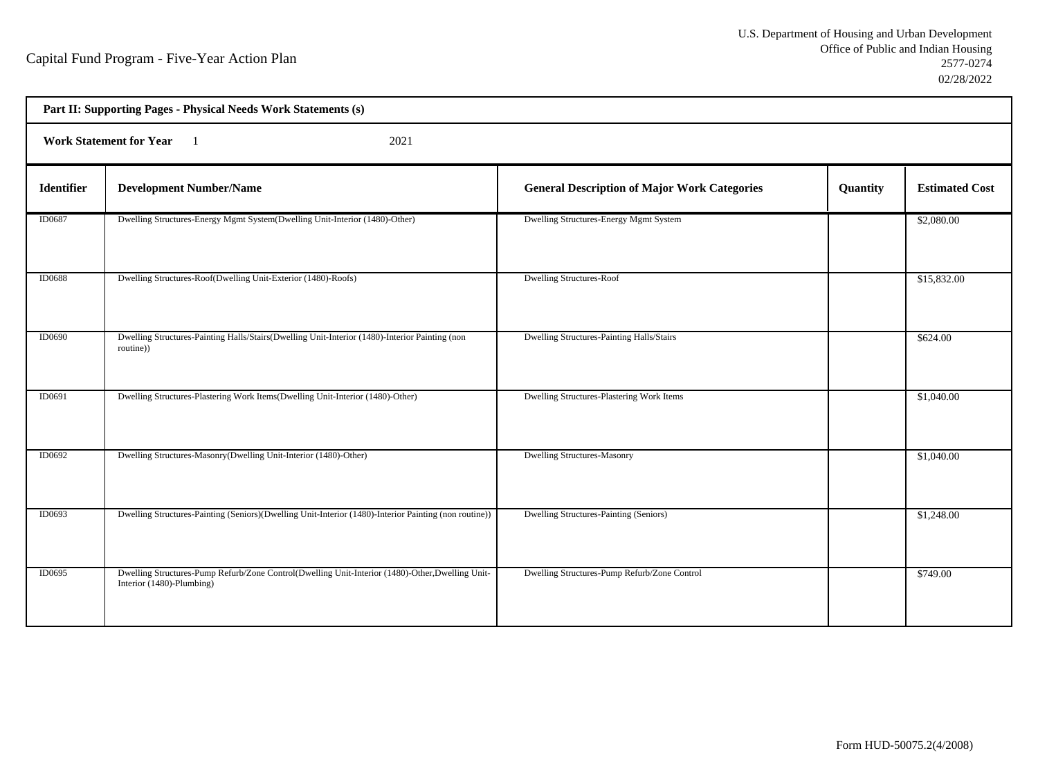Capital Fund Program - Five-Year Action Plan

U.S. Department of Housing and Urban Development
Office of Public and Indian Housing
2577-0274
02/28/2022

**Part II: Supporting Pages - Physical Needs Work Statements (s)**

**Work Statement for Year** 1 2021

| Identifier | Development Number/Name | General Description of Major Work Categories | Quantity | Estimated Cost |
|---|---|---|---|---|
| ID0687 | Dwelling Structures-Energy Mgmt System(Dwelling Unit-Interior (1480)-Other) | Dwelling Structures-Energy Mgmt System | | $2,080.00 |
| ID0688 | Dwelling Structures-Roof(Dwelling Unit-Exterior (1480)-Roofs) | Dwelling Structures-Roof | | $15,832.00 |
| ID0690 | Dwelling Structures-Painting Halls/Stairs(Dwelling Unit-Interior (1480)-Interior Painting (non routine)) | Dwelling Structures-Painting Halls/Stairs | | $624.00 |
| ID0691 | Dwelling Structures-Plastering Work Items(Dwelling Unit-Interior (1480)-Other) | Dwelling Structures-Plastering Work Items | | $1,040.00 |
| ID0692 | Dwelling Structures-Masonry(Dwelling Unit-Interior (1480)-Other) | Dwelling Structures-Masonry | | $1,040.00 |
| ID0693 | Dwelling Structures-Painting (Seniors)(Dwelling Unit-Interior (1480)-Interior Painting (non routine)) | Dwelling Structures-Painting (Seniors) | | $1,248.00 |
| ID0695 | Dwelling Structures-Pump Refurb/Zone Control(Dwelling Unit-Interior (1480)-Other,Dwelling Unit-Interior (1480)-Plumbing) | Dwelling Structures-Pump Refurb/Zone Control | | $749.00 |

Form HUD-50075.2(4/2008)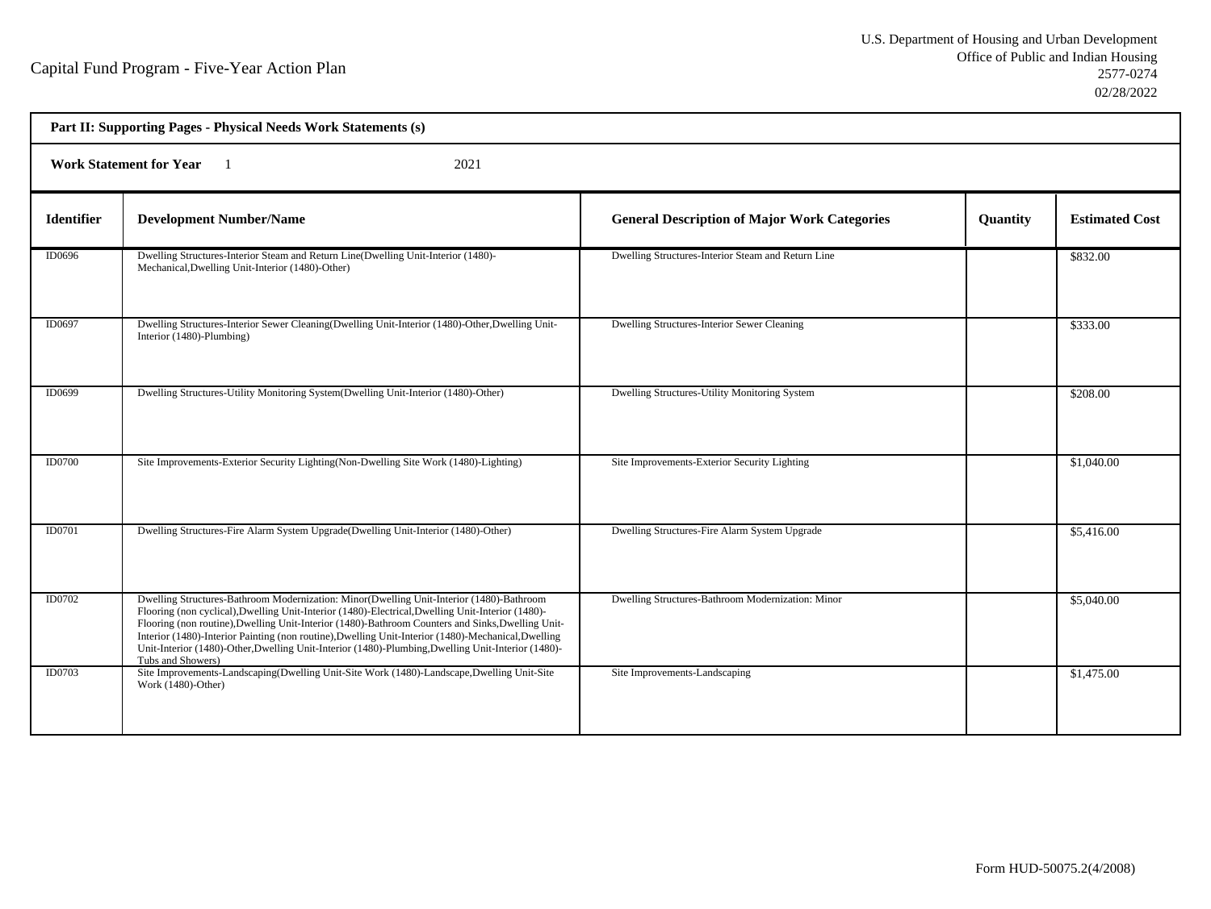Capital Fund Program - Five-Year Action Plan

U.S. Department of Housing and Urban Development
Office of Public and Indian Housing
2577-0274
02/28/2022

**Part II: Supporting Pages - Physical Needs Work Statements (s)**

**Work Statement for Year** 1 2021

| Identifier | Development Number/Name | General Description of Major Work Categories | Quantity | Estimated Cost |
|---|---|---|---|---|
| ID0696 | Dwelling Structures-Interior Steam and Return Line(Dwelling Unit-Interior (1480)-Mechanical,Dwelling Unit-Interior (1480)-Other) | Dwelling Structures-Interior Steam and Return Line | | $832.00 |
| ID0697 | Dwelling Structures-Interior Sewer Cleaning(Dwelling Unit-Interior (1480)-Other,Dwelling Unit-Interior (1480)-Plumbing) | Dwelling Structures-Interior Sewer Cleaning | | $333.00 |
| ID0699 | Dwelling Structures-Utility Monitoring System(Dwelling Unit-Interior (1480)-Other) | Dwelling Structures-Utility Monitoring System | | $208.00 |
| ID0700 | Site Improvements-Exterior Security Lighting(Non-Dwelling Site Work (1480)-Lighting) | Site Improvements-Exterior Security Lighting | | $1,040.00 |
| ID0701 | Dwelling Structures-Fire Alarm System Upgrade(Dwelling Unit-Interior (1480)-Other) | Dwelling Structures-Fire Alarm System Upgrade | | $5,416.00 |
| ID0702 | Dwelling Structures-Bathroom Modernization: Minor(Dwelling Unit-Interior (1480)-Bathroom Flooring (non cyclical),Dwelling Unit-Interior (1480)-Electrical,Dwelling Unit-Interior (1480)-Flooring (non routine),Dwelling Unit-Interior (1480)-Bathroom Counters and Sinks,Dwelling Unit-Interior (1480)-Interior Painting (non routine),Dwelling Unit-Interior (1480)-Mechanical,Dwelling Unit-Interior (1480)-Other,Dwelling Unit-Interior (1480)-Plumbing,Dwelling Unit-Interior (1480)-Tubs and Showers) | Dwelling Structures-Bathroom Modernization: Minor | | $5,040.00 |
| ID0703 | Site Improvements-Landscaping(Dwelling Unit-Site Work (1480)-Landscape,Dwelling Unit-Site Work (1480)-Other) | Site Improvements-Landscaping | | $1,475.00 |

Form HUD-50075.2(4/2008)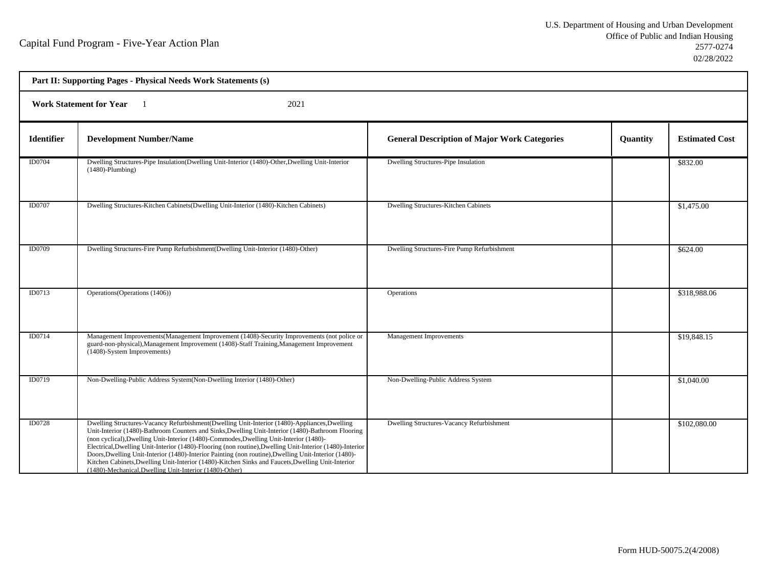Capital Fund Program - Five-Year Action Plan

U.S. Department of Housing and Urban Development
Office of Public and Indian Housing
2577-0274
02/28/2022

**Part II: Supporting Pages - Physical Needs Work Statements (s)**

**Work Statement for Year** 1 2021

| Identifier | Development Number/Name | General Description of Major Work Categories | Quantity | Estimated Cost |
|---|---|---|---|---|
| ID0704 | Dwelling Structures-Pipe Insulation(Dwelling Unit-Interior (1480)-Other,Dwelling Unit-Interior (1480)-Plumbing) | Dwelling Structures-Pipe Insulation | | $832.00 |
| ID0707 | Dwelling Structures-Kitchen Cabinets(Dwelling Unit-Interior (1480)-Kitchen Cabinets) | Dwelling Structures-Kitchen Cabinets | | $1,475.00 |
| ID0709 | Dwelling Structures-Fire Pump Refurbishment(Dwelling Unit-Interior (1480)-Other) | Dwelling Structures-Fire Pump Refurbishment | | $624.00 |
| ID0713 | Operations(Operations (1406)) | Operations | | $318,988.06 |
| ID0714 | Management Improvements(Management Improvement (1408)-Security Improvements (not police or guard-non-physical),Management Improvement (1408)-Staff Training,Management Improvement (1408)-System Improvements) | Management Improvements | | $19,848.15 |
| ID0719 | Non-Dwelling-Public Address System(Non-Dwelling Interior (1480)-Other) | Non-Dwelling-Public Address System | | $1,040.00 |
| ID0728 | Dwelling Structures-Vacancy Refurbishment(Dwelling Unit-Interior (1480)-Appliances,Dwelling Unit-Interior (1480)-Bathroom Counters and Sinks,Dwelling Unit-Interior (1480)-Bathroom Flooring (non cyclical),Dwelling Unit-Interior (1480)-Commodes,Dwelling Unit-Interior (1480)-Electrical,Dwelling Unit-Interior (1480)-Flooring (non routine),Dwelling Unit-Interior (1480)-Interior Doors,Dwelling Unit-Interior (1480)-Interior Painting (non routine),Dwelling Unit-Interior (1480)-Kitchen Cabinets,Dwelling Unit-Interior (1480)-Kitchen Sinks and Faucets,Dwelling Unit-Interior (1480)-Mechanical,Dwelling Unit-Interior (1480)-Other) | Dwelling Structures-Vacancy Refurbishment | | $102,080.00 |

Form HUD-50075.2(4/2008)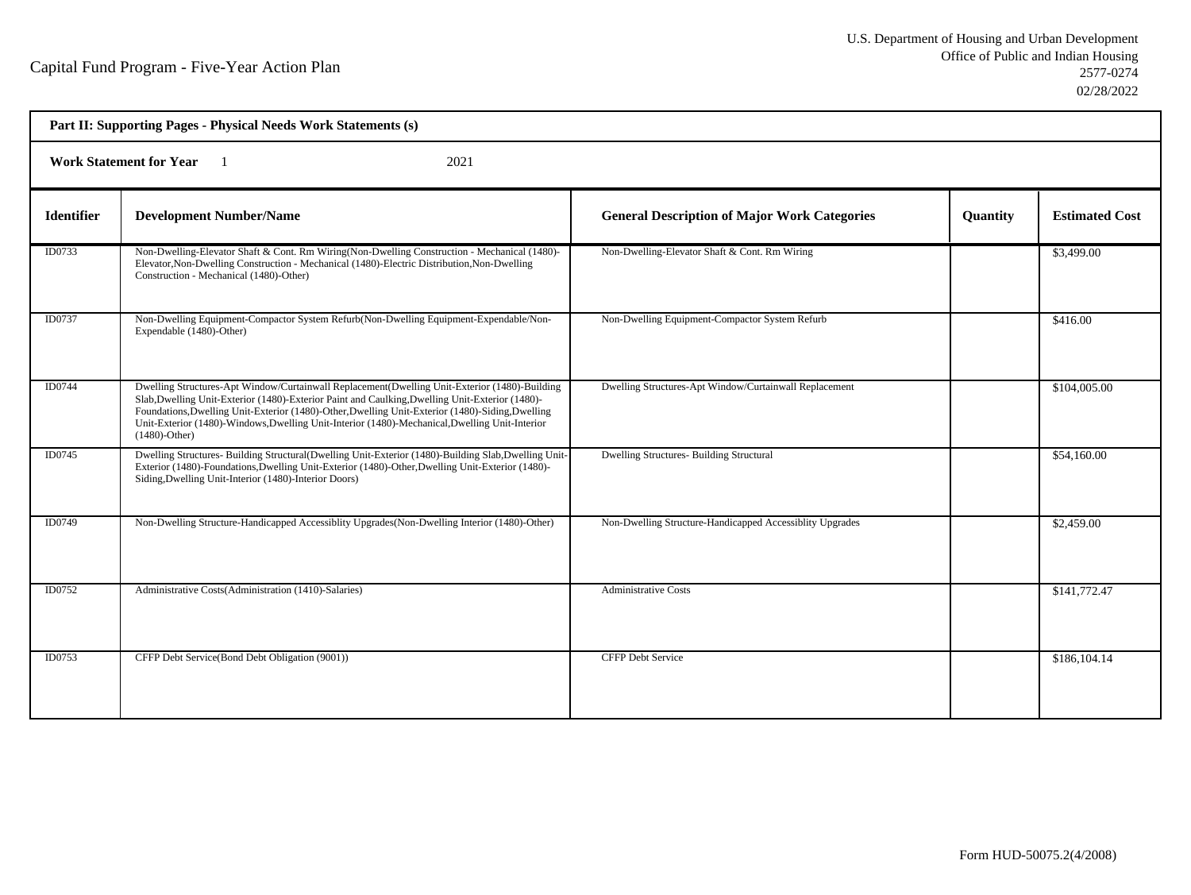# Capital Fund Program - Five-Year Action Plan

U.S. Department of Housing and Urban Development
Office of Public and Indian Housing
2577-0274
02/28/2022

**Part II: Supporting Pages - Physical Needs Work Statements (s)**

**Work Statement for Year** 1 2021

| Identifier | Development Number/Name | General Description of Major Work Categories | Quantity | Estimated Cost |
|---|---|---|---|---|
| ID0733 | Non-Dwelling-Elevator Shaft & Cont. Rm Wiring(Non-Dwelling Construction - Mechanical (1480)-Elevator,Non-Dwelling Construction - Mechanical (1480)-Electric Distribution,Non-Dwelling Construction - Mechanical (1480)-Other) | Non-Dwelling-Elevator Shaft & Cont. Rm Wiring | | $3,499.00 |
| ID0737 | Non-Dwelling Equipment-Compactor System Refurb(Non-Dwelling Equipment-Expendable/Non-Expendable (1480)-Other) | Non-Dwelling Equipment-Compactor System Refurb | | $416.00 |
| ID0744 | Dwelling Structures-Apt Window/Curtainwall Replacement(Dwelling Unit-Exterior (1480)-Building Slab,Dwelling Unit-Exterior (1480)-Exterior Paint and Caulking,Dwelling Unit-Exterior (1480)-Foundations,Dwelling Unit-Exterior (1480)-Other,Dwelling Unit-Exterior (1480)-Siding,Dwelling Unit-Exterior (1480)-Windows,Dwelling Unit-Interior (1480)-Mechanical,Dwelling Unit-Interior (1480)-Other) | Dwelling Structures-Apt Window/Curtainwall Replacement | | $104,005.00 |
| ID0745 | Dwelling Structures- Building Structural(Dwelling Unit-Exterior (1480)-Building Slab,Dwelling Unit-Exterior (1480)-Foundations,Dwelling Unit-Exterior (1480)-Other,Dwelling Unit-Exterior (1480)-Siding,Dwelling Unit-Interior (1480)-Interior Doors) | Dwelling Structures- Building Structural | | $54,160.00 |
| ID0749 | Non-Dwelling Structure-Handicapped Accessiblity Upgrades(Non-Dwelling Interior (1480)-Other) | Non-Dwelling Structure-Handicapped Accessiblity Upgrades | | $2,459.00 |
| ID0752 | Administrative Costs(Administration (1410)-Salaries) | Administrative Costs | | $141,772.47 |
| ID0753 | CFFP Debt Service(Bond Debt Obligation (9001)) | CFFP Debt Service | | $186,104.14 |

Form HUD-50075.2(4/2008)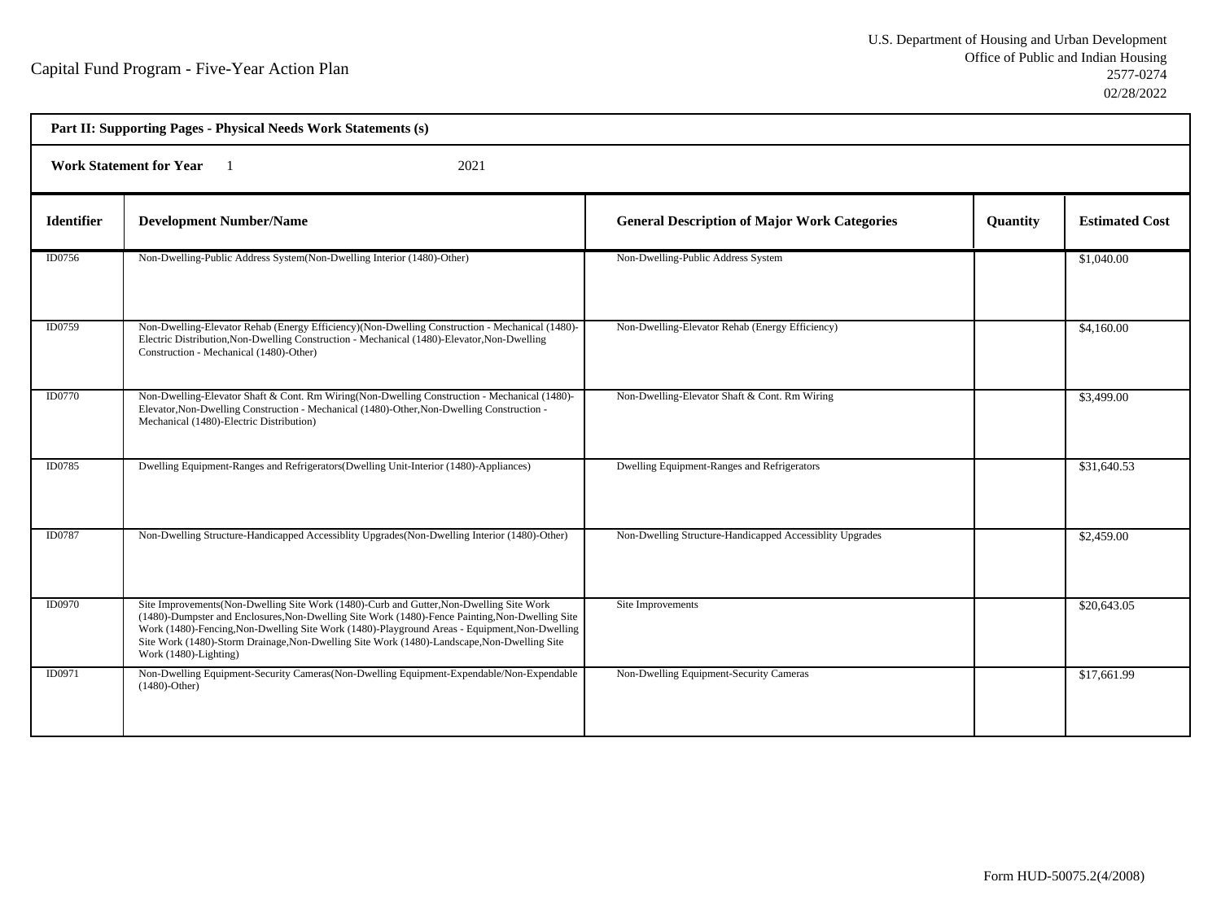Capital Fund Program - Five-Year Action Plan

U.S. Department of Housing and Urban Development
Office of Public and Indian Housing
2577-0274
02/28/2022

**Part II: Supporting Pages - Physical Needs Work Statements (s)**

**Work Statement for Year** 1 2021

| Identifier | Development Number/Name | General Description of Major Work Categories | Quantity | Estimated Cost |
|---|---|---|---|---|
| ID0756 | Non-Dwelling-Public Address System(Non-Dwelling Interior (1480)-Other) | Non-Dwelling-Public Address System | | $1,040.00 |
| ID0759 | Non-Dwelling-Elevator Rehab (Energy Efficiency)(Non-Dwelling Construction - Mechanical (1480)-Electric Distribution,Non-Dwelling Construction - Mechanical (1480)-Elevator,Non-Dwelling Construction - Mechanical (1480)-Other) | Non-Dwelling-Elevator Rehab (Energy Efficiency) | | $4,160.00 |
| ID0770 | Non-Dwelling-Elevator Shaft & Cont. Rm Wiring(Non-Dwelling Construction - Mechanical (1480)-Elevator,Non-Dwelling Construction - Mechanical (1480)-Other,Non-Dwelling Construction - Mechanical (1480)-Electric Distribution) | Non-Dwelling-Elevator Shaft & Cont. Rm Wiring | | $3,499.00 |
| ID0785 | Dwelling Equipment-Ranges and Refrigerators(Dwelling Unit-Interior (1480)-Appliances) | Dwelling Equipment-Ranges and Refrigerators | | $31,640.53 |
| ID0787 | Non-Dwelling Structure-Handicapped Accessiblity Upgrades(Non-Dwelling Interior (1480)-Other) | Non-Dwelling Structure-Handicapped Accessiblity Upgrades | | $2,459.00 |
| ID0970 | Site Improvements(Non-Dwelling Site Work (1480)-Curb and Gutter,Non-Dwelling Site Work (1480)-Dumpster and Enclosures,Non-Dwelling Site Work (1480)-Fence Painting,Non-Dwelling Site Work (1480)-Fencing,Non-Dwelling Site Work (1480)-Playground Areas - Equipment,Non-Dwelling Site Work (1480)-Storm Drainage,Non-Dwelling Site Work (1480)-Landscape,Non-Dwelling Site Work (1480)-Lighting) | Site Improvements | | $20,643.05 |
| ID0971 | Non-Dwelling Equipment-Security Cameras(Non-Dwelling Equipment-Expendable/Non-Expendable (1480)-Other) | Non-Dwelling Equipment-Security Cameras | | $17,661.99 |

Form HUD-50075.2(4/2008)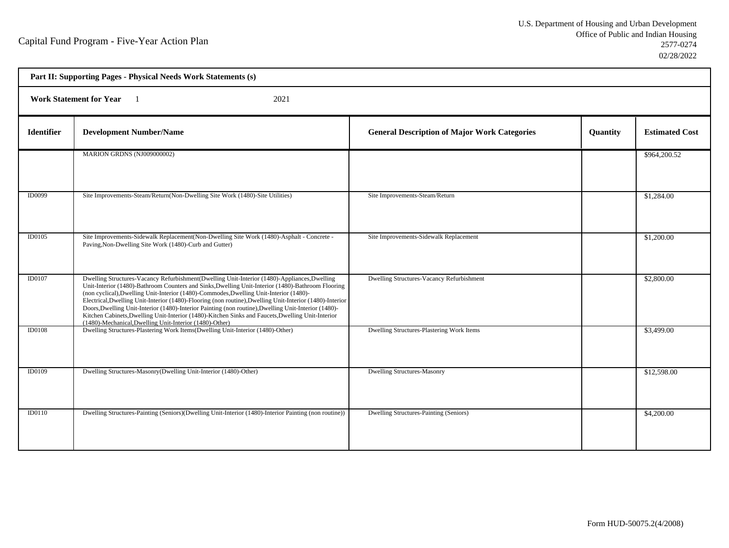Capital Fund Program - Five-Year Action Plan

U.S. Department of Housing and Urban Development
Office of Public and Indian Housing
2577-0274
02/28/2022

**Part II: Supporting Pages - Physical Needs Work Statements (s)**

**Work Statement for Year** 1 2021

| Identifier | Development Number/Name | General Description of Major Work Categories | Quantity | Estimated Cost |
|---|---|---|---|---|
| | MARION GRDNS (NJ009000002) | | | $964,200.52 |
| ID0099 | Site Improvements-Steam/Return(Non-Dwelling Site Work (1480)-Site Utilities) | Site Improvements-Steam/Return | | $1,284.00 |
| ID0105 | Site Improvements-Sidewalk Replacement(Non-Dwelling Site Work (1480)-Asphalt - Concrete - Paving,Non-Dwelling Site Work (1480)-Curb and Gutter) | Site Improvements-Sidewalk Replacement | | $1,200.00 |
| ID0107 | Dwelling Structures-Vacancy Refurbishment(Dwelling Unit-Interior (1480)-Appliances,Dwelling Unit-Interior (1480)-Bathroom Counters and Sinks,Dwelling Unit-Interior (1480)-Bathroom Flooring (non cyclical),Dwelling Unit-Interior (1480)-Commodes,Dwelling Unit-Interior (1480)-Electrical,Dwelling Unit-Interior (1480)-Flooring (non routine),Dwelling Unit-Interior (1480)-Interior Doors,Dwelling Unit-Interior (1480)-Interior Painting (non routine),Dwelling Unit-Interior (1480)-Kitchen Cabinets,Dwelling Unit-Interior (1480)-Kitchen Sinks and Faucets,Dwelling Unit-Interior (1480)-Mechanical,Dwelling Unit-Interior (1480)-Other) | Dwelling Structures-Vacancy Refurbishment | | $2,800.00 |
| ID0108 | Dwelling Structures-Plastering Work Items(Dwelling Unit-Interior (1480)-Other) | Dwelling Structures-Plastering Work Items | | $3,499.00 |
| ID0109 | Dwelling Structures-Masonry(Dwelling Unit-Interior (1480)-Other) | Dwelling Structures-Masonry | | $12,598.00 |
| ID0110 | Dwelling Structures-Painting (Seniors)(Dwelling Unit-Interior (1480)-Interior Painting (non routine)) | Dwelling Structures-Painting (Seniors) | | $4,200.00 |

Form HUD-50075.2(4/2008)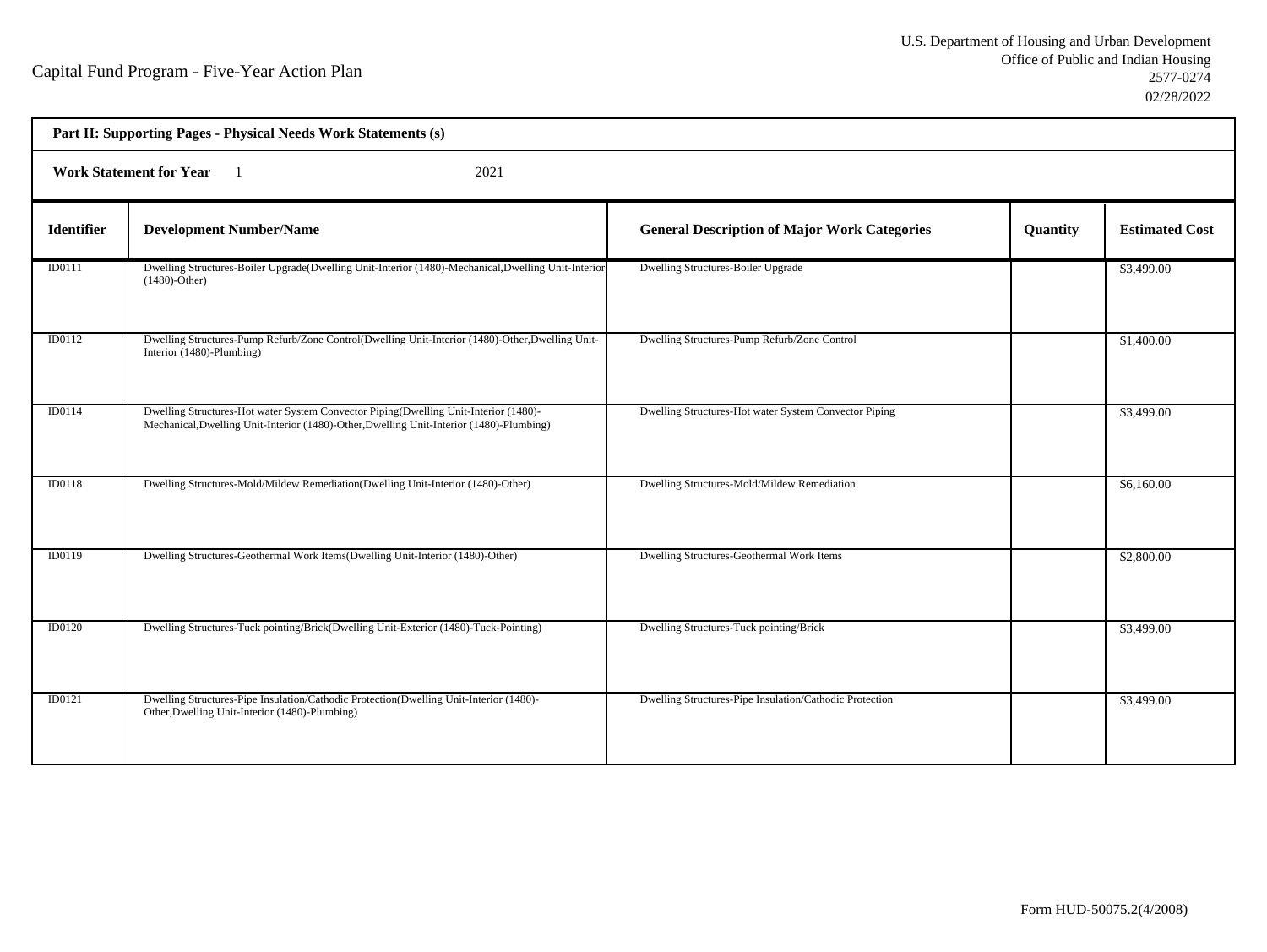Capital Fund Program - Five-Year Action Plan

U.S. Department of Housing and Urban Development
Office of Public and Indian Housing
2577-0274
02/28/2022

**Part II: Supporting Pages - Physical Needs Work Statements (s)**

**Work Statement for Year** 1 2021

| Identifier | Development Number/Name | General Description of Major Work Categories | Quantity | Estimated Cost |
|---|---|---|---|---|
| ID0111 | Dwelling Structures-Boiler Upgrade(Dwelling Unit-Interior (1480)-Mechanical,Dwelling Unit-Interior (1480)-Other) | Dwelling Structures-Boiler Upgrade | | $3,499.00 |
| ID0112 | Dwelling Structures-Pump Refurb/Zone Control(Dwelling Unit-Interior (1480)-Other,Dwelling Unit-Interior (1480)-Plumbing) | Dwelling Structures-Pump Refurb/Zone Control | | $1,400.00 |
| ID0114 | Dwelling Structures-Hot water System Convector Piping(Dwelling Unit-Interior (1480)-Mechanical,Dwelling Unit-Interior (1480)-Other,Dwelling Unit-Interior (1480)-Plumbing) | Dwelling Structures-Hot water System Convector Piping | | $3,499.00 |
| ID0118 | Dwelling Structures-Mold/Mildew Remediation(Dwelling Unit-Interior (1480)-Other) | Dwelling Structures-Mold/Mildew Remediation | | $6,160.00 |
| ID0119 | Dwelling Structures-Geothermal Work Items(Dwelling Unit-Interior (1480)-Other) | Dwelling Structures-Geothermal Work Items | | $2,800.00 |
| ID0120 | Dwelling Structures-Tuck pointing/Brick(Dwelling Unit-Exterior (1480)-Tuck-Pointing) | Dwelling Structures-Tuck pointing/Brick | | $3,499.00 |
| ID0121 | Dwelling Structures-Pipe Insulation/Cathodic Protection(Dwelling Unit-Interior (1480)-Other,Dwelling Unit-Interior (1480)-Plumbing) | Dwelling Structures-Pipe Insulation/Cathodic Protection | | $3,499.00 |

Form HUD-50075.2(4/2008)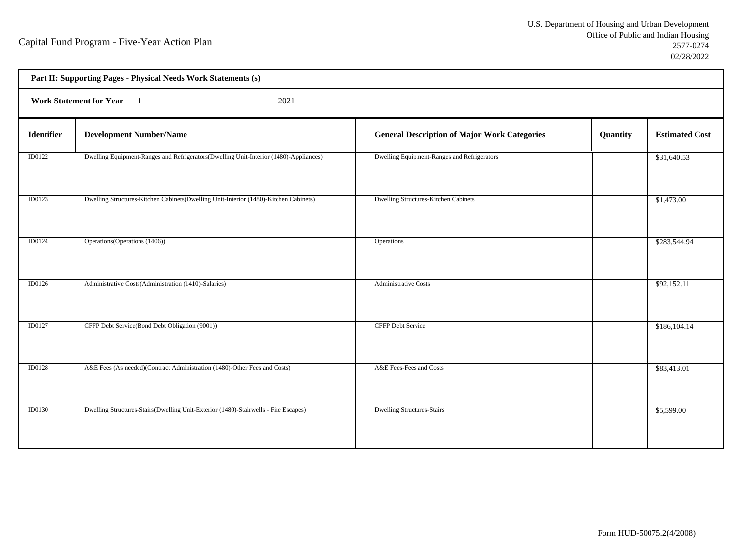Capital Fund Program - Five-Year Action Plan

U.S. Department of Housing and Urban Development
Office of Public and Indian Housing
2577-0274
02/28/2022

**Part II: Supporting Pages - Physical Needs Work Statements (s)**

**Work Statement for Year** 1 2021

| Identifier | Development Number/Name | General Description of Major Work Categories | Quantity | Estimated Cost |
|---|---|---|---|---|
| ID0122 | Dwelling Equipment-Ranges and Refrigerators(Dwelling Unit-Interior (1480)-Appliances) | Dwelling Equipment-Ranges and Refrigerators | | $31,640.53 |
| ID0123 | Dwelling Structures-Kitchen Cabinets(Dwelling Unit-Interior (1480)-Kitchen Cabinets) | Dwelling Structures-Kitchen Cabinets | | $1,473.00 |
| ID0124 | Operations(Operations (1406)) | Operations | | $283,544.94 |
| ID0126 | Administrative Costs(Administration (1410)-Salaries) | Administrative Costs | | $92,152.11 |
| ID0127 | CFFP Debt Service(Bond Debt Obligation (9001)) | CFFP Debt Service | | $186,104.14 |
| ID0128 | A&E Fees (As needed)(Contract Administration (1480)-Other Fees and Costs) | A&E Fees-Fees and Costs | | $83,413.01 |
| ID0130 | Dwelling Structures-Stairs(Dwelling Unit-Exterior (1480)-Stairwells - Fire Escapes) | Dwelling Structures-Stairs | | $5,599.00 |

Form HUD-50075.2(4/2008)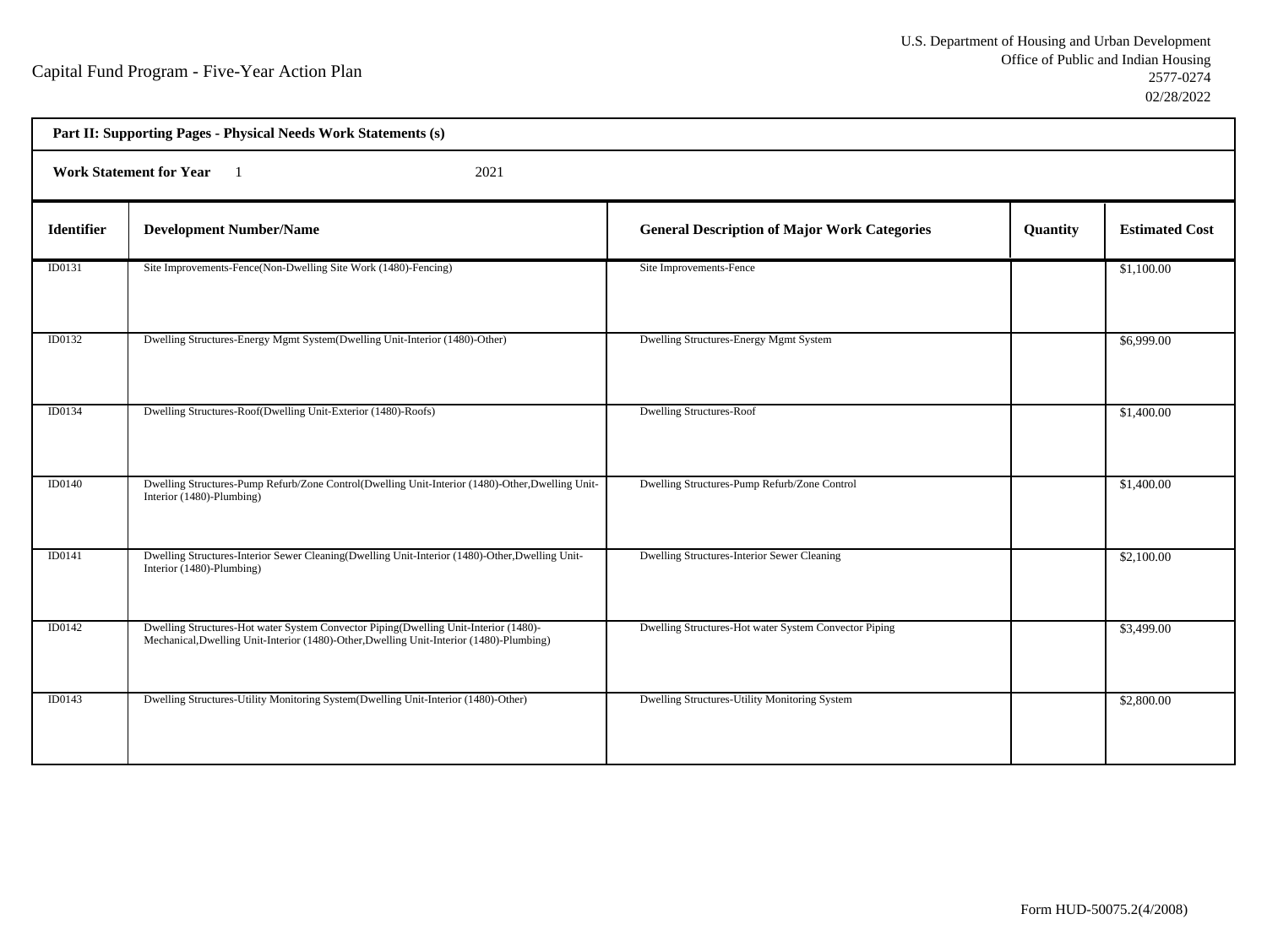Capital Fund Program - Five-Year Action Plan

U.S. Department of Housing and Urban Development
Office of Public and Indian Housing
2577-0274
02/28/2022

**Part II: Supporting Pages - Physical Needs Work Statements (s)**

**Work Statement for Year** 1 2021

| Identifier | Development Number/Name | General Description of Major Work Categories | Quantity | Estimated Cost |
|---|---|---|---|---|
| ID0131 | Site Improvements-Fence(Non-Dwelling Site Work (1480)-Fencing) | Site Improvements-Fence | | $1,100.00 |
| ID0132 | Dwelling Structures-Energy Mgmt System(Dwelling Unit-Interior (1480)-Other) | Dwelling Structures-Energy Mgmt System | | $6,999.00 |
| ID0134 | Dwelling Structures-Roof(Dwelling Unit-Exterior (1480)-Roofs) | Dwelling Structures-Roof | | $1,400.00 |
| ID0140 | Dwelling Structures-Pump Refurb/Zone Control(Dwelling Unit-Interior (1480)-Other,Dwelling Unit-Interior (1480)-Plumbing) | Dwelling Structures-Pump Refurb/Zone Control | | $1,400.00 |
| ID0141 | Dwelling Structures-Interior Sewer Cleaning(Dwelling Unit-Interior (1480)-Other,Dwelling Unit-Interior (1480)-Plumbing) | Dwelling Structures-Interior Sewer Cleaning | | $2,100.00 |
| ID0142 | Dwelling Structures-Hot water System Convector Piping(Dwelling Unit-Interior (1480)-Mechanical,Dwelling Unit-Interior (1480)-Other,Dwelling Unit-Interior (1480)-Plumbing) | Dwelling Structures-Hot water System Convector Piping | | $3,499.00 |
| ID0143 | Dwelling Structures-Utility Monitoring System(Dwelling Unit-Interior (1480)-Other) | Dwelling Structures-Utility Monitoring System | | $2,800.00 |

Form HUD-50075.2(4/2008)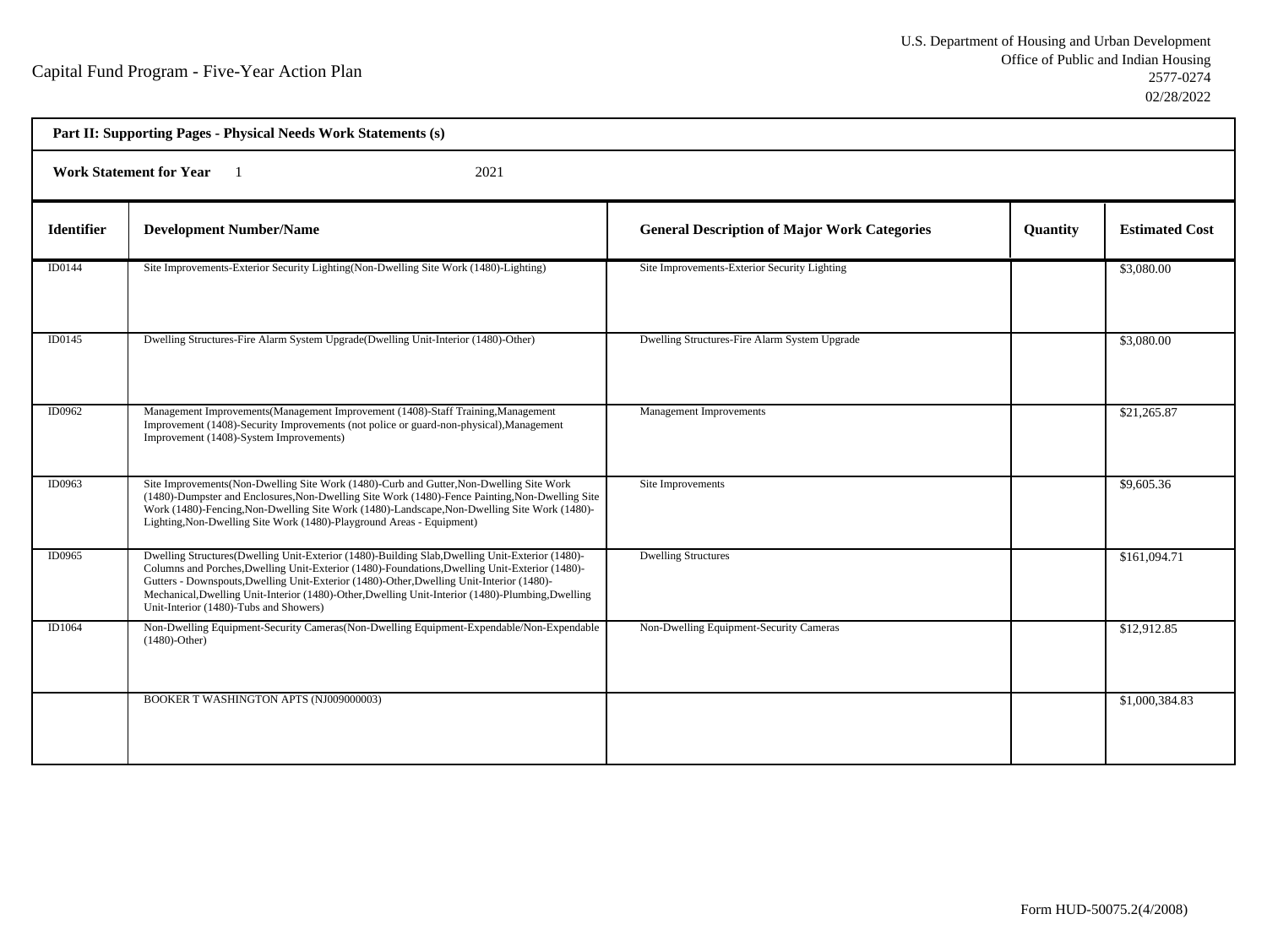Capital Fund Program - Five-Year Action Plan

U.S. Department of Housing and Urban Development
Office of Public and Indian Housing
2577-0274
02/28/2022

**Part II: Supporting Pages - Physical Needs Work Statements (s)**

**Work Statement for Year** 1 2021

| Identifier | Development Number/Name | General Description of Major Work Categories | Quantity | Estimated Cost |
|---|---|---|---|---|
| ID0144 | Site Improvements-Exterior Security Lighting(Non-Dwelling Site Work (1480)-Lighting) | Site Improvements-Exterior Security Lighting | | $3,080.00 |
| ID0145 | Dwelling Structures-Fire Alarm System Upgrade(Dwelling Unit-Interior (1480)-Other) | Dwelling Structures-Fire Alarm System Upgrade | | $3,080.00 |
| ID0962 | Management Improvements(Management Improvement (1408)-Staff Training,Management Improvement (1408)-Security Improvements (not police or guard-non-physical),Management Improvement (1408)-System Improvements) | Management Improvements | | $21,265.87 |
| ID0963 | Site Improvements(Non-Dwelling Site Work (1480)-Curb and Gutter,Non-Dwelling Site Work (1480)-Dumpster and Enclosures,Non-Dwelling Site Work (1480)-Fence Painting,Non-Dwelling Site Work (1480)-Fencing,Non-Dwelling Site Work (1480)-Landscape,Non-Dwelling Site Work (1480)-Lighting,Non-Dwelling Site Work (1480)-Playground Areas - Equipment) | Site Improvements | | $9,605.36 |
| ID0965 | Dwelling Structures(Dwelling Unit-Exterior (1480)-Building Slab,Dwelling Unit-Exterior (1480)-Columns and Porches,Dwelling Unit-Exterior (1480)-Foundations,Dwelling Unit-Exterior (1480)-Gutters - Downspouts,Dwelling Unit-Exterior (1480)-Other,Dwelling Unit-Interior (1480)-Mechanical,Dwelling Unit-Interior (1480)-Other,Dwelling Unit-Interior (1480)-Plumbing,Dwelling Unit-Interior (1480)-Tubs and Showers) | Dwelling Structures | | $161,094.71 |
| ID1064 | Non-Dwelling Equipment-Security Cameras(Non-Dwelling Equipment-Expendable/Non-Expendable (1480)-Other) | Non-Dwelling Equipment-Security Cameras | | $12,912.85 |
| | BOOKER T WASHINGTON APTS (NJ009000003) | | | $1,000,384.83 |

Form HUD-50075.2(4/2008)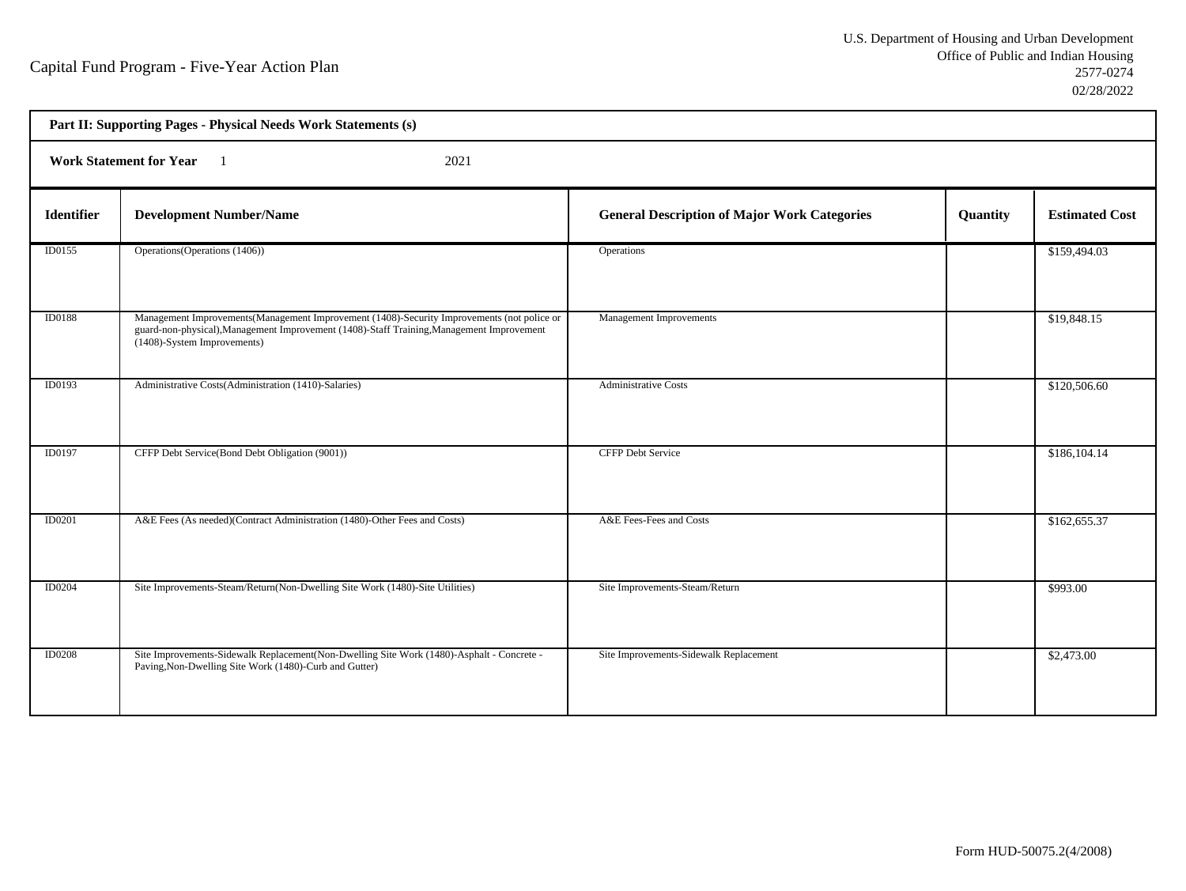Capital Fund Program - Five-Year Action Plan

U.S. Department of Housing and Urban Development
Office of Public and Indian Housing
2577-0274
02/28/2022

**Part II: Supporting Pages - Physical Needs Work Statements (s)**

**Work Statement for Year** 1 2021

| Identifier | Development Number/Name | General Description of Major Work Categories | Quantity | Estimated Cost |
|---|---|---|---|---|
| ID0155 | Operations(Operations (1406)) | Operations | | $159,494.03 |
| ID0188 | Management Improvements(Management Improvement (1408)-Security Improvements (not police or guard-non-physical),Management Improvement (1408)-Staff Training,Management Improvement (1408)-System Improvements) | Management Improvements | | $19,848.15 |
| ID0193 | Administrative Costs(Administration (1410)-Salaries) | Administrative Costs | | $120,506.60 |
| ID0197 | CFFP Debt Service(Bond Debt Obligation (9001)) | CFFP Debt Service | | $186,104.14 |
| ID0201 | A&E Fees (As needed)(Contract Administration (1480)-Other Fees and Costs) | A&E Fees-Fees and Costs | | $162,655.37 |
| ID0204 | Site Improvements-Steam/Return(Non-Dwelling Site Work (1480)-Site Utilities) | Site Improvements-Steam/Return | | $993.00 |
| ID0208 | Site Improvements-Sidewalk Replacement(Non-Dwelling Site Work (1480)-Asphalt - Concrete - Paving,Non-Dwelling Site Work (1480)-Curb and Gutter) | Site Improvements-Sidewalk Replacement | | $2,473.00 |

Form HUD-50075.2(4/2008)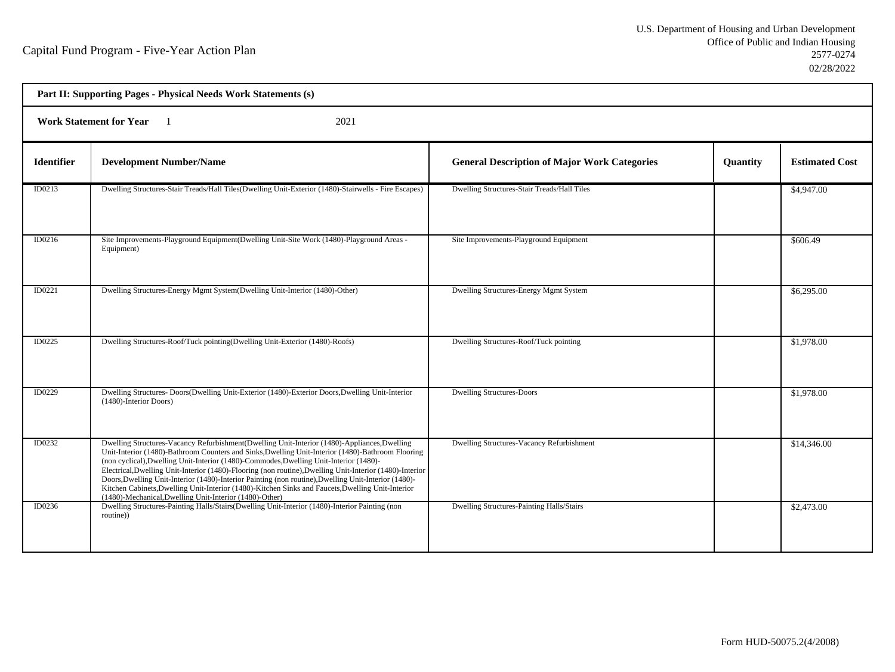Capital Fund Program - Five-Year Action Plan

U.S. Department of Housing and Urban Development
Office of Public and Indian Housing
2577-0274
02/28/2022

**Part II: Supporting Pages - Physical Needs Work Statements (s)**

**Work Statement for Year** 1 2021

| Identifier | Development Number/Name | General Description of Major Work Categories | Quantity | Estimated Cost |
|---|---|---|---|---|
| ID0213 | Dwelling Structures-Stair Treads/Hall Tiles(Dwelling Unit-Exterior (1480)-Stairwells - Fire Escapes) | Dwelling Structures-Stair Treads/Hall Tiles | | $4,947.00 |
| ID0216 | Site Improvements-Playground Equipment(Dwelling Unit-Site Work (1480)-Playground Areas - Equipment) | Site Improvements-Playground Equipment | | $606.49 |
| ID0221 | Dwelling Structures-Energy Mgmt System(Dwelling Unit-Interior (1480)-Other) | Dwelling Structures-Energy Mgmt System | | $6,295.00 |
| ID0225 | Dwelling Structures-Roof/Tuck pointing(Dwelling Unit-Exterior (1480)-Roofs) | Dwelling Structures-Roof/Tuck pointing | | $1,978.00 |
| ID0229 | Dwelling Structures- Doors(Dwelling Unit-Exterior (1480)-Exterior Doors,Dwelling Unit-Interior (1480)-Interior Doors) | Dwelling Structures-Doors | | $1,978.00 |
| ID0232 | Dwelling Structures-Vacancy Refurbishment(Dwelling Unit-Interior (1480)-Appliances,Dwelling Unit-Interior (1480)-Bathroom Counters and Sinks,Dwelling Unit-Interior (1480)-Bathroom Flooring (non cyclical),Dwelling Unit-Interior (1480)-Commodes,Dwelling Unit-Interior (1480)-Electrical,Dwelling Unit-Interior (1480)-Flooring (non routine),Dwelling Unit-Interior (1480)-Interior Doors,Dwelling Unit-Interior (1480)-Interior Painting (non routine),Dwelling Unit-Interior (1480)-Kitchen Cabinets,Dwelling Unit-Interior (1480)-Kitchen Sinks and Faucets,Dwelling Unit-Interior (1480)-Mechanical,Dwelling Unit-Interior (1480)-Other) | Dwelling Structures-Vacancy Refurbishment | | $14,346.00 |
| ID0236 | Dwelling Structures-Painting Halls/Stairs(Dwelling Unit-Interior (1480)-Interior Painting (non routine)) | Dwelling Structures-Painting Halls/Stairs | | $2,473.00 |

Form HUD-50075.2(4/2008)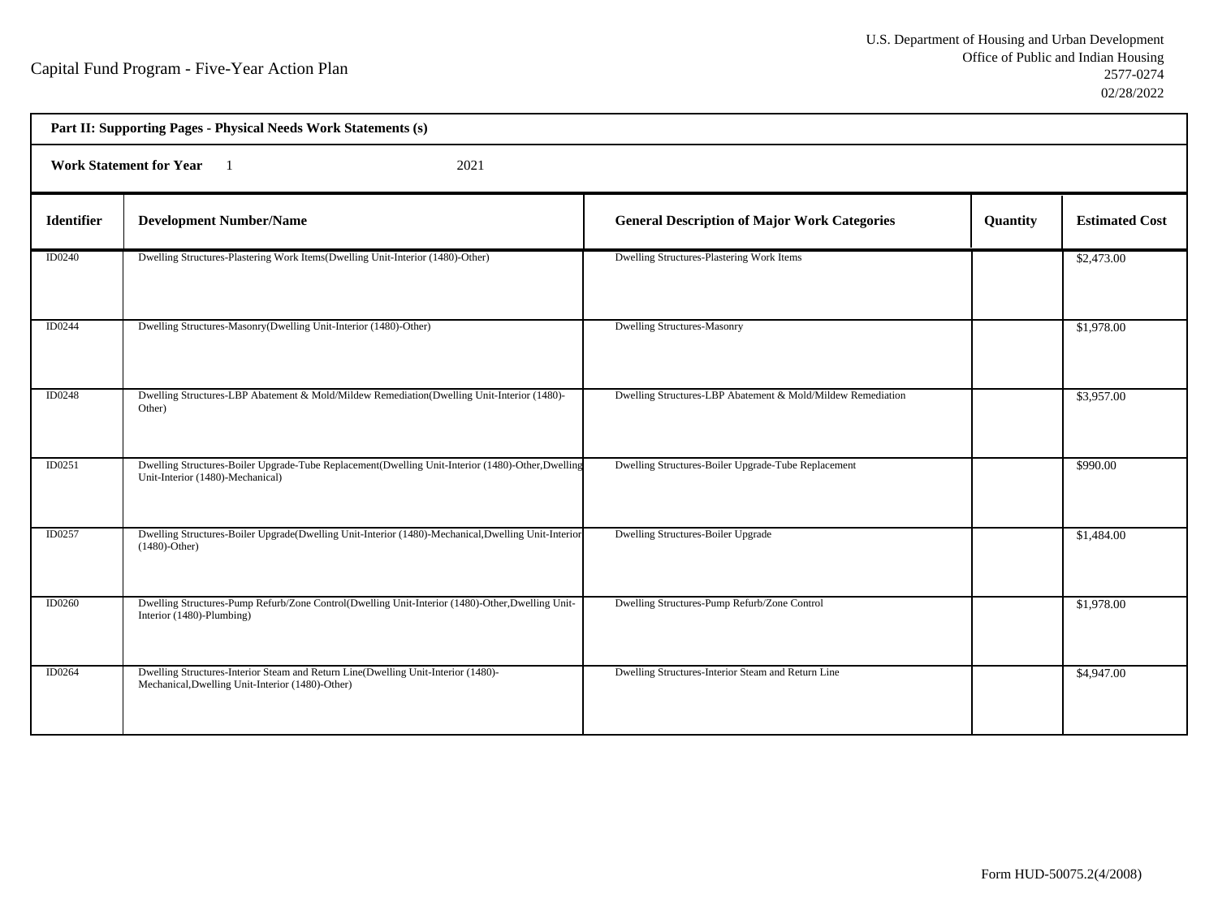Capital Fund Program - Five-Year Action Plan

U.S. Department of Housing and Urban Development
Office of Public and Indian Housing
2577-0274
02/28/2022

**Part II: Supporting Pages - Physical Needs Work Statements (s)**

**Work Statement for Year** 1 2021

| Identifier | Development Number/Name | General Description of Major Work Categories | Quantity | Estimated Cost |
|---|---|---|---|---|
| ID0240 | Dwelling Structures-Plastering Work Items(Dwelling Unit-Interior (1480)-Other) | Dwelling Structures-Plastering Work Items | | $2,473.00 |
| ID0244 | Dwelling Structures-Masonry(Dwelling Unit-Interior (1480)-Other) | Dwelling Structures-Masonry | | $1,978.00 |
| ID0248 | Dwelling Structures-LBP Abatement & Mold/Mildew Remediation(Dwelling Unit-Interior (1480)-Other) | Dwelling Structures-LBP Abatement & Mold/Mildew Remediation | | $3,957.00 |
| ID0251 | Dwelling Structures-Boiler Upgrade-Tube Replacement(Dwelling Unit-Interior (1480)-Other,Dwelling Unit-Interior (1480)-Mechanical) | Dwelling Structures-Boiler Upgrade-Tube Replacement | | $990.00 |
| ID0257 | Dwelling Structures-Boiler Upgrade(Dwelling Unit-Interior (1480)-Mechanical,Dwelling Unit-Interior (1480)-Other) | Dwelling Structures-Boiler Upgrade | | $1,484.00 |
| ID0260 | Dwelling Structures-Pump Refurb/Zone Control(Dwelling Unit-Interior (1480)-Other,Dwelling Unit-Interior (1480)-Plumbing) | Dwelling Structures-Pump Refurb/Zone Control | | $1,978.00 |
| ID0264 | Dwelling Structures-Interior Steam and Return Line(Dwelling Unit-Interior (1480)-Mechanical,Dwelling Unit-Interior (1480)-Other) | Dwelling Structures-Interior Steam and Return Line | | $4,947.00 |

Form HUD-50075.2(4/2008)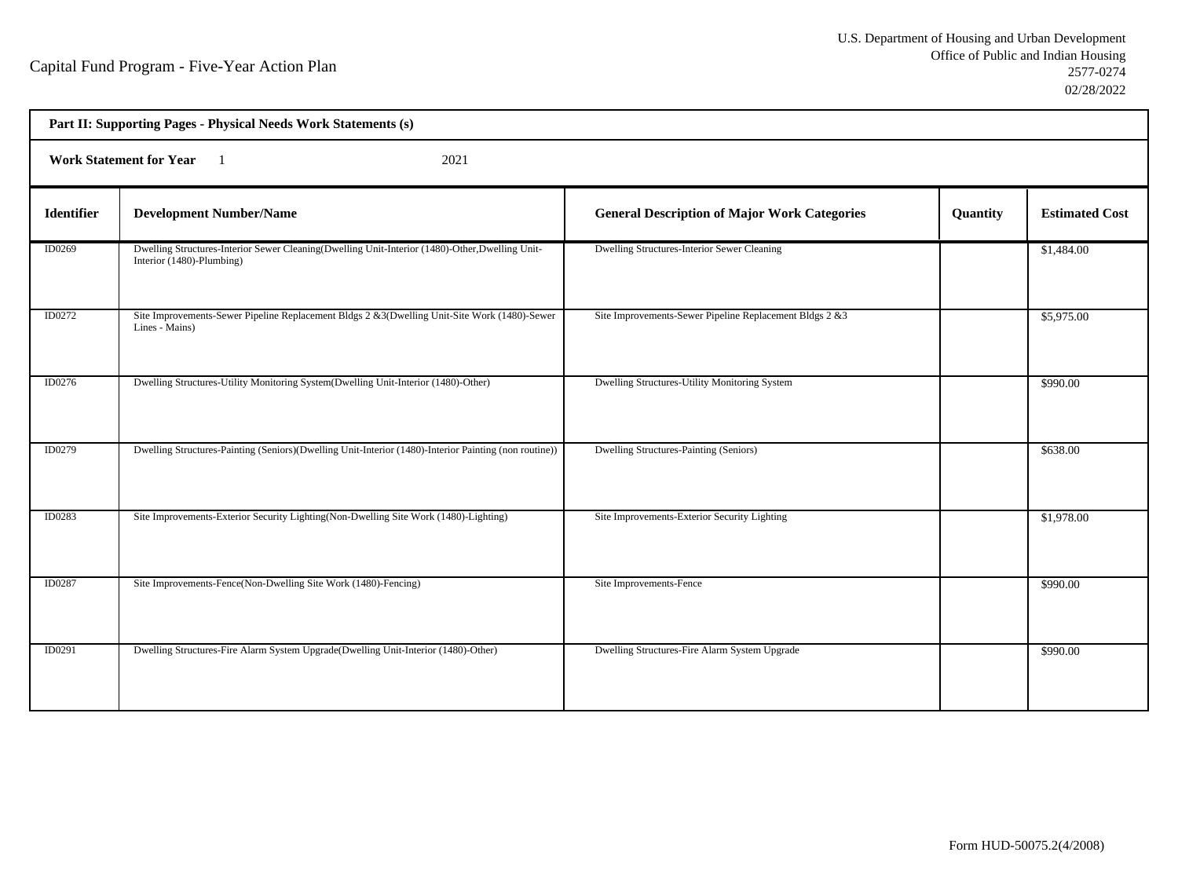Capital Fund Program - Five-Year Action Plan

U.S. Department of Housing and Urban Development
Office of Public and Indian Housing
2577-0274
02/28/2022

**Part II: Supporting Pages - Physical Needs Work Statements (s)**

**Work Statement for Year** 1 2021

| Identifier | Development Number/Name | General Description of Major Work Categories | Quantity | Estimated Cost |
|---|---|---|---|---|
| ID0269 | Dwelling Structures-Interior Sewer Cleaning(Dwelling Unit-Interior (1480)-Other,Dwelling Unit-Interior (1480)-Plumbing) | Dwelling Structures-Interior Sewer Cleaning | | $1,484.00 |
| ID0272 | Site Improvements-Sewer Pipeline Replacement Bldgs 2 &3(Dwelling Unit-Site Work (1480)-Sewer Lines - Mains) | Site Improvements-Sewer Pipeline Replacement Bldgs 2 &3 | | $5,975.00 |
| ID0276 | Dwelling Structures-Utility Monitoring System(Dwelling Unit-Interior (1480)-Other) | Dwelling Structures-Utility Monitoring System | | $990.00 |
| ID0279 | Dwelling Structures-Painting (Seniors)(Dwelling Unit-Interior (1480)-Interior Painting (non routine)) | Dwelling Structures-Painting (Seniors) | | $638.00 |
| ID0283 | Site Improvements-Exterior Security Lighting(Non-Dwelling Site Work (1480)-Lighting) | Site Improvements-Exterior Security Lighting | | $1,978.00 |
| ID0287 | Site Improvements-Fence(Non-Dwelling Site Work (1480)-Fencing) | Site Improvements-Fence | | $990.00 |
| ID0291 | Dwelling Structures-Fire Alarm System Upgrade(Dwelling Unit-Interior (1480)-Other) | Dwelling Structures-Fire Alarm System Upgrade | | $990.00 |

Form HUD-50075.2(4/2008)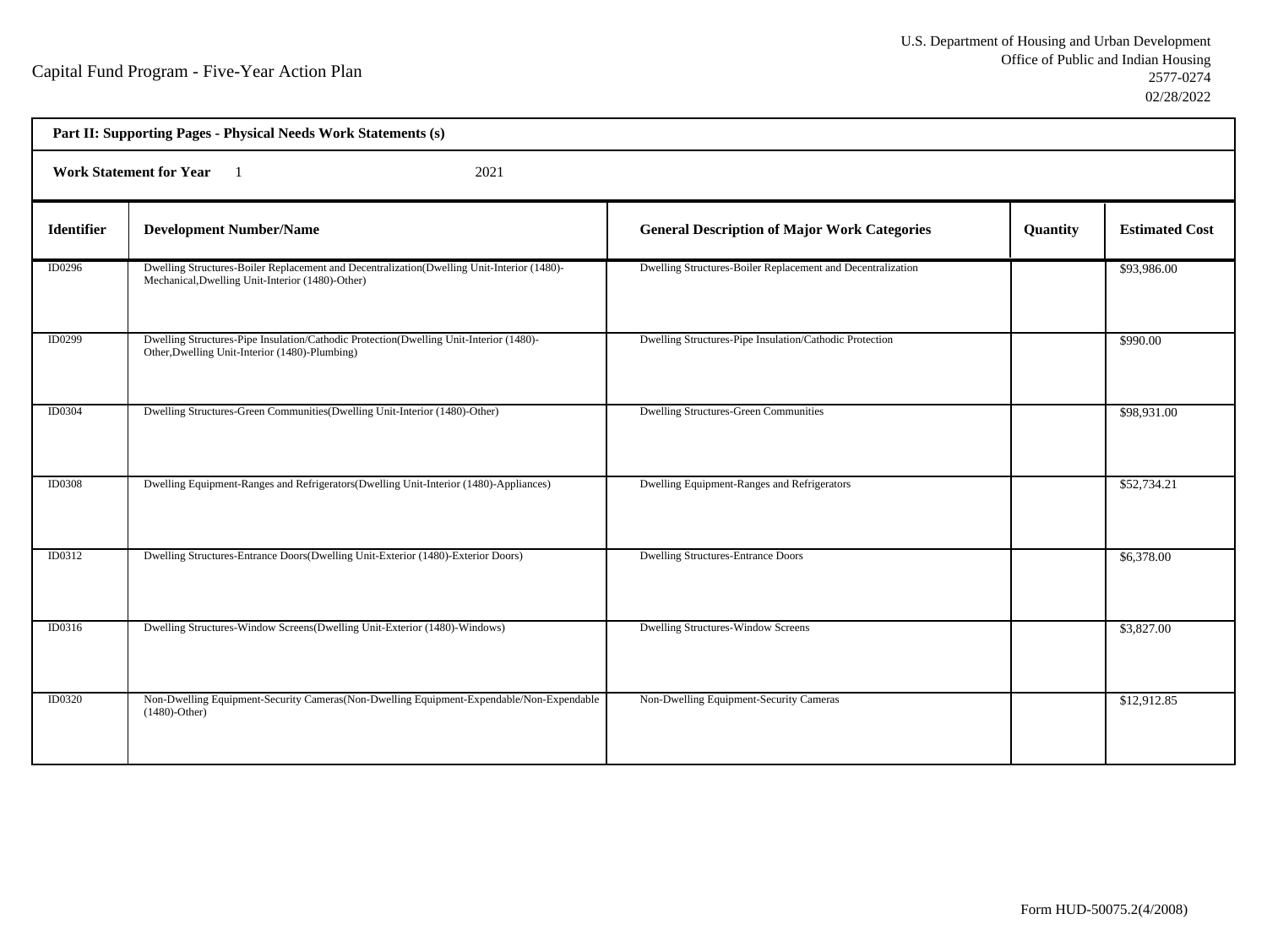Capital Fund Program - Five-Year Action Plan

U.S. Department of Housing and Urban Development
Office of Public and Indian Housing
2577-0274
02/28/2022

**Part II: Supporting Pages - Physical Needs Work Statements (s)**

**Work Statement for Year** 1 2021

| Identifier | Development Number/Name | General Description of Major Work Categories | Quantity | Estimated Cost |
|---|---|---|---|---|
| ID0296 | Dwelling Structures-Boiler Replacement and Decentralization(Dwelling Unit-Interior (1480)-Mechanical,Dwelling Unit-Interior (1480)-Other) | Dwelling Structures-Boiler Replacement and Decentralization | | $93,986.00 |
| ID0299 | Dwelling Structures-Pipe Insulation/Cathodic Protection(Dwelling Unit-Interior (1480)-Other,Dwelling Unit-Interior (1480)-Plumbing) | Dwelling Structures-Pipe Insulation/Cathodic Protection | | $990.00 |
| ID0304 | Dwelling Structures-Green Communities(Dwelling Unit-Interior (1480)-Other) | Dwelling Structures-Green Communities | | $98,931.00 |
| ID0308 | Dwelling Equipment-Ranges and Refrigerators(Dwelling Unit-Interior (1480)-Appliances) | Dwelling Equipment-Ranges and Refrigerators | | $52,734.21 |
| ID0312 | Dwelling Structures-Entrance Doors(Dwelling Unit-Exterior (1480)-Exterior Doors) | Dwelling Structures-Entrance Doors | | $6,378.00 |
| ID0316 | Dwelling Structures-Window Screens(Dwelling Unit-Exterior (1480)-Windows) | Dwelling Structures-Window Screens | | $3,827.00 |
| ID0320 | Non-Dwelling Equipment-Security Cameras(Non-Dwelling Equipment-Expendable/Non-Expendable (1480)-Other) | Non-Dwelling Equipment-Security Cameras | | $12,912.85 |

Form HUD-50075.2(4/2008)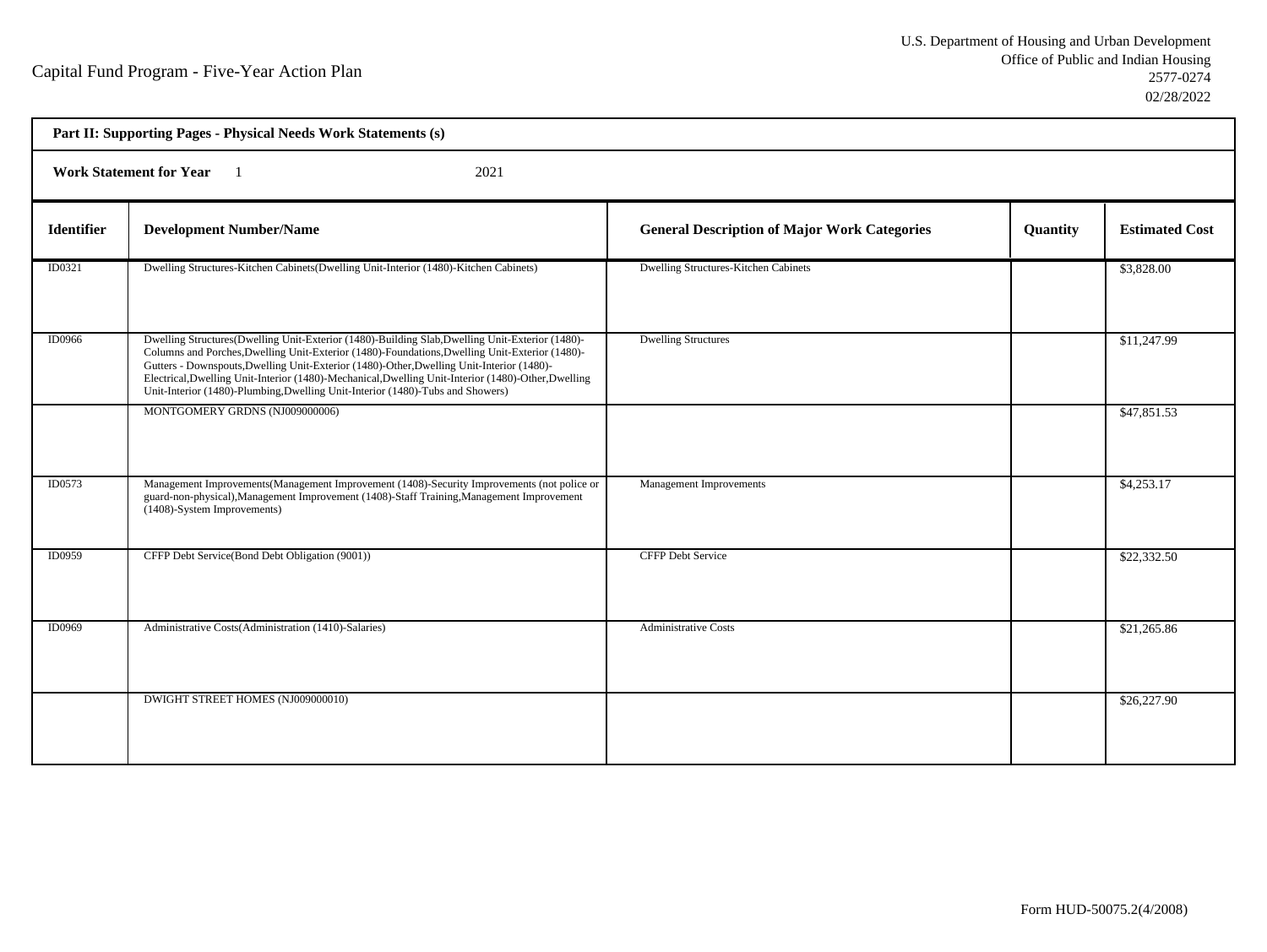Capital Fund Program - Five-Year Action Plan

U.S. Department of Housing and Urban Development
Office of Public and Indian Housing
2577-0274
02/28/2022

**Part II: Supporting Pages - Physical Needs Work Statements (s)**

**Work Statement for Year** 1 2021

| Identifier | Development Number/Name | General Description of Major Work Categories | Quantity | Estimated Cost |
|---|---|---|---|---|
| ID0321 | Dwelling Structures-Kitchen Cabinets(Dwelling Unit-Interior (1480)-Kitchen Cabinets) | Dwelling Structures-Kitchen Cabinets | | $3,828.00 |
| ID0966 | Dwelling Structures(Dwelling Unit-Exterior (1480)-Building Slab,Dwelling Unit-Exterior (1480)-Columns and Porches,Dwelling Unit-Exterior (1480)-Foundations,Dwelling Unit-Exterior (1480)-Gutters - Downspouts,Dwelling Unit-Exterior (1480)-Other,Dwelling Unit-Interior (1480)-Electrical,Dwelling Unit-Interior (1480)-Mechanical,Dwelling Unit-Interior (1480)-Other,Dwelling Unit-Interior (1480)-Plumbing,Dwelling Unit-Interior (1480)-Tubs and Showers) | Dwelling Structures | | $11,247.99 |
| | MONTGOMERY GRDNS (NJ009000006) | | | $47,851.53 |
| ID0573 | Management Improvements(Management Improvement (1408)-Security Improvements (not police or guard-non-physical),Management Improvement (1408)-Staff Training,Management Improvement (1408)-System Improvements) | Management Improvements | | $4,253.17 |
| ID0959 | CFFP Debt Service(Bond Debt Obligation (9001)) | CFFP Debt Service | | $22,332.50 |
| ID0969 | Administrative Costs(Administration (1410)-Salaries) | Administrative Costs | | $21,265.86 |
| | DWIGHT STREET HOMES (NJ009000010) | | | $26,227.90 |

Form HUD-50075.2(4/2008)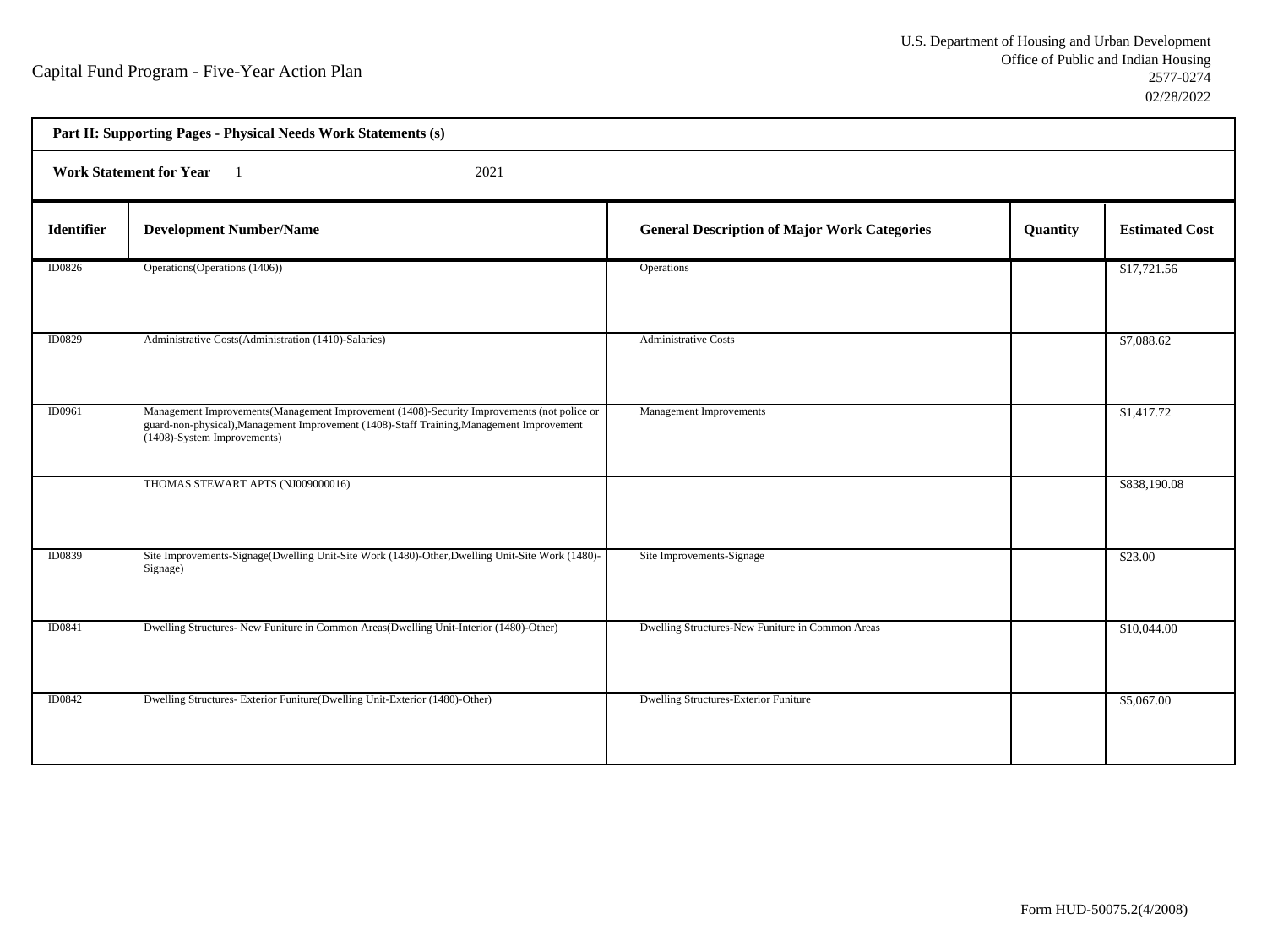# Capital Fund Program - Five-Year Action Plan

U.S. Department of Housing and Urban Development
Office of Public and Indian Housing
2577-0274
02/28/2022

**Part II: Supporting Pages - Physical Needs Work Statements (s)**

**Work Statement for Year** 1 2021

| Identifier | Development Number/Name | General Description of Major Work Categories | Quantity | Estimated Cost |
|---|---|---|---|---|
| ID0826 | Operations(Operations (1406)) | Operations | | $17,721.56 |
| ID0829 | Administrative Costs(Administration (1410)-Salaries) | Administrative Costs | | $7,088.62 |
| ID0961 | Management Improvements(Management Improvement (1408)-Security Improvements (not police or guard-non-physical),Management Improvement (1408)-Staff Training,Management Improvement (1408)-System Improvements) | Management Improvements | | $1,417.72 |
| | THOMAS STEWART APTS (NJ009000016) | | | $838,190.08 |
| ID0839 | Site Improvements-Signage(Dwelling Unit-Site Work (1480)-Other,Dwelling Unit-Site Work (1480)-Signage) | Site Improvements-Signage | | $23.00 |
| ID0841 | Dwelling Structures- New Funiture in Common Areas(Dwelling Unit-Interior (1480)-Other) | Dwelling Structures-New Funiture in Common Areas | | $10,044.00 |
| ID0842 | Dwelling Structures- Exterior Funiture(Dwelling Unit-Exterior (1480)-Other) | Dwelling Structures-Exterior Funiture | | $5,067.00 |

Form HUD-50075.2(4/2008)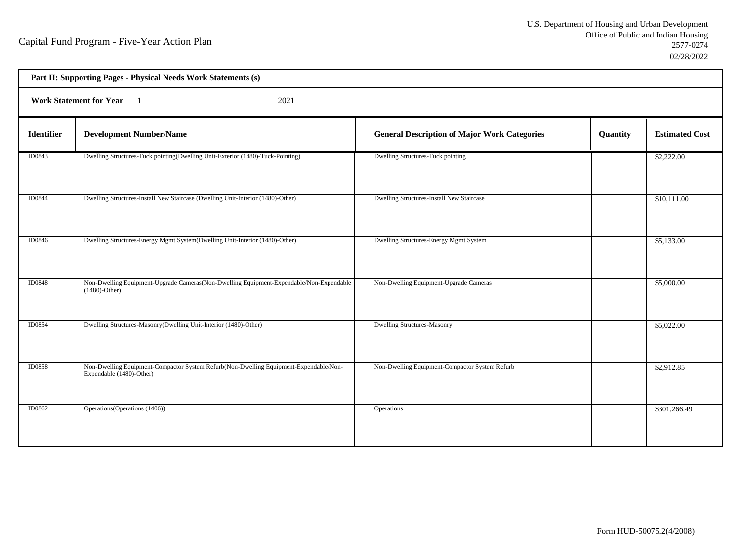Capital Fund Program - Five-Year Action Plan

U.S. Department of Housing and Urban Development
Office of Public and Indian Housing
2577-0274
02/28/2022

**Part II: Supporting Pages - Physical Needs Work Statements (s)**

**Work Statement for Year** 1 2021

| Identifier | Development Number/Name | General Description of Major Work Categories | Quantity | Estimated Cost |
|---|---|---|---|---|
| ID0843 | Dwelling Structures-Tuck pointing(Dwelling Unit-Exterior (1480)-Tuck-Pointing) | Dwelling Structures-Tuck pointing | | $2,222.00 |
| ID0844 | Dwelling Structures-Install New Staircase (Dwelling Unit-Interior (1480)-Other) | Dwelling Structures-Install New Staircase | | $10,111.00 |
| ID0846 | Dwelling Structures-Energy Mgmt System(Dwelling Unit-Interior (1480)-Other) | Dwelling Structures-Energy Mgmt System | | $5,133.00 |
| ID0848 | Non-Dwelling Equipment-Upgrade Cameras(Non-Dwelling Equipment-Expendable/Non-Expendable (1480)-Other) | Non-Dwelling Equipment-Upgrade Cameras | | $5,000.00 |
| ID0854 | Dwelling Structures-Masonry(Dwelling Unit-Interior (1480)-Other) | Dwelling Structures-Masonry | | $5,022.00 |
| ID0858 | Non-Dwelling Equipment-Compactor System Refurb(Non-Dwelling Equipment-Expendable/Non-Expendable (1480)-Other) | Non-Dwelling Equipment-Compactor System Refurb | | $2,912.85 |
| ID0862 | Operations(Operations (1406)) | Operations | | $301,266.49 |

Form HUD-50075.2(4/2008)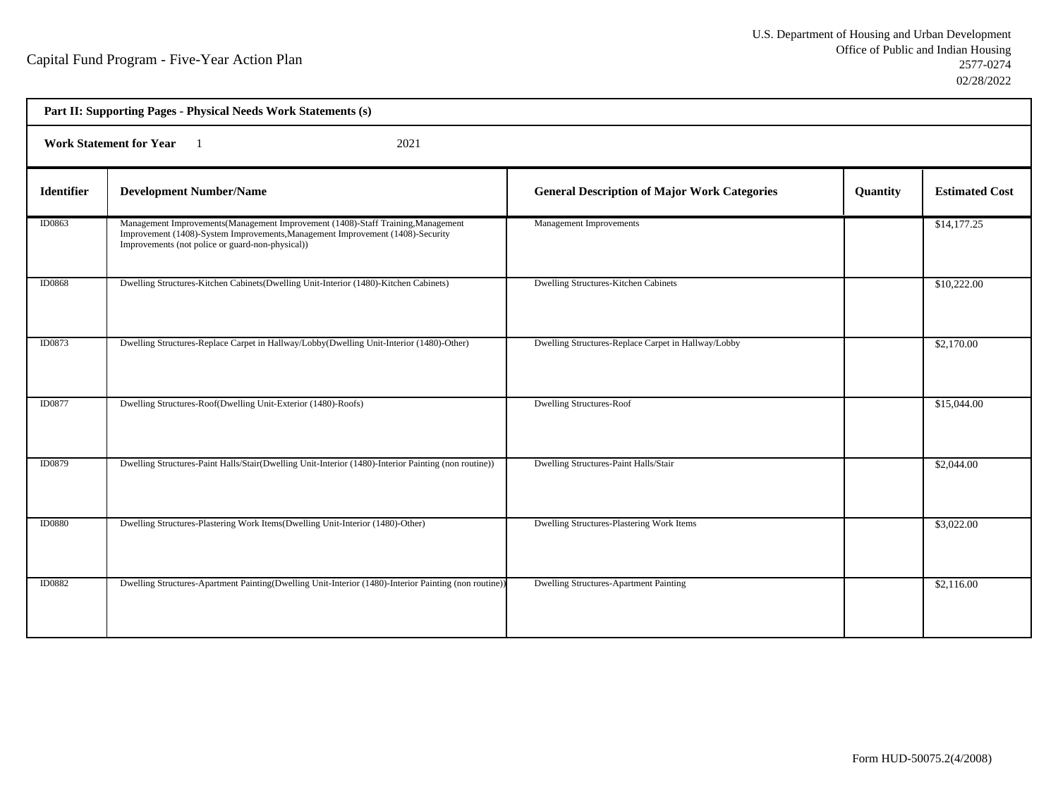Capital Fund Program - Five-Year Action Plan

U.S. Department of Housing and Urban Development
Office of Public and Indian Housing
2577-0274
02/28/2022

**Part II: Supporting Pages - Physical Needs Work Statements (s)**

**Work Statement for Year** 1 2021

| Identifier | Development Number/Name | General Description of Major Work Categories | Quantity | Estimated Cost |
|---|---|---|---|---|
| ID0863 | Management Improvements(Management Improvement (1408)-Staff Training,Management Improvement (1408)-System Improvements,Management Improvement (1408)-Security Improvements (not police or guard-non-physical)) | Management Improvements | | $14,177.25 |
| ID0868 | Dwelling Structures-Kitchen Cabinets(Dwelling Unit-Interior (1480)-Kitchen Cabinets) | Dwelling Structures-Kitchen Cabinets | | $10,222.00 |
| ID0873 | Dwelling Structures-Replace Carpet in Hallway/Lobby(Dwelling Unit-Interior (1480)-Other) | Dwelling Structures-Replace Carpet in Hallway/Lobby | | $2,170.00 |
| ID0877 | Dwelling Structures-Roof(Dwelling Unit-Exterior (1480)-Roofs) | Dwelling Structures-Roof | | $15,044.00 |
| ID0879 | Dwelling Structures-Paint Halls/Stair(Dwelling Unit-Interior (1480)-Interior Painting (non routine)) | Dwelling Structures-Paint Halls/Stair | | $2,044.00 |
| ID0880 | Dwelling Structures-Plastering Work Items(Dwelling Unit-Interior (1480)-Other) | Dwelling Structures-Plastering Work Items | | $3,022.00 |
| ID0882 | Dwelling Structures-Apartment Painting(Dwelling Unit-Interior (1480)-Interior Painting (non routine)) | Dwelling Structures-Apartment Painting | | $2,116.00 |

Form HUD-50075.2(4/2008)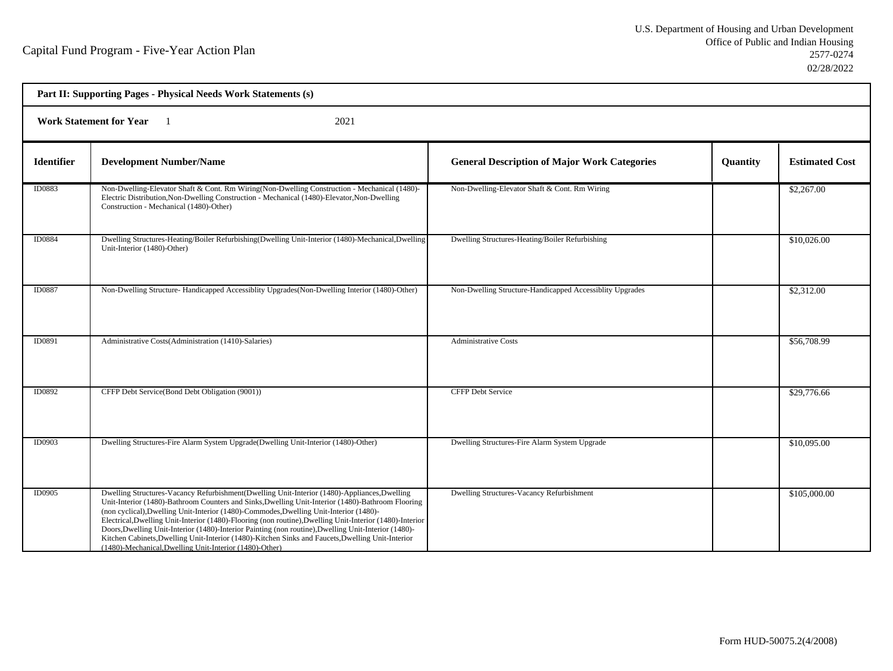Capital Fund Program - Five-Year Action Plan

U.S. Department of Housing and Urban Development
Office of Public and Indian Housing
2577-0274
02/28/2022

**Part II: Supporting Pages - Physical Needs Work Statements (s)**

**Work Statement for Year** 1 2021

| Identifier | Development Number/Name | General Description of Major Work Categories | Quantity | Estimated Cost |
|---|---|---|---|---|
| ID0883 | Non-Dwelling-Elevator Shaft & Cont. Rm Wiring(Non-Dwelling Construction - Mechanical (1480)-Electric Distribution,Non-Dwelling Construction - Mechanical (1480)-Elevator,Non-Dwelling Construction - Mechanical (1480)-Other) | Non-Dwelling-Elevator Shaft & Cont. Rm Wiring | | $2,267.00 |
| ID0884 | Dwelling Structures-Heating/Boiler Refurbishing(Dwelling Unit-Interior (1480)-Mechanical,Dwelling Unit-Interior (1480)-Other) | Dwelling Structures-Heating/Boiler Refurbishing | | $10,026.00 |
| ID0887 | Non-Dwelling Structure- Handicapped Accessiblity Upgrades(Non-Dwelling Interior (1480)-Other) | Non-Dwelling Structure-Handicapped Accessiblity Upgrades | | $2,312.00 |
| ID0891 | Administrative Costs(Administration (1410)-Salaries) | Administrative Costs | | $56,708.99 |
| ID0892 | CFFP Debt Service(Bond Debt Obligation (9001)) | CFFP Debt Service | | $29,776.66 |
| ID0903 | Dwelling Structures-Fire Alarm System Upgrade(Dwelling Unit-Interior (1480)-Other) | Dwelling Structures-Fire Alarm System Upgrade | | $10,095.00 |
| ID0905 | Dwelling Structures-Vacancy Refurbishment(Dwelling Unit-Interior (1480)-Appliances,Dwelling Unit-Interior (1480)-Bathroom Counters and Sinks,Dwelling Unit-Interior (1480)-Bathroom Flooring (non cyclical),Dwelling Unit-Interior (1480)-Commodes,Dwelling Unit-Interior (1480)-Electrical,Dwelling Unit-Interior (1480)-Flooring (non routine),Dwelling Unit-Interior (1480)-Interior Doors,Dwelling Unit-Interior (1480)-Interior Painting (non routine),Dwelling Unit-Interior (1480)-Kitchen Cabinets,Dwelling Unit-Interior (1480)-Kitchen Sinks and Faucets,Dwelling Unit-Interior (1480)-Mechanical,Dwelling Unit-Interior (1480)-Other) | Dwelling Structures-Vacancy Refurbishment | | $105,000.00 |

Form HUD-50075.2(4/2008)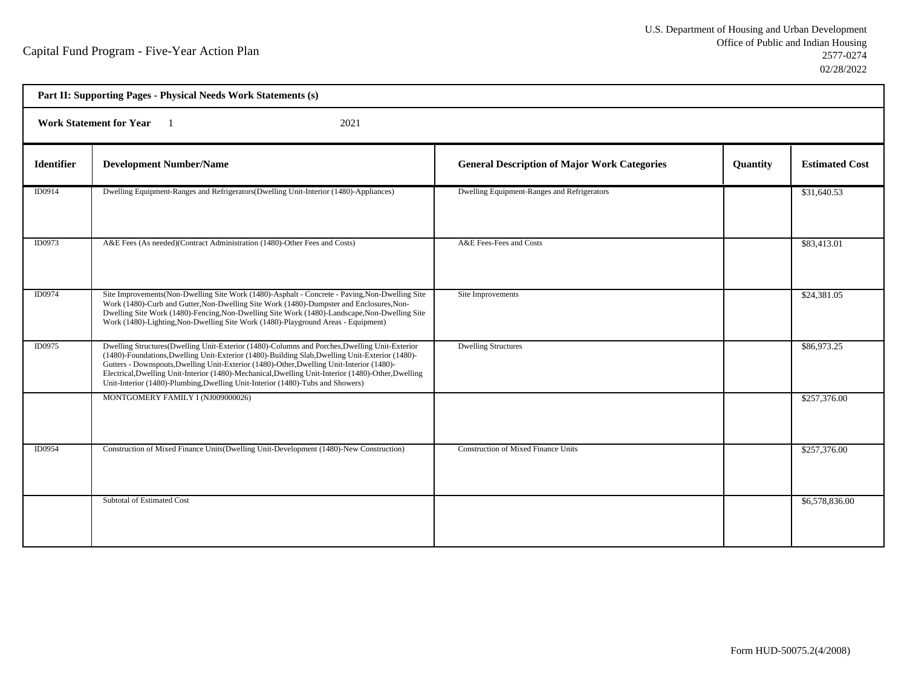Capital Fund Program - Five-Year Action Plan

U.S. Department of Housing and Urban Development
Office of Public and Indian Housing
2577-0274
02/28/2022

**Part II: Supporting Pages - Physical Needs Work Statements (s)**

**Work Statement for Year** 1 2021

| Identifier | Development Number/Name | General Description of Major Work Categories | Quantity | Estimated Cost |
|---|---|---|---|---|
| ID0914 | Dwelling Equipment-Ranges and Refrigerators(Dwelling Unit-Interior (1480)-Appliances) | Dwelling Equipment-Ranges and Refrigerators | | $31,640.53 |
| ID0973 | A&E Fees (As needed)(Contract Administration (1480)-Other Fees and Costs) | A&E Fees-Fees and Costs | | $83,413.01 |
| ID0974 | Site Improvements(Non-Dwelling Site Work (1480)-Asphalt - Concrete - Paving,Non-Dwelling Site Work (1480)-Curb and Gutter,Non-Dwelling Site Work (1480)-Dumpster and Enclosures,Non-Dwelling Site Work (1480)-Fencing,Non-Dwelling Site Work (1480)-Landscape,Non-Dwelling Site Work (1480)-Lighting,Non-Dwelling Site Work (1480)-Playground Areas - Equipment) | Site Improvements | | $24,381.05 |
| ID0975 | Dwelling Structures(Dwelling Unit-Exterior (1480)-Columns and Porches,Dwelling Unit-Exterior (1480)-Foundations,Dwelling Unit-Exterior (1480)-Building Slab,Dwelling Unit-Exterior (1480)-Gutters - Downspouts,Dwelling Unit-Exterior (1480)-Other,Dwelling Unit-Interior (1480)-Electrical,Dwelling Unit-Interior (1480)-Mechanical,Dwelling Unit-Interior (1480)-Other,Dwelling Unit-Interior (1480)-Plumbing,Dwelling Unit-Interior (1480)-Tubs and Showers) | Dwelling Structures | | $86,973.25 |
| | MONTGOMERY FAMILY I (NJ009000026) | | | $257,376.00 |
| ID0954 | Construction of Mixed Finance Units(Dwelling Unit-Development (1480)-New Construction) | Construction of Mixed Finance Units | | $257,376.00 |
| | Subtotal of Estimated Cost | | | $6,578,836.00 |

Form HUD-50075.2(4/2008)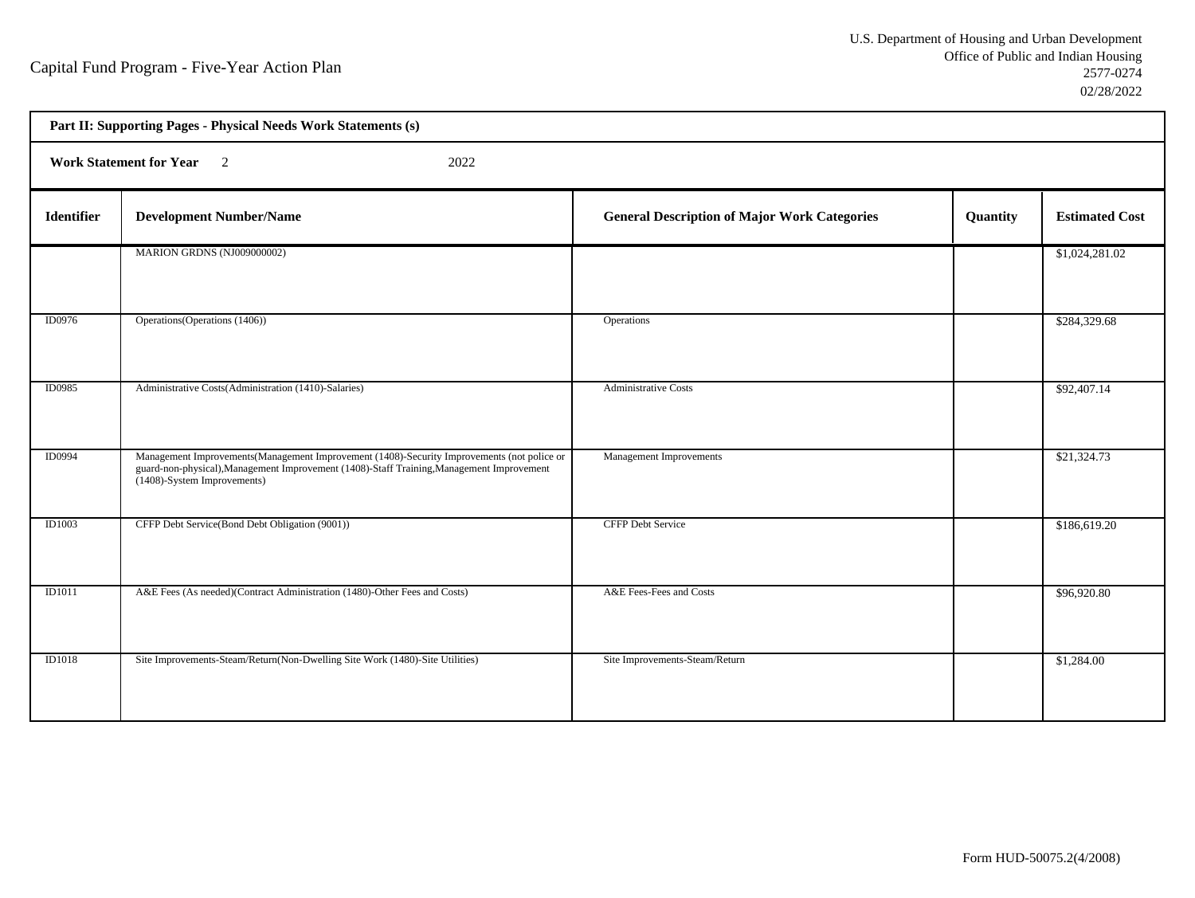Capital Fund Program - Five-Year Action Plan

U.S. Department of Housing and Urban Development
Office of Public and Indian Housing
2577-0274
02/28/2022

**Part II: Supporting Pages - Physical Needs Work Statements (s)**

**Work Statement for Year** 2 2022

| Identifier | Development Number/Name | General Description of Major Work Categories | Quantity | Estimated Cost |
|---|---|---|---|---|
| | MARION GRDNS (NJ009000002) | | | $1,024,281.02 |
| ID0976 | Operations(Operations (1406)) | Operations | | $284,329.68 |
| ID0985 | Administrative Costs(Administration (1410)-Salaries) | Administrative Costs | | $92,407.14 |
| ID0994 | Management Improvements(Management Improvement (1408)-Security Improvements (not police or guard-non-physical),Management Improvement (1408)-Staff Training,Management Improvement (1408)-System Improvements) | Management Improvements | | $21,324.73 |
| ID1003 | CFFP Debt Service(Bond Debt Obligation (9001)) | CFFP Debt Service | | $186,619.20 |
| ID1011 | A&E Fees (As needed)(Contract Administration (1480)-Other Fees and Costs) | A&E Fees-Fees and Costs | | $96,920.80 |
| ID1018 | Site Improvements-Steam/Return(Non-Dwelling Site Work (1480)-Site Utilities) | Site Improvements-Steam/Return | | $1,284.00 |

Form HUD-50075.2(4/2008)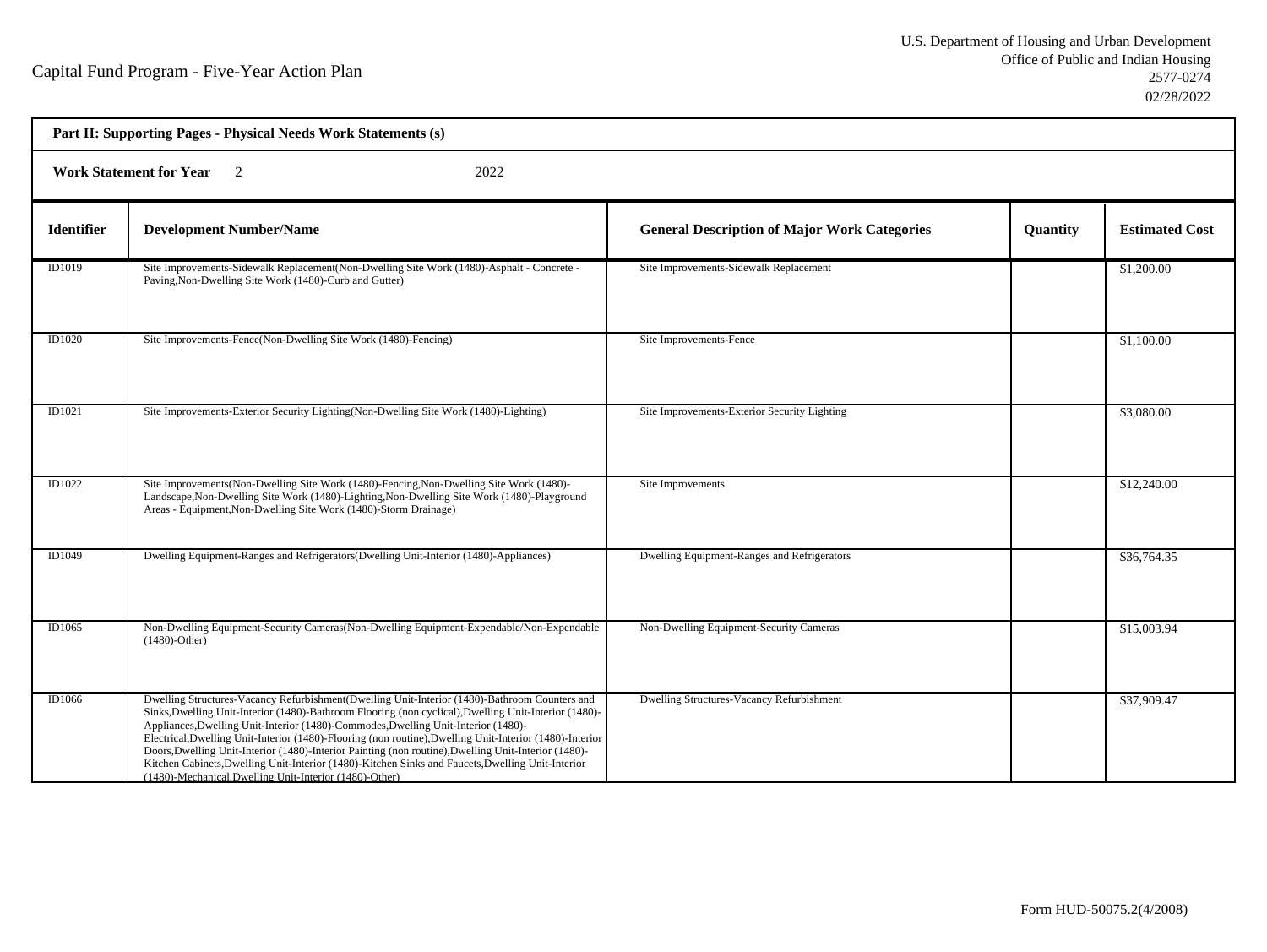Capital Fund Program - Five-Year Action Plan

U.S. Department of Housing and Urban Development
Office of Public and Indian Housing
2577-0274
02/28/2022

**Part II: Supporting Pages - Physical Needs Work Statements (s)**

**Work Statement for Year** 2 2022

| Identifier | Development Number/Name | General Description of Major Work Categories | Quantity | Estimated Cost |
|---|---|---|---|---|
| ID1019 | Site Improvements-Sidewalk Replacement(Non-Dwelling Site Work (1480)-Asphalt - Concrete - Paving,Non-Dwelling Site Work (1480)-Curb and Gutter) | Site Improvements-Sidewalk Replacement | | $1,200.00 |
| ID1020 | Site Improvements-Fence(Non-Dwelling Site Work (1480)-Fencing) | Site Improvements-Fence | | $1,100.00 |
| ID1021 | Site Improvements-Exterior Security Lighting(Non-Dwelling Site Work (1480)-Lighting) | Site Improvements-Exterior Security Lighting | | $3,080.00 |
| ID1022 | Site Improvements(Non-Dwelling Site Work (1480)-Fencing,Non-Dwelling Site Work (1480)-Landscape,Non-Dwelling Site Work (1480)-Lighting,Non-Dwelling Site Work (1480)-Playground Areas - Equipment,Non-Dwelling Site Work (1480)-Storm Drainage) | Site Improvements | | $12,240.00 |
| ID1049 | Dwelling Equipment-Ranges and Refrigerators(Dwelling Unit-Interior (1480)-Appliances) | Dwelling Equipment-Ranges and Refrigerators | | $36,764.35 |
| ID1065 | Non-Dwelling Equipment-Security Cameras(Non-Dwelling Equipment-Expendable/Non-Expendable (1480)-Other) | Non-Dwelling Equipment-Security Cameras | | $15,003.94 |
| ID1066 | Dwelling Structures-Vacancy Refurbishment(Dwelling Unit-Interior (1480)-Bathroom Counters and Sinks,Dwelling Unit-Interior (1480)-Bathroom Flooring (non cyclical),Dwelling Unit-Interior (1480)-Appliances,Dwelling Unit-Interior (1480)-Commodes,Dwelling Unit-Interior (1480)-Electrical,Dwelling Unit-Interior (1480)-Flooring (non routine),Dwelling Unit-Interior (1480)-Interior Doors,Dwelling Unit-Interior (1480)-Interior Painting (non routine),Dwelling Unit-Interior (1480)-Kitchen Cabinets,Dwelling Unit-Interior (1480)-Kitchen Sinks and Faucets,Dwelling Unit-Interior (1480)-Mechanical,Dwelling Unit-Interior (1480)-Other) | Dwelling Structures-Vacancy Refurbishment | | $37,909.47 |

Form HUD-50075.2(4/2008)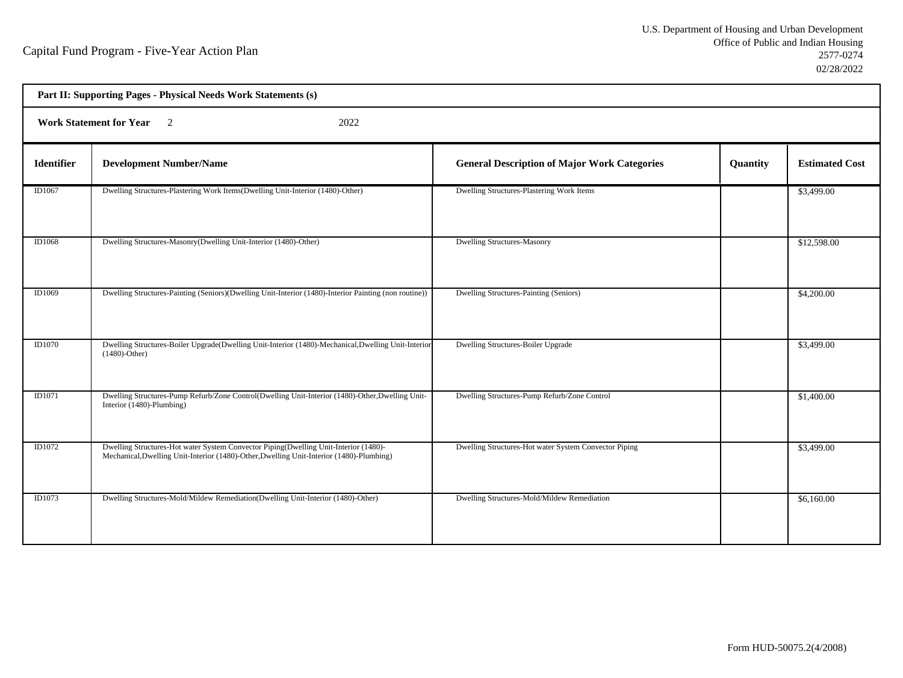Capital Fund Program - Five-Year Action Plan

U.S. Department of Housing and Urban Development
Office of Public and Indian Housing
2577-0274
02/28/2022

**Part II: Supporting Pages - Physical Needs Work Statements (s)**

**Work Statement for Year** 2 2022

| Identifier | Development Number/Name | General Description of Major Work Categories | Quantity | Estimated Cost |
|---|---|---|---|---|
| ID1067 | Dwelling Structures-Plastering Work Items(Dwelling Unit-Interior (1480)-Other) | Dwelling Structures-Plastering Work Items | | $3,499.00 |
| ID1068 | Dwelling Structures-Masonry(Dwelling Unit-Interior (1480)-Other) | Dwelling Structures-Masonry | | $12,598.00 |
| ID1069 | Dwelling Structures-Painting (Seniors)(Dwelling Unit-Interior (1480)-Interior Painting (non routine)) | Dwelling Structures-Painting (Seniors) | | $4,200.00 |
| ID1070 | Dwelling Structures-Boiler Upgrade(Dwelling Unit-Interior (1480)-Mechanical,Dwelling Unit-Interior (1480)-Other) | Dwelling Structures-Boiler Upgrade | | $3,499.00 |
| ID1071 | Dwelling Structures-Pump Refurb/Zone Control(Dwelling Unit-Interior (1480)-Other,Dwelling Unit-Interior (1480)-Plumbing) | Dwelling Structures-Pump Refurb/Zone Control | | $1,400.00 |
| ID1072 | Dwelling Structures-Hot water System Convector Piping(Dwelling Unit-Interior (1480)-Mechanical,Dwelling Unit-Interior (1480)-Other,Dwelling Unit-Interior (1480)-Plumbing) | Dwelling Structures-Hot water System Convector Piping | | $3,499.00 |
| ID1073 | Dwelling Structures-Mold/Mildew Remediation(Dwelling Unit-Interior (1480)-Other) | Dwelling Structures-Mold/Mildew Remediation | | $6,160.00 |

Form HUD-50075.2(4/2008)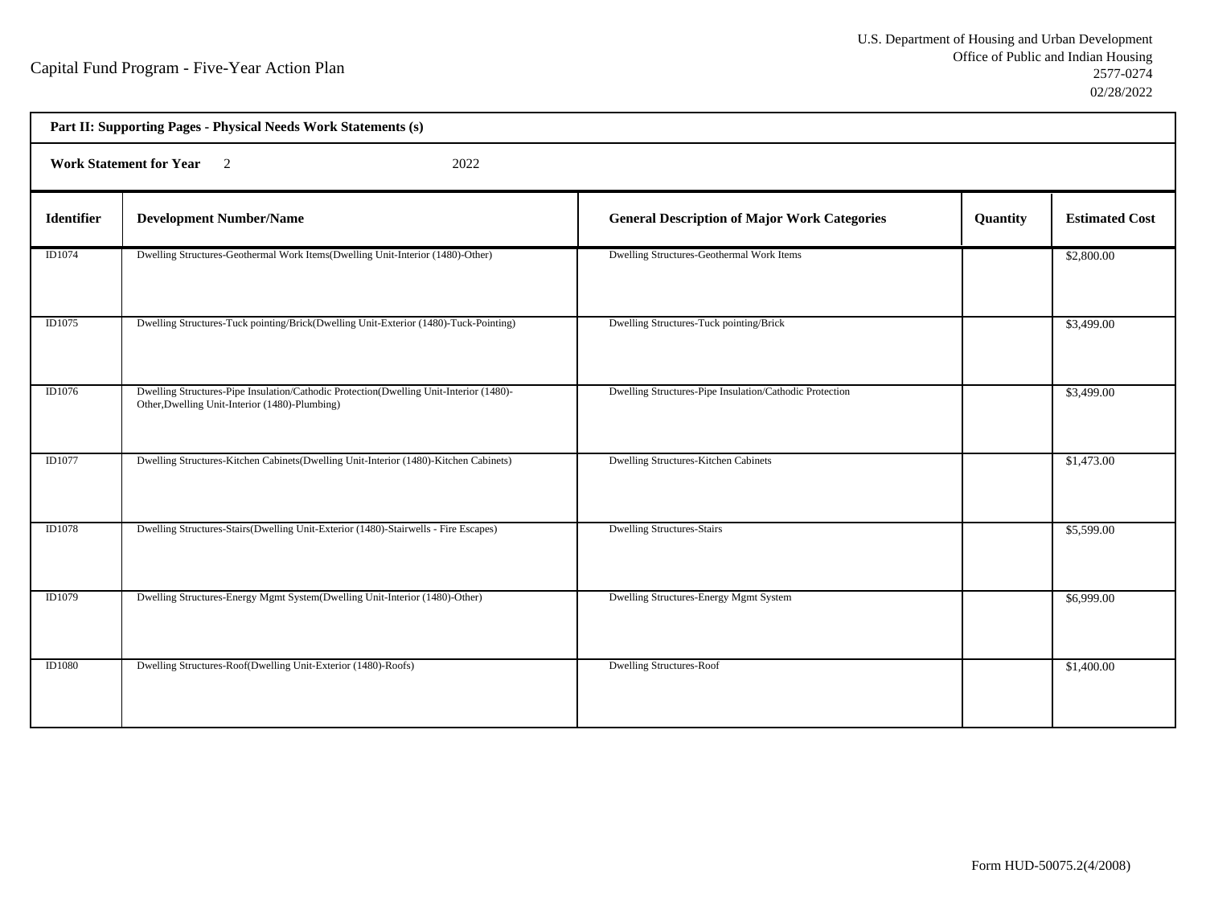Capital Fund Program - Five-Year Action Plan

U.S. Department of Housing and Urban Development
Office of Public and Indian Housing
2577-0274
02/28/2022

**Part II: Supporting Pages - Physical Needs Work Statements (s)**

**Work Statement for Year** 2 2022

| Identifier | Development Number/Name | General Description of Major Work Categories | Quantity | Estimated Cost |
|---|---|---|---|---|
| ID1074 | Dwelling Structures-Geothermal Work Items(Dwelling Unit-Interior (1480)-Other) | Dwelling Structures-Geothermal Work Items | | $2,800.00 |
| ID1075 | Dwelling Structures-Tuck pointing/Brick(Dwelling Unit-Exterior (1480)-Tuck-Pointing) | Dwelling Structures-Tuck pointing/Brick | | $3,499.00 |
| ID1076 | Dwelling Structures-Pipe Insulation/Cathodic Protection(Dwelling Unit-Interior (1480)-Other,Dwelling Unit-Interior (1480)-Plumbing) | Dwelling Structures-Pipe Insulation/Cathodic Protection | | $3,499.00 |
| ID1077 | Dwelling Structures-Kitchen Cabinets(Dwelling Unit-Interior (1480)-Kitchen Cabinets) | Dwelling Structures-Kitchen Cabinets | | $1,473.00 |
| ID1078 | Dwelling Structures-Stairs(Dwelling Unit-Exterior (1480)-Stairwells - Fire Escapes) | Dwelling Structures-Stairs | | $5,599.00 |
| ID1079 | Dwelling Structures-Energy Mgmt System(Dwelling Unit-Interior (1480)-Other) | Dwelling Structures-Energy Mgmt System | | $6,999.00 |
| ID1080 | Dwelling Structures-Roof(Dwelling Unit-Exterior (1480)-Roofs) | Dwelling Structures-Roof | | $1,400.00 |

Form HUD-50075.2(4/2008)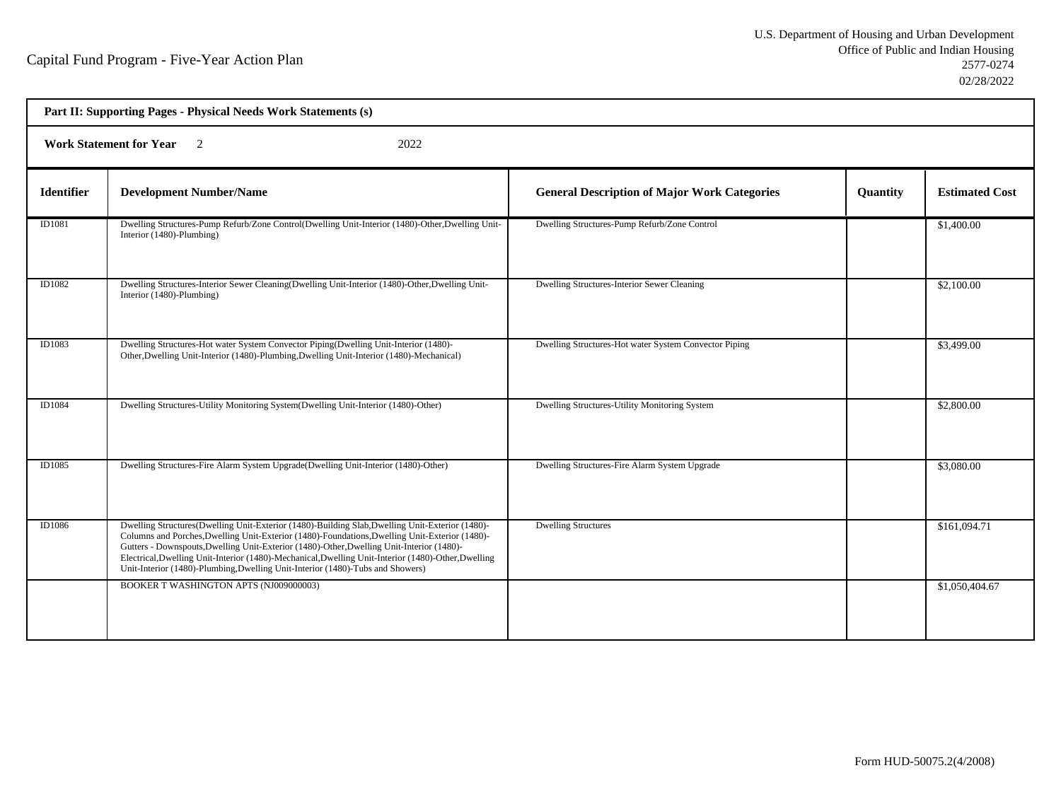Capital Fund Program - Five-Year Action Plan

U.S. Department of Housing and Urban Development
Office of Public and Indian Housing
2577-0274
02/28/2022

**Part II: Supporting Pages - Physical Needs Work Statements (s)**

**Work Statement for Year** 2 2022

| Identifier | Development Number/Name | General Description of Major Work Categories | Quantity | Estimated Cost |
|---|---|---|---|---|
| ID1081 | Dwelling Structures-Pump Refurb/Zone Control(Dwelling Unit-Interior (1480)-Other,Dwelling Unit-Interior (1480)-Plumbing) | Dwelling Structures-Pump Refurb/Zone Control | | $1,400.00 |
| ID1082 | Dwelling Structures-Interior Sewer Cleaning(Dwelling Unit-Interior (1480)-Other,Dwelling Unit-Interior (1480)-Plumbing) | Dwelling Structures-Interior Sewer Cleaning | | $2,100.00 |
| ID1083 | Dwelling Structures-Hot water System Convector Piping(Dwelling Unit-Interior (1480)-Other,Dwelling Unit-Interior (1480)-Plumbing,Dwelling Unit-Interior (1480)-Mechanical) | Dwelling Structures-Hot water System Convector Piping | | $3,499.00 |
| ID1084 | Dwelling Structures-Utility Monitoring System(Dwelling Unit-Interior (1480)-Other) | Dwelling Structures-Utility Monitoring System | | $2,800.00 |
| ID1085 | Dwelling Structures-Fire Alarm System Upgrade(Dwelling Unit-Interior (1480)-Other) | Dwelling Structures-Fire Alarm System Upgrade | | $3,080.00 |
| ID1086 | Dwelling Structures(Dwelling Unit-Exterior (1480)-Building Slab,Dwelling Unit-Exterior (1480)-Columns and Porches,Dwelling Unit-Exterior (1480)-Foundations,Dwelling Unit-Exterior (1480)-Gutters - Downspouts,Dwelling Unit-Exterior (1480)-Other,Dwelling Unit-Interior (1480)-Electrical,Dwelling Unit-Interior (1480)-Mechanical,Dwelling Unit-Interior (1480)-Other,Dwelling Unit-Interior (1480)-Plumbing,Dwelling Unit-Interior (1480)-Tubs and Showers) | Dwelling Structures | | $161,094.71 |
| | BOOKER T WASHINGTON APTS (NJ009000003) | | | $1,050,404.67 |

Form HUD-50075.2(4/2008)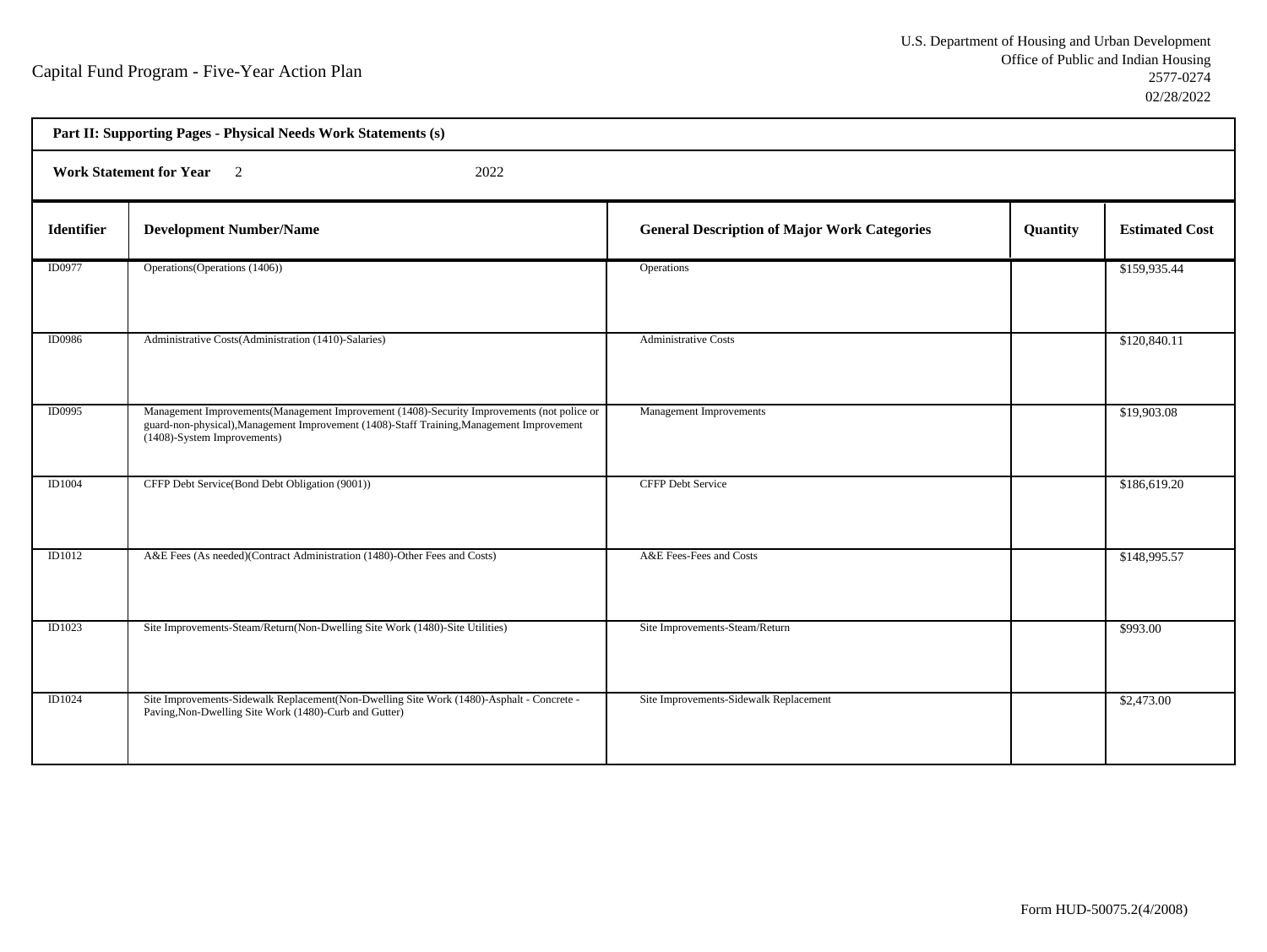Capital Fund Program - Five-Year Action Plan

U.S. Department of Housing and Urban Development
Office of Public and Indian Housing
2577-0274
02/28/2022

**Part II: Supporting Pages - Physical Needs Work Statements (s)**

**Work Statement for Year** 2 2022

| Identifier | Development Number/Name | General Description of Major Work Categories | Quantity | Estimated Cost |
|---|---|---|---|---|
| ID0977 | Operations(Operations (1406)) | Operations | | $159,935.44 |
| ID0986 | Administrative Costs(Administration (1410)-Salaries) | Administrative Costs | | $120,840.11 |
| ID0995 | Management Improvements(Management Improvement (1408)-Security Improvements (not police or guard-non-physical),Management Improvement (1408)-Staff Training,Management Improvement (1408)-System Improvements) | Management Improvements | | $19,903.08 |
| ID1004 | CFFP Debt Service(Bond Debt Obligation (9001)) | CFFP Debt Service | | $186,619.20 |
| ID1012 | A&E Fees (As needed)(Contract Administration (1480)-Other Fees and Costs) | A&E Fees-Fees and Costs | | $148,995.57 |
| ID1023 | Site Improvements-Steam/Return(Non-Dwelling Site Work (1480)-Site Utilities) | Site Improvements-Steam/Return | | $993.00 |
| ID1024 | Site Improvements-Sidewalk Replacement(Non-Dwelling Site Work (1480)-Asphalt - Concrete - Paving,Non-Dwelling Site Work (1480)-Curb and Gutter) | Site Improvements-Sidewalk Replacement | | $2,473.00 |

Form HUD-50075.2(4/2008)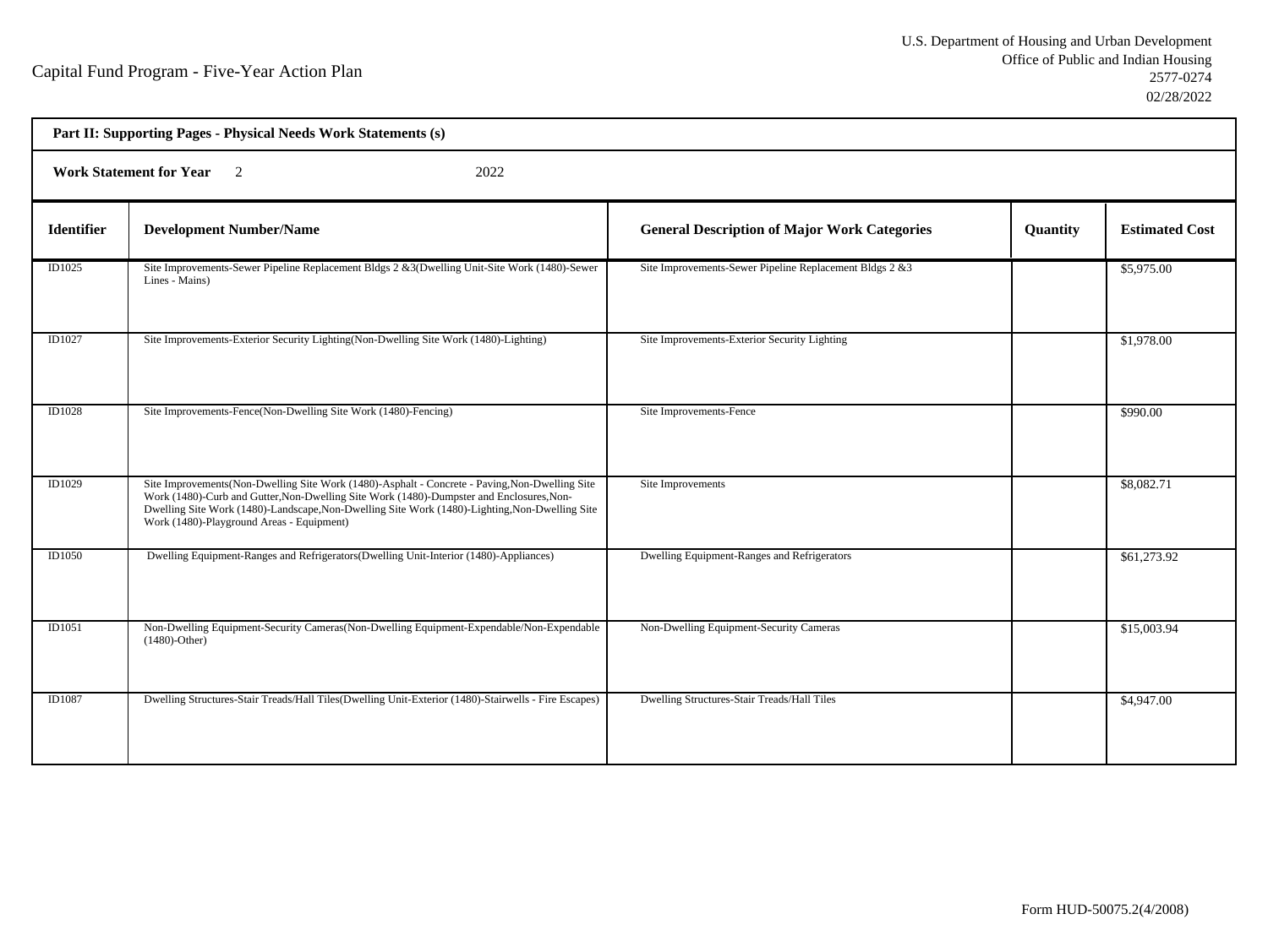Capital Fund Program - Five-Year Action Plan

U.S. Department of Housing and Urban Development
Office of Public and Indian Housing
2577-0274
02/28/2022

**Part II: Supporting Pages - Physical Needs Work Statements (s)**

**Work Statement for Year** 2 2022

| Identifier | Development Number/Name | General Description of Major Work Categories | Quantity | Estimated Cost |
|---|---|---|---|---|
| ID1025 | Site Improvements-Sewer Pipeline Replacement Bldgs 2 &3(Dwelling Unit-Site Work (1480)-Sewer Lines - Mains) | Site Improvements-Sewer Pipeline Replacement Bldgs 2 &3 | | $5,975.00 |
| ID1027 | Site Improvements-Exterior Security Lighting(Non-Dwelling Site Work (1480)-Lighting) | Site Improvements-Exterior Security Lighting | | $1,978.00 |
| ID1028 | Site Improvements-Fence(Non-Dwelling Site Work (1480)-Fencing) | Site Improvements-Fence | | $990.00 |
| ID1029 | Site Improvements(Non-Dwelling Site Work (1480)-Asphalt - Concrete - Paving,Non-Dwelling Site Work (1480)-Curb and Gutter,Non-Dwelling Site Work (1480)-Dumpster and Enclosures,Non-Dwelling Site Work (1480)-Landscape,Non-Dwelling Site Work (1480)-Lighting,Non-Dwelling Site Work (1480)-Playground Areas - Equipment) | Site Improvements | | $8,082.71 |
| ID1050 | Dwelling Equipment-Ranges and Refrigerators(Dwelling Unit-Interior (1480)-Appliances) | Dwelling Equipment-Ranges and Refrigerators | | $61,273.92 |
| ID1051 | Non-Dwelling Equipment-Security Cameras(Non-Dwelling Equipment-Expendable/Non-Expendable (1480)-Other) | Non-Dwelling Equipment-Security Cameras | | $15,003.94 |
| ID1087 | Dwelling Structures-Stair Treads/Hall Tiles(Dwelling Unit-Exterior (1480)-Stairwells - Fire Escapes) | Dwelling Structures-Stair Treads/Hall Tiles | | $4,947.00 |

Form HUD-50075.2(4/2008)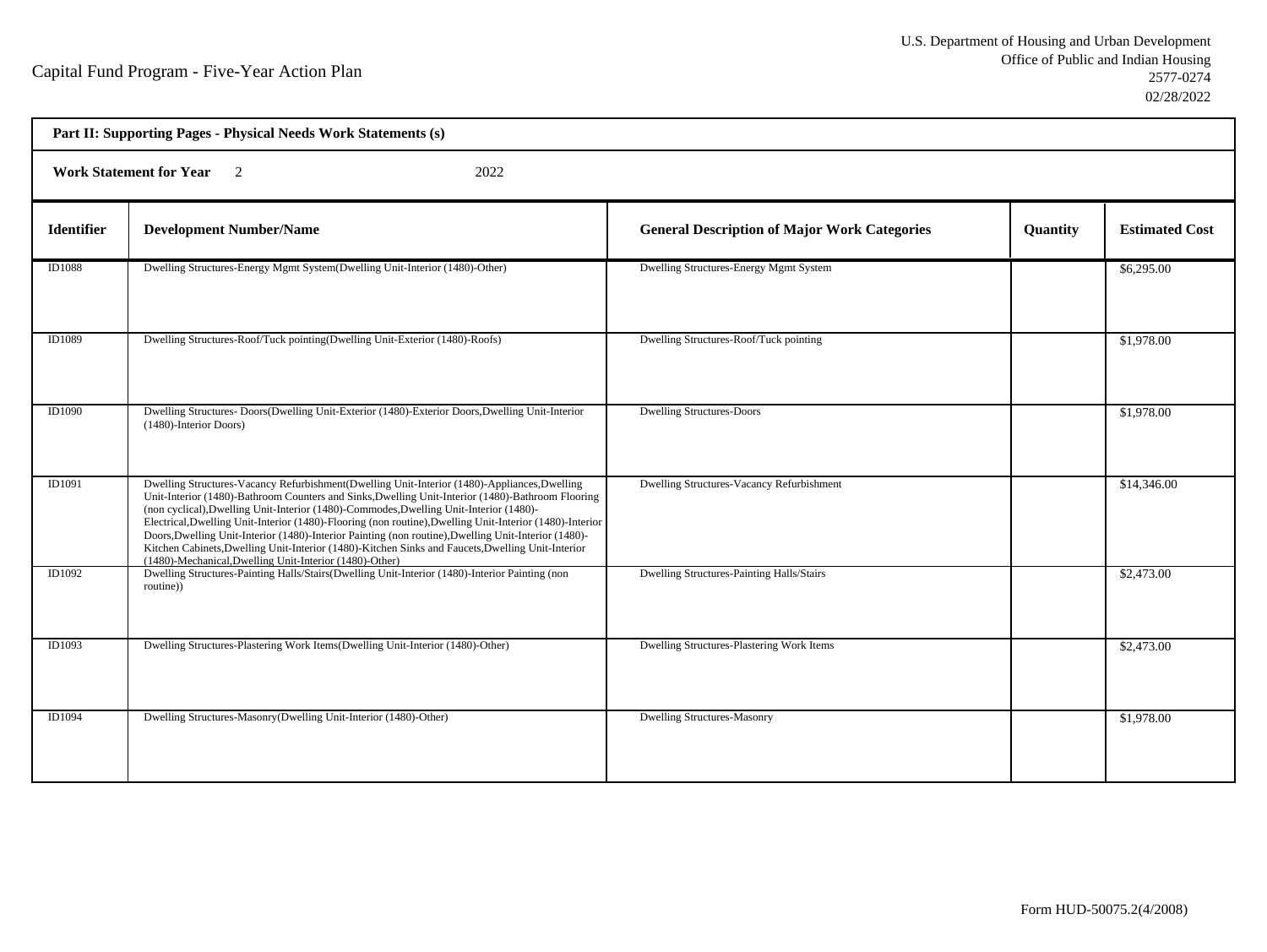Capital Fund Program - Five-Year Action Plan

U.S. Department of Housing and Urban Development
Office of Public and Indian Housing
2577-0274
02/28/2022

**Part II: Supporting Pages - Physical Needs Work Statements (s)**

**Work Statement for Year** 2 2022

| Identifier | Development Number/Name | General Description of Major Work Categories | Quantity | Estimated Cost |
|---|---|---|---|---|
| ID1088 | Dwelling Structures-Energy Mgmt System(Dwelling Unit-Interior (1480)-Other) | Dwelling Structures-Energy Mgmt System | | $6,295.00 |
| ID1089 | Dwelling Structures-Roof/Tuck pointing(Dwelling Unit-Exterior (1480)-Roofs) | Dwelling Structures-Roof/Tuck pointing | | $1,978.00 |
| ID1090 | Dwelling Structures- Doors(Dwelling Unit-Exterior (1480)-Exterior Doors,Dwelling Unit-Interior (1480)-Interior Doors) | Dwelling Structures-Doors | | $1,978.00 |
| ID1091 | Dwelling Structures-Vacancy Refurbishment(Dwelling Unit-Interior (1480)-Appliances,Dwelling Unit-Interior (1480)-Bathroom Counters and Sinks,Dwelling Unit-Interior (1480)-Bathroom Flooring (non cyclical),Dwelling Unit-Interior (1480)-Commodes,Dwelling Unit-Interior (1480)-Electrical,Dwelling Unit-Interior (1480)-Flooring (non routine),Dwelling Unit-Interior (1480)-Interior Doors,Dwelling Unit-Interior (1480)-Interior Painting (non routine),Dwelling Unit-Interior (1480)-Kitchen Cabinets,Dwelling Unit-Interior (1480)-Kitchen Sinks and Faucets,Dwelling Unit-Interior (1480)-Mechanical,Dwelling Unit-Interior (1480)-Other) | Dwelling Structures-Vacancy Refurbishment | | $14,346.00 |
| ID1092 | Dwelling Structures-Painting Halls/Stairs(Dwelling Unit-Interior (1480)-Interior Painting (non routine)) | Dwelling Structures-Painting Halls/Stairs | | $2,473.00 |
| ID1093 | Dwelling Structures-Plastering Work Items(Dwelling Unit-Interior (1480)-Other) | Dwelling Structures-Plastering Work Items | | $2,473.00 |
| ID1094 | Dwelling Structures-Masonry(Dwelling Unit-Interior (1480)-Other) | Dwelling Structures-Masonry | | $1,978.00 |

Form HUD-50075.2(4/2008)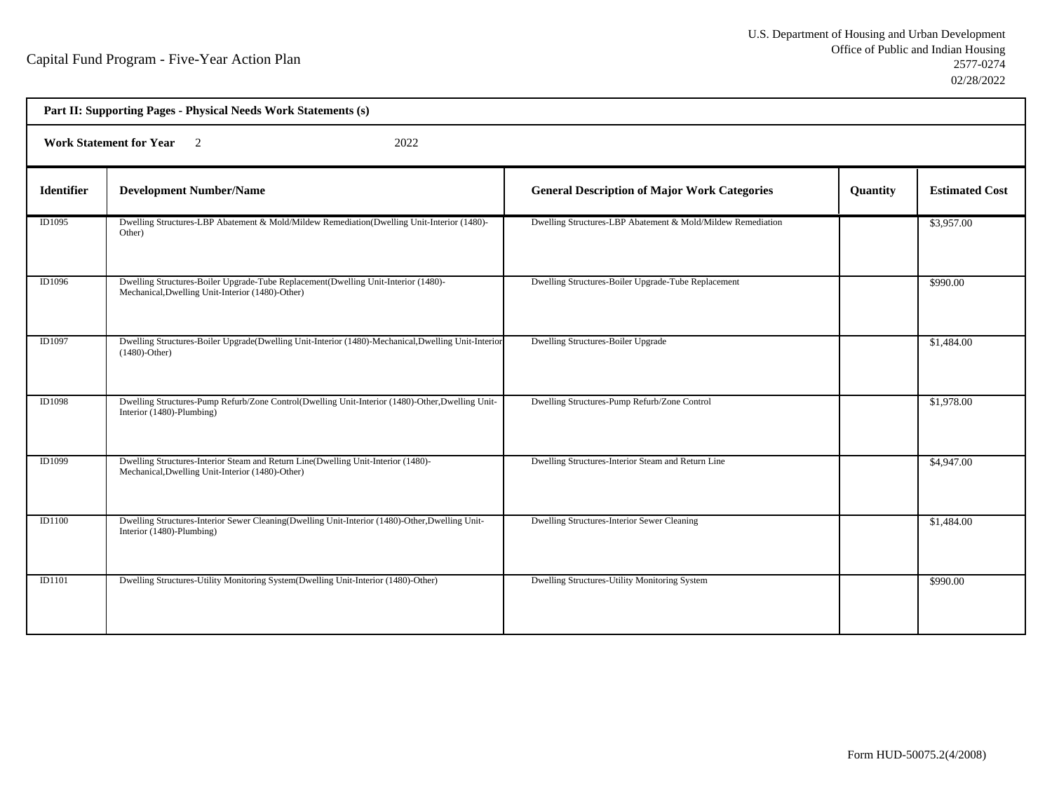Capital Fund Program - Five-Year Action Plan

U.S. Department of Housing and Urban Development
Office of Public and Indian Housing
2577-0274
02/28/2022

**Part II: Supporting Pages - Physical Needs Work Statements (s)**

**Work Statement for Year** 2 2022

| Identifier | Development Number/Name | General Description of Major Work Categories | Quantity | Estimated Cost |
|---|---|---|---|---|
| ID1095 | Dwelling Structures-LBP Abatement & Mold/Mildew Remediation(Dwelling Unit-Interior (1480)-Other) | Dwelling Structures-LBP Abatement & Mold/Mildew Remediation | | $3,957.00 |
| ID1096 | Dwelling Structures-Boiler Upgrade-Tube Replacement(Dwelling Unit-Interior (1480)-Mechanical,Dwelling Unit-Interior (1480)-Other) | Dwelling Structures-Boiler Upgrade-Tube Replacement | | $990.00 |
| ID1097 | Dwelling Structures-Boiler Upgrade(Dwelling Unit-Interior (1480)-Mechanical,Dwelling Unit-Interior (1480)-Other) | Dwelling Structures-Boiler Upgrade | | $1,484.00 |
| ID1098 | Dwelling Structures-Pump Refurb/Zone Control(Dwelling Unit-Interior (1480)-Other,Dwelling Unit-Interior (1480)-Plumbing) | Dwelling Structures-Pump Refurb/Zone Control | | $1,978.00 |
| ID1099 | Dwelling Structures-Interior Steam and Return Line(Dwelling Unit-Interior (1480)-Mechanical,Dwelling Unit-Interior (1480)-Other) | Dwelling Structures-Interior Steam and Return Line | | $4,947.00 |
| ID1100 | Dwelling Structures-Interior Sewer Cleaning(Dwelling Unit-Interior (1480)-Other,Dwelling Unit-Interior (1480)-Plumbing) | Dwelling Structures-Interior Sewer Cleaning | | $1,484.00 |
| ID1101 | Dwelling Structures-Utility Monitoring System(Dwelling Unit-Interior (1480)-Other) | Dwelling Structures-Utility Monitoring System | | $990.00 |

Form HUD-50075.2(4/2008)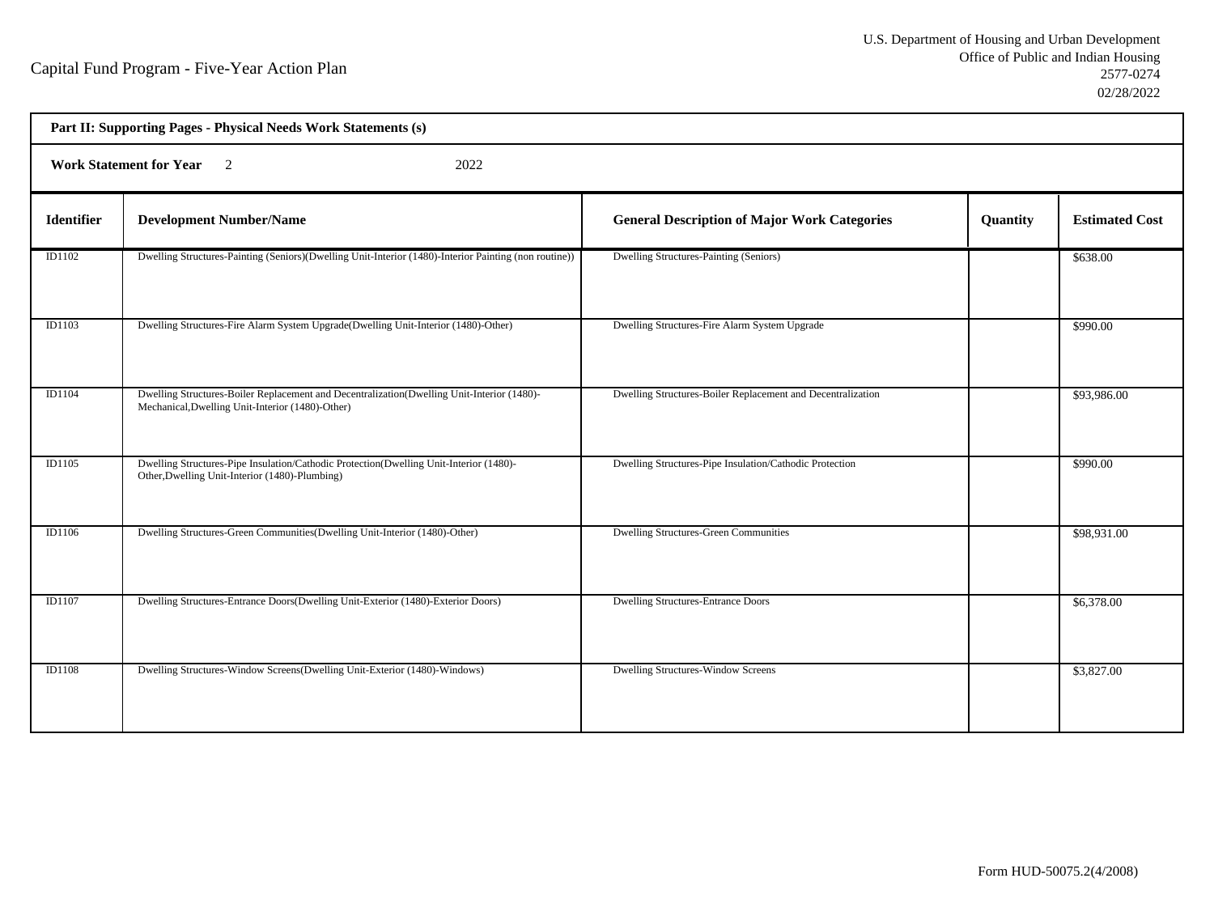Capital Fund Program - Five-Year Action Plan

U.S. Department of Housing and Urban Development
Office of Public and Indian Housing
2577-0274
02/28/2022

**Part II: Supporting Pages - Physical Needs Work Statements (s)**

**Work Statement for Year** 2 2022

| Identifier | Development Number/Name | General Description of Major Work Categories | Quantity | Estimated Cost |
|---|---|---|---|---|
| ID1102 | Dwelling Structures-Painting (Seniors)(Dwelling Unit-Interior (1480)-Interior Painting (non routine)) | Dwelling Structures-Painting (Seniors) | | $638.00 |
| ID1103 | Dwelling Structures-Fire Alarm System Upgrade(Dwelling Unit-Interior (1480)-Other) | Dwelling Structures-Fire Alarm System Upgrade | | $990.00 |
| ID1104 | Dwelling Structures-Boiler Replacement and Decentralization(Dwelling Unit-Interior (1480)-Mechanical,Dwelling Unit-Interior (1480)-Other) | Dwelling Structures-Boiler Replacement and Decentralization | | $93,986.00 |
| ID1105 | Dwelling Structures-Pipe Insulation/Cathodic Protection(Dwelling Unit-Interior (1480)-Other,Dwelling Unit-Interior (1480)-Plumbing) | Dwelling Structures-Pipe Insulation/Cathodic Protection | | $990.00 |
| ID1106 | Dwelling Structures-Green Communities(Dwelling Unit-Interior (1480)-Other) | Dwelling Structures-Green Communities | | $98,931.00 |
| ID1107 | Dwelling Structures-Entrance Doors(Dwelling Unit-Exterior (1480)-Exterior Doors) | Dwelling Structures-Entrance Doors | | $6,378.00 |
| ID1108 | Dwelling Structures-Window Screens(Dwelling Unit-Exterior (1480)-Windows) | Dwelling Structures-Window Screens | | $3,827.00 |

Form HUD-50075.2(4/2008)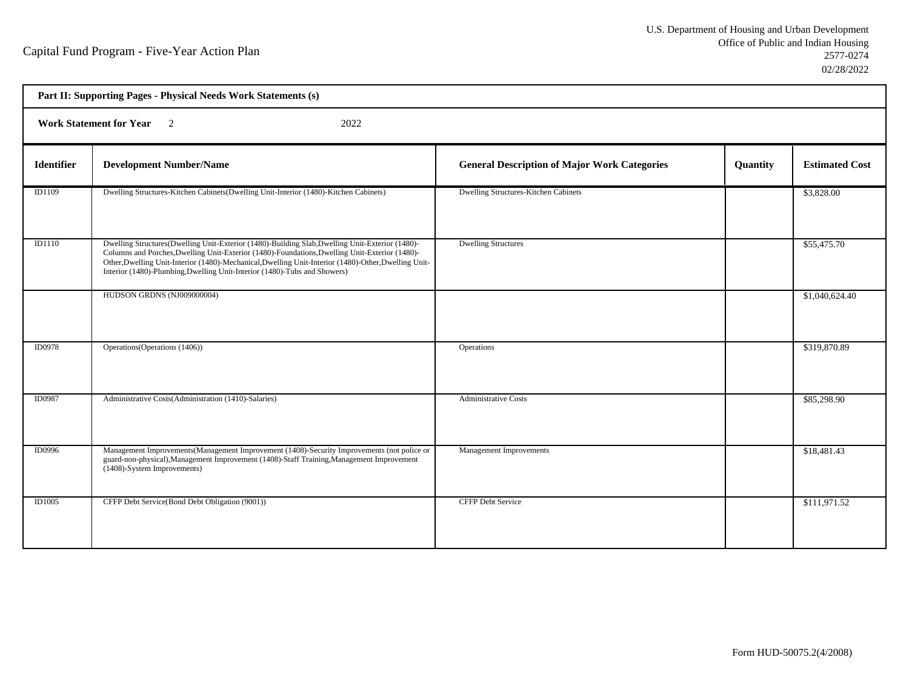Capital Fund Program - Five-Year Action Plan

U.S. Department of Housing and Urban Development
Office of Public and Indian Housing
2577-0274
02/28/2022

**Part II: Supporting Pages - Physical Needs Work Statements (s)**

**Work Statement for Year** 2 2022

| Identifier | Development Number/Name | General Description of Major Work Categories | Quantity | Estimated Cost |
|---|---|---|---|---|
| ID1109 | Dwelling Structures-Kitchen Cabinets(Dwelling Unit-Interior (1480)-Kitchen Cabinets) | Dwelling Structures-Kitchen Cabinets | | $3,828.00 |
| ID1110 | Dwelling Structures(Dwelling Unit-Exterior (1480)-Building Slab,Dwelling Unit-Exterior (1480)-Columns and Porches,Dwelling Unit-Exterior (1480)-Foundations,Dwelling Unit-Exterior (1480)-Other,Dwelling Unit-Interior (1480)-Mechanical,Dwelling Unit-Interior (1480)-Other,Dwelling Unit-Interior (1480)-Plumbing,Dwelling Unit-Interior (1480)-Tubs and Showers) | Dwelling Structures | | $55,475.70 |
| | HUDSON GRDNS (NJ009000004) | | | $1,040,624.40 |
| ID0978 | Operations(Operations (1406)) | Operations | | $319,870.89 |
| ID0987 | Administrative Costs(Administration (1410)-Salaries) | Administrative Costs | | $85,298.90 |
| ID0996 | Management Improvements(Management Improvement (1408)-Security Improvements (not police or guard-non-physical),Management Improvement (1408)-Staff Training,Management Improvement (1408)-System Improvements) | Management Improvements | | $18,481.43 |
| ID1005 | CFFP Debt Service(Bond Debt Obligation (9001)) | CFFP Debt Service | | $111,971.52 |

Form HUD-50075.2(4/2008)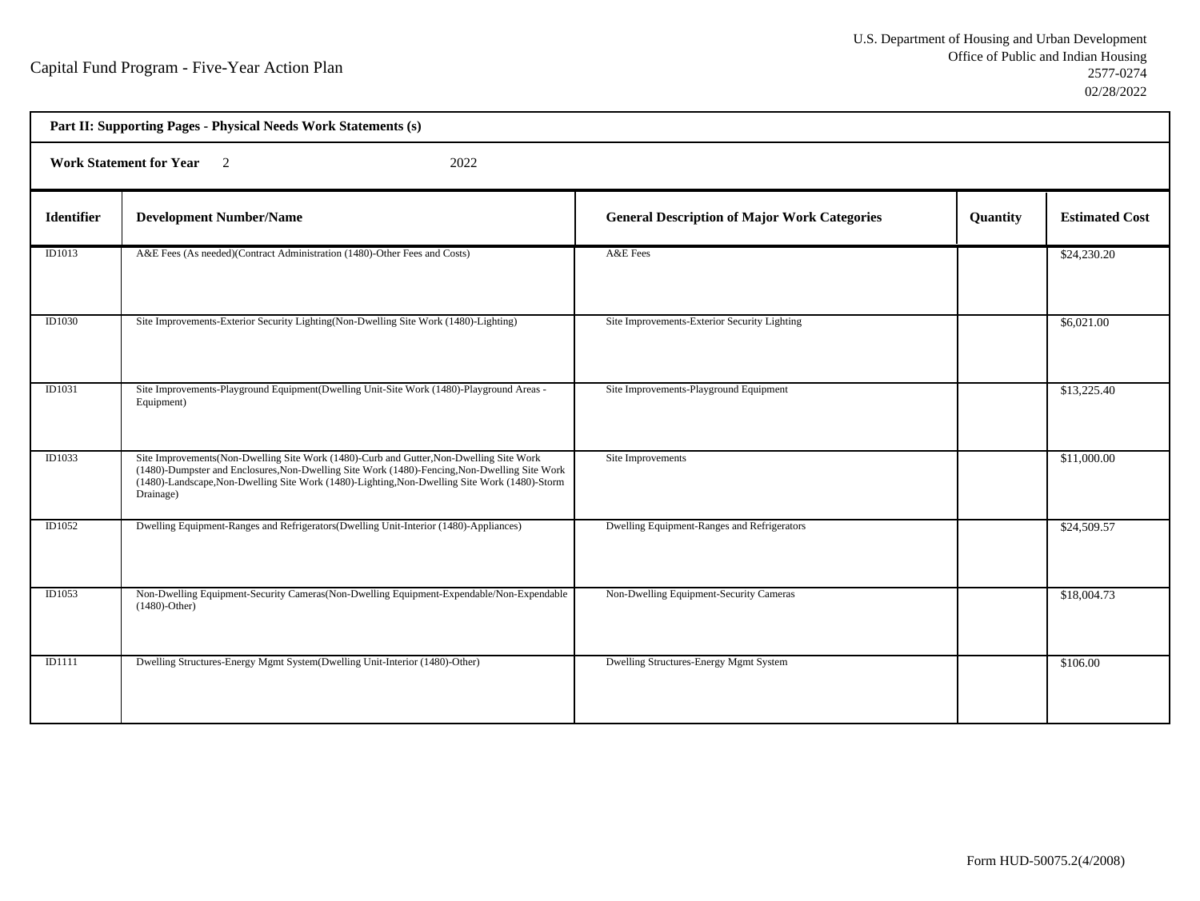Capital Fund Program - Five-Year Action Plan

U.S. Department of Housing and Urban Development
Office of Public and Indian Housing
2577-0274
02/28/2022

**Part II: Supporting Pages - Physical Needs Work Statements (s)**

**Work Statement for Year** 2 2022

| Identifier | Development Number/Name | General Description of Major Work Categories | Quantity | Estimated Cost |
|---|---|---|---|---|
| ID1013 | A&E Fees (As needed)(Contract Administration (1480)-Other Fees and Costs) | A&E Fees | | $24,230.20 |
| ID1030 | Site Improvements-Exterior Security Lighting(Non-Dwelling Site Work (1480)-Lighting) | Site Improvements-Exterior Security Lighting | | $6,021.00 |
| ID1031 | Site Improvements-Playground Equipment(Dwelling Unit-Site Work (1480)-Playground Areas - Equipment) | Site Improvements-Playground Equipment | | $13,225.40 |
| ID1033 | Site Improvements(Non-Dwelling Site Work (1480)-Curb and Gutter,Non-Dwelling Site Work (1480)-Dumpster and Enclosures,Non-Dwelling Site Work (1480)-Fencing,Non-Dwelling Site Work (1480)-Landscape,Non-Dwelling Site Work (1480)-Lighting,Non-Dwelling Site Work (1480)-Storm Drainage) | Site Improvements | | $11,000.00 |
| ID1052 | Dwelling Equipment-Ranges and Refrigerators(Dwelling Unit-Interior (1480)-Appliances) | Dwelling Equipment-Ranges and Refrigerators | | $24,509.57 |
| ID1053 | Non-Dwelling Equipment-Security Cameras(Non-Dwelling Equipment-Expendable/Non-Expendable (1480)-Other) | Non-Dwelling Equipment-Security Cameras | | $18,004.73 |
| ID1111 | Dwelling Structures-Energy Mgmt System(Dwelling Unit-Interior (1480)-Other) | Dwelling Structures-Energy Mgmt System | | $106.00 |

Form HUD-50075.2(4/2008)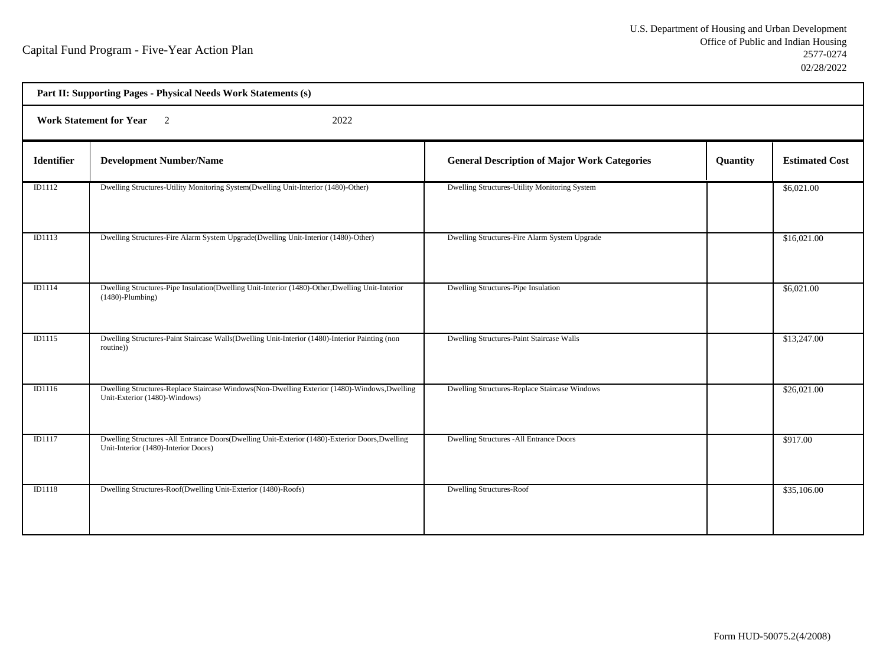# Capital Fund Program - Five-Year Action Plan

U.S. Department of Housing and Urban Development
Office of Public and Indian Housing
2577-0274
02/28/2022

**Part II: Supporting Pages - Physical Needs Work Statements (s)**

**Work Statement for Year** 2 2022

| Identifier | Development Number/Name | General Description of Major Work Categories | Quantity | Estimated Cost |
|---|---|---|---|---|
| ID1112 | Dwelling Structures-Utility Monitoring System(Dwelling Unit-Interior (1480)-Other) | Dwelling Structures-Utility Monitoring System | | $6,021.00 |
| ID1113 | Dwelling Structures-Fire Alarm System Upgrade(Dwelling Unit-Interior (1480)-Other) | Dwelling Structures-Fire Alarm System Upgrade | | $16,021.00 |
| ID1114 | Dwelling Structures-Pipe Insulation(Dwelling Unit-Interior (1480)-Other,Dwelling Unit-Interior (1480)-Plumbing) | Dwelling Structures-Pipe Insulation | | $6,021.00 |
| ID1115 | Dwelling Structures-Paint Staircase Walls(Dwelling Unit-Interior (1480)-Interior Painting (non routine)) | Dwelling Structures-Paint Staircase Walls | | $13,247.00 |
| ID1116 | Dwelling Structures-Replace Staircase Windows(Non-Dwelling Exterior (1480)-Windows,Dwelling Unit-Exterior (1480)-Windows) | Dwelling Structures-Replace Staircase Windows | | $26,021.00 |
| ID1117 | Dwelling Structures -All Entrance Doors(Dwelling Unit-Exterior (1480)-Exterior Doors,Dwelling Unit-Interior (1480)-Interior Doors) | Dwelling Structures -All Entrance Doors | | $917.00 |
| ID1118 | Dwelling Structures-Roof(Dwelling Unit-Exterior (1480)-Roofs) | Dwelling Structures-Roof | | $35,106.00 |

Form HUD-50075.2(4/2008)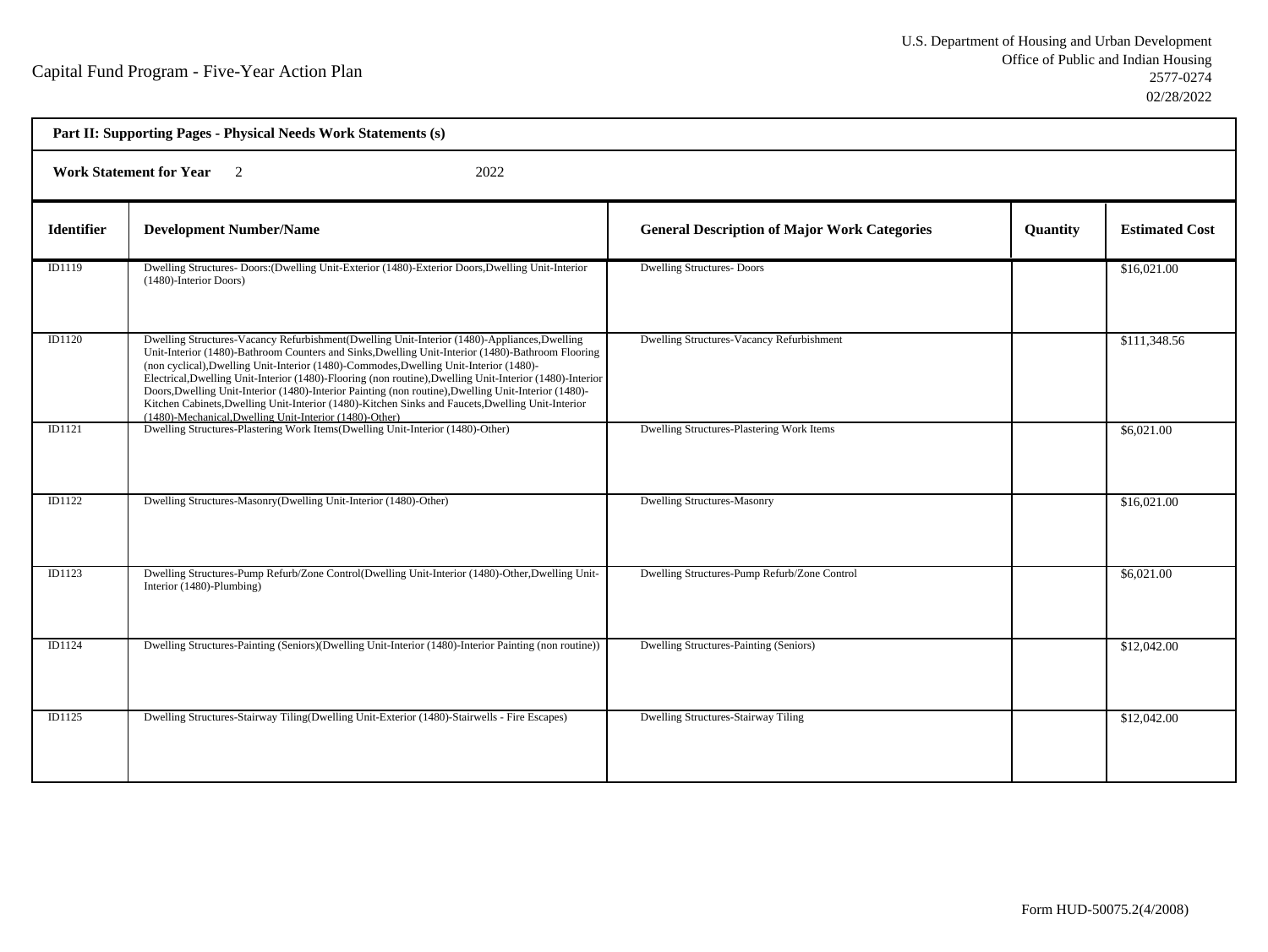Capital Fund Program - Five-Year Action Plan

U.S. Department of Housing and Urban Development
Office of Public and Indian Housing
2577-0274
02/28/2022

**Part II: Supporting Pages - Physical Needs Work Statements (s)**

**Work Statement for Year** 2 2022

| Identifier | Development Number/Name | General Description of Major Work Categories | Quantity | Estimated Cost |
|---|---|---|---|---|
| ID1119 | Dwelling Structures- Doors:(Dwelling Unit-Exterior (1480)-Exterior Doors,Dwelling Unit-Interior (1480)-Interior Doors) | Dwelling Structures- Doors | | $16,021.00 |
| ID1120 | Dwelling Structures-Vacancy Refurbishment(Dwelling Unit-Interior (1480)-Appliances,Dwelling Unit-Interior (1480)-Bathroom Counters and Sinks,Dwelling Unit-Interior (1480)-Bathroom Flooring (non cyclical),Dwelling Unit-Interior (1480)-Commodes,Dwelling Unit-Interior (1480)-Electrical,Dwelling Unit-Interior (1480)-Flooring (non routine),Dwelling Unit-Interior (1480)-Interior Doors,Dwelling Unit-Interior (1480)-Interior Painting (non routine),Dwelling Unit-Interior (1480)-Kitchen Cabinets,Dwelling Unit-Interior (1480)-Kitchen Sinks and Faucets,Dwelling Unit-Interior (1480)-Mechanical,Dwelling Unit-Interior (1480)-Other) | Dwelling Structures-Vacancy Refurbishment | | $111,348.56 |
| ID1121 | Dwelling Structures-Plastering Work Items(Dwelling Unit-Interior (1480)-Other) | Dwelling Structures-Plastering Work Items | | $6,021.00 |
| ID1122 | Dwelling Structures-Masonry(Dwelling Unit-Interior (1480)-Other) | Dwelling Structures-Masonry | | $16,021.00 |
| ID1123 | Dwelling Structures-Pump Refurb/Zone Control(Dwelling Unit-Interior (1480)-Other,Dwelling Unit-Interior (1480)-Plumbing) | Dwelling Structures-Pump Refurb/Zone Control | | $6,021.00 |
| ID1124 | Dwelling Structures-Painting (Seniors)(Dwelling Unit-Interior (1480)-Interior Painting (non routine)) | Dwelling Structures-Painting (Seniors) | | $12,042.00 |
| ID1125 | Dwelling Structures-Stairway Tiling(Dwelling Unit-Exterior (1480)-Stairwells - Fire Escapes) | Dwelling Structures-Stairway Tiling | | $12,042.00 |

Form HUD-50075.2(4/2008)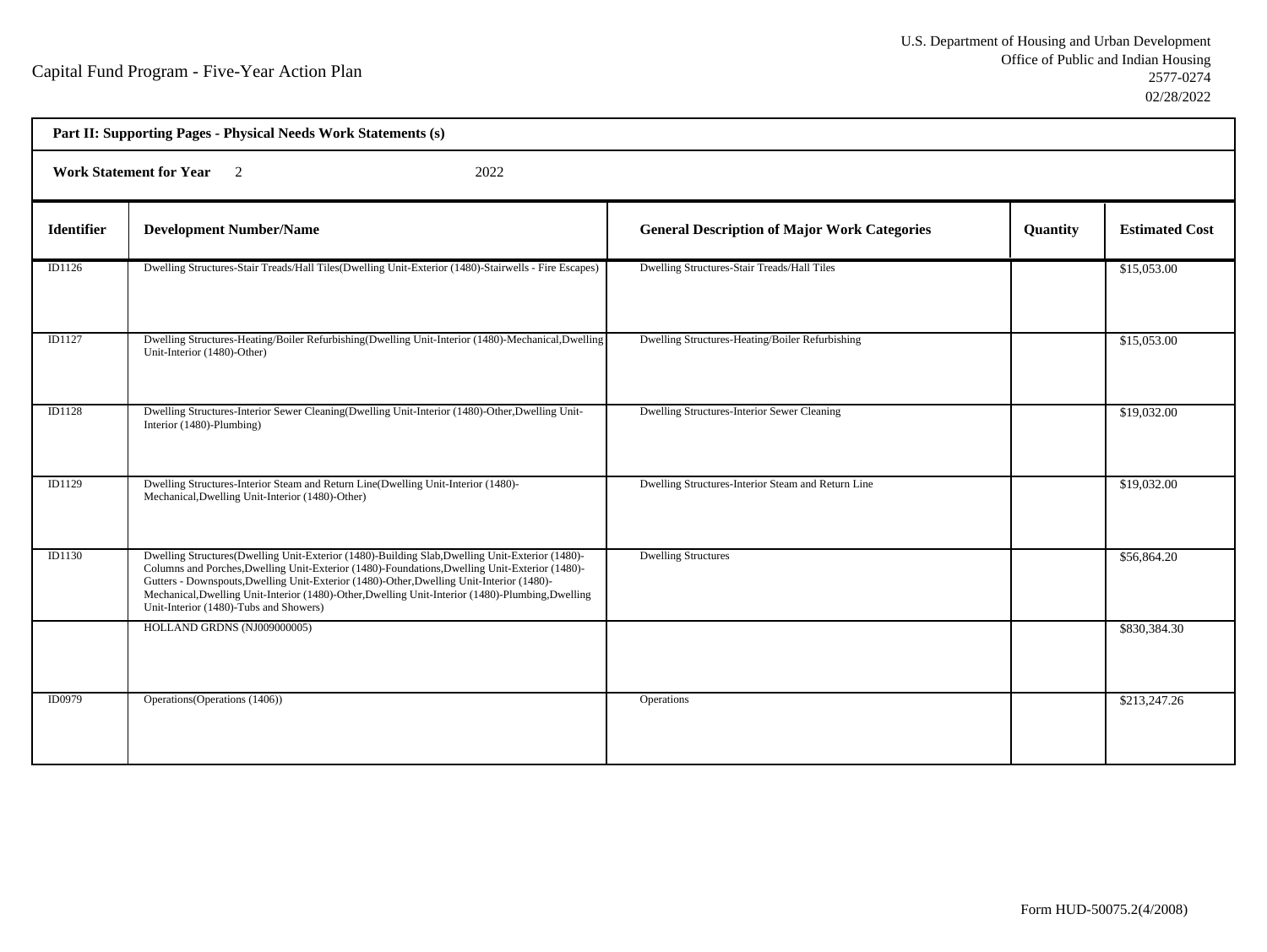Capital Fund Program - Five-Year Action Plan

U.S. Department of Housing and Urban Development
Office of Public and Indian Housing
2577-0274
02/28/2022

**Part II: Supporting Pages - Physical Needs Work Statements (s)**

**Work Statement for Year** 2 2022

| Identifier | Development Number/Name | General Description of Major Work Categories | Quantity | Estimated Cost |
|---|---|---|---|---|
| ID1126 | Dwelling Structures-Stair Treads/Hall Tiles(Dwelling Unit-Exterior (1480)-Stairwells - Fire Escapes) | Dwelling Structures-Stair Treads/Hall Tiles | | $15,053.00 |
| ID1127 | Dwelling Structures-Heating/Boiler Refurbishing(Dwelling Unit-Interior (1480)-Mechanical,Dwelling Unit-Interior (1480)-Other) | Dwelling Structures-Heating/Boiler Refurbishing | | $15,053.00 |
| ID1128 | Dwelling Structures-Interior Sewer Cleaning(Dwelling Unit-Interior (1480)-Other,Dwelling Unit-Interior (1480)-Plumbing) | Dwelling Structures-Interior Sewer Cleaning | | $19,032.00 |
| ID1129 | Dwelling Structures-Interior Steam and Return Line(Dwelling Unit-Interior (1480)-Mechanical,Dwelling Unit-Interior (1480)-Other) | Dwelling Structures-Interior Steam and Return Line | | $19,032.00 |
| ID1130 | Dwelling Structures(Dwelling Unit-Exterior (1480)-Building Slab,Dwelling Unit-Exterior (1480)-Columns and Porches,Dwelling Unit-Exterior (1480)-Foundations,Dwelling Unit-Exterior (1480)-Gutters - Downspouts,Dwelling Unit-Exterior (1480)-Other,Dwelling Unit-Interior (1480)-Mechanical,Dwelling Unit-Interior (1480)-Other,Dwelling Unit-Interior (1480)-Plumbing,Dwelling Unit-Interior (1480)-Tubs and Showers) | Dwelling Structures | | $56,864.20 |
| | HOLLAND GRDNS (NJ009000005) | | | $830,384.30 |
| ID0979 | Operations(Operations (1406)) | Operations | | $213,247.26 |

Form HUD-50075.2(4/2008)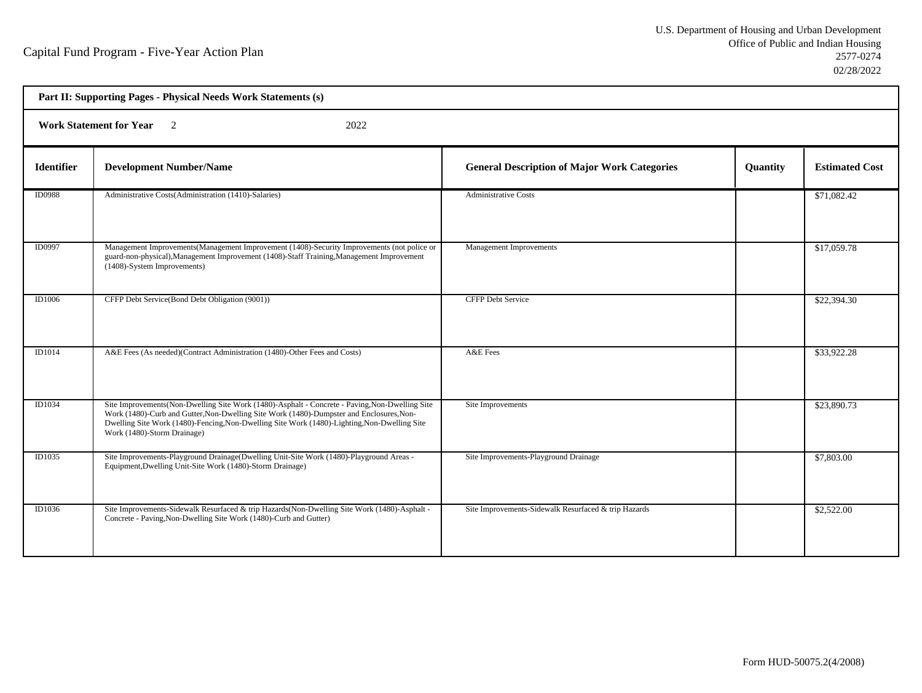Capital Fund Program - Five-Year Action Plan

U.S. Department of Housing and Urban Development
Office of Public and Indian Housing
2577-0274
02/28/2022

**Part II: Supporting Pages - Physical Needs Work Statements (s)**

**Work Statement for Year** 2 2022

| Identifier | Development Number/Name | General Description of Major Work Categories | Quantity | Estimated Cost |
|---|---|---|---|---|
| ID0988 | Administrative Costs(Administration (1410)-Salaries) | Administrative Costs | | $71,082.42 |
| ID0997 | Management Improvements(Management Improvement (1408)-Security Improvements (not police or guard-non-physical),Management Improvement (1408)-Staff Training,Management Improvement (1408)-System Improvements) | Management Improvements | | $17,059.78 |
| ID1006 | CFFP Debt Service(Bond Debt Obligation (9001)) | CFFP Debt Service | | $22,394.30 |
| ID1014 | A&E Fees (As needed)(Contract Administration (1480)-Other Fees and Costs) | A&E Fees | | $33,922.28 |
| ID1034 | Site Improvements(Non-Dwelling Site Work (1480)-Asphalt - Concrete - Paving,Non-Dwelling Site Work (1480)-Curb and Gutter,Non-Dwelling Site Work (1480)-Dumpster and Enclosures,Non-Dwelling Site Work (1480)-Fencing,Non-Dwelling Site Work (1480)-Lighting,Non-Dwelling Site Work (1480)-Storm Drainage) | Site Improvements | | $23,890.73 |
| ID1035 | Site Improvements-Playground Drainage(Dwelling Unit-Site Work (1480)-Playground Areas - Equipment,Dwelling Unit-Site Work (1480)-Storm Drainage) | Site Improvements-Playground Drainage | | $7,803.00 |
| ID1036 | Site Improvements-Sidewalk Resurfaced & trip Hazards(Non-Dwelling Site Work (1480)-Asphalt - Concrete - Paving,Non-Dwelling Site Work (1480)-Curb and Gutter) | Site Improvements-Sidewalk Resurfaced & trip Hazards | | $2,522.00 |

Form HUD-50075.2(4/2008)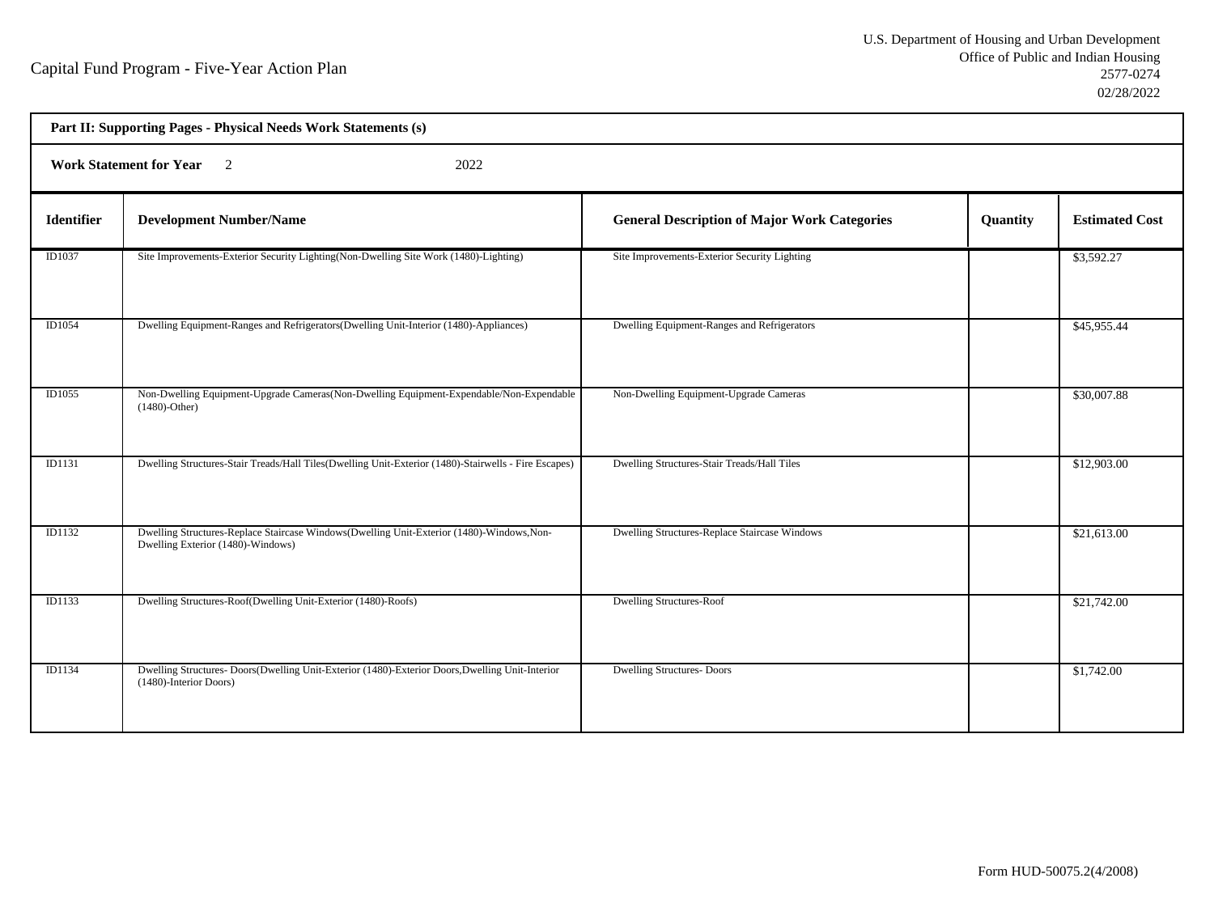Capital Fund Program - Five-Year Action Plan

U.S. Department of Housing and Urban Development
Office of Public and Indian Housing
2577-0274
02/28/2022

**Part II: Supporting Pages - Physical Needs Work Statements (s)**

**Work Statement for Year** 2 2022

| Identifier | Development Number/Name | General Description of Major Work Categories | Quantity | Estimated Cost |
|---|---|---|---|---|
| ID1037 | Site Improvements-Exterior Security Lighting(Non-Dwelling Site Work (1480)-Lighting) | Site Improvements-Exterior Security Lighting | | $3,592.27 |
| ID1054 | Dwelling Equipment-Ranges and Refrigerators(Dwelling Unit-Interior (1480)-Appliances) | Dwelling Equipment-Ranges and Refrigerators | | $45,955.44 |
| ID1055 | Non-Dwelling Equipment-Upgrade Cameras(Non-Dwelling Equipment-Expendable/Non-Expendable (1480)-Other) | Non-Dwelling Equipment-Upgrade Cameras | | $30,007.88 |
| ID1131 | Dwelling Structures-Stair Treads/Hall Tiles(Dwelling Unit-Exterior (1480)-Stairwells - Fire Escapes) | Dwelling Structures-Stair Treads/Hall Tiles | | $12,903.00 |
| ID1132 | Dwelling Structures-Replace Staircase Windows(Dwelling Unit-Exterior (1480)-Windows,Non-Dwelling Exterior (1480)-Windows) | Dwelling Structures-Replace Staircase Windows | | $21,613.00 |
| ID1133 | Dwelling Structures-Roof(Dwelling Unit-Exterior (1480)-Roofs) | Dwelling Structures-Roof | | $21,742.00 |
| ID1134 | Dwelling Structures- Doors(Dwelling Unit-Exterior (1480)-Exterior Doors,Dwelling Unit-Interior (1480)-Interior Doors) | Dwelling Structures- Doors | | $1,742.00 |

Form HUD-50075.2(4/2008)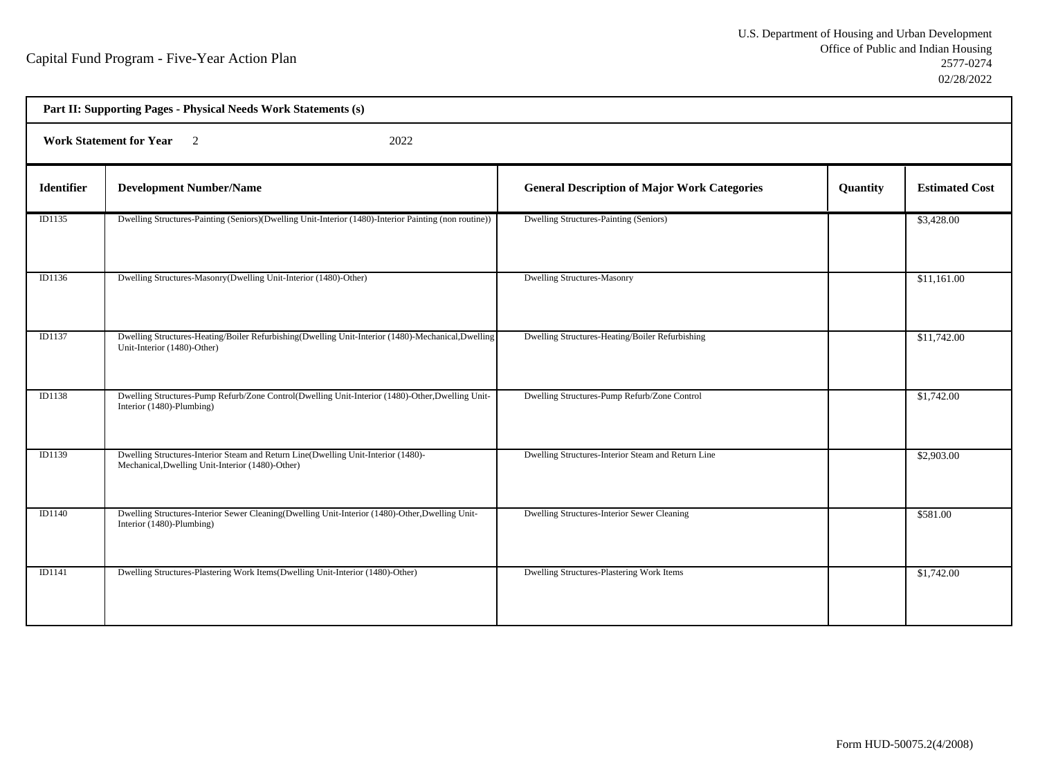Capital Fund Program - Five-Year Action Plan

U.S. Department of Housing and Urban Development
Office of Public and Indian Housing
2577-0274
02/28/2022

**Part II: Supporting Pages - Physical Needs Work Statements (s)**

**Work Statement for Year** 2 2022

| Identifier | Development Number/Name | General Description of Major Work Categories | Quantity | Estimated Cost |
|---|---|---|---|---|
| ID1135 | Dwelling Structures-Painting (Seniors)(Dwelling Unit-Interior (1480)-Interior Painting (non routine)) | Dwelling Structures-Painting (Seniors) | | $3,428.00 |
| ID1136 | Dwelling Structures-Masonry(Dwelling Unit-Interior (1480)-Other) | Dwelling Structures-Masonry | | $11,161.00 |
| ID1137 | Dwelling Structures-Heating/Boiler Refurbishing(Dwelling Unit-Interior (1480)-Mechanical,Dwelling Unit-Interior (1480)-Other) | Dwelling Structures-Heating/Boiler Refurbishing | | $11,742.00 |
| ID1138 | Dwelling Structures-Pump Refurb/Zone Control(Dwelling Unit-Interior (1480)-Other,Dwelling Unit-Interior (1480)-Plumbing) | Dwelling Structures-Pump Refurb/Zone Control | | $1,742.00 |
| ID1139 | Dwelling Structures-Interior Steam and Return Line(Dwelling Unit-Interior (1480)-Mechanical,Dwelling Unit-Interior (1480)-Other) | Dwelling Structures-Interior Steam and Return Line | | $2,903.00 |
| ID1140 | Dwelling Structures-Interior Sewer Cleaning(Dwelling Unit-Interior (1480)-Other,Dwelling Unit-Interior (1480)-Plumbing) | Dwelling Structures-Interior Sewer Cleaning | | $581.00 |
| ID1141 | Dwelling Structures-Plastering Work Items(Dwelling Unit-Interior (1480)-Other) | Dwelling Structures-Plastering Work Items | | $1,742.00 |

Form HUD-50075.2(4/2008)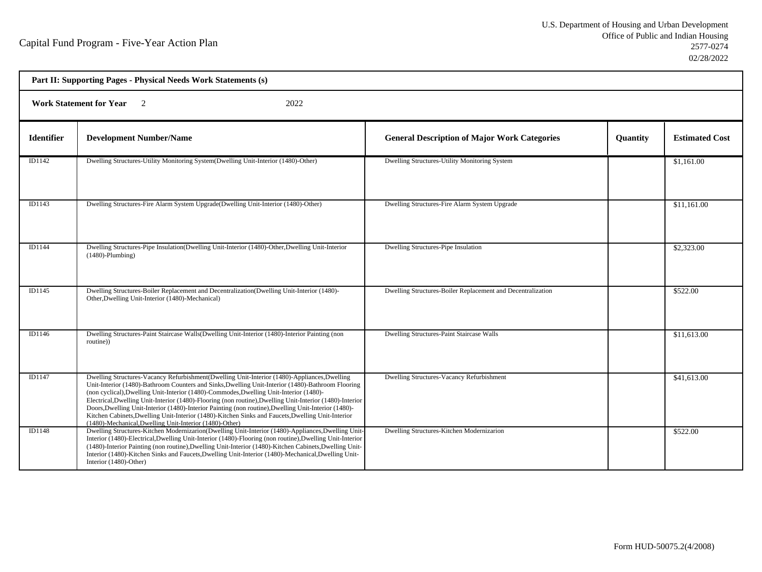Capital Fund Program - Five-Year Action Plan

U.S. Department of Housing and Urban Development
Office of Public and Indian Housing
2577-0274
02/28/2022

**Part II: Supporting Pages - Physical Needs Work Statements (s)**

**Work Statement for Year** 2 2022

| Identifier | Development Number/Name | General Description of Major Work Categories | Quantity | Estimated Cost |
|---|---|---|---|---|
| ID1142 | Dwelling Structures-Utility Monitoring System(Dwelling Unit-Interior (1480)-Other) | Dwelling Structures-Utility Monitoring System | | $1,161.00 |
| ID1143 | Dwelling Structures-Fire Alarm System Upgrade(Dwelling Unit-Interior (1480)-Other) | Dwelling Structures-Fire Alarm System Upgrade | | $11,161.00 |
| ID1144 | Dwelling Structures-Pipe Insulation(Dwelling Unit-Interior (1480)-Other,Dwelling Unit-Interior (1480)-Plumbing) | Dwelling Structures-Pipe Insulation | | $2,323.00 |
| ID1145 | Dwelling Structures-Boiler Replacement and Decentralization(Dwelling Unit-Interior (1480)-Other,Dwelling Unit-Interior (1480)-Mechanical) | Dwelling Structures-Boiler Replacement and Decentralization | | $522.00 |
| ID1146 | Dwelling Structures-Paint Staircase Walls(Dwelling Unit-Interior (1480)-Interior Painting (non routine)) | Dwelling Structures-Paint Staircase Walls | | $11,613.00 |
| ID1147 | Dwelling Structures-Vacancy Refurbishment(Dwelling Unit-Interior (1480)-Appliances,Dwelling Unit-Interior (1480)-Bathroom Counters and Sinks,Dwelling Unit-Interior (1480)-Bathroom Flooring (non cyclical),Dwelling Unit-Interior (1480)-Commodes,Dwelling Unit-Interior (1480)-Electrical,Dwelling Unit-Interior (1480)-Flooring (non routine),Dwelling Unit-Interior (1480)-Interior Doors,Dwelling Unit-Interior (1480)-Interior Painting (non routine),Dwelling Unit-Interior (1480)-Kitchen Cabinets,Dwelling Unit-Interior (1480)-Kitchen Sinks and Faucets,Dwelling Unit-Interior (1480)-Mechanical,Dwelling Unit-Interior (1480)-Other) | Dwelling Structures-Vacancy Refurbishment | | $41,613.00 |
| ID1148 | Dwelling Structures-Kitchen Modernizarion(Dwelling Unit-Interior (1480)-Appliances,Dwelling Unit-Interior (1480)-Electrical,Dwelling Unit-Interior (1480)-Flooring (non routine),Dwelling Unit-Interior (1480)-Interior Painting (non routine),Dwelling Unit-Interior (1480)-Kitchen Cabinets,Dwelling Unit-Interior (1480)-Kitchen Sinks and Faucets,Dwelling Unit-Interior (1480)-Mechanical,Dwelling Unit-Interior (1480)-Other) | Dwelling Structures-Kitchen Modernizarion | | $522.00 |

Form HUD-50075.2(4/2008)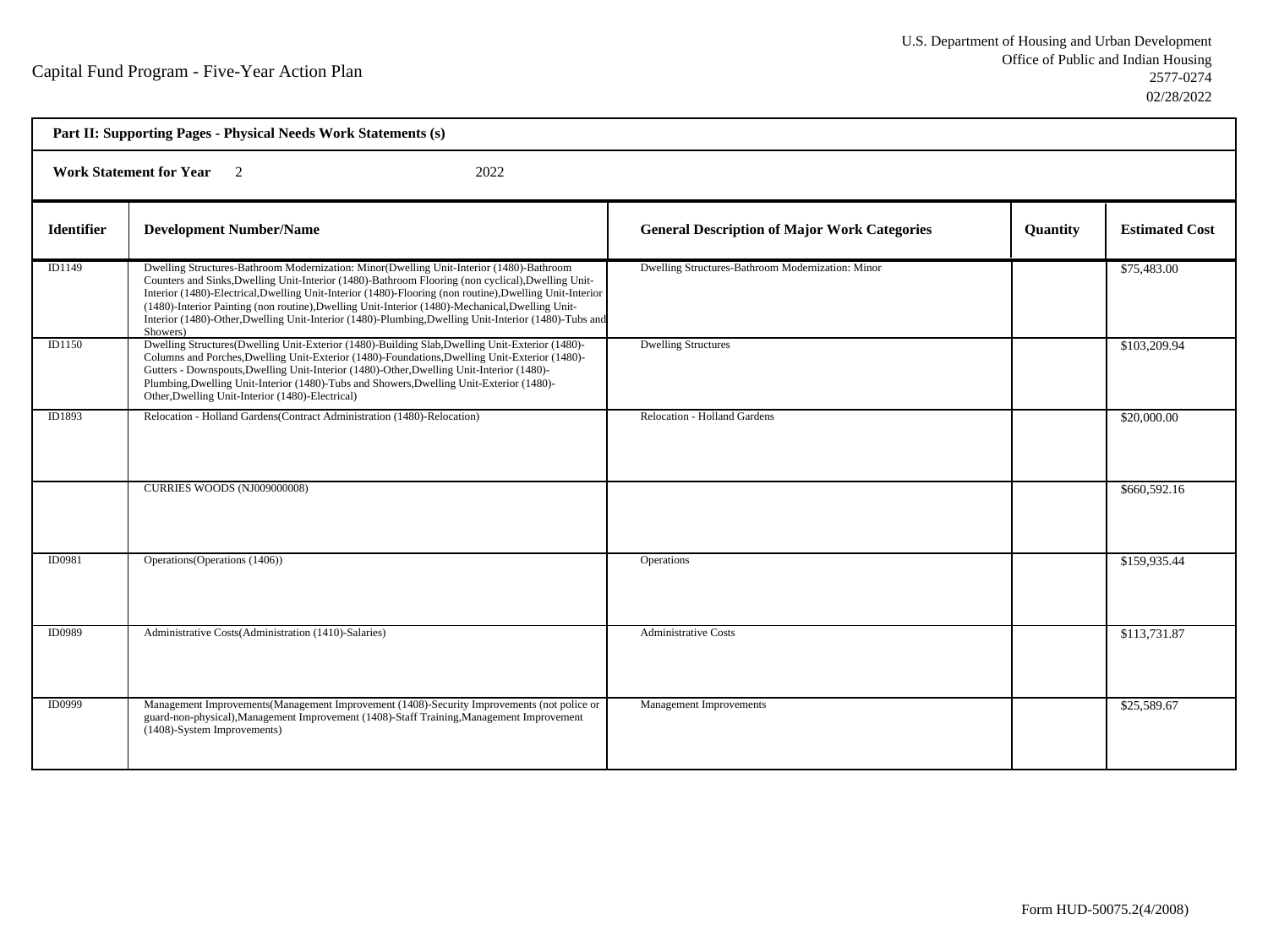Capital Fund Program - Five-Year Action Plan

U.S. Department of Housing and Urban Development
Office of Public and Indian Housing
2577-0274
02/28/2022

**Part II: Supporting Pages - Physical Needs Work Statements (s)**

**Work Statement for Year** 2 2022

| Identifier | Development Number/Name | General Description of Major Work Categories | Quantity | Estimated Cost |
|---|---|---|---|---|
| ID1149 | Dwelling Structures-Bathroom Modernization: Minor(Dwelling Unit-Interior (1480)-Bathroom Counters and Sinks,Dwelling Unit-Interior (1480)-Bathroom Flooring (non cyclical),Dwelling Unit-Interior (1480)-Electrical,Dwelling Unit-Interior (1480)-Flooring (non routine),Dwelling Unit-Interior (1480)-Interior Painting (non routine),Dwelling Unit-Interior (1480)-Mechanical,Dwelling Unit-Interior (1480)-Other,Dwelling Unit-Interior (1480)-Plumbing,Dwelling Unit-Interior (1480)-Tubs and Showers) | Dwelling Structures-Bathroom Modernization: Minor | | $75,483.00 |
| ID1150 | Dwelling Structures(Dwelling Unit-Exterior (1480)-Building Slab,Dwelling Unit-Exterior (1480)-Columns and Porches,Dwelling Unit-Exterior (1480)-Foundations,Dwelling Unit-Exterior (1480)-Gutters - Downspouts,Dwelling Unit-Interior (1480)-Other,Dwelling Unit-Interior (1480)-Plumbing,Dwelling Unit-Interior (1480)-Tubs and Showers,Dwelling Unit-Exterior (1480)-Other,Dwelling Unit-Interior (1480)-Electrical) | Dwelling Structures | | $103,209.94 |
| ID1893 | Relocation - Holland Gardens(Contract Administration (1480)-Relocation) | Relocation - Holland Gardens | | $20,000.00 |
| | CURRIES WOODS (NJ009000008) | | | $660,592.16 |
| ID0981 | Operations(Operations (1406)) | Operations | | $159,935.44 |
| ID0989 | Administrative Costs(Administration (1410)-Salaries) | Administrative Costs | | $113,731.87 |
| ID0999 | Management Improvements(Management Improvement (1408)-Security Improvements (not police or guard-non-physical),Management Improvement (1408)-Staff Training,Management Improvement (1408)-System Improvements) | Management Improvements | | $25,589.67 |

Form HUD-50075.2(4/2008)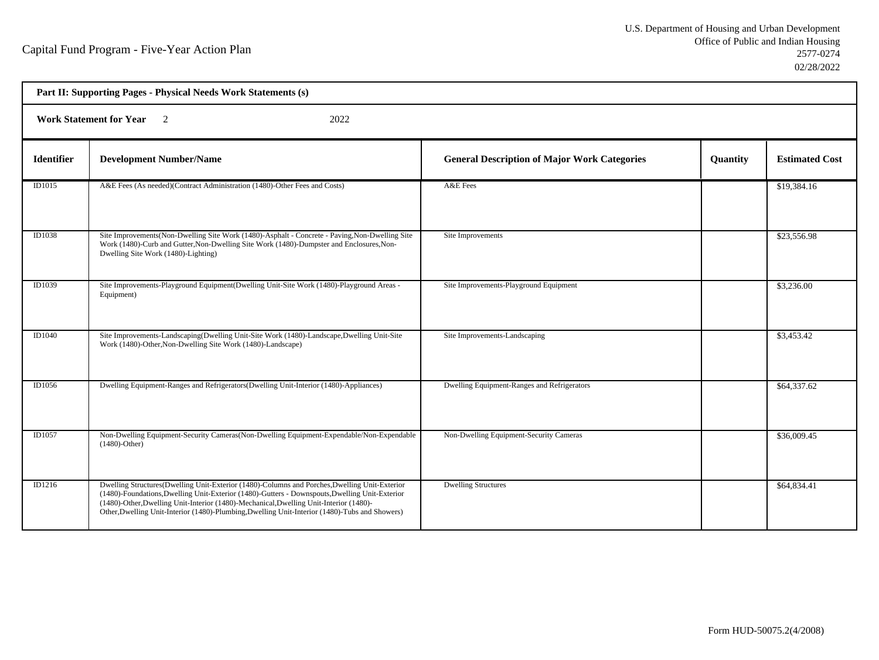Capital Fund Program - Five-Year Action Plan

U.S. Department of Housing and Urban Development
Office of Public and Indian Housing
2577-0274
02/28/2022

**Part II: Supporting Pages - Physical Needs Work Statements (s)**

**Work Statement for Year** 2 2022

| Identifier | Development Number/Name | General Description of Major Work Categories | Quantity | Estimated Cost |
|---|---|---|---|---|
| ID1015 | A&E Fees (As needed)(Contract Administration (1480)-Other Fees and Costs) | A&E Fees | | $19,384.16 |
| ID1038 | Site Improvements(Non-Dwelling Site Work (1480)-Asphalt - Concrete - Paving,Non-Dwelling Site Work (1480)-Curb and Gutter,Non-Dwelling Site Work (1480)-Dumpster and Enclosures,Non-Dwelling Site Work (1480)-Lighting) | Site Improvements | | $23,556.98 |
| ID1039 | Site Improvements-Playground Equipment(Dwelling Unit-Site Work (1480)-Playground Areas - Equipment) | Site Improvements-Playground Equipment | | $3,236.00 |
| ID1040 | Site Improvements-Landscaping(Dwelling Unit-Site Work (1480)-Landscape,Dwelling Unit-Site Work (1480)-Other,Non-Dwelling Site Work (1480)-Landscape) | Site Improvements-Landscaping | | $3,453.42 |
| ID1056 | Dwelling Equipment-Ranges and Refrigerators(Dwelling Unit-Interior (1480)-Appliances) | Dwelling Equipment-Ranges and Refrigerators | | $64,337.62 |
| ID1057 | Non-Dwelling Equipment-Security Cameras(Non-Dwelling Equipment-Expendable/Non-Expendable (1480)-Other) | Non-Dwelling Equipment-Security Cameras | | $36,009.45 |
| ID1216 | Dwelling Structures(Dwelling Unit-Exterior (1480)-Columns and Porches,Dwelling Unit-Exterior (1480)-Foundations,Dwelling Unit-Exterior (1480)-Gutters - Downspouts,Dwelling Unit-Exterior (1480)-Other,Dwelling Unit-Interior (1480)-Mechanical,Dwelling Unit-Interior (1480)-Other,Dwelling Unit-Interior (1480)-Plumbing,Dwelling Unit-Interior (1480)-Tubs and Showers) | Dwelling Structures | | $64,834.41 |

Form HUD-50075.2(4/2008)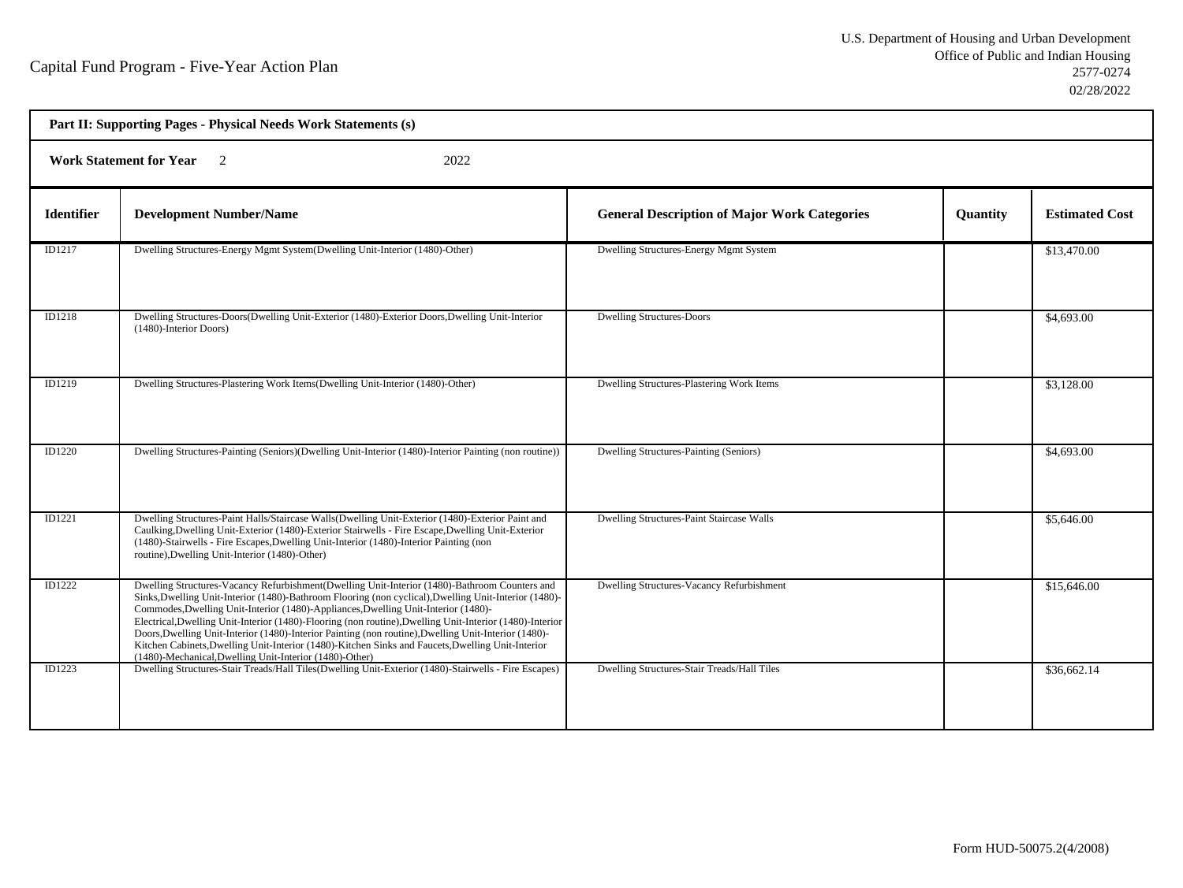Capital Fund Program - Five-Year Action Plan

U.S. Department of Housing and Urban Development
Office of Public and Indian Housing
2577-0274
02/28/2022

**Part II: Supporting Pages - Physical Needs Work Statements (s)**

**Work Statement for Year** 2 2022

| Identifier | Development Number/Name | General Description of Major Work Categories | Quantity | Estimated Cost |
|---|---|---|---|---|
| ID1217 | Dwelling Structures-Energy Mgmt System(Dwelling Unit-Interior (1480)-Other) | Dwelling Structures-Energy Mgmt System | | $13,470.00 |
| ID1218 | Dwelling Structures-Doors(Dwelling Unit-Exterior (1480)-Exterior Doors,Dwelling Unit-Interior (1480)-Interior Doors) | Dwelling Structures-Doors | | $4,693.00 |
| ID1219 | Dwelling Structures-Plastering Work Items(Dwelling Unit-Interior (1480)-Other) | Dwelling Structures-Plastering Work Items | | $3,128.00 |
| ID1220 | Dwelling Structures-Painting (Seniors)(Dwelling Unit-Interior (1480)-Interior Painting (non routine)) | Dwelling Structures-Painting (Seniors) | | $4,693.00 |
| ID1221 | Dwelling Structures-Paint Halls/Staircase Walls(Dwelling Unit-Exterior (1480)-Exterior Paint and Caulking,Dwelling Unit-Exterior (1480)-Exterior Stairwells - Fire Escape,Dwelling Unit-Exterior (1480)-Stairwells - Fire Escapes,Dwelling Unit-Interior (1480)-Interior Painting (non routine),Dwelling Unit-Interior (1480)-Other) | Dwelling Structures-Paint Staircase Walls | | $5,646.00 |
| ID1222 | Dwelling Structures-Vacancy Refurbishment(Dwelling Unit-Interior (1480)-Bathroom Counters and Sinks,Dwelling Unit-Interior (1480)-Bathroom Flooring (non cyclical),Dwelling Unit-Interior (1480)-Commodes,Dwelling Unit-Interior (1480)-Appliances,Dwelling Unit-Interior (1480)-Electrical,Dwelling Unit-Interior (1480)-Flooring (non routine),Dwelling Unit-Interior (1480)-Interior Doors,Dwelling Unit-Interior (1480)-Interior Painting (non routine),Dwelling Unit-Interior (1480)-Kitchen Cabinets,Dwelling Unit-Interior (1480)-Kitchen Sinks and Faucets,Dwelling Unit-Interior (1480)-Mechanical,Dwelling Unit-Interior (1480)-Other) | Dwelling Structures-Vacancy Refurbishment | | $15,646.00 |
| ID1223 | Dwelling Structures-Stair Treads/Hall Tiles(Dwelling Unit-Exterior (1480)-Stairwells - Fire Escapes) | Dwelling Structures-Stair Treads/Hall Tiles | | $36,662.14 |

Form HUD-50075.2(4/2008)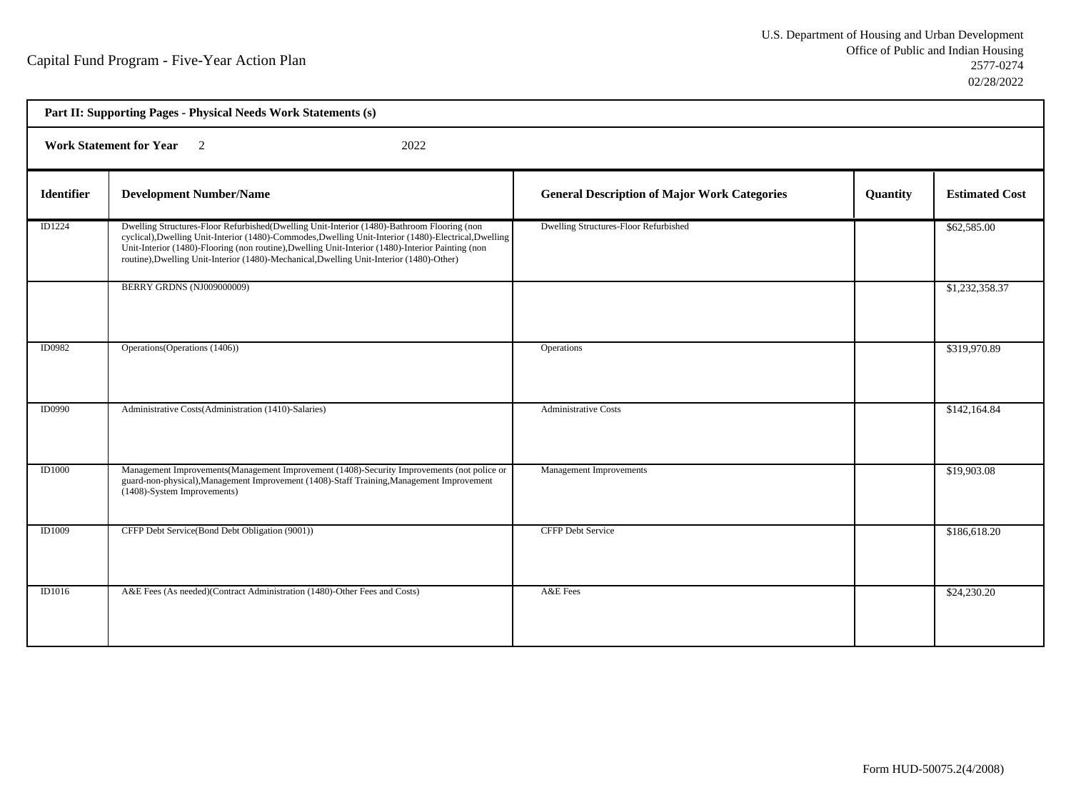Capital Fund Program - Five-Year Action Plan

U.S. Department of Housing and Urban Development
Office of Public and Indian Housing
2577-0274
02/28/2022

| **Part II: Supporting Pages - Physical Needs Work Statements (s)** | | | | |
|---|---|---|---|---|
| **Work Statement for Year** 2 | 2022 | | | |
| **Identifier** | **Development Number/Name** | **General Description of Major Work Categories** | **Quantity** | **Estimated Cost** |
| ID1224 | Dwelling Structures-Floor Refurbished(Dwelling Unit-Interior (1480)-Bathroom Flooring (non cyclical),Dwelling Unit-Interior (1480)-Commodes,Dwelling Unit-Interior (1480)-Electrical,Dwelling Unit-Interior (1480)-Flooring (non routine),Dwelling Unit-Interior (1480)-Interior Painting (non routine),Dwelling Unit-Interior (1480)-Mechanical,Dwelling Unit-Interior (1480)-Other) | Dwelling Structures-Floor Refurbished | | $62,585.00 |
| | BERRY GRDNS (NJ009000009) | | | $1,232,358.37 |
| ID0982 | Operations(Operations (1406)) | Operations | | $319,970.89 |
| ID0990 | Administrative Costs(Administration (1410)-Salaries) | Administrative Costs | | $142,164.84 |
| ID1000 | Management Improvements(Management Improvement (1408)-Security Improvements (not police or guard-non-physical),Management Improvement (1408)-Staff Training,Management Improvement (1408)-System Improvements) | Management Improvements | | $19,903.08 |
| ID1009 | CFFP Debt Service(Bond Debt Obligation (9001)) | CFFP Debt Service | | $186,618.20 |
| ID1016 | A&E Fees (As needed)(Contract Administration (1480)-Other Fees and Costs) | A&E Fees | | $24,230.20 |

Form HUD-50075.2(4/2008)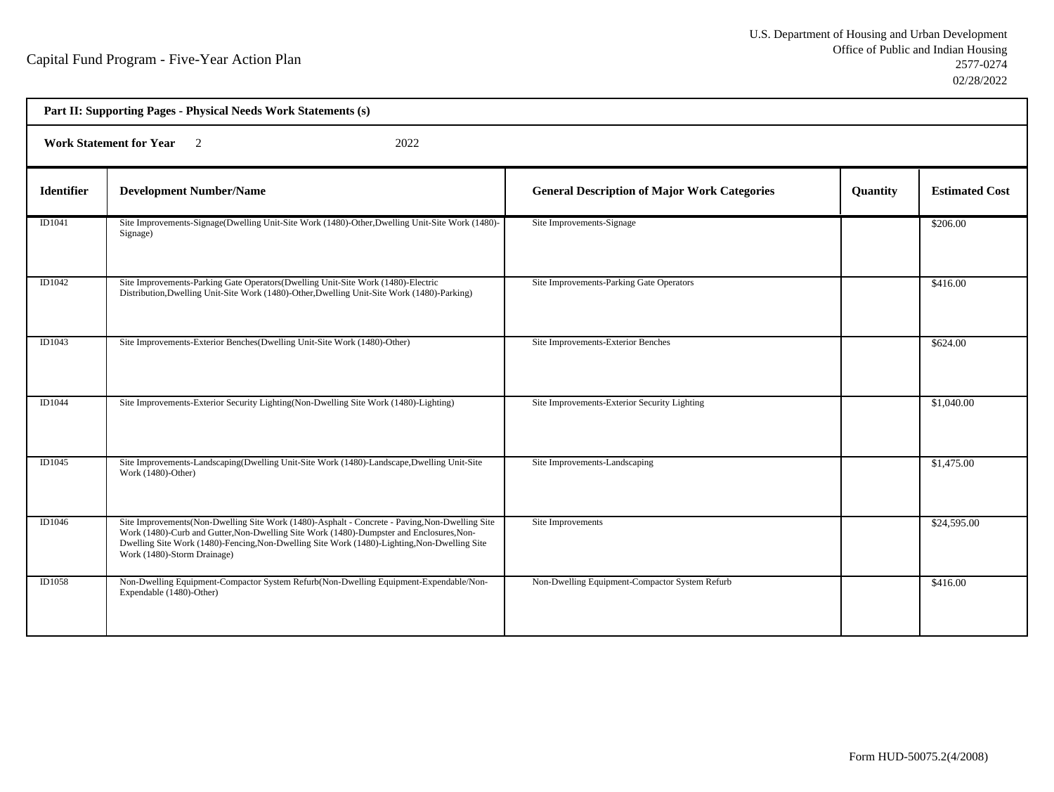Capital Fund Program - Five-Year Action Plan

U.S. Department of Housing and Urban Development
Office of Public and Indian Housing
2577-0274
02/28/2022

**Part II: Supporting Pages - Physical Needs Work Statements (s)**

**Work Statement for Year** 2 2022

| Identifier | Development Number/Name | General Description of Major Work Categories | Quantity | Estimated Cost |
|---|---|---|---|---|
| ID1041 | Site Improvements-Signage(Dwelling Unit-Site Work (1480)-Other,Dwelling Unit-Site Work (1480)-Signage) | Site Improvements-Signage | | $206.00 |
| ID1042 | Site Improvements-Parking Gate Operators(Dwelling Unit-Site Work (1480)-Electric Distribution,Dwelling Unit-Site Work (1480)-Other,Dwelling Unit-Site Work (1480)-Parking) | Site Improvements-Parking Gate Operators | | $416.00 |
| ID1043 | Site Improvements-Exterior Benches(Dwelling Unit-Site Work (1480)-Other) | Site Improvements-Exterior Benches | | $624.00 |
| ID1044 | Site Improvements-Exterior Security Lighting(Non-Dwelling Site Work (1480)-Lighting) | Site Improvements-Exterior Security Lighting | | $1,040.00 |
| ID1045 | Site Improvements-Landscaping(Dwelling Unit-Site Work (1480)-Landscape,Dwelling Unit-Site Work (1480)-Other) | Site Improvements-Landscaping | | $1,475.00 |
| ID1046 | Site Improvements(Non-Dwelling Site Work (1480)-Asphalt - Concrete - Paving,Non-Dwelling Site Work (1480)-Curb and Gutter,Non-Dwelling Site Work (1480)-Dumpster and Enclosures,Non-Dwelling Site Work (1480)-Fencing,Non-Dwelling Site Work (1480)-Lighting,Non-Dwelling Site Work (1480)-Storm Drainage) | Site Improvements | | $24,595.00 |
| ID1058 | Non-Dwelling Equipment-Compactor System Refurb(Non-Dwelling Equipment-Expendable/Non-Expendable (1480)-Other) | Non-Dwelling Equipment-Compactor System Refurb | | $416.00 |

Form HUD-50075.2(4/2008)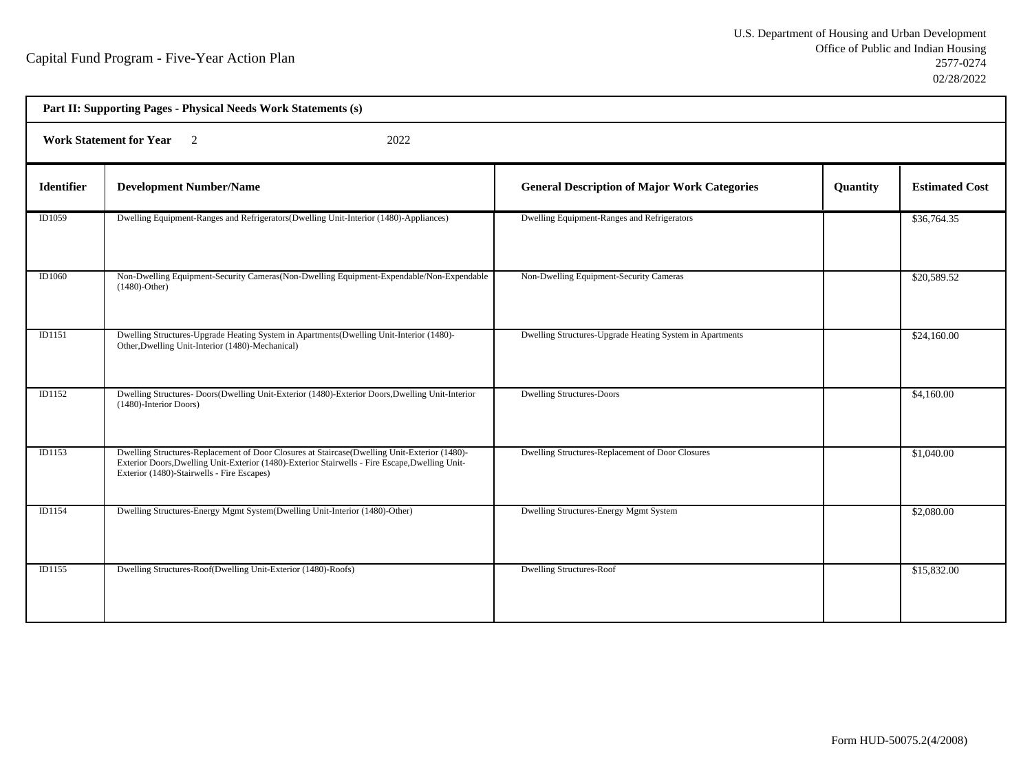Capital Fund Program - Five-Year Action Plan

U.S. Department of Housing and Urban Development
Office of Public and Indian Housing
2577-0274
02/28/2022

**Part II: Supporting Pages - Physical Needs Work Statements (s)**

**Work Statement for Year** 2 2022

| Identifier | Development Number/Name | General Description of Major Work Categories | Quantity | Estimated Cost |
|---|---|---|---|---|
| ID1059 | Dwelling Equipment-Ranges and Refrigerators(Dwelling Unit-Interior (1480)-Appliances) | Dwelling Equipment-Ranges and Refrigerators | | $36,764.35 |
| ID1060 | Non-Dwelling Equipment-Security Cameras(Non-Dwelling Equipment-Expendable/Non-Expendable (1480)-Other) | Non-Dwelling Equipment-Security Cameras | | $20,589.52 |
| ID1151 | Dwelling Structures-Upgrade Heating System in Apartments(Dwelling Unit-Interior (1480)-Other,Dwelling Unit-Interior (1480)-Mechanical) | Dwelling Structures-Upgrade Heating System in Apartments | | $24,160.00 |
| ID1152 | Dwelling Structures- Doors(Dwelling Unit-Exterior (1480)-Exterior Doors,Dwelling Unit-Interior (1480)-Interior Doors) | Dwelling Structures-Doors | | $4,160.00 |
| ID1153 | Dwelling Structures-Replacement of Door Closures at Staircase(Dwelling Unit-Exterior (1480)-Exterior Doors,Dwelling Unit-Exterior (1480)-Exterior Stairwells - Fire Escape,Dwelling Unit-Exterior (1480)-Stairwells - Fire Escapes) | Dwelling Structures-Replacement of Door Closures | | $1,040.00 |
| ID1154 | Dwelling Structures-Energy Mgmt System(Dwelling Unit-Interior (1480)-Other) | Dwelling Structures-Energy Mgmt System | | $2,080.00 |
| ID1155 | Dwelling Structures-Roof(Dwelling Unit-Exterior (1480)-Roofs) | Dwelling Structures-Roof | | $15,832.00 |

Form HUD-50075.2(4/2008)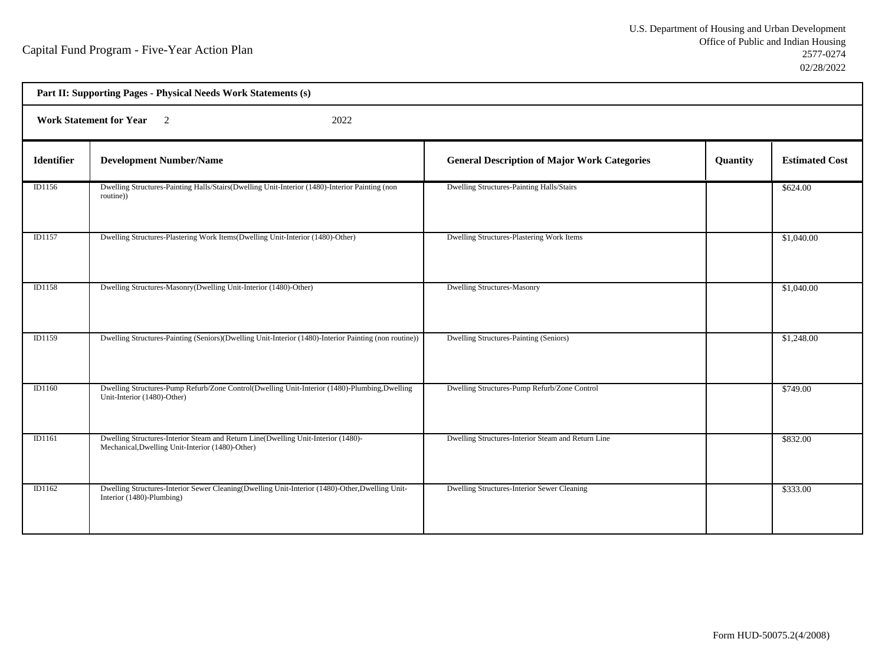Capital Fund Program - Five-Year Action Plan

U.S. Department of Housing and Urban Development
Office of Public and Indian Housing
2577-0274
02/28/2022

**Part II: Supporting Pages - Physical Needs Work Statements (s)**

**Work Statement for Year** 2 2022

| Identifier | Development Number/Name | General Description of Major Work Categories | Quantity | Estimated Cost |
|---|---|---|---|---|
| ID1156 | Dwelling Structures-Painting Halls/Stairs(Dwelling Unit-Interior (1480)-Interior Painting (non routine)) | Dwelling Structures-Painting Halls/Stairs | | $624.00 |
| ID1157 | Dwelling Structures-Plastering Work Items(Dwelling Unit-Interior (1480)-Other) | Dwelling Structures-Plastering Work Items | | $1,040.00 |
| ID1158 | Dwelling Structures-Masonry(Dwelling Unit-Interior (1480)-Other) | Dwelling Structures-Masonry | | $1,040.00 |
| ID1159 | Dwelling Structures-Painting (Seniors)(Dwelling Unit-Interior (1480)-Interior Painting (non routine)) | Dwelling Structures-Painting (Seniors) | | $1,248.00 |
| ID1160 | Dwelling Structures-Pump Refurb/Zone Control(Dwelling Unit-Interior (1480)-Plumbing,Dwelling Unit-Interior (1480)-Other) | Dwelling Structures-Pump Refurb/Zone Control | | $749.00 |
| ID1161 | Dwelling Structures-Interior Steam and Return Line(Dwelling Unit-Interior (1480)-Mechanical,Dwelling Unit-Interior (1480)-Other) | Dwelling Structures-Interior Steam and Return Line | | $832.00 |
| ID1162 | Dwelling Structures-Interior Sewer Cleaning(Dwelling Unit-Interior (1480)-Other,Dwelling Unit-Interior (1480)-Plumbing) | Dwelling Structures-Interior Sewer Cleaning | | $333.00 |

Form HUD-50075.2(4/2008)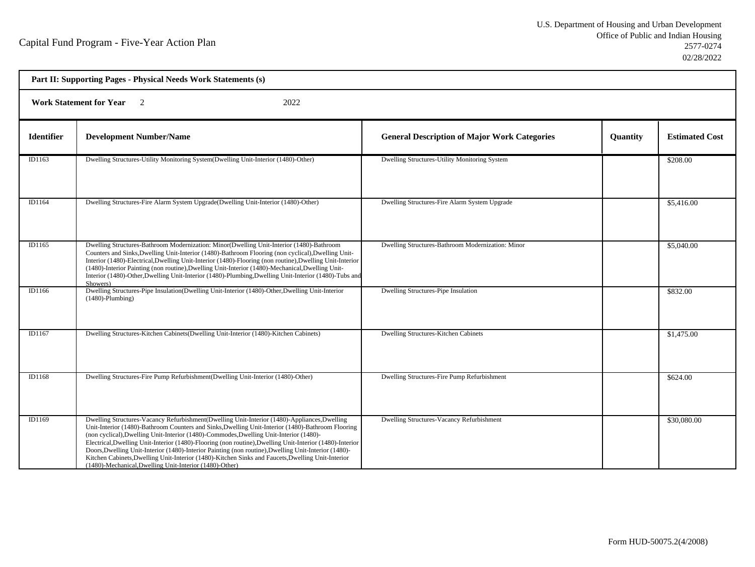Capital Fund Program - Five-Year Action Plan

U.S. Department of Housing and Urban Development
Office of Public and Indian Housing
2577-0274
02/28/2022

**Part II: Supporting Pages - Physical Needs Work Statements (s)**

**Work Statement for Year** 2 2022

| Identifier | Development Number/Name | General Description of Major Work Categories | Quantity | Estimated Cost |
|---|---|---|---|---|
| ID1163 | Dwelling Structures-Utility Monitoring System(Dwelling Unit-Interior (1480)-Other) | Dwelling Structures-Utility Monitoring System | | $208.00 |
| ID1164 | Dwelling Structures-Fire Alarm System Upgrade(Dwelling Unit-Interior (1480)-Other) | Dwelling Structures-Fire Alarm System Upgrade | | $5,416.00 |
| ID1165 | Dwelling Structures-Bathroom Modernization: Minor(Dwelling Unit-Interior (1480)-Bathroom Counters and Sinks,Dwelling Unit-Interior (1480)-Bathroom Flooring (non cyclical),Dwelling Unit-Interior (1480)-Electrical,Dwelling Unit-Interior (1480)-Flooring (non routine),Dwelling Unit-Interior (1480)-Interior Painting (non routine),Dwelling Unit-Interior (1480)-Mechanical,Dwelling Unit-Interior (1480)-Other,Dwelling Unit-Interior (1480)-Plumbing,Dwelling Unit-Interior (1480)-Tubs and Showers) | Dwelling Structures-Bathroom Modernization: Minor | | $5,040.00 |
| ID1166 | Dwelling Structures-Pipe Insulation(Dwelling Unit-Interior (1480)-Other,Dwelling Unit-Interior (1480)-Plumbing) | Dwelling Structures-Pipe Insulation | | $832.00 |
| ID1167 | Dwelling Structures-Kitchen Cabinets(Dwelling Unit-Interior (1480)-Kitchen Cabinets) | Dwelling Structures-Kitchen Cabinets | | $1,475.00 |
| ID1168 | Dwelling Structures-Fire Pump Refurbishment(Dwelling Unit-Interior (1480)-Other) | Dwelling Structures-Fire Pump Refurbishment | | $624.00 |
| ID1169 | Dwelling Structures-Vacancy Refurbishment(Dwelling Unit-Interior (1480)-Appliances,Dwelling Unit-Interior (1480)-Bathroom Counters and Sinks,Dwelling Unit-Interior (1480)-Bathroom Flooring (non cyclical),Dwelling Unit-Interior (1480)-Commodes,Dwelling Unit-Interior (1480)-Electrical,Dwelling Unit-Interior (1480)-Flooring (non routine),Dwelling Unit-Interior (1480)-Interior Doors,Dwelling Unit-Interior (1480)-Interior Painting (non routine),Dwelling Unit-Interior (1480)-Kitchen Cabinets,Dwelling Unit-Interior (1480)-Kitchen Sinks and Faucets,Dwelling Unit-Interior (1480)-Mechanical,Dwelling Unit-Interior (1480)-Other) | Dwelling Structures-Vacancy Refurbishment | | $30,080.00 |

Form HUD-50075.2(4/2008)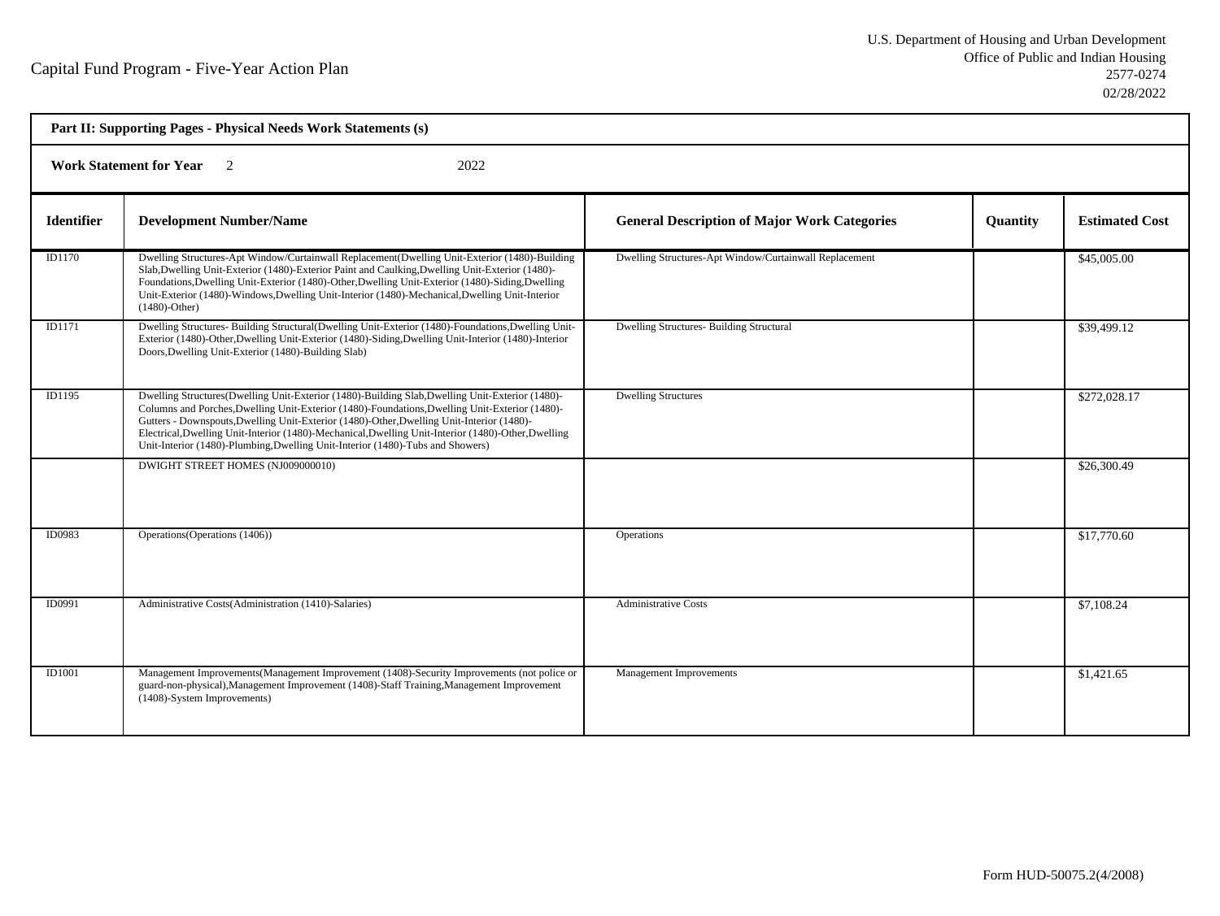Capital Fund Program - Five-Year Action Plan

U.S. Department of Housing and Urban Development
Office of Public and Indian Housing
2577-0274
02/28/2022

**Part II: Supporting Pages - Physical Needs Work Statements (s)**

**Work Statement for Year** 2 2022

| Identifier | Development Number/Name | General Description of Major Work Categories | Quantity | Estimated Cost |
|---|---|---|---|---|
| ID1170 | Dwelling Structures-Apt Window/Curtainwall Replacement(Dwelling Unit-Exterior (1480)-Building Slab,Dwelling Unit-Exterior (1480)-Exterior Paint and Caulking,Dwelling Unit-Exterior (1480)-Foundations,Dwelling Unit-Exterior (1480)-Other,Dwelling Unit-Exterior (1480)-Siding,Dwelling Unit-Exterior (1480)-Windows,Dwelling Unit-Interior (1480)-Mechanical,Dwelling Unit-Interior (1480)-Other) | Dwelling Structures-Apt Window/Curtainwall Replacement | | $45,005.00 |
| ID1171 | Dwelling Structures- Building Structural(Dwelling Unit-Exterior (1480)-Foundations,Dwelling Unit-Exterior (1480)-Other,Dwelling Unit-Exterior (1480)-Siding,Dwelling Unit-Interior (1480)-Interior Doors,Dwelling Unit-Exterior (1480)-Building Slab) | Dwelling Structures- Building Structural | | $39,499.12 |
| ID1195 | Dwelling Structures(Dwelling Unit-Exterior (1480)-Building Slab,Dwelling Unit-Exterior (1480)-Columns and Porches,Dwelling Unit-Exterior (1480)-Foundations,Dwelling Unit-Exterior (1480)-Gutters - Downspouts,Dwelling Unit-Exterior (1480)-Other,Dwelling Unit-Interior (1480)-Electrical,Dwelling Unit-Interior (1480)-Mechanical,Dwelling Unit-Interior (1480)-Other,Dwelling Unit-Interior (1480)-Plumbing,Dwelling Unit-Interior (1480)-Tubs and Showers) | Dwelling Structures | | $272,028.17 |
| | DWIGHT STREET HOMES (NJ009000010) | | | $26,300.49 |
| ID0983 | Operations(Operations (1406)) | Operations | | $17,770.60 |
| ID0991 | Administrative Costs(Administration (1410)-Salaries) | Administrative Costs | | $7,108.24 |
| ID1001 | Management Improvements(Management Improvement (1408)-Security Improvements (not police or guard-non-physical),Management Improvement (1408)-Staff Training,Management Improvement (1408)-System Improvements) | Management Improvements | | $1,421.65 |

Form HUD-50075.2(4/2008)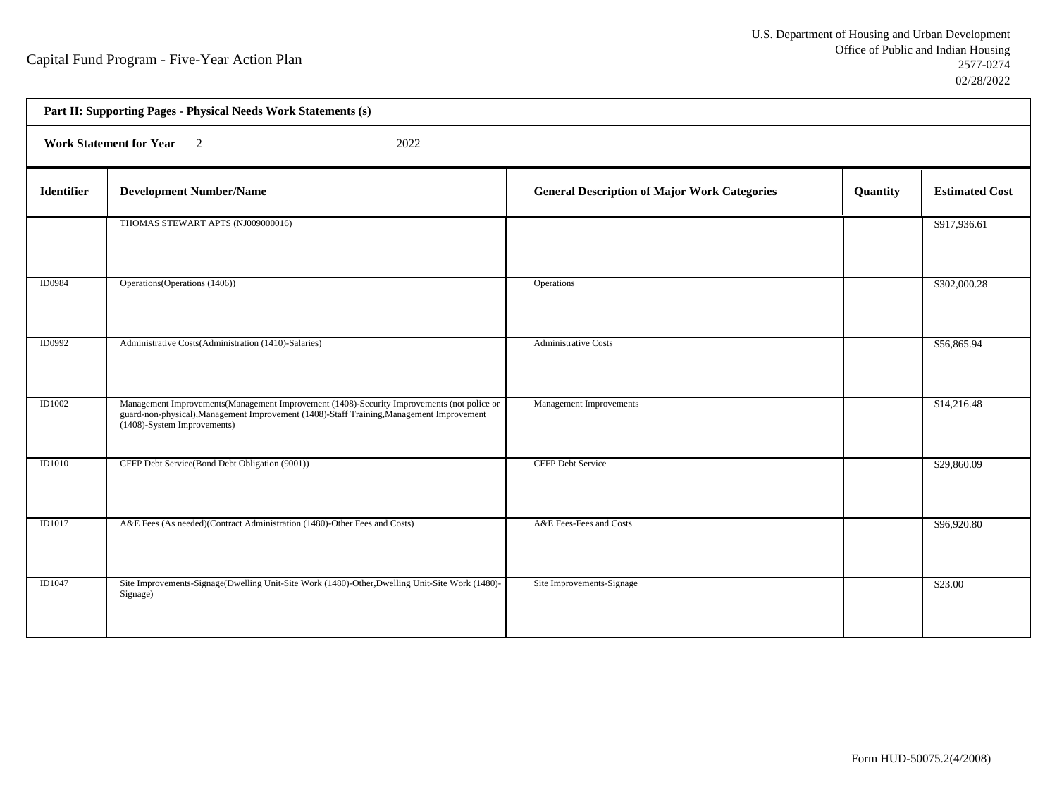Capital Fund Program - Five-Year Action Plan

U.S. Department of Housing and Urban Development
Office of Public and Indian Housing
2577-0274
02/28/2022

**Part II: Supporting Pages - Physical Needs Work Statements (s)**

**Work Statement for Year** 2 2022

| Identifier | Development Number/Name | General Description of Major Work Categories | Quantity | Estimated Cost |
|---|---|---|---|---|
| | THOMAS STEWART APTS (NJ009000016) | | | $917,936.61 |
| ID0984 | Operations(Operations (1406)) | Operations | | $302,000.28 |
| ID0992 | Administrative Costs(Administration (1410)-Salaries) | Administrative Costs | | $56,865.94 |
| ID1002 | Management Improvements(Management Improvement (1408)-Security Improvements (not police or guard-non-physical),Management Improvement (1408)-Staff Training,Management Improvement (1408)-System Improvements) | Management Improvements | | $14,216.48 |
| ID1010 | CFFP Debt Service(Bond Debt Obligation (9001)) | CFFP Debt Service | | $29,860.09 |
| ID1017 | A&E Fees (As needed)(Contract Administration (1480)-Other Fees and Costs) | A&E Fees-Fees and Costs | | $96,920.80 |
| ID1047 | Site Improvements-Signage(Dwelling Unit-Site Work (1480)-Other,Dwelling Unit-Site Work (1480)-Signage) | Site Improvements-Signage | | $23.00 |

Form HUD-50075.2(4/2008)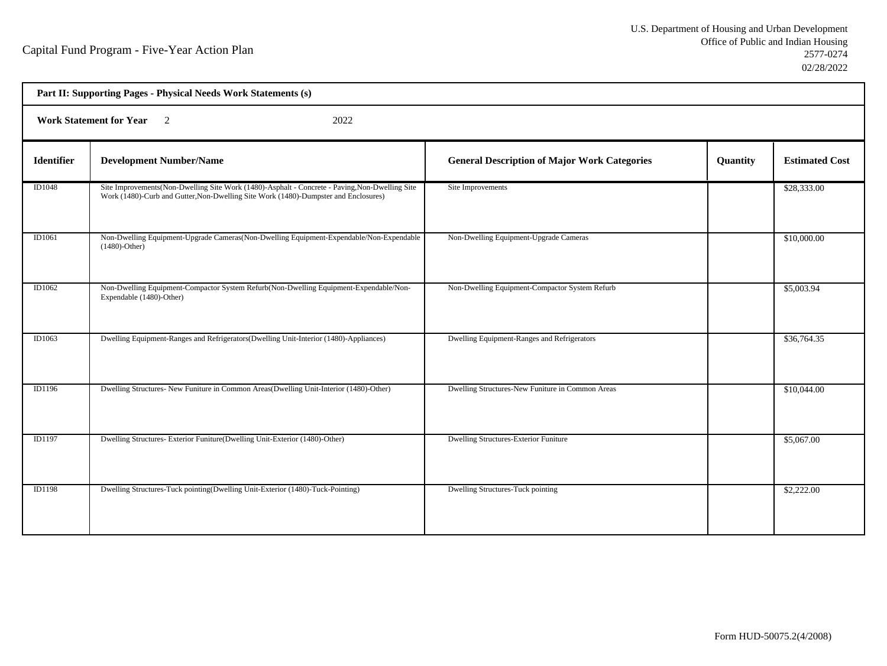Capital Fund Program - Five-Year Action Plan

U.S. Department of Housing and Urban Development
Office of Public and Indian Housing
2577-0274
02/28/2022

**Part II: Supporting Pages - Physical Needs Work Statements (s)**

**Work Statement for Year** 2 2022

| Identifier | Development Number/Name | General Description of Major Work Categories | Quantity | Estimated Cost |
|---|---|---|---|---|
| ID1048 | Site Improvements(Non-Dwelling Site Work (1480)-Asphalt - Concrete - Paving,Non-Dwelling Site Work (1480)-Curb and Gutter,Non-Dwelling Site Work (1480)-Dumpster and Enclosures) | Site Improvements | | $28,333.00 |
| ID1061 | Non-Dwelling Equipment-Upgrade Cameras(Non-Dwelling Equipment-Expendable/Non-Expendable (1480)-Other) | Non-Dwelling Equipment-Upgrade Cameras | | $10,000.00 |
| ID1062 | Non-Dwelling Equipment-Compactor System Refurb(Non-Dwelling Equipment-Expendable/Non-Expendable (1480)-Other) | Non-Dwelling Equipment-Compactor System Refurb | | $5,003.94 |
| ID1063 | Dwelling Equipment-Ranges and Refrigerators(Dwelling Unit-Interior (1480)-Appliances) | Dwelling Equipment-Ranges and Refrigerators | | $36,764.35 |
| ID1196 | Dwelling Structures- New Funiture in Common Areas(Dwelling Unit-Interior (1480)-Other) | Dwelling Structures-New Funiture in Common Areas | | $10,044.00 |
| ID1197 | Dwelling Structures- Exterior Funiture(Dwelling Unit-Exterior (1480)-Other) | Dwelling Structures-Exterior Funiture | | $5,067.00 |
| ID1198 | Dwelling Structures-Tuck pointing(Dwelling Unit-Exterior (1480)-Tuck-Pointing) | Dwelling Structures-Tuck pointing | | $2,222.00 |

Form HUD-50075.2(4/2008)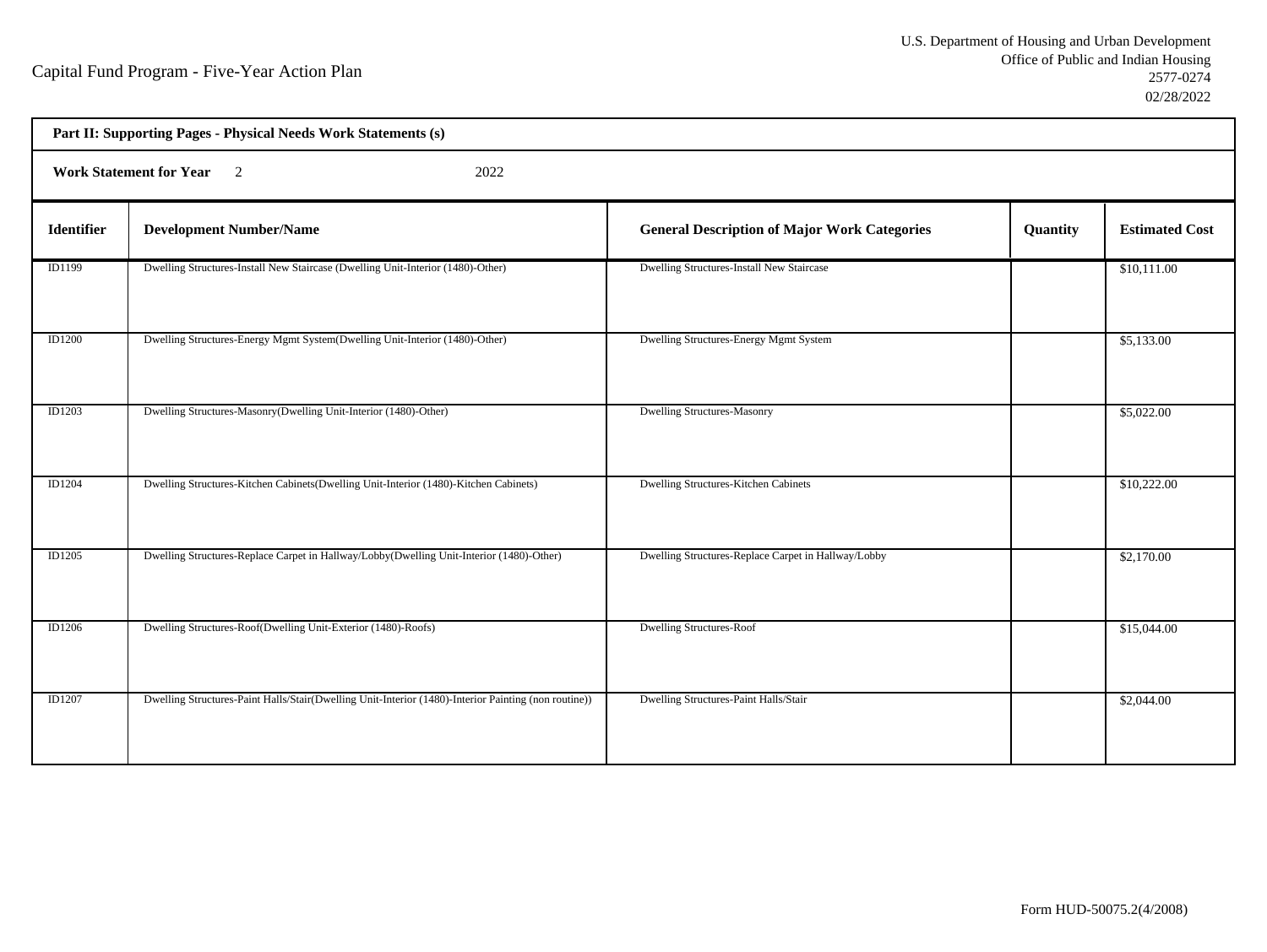Capital Fund Program - Five-Year Action Plan

U.S. Department of Housing and Urban Development
Office of Public and Indian Housing
2577-0274
02/28/2022

**Part II: Supporting Pages - Physical Needs Work Statements (s)**

**Work Statement for Year** 2 2022

| Identifier | Development Number/Name | General Description of Major Work Categories | Quantity | Estimated Cost |
|---|---|---|---|---|
| ID1199 | Dwelling Structures-Install New Staircase (Dwelling Unit-Interior (1480)-Other) | Dwelling Structures-Install New Staircase | | $10,111.00 |
| ID1200 | Dwelling Structures-Energy Mgmt System(Dwelling Unit-Interior (1480)-Other) | Dwelling Structures-Energy Mgmt System | | $5,133.00 |
| ID1203 | Dwelling Structures-Masonry(Dwelling Unit-Interior (1480)-Other) | Dwelling Structures-Masonry | | $5,022.00 |
| ID1204 | Dwelling Structures-Kitchen Cabinets(Dwelling Unit-Interior (1480)-Kitchen Cabinets) | Dwelling Structures-Kitchen Cabinets | | $10,222.00 |
| ID1205 | Dwelling Structures-Replace Carpet in Hallway/Lobby(Dwelling Unit-Interior (1480)-Other) | Dwelling Structures-Replace Carpet in Hallway/Lobby | | $2,170.00 |
| ID1206 | Dwelling Structures-Roof(Dwelling Unit-Exterior (1480)-Roofs) | Dwelling Structures-Roof | | $15,044.00 |
| ID1207 | Dwelling Structures-Paint Halls/Stair(Dwelling Unit-Interior (1480)-Interior Painting (non routine)) | Dwelling Structures-Paint Halls/Stair | | $2,044.00 |

Form HUD-50075.2(4/2008)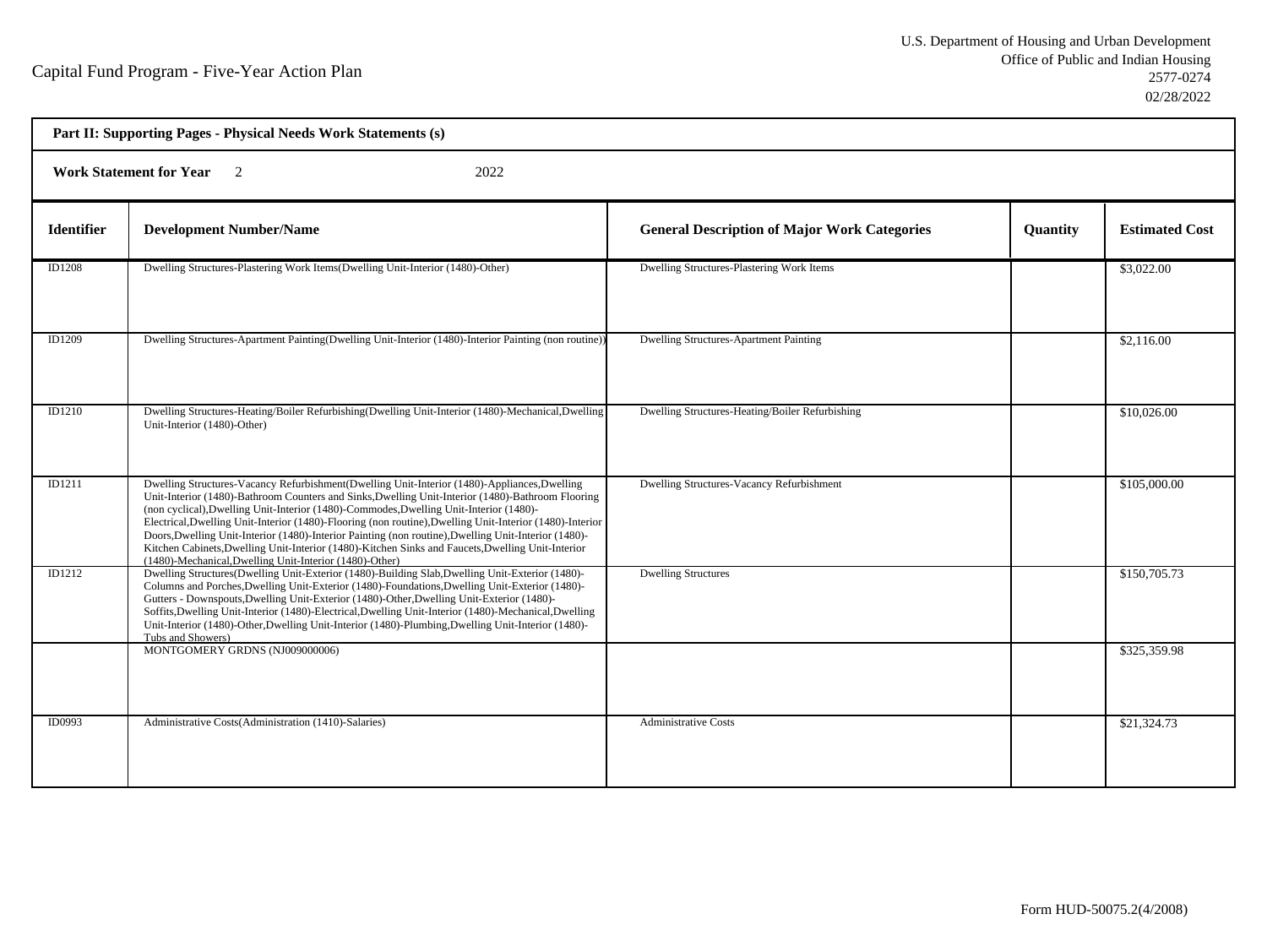Capital Fund Program - Five-Year Action Plan

U.S. Department of Housing and Urban Development
Office of Public and Indian Housing
2577-0274
02/28/2022

**Part II: Supporting Pages - Physical Needs Work Statements (s)**

**Work Statement for Year** 2 2022

| Identifier | Development Number/Name | General Description of Major Work Categories | Quantity | Estimated Cost |
|---|---|---|---|---|
| ID1208 | Dwelling Structures-Plastering Work Items(Dwelling Unit-Interior (1480)-Other) | Dwelling Structures-Plastering Work Items | | $3,022.00 |
| ID1209 | Dwelling Structures-Apartment Painting(Dwelling Unit-Interior (1480)-Interior Painting (non routine)) | Dwelling Structures-Apartment Painting | | $2,116.00 |
| ID1210 | Dwelling Structures-Heating/Boiler Refurbishing(Dwelling Unit-Interior (1480)-Mechanical,Dwelling Unit-Interior (1480)-Other) | Dwelling Structures-Heating/Boiler Refurbishing | | $10,026.00 |
| ID1211 | Dwelling Structures-Vacancy Refurbishment(Dwelling Unit-Interior (1480)-Appliances,Dwelling Unit-Interior (1480)-Bathroom Counters and Sinks,Dwelling Unit-Interior (1480)-Bathroom Flooring (non cyclical),Dwelling Unit-Interior (1480)-Commodes,Dwelling Unit-Interior (1480)-Electrical,Dwelling Unit-Interior (1480)-Flooring (non routine),Dwelling Unit-Interior (1480)-Interior Doors,Dwelling Unit-Interior (1480)-Interior Painting (non routine),Dwelling Unit-Interior (1480)-Kitchen Cabinets,Dwelling Unit-Interior (1480)-Kitchen Sinks and Faucets,Dwelling Unit-Interior (1480)-Mechanical,Dwelling Unit-Interior (1480)-Other) | Dwelling Structures-Vacancy Refurbishment | | $105,000.00 |
| ID1212 | Dwelling Structures(Dwelling Unit-Exterior (1480)-Building Slab,Dwelling Unit-Exterior (1480)-Columns and Porches,Dwelling Unit-Exterior (1480)-Foundations,Dwelling Unit-Exterior (1480)-Gutters - Downspouts,Dwelling Unit-Exterior (1480)-Other,Dwelling Unit-Exterior (1480)-Soffits,Dwelling Unit-Interior (1480)-Electrical,Dwelling Unit-Interior (1480)-Mechanical,Dwelling Unit-Interior (1480)-Other,Dwelling Unit-Interior (1480)-Plumbing,Dwelling Unit-Interior (1480)-Tubs and Showers) | Dwelling Structures | | $150,705.73 |
| | MONTGOMERY GRDNS (NJ009000006) | | | $325,359.98 |
| ID0993 | Administrative Costs(Administration (1410)-Salaries) | Administrative Costs | | $21,324.73 |

Form HUD-50075.2(4/2008)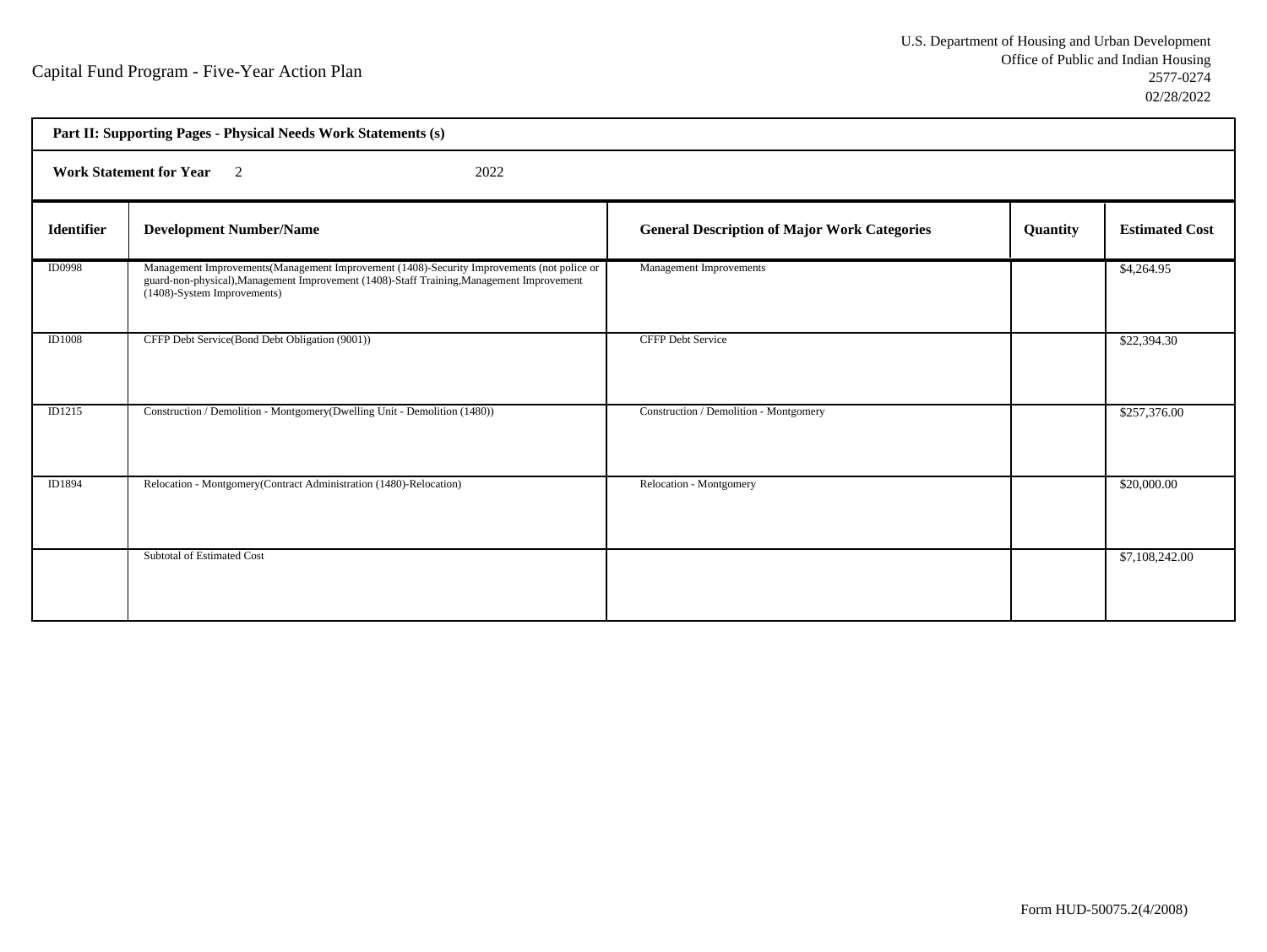Capital Fund Program - Five-Year Action Plan

U.S. Department of Housing and Urban Development
Office of Public and Indian Housing
2577-0274
02/28/2022

**Part II: Supporting Pages - Physical Needs Work Statements (s)**

**Work Statement for Year** 2 2022

| Identifier | Development Number/Name | General Description of Major Work Categories | Quantity | Estimated Cost |
|---|---|---|---|---|
| ID0998 | Management Improvements(Management Improvement (1408)-Security Improvements (not police or guard-non-physical),Management Improvement (1408)-Staff Training,Management Improvement (1408)-System Improvements) | Management Improvements | | $4,264.95 |
| ID1008 | CFFP Debt Service(Bond Debt Obligation (9001)) | CFFP Debt Service | | $22,394.30 |
| ID1215 | Construction / Demolition - Montgomery(Dwelling Unit - Demolition (1480)) | Construction / Demolition - Montgomery | | $257,376.00 |
| ID1894 | Relocation - Montgomery(Contract Administration (1480)-Relocation) | Relocation - Montgomery | | $20,000.00 |
| | Subtotal of Estimated Cost | | | $7,108,242.00 |

Form HUD-50075.2(4/2008)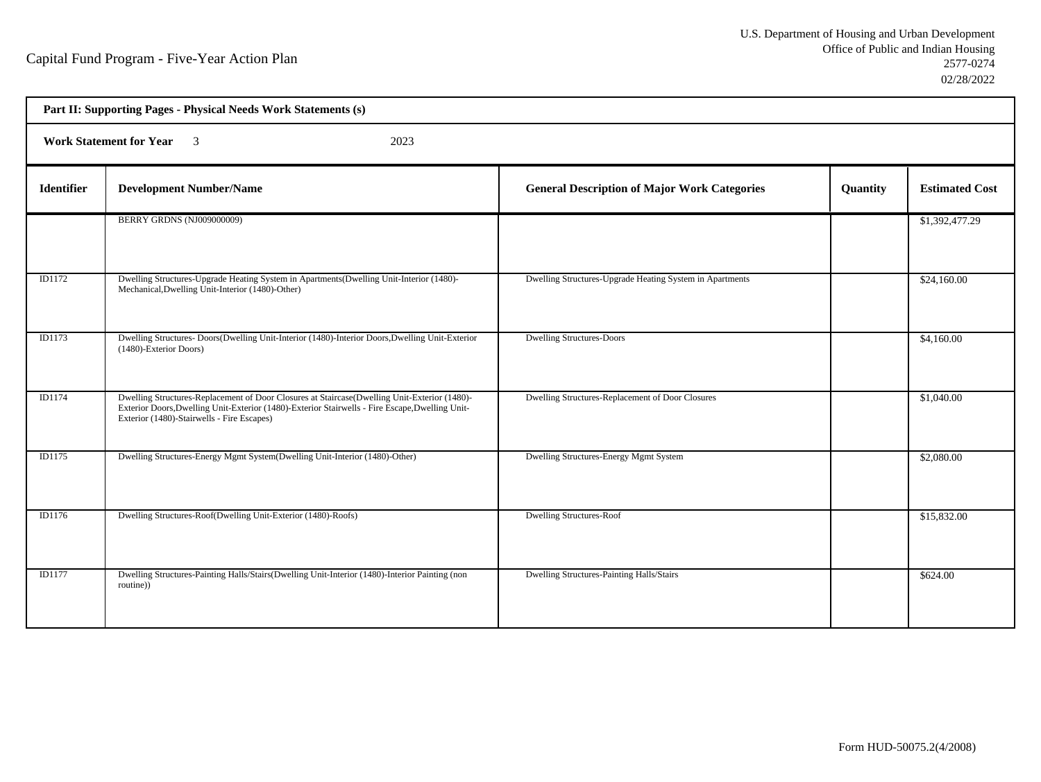Capital Fund Program - Five-Year Action Plan

U.S. Department of Housing and Urban Development
Office of Public and Indian Housing
2577-0274
02/28/2022

**Part II: Supporting Pages - Physical Needs Work Statements (s)**

**Work Statement for Year** 3 2023

| Identifier | Development Number/Name | General Description of Major Work Categories | Quantity | Estimated Cost |
|---|---|---|---|---|
| | BERRY GRDNS (NJ009000009) | | | $1,392,477.29 |
| ID1172 | Dwelling Structures-Upgrade Heating System in Apartments(Dwelling Unit-Interior (1480)-Mechanical,Dwelling Unit-Interior (1480)-Other) | Dwelling Structures-Upgrade Heating System in Apartments | | $24,160.00 |
| ID1173 | Dwelling Structures- Doors(Dwelling Unit-Interior (1480)-Interior Doors,Dwelling Unit-Exterior (1480)-Exterior Doors) | Dwelling Structures-Doors | | $4,160.00 |
| ID1174 | Dwelling Structures-Replacement of Door Closures at Staircase(Dwelling Unit-Exterior (1480)-Exterior Doors,Dwelling Unit-Exterior (1480)-Exterior Stairwells - Fire Escape,Dwelling Unit-Exterior (1480)-Stairwells - Fire Escapes) | Dwelling Structures-Replacement of Door Closures | | $1,040.00 |
| ID1175 | Dwelling Structures-Energy Mgmt System(Dwelling Unit-Interior (1480)-Other) | Dwelling Structures-Energy Mgmt System | | $2,080.00 |
| ID1176 | Dwelling Structures-Roof(Dwelling Unit-Exterior (1480)-Roofs) | Dwelling Structures-Roof | | $15,832.00 |
| ID1177 | Dwelling Structures-Painting Halls/Stairs(Dwelling Unit-Interior (1480)-Interior Painting (non routine)) | Dwelling Structures-Painting Halls/Stairs | | $624.00 |

Form HUD-50075.2(4/2008)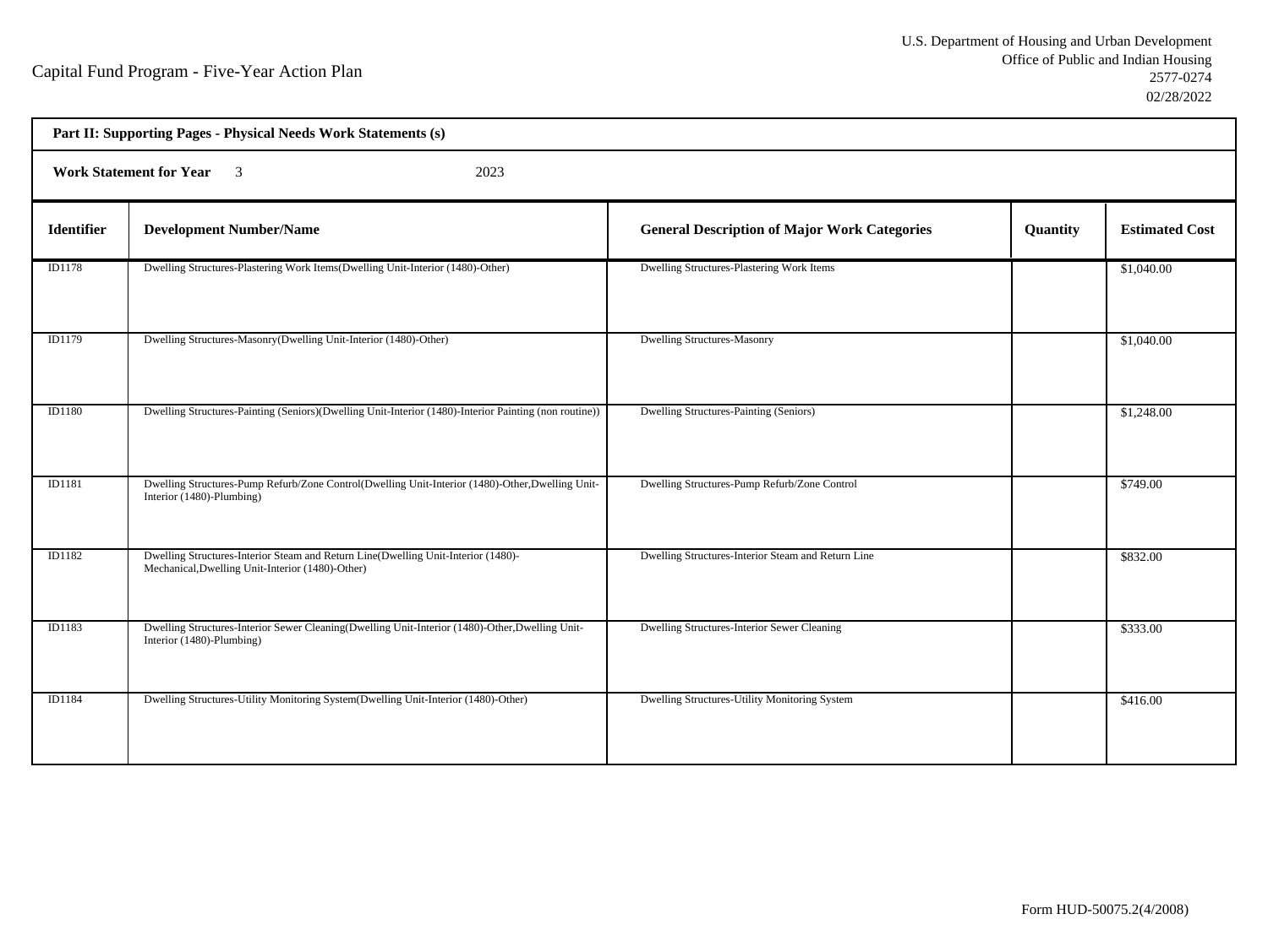Capital Fund Program - Five-Year Action Plan

U.S. Department of Housing and Urban Development
Office of Public and Indian Housing
2577-0274
02/28/2022

**Part II: Supporting Pages - Physical Needs Work Statements (s)**

**Work Statement for Year** 3 2023

| Identifier | Development Number/Name | General Description of Major Work Categories | Quantity | Estimated Cost |
|---|---|---|---|---|
| ID1178 | Dwelling Structures-Plastering Work Items(Dwelling Unit-Interior (1480)-Other) | Dwelling Structures-Plastering Work Items | | $1,040.00 |
| ID1179 | Dwelling Structures-Masonry(Dwelling Unit-Interior (1480)-Other) | Dwelling Structures-Masonry | | $1,040.00 |
| ID1180 | Dwelling Structures-Painting (Seniors)(Dwelling Unit-Interior (1480)-Interior Painting (non routine)) | Dwelling Structures-Painting (Seniors) | | $1,248.00 |
| ID1181 | Dwelling Structures-Pump Refurb/Zone Control(Dwelling Unit-Interior (1480)-Other,Dwelling Unit-Interior (1480)-Plumbing) | Dwelling Structures-Pump Refurb/Zone Control | | $749.00 |
| ID1182 | Dwelling Structures-Interior Steam and Return Line(Dwelling Unit-Interior (1480)-Mechanical,Dwelling Unit-Interior (1480)-Other) | Dwelling Structures-Interior Steam and Return Line | | $832.00 |
| ID1183 | Dwelling Structures-Interior Sewer Cleaning(Dwelling Unit-Interior (1480)-Other,Dwelling Unit-Interior (1480)-Plumbing) | Dwelling Structures-Interior Sewer Cleaning | | $333.00 |
| ID1184 | Dwelling Structures-Utility Monitoring System(Dwelling Unit-Interior (1480)-Other) | Dwelling Structures-Utility Monitoring System | | $416.00 |

Form HUD-50075.2(4/2008)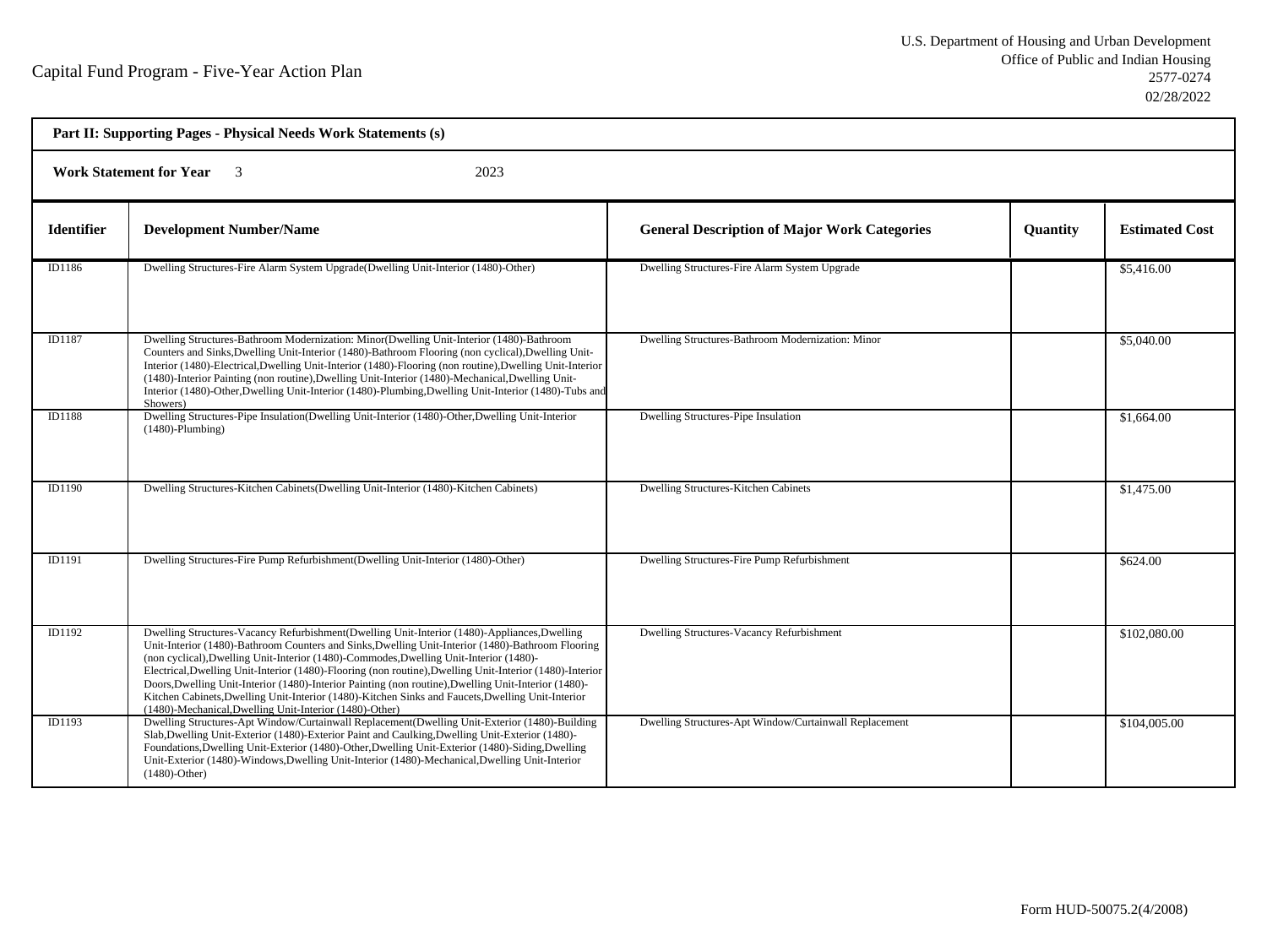Capital Fund Program - Five-Year Action Plan

U.S. Department of Housing and Urban Development
Office of Public and Indian Housing
2577-0274
02/28/2022

**Part II: Supporting Pages - Physical Needs Work Statements (s)**

**Work Statement for Year** 3 2023

| Identifier | Development Number/Name | General Description of Major Work Categories | Quantity | Estimated Cost |
|---|---|---|---|---|
| ID1186 | Dwelling Structures-Fire Alarm System Upgrade(Dwelling Unit-Interior (1480)-Other) | Dwelling Structures-Fire Alarm System Upgrade | | $5,416.00 |
| ID1187 | Dwelling Structures-Bathroom Modernization: Minor(Dwelling Unit-Interior (1480)-Bathroom Counters and Sinks,Dwelling Unit-Interior (1480)-Bathroom Flooring (non cyclical),Dwelling Unit-Interior (1480)-Electrical,Dwelling Unit-Interior (1480)-Flooring (non routine),Dwelling Unit-Interior (1480)-Interior Painting (non routine),Dwelling Unit-Interior (1480)-Mechanical,Dwelling Unit-Interior (1480)-Other,Dwelling Unit-Interior (1480)-Plumbing,Dwelling Unit-Interior (1480)-Tubs and Showers) | Dwelling Structures-Bathroom Modernization: Minor | | $5,040.00 |
| ID1188 | Dwelling Structures-Pipe Insulation(Dwelling Unit-Interior (1480)-Other,Dwelling Unit-Interior (1480)-Plumbing) | Dwelling Structures-Pipe Insulation | | $1,664.00 |
| ID1190 | Dwelling Structures-Kitchen Cabinets(Dwelling Unit-Interior (1480)-Kitchen Cabinets) | Dwelling Structures-Kitchen Cabinets | | $1,475.00 |
| ID1191 | Dwelling Structures-Fire Pump Refurbishment(Dwelling Unit-Interior (1480)-Other) | Dwelling Structures-Fire Pump Refurbishment | | $624.00 |
| ID1192 | Dwelling Structures-Vacancy Refurbishment(Dwelling Unit-Interior (1480)-Appliances,Dwelling Unit-Interior (1480)-Bathroom Counters and Sinks,Dwelling Unit-Interior (1480)-Bathroom Flooring (non cyclical),Dwelling Unit-Interior (1480)-Commodes,Dwelling Unit-Interior (1480)-Electrical,Dwelling Unit-Interior (1480)-Flooring (non routine),Dwelling Unit-Interior (1480)-Interior Doors,Dwelling Unit-Interior (1480)-Interior Painting (non routine),Dwelling Unit-Interior (1480)-Kitchen Cabinets,Dwelling Unit-Interior (1480)-Kitchen Sinks and Faucets,Dwelling Unit-Interior (1480)-Mechanical,Dwelling Unit-Interior (1480)-Other) | Dwelling Structures-Vacancy Refurbishment | | $102,080.00 |
| ID1193 | Dwelling Structures-Apt Window/Curtainwall Replacement(Dwelling Unit-Exterior (1480)-Building Slab,Dwelling Unit-Exterior (1480)-Exterior Paint and Caulking,Dwelling Unit-Exterior (1480)-Foundations,Dwelling Unit-Exterior (1480)-Other,Dwelling Unit-Exterior (1480)-Siding,Dwelling Unit-Exterior (1480)-Windows,Dwelling Unit-Interior (1480)-Mechanical,Dwelling Unit-Interior (1480)-Other) | Dwelling Structures-Apt Window/Curtainwall Replacement | | $104,005.00 |

Form HUD-50075.2(4/2008)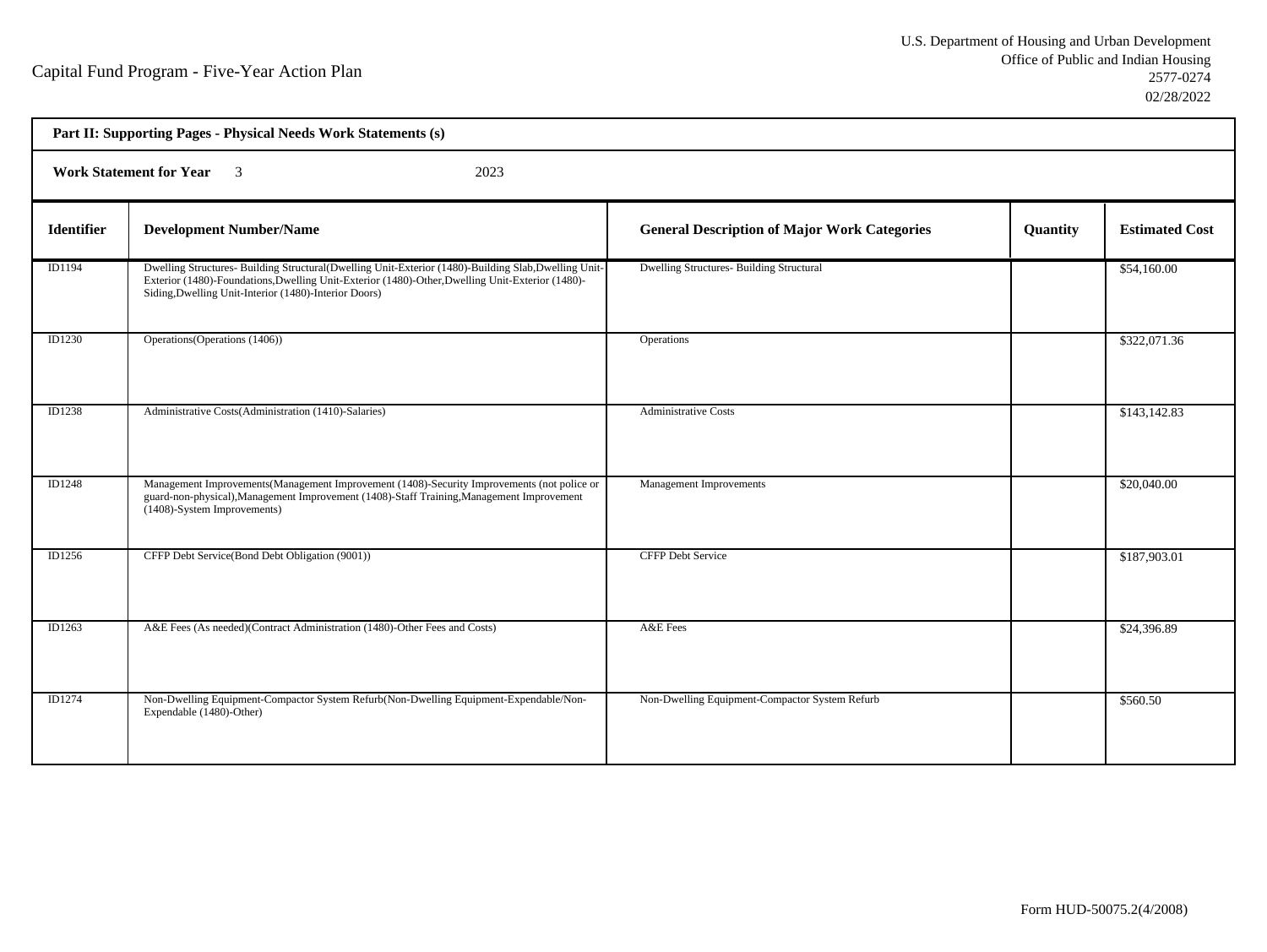Capital Fund Program - Five-Year Action Plan

U.S. Department of Housing and Urban Development
Office of Public and Indian Housing
2577-0274
02/28/2022

**Part II: Supporting Pages - Physical Needs Work Statements (s)**

**Work Statement for Year** 3 2023

| Identifier | Development Number/Name | General Description of Major Work Categories | Quantity | Estimated Cost |
|---|---|---|---|---|
| ID1194 | Dwelling Structures- Building Structural(Dwelling Unit-Exterior (1480)-Building Slab,Dwelling Unit-Exterior (1480)-Foundations,Dwelling Unit-Exterior (1480)-Other,Dwelling Unit-Exterior (1480)-Siding,Dwelling Unit-Interior (1480)-Interior Doors) | Dwelling Structures- Building Structural | | $54,160.00 |
| ID1230 | Operations(Operations (1406)) | Operations | | $322,071.36 |
| ID1238 | Administrative Costs(Administration (1410)-Salaries) | Administrative Costs | | $143,142.83 |
| ID1248 | Management Improvements(Management Improvement (1408)-Security Improvements (not police or guard-non-physical),Management Improvement (1408)-Staff Training,Management Improvement (1408)-System Improvements) | Management Improvements | | $20,040.00 |
| ID1256 | CFFP Debt Service(Bond Debt Obligation (9001)) | CFFP Debt Service | | $187,903.01 |
| ID1263 | A&E Fees (As needed)(Contract Administration (1480)-Other Fees and Costs) | A&E Fees | | $24,396.89 |
| ID1274 | Non-Dwelling Equipment-Compactor System Refurb(Non-Dwelling Equipment-Expendable/Non-Expendable (1480)-Other) | Non-Dwelling Equipment-Compactor System Refurb | | $560.50 |

Form HUD-50075.2(4/2008)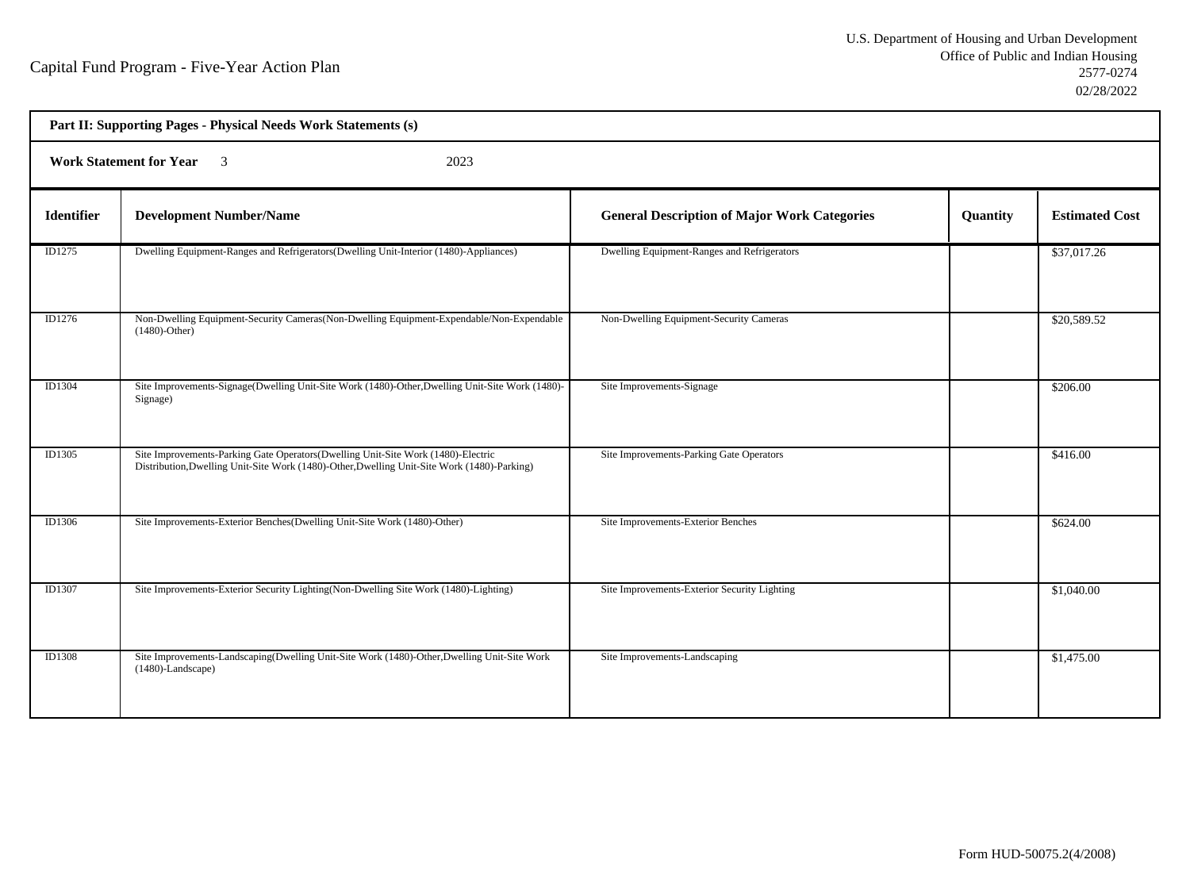Capital Fund Program - Five-Year Action Plan

U.S. Department of Housing and Urban Development
Office of Public and Indian Housing
2577-0274
02/28/2022

**Part II: Supporting Pages - Physical Needs Work Statements (s)**

**Work Statement for Year** 3 2023

| Identifier | Development Number/Name | General Description of Major Work Categories | Quantity | Estimated Cost |
|---|---|---|---|---|
| ID1275 | Dwelling Equipment-Ranges and Refrigerators(Dwelling Unit-Interior (1480)-Appliances) | Dwelling Equipment-Ranges and Refrigerators | | $37,017.26 |
| ID1276 | Non-Dwelling Equipment-Security Cameras(Non-Dwelling Equipment-Expendable/Non-Expendable (1480)-Other) | Non-Dwelling Equipment-Security Cameras | | $20,589.52 |
| ID1304 | Site Improvements-Signage(Dwelling Unit-Site Work (1480)-Other,Dwelling Unit-Site Work (1480)-Signage) | Site Improvements-Signage | | $206.00 |
| ID1305 | Site Improvements-Parking Gate Operators(Dwelling Unit-Site Work (1480)-Electric Distribution,Dwelling Unit-Site Work (1480)-Other,Dwelling Unit-Site Work (1480)-Parking) | Site Improvements-Parking Gate Operators | | $416.00 |
| ID1306 | Site Improvements-Exterior Benches(Dwelling Unit-Site Work (1480)-Other) | Site Improvements-Exterior Benches | | $624.00 |
| ID1307 | Site Improvements-Exterior Security Lighting(Non-Dwelling Site Work (1480)-Lighting) | Site Improvements-Exterior Security Lighting | | $1,040.00 |
| ID1308 | Site Improvements-Landscaping(Dwelling Unit-Site Work (1480)-Other,Dwelling Unit-Site Work (1480)-Landscape) | Site Improvements-Landscaping | | $1,475.00 |

Form HUD-50075.2(4/2008)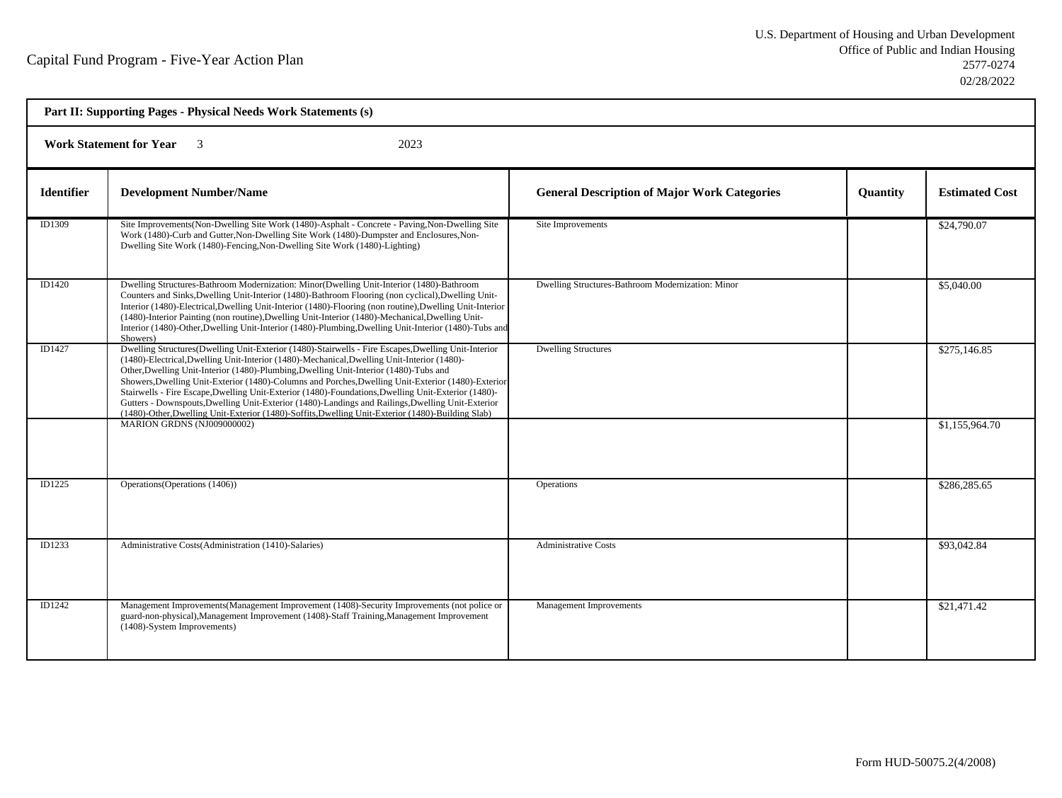Capital Fund Program - Five-Year Action Plan

U.S. Department of Housing and Urban Development
Office of Public and Indian Housing
2577-0274
02/28/2022

| **Part II: Supporting Pages - Physical Needs Work Statements (s)** | | | | |
|---|---|---|---|---|
| **Work Statement for Year** 3 2023 | | | | |
| **Identifier** | **Development Number/Name** | **General Description of Major Work Categories** | **Quantity** | **Estimated Cost** |
| ID1309 | Site Improvements(Non-Dwelling Site Work (1480)-Asphalt - Concrete - Paving,Non-Dwelling Site Work (1480)-Curb and Gutter,Non-Dwelling Site Work (1480)-Dumpster and Enclosures,Non-Dwelling Site Work (1480)-Fencing,Non-Dwelling Site Work (1480)-Lighting) | Site Improvements | | $24,790.07 |
| ID1420 | Dwelling Structures-Bathroom Modernization: Minor(Dwelling Unit-Interior (1480)-Bathroom Counters and Sinks,Dwelling Unit-Interior (1480)-Bathroom Flooring (non cyclical),Dwelling Unit-Interior (1480)-Electrical,Dwelling Unit-Interior (1480)-Flooring (non routine),Dwelling Unit-Interior (1480)-Interior Painting (non routine),Dwelling Unit-Interior (1480)-Mechanical,Dwelling Unit-Interior (1480)-Other,Dwelling Unit-Interior (1480)-Plumbing,Dwelling Unit-Interior (1480)-Tubs and Showers) | Dwelling Structures-Bathroom Modernization: Minor | | $5,040.00 |
| ID1427 | Dwelling Structures(Dwelling Unit-Exterior (1480)-Stairwells - Fire Escapes,Dwelling Unit-Interior (1480)-Electrical,Dwelling Unit-Interior (1480)-Mechanical,Dwelling Unit-Interior (1480)-Other,Dwelling Unit-Interior (1480)-Plumbing,Dwelling Unit-Interior (1480)-Tubs and Showers,Dwelling Unit-Exterior (1480)-Columns and Porches,Dwelling Unit-Exterior (1480)-Exterior Stairwells - Fire Escape,Dwelling Unit-Exterior (1480)-Foundations,Dwelling Unit-Exterior (1480)-Gutters - Downspouts,Dwelling Unit-Exterior (1480)-Landings and Railings,Dwelling Unit-Exterior (1480)-Other,Dwelling Unit-Exterior (1480)-Soffits,Dwelling Unit-Exterior (1480)-Building Slab) | Dwelling Structures | | $275,146.85 |
| | MARION GRDNS (NJ009000002) | | | $1,155,964.70 |
| ID1225 | Operations(Operations (1406)) | Operations | | $286,285.65 |
| ID1233 | Administrative Costs(Administration (1410)-Salaries) | Administrative Costs | | $93,042.84 |
| ID1242 | Management Improvements(Management Improvement (1408)-Security Improvements (not police or guard-non-physical),Management Improvement (1408)-Staff Training,Management Improvement (1408)-System Improvements) | Management Improvements | | $21,471.42 |

Form HUD-50075.2(4/2008)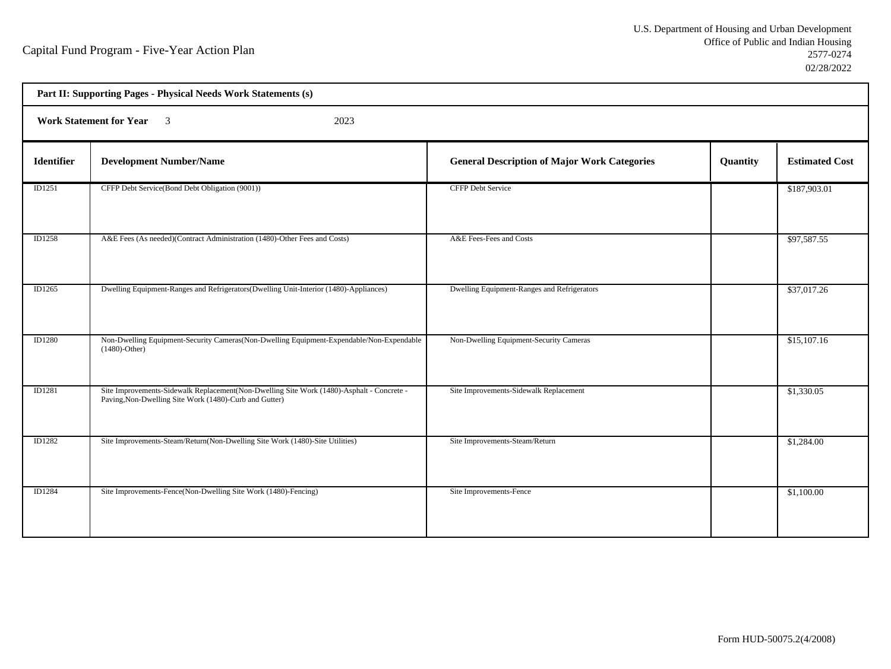Capital Fund Program - Five-Year Action Plan

U.S. Department of Housing and Urban Development
Office of Public and Indian Housing
2577-0274
02/28/2022

**Part II: Supporting Pages - Physical Needs Work Statements (s)**

**Work Statement for Year** 3 2023

| Identifier | Development Number/Name | General Description of Major Work Categories | Quantity | Estimated Cost |
|---|---|---|---|---|
| ID1251 | CFFP Debt Service(Bond Debt Obligation (9001)) | CFFP Debt Service | | $187,903.01 |
| ID1258 | A&E Fees (As needed)(Contract Administration (1480)-Other Fees and Costs) | A&E Fees-Fees and Costs | | $97,587.55 |
| ID1265 | Dwelling Equipment-Ranges and Refrigerators(Dwelling Unit-Interior (1480)-Appliances) | Dwelling Equipment-Ranges and Refrigerators | | $37,017.26 |
| ID1280 | Non-Dwelling Equipment-Security Cameras(Non-Dwelling Equipment-Expendable/Non-Expendable (1480)-Other) | Non-Dwelling Equipment-Security Cameras | | $15,107.16 |
| ID1281 | Site Improvements-Sidewalk Replacement(Non-Dwelling Site Work (1480)-Asphalt - Concrete - Paving,Non-Dwelling Site Work (1480)-Curb and Gutter) | Site Improvements-Sidewalk Replacement | | $1,330.05 |
| ID1282 | Site Improvements-Steam/Return(Non-Dwelling Site Work (1480)-Site Utilities) | Site Improvements-Steam/Return | | $1,284.00 |
| ID1284 | Site Improvements-Fence(Non-Dwelling Site Work (1480)-Fencing) | Site Improvements-Fence | | $1,100.00 |

Form HUD-50075.2(4/2008)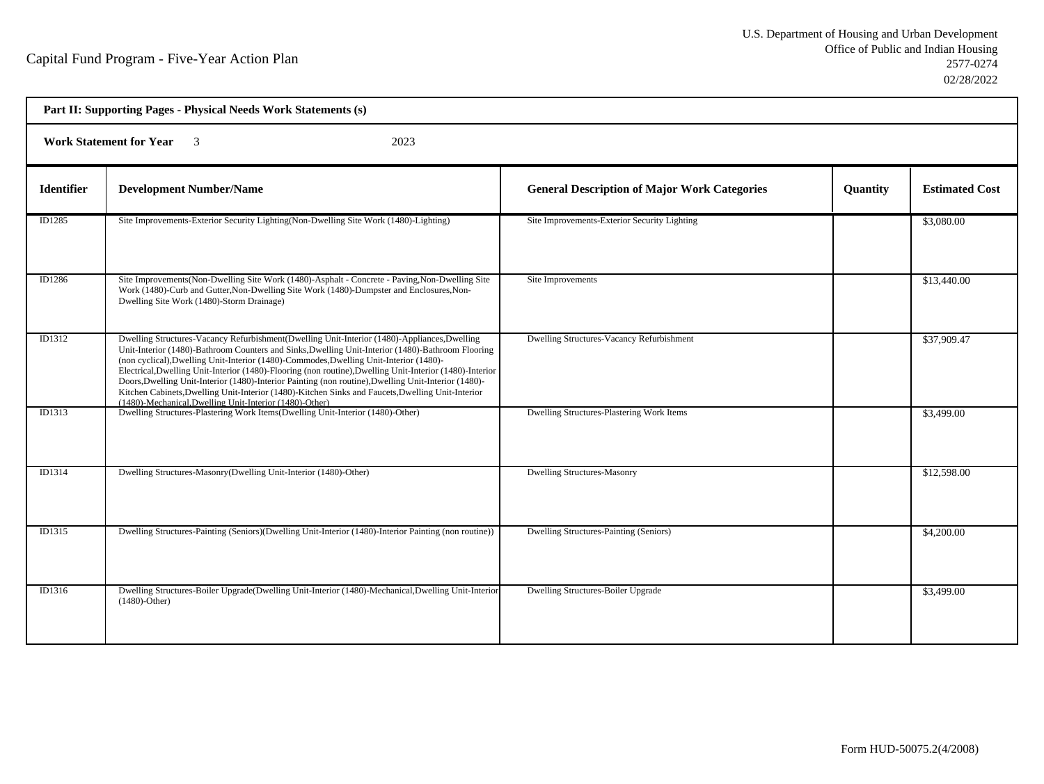Capital Fund Program - Five-Year Action Plan

U.S. Department of Housing and Urban Development
Office of Public and Indian Housing
2577-0274
02/28/2022

**Part II: Supporting Pages - Physical Needs Work Statements (s)**

**Work Statement for Year** 3 2023

| Identifier | Development Number/Name | General Description of Major Work Categories | Quantity | Estimated Cost |
|---|---|---|---|---|
| ID1285 | Site Improvements-Exterior Security Lighting(Non-Dwelling Site Work (1480)-Lighting) | Site Improvements-Exterior Security Lighting | | $3,080.00 |
| ID1286 | Site Improvements(Non-Dwelling Site Work (1480)-Asphalt - Concrete - Paving,Non-Dwelling Site Work (1480)-Curb and Gutter,Non-Dwelling Site Work (1480)-Dumpster and Enclosures,Non-Dwelling Site Work (1480)-Storm Drainage) | Site Improvements | | $13,440.00 |
| ID1312 | Dwelling Structures-Vacancy Refurbishment(Dwelling Unit-Interior (1480)-Appliances,Dwelling Unit-Interior (1480)-Bathroom Counters and Sinks,Dwelling Unit-Interior (1480)-Bathroom Flooring (non cyclical),Dwelling Unit-Interior (1480)-Commodes,Dwelling Unit-Interior (1480)-Electrical,Dwelling Unit-Interior (1480)-Flooring (non routine),Dwelling Unit-Interior (1480)-Interior Doors,Dwelling Unit-Interior (1480)-Interior Painting (non routine),Dwelling Unit-Interior (1480)-Kitchen Cabinets,Dwelling Unit-Interior (1480)-Kitchen Sinks and Faucets,Dwelling Unit-Interior (1480)-Mechanical,Dwelling Unit-Interior (1480)-Other) | Dwelling Structures-Vacancy Refurbishment | | $37,909.47 |
| ID1313 | Dwelling Structures-Plastering Work Items(Dwelling Unit-Interior (1480)-Other) | Dwelling Structures-Plastering Work Items | | $3,499.00 |
| ID1314 | Dwelling Structures-Masonry(Dwelling Unit-Interior (1480)-Other) | Dwelling Structures-Masonry | | $12,598.00 |
| ID1315 | Dwelling Structures-Painting (Seniors)(Dwelling Unit-Interior (1480)-Interior Painting (non routine)) | Dwelling Structures-Painting (Seniors) | | $4,200.00 |
| ID1316 | Dwelling Structures-Boiler Upgrade(Dwelling Unit-Interior (1480)-Mechanical,Dwelling Unit-Interior (1480)-Other) | Dwelling Structures-Boiler Upgrade | | $3,499.00 |

Form HUD-50075.2(4/2008)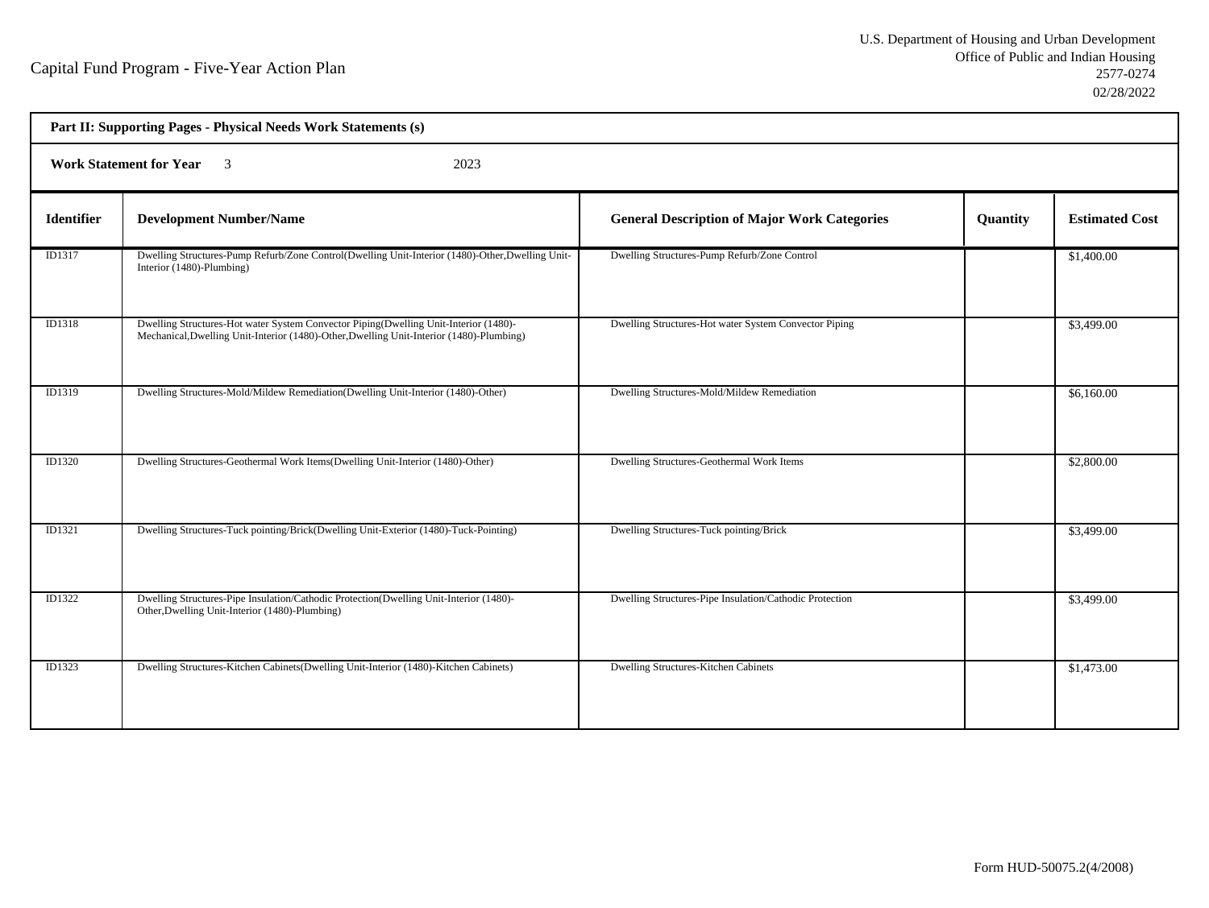Capital Fund Program - Five-Year Action Plan

U.S. Department of Housing and Urban Development
Office of Public and Indian Housing
2577-0274
02/28/2022

**Part II: Supporting Pages - Physical Needs Work Statements (s)**

**Work Statement for Year** 3 2023

| Identifier | Development Number/Name | General Description of Major Work Categories | Quantity | Estimated Cost |
|---|---|---|---|---|
| ID1317 | Dwelling Structures-Pump Refurb/Zone Control(Dwelling Unit-Interior (1480)-Other,Dwelling Unit-Interior (1480)-Plumbing) | Dwelling Structures-Pump Refurb/Zone Control | | $1,400.00 |
| ID1318 | Dwelling Structures-Hot water System Convector Piping(Dwelling Unit-Interior (1480)-Mechanical,Dwelling Unit-Interior (1480)-Other,Dwelling Unit-Interior (1480)-Plumbing) | Dwelling Structures-Hot water System Convector Piping | | $3,499.00 |
| ID1319 | Dwelling Structures-Mold/Mildew Remediation(Dwelling Unit-Interior (1480)-Other) | Dwelling Structures-Mold/Mildew Remediation | | $6,160.00 |
| ID1320 | Dwelling Structures-Geothermal Work Items(Dwelling Unit-Interior (1480)-Other) | Dwelling Structures-Geothermal Work Items | | $2,800.00 |
| ID1321 | Dwelling Structures-Tuck pointing/Brick(Dwelling Unit-Exterior (1480)-Tuck-Pointing) | Dwelling Structures-Tuck pointing/Brick | | $3,499.00 |
| ID1322 | Dwelling Structures-Pipe Insulation/Cathodic Protection(Dwelling Unit-Interior (1480)-Other,Dwelling Unit-Interior (1480)-Plumbing) | Dwelling Structures-Pipe Insulation/Cathodic Protection | | $3,499.00 |
| ID1323 | Dwelling Structures-Kitchen Cabinets(Dwelling Unit-Interior (1480)-Kitchen Cabinets) | Dwelling Structures-Kitchen Cabinets | | $1,473.00 |

Form HUD-50075.2(4/2008)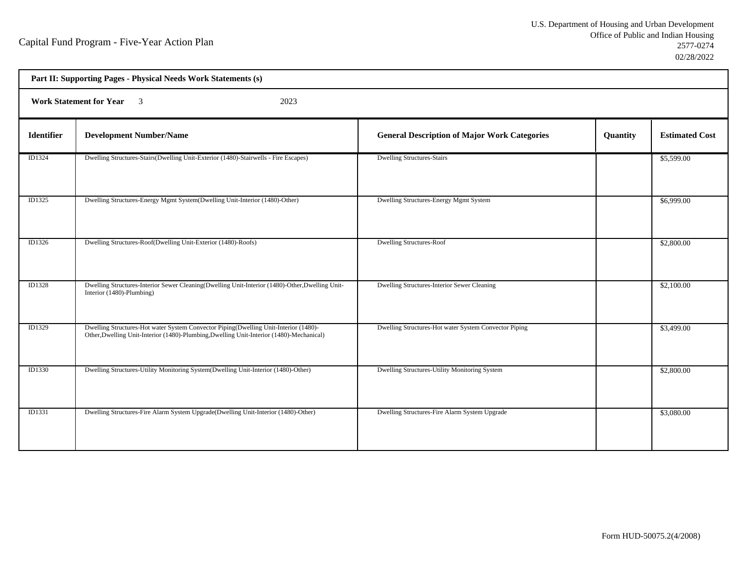Capital Fund Program - Five-Year Action Plan

U.S. Department of Housing and Urban Development
Office of Public and Indian Housing
2577-0274
02/28/2022

**Part II: Supporting Pages - Physical Needs Work Statements (s)**

**Work Statement for Year** 3 2023

| Identifier | Development Number/Name | General Description of Major Work Categories | Quantity | Estimated Cost |
|---|---|---|---|---|
| ID1324 | Dwelling Structures-Stairs(Dwelling Unit-Exterior (1480)-Stairwells - Fire Escapes) | Dwelling Structures-Stairs | | $5,599.00 |
| ID1325 | Dwelling Structures-Energy Mgmt System(Dwelling Unit-Interior (1480)-Other) | Dwelling Structures-Energy Mgmt System | | $6,999.00 |
| ID1326 | Dwelling Structures-Roof(Dwelling Unit-Exterior (1480)-Roofs) | Dwelling Structures-Roof | | $2,800.00 |
| ID1328 | Dwelling Structures-Interior Sewer Cleaning(Dwelling Unit-Interior (1480)-Other,Dwelling Unit-Interior (1480)-Plumbing) | Dwelling Structures-Interior Sewer Cleaning | | $2,100.00 |
| ID1329 | Dwelling Structures-Hot water System Convector Piping(Dwelling Unit-Interior (1480)-Other,Dwelling Unit-Interior (1480)-Plumbing,Dwelling Unit-Interior (1480)-Mechanical) | Dwelling Structures-Hot water System Convector Piping | | $3,499.00 |
| ID1330 | Dwelling Structures-Utility Monitoring System(Dwelling Unit-Interior (1480)-Other) | Dwelling Structures-Utility Monitoring System | | $2,800.00 |
| ID1331 | Dwelling Structures-Fire Alarm System Upgrade(Dwelling Unit-Interior (1480)-Other) | Dwelling Structures-Fire Alarm System Upgrade | | $3,080.00 |

Form HUD-50075.2(4/2008)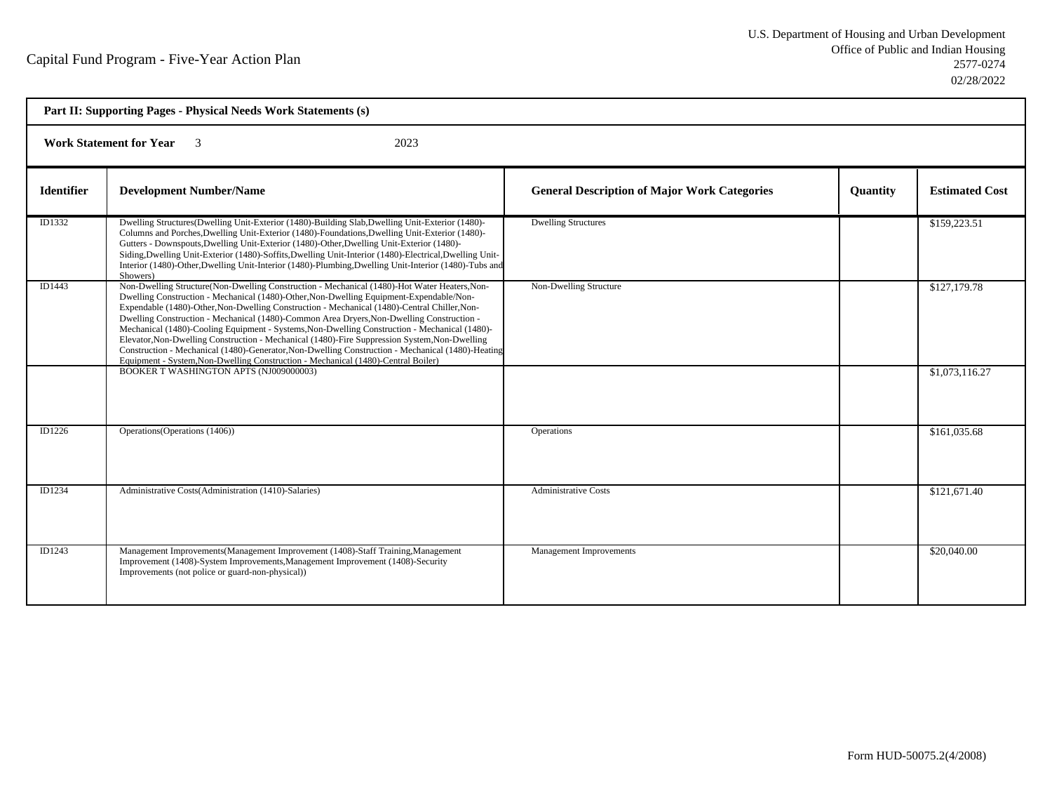Capital Fund Program - Five-Year Action Plan

U.S. Department of Housing and Urban Development
Office of Public and Indian Housing
2577-0274
02/28/2022

**Part II: Supporting Pages - Physical Needs Work Statements (s)**

**Work Statement for Year** 3 2023

| Identifier | Development Number/Name | General Description of Major Work Categories | Quantity | Estimated Cost |
|---|---|---|---|---|
| ID1332 | Dwelling Structures(Dwelling Unit-Exterior (1480)-Building Slab,Dwelling Unit-Exterior (1480)-Columns and Porches,Dwelling Unit-Exterior (1480)-Foundations,Dwelling Unit-Exterior (1480)-Gutters - Downspouts,Dwelling Unit-Exterior (1480)-Other,Dwelling Unit-Exterior (1480)-Siding,Dwelling Unit-Exterior (1480)-Soffits,Dwelling Unit-Interior (1480)-Electrical,Dwelling Unit-Interior (1480)-Other,Dwelling Unit-Interior (1480)-Plumbing,Dwelling Unit-Interior (1480)-Tubs and Showers) | Dwelling Structures | | $159,223.51 |
| ID1443 | Non-Dwelling Structure(Non-Dwelling Construction - Mechanical (1480)-Hot Water Heaters,Non-Dwelling Construction - Mechanical (1480)-Other,Non-Dwelling Equipment-Expendable/Non-Expendable (1480)-Other,Non-Dwelling Construction - Mechanical (1480)-Central Chiller,Non-Dwelling Construction - Mechanical (1480)-Common Area Dryers,Non-Dwelling Construction - Mechanical (1480)-Cooling Equipment - Systems,Non-Dwelling Construction - Mechanical (1480)-Elevator,Non-Dwelling Construction - Mechanical (1480)-Fire Suppression System,Non-Dwelling Construction - Mechanical (1480)-Generator,Non-Dwelling Construction - Mechanical (1480)-Heating Equipment - System,Non-Dwelling Construction - Mechanical (1480)-Central Boiler) | Non-Dwelling Structure | | $127,179.78 |
| | BOOKER T WASHINGTON APTS (NJ009000003) | | | $1,073,116.27 |
| ID1226 | Operations(Operations (1406)) | Operations | | $161,035.68 |
| ID1234 | Administrative Costs(Administration (1410)-Salaries) | Administrative Costs | | $121,671.40 |
| ID1243 | Management Improvements(Management Improvement (1408)-Staff Training,Management Improvement (1408)-System Improvements,Management Improvement (1408)-Security Improvements (not police or guard-non-physical)) | Management Improvements | | $20,040.00 |

Form HUD-50075.2(4/2008)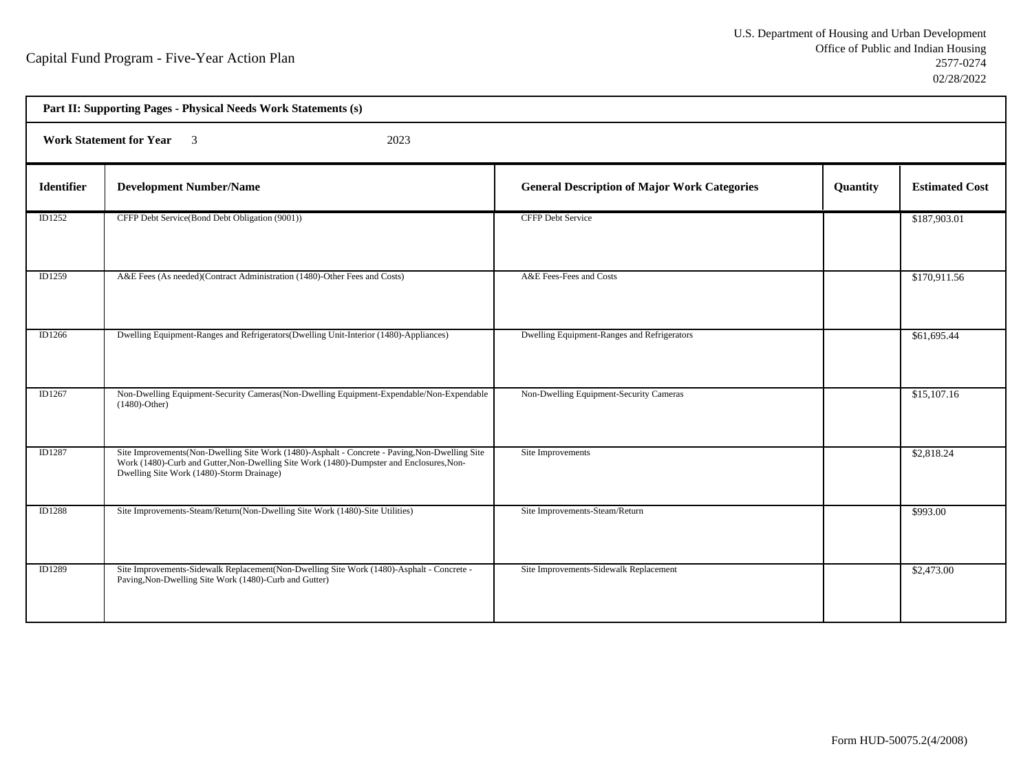Capital Fund Program - Five-Year Action Plan

U.S. Department of Housing and Urban Development
Office of Public and Indian Housing
2577-0274
02/28/2022

**Part II: Supporting Pages - Physical Needs Work Statements (s)**

**Work Statement for Year** 3 2023

| Identifier | Development Number/Name | General Description of Major Work Categories | Quantity | Estimated Cost |
|---|---|---|---|---|
| ID1252 | CFFP Debt Service(Bond Debt Obligation (9001)) | CFFP Debt Service | | $187,903.01 |
| ID1259 | A&E Fees (As needed)(Contract Administration (1480)-Other Fees and Costs) | A&E Fees-Fees and Costs | | $170,911.56 |
| ID1266 | Dwelling Equipment-Ranges and Refrigerators(Dwelling Unit-Interior (1480)-Appliances) | Dwelling Equipment-Ranges and Refrigerators | | $61,695.44 |
| ID1267 | Non-Dwelling Equipment-Security Cameras(Non-Dwelling Equipment-Expendable/Non-Expendable (1480)-Other) | Non-Dwelling Equipment-Security Cameras | | $15,107.16 |
| ID1287 | Site Improvements(Non-Dwelling Site Work (1480)-Asphalt - Concrete - Paving,Non-Dwelling Site Work (1480)-Curb and Gutter,Non-Dwelling Site Work (1480)-Dumpster and Enclosures,Non-Dwelling Site Work (1480)-Storm Drainage) | Site Improvements | | $2,818.24 |
| ID1288 | Site Improvements-Steam/Return(Non-Dwelling Site Work (1480)-Site Utilities) | Site Improvements-Steam/Return | | $993.00 |
| ID1289 | Site Improvements-Sidewalk Replacement(Non-Dwelling Site Work (1480)-Asphalt - Concrete - Paving,Non-Dwelling Site Work (1480)-Curb and Gutter) | Site Improvements-Sidewalk Replacement | | $2,473.00 |

Form HUD-50075.2(4/2008)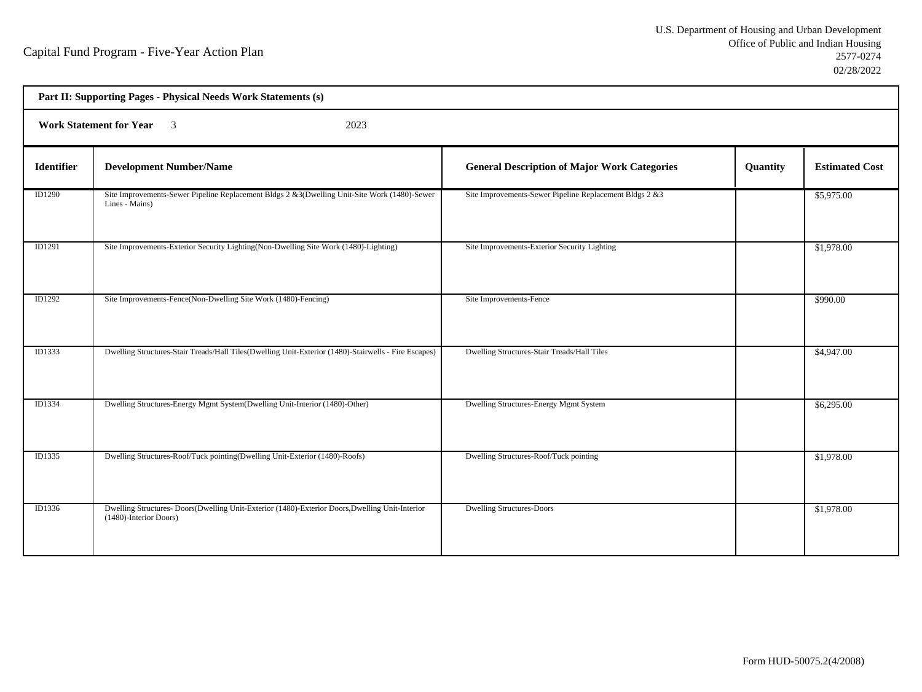Capital Fund Program - Five-Year Action Plan

U.S. Department of Housing and Urban Development
Office of Public and Indian Housing
2577-0274
02/28/2022

**Part II: Supporting Pages - Physical Needs Work Statements (s)**

**Work Statement for Year** 3 2023

| Identifier | Development Number/Name | General Description of Major Work Categories | Quantity | Estimated Cost |
|---|---|---|---|---|
| ID1290 | Site Improvements-Sewer Pipeline Replacement Bldgs 2 &3(Dwelling Unit-Site Work (1480)-Sewer Lines - Mains) | Site Improvements-Sewer Pipeline Replacement Bldgs 2 &3 | | $5,975.00 |
| ID1291 | Site Improvements-Exterior Security Lighting(Non-Dwelling Site Work (1480)-Lighting) | Site Improvements-Exterior Security Lighting | | $1,978.00 |
| ID1292 | Site Improvements-Fence(Non-Dwelling Site Work (1480)-Fencing) | Site Improvements-Fence | | $990.00 |
| ID1333 | Dwelling Structures-Stair Treads/Hall Tiles(Dwelling Unit-Exterior (1480)-Stairwells - Fire Escapes) | Dwelling Structures-Stair Treads/Hall Tiles | | $4,947.00 |
| ID1334 | Dwelling Structures-Energy Mgmt System(Dwelling Unit-Interior (1480)-Other) | Dwelling Structures-Energy Mgmt System | | $6,295.00 |
| ID1335 | Dwelling Structures-Roof/Tuck pointing(Dwelling Unit-Exterior (1480)-Roofs) | Dwelling Structures-Roof/Tuck pointing | | $1,978.00 |
| ID1336 | Dwelling Structures- Doors(Dwelling Unit-Exterior (1480)-Exterior Doors,Dwelling Unit-Interior (1480)-Interior Doors) | Dwelling Structures-Doors | | $1,978.00 |

Form HUD-50075.2(4/2008)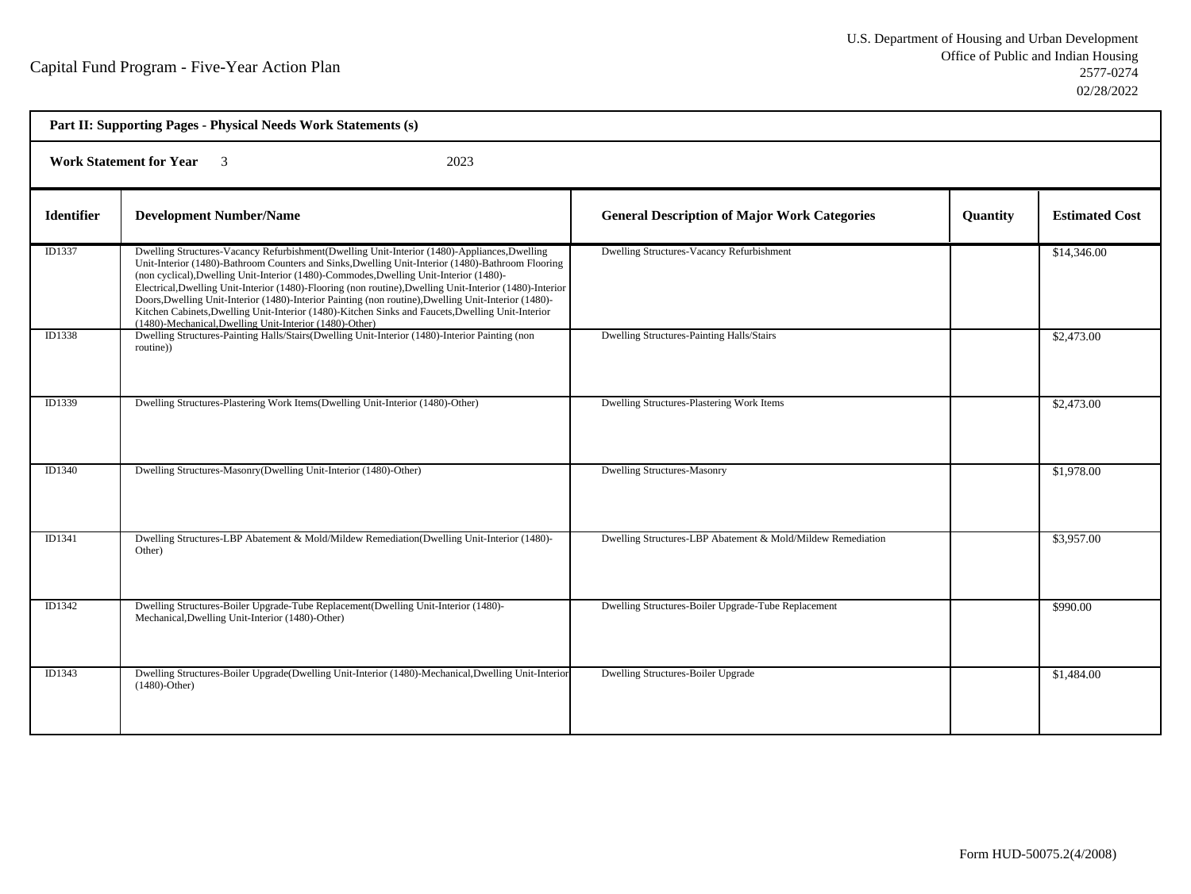Capital Fund Program - Five-Year Action Plan

U.S. Department of Housing and Urban Development
Office of Public and Indian Housing
2577-0274
02/28/2022

**Part II: Supporting Pages - Physical Needs Work Statements (s)**

**Work Statement for Year** 3 2023

| Identifier | Development Number/Name | General Description of Major Work Categories | Quantity | Estimated Cost |
|---|---|---|---|---|
| ID1337 | Dwelling Structures-Vacancy Refurbishment(Dwelling Unit-Interior (1480)-Appliances,Dwelling Unit-Interior (1480)-Bathroom Counters and Sinks,Dwelling Unit-Interior (1480)-Bathroom Flooring (non cyclical),Dwelling Unit-Interior (1480)-Commodes,Dwelling Unit-Interior (1480)-Electrical,Dwelling Unit-Interior (1480)-Flooring (non routine),Dwelling Unit-Interior (1480)-Interior Doors,Dwelling Unit-Interior (1480)-Interior Painting (non routine),Dwelling Unit-Interior (1480)-Kitchen Cabinets,Dwelling Unit-Interior (1480)-Kitchen Sinks and Faucets,Dwelling Unit-Interior (1480)-Mechanical,Dwelling Unit-Interior (1480)-Other) | Dwelling Structures-Vacancy Refurbishment | | $14,346.00 |
| ID1338 | Dwelling Structures-Painting Halls/Stairs(Dwelling Unit-Interior (1480)-Interior Painting (non routine)) | Dwelling Structures-Painting Halls/Stairs | | $2,473.00 |
| ID1339 | Dwelling Structures-Plastering Work Items(Dwelling Unit-Interior (1480)-Other) | Dwelling Structures-Plastering Work Items | | $2,473.00 |
| ID1340 | Dwelling Structures-Masonry(Dwelling Unit-Interior (1480)-Other) | Dwelling Structures-Masonry | | $1,978.00 |
| ID1341 | Dwelling Structures-LBP Abatement & Mold/Mildew Remediation(Dwelling Unit-Interior (1480)-Other) | Dwelling Structures-LBP Abatement & Mold/Mildew Remediation | | $3,957.00 |
| ID1342 | Dwelling Structures-Boiler Upgrade-Tube Replacement(Dwelling Unit-Interior (1480)-Mechanical,Dwelling Unit-Interior (1480)-Other) | Dwelling Structures-Boiler Upgrade-Tube Replacement | | $990.00 |
| ID1343 | Dwelling Structures-Boiler Upgrade(Dwelling Unit-Interior (1480)-Mechanical,Dwelling Unit-Interior (1480)-Other) | Dwelling Structures-Boiler Upgrade | | $1,484.00 |

Form HUD-50075.2(4/2008)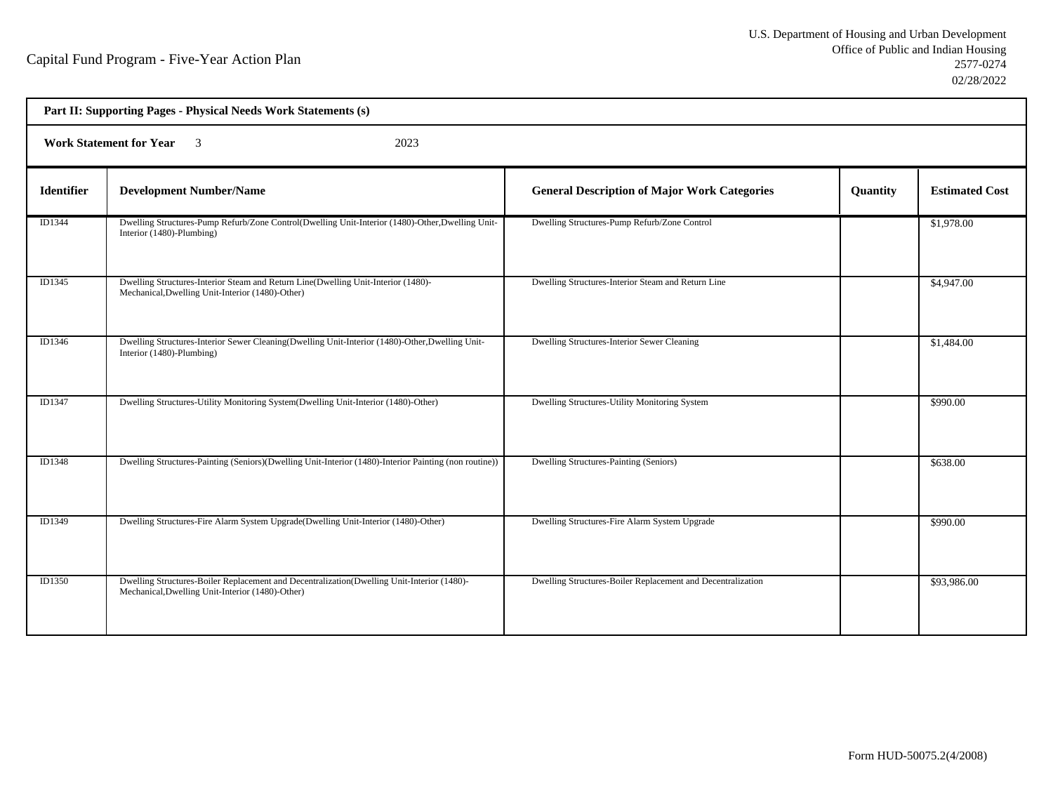Capital Fund Program - Five-Year Action Plan

U.S. Department of Housing and Urban Development
Office of Public and Indian Housing
2577-0274
02/28/2022

**Part II: Supporting Pages - Physical Needs Work Statements (s)**

**Work Statement for Year** 3 2023

| Identifier | Development Number/Name | General Description of Major Work Categories | Quantity | Estimated Cost |
|---|---|---|---|---|
| ID1344 | Dwelling Structures-Pump Refurb/Zone Control(Dwelling Unit-Interior (1480)-Other,Dwelling Unit-Interior (1480)-Plumbing) | Dwelling Structures-Pump Refurb/Zone Control | | $1,978.00 |
| ID1345 | Dwelling Structures-Interior Steam and Return Line(Dwelling Unit-Interior (1480)-Mechanical,Dwelling Unit-Interior (1480)-Other) | Dwelling Structures-Interior Steam and Return Line | | $4,947.00 |
| ID1346 | Dwelling Structures-Interior Sewer Cleaning(Dwelling Unit-Interior (1480)-Other,Dwelling Unit-Interior (1480)-Plumbing) | Dwelling Structures-Interior Sewer Cleaning | | $1,484.00 |
| ID1347 | Dwelling Structures-Utility Monitoring System(Dwelling Unit-Interior (1480)-Other) | Dwelling Structures-Utility Monitoring System | | $990.00 |
| ID1348 | Dwelling Structures-Painting (Seniors)(Dwelling Unit-Interior (1480)-Interior Painting (non routine)) | Dwelling Structures-Painting (Seniors) | | $638.00 |
| ID1349 | Dwelling Structures-Fire Alarm System Upgrade(Dwelling Unit-Interior (1480)-Other) | Dwelling Structures-Fire Alarm System Upgrade | | $990.00 |
| ID1350 | Dwelling Structures-Boiler Replacement and Decentralization(Dwelling Unit-Interior (1480)-Mechanical,Dwelling Unit-Interior (1480)-Other) | Dwelling Structures-Boiler Replacement and Decentralization | | $93,986.00 |

Form HUD-50075.2(4/2008)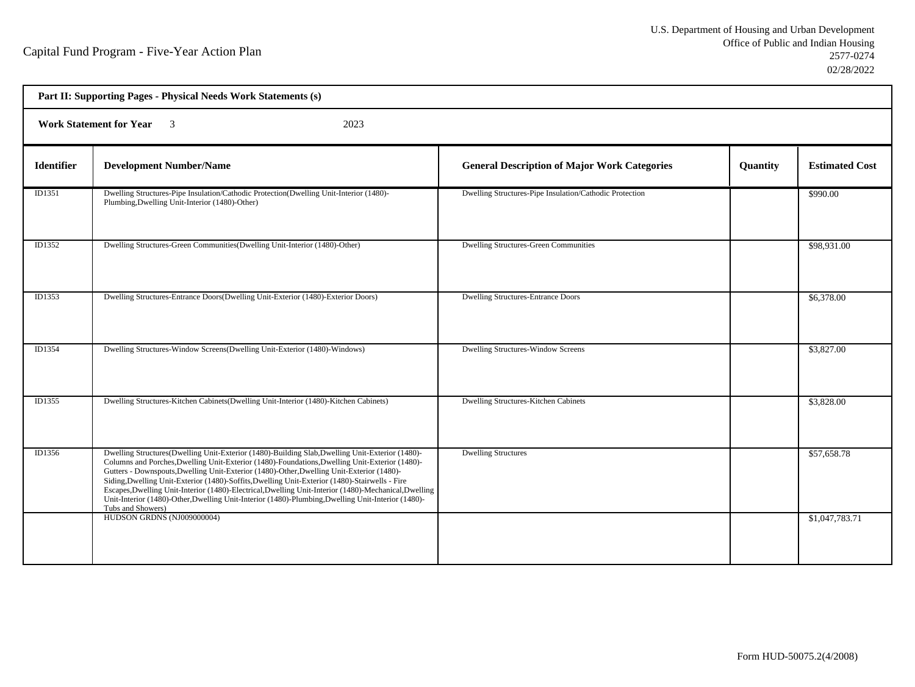Capital Fund Program - Five-Year Action Plan

U.S. Department of Housing and Urban Development
Office of Public and Indian Housing
2577-0274
02/28/2022

**Part II: Supporting Pages - Physical Needs Work Statements (s)**

**Work Statement for Year** 3 2023

| Identifier | Development Number/Name | General Description of Major Work Categories | Quantity | Estimated Cost |
|---|---|---|---|---|
| ID1351 | Dwelling Structures-Pipe Insulation/Cathodic Protection(Dwelling Unit-Interior (1480)-Plumbing,Dwelling Unit-Interior (1480)-Other) | Dwelling Structures-Pipe Insulation/Cathodic Protection | | $990.00 |
| ID1352 | Dwelling Structures-Green Communities(Dwelling Unit-Interior (1480)-Other) | Dwelling Structures-Green Communities | | $98,931.00 |
| ID1353 | Dwelling Structures-Entrance Doors(Dwelling Unit-Exterior (1480)-Exterior Doors) | Dwelling Structures-Entrance Doors | | $6,378.00 |
| ID1354 | Dwelling Structures-Window Screens(Dwelling Unit-Exterior (1480)-Windows) | Dwelling Structures-Window Screens | | $3,827.00 |
| ID1355 | Dwelling Structures-Kitchen Cabinets(Dwelling Unit-Interior (1480)-Kitchen Cabinets) | Dwelling Structures-Kitchen Cabinets | | $3,828.00 |
| ID1356 | Dwelling Structures(Dwelling Unit-Exterior (1480)-Building Slab,Dwelling Unit-Exterior (1480)-Columns and Porches,Dwelling Unit-Exterior (1480)-Foundations,Dwelling Unit-Exterior (1480)-Gutters - Downspouts,Dwelling Unit-Exterior (1480)-Other,Dwelling Unit-Exterior (1480)-Siding,Dwelling Unit-Exterior (1480)-Soffits,Dwelling Unit-Exterior (1480)-Stairwells - Fire Escapes,Dwelling Unit-Interior (1480)-Electrical,Dwelling Unit-Interior (1480)-Mechanical,Dwelling Unit-Interior (1480)-Other,Dwelling Unit-Interior (1480)-Plumbing,Dwelling Unit-Interior (1480)-Tubs and Showers) | Dwelling Structures | | $57,658.78 |
| | HUDSON GRDNS (NJ009000004) | | | $1,047,783.71 |

Form HUD-50075.2(4/2008)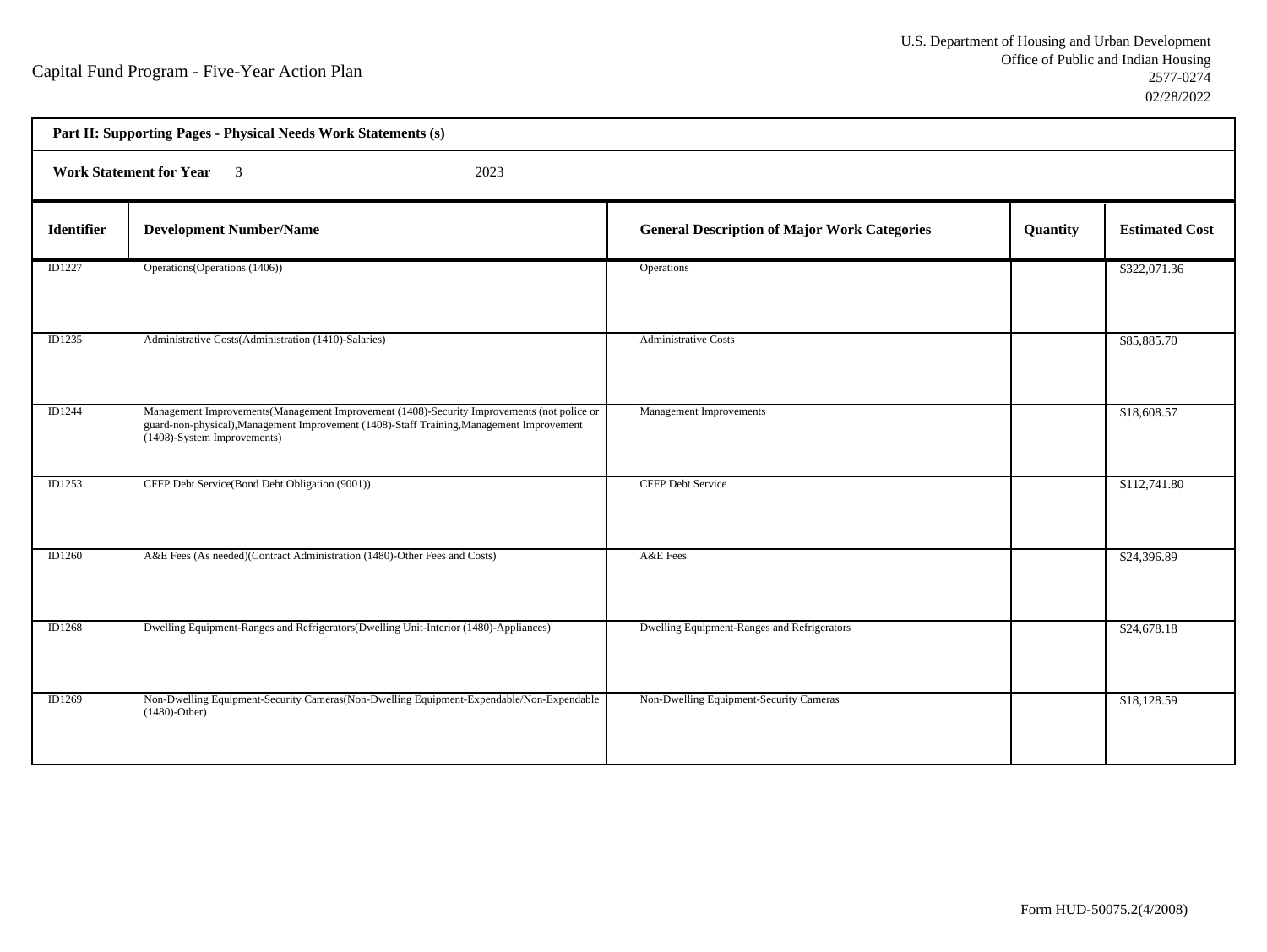Capital Fund Program - Five-Year Action Plan

U.S. Department of Housing and Urban Development
Office of Public and Indian Housing
2577-0274
02/28/2022

**Part II: Supporting Pages - Physical Needs Work Statements (s)**

**Work Statement for Year** 3 2023

| Identifier | Development Number/Name | General Description of Major Work Categories | Quantity | Estimated Cost |
|---|---|---|---|---|
| ID1227 | Operations(Operations (1406)) | Operations | | $322,071.36 |
| ID1235 | Administrative Costs(Administration (1410)-Salaries) | Administrative Costs | | $85,885.70 |
| ID1244 | Management Improvements(Management Improvement (1408)-Security Improvements (not police or guard-non-physical),Management Improvement (1408)-Staff Training,Management Improvement (1408)-System Improvements) | Management Improvements | | $18,608.57 |
| ID1253 | CFFP Debt Service(Bond Debt Obligation (9001)) | CFFP Debt Service | | $112,741.80 |
| ID1260 | A&E Fees (As needed)(Contract Administration (1480)-Other Fees and Costs) | A&E Fees | | $24,396.89 |
| ID1268 | Dwelling Equipment-Ranges and Refrigerators(Dwelling Unit-Interior (1480)-Appliances) | Dwelling Equipment-Ranges and Refrigerators | | $24,678.18 |
| ID1269 | Non-Dwelling Equipment-Security Cameras(Non-Dwelling Equipment-Expendable/Non-Expendable (1480)-Other) | Non-Dwelling Equipment-Security Cameras | | $18,128.59 |

Form HUD-50075.2(4/2008)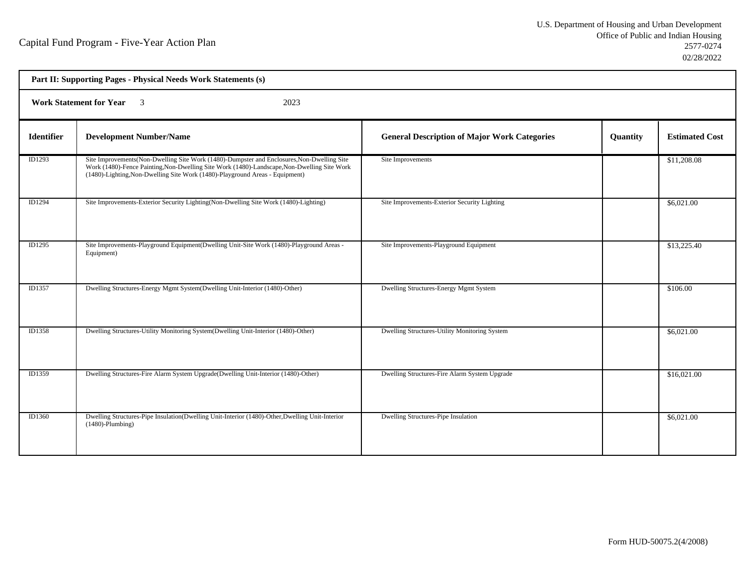Capital Fund Program - Five-Year Action Plan

U.S. Department of Housing and Urban Development
Office of Public and Indian Housing
2577-0274
02/28/2022

**Part II: Supporting Pages - Physical Needs Work Statements (s)**

**Work Statement for Year** 3 2023

| Identifier | Development Number/Name | General Description of Major Work Categories | Quantity | Estimated Cost |
|---|---|---|---|---|
| ID1293 | Site Improvements(Non-Dwelling Site Work (1480)-Dumpster and Enclosures,Non-Dwelling Site Work (1480)-Fence Painting,Non-Dwelling Site Work (1480)-Landscape,Non-Dwelling Site Work (1480)-Lighting,Non-Dwelling Site Work (1480)-Playground Areas - Equipment) | Site Improvements | | $11,208.08 |
| ID1294 | Site Improvements-Exterior Security Lighting(Non-Dwelling Site Work (1480)-Lighting) | Site Improvements-Exterior Security Lighting | | $6,021.00 |
| ID1295 | Site Improvements-Playground Equipment(Dwelling Unit-Site Work (1480)-Playground Areas - Equipment) | Site Improvements-Playground Equipment | | $13,225.40 |
| ID1357 | Dwelling Structures-Energy Mgmt System(Dwelling Unit-Interior (1480)-Other) | Dwelling Structures-Energy Mgmt System | | $106.00 |
| ID1358 | Dwelling Structures-Utility Monitoring System(Dwelling Unit-Interior (1480)-Other) | Dwelling Structures-Utility Monitoring System | | $6,021.00 |
| ID1359 | Dwelling Structures-Fire Alarm System Upgrade(Dwelling Unit-Interior (1480)-Other) | Dwelling Structures-Fire Alarm System Upgrade | | $16,021.00 |
| ID1360 | Dwelling Structures-Pipe Insulation(Dwelling Unit-Interior (1480)-Other,Dwelling Unit-Interior (1480)-Plumbing) | Dwelling Structures-Pipe Insulation | | $6,021.00 |

Form HUD-50075.2(4/2008)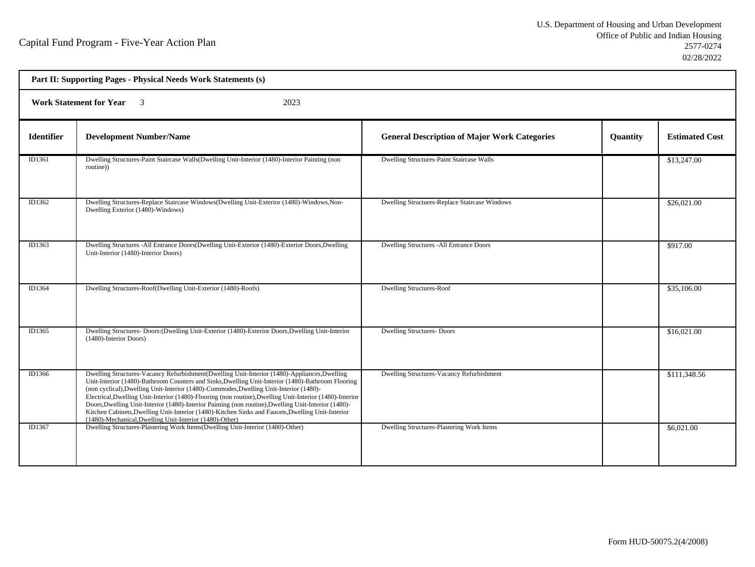Capital Fund Program - Five-Year Action Plan

U.S. Department of Housing and Urban Development
Office of Public and Indian Housing
2577-0274
02/28/2022

**Part II: Supporting Pages - Physical Needs Work Statements (s)**

**Work Statement for Year** 3 2023

| Identifier | Development Number/Name | General Description of Major Work Categories | Quantity | Estimated Cost |
|---|---|---|---|---|
| ID1361 | Dwelling Structures-Paint Staircase Walls(Dwelling Unit-Interior (1480)-Interior Painting (non routine)) | Dwelling Structures-Paint Staircase Walls | | $13,247.00 |
| ID1362 | Dwelling Structures-Replace Staircase Windows(Dwelling Unit-Exterior (1480)-Windows,Non-Dwelling Exterior (1480)-Windows) | Dwelling Structures-Replace Staircase Windows | | $26,021.00 |
| ID1363 | Dwelling Structures -All Entrance Doors(Dwelling Unit-Exterior (1480)-Exterior Doors,Dwelling Unit-Interior (1480)-Interior Doors) | Dwelling Structures -All Entrance Doors | | $917.00 |
| ID1364 | Dwelling Structures-Roof(Dwelling Unit-Exterior (1480)-Roofs) | Dwelling Structures-Roof | | $35,106.00 |
| ID1365 | Dwelling Structures- Doors:(Dwelling Unit-Exterior (1480)-Exterior Doors,Dwelling Unit-Interior (1480)-Interior Doors) | Dwelling Structures- Doors | | $16,021.00 |
| ID1366 | Dwelling Structures-Vacancy Refurbishment(Dwelling Unit-Interior (1480)-Appliances,Dwelling Unit-Interior (1480)-Bathroom Counters and Sinks,Dwelling Unit-Interior (1480)-Bathroom Flooring (non cyclical),Dwelling Unit-Interior (1480)-Commodes,Dwelling Unit-Interior (1480)-Electrical,Dwelling Unit-Interior (1480)-Flooring (non routine),Dwelling Unit-Interior (1480)-Interior Doors,Dwelling Unit-Interior (1480)-Interior Painting (non routine),Dwelling Unit-Interior (1480)-Kitchen Cabinets,Dwelling Unit-Interior (1480)-Kitchen Sinks and Faucets,Dwelling Unit-Interior (1480)-Mechanical,Dwelling Unit-Interior (1480)-Other) | Dwelling Structures-Vacancy Refurbishment | | $111,348.56 |
| ID1367 | Dwelling Structures-Plastering Work Items(Dwelling Unit-Interior (1480)-Other) | Dwelling Structures-Plastering Work Items | | $6,021.00 |

Form HUD-50075.2(4/2008)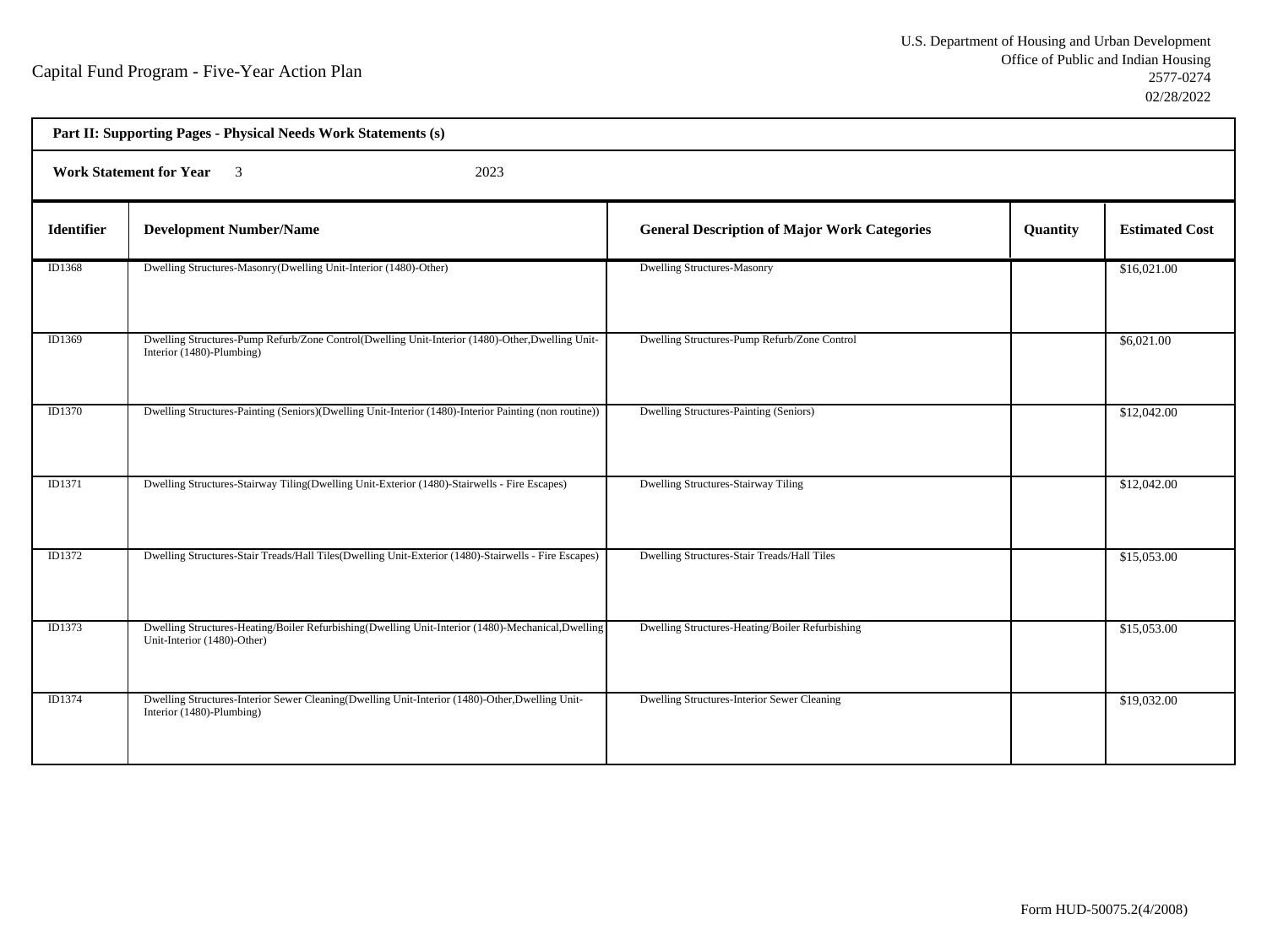# Capital Fund Program - Five-Year Action Plan

U.S. Department of Housing and Urban Development
Office of Public and Indian Housing
2577-0274
02/28/2022

**Part II: Supporting Pages - Physical Needs Work Statements (s)**

**Work Statement for Year** 3 2023

| Identifier | Development Number/Name | General Description of Major Work Categories | Quantity | Estimated Cost |
|---|---|---|---|---|
| ID1368 | Dwelling Structures-Masonry(Dwelling Unit-Interior (1480)-Other) | Dwelling Structures-Masonry | | $16,021.00 |
| ID1369 | Dwelling Structures-Pump Refurb/Zone Control(Dwelling Unit-Interior (1480)-Other,Dwelling Unit-Interior (1480)-Plumbing) | Dwelling Structures-Pump Refurb/Zone Control | | $6,021.00 |
| ID1370 | Dwelling Structures-Painting (Seniors)(Dwelling Unit-Interior (1480)-Interior Painting (non routine)) | Dwelling Structures-Painting (Seniors) | | $12,042.00 |
| ID1371 | Dwelling Structures-Stairway Tiling(Dwelling Unit-Exterior (1480)-Stairwells - Fire Escapes) | Dwelling Structures-Stairway Tiling | | $12,042.00 |
| ID1372 | Dwelling Structures-Stair Treads/Hall Tiles(Dwelling Unit-Exterior (1480)-Stairwells - Fire Escapes) | Dwelling Structures-Stair Treads/Hall Tiles | | $15,053.00 |
| ID1373 | Dwelling Structures-Heating/Boiler Refurbishing(Dwelling Unit-Interior (1480)-Mechanical,Dwelling Unit-Interior (1480)-Other) | Dwelling Structures-Heating/Boiler Refurbishing | | $15,053.00 |
| ID1374 | Dwelling Structures-Interior Sewer Cleaning(Dwelling Unit-Interior (1480)-Other,Dwelling Unit-Interior (1480)-Plumbing) | Dwelling Structures-Interior Sewer Cleaning | | $19,032.00 |

Form HUD-50075.2(4/2008)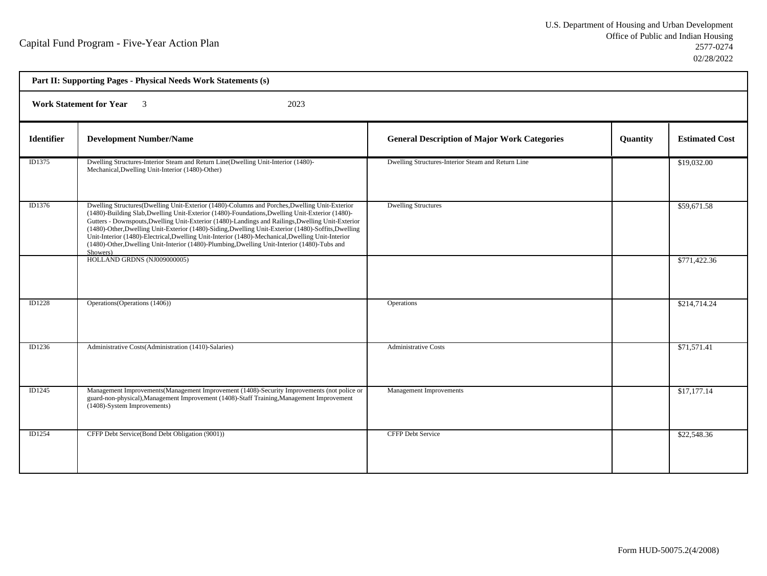Capital Fund Program - Five-Year Action Plan

U.S. Department of Housing and Urban Development
Office of Public and Indian Housing
2577-0274
02/28/2022

**Part II: Supporting Pages - Physical Needs Work Statements (s)**

**Work Statement for Year** 3 2023

| Identifier | Development Number/Name | General Description of Major Work Categories | Quantity | Estimated Cost |
|---|---|---|---|---|
| ID1375 | Dwelling Structures-Interior Steam and Return Line(Dwelling Unit-Interior (1480)-Mechanical,Dwelling Unit-Interior (1480)-Other) | Dwelling Structures-Interior Steam and Return Line | | $19,032.00 |
| ID1376 | Dwelling Structures(Dwelling Unit-Exterior (1480)-Columns and Porches,Dwelling Unit-Exterior (1480)-Building Slab,Dwelling Unit-Exterior (1480)-Foundations,Dwelling Unit-Exterior (1480)-Gutters - Downspouts,Dwelling Unit-Exterior (1480)-Landings and Railings,Dwelling Unit-Exterior (1480)-Other,Dwelling Unit-Exterior (1480)-Siding,Dwelling Unit-Exterior (1480)-Soffits,Dwelling Unit-Interior (1480)-Electrical,Dwelling Unit-Interior (1480)-Mechanical,Dwelling Unit-Interior (1480)-Other,Dwelling Unit-Interior (1480)-Plumbing,Dwelling Unit-Interior (1480)-Tubs and Showers) | Dwelling Structures | | $59,671.58 |
| | HOLLAND GRDNS (NJ009000005) | | | $771,422.36 |
| ID1228 | Operations(Operations (1406)) | Operations | | $214,714.24 |
| ID1236 | Administrative Costs(Administration (1410)-Salaries) | Administrative Costs | | $71,571.41 |
| ID1245 | Management Improvements(Management Improvement (1408)-Security Improvements (not police or guard-non-physical),Management Improvement (1408)-Staff Training,Management Improvement (1408)-System Improvements) | Management Improvements | | $17,177.14 |
| ID1254 | CFFP Debt Service(Bond Debt Obligation (9001)) | CFFP Debt Service | | $22,548.36 |

Form HUD-50075.2(4/2008)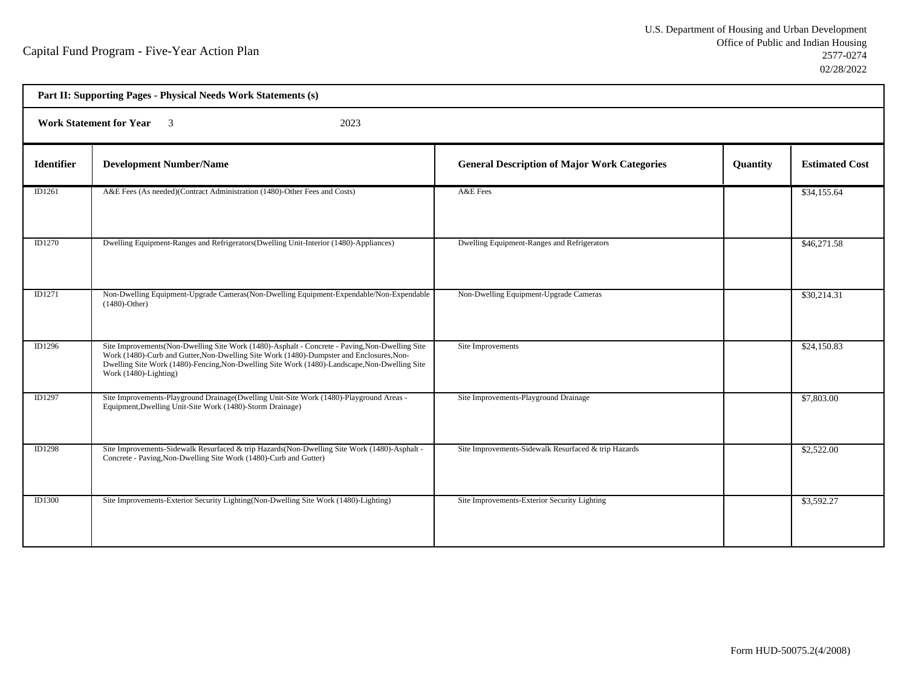Capital Fund Program - Five-Year Action Plan

U.S. Department of Housing and Urban Development
Office of Public and Indian Housing
2577-0274
02/28/2022

**Part II: Supporting Pages - Physical Needs Work Statements (s)**

**Work Statement for Year** 3 2023

| Identifier | Development Number/Name | General Description of Major Work Categories | Quantity | Estimated Cost |
|---|---|---|---|---|
| ID1261 | A&E Fees (As needed)(Contract Administration (1480)-Other Fees and Costs) | A&E Fees | | $34,155.64 |
| ID1270 | Dwelling Equipment-Ranges and Refrigerators(Dwelling Unit-Interior (1480)-Appliances) | Dwelling Equipment-Ranges and Refrigerators | | $46,271.58 |
| ID1271 | Non-Dwelling Equipment-Upgrade Cameras(Non-Dwelling Equipment-Expendable/Non-Expendable (1480)-Other) | Non-Dwelling Equipment-Upgrade Cameras | | $30,214.31 |
| ID1296 | Site Improvements(Non-Dwelling Site Work (1480)-Asphalt - Concrete - Paving,Non-Dwelling Site Work (1480)-Curb and Gutter,Non-Dwelling Site Work (1480)-Dumpster and Enclosures,Non-Dwelling Site Work (1480)-Fencing,Non-Dwelling Site Work (1480)-Landscape,Non-Dwelling Site Work (1480)-Lighting) | Site Improvements | | $24,150.83 |
| ID1297 | Site Improvements-Playground Drainage(Dwelling Unit-Site Work (1480)-Playground Areas - Equipment,Dwelling Unit-Site Work (1480)-Storm Drainage) | Site Improvements-Playground Drainage | | $7,803.00 |
| ID1298 | Site Improvements-Sidewalk Resurfaced & trip Hazards(Non-Dwelling Site Work (1480)-Asphalt - Concrete - Paving,Non-Dwelling Site Work (1480)-Curb and Gutter) | Site Improvements-Sidewalk Resurfaced & trip Hazards | | $2,522.00 |
| ID1300 | Site Improvements-Exterior Security Lighting(Non-Dwelling Site Work (1480)-Lighting) | Site Improvements-Exterior Security Lighting | | $3,592.27 |

Form HUD-50075.2(4/2008)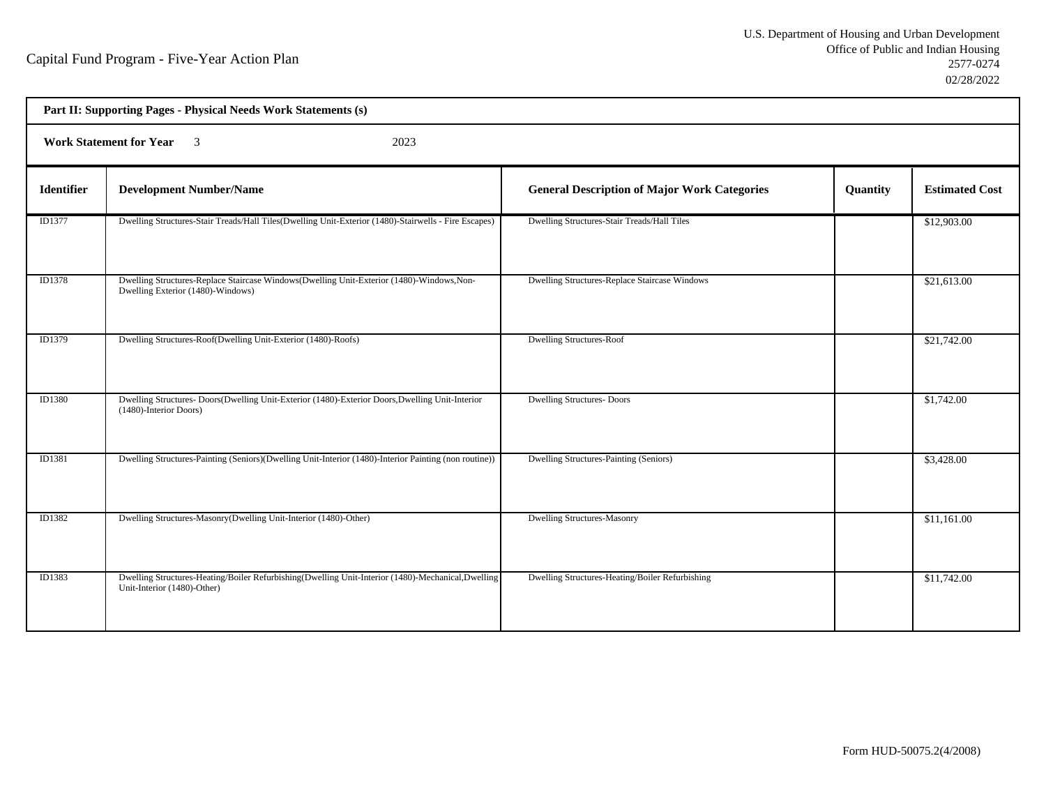Capital Fund Program - Five-Year Action Plan

U.S. Department of Housing and Urban Development
Office of Public and Indian Housing
2577-0274
02/28/2022

**Part II: Supporting Pages - Physical Needs Work Statements (s)**

**Work Statement for Year** 3 2023

| Identifier | Development Number/Name | General Description of Major Work Categories | Quantity | Estimated Cost |
|---|---|---|---|---|
| ID1377 | Dwelling Structures-Stair Treads/Hall Tiles(Dwelling Unit-Exterior (1480)-Stairwells - Fire Escapes) | Dwelling Structures-Stair Treads/Hall Tiles | | $12,903.00 |
| ID1378 | Dwelling Structures-Replace Staircase Windows(Dwelling Unit-Exterior (1480)-Windows,Non-Dwelling Exterior (1480)-Windows) | Dwelling Structures-Replace Staircase Windows | | $21,613.00 |
| ID1379 | Dwelling Structures-Roof(Dwelling Unit-Exterior (1480)-Roofs) | Dwelling Structures-Roof | | $21,742.00 |
| ID1380 | Dwelling Structures- Doors(Dwelling Unit-Exterior (1480)-Exterior Doors,Dwelling Unit-Interior (1480)-Interior Doors) | Dwelling Structures- Doors | | $1,742.00 |
| ID1381 | Dwelling Structures-Painting (Seniors)(Dwelling Unit-Interior (1480)-Interior Painting (non routine)) | Dwelling Structures-Painting (Seniors) | | $3,428.00 |
| ID1382 | Dwelling Structures-Masonry(Dwelling Unit-Interior (1480)-Other) | Dwelling Structures-Masonry | | $11,161.00 |
| ID1383 | Dwelling Structures-Heating/Boiler Refurbishing(Dwelling Unit-Interior (1480)-Mechanical,Dwelling Unit-Interior (1480)-Other) | Dwelling Structures-Heating/Boiler Refurbishing | | $11,742.00 |

Form HUD-50075.2(4/2008)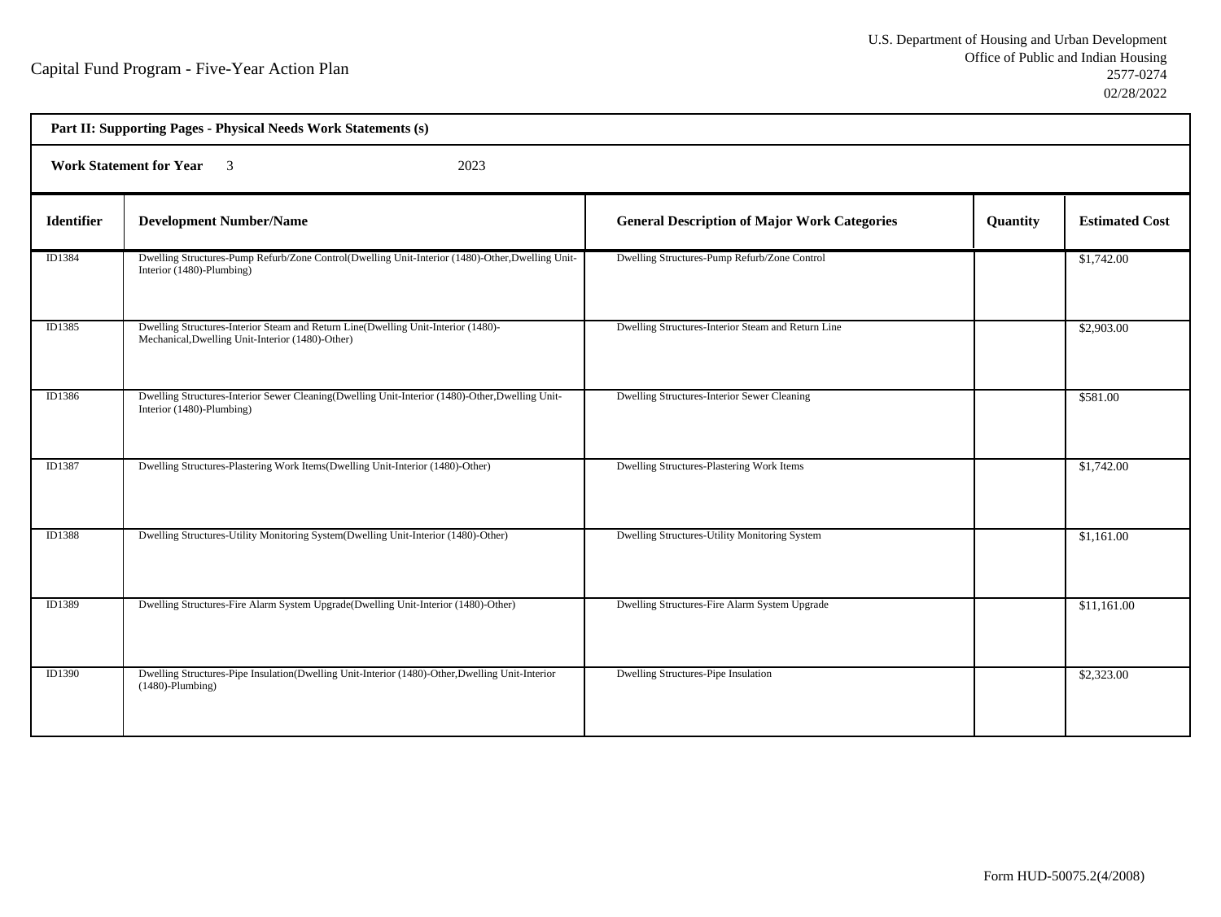Capital Fund Program - Five-Year Action Plan

U.S. Department of Housing and Urban Development
Office of Public and Indian Housing
2577-0274
02/28/2022

**Part II: Supporting Pages - Physical Needs Work Statements (s)**

**Work Statement for Year** 3 2023

| Identifier | Development Number/Name | General Description of Major Work Categories | Quantity | Estimated Cost |
|---|---|---|---|---|
| ID1384 | Dwelling Structures-Pump Refurb/Zone Control(Dwelling Unit-Interior (1480)-Other,Dwelling Unit-Interior (1480)-Plumbing) | Dwelling Structures-Pump Refurb/Zone Control | | $1,742.00 |
| ID1385 | Dwelling Structures-Interior Steam and Return Line(Dwelling Unit-Interior (1480)-Mechanical,Dwelling Unit-Interior (1480)-Other) | Dwelling Structures-Interior Steam and Return Line | | $2,903.00 |
| ID1386 | Dwelling Structures-Interior Sewer Cleaning(Dwelling Unit-Interior (1480)-Other,Dwelling Unit-Interior (1480)-Plumbing) | Dwelling Structures-Interior Sewer Cleaning | | $581.00 |
| ID1387 | Dwelling Structures-Plastering Work Items(Dwelling Unit-Interior (1480)-Other) | Dwelling Structures-Plastering Work Items | | $1,742.00 |
| ID1388 | Dwelling Structures-Utility Monitoring System(Dwelling Unit-Interior (1480)-Other) | Dwelling Structures-Utility Monitoring System | | $1,161.00 |
| ID1389 | Dwelling Structures-Fire Alarm System Upgrade(Dwelling Unit-Interior (1480)-Other) | Dwelling Structures-Fire Alarm System Upgrade | | $11,161.00 |
| ID1390 | Dwelling Structures-Pipe Insulation(Dwelling Unit-Interior (1480)-Other,Dwelling Unit-Interior (1480)-Plumbing) | Dwelling Structures-Pipe Insulation | | $2,323.00 |

Form HUD-50075.2(4/2008)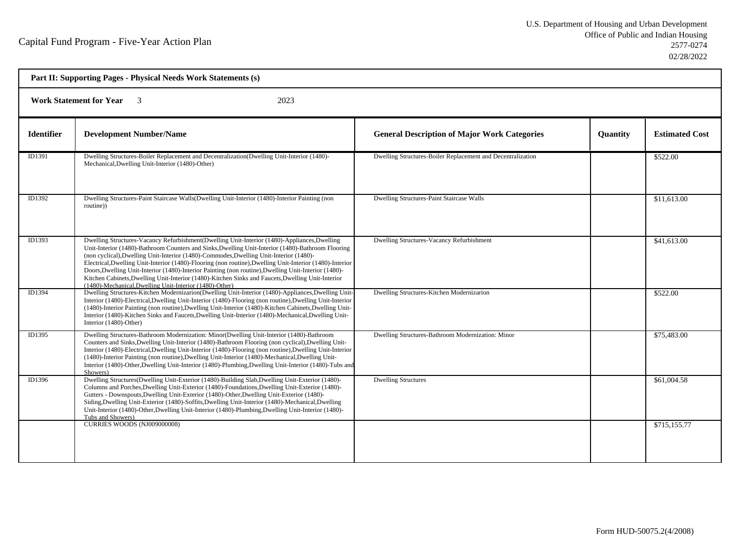Capital Fund Program - Five-Year Action Plan

U.S. Department of Housing and Urban Development
Office of Public and Indian Housing
2577-0274
02/28/2022

**Part II: Supporting Pages - Physical Needs Work Statements (s)**

**Work Statement for Year** 3 2023

| Identifier | Development Number/Name | General Description of Major Work Categories | Quantity | Estimated Cost |
|---|---|---|---|---|
| ID1391 | Dwelling Structures-Boiler Replacement and Decentralization(Dwelling Unit-Interior (1480)-Mechanical,Dwelling Unit-Interior (1480)-Other) | Dwelling Structures-Boiler Replacement and Decentralization | | $522.00 |
| ID1392 | Dwelling Structures-Paint Staircase Walls(Dwelling Unit-Interior (1480)-Interior Painting (non routine)) | Dwelling Structures-Paint Staircase Walls | | $11,613.00 |
| ID1393 | Dwelling Structures-Vacancy Refurbishment(Dwelling Unit-Interior (1480)-Appliances,Dwelling Unit-Interior (1480)-Bathroom Counters and Sinks,Dwelling Unit-Interior (1480)-Bathroom Flooring (non cyclical),Dwelling Unit-Interior (1480)-Commodes,Dwelling Unit-Interior (1480)-Electrical,Dwelling Unit-Interior (1480)-Flooring (non routine),Dwelling Unit-Interior (1480)-Interior Doors,Dwelling Unit-Interior (1480)-Interior Painting (non routine),Dwelling Unit-Interior (1480)-Kitchen Cabinets,Dwelling Unit-Interior (1480)-Kitchen Sinks and Faucets,Dwelling Unit-Interior (1480)-Mechanical,Dwelling Unit-Interior (1480)-Other) | Dwelling Structures-Vacancy Refurbishment | | $41,613.00 |
| ID1394 | Dwelling Structures-Kitchen Modernizarion(Dwelling Unit-Interior (1480)-Appliances,Dwelling Unit-Interior (1480)-Electrical,Dwelling Unit-Interior (1480)-Flooring (non routine),Dwelling Unit-Interior (1480)-Interior Painting (non routine),Dwelling Unit-Interior (1480)-Kitchen Cabinets,Dwelling Unit-Interior (1480)-Kitchen Sinks and Faucets,Dwelling Unit-Interior (1480)-Mechanical,Dwelling Unit-Interior (1480)-Other) | Dwelling Structures-Kitchen Modernizarion | | $522.00 |
| ID1395 | Dwelling Structures-Bathroom Modernization: Minor(Dwelling Unit-Interior (1480)-Bathroom Counters and Sinks,Dwelling Unit-Interior (1480)-Bathroom Flooring (non cyclical),Dwelling Unit-Interior (1480)-Electrical,Dwelling Unit-Interior (1480)-Flooring (non routine),Dwelling Unit-Interior (1480)-Interior Painting (non routine),Dwelling Unit-Interior (1480)-Mechanical,Dwelling Unit-Interior (1480)-Other,Dwelling Unit-Interior (1480)-Plumbing,Dwelling Unit-Interior (1480)-Tubs and Showers) | Dwelling Structures-Bathroom Modernization: Minor | | $75,483.00 |
| ID1396 | Dwelling Structures(Dwelling Unit-Exterior (1480)-Building Slab,Dwelling Unit-Exterior (1480)-Columns and Porches,Dwelling Unit-Exterior (1480)-Foundations,Dwelling Unit-Exterior (1480)-Gutters - Downspouts,Dwelling Unit-Exterior (1480)-Other,Dwelling Unit-Exterior (1480)-Siding,Dwelling Unit-Exterior (1480)-Soffits,Dwelling Unit-Interior (1480)-Mechanical,Dwelling Unit-Interior (1480)-Other,Dwelling Unit-Interior (1480)-Plumbing,Dwelling Unit-Interior (1480)-Tubs and Showers) | Dwelling Structures | | $61,004.58 |
| | CURRIES WOODS (NJ009000008) | | | $715,155.77 |

Form HUD-50075.2(4/2008)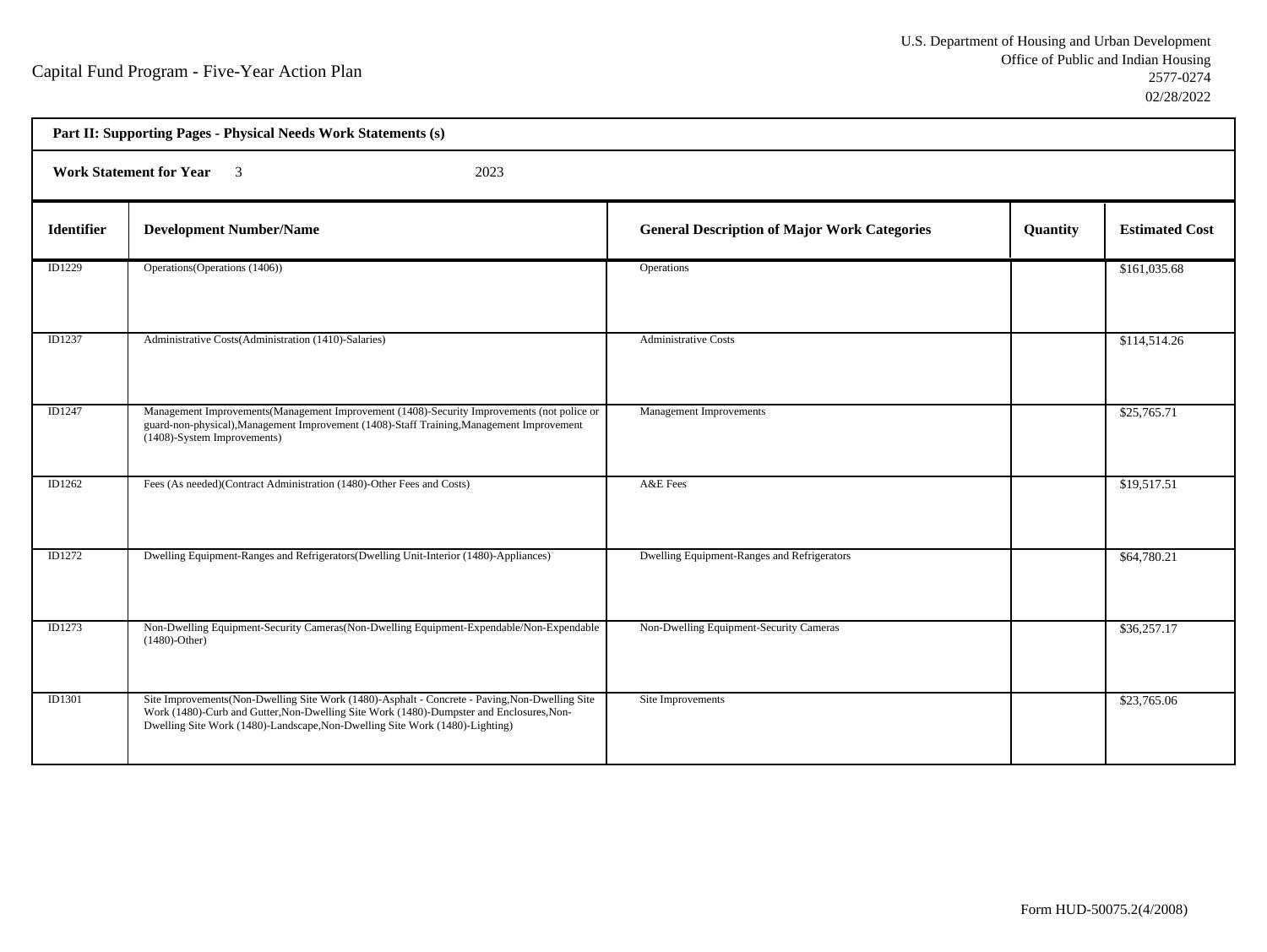Capital Fund Program - Five-Year Action Plan

U.S. Department of Housing and Urban Development
Office of Public and Indian Housing
2577-0274
02/28/2022

**Part II: Supporting Pages - Physical Needs Work Statements (s)**

**Work Statement for Year** 3 2023

| Identifier | Development Number/Name | General Description of Major Work Categories | Quantity | Estimated Cost |
|---|---|---|---|---|
| ID1229 | Operations(Operations (1406)) | Operations | | $161,035.68 |
| ID1237 | Administrative Costs(Administration (1410)-Salaries) | Administrative Costs | | $114,514.26 |
| ID1247 | Management Improvements(Management Improvement (1408)-Security Improvements (not police or guard-non-physical),Management Improvement (1408)-Staff Training,Management Improvement (1408)-System Improvements) | Management Improvements | | $25,765.71 |
| ID1262 | Fees (As needed)(Contract Administration (1480)-Other Fees and Costs) | A&E Fees | | $19,517.51 |
| ID1272 | Dwelling Equipment-Ranges and Refrigerators(Dwelling Unit-Interior (1480)-Appliances) | Dwelling Equipment-Ranges and Refrigerators | | $64,780.21 |
| ID1273 | Non-Dwelling Equipment-Security Cameras(Non-Dwelling Equipment-Expendable/Non-Expendable (1480)-Other) | Non-Dwelling Equipment-Security Cameras | | $36,257.17 |
| ID1301 | Site Improvements(Non-Dwelling Site Work (1480)-Asphalt - Concrete - Paving,Non-Dwelling Site Work (1480)-Curb and Gutter,Non-Dwelling Site Work (1480)-Dumpster and Enclosures,Non-Dwelling Site Work (1480)-Landscape,Non-Dwelling Site Work (1480)-Lighting) | Site Improvements | | $23,765.06 |

Form HUD-50075.2(4/2008)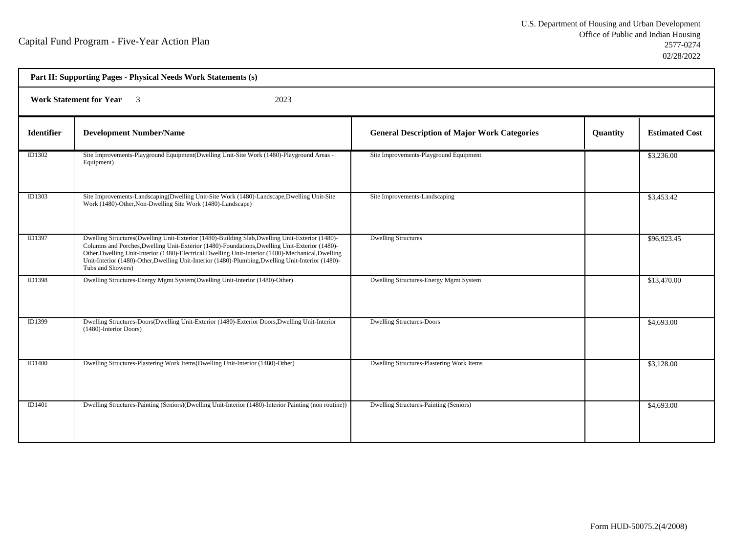Capital Fund Program - Five-Year Action Plan

U.S. Department of Housing and Urban Development
Office of Public and Indian Housing
2577-0274
02/28/2022

**Part II: Supporting Pages - Physical Needs Work Statements (s)**

**Work Statement for Year** 3 2023

| Identifier | Development Number/Name | General Description of Major Work Categories | Quantity | Estimated Cost |
|---|---|---|---|---|
| ID1302 | Site Improvements-Playground Equipment(Dwelling Unit-Site Work (1480)-Playground Areas - Equipment) | Site Improvements-Playground Equipment | | $3,236.00 |
| ID1303 | Site Improvements-Landscaping(Dwelling Unit-Site Work (1480)-Landscape,Dwelling Unit-Site Work (1480)-Other,Non-Dwelling Site Work (1480)-Landscape) | Site Improvements-Landscaping | | $3,453.42 |
| ID1397 | Dwelling Structures(Dwelling Unit-Exterior (1480)-Building Slab,Dwelling Unit-Exterior (1480)-Columns and Porches,Dwelling Unit-Exterior (1480)-Foundations,Dwelling Unit-Exterior (1480)-Other,Dwelling Unit-Interior (1480)-Electrical,Dwelling Unit-Interior (1480)-Mechanical,Dwelling Unit-Interior (1480)-Other,Dwelling Unit-Interior (1480)-Plumbing,Dwelling Unit-Interior (1480)-Tubs and Showers) | Dwelling Structures | | $96,923.45 |
| ID1398 | Dwelling Structures-Energy Mgmt System(Dwelling Unit-Interior (1480)-Other) | Dwelling Structures-Energy Mgmt System | | $13,470.00 |
| ID1399 | Dwelling Structures-Doors(Dwelling Unit-Exterior (1480)-Exterior Doors,Dwelling Unit-Interior (1480)-Interior Doors) | Dwelling Structures-Doors | | $4,693.00 |
| ID1400 | Dwelling Structures-Plastering Work Items(Dwelling Unit-Interior (1480)-Other) | Dwelling Structures-Plastering Work Items | | $3,128.00 |
| ID1401 | Dwelling Structures-Painting (Seniors)(Dwelling Unit-Interior (1480)-Interior Painting (non routine)) | Dwelling Structures-Painting (Seniors) | | $4,693.00 |

Form HUD-50075.2(4/2008)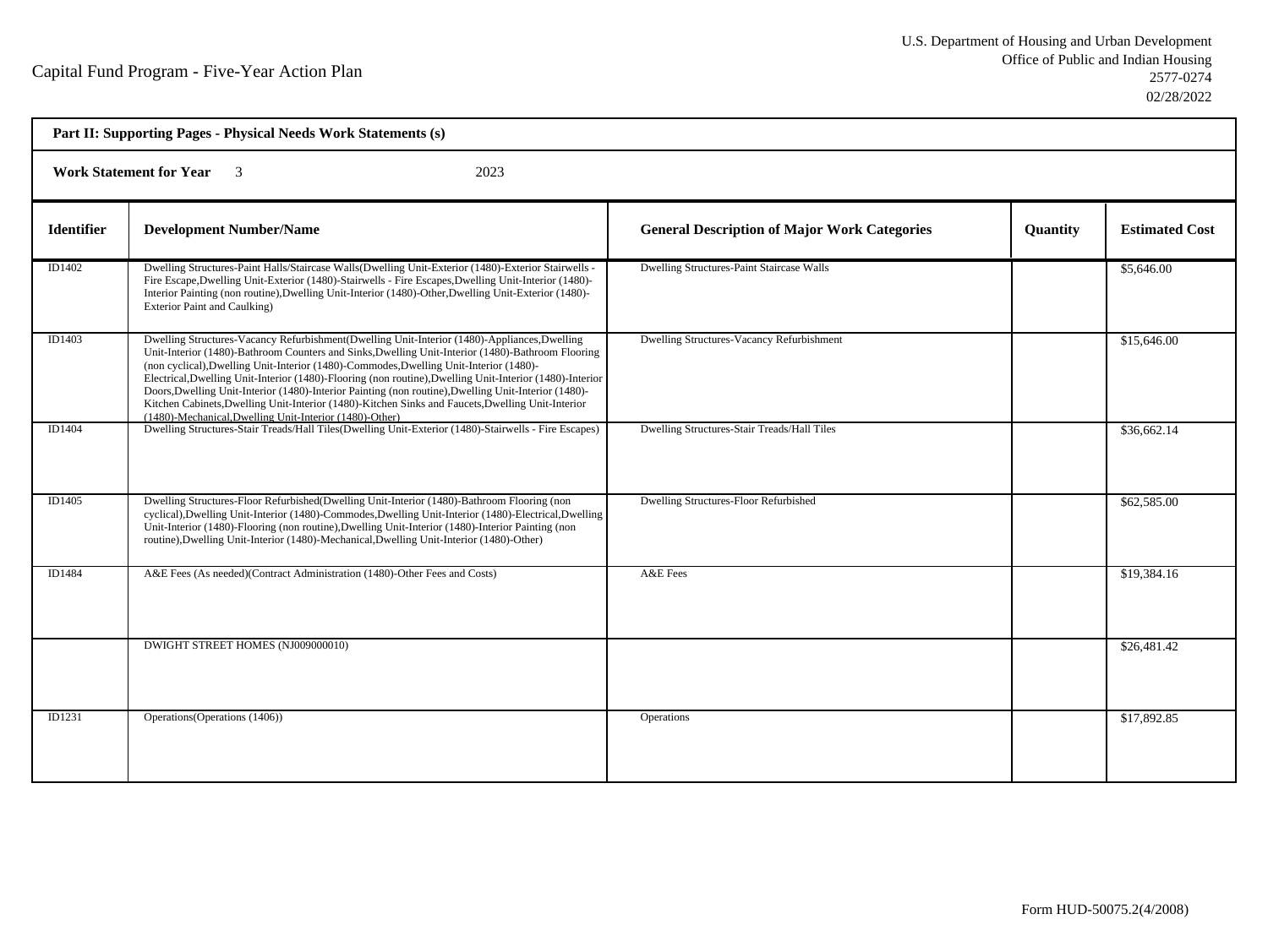Capital Fund Program - Five-Year Action Plan

U.S. Department of Housing and Urban Development
Office of Public and Indian Housing
2577-0274
02/28/2022

**Part II: Supporting Pages - Physical Needs Work Statements (s)**

**Work Statement for Year** 3 2023

| Identifier | Development Number/Name | General Description of Major Work Categories | Quantity | Estimated Cost |
|---|---|---|---|---|
| ID1402 | Dwelling Structures-Paint Halls/Staircase Walls(Dwelling Unit-Exterior (1480)-Exterior Stairwells - Fire Escape,Dwelling Unit-Exterior (1480)-Stairwells - Fire Escapes,Dwelling Unit-Interior (1480)-Interior Painting (non routine),Dwelling Unit-Interior (1480)-Other,Dwelling Unit-Exterior (1480)-Exterior Paint and Caulking) | Dwelling Structures-Paint Staircase Walls | | $5,646.00 |
| ID1403 | Dwelling Structures-Vacancy Refurbishment(Dwelling Unit-Interior (1480)-Appliances,Dwelling Unit-Interior (1480)-Bathroom Counters and Sinks,Dwelling Unit-Interior (1480)-Bathroom Flooring (non cyclical),Dwelling Unit-Interior (1480)-Commodes,Dwelling Unit-Interior (1480)-Electrical,Dwelling Unit-Interior (1480)-Flooring (non routine),Dwelling Unit-Interior (1480)-Interior Doors,Dwelling Unit-Interior (1480)-Interior Painting (non routine),Dwelling Unit-Interior (1480)-Kitchen Cabinets,Dwelling Unit-Interior (1480)-Kitchen Sinks and Faucets,Dwelling Unit-Interior (1480)-Mechanical,Dwelling Unit-Interior (1480)-Other) | Dwelling Structures-Vacancy Refurbishment | | $15,646.00 |
| ID1404 | Dwelling Structures-Stair Treads/Hall Tiles(Dwelling Unit-Exterior (1480)-Stairwells - Fire Escapes) | Dwelling Structures-Stair Treads/Hall Tiles | | $36,662.14 |
| ID1405 | Dwelling Structures-Floor Refurbished(Dwelling Unit-Interior (1480)-Bathroom Flooring (non cyclical),Dwelling Unit-Interior (1480)-Commodes,Dwelling Unit-Interior (1480)-Electrical,Dwelling Unit-Interior (1480)-Flooring (non routine),Dwelling Unit-Interior (1480)-Interior Painting (non routine),Dwelling Unit-Interior (1480)-Mechanical,Dwelling Unit-Interior (1480)-Other) | Dwelling Structures-Floor Refurbished | | $62,585.00 |
| ID1484 | A&E Fees (As needed)(Contract Administration (1480)-Other Fees and Costs) | A&E Fees | | $19,384.16 |
| | DWIGHT STREET HOMES (NJ009000010) | | | $26,481.42 |
| ID1231 | Operations(Operations (1406)) | Operations | | $17,892.85 |

Form HUD-50075.2(4/2008)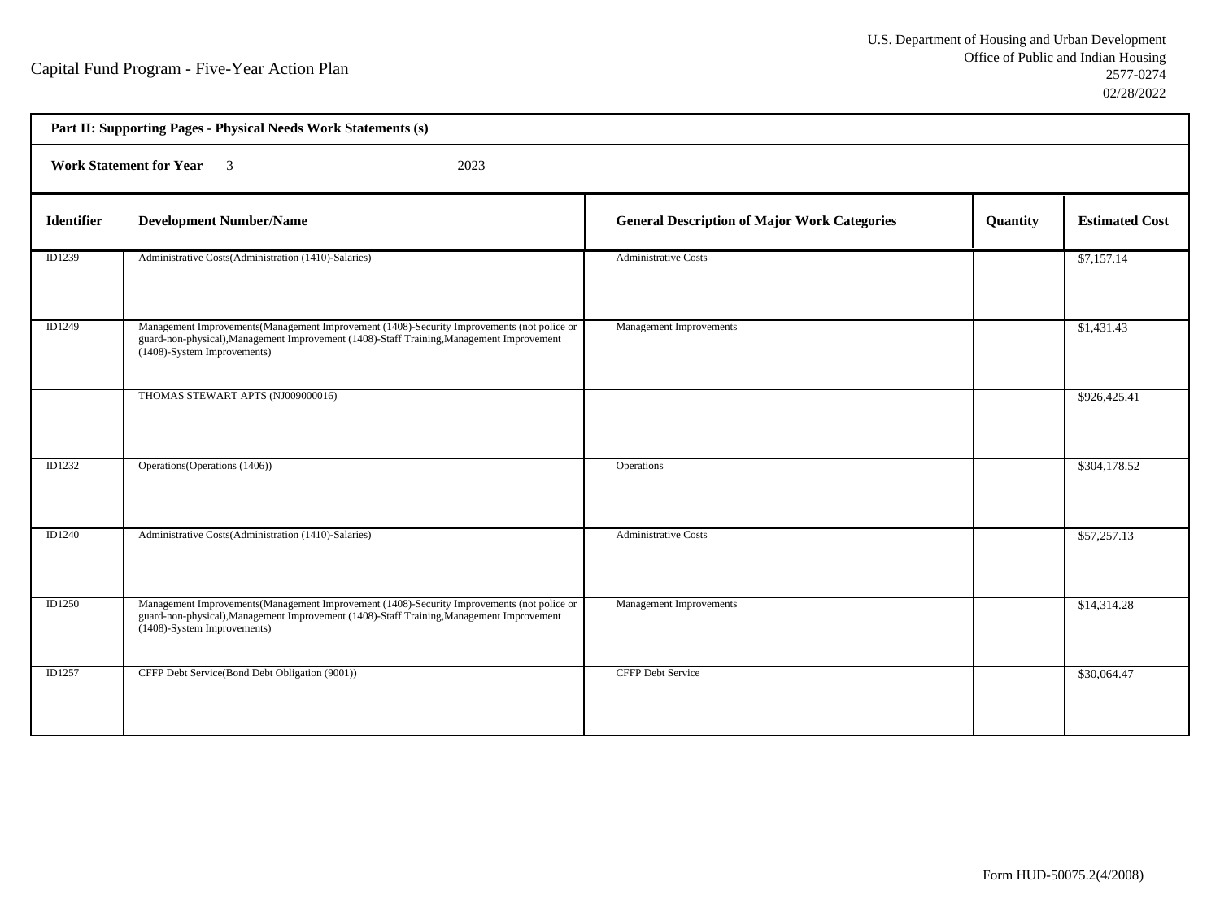Capital Fund Program - Five-Year Action Plan

U.S. Department of Housing and Urban Development
Office of Public and Indian Housing
2577-0274
02/28/2022

**Part II: Supporting Pages - Physical Needs Work Statements (s)**

**Work Statement for Year** 3 2023

| Identifier | Development Number/Name | General Description of Major Work Categories | Quantity | Estimated Cost |
|---|---|---|---|---|
| ID1239 | Administrative Costs(Administration (1410)-Salaries) | Administrative Costs | | $7,157.14 |
| ID1249 | Management Improvements(Management Improvement (1408)-Security Improvements (not police or guard-non-physical),Management Improvement (1408)-Staff Training,Management Improvement (1408)-System Improvements) | Management Improvements | | $1,431.43 |
| | THOMAS STEWART APTS (NJ009000016) | | | $926,425.41 |
| ID1232 | Operations(Operations (1406)) | Operations | | $304,178.52 |
| ID1240 | Administrative Costs(Administration (1410)-Salaries) | Administrative Costs | | $57,257.13 |
| ID1250 | Management Improvements(Management Improvement (1408)-Security Improvements (not police or guard-non-physical),Management Improvement (1408)-Staff Training,Management Improvement (1408)-System Improvements) | Management Improvements | | $14,314.28 |
| ID1257 | CFFP Debt Service(Bond Debt Obligation (9001)) | CFFP Debt Service | | $30,064.47 |

Form HUD-50075.2(4/2008)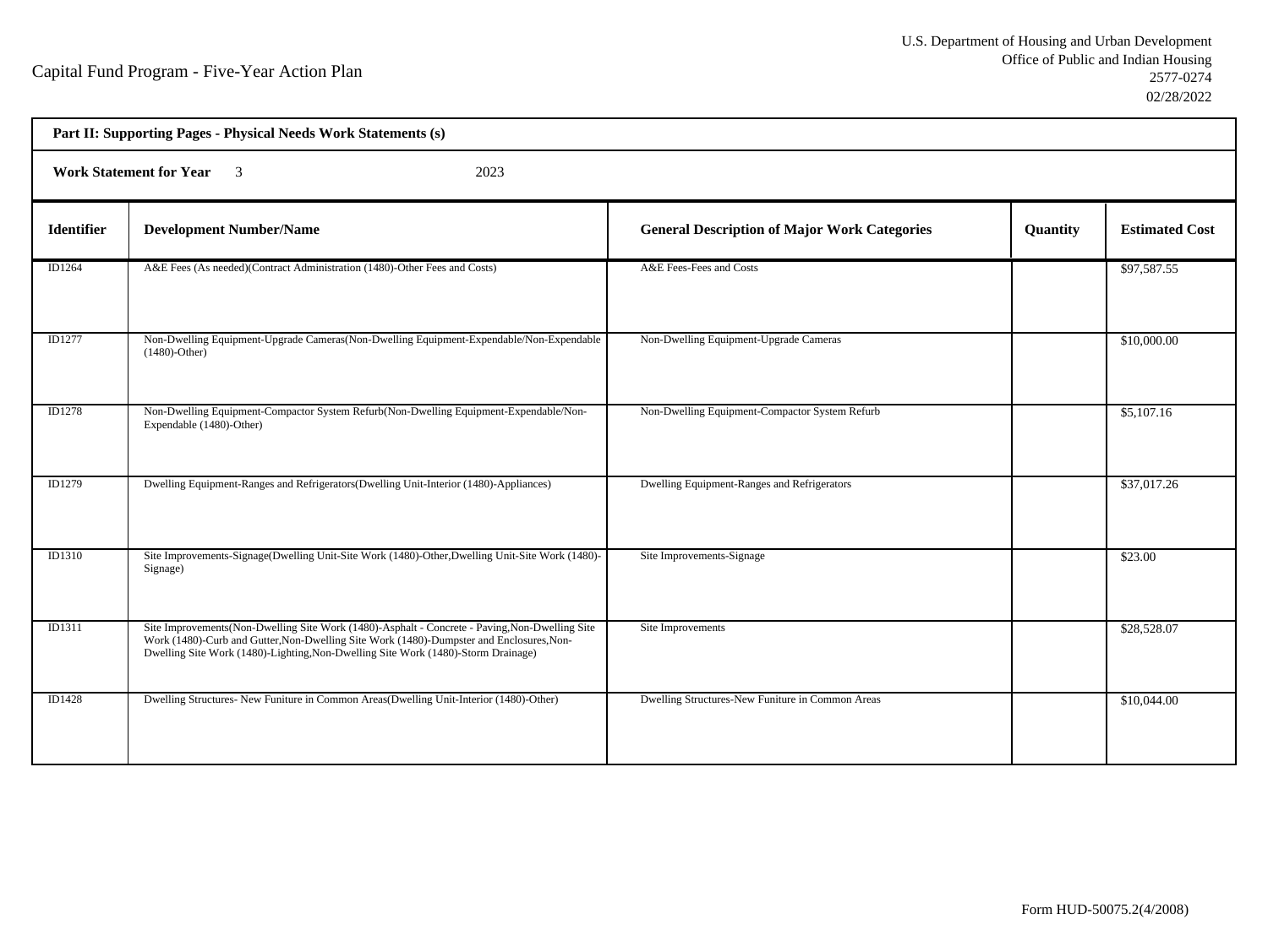Capital Fund Program - Five-Year Action Plan

U.S. Department of Housing and Urban Development
Office of Public and Indian Housing
2577-0274
02/28/2022

**Part II: Supporting Pages - Physical Needs Work Statements (s)**

**Work Statement for Year** 3 2023

| Identifier | Development Number/Name | General Description of Major Work Categories | Quantity | Estimated Cost |
|---|---|---|---|---|
| ID1264 | A&E Fees (As needed)(Contract Administration (1480)-Other Fees and Costs) | A&E Fees-Fees and Costs | | $97,587.55 |
| ID1277 | Non-Dwelling Equipment-Upgrade Cameras(Non-Dwelling Equipment-Expendable/Non-Expendable (1480)-Other) | Non-Dwelling Equipment-Upgrade Cameras | | $10,000.00 |
| ID1278 | Non-Dwelling Equipment-Compactor System Refurb(Non-Dwelling Equipment-Expendable/Non-Expendable (1480)-Other) | Non-Dwelling Equipment-Compactor System Refurb | | $5,107.16 |
| ID1279 | Dwelling Equipment-Ranges and Refrigerators(Dwelling Unit-Interior (1480)-Appliances) | Dwelling Equipment-Ranges and Refrigerators | | $37,017.26 |
| ID1310 | Site Improvements-Signage(Dwelling Unit-Site Work (1480)-Other,Dwelling Unit-Site Work (1480)-Signage) | Site Improvements-Signage | | $23.00 |
| ID1311 | Site Improvements(Non-Dwelling Site Work (1480)-Asphalt - Concrete - Paving,Non-Dwelling Site Work (1480)-Curb and Gutter,Non-Dwelling Site Work (1480)-Dumpster and Enclosures,Non-Dwelling Site Work (1480)-Lighting,Non-Dwelling Site Work (1480)-Storm Drainage) | Site Improvements | | $28,528.07 |
| ID1428 | Dwelling Structures- New Funiture in Common Areas(Dwelling Unit-Interior (1480)-Other) | Dwelling Structures-New Funiture in Common Areas | | $10,044.00 |

Form HUD-50075.2(4/2008)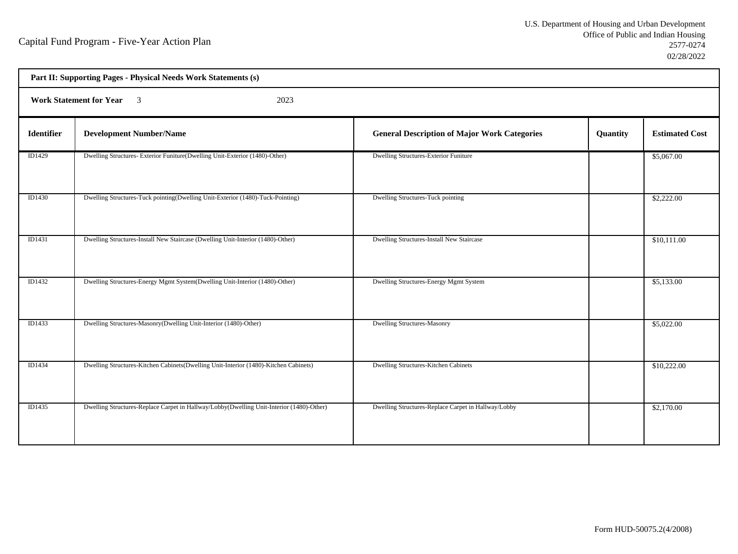Capital Fund Program - Five-Year Action Plan

U.S. Department of Housing and Urban Development
Office of Public and Indian Housing
2577-0274
02/28/2022

**Part II: Supporting Pages - Physical Needs Work Statements (s)**

**Work Statement for Year** 3 2023

| Identifier | Development Number/Name | General Description of Major Work Categories | Quantity | Estimated Cost |
|---|---|---|---|---|
| ID1429 | Dwelling Structures- Exterior Funiture(Dwelling Unit-Exterior (1480)-Other) | Dwelling Structures-Exterior Funiture | | $5,067.00 |
| ID1430 | Dwelling Structures-Tuck pointing(Dwelling Unit-Exterior (1480)-Tuck-Pointing) | Dwelling Structures-Tuck pointing | | $2,222.00 |
| ID1431 | Dwelling Structures-Install New Staircase (Dwelling Unit-Interior (1480)-Other) | Dwelling Structures-Install New Staircase | | $10,111.00 |
| ID1432 | Dwelling Structures-Energy Mgmt System(Dwelling Unit-Interior (1480)-Other) | Dwelling Structures-Energy Mgmt System | | $5,133.00 |
| ID1433 | Dwelling Structures-Masonry(Dwelling Unit-Interior (1480)-Other) | Dwelling Structures-Masonry | | $5,022.00 |
| ID1434 | Dwelling Structures-Kitchen Cabinets(Dwelling Unit-Interior (1480)-Kitchen Cabinets) | Dwelling Structures-Kitchen Cabinets | | $10,222.00 |
| ID1435 | Dwelling Structures-Replace Carpet in Hallway/Lobby(Dwelling Unit-Interior (1480)-Other) | Dwelling Structures-Replace Carpet in Hallway/Lobby | | $2,170.00 |

Form HUD-50075.2(4/2008)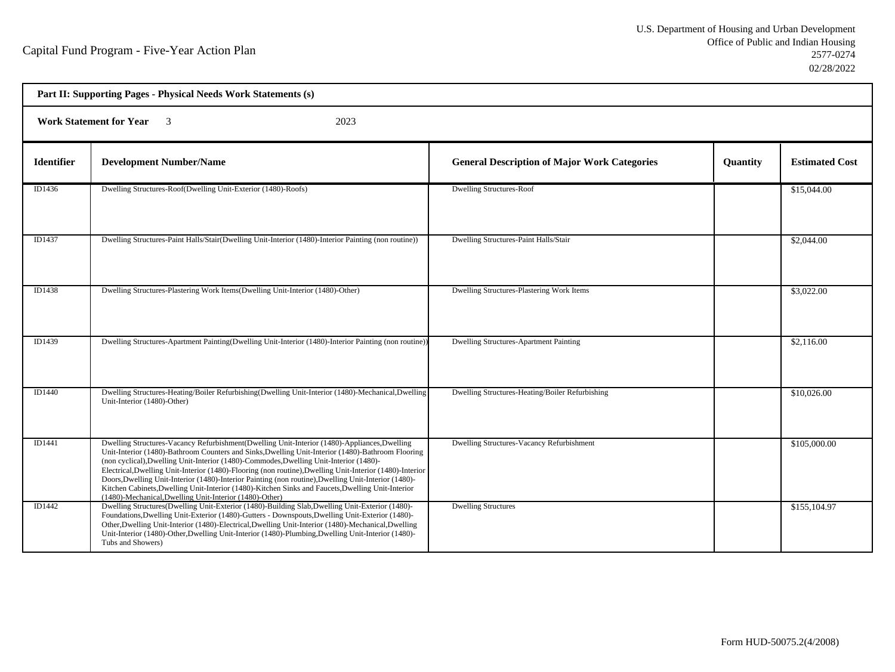Capital Fund Program - Five-Year Action Plan

U.S. Department of Housing and Urban Development
Office of Public and Indian Housing
2577-0274
02/28/2022

**Part II: Supporting Pages - Physical Needs Work Statements (s)**

**Work Statement for Year** 3 2023

| Identifier | Development Number/Name | General Description of Major Work Categories | Quantity | Estimated Cost |
|---|---|---|---|---|
| ID1436 | Dwelling Structures-Roof(Dwelling Unit-Exterior (1480)-Roofs) | Dwelling Structures-Roof | | $15,044.00 |
| ID1437 | Dwelling Structures-Paint Halls/Stair(Dwelling Unit-Interior (1480)-Interior Painting (non routine)) | Dwelling Structures-Paint Halls/Stair | | $2,044.00 |
| ID1438 | Dwelling Structures-Plastering Work Items(Dwelling Unit-Interior (1480)-Other) | Dwelling Structures-Plastering Work Items | | $3,022.00 |
| ID1439 | Dwelling Structures-Apartment Painting(Dwelling Unit-Interior (1480)-Interior Painting (non routine)) | Dwelling Structures-Apartment Painting | | $2,116.00 |
| ID1440 | Dwelling Structures-Heating/Boiler Refurbishing(Dwelling Unit-Interior (1480)-Mechanical,Dwelling Unit-Interior (1480)-Other) | Dwelling Structures-Heating/Boiler Refurbishing | | $10,026.00 |
| ID1441 | Dwelling Structures-Vacancy Refurbishment(Dwelling Unit-Interior (1480)-Appliances,Dwelling Unit-Interior (1480)-Bathroom Counters and Sinks,Dwelling Unit-Interior (1480)-Bathroom Flooring (non cyclical),Dwelling Unit-Interior (1480)-Commodes,Dwelling Unit-Interior (1480)-Electrical,Dwelling Unit-Interior (1480)-Flooring (non routine),Dwelling Unit-Interior (1480)-Interior Doors,Dwelling Unit-Interior (1480)-Interior Painting (non routine),Dwelling Unit-Interior (1480)-Kitchen Cabinets,Dwelling Unit-Interior (1480)-Kitchen Sinks and Faucets,Dwelling Unit-Interior (1480)-Mechanical,Dwelling Unit-Interior (1480)-Other) | Dwelling Structures-Vacancy Refurbishment | | $105,000.00 |
| ID1442 | Dwelling Structures(Dwelling Unit-Exterior (1480)-Building Slab,Dwelling Unit-Exterior (1480)-Foundations,Dwelling Unit-Exterior (1480)-Gutters - Downspouts,Dwelling Unit-Exterior (1480)-Other,Dwelling Unit-Interior (1480)-Electrical,Dwelling Unit-Interior (1480)-Mechanical,Dwelling Unit-Interior (1480)-Other,Dwelling Unit-Interior (1480)-Plumbing,Dwelling Unit-Interior (1480)-Tubs and Showers) | Dwelling Structures | | $155,104.97 |

Form HUD-50075.2(4/2008)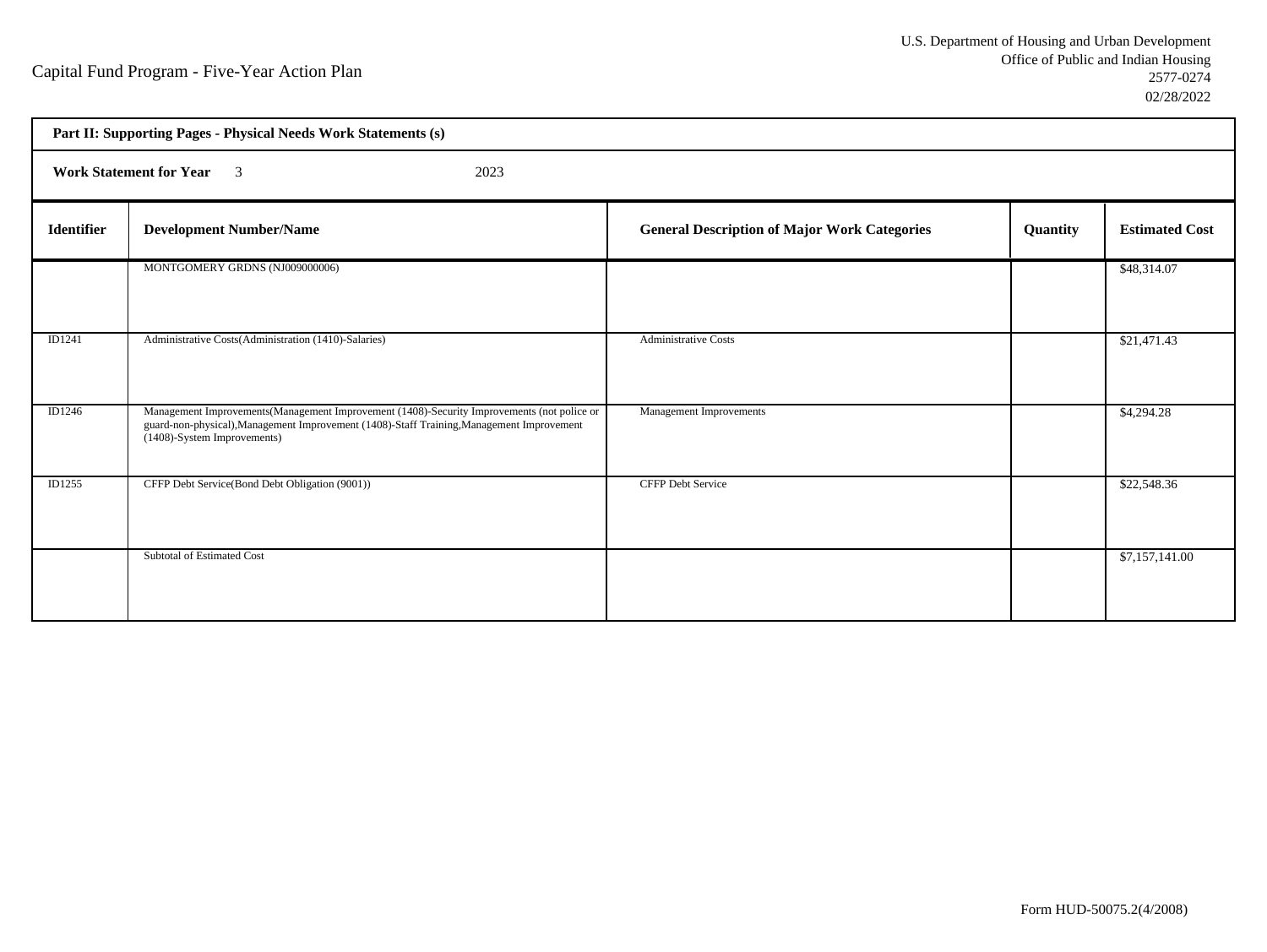Capital Fund Program - Five-Year Action Plan

U.S. Department of Housing and Urban Development
Office of Public and Indian Housing
2577-0274
02/28/2022

**Part II: Supporting Pages - Physical Needs Work Statements (s)**

**Work Statement for Year** 3 2023

| Identifier | Development Number/Name | General Description of Major Work Categories | Quantity | Estimated Cost |
|---|---|---|---|---|
| | MONTGOMERY GRDNS (NJ009000006) | | | $48,314.07 |
| ID1241 | Administrative Costs(Administration (1410)-Salaries) | Administrative Costs | | $21,471.43 |
| ID1246 | Management Improvements(Management Improvement (1408)-Security Improvements (not police or guard-non-physical),Management Improvement (1408)-Staff Training,Management Improvement (1408)-System Improvements) | Management Improvements | | $4,294.28 |
| ID1255 | CFFP Debt Service(Bond Debt Obligation (9001)) | CFFP Debt Service | | $22,548.36 |
| | Subtotal of Estimated Cost | | | $7,157,141.00 |

Form HUD-50075.2(4/2008)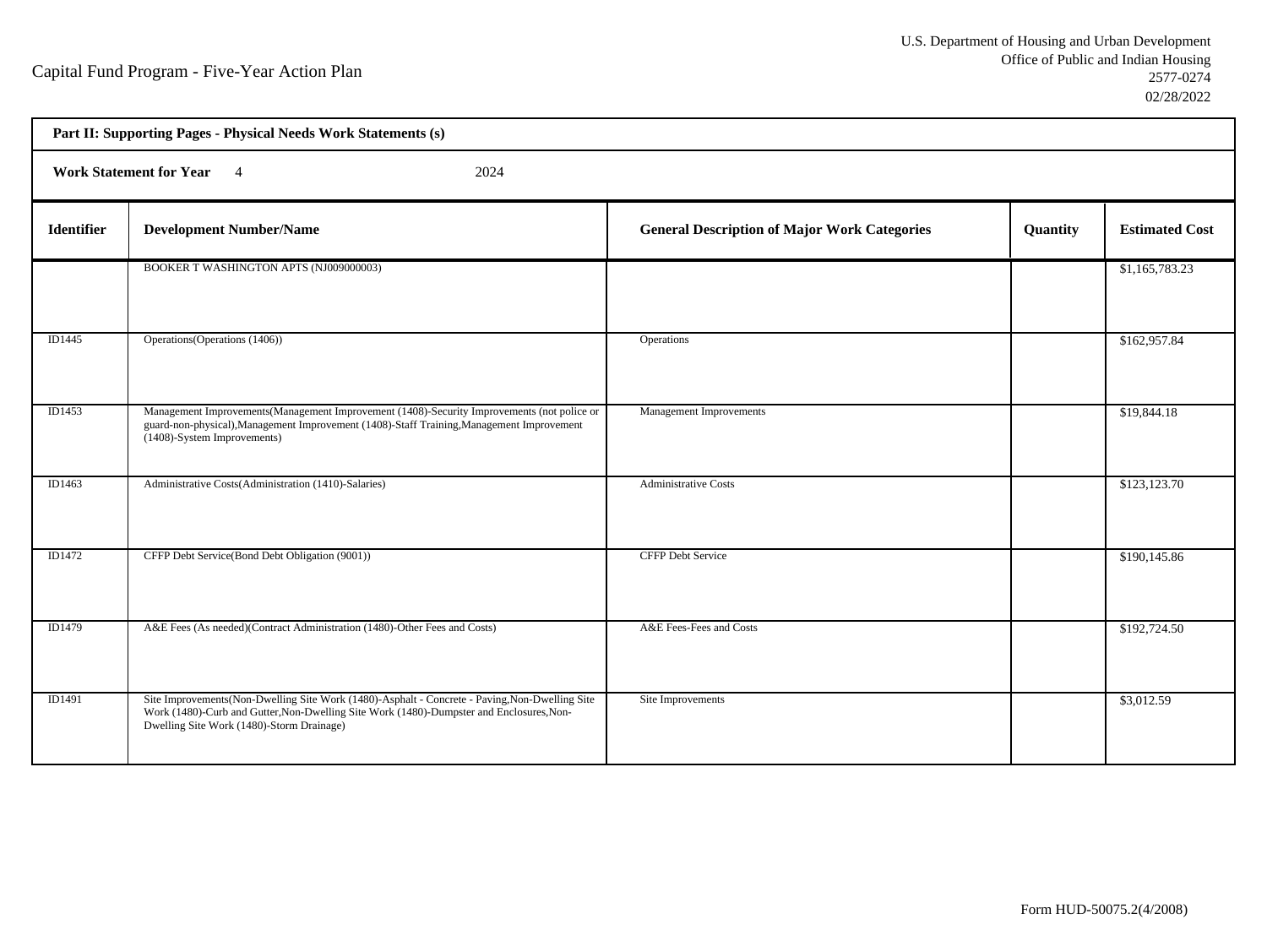Capital Fund Program - Five-Year Action Plan

U.S. Department of Housing and Urban Development
Office of Public and Indian Housing
2577-0274
02/28/2022

**Part II: Supporting Pages - Physical Needs Work Statements (s)**

**Work Statement for Year** 4 2024

| Identifier | Development Number/Name | General Description of Major Work Categories | Quantity | Estimated Cost |
|---|---|---|---|---|
| | BOOKER T WASHINGTON APTS (NJ009000003) | | | $1,165,783.23 |
| ID1445 | Operations(Operations (1406)) | Operations | | $162,957.84 |
| ID1453 | Management Improvements(Management Improvement (1408)-Security Improvements (not police or guard-non-physical),Management Improvement (1408)-Staff Training,Management Improvement (1408)-System Improvements) | Management Improvements | | $19,844.18 |
| ID1463 | Administrative Costs(Administration (1410)-Salaries) | Administrative Costs | | $123,123.70 |
| ID1472 | CFFP Debt Service(Bond Debt Obligation (9001)) | CFFP Debt Service | | $190,145.86 |
| ID1479 | A&E Fees (As needed)(Contract Administration (1480)-Other Fees and Costs) | A&E Fees-Fees and Costs | | $192,724.50 |
| ID1491 | Site Improvements(Non-Dwelling Site Work (1480)-Asphalt - Concrete - Paving,Non-Dwelling Site Work (1480)-Curb and Gutter,Non-Dwelling Site Work (1480)-Dumpster and Enclosures,Non-Dwelling Site Work (1480)-Storm Drainage) | Site Improvements | | $3,012.59 |

Form HUD-50075.2(4/2008)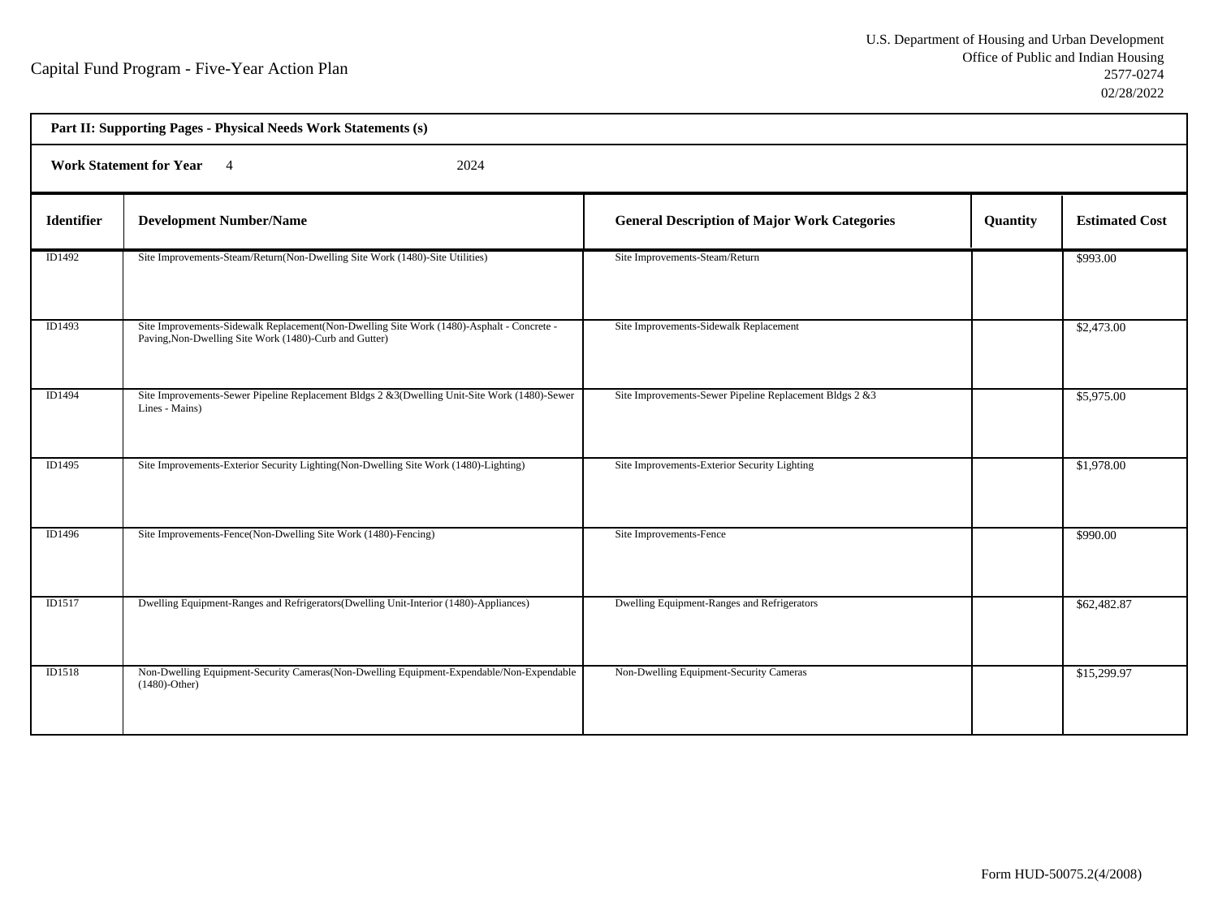Capital Fund Program - Five-Year Action Plan

U.S. Department of Housing and Urban Development
Office of Public and Indian Housing
2577-0274
02/28/2022

**Part II: Supporting Pages - Physical Needs Work Statements (s)**

**Work Statement for Year** 4 2024

| Identifier | Development Number/Name | General Description of Major Work Categories | Quantity | Estimated Cost |
|---|---|---|---|---|
| ID1492 | Site Improvements-Steam/Return(Non-Dwelling Site Work (1480)-Site Utilities) | Site Improvements-Steam/Return | | $993.00 |
| ID1493 | Site Improvements-Sidewalk Replacement(Non-Dwelling Site Work (1480)-Asphalt - Concrete - Paving,Non-Dwelling Site Work (1480)-Curb and Gutter) | Site Improvements-Sidewalk Replacement | | $2,473.00 |
| ID1494 | Site Improvements-Sewer Pipeline Replacement Bldgs 2 &3(Dwelling Unit-Site Work (1480)-Sewer Lines - Mains) | Site Improvements-Sewer Pipeline Replacement Bldgs 2 &3 | | $5,975.00 |
| ID1495 | Site Improvements-Exterior Security Lighting(Non-Dwelling Site Work (1480)-Lighting) | Site Improvements-Exterior Security Lighting | | $1,978.00 |
| ID1496 | Site Improvements-Fence(Non-Dwelling Site Work (1480)-Fencing) | Site Improvements-Fence | | $990.00 |
| ID1517 | Dwelling Equipment-Ranges and Refrigerators(Dwelling Unit-Interior (1480)-Appliances) | Dwelling Equipment-Ranges and Refrigerators | | $62,482.87 |
| ID1518 | Non-Dwelling Equipment-Security Cameras(Non-Dwelling Equipment-Expendable/Non-Expendable (1480)-Other) | Non-Dwelling Equipment-Security Cameras | | $15,299.97 |

Form HUD-50075.2(4/2008)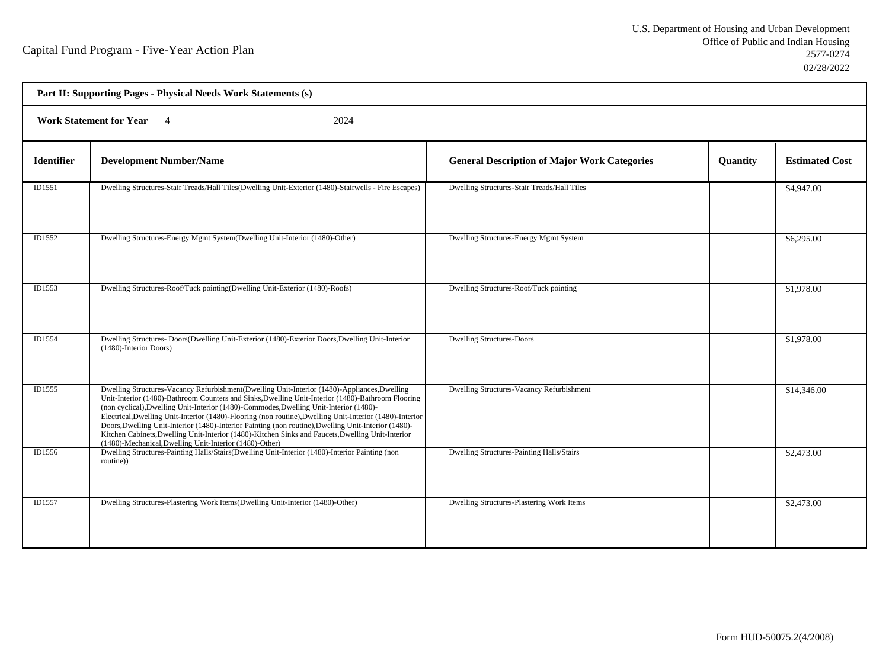Capital Fund Program - Five-Year Action Plan

U.S. Department of Housing and Urban Development
Office of Public and Indian Housing
2577-0274
02/28/2022

**Part II: Supporting Pages - Physical Needs Work Statements (s)**

**Work Statement for Year** 4 2024

| Identifier | Development Number/Name | General Description of Major Work Categories | Quantity | Estimated Cost |
|---|---|---|---|---|
| ID1551 | Dwelling Structures-Stair Treads/Hall Tiles(Dwelling Unit-Exterior (1480)-Stairwells - Fire Escapes) | Dwelling Structures-Stair Treads/Hall Tiles | | $4,947.00 |
| ID1552 | Dwelling Structures-Energy Mgmt System(Dwelling Unit-Interior (1480)-Other) | Dwelling Structures-Energy Mgmt System | | $6,295.00 |
| ID1553 | Dwelling Structures-Roof/Tuck pointing(Dwelling Unit-Exterior (1480)-Roofs) | Dwelling Structures-Roof/Tuck pointing | | $1,978.00 |
| ID1554 | Dwelling Structures- Doors(Dwelling Unit-Exterior (1480)-Exterior Doors,Dwelling Unit-Interior (1480)-Interior Doors) | Dwelling Structures-Doors | | $1,978.00 |
| ID1555 | Dwelling Structures-Vacancy Refurbishment(Dwelling Unit-Interior (1480)-Appliances,Dwelling Unit-Interior (1480)-Bathroom Counters and Sinks,Dwelling Unit-Interior (1480)-Bathroom Flooring (non cyclical),Dwelling Unit-Interior (1480)-Commodes,Dwelling Unit-Interior (1480)-Electrical,Dwelling Unit-Interior (1480)-Flooring (non routine),Dwelling Unit-Interior (1480)-Interior Doors,Dwelling Unit-Interior (1480)-Interior Painting (non routine),Dwelling Unit-Interior (1480)-Kitchen Cabinets,Dwelling Unit-Interior (1480)-Kitchen Sinks and Faucets,Dwelling Unit-Interior (1480)-Mechanical,Dwelling Unit-Interior (1480)-Other) | Dwelling Structures-Vacancy Refurbishment | | $14,346.00 |
| ID1556 | Dwelling Structures-Painting Halls/Stairs(Dwelling Unit-Interior (1480)-Interior Painting (non routine)) | Dwelling Structures-Painting Halls/Stairs | | $2,473.00 |
| ID1557 | Dwelling Structures-Plastering Work Items(Dwelling Unit-Interior (1480)-Other) | Dwelling Structures-Plastering Work Items | | $2,473.00 |

Form HUD-50075.2(4/2008)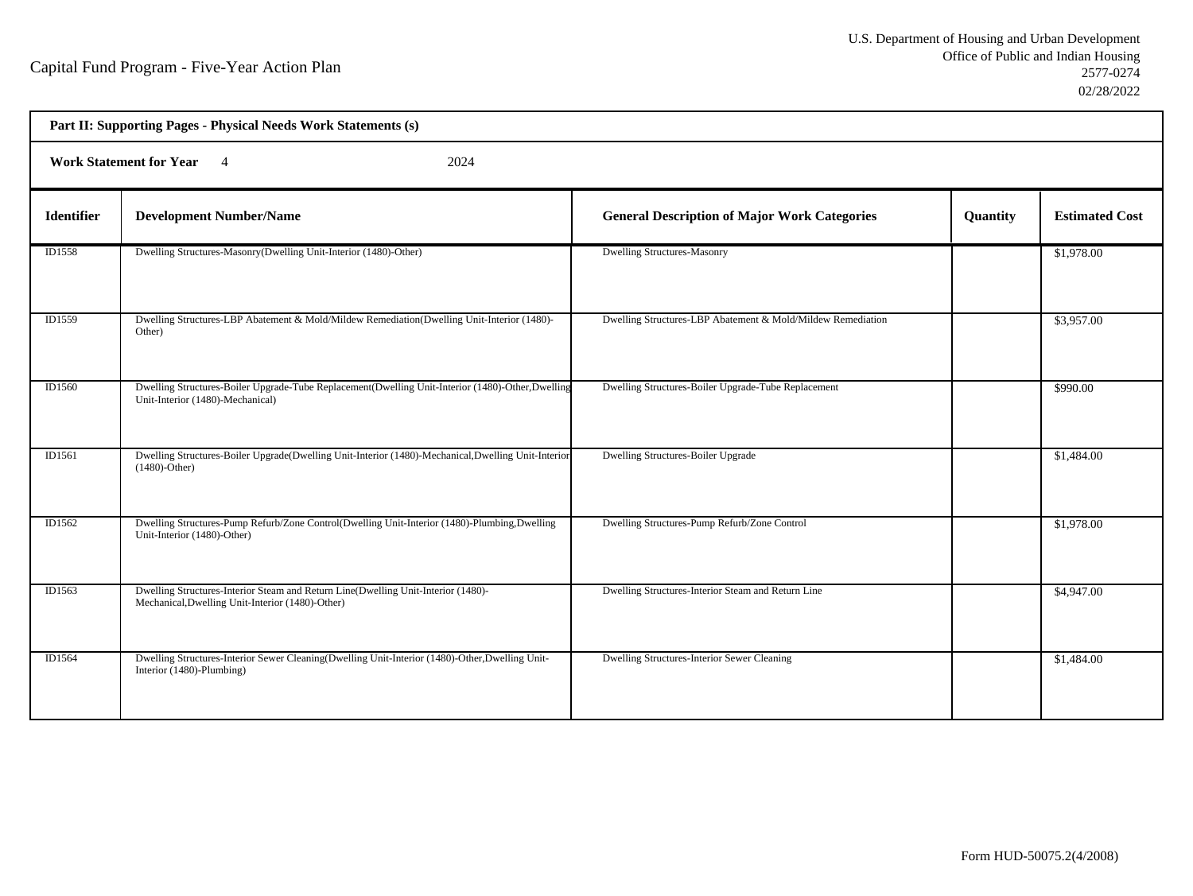Capital Fund Program - Five-Year Action Plan

U.S. Department of Housing and Urban Development
Office of Public and Indian Housing
2577-0274
02/28/2022

**Part II: Supporting Pages - Physical Needs Work Statements (s)**

**Work Statement for Year** 4 2024

| Identifier | Development Number/Name | General Description of Major Work Categories | Quantity | Estimated Cost |
|---|---|---|---|---|
| ID1558 | Dwelling Structures-Masonry(Dwelling Unit-Interior (1480)-Other) | Dwelling Structures-Masonry | | $1,978.00 |
| ID1559 | Dwelling Structures-LBP Abatement & Mold/Mildew Remediation(Dwelling Unit-Interior (1480)-Other) | Dwelling Structures-LBP Abatement & Mold/Mildew Remediation | | $3,957.00 |
| ID1560 | Dwelling Structures-Boiler Upgrade-Tube Replacement(Dwelling Unit-Interior (1480)-Other,Dwelling Unit-Interior (1480)-Mechanical) | Dwelling Structures-Boiler Upgrade-Tube Replacement | | $990.00 |
| ID1561 | Dwelling Structures-Boiler Upgrade(Dwelling Unit-Interior (1480)-Mechanical,Dwelling Unit-Interior (1480)-Other) | Dwelling Structures-Boiler Upgrade | | $1,484.00 |
| ID1562 | Dwelling Structures-Pump Refurb/Zone Control(Dwelling Unit-Interior (1480)-Plumbing,Dwelling Unit-Interior (1480)-Other) | Dwelling Structures-Pump Refurb/Zone Control | | $1,978.00 |
| ID1563 | Dwelling Structures-Interior Steam and Return Line(Dwelling Unit-Interior (1480)-Mechanical,Dwelling Unit-Interior (1480)-Other) | Dwelling Structures-Interior Steam and Return Line | | $4,947.00 |
| ID1564 | Dwelling Structures-Interior Sewer Cleaning(Dwelling Unit-Interior (1480)-Other,Dwelling Unit-Interior (1480)-Plumbing) | Dwelling Structures-Interior Sewer Cleaning | | $1,484.00 |

Form HUD-50075.2(4/2008)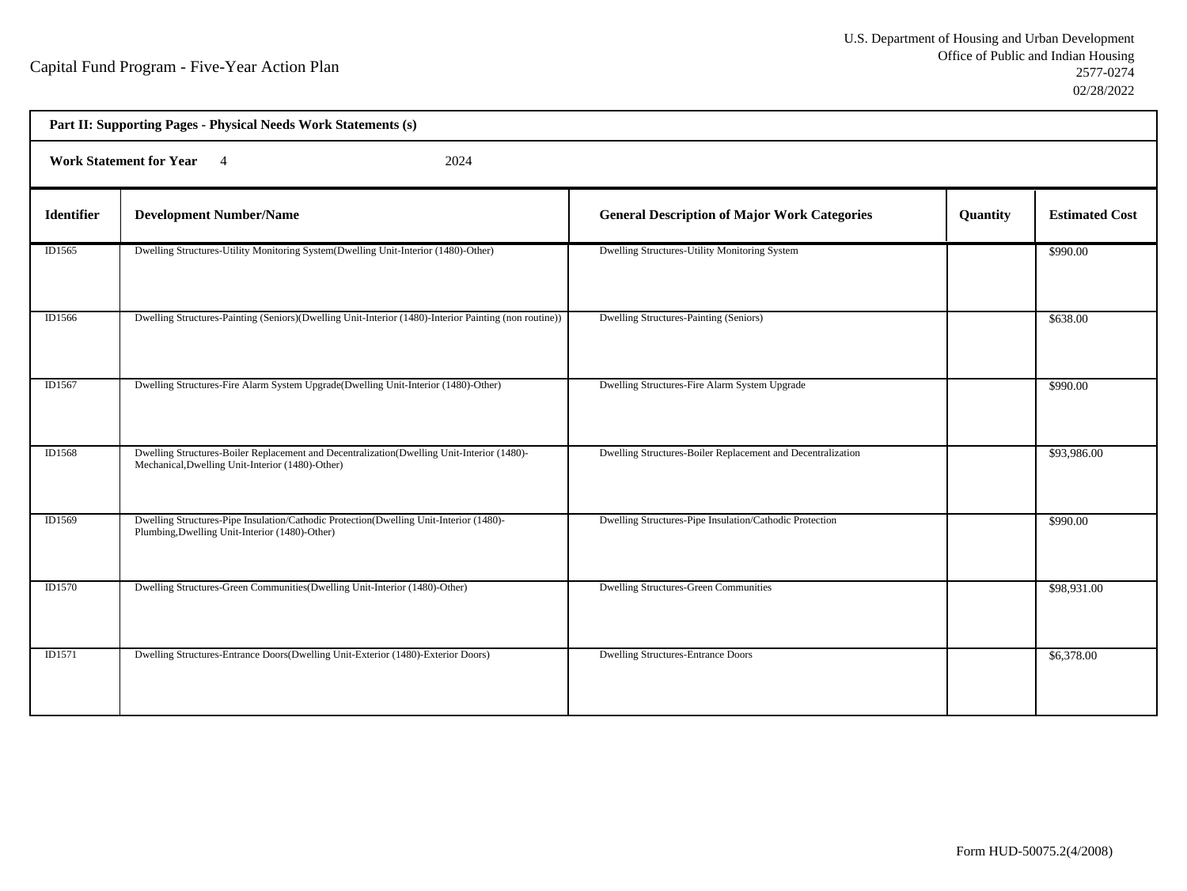Capital Fund Program - Five-Year Action Plan

U.S. Department of Housing and Urban Development
Office of Public and Indian Housing
2577-0274
02/28/2022

**Part II: Supporting Pages - Physical Needs Work Statements (s)**

**Work Statement for Year** 4 2024

| Identifier | Development Number/Name | General Description of Major Work Categories | Quantity | Estimated Cost |
|---|---|---|---|---|
| ID1565 | Dwelling Structures-Utility Monitoring System(Dwelling Unit-Interior (1480)-Other) | Dwelling Structures-Utility Monitoring System | | $990.00 |
| ID1566 | Dwelling Structures-Painting (Seniors)(Dwelling Unit-Interior (1480)-Interior Painting (non routine)) | Dwelling Structures-Painting (Seniors) | | $638.00 |
| ID1567 | Dwelling Structures-Fire Alarm System Upgrade(Dwelling Unit-Interior (1480)-Other) | Dwelling Structures-Fire Alarm System Upgrade | | $990.00 |
| ID1568 | Dwelling Structures-Boiler Replacement and Decentralization(Dwelling Unit-Interior (1480)-Mechanical,Dwelling Unit-Interior (1480)-Other) | Dwelling Structures-Boiler Replacement and Decentralization | | $93,986.00 |
| ID1569 | Dwelling Structures-Pipe Insulation/Cathodic Protection(Dwelling Unit-Interior (1480)-Plumbing,Dwelling Unit-Interior (1480)-Other) | Dwelling Structures-Pipe Insulation/Cathodic Protection | | $990.00 |
| ID1570 | Dwelling Structures-Green Communities(Dwelling Unit-Interior (1480)-Other) | Dwelling Structures-Green Communities | | $98,931.00 |
| ID1571 | Dwelling Structures-Entrance Doors(Dwelling Unit-Exterior (1480)-Exterior Doors) | Dwelling Structures-Entrance Doors | | $6,378.00 |

Form HUD-50075.2(4/2008)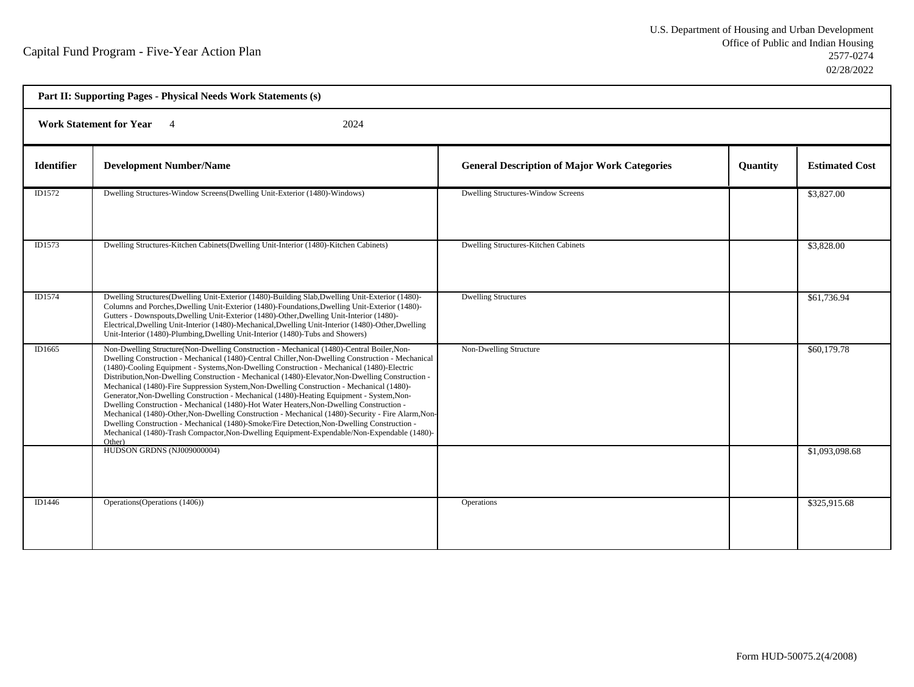Capital Fund Program - Five-Year Action Plan

U.S. Department of Housing and Urban Development
Office of Public and Indian Housing
2577-0274
02/28/2022

**Part II: Supporting Pages - Physical Needs Work Statements (s)**

**Work Statement for Year** 4 2024

| Identifier | Development Number/Name | General Description of Major Work Categories | Quantity | Estimated Cost |
|---|---|---|---|---|
| ID1572 | Dwelling Structures-Window Screens(Dwelling Unit-Exterior (1480)-Windows) | Dwelling Structures-Window Screens | | $3,827.00 |
| ID1573 | Dwelling Structures-Kitchen Cabinets(Dwelling Unit-Interior (1480)-Kitchen Cabinets) | Dwelling Structures-Kitchen Cabinets | | $3,828.00 |
| ID1574 | Dwelling Structures(Dwelling Unit-Exterior (1480)-Building Slab,Dwelling Unit-Exterior (1480)-Columns and Porches,Dwelling Unit-Exterior (1480)-Foundations,Dwelling Unit-Exterior (1480)-Gutters - Downspouts,Dwelling Unit-Exterior (1480)-Other,Dwelling Unit-Interior (1480)-Electrical,Dwelling Unit-Interior (1480)-Mechanical,Dwelling Unit-Interior (1480)-Other,Dwelling Unit-Interior (1480)-Plumbing,Dwelling Unit-Interior (1480)-Tubs and Showers) | Dwelling Structures | | $61,736.94 |
| ID1665 | Non-Dwelling Structure(Non-Dwelling Construction - Mechanical (1480)-Central Boiler,Non-Dwelling Construction - Mechanical (1480)-Central Chiller,Non-Dwelling Construction - Mechanical (1480)-Cooling Equipment - Systems,Non-Dwelling Construction - Mechanical (1480)-Electric Distribution,Non-Dwelling Construction - Mechanical (1480)-Elevator,Non-Dwelling Construction - Mechanical (1480)-Fire Suppression System,Non-Dwelling Construction - Mechanical (1480)-Generator,Non-Dwelling Construction - Mechanical (1480)-Heating Equipment - System,Non-Dwelling Construction - Mechanical (1480)-Hot Water Heaters,Non-Dwelling Construction - Mechanical (1480)-Other,Non-Dwelling Construction - Mechanical (1480)-Security - Fire Alarm,Non-Dwelling Construction - Mechanical (1480)-Smoke/Fire Detection,Non-Dwelling Construction - Mechanical (1480)-Trash Compactor,Non-Dwelling Equipment-Expendable/Non-Expendable (1480)-Other) | Non-Dwelling Structure | | $60,179.78 |
| | HUDSON GRDNS (NJ009000004) | | | $1,093,098.68 |
| ID1446 | Operations(Operations (1406)) | Operations | | $325,915.68 |

Form HUD-50075.2(4/2008)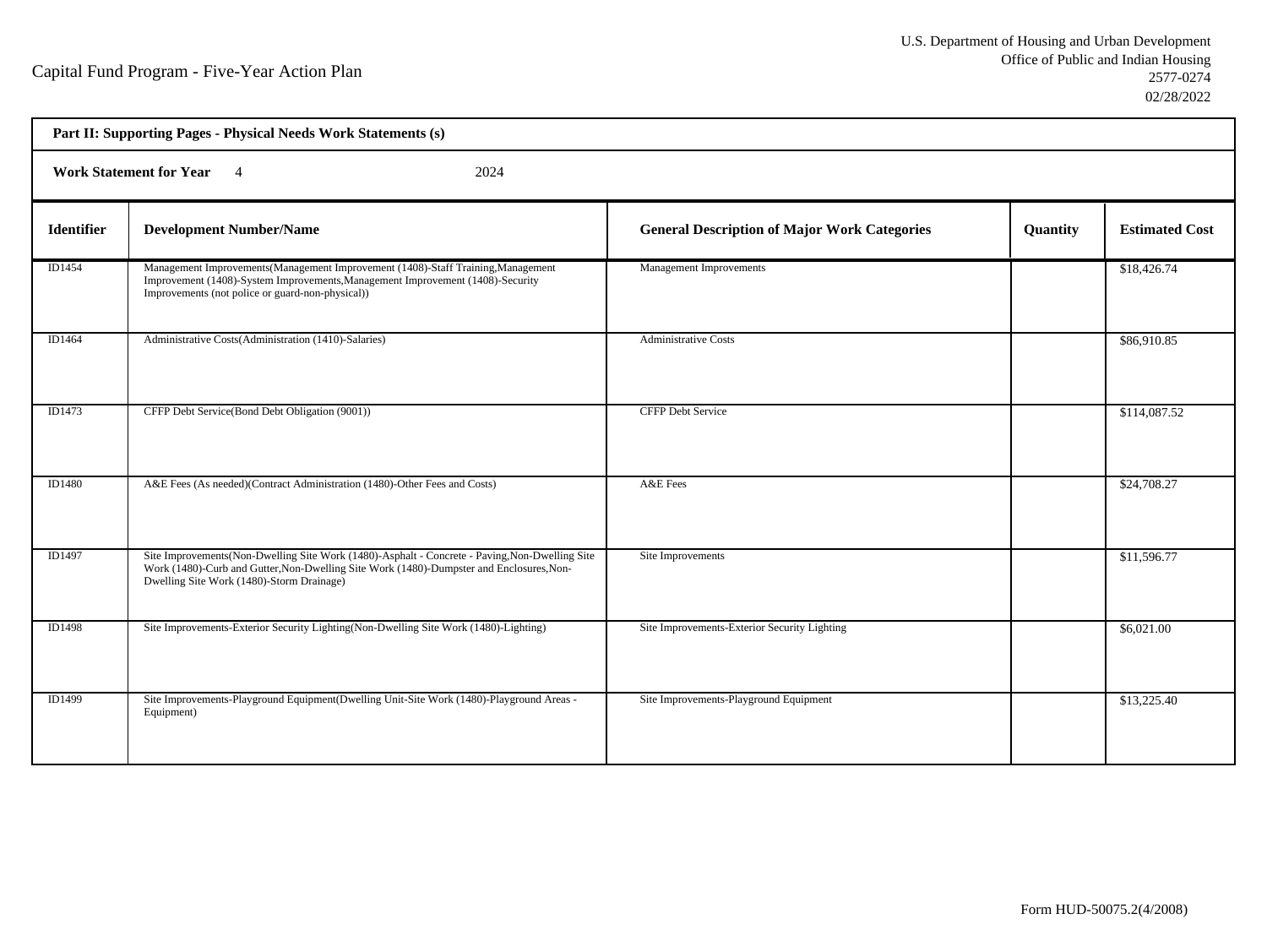Capital Fund Program - Five-Year Action Plan

U.S. Department of Housing and Urban Development
Office of Public and Indian Housing
2577-0274
02/28/2022

**Part II: Supporting Pages - Physical Needs Work Statements (s)**

**Work Statement for Year** 4 2024

| Identifier | Development Number/Name | General Description of Major Work Categories | Quantity | Estimated Cost |
|---|---|---|---|---|
| ID1454 | Management Improvements(Management Improvement (1408)-Staff Training,Management Improvement (1408)-System Improvements,Management Improvement (1408)-Security Improvements (not police or guard-non-physical)) | Management Improvements | | $18,426.74 |
| ID1464 | Administrative Costs(Administration (1410)-Salaries) | Administrative Costs | | $86,910.85 |
| ID1473 | CFFP Debt Service(Bond Debt Obligation (9001)) | CFFP Debt Service | | $114,087.52 |
| ID1480 | A&E Fees (As needed)(Contract Administration (1480)-Other Fees and Costs) | A&E Fees | | $24,708.27 |
| ID1497 | Site Improvements(Non-Dwelling Site Work (1480)-Asphalt - Concrete - Paving,Non-Dwelling Site Work (1480)-Curb and Gutter,Non-Dwelling Site Work (1480)-Dumpster and Enclosures,Non-Dwelling Site Work (1480)-Storm Drainage) | Site Improvements | | $11,596.77 |
| ID1498 | Site Improvements-Exterior Security Lighting(Non-Dwelling Site Work (1480)-Lighting) | Site Improvements-Exterior Security Lighting | | $6,021.00 |
| ID1499 | Site Improvements-Playground Equipment(Dwelling Unit-Site Work (1480)-Playground Areas - Equipment) | Site Improvements-Playground Equipment | | $13,225.40 |

Form HUD-50075.2(4/2008)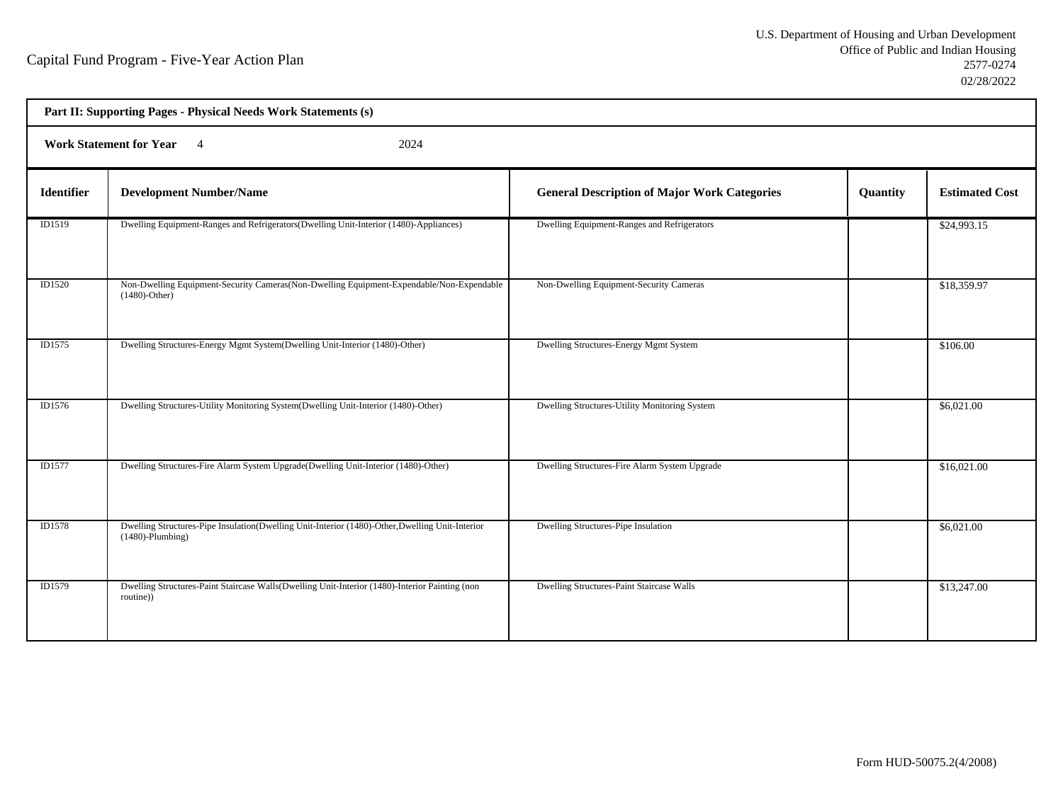Capital Fund Program - Five-Year Action Plan

U.S. Department of Housing and Urban Development
Office of Public and Indian Housing
2577-0274
02/28/2022

**Part II: Supporting Pages - Physical Needs Work Statements (s)**

**Work Statement for Year** 4 2024

| Identifier | Development Number/Name | General Description of Major Work Categories | Quantity | Estimated Cost |
|---|---|---|---|---|
| ID1519 | Dwelling Equipment-Ranges and Refrigerators(Dwelling Unit-Interior (1480)-Appliances) | Dwelling Equipment-Ranges and Refrigerators | | $24,993.15 |
| ID1520 | Non-Dwelling Equipment-Security Cameras(Non-Dwelling Equipment-Expendable/Non-Expendable (1480)-Other) | Non-Dwelling Equipment-Security Cameras | | $18,359.97 |
| ID1575 | Dwelling Structures-Energy Mgmt System(Dwelling Unit-Interior (1480)-Other) | Dwelling Structures-Energy Mgmt System | | $106.00 |
| ID1576 | Dwelling Structures-Utility Monitoring System(Dwelling Unit-Interior (1480)-Other) | Dwelling Structures-Utility Monitoring System | | $6,021.00 |
| ID1577 | Dwelling Structures-Fire Alarm System Upgrade(Dwelling Unit-Interior (1480)-Other) | Dwelling Structures-Fire Alarm System Upgrade | | $16,021.00 |
| ID1578 | Dwelling Structures-Pipe Insulation(Dwelling Unit-Interior (1480)-Other,Dwelling Unit-Interior (1480)-Plumbing) | Dwelling Structures-Pipe Insulation | | $6,021.00 |
| ID1579 | Dwelling Structures-Paint Staircase Walls(Dwelling Unit-Interior (1480)-Interior Painting (non routine)) | Dwelling Structures-Paint Staircase Walls | | $13,247.00 |

Form HUD-50075.2(4/2008)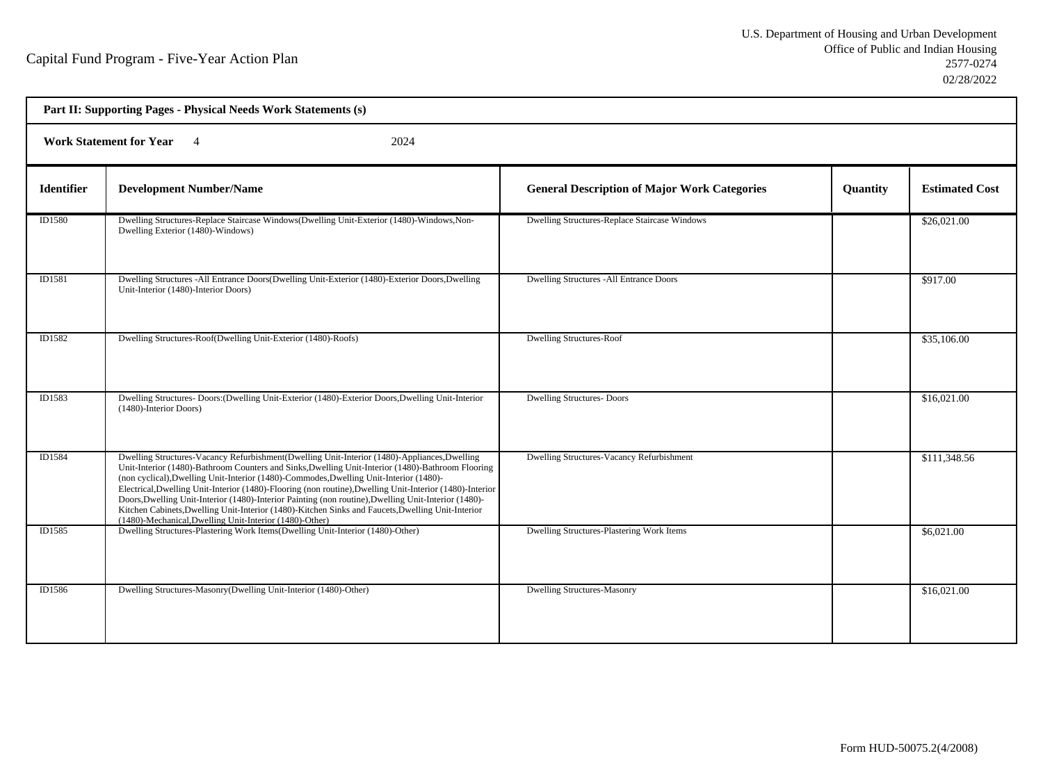Capital Fund Program - Five-Year Action Plan

U.S. Department of Housing and Urban Development
Office of Public and Indian Housing
2577-0274
02/28/2022

**Part II: Supporting Pages - Physical Needs Work Statements (s)**

**Work Statement for Year** 4 2024

| Identifier | Development Number/Name | General Description of Major Work Categories | Quantity | Estimated Cost |
|---|---|---|---|---|
| ID1580 | Dwelling Structures-Replace Staircase Windows(Dwelling Unit-Exterior (1480)-Windows,Non-Dwelling Exterior (1480)-Windows) | Dwelling Structures-Replace Staircase Windows | | $26,021.00 |
| ID1581 | Dwelling Structures -All Entrance Doors(Dwelling Unit-Exterior (1480)-Exterior Doors,Dwelling Unit-Interior (1480)-Interior Doors) | Dwelling Structures -All Entrance Doors | | $917.00 |
| ID1582 | Dwelling Structures-Roof(Dwelling Unit-Exterior (1480)-Roofs) | Dwelling Structures-Roof | | $35,106.00 |
| ID1583 | Dwelling Structures- Doors:(Dwelling Unit-Exterior (1480)-Exterior Doors,Dwelling Unit-Interior (1480)-Interior Doors) | Dwelling Structures- Doors | | $16,021.00 |
| ID1584 | Dwelling Structures-Vacancy Refurbishment(Dwelling Unit-Interior (1480)-Appliances,Dwelling Unit-Interior (1480)-Bathroom Counters and Sinks,Dwelling Unit-Interior (1480)-Bathroom Flooring (non cyclical),Dwelling Unit-Interior (1480)-Commodes,Dwelling Unit-Interior (1480)-Electrical,Dwelling Unit-Interior (1480)-Flooring (non routine),Dwelling Unit-Interior (1480)-Interior Doors,Dwelling Unit-Interior (1480)-Interior Painting (non routine),Dwelling Unit-Interior (1480)-Kitchen Cabinets,Dwelling Unit-Interior (1480)-Kitchen Sinks and Faucets,Dwelling Unit-Interior (1480)-Mechanical,Dwelling Unit-Interior (1480)-Other) | Dwelling Structures-Vacancy Refurbishment | | $111,348.56 |
| ID1585 | Dwelling Structures-Plastering Work Items(Dwelling Unit-Interior (1480)-Other) | Dwelling Structures-Plastering Work Items | | $6,021.00 |
| ID1586 | Dwelling Structures-Masonry(Dwelling Unit-Interior (1480)-Other) | Dwelling Structures-Masonry | | $16,021.00 |

Form HUD-50075.2(4/2008)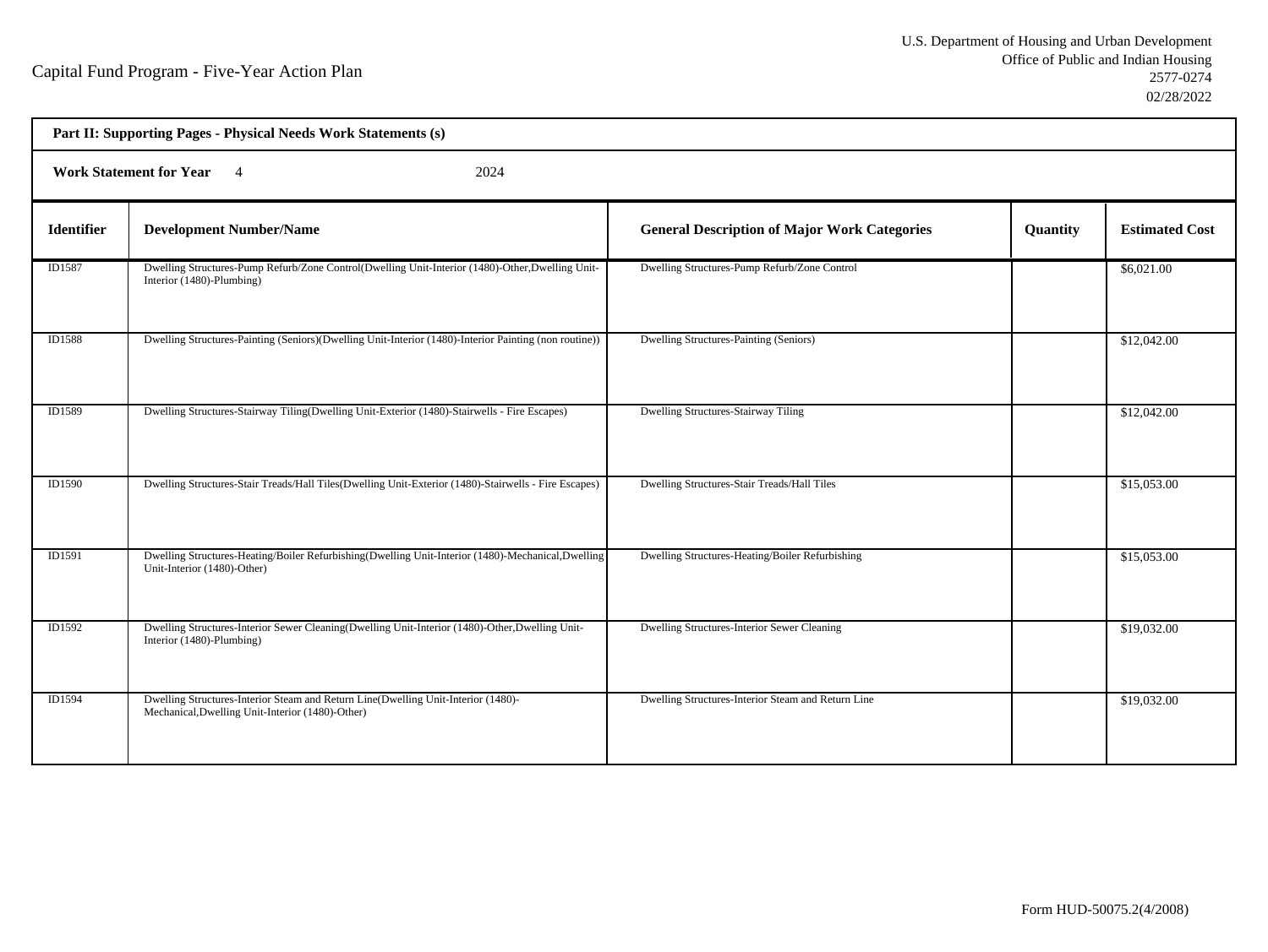Capital Fund Program - Five-Year Action Plan

U.S. Department of Housing and Urban Development
Office of Public and Indian Housing
2577-0274
02/28/2022

**Part II: Supporting Pages - Physical Needs Work Statements (s)**

**Work Statement for Year** 4 2024

| Identifier | Development Number/Name | General Description of Major Work Categories | Quantity | Estimated Cost |
|---|---|---|---|---|
| ID1587 | Dwelling Structures-Pump Refurb/Zone Control(Dwelling Unit-Interior (1480)-Other,Dwelling Unit-Interior (1480)-Plumbing) | Dwelling Structures-Pump Refurb/Zone Control | | $6,021.00 |
| ID1588 | Dwelling Structures-Painting (Seniors)(Dwelling Unit-Interior (1480)-Interior Painting (non routine)) | Dwelling Structures-Painting (Seniors) | | $12,042.00 |
| ID1589 | Dwelling Structures-Stairway Tiling(Dwelling Unit-Exterior (1480)-Stairwells - Fire Escapes) | Dwelling Structures-Stairway Tiling | | $12,042.00 |
| ID1590 | Dwelling Structures-Stair Treads/Hall Tiles(Dwelling Unit-Exterior (1480)-Stairwells - Fire Escapes) | Dwelling Structures-Stair Treads/Hall Tiles | | $15,053.00 |
| ID1591 | Dwelling Structures-Heating/Boiler Refurbishing(Dwelling Unit-Interior (1480)-Mechanical,Dwelling Unit-Interior (1480)-Other) | Dwelling Structures-Heating/Boiler Refurbishing | | $15,053.00 |
| ID1592 | Dwelling Structures-Interior Sewer Cleaning(Dwelling Unit-Interior (1480)-Other,Dwelling Unit-Interior (1480)-Plumbing) | Dwelling Structures-Interior Sewer Cleaning | | $19,032.00 |
| ID1594 | Dwelling Structures-Interior Steam and Return Line(Dwelling Unit-Interior (1480)-Mechanical,Dwelling Unit-Interior (1480)-Other) | Dwelling Structures-Interior Steam and Return Line | | $19,032.00 |

Form HUD-50075.2(4/2008)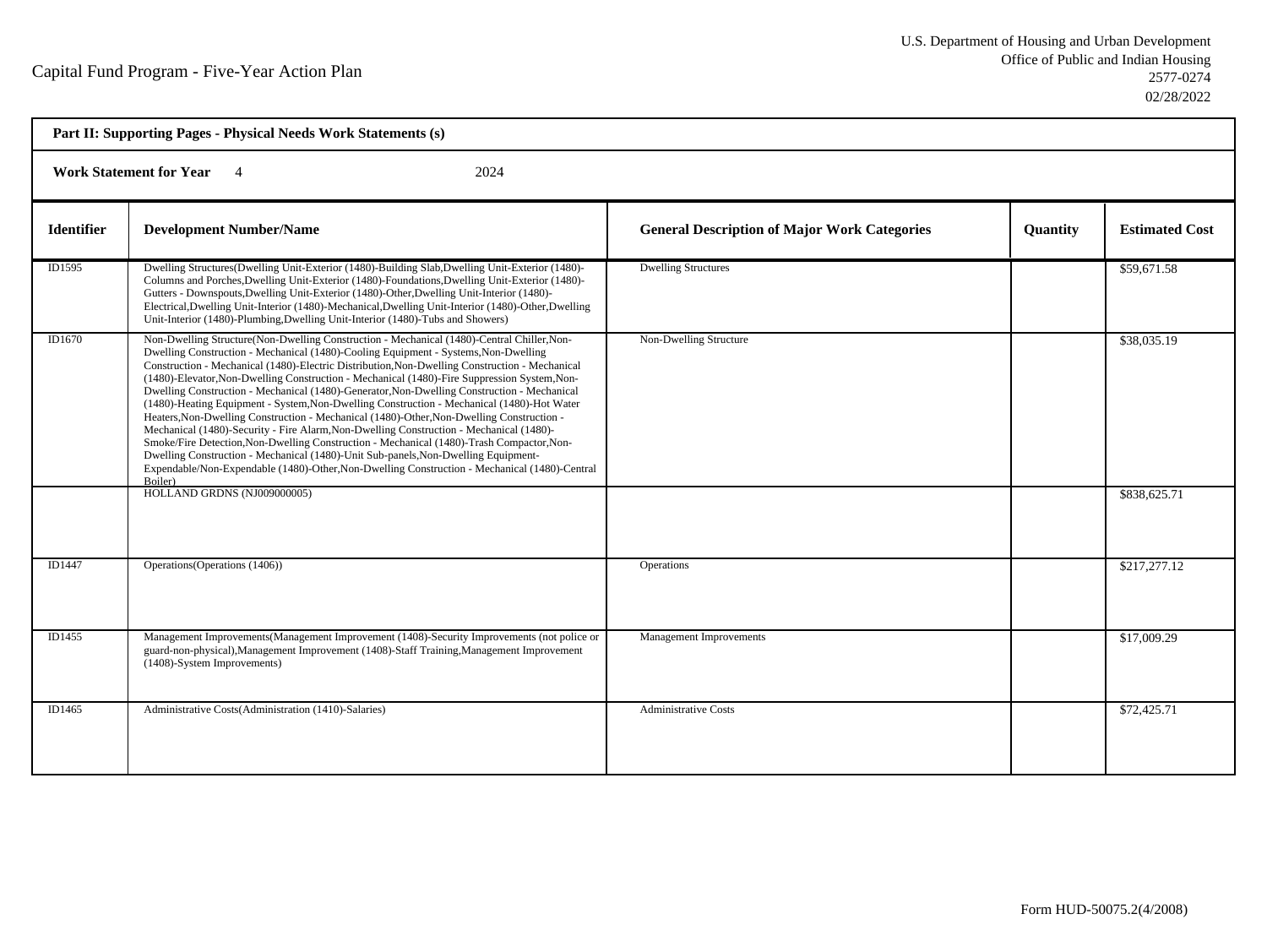Capital Fund Program - Five-Year Action Plan

U.S. Department of Housing and Urban Development
Office of Public and Indian Housing
2577-0274
02/28/2022

**Part II: Supporting Pages - Physical Needs Work Statements (s)**

**Work Statement for Year** 4 2024

| Identifier | Development Number/Name | General Description of Major Work Categories | Quantity | Estimated Cost |
|---|---|---|---|---|
| ID1595 | Dwelling Structures(Dwelling Unit-Exterior (1480)-Building Slab,Dwelling Unit-Exterior (1480)-Columns and Porches,Dwelling Unit-Exterior (1480)-Foundations,Dwelling Unit-Exterior (1480)-Gutters - Downspouts,Dwelling Unit-Exterior (1480)-Other,Dwelling Unit-Interior (1480)-Electrical,Dwelling Unit-Interior (1480)-Mechanical,Dwelling Unit-Interior (1480)-Other,Dwelling Unit-Interior (1480)-Plumbing,Dwelling Unit-Interior (1480)-Tubs and Showers) | Dwelling Structures | | $59,671.58 |
| ID1670 | Non-Dwelling Structure(Non-Dwelling Construction - Mechanical (1480)-Central Chiller,Non-Dwelling Construction - Mechanical (1480)-Cooling Equipment - Systems,Non-Dwelling Construction - Mechanical (1480)-Electric Distribution,Non-Dwelling Construction - Mechanical (1480)-Elevator,Non-Dwelling Construction - Mechanical (1480)-Fire Suppression System,Non-Dwelling Construction - Mechanical (1480)-Generator,Non-Dwelling Construction - Mechanical (1480)-Heating Equipment - System,Non-Dwelling Construction - Mechanical (1480)-Hot Water Heaters,Non-Dwelling Construction - Mechanical (1480)-Other,Non-Dwelling Construction - Mechanical (1480)-Security - Fire Alarm,Non-Dwelling Construction - Mechanical (1480)-Smoke/Fire Detection,Non-Dwelling Construction - Mechanical (1480)-Trash Compactor,Non-Dwelling Construction - Mechanical (1480)-Unit Sub-panels,Non-Dwelling Equipment-Expendable/Non-Expendable (1480)-Other,Non-Dwelling Construction - Mechanical (1480)-Central Boiler) | Non-Dwelling Structure | | $38,035.19 |
| | HOLLAND GRDNS (NJ009000005) | | | $838,625.71 |
| ID1447 | Operations(Operations (1406)) | Operations | | $217,277.12 |
| ID1455 | Management Improvements(Management Improvement (1408)-Security Improvements (not police or guard-non-physical),Management Improvement (1408)-Staff Training,Management Improvement (1408)-System Improvements) | Management Improvements | | $17,009.29 |
| ID1465 | Administrative Costs(Administration (1410)-Salaries) | Administrative Costs | | $72,425.71 |

Form HUD-50075.2(4/2008)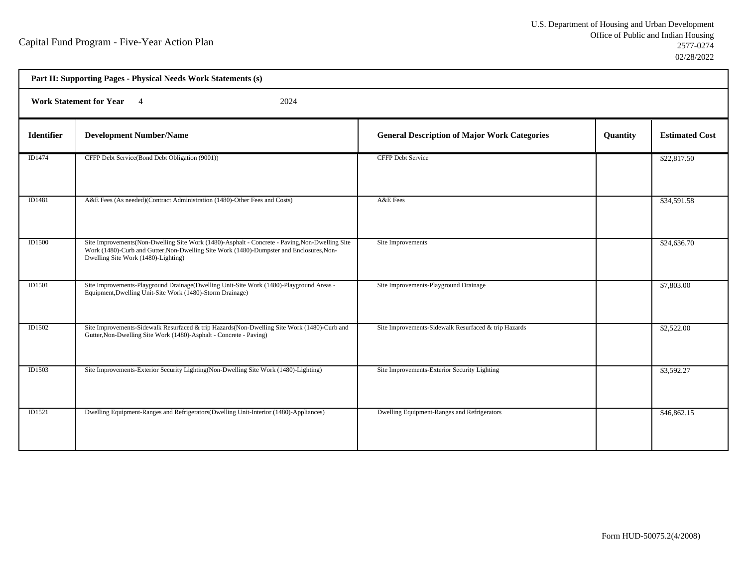Capital Fund Program - Five-Year Action Plan

U.S. Department of Housing and Urban Development
Office of Public and Indian Housing
2577-0274
02/28/2022

**Part II: Supporting Pages - Physical Needs Work Statements (s)**

**Work Statement for Year** 4 2024

| Identifier | Development Number/Name | General Description of Major Work Categories | Quantity | Estimated Cost |
|---|---|---|---|---|
| ID1474 | CFFP Debt Service(Bond Debt Obligation (9001)) | CFFP Debt Service | | $22,817.50 |
| ID1481 | A&E Fees (As needed)(Contract Administration (1480)-Other Fees and Costs) | A&E Fees | | $34,591.58 |
| ID1500 | Site Improvements(Non-Dwelling Site Work (1480)-Asphalt - Concrete - Paving,Non-Dwelling Site Work (1480)-Curb and Gutter,Non-Dwelling Site Work (1480)-Dumpster and Enclosures,Non-Dwelling Site Work (1480)-Lighting) | Site Improvements | | $24,636.70 |
| ID1501 | Site Improvements-Playground Drainage(Dwelling Unit-Site Work (1480)-Playground Areas - Equipment,Dwelling Unit-Site Work (1480)-Storm Drainage) | Site Improvements-Playground Drainage | | $7,803.00 |
| ID1502 | Site Improvements-Sidewalk Resurfaced & trip Hazards(Non-Dwelling Site Work (1480)-Curb and Gutter,Non-Dwelling Site Work (1480)-Asphalt - Concrete - Paving) | Site Improvements-Sidewalk Resurfaced & trip Hazards | | $2,522.00 |
| ID1503 | Site Improvements-Exterior Security Lighting(Non-Dwelling Site Work (1480)-Lighting) | Site Improvements-Exterior Security Lighting | | $3,592.27 |
| ID1521 | Dwelling Equipment-Ranges and Refrigerators(Dwelling Unit-Interior (1480)-Appliances) | Dwelling Equipment-Ranges and Refrigerators | | $46,862.15 |

Form HUD-50075.2(4/2008)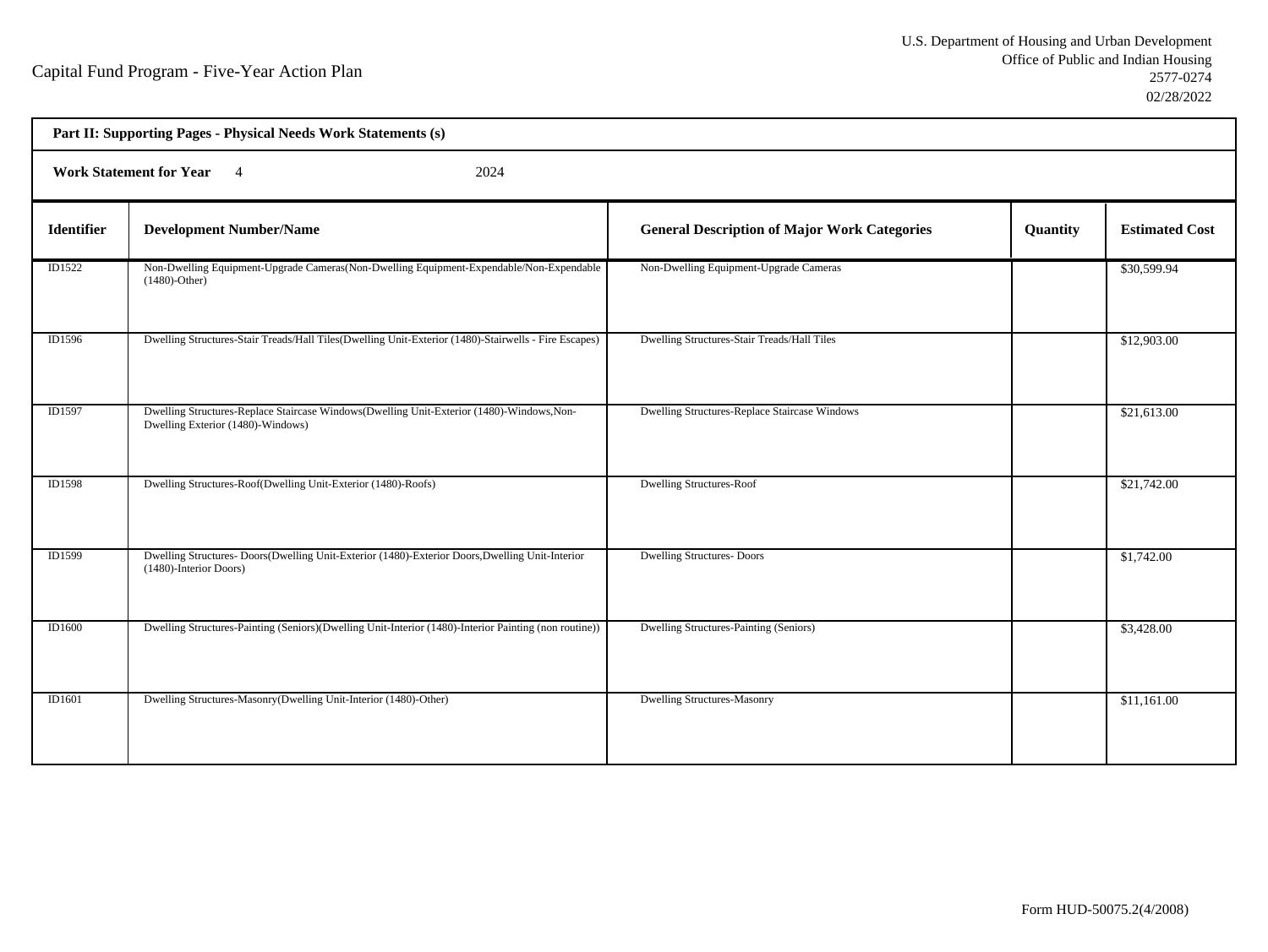Capital Fund Program - Five-Year Action Plan

U.S. Department of Housing and Urban Development
Office of Public and Indian Housing
2577-0274
02/28/2022

**Part II: Supporting Pages - Physical Needs Work Statements (s)**

**Work Statement for Year** 4 2024

| Identifier | Development Number/Name | General Description of Major Work Categories | Quantity | Estimated Cost |
|---|---|---|---|---|
| ID1522 | Non-Dwelling Equipment-Upgrade Cameras(Non-Dwelling Equipment-Expendable/Non-Expendable (1480)-Other) | Non-Dwelling Equipment-Upgrade Cameras | | $30,599.94 |
| ID1596 | Dwelling Structures-Stair Treads/Hall Tiles(Dwelling Unit-Exterior (1480)-Stairwells - Fire Escapes) | Dwelling Structures-Stair Treads/Hall Tiles | | $12,903.00 |
| ID1597 | Dwelling Structures-Replace Staircase Windows(Dwelling Unit-Exterior (1480)-Windows,Non-Dwelling Exterior (1480)-Windows) | Dwelling Structures-Replace Staircase Windows | | $21,613.00 |
| ID1598 | Dwelling Structures-Roof(Dwelling Unit-Exterior (1480)-Roofs) | Dwelling Structures-Roof | | $21,742.00 |
| ID1599 | Dwelling Structures- Doors(Dwelling Unit-Exterior (1480)-Exterior Doors,Dwelling Unit-Interior (1480)-Interior Doors) | Dwelling Structures- Doors | | $1,742.00 |
| ID1600 | Dwelling Structures-Painting (Seniors)(Dwelling Unit-Interior (1480)-Interior Painting (non routine)) | Dwelling Structures-Painting (Seniors) | | $3,428.00 |
| ID1601 | Dwelling Structures-Masonry(Dwelling Unit-Interior (1480)-Other) | Dwelling Structures-Masonry | | $11,161.00 |

Form HUD-50075.2(4/2008)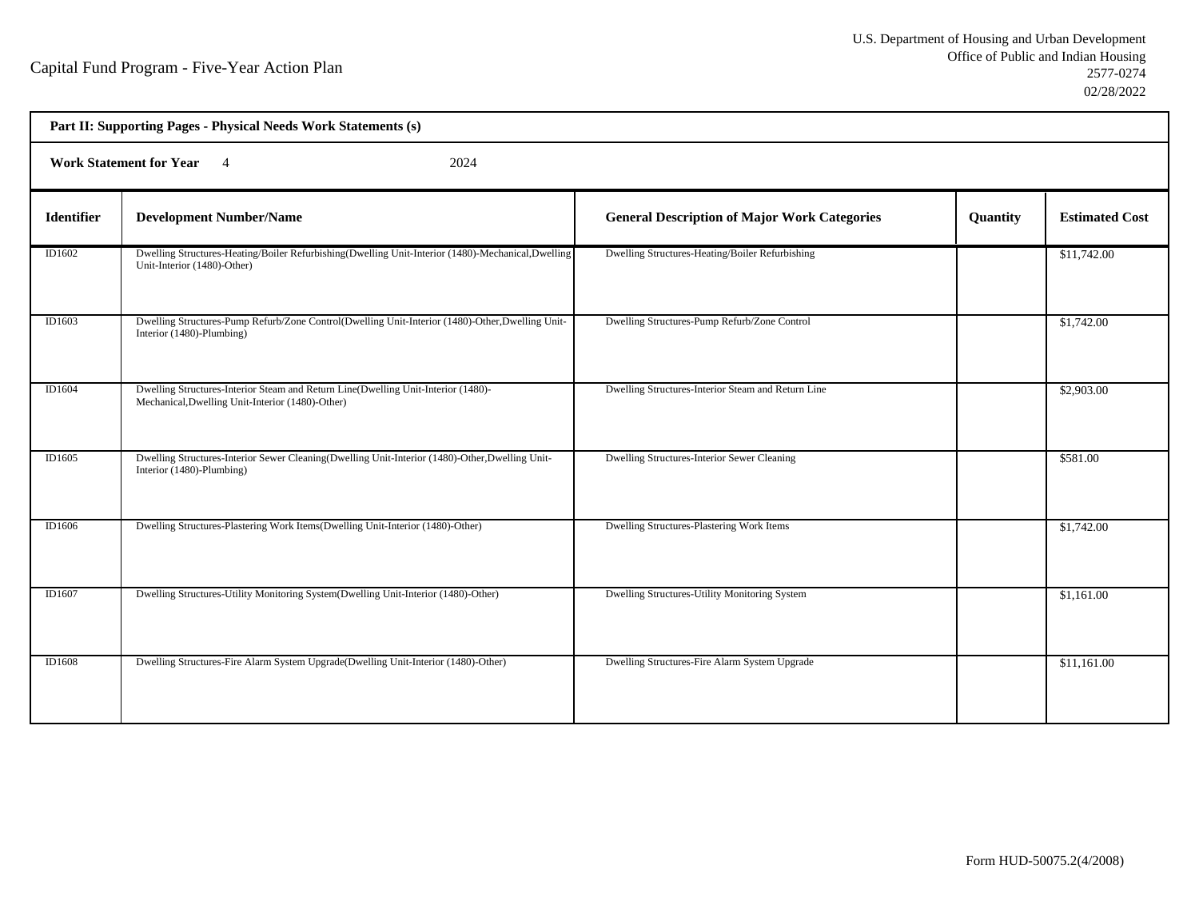Capital Fund Program - Five-Year Action Plan

U.S. Department of Housing and Urban Development
Office of Public and Indian Housing
2577-0274
02/28/2022

**Part II: Supporting Pages - Physical Needs Work Statements (s)**

**Work Statement for Year** 4 2024

| Identifier | Development Number/Name | General Description of Major Work Categories | Quantity | Estimated Cost |
|---|---|---|---|---|
| ID1602 | Dwelling Structures-Heating/Boiler Refurbishing(Dwelling Unit-Interior (1480)-Mechanical,Dwelling Unit-Interior (1480)-Other) | Dwelling Structures-Heating/Boiler Refurbishing | | $11,742.00 |
| ID1603 | Dwelling Structures-Pump Refurb/Zone Control(Dwelling Unit-Interior (1480)-Other,Dwelling Unit-Interior (1480)-Plumbing) | Dwelling Structures-Pump Refurb/Zone Control | | $1,742.00 |
| ID1604 | Dwelling Structures-Interior Steam and Return Line(Dwelling Unit-Interior (1480)-Mechanical,Dwelling Unit-Interior (1480)-Other) | Dwelling Structures-Interior Steam and Return Line | | $2,903.00 |
| ID1605 | Dwelling Structures-Interior Sewer Cleaning(Dwelling Unit-Interior (1480)-Other,Dwelling Unit-Interior (1480)-Plumbing) | Dwelling Structures-Interior Sewer Cleaning | | $581.00 |
| ID1606 | Dwelling Structures-Plastering Work Items(Dwelling Unit-Interior (1480)-Other) | Dwelling Structures-Plastering Work Items | | $1,742.00 |
| ID1607 | Dwelling Structures-Utility Monitoring System(Dwelling Unit-Interior (1480)-Other) | Dwelling Structures-Utility Monitoring System | | $1,161.00 |
| ID1608 | Dwelling Structures-Fire Alarm System Upgrade(Dwelling Unit-Interior (1480)-Other) | Dwelling Structures-Fire Alarm System Upgrade | | $11,161.00 |

Form HUD-50075.2(4/2008)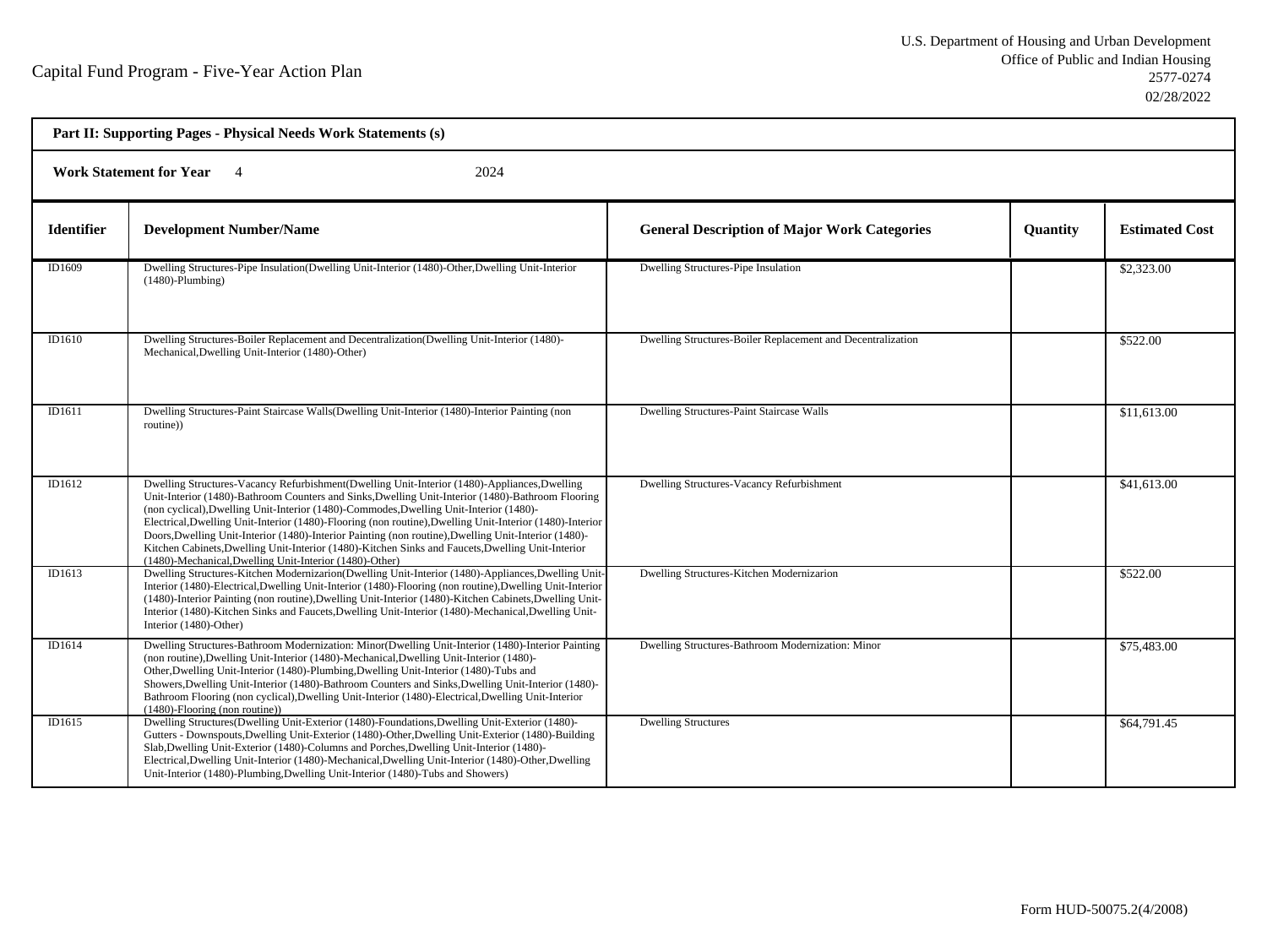Capital Fund Program - Five-Year Action Plan

U.S. Department of Housing and Urban Development
Office of Public and Indian Housing
2577-0274
02/28/2022

**Part II: Supporting Pages - Physical Needs Work Statements (s)**

**Work Statement for Year** 4 2024

| Identifier | Development Number/Name | General Description of Major Work Categories | Quantity | Estimated Cost |
|---|---|---|---|---|
| ID1609 | Dwelling Structures-Pipe Insulation(Dwelling Unit-Interior (1480)-Other,Dwelling Unit-Interior (1480)-Plumbing) | Dwelling Structures-Pipe Insulation | | $2,323.00 |
| ID1610 | Dwelling Structures-Boiler Replacement and Decentralization(Dwelling Unit-Interior (1480)-Mechanical,Dwelling Unit-Interior (1480)-Other) | Dwelling Structures-Boiler Replacement and Decentralization | | $522.00 |
| ID1611 | Dwelling Structures-Paint Staircase Walls(Dwelling Unit-Interior (1480)-Interior Painting (non routine)) | Dwelling Structures-Paint Staircase Walls | | $11,613.00 |
| ID1612 | Dwelling Structures-Vacancy Refurbishment(Dwelling Unit-Interior (1480)-Appliances,Dwelling Unit-Interior (1480)-Bathroom Counters and Sinks,Dwelling Unit-Interior (1480)-Bathroom Flooring (non cyclical),Dwelling Unit-Interior (1480)-Commodes,Dwelling Unit-Interior (1480)-Electrical,Dwelling Unit-Interior (1480)-Flooring (non routine),Dwelling Unit-Interior (1480)-Interior Doors,Dwelling Unit-Interior (1480)-Interior Painting (non routine),Dwelling Unit-Interior (1480)-Kitchen Cabinets,Dwelling Unit-Interior (1480)-Kitchen Sinks and Faucets,Dwelling Unit-Interior (1480)-Mechanical,Dwelling Unit-Interior (1480)-Other) | Dwelling Structures-Vacancy Refurbishment | | $41,613.00 |
| ID1613 | Dwelling Structures-Kitchen Modernizarion(Dwelling Unit-Interior (1480)-Appliances,Dwelling Unit-Interior (1480)-Electrical,Dwelling Unit-Interior (1480)-Flooring (non routine),Dwelling Unit-Interior (1480)-Interior Painting (non routine),Dwelling Unit-Interior (1480)-Kitchen Cabinets,Dwelling Unit-Interior (1480)-Kitchen Sinks and Faucets,Dwelling Unit-Interior (1480)-Mechanical,Dwelling Unit-Interior (1480)-Other) | Dwelling Structures-Kitchen Modernizarion | | $522.00 |
| ID1614 | Dwelling Structures-Bathroom Modernization: Minor(Dwelling Unit-Interior (1480)-Interior Painting (non routine),Dwelling Unit-Interior (1480)-Mechanical,Dwelling Unit-Interior (1480)-Other,Dwelling Unit-Interior (1480)-Plumbing,Dwelling Unit-Interior (1480)-Tubs and Showers,Dwelling Unit-Interior (1480)-Bathroom Counters and Sinks,Dwelling Unit-Interior (1480)-Bathroom Flooring (non cyclical),Dwelling Unit-Interior (1480)-Electrical,Dwelling Unit-Interior (1480)-Flooring (non routine)) | Dwelling Structures-Bathroom Modernization: Minor | | $75,483.00 |
| ID1615 | Dwelling Structures(Dwelling Unit-Exterior (1480)-Foundations,Dwelling Unit-Exterior (1480)-Gutters - Downspouts,Dwelling Unit-Exterior (1480)-Other,Dwelling Unit-Exterior (1480)-Building Slab,Dwelling Unit-Exterior (1480)-Columns and Porches,Dwelling Unit-Interior (1480)-Electrical,Dwelling Unit-Interior (1480)-Mechanical,Dwelling Unit-Interior (1480)-Other,Dwelling Unit-Interior (1480)-Plumbing,Dwelling Unit-Interior (1480)-Tubs and Showers) | Dwelling Structures | | $64,791.45 |

Form HUD-50075.2(4/2008)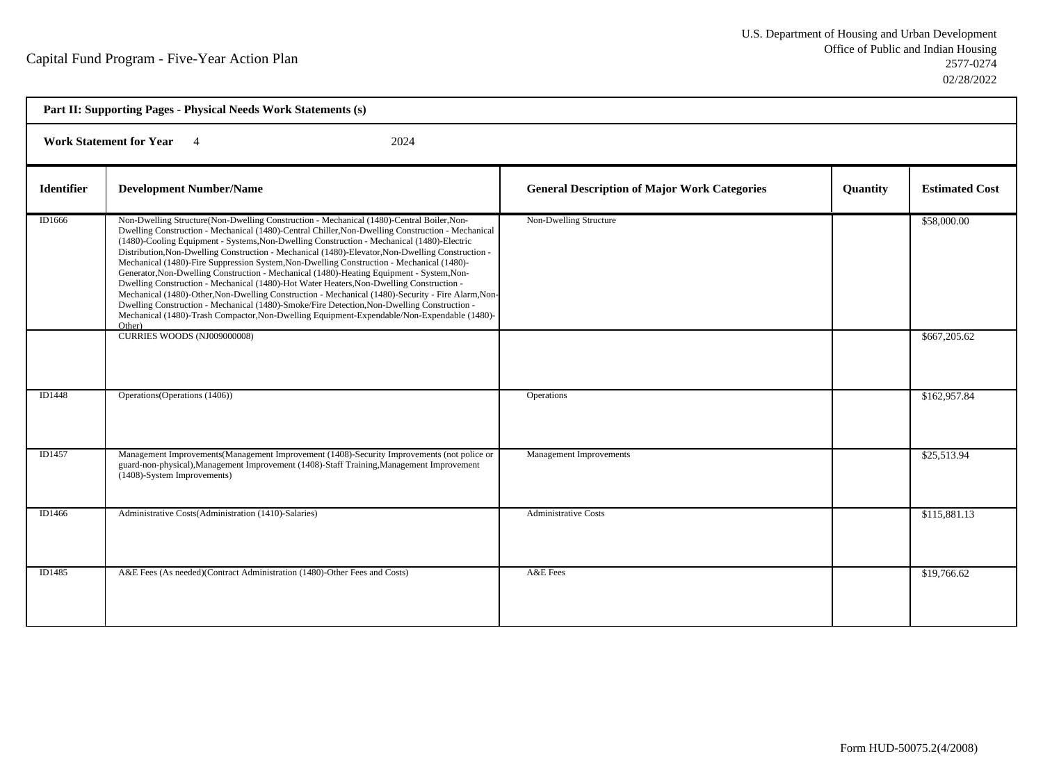Capital Fund Program - Five-Year Action Plan

U.S. Department of Housing and Urban Development
Office of Public and Indian Housing
2577-0274
02/28/2022

**Part II: Supporting Pages - Physical Needs Work Statements (s)**

**Work Statement for Year** 4 2024

| Identifier | Development Number/Name | General Description of Major Work Categories | Quantity | Estimated Cost |
|---|---|---|---|---|
| ID1666 | Non-Dwelling Structure(Non-Dwelling Construction - Mechanical (1480)-Central Boiler,Non-Dwelling Construction - Mechanical (1480)-Central Chiller,Non-Dwelling Construction - Mechanical (1480)-Cooling Equipment - Systems,Non-Dwelling Construction - Mechanical (1480)-Electric Distribution,Non-Dwelling Construction - Mechanical (1480)-Elevator,Non-Dwelling Construction - Mechanical (1480)-Fire Suppression System,Non-Dwelling Construction - Mechanical (1480)-Generator,Non-Dwelling Construction - Mechanical (1480)-Heating Equipment - System,Non-Dwelling Construction - Mechanical (1480)-Hot Water Heaters,Non-Dwelling Construction - Mechanical (1480)-Other,Non-Dwelling Construction - Mechanical (1480)-Security - Fire Alarm,Non-Dwelling Construction - Mechanical (1480)-Smoke/Fire Detection,Non-Dwelling Construction - Mechanical (1480)-Trash Compactor,Non-Dwelling Equipment-Expendable/Non-Expendable (1480)-Other) | Non-Dwelling Structure | | $58,000.00 |
| | CURRIES WOODS (NJ009000008) | | | $667,205.62 |
| ID1448 | Operations(Operations (1406)) | Operations | | $162,957.84 |
| ID1457 | Management Improvements(Management Improvement (1408)-Security Improvements (not police or guard-non-physical),Management Improvement (1408)-Staff Training,Management Improvement (1408)-System Improvements) | Management Improvements | | $25,513.94 |
| ID1466 | Administrative Costs(Administration (1410)-Salaries) | Administrative Costs | | $115,881.13 |
| ID1485 | A&E Fees (As needed)(Contract Administration (1480)-Other Fees and Costs) | A&E Fees | | $19,766.62 |

Form HUD-50075.2(4/2008)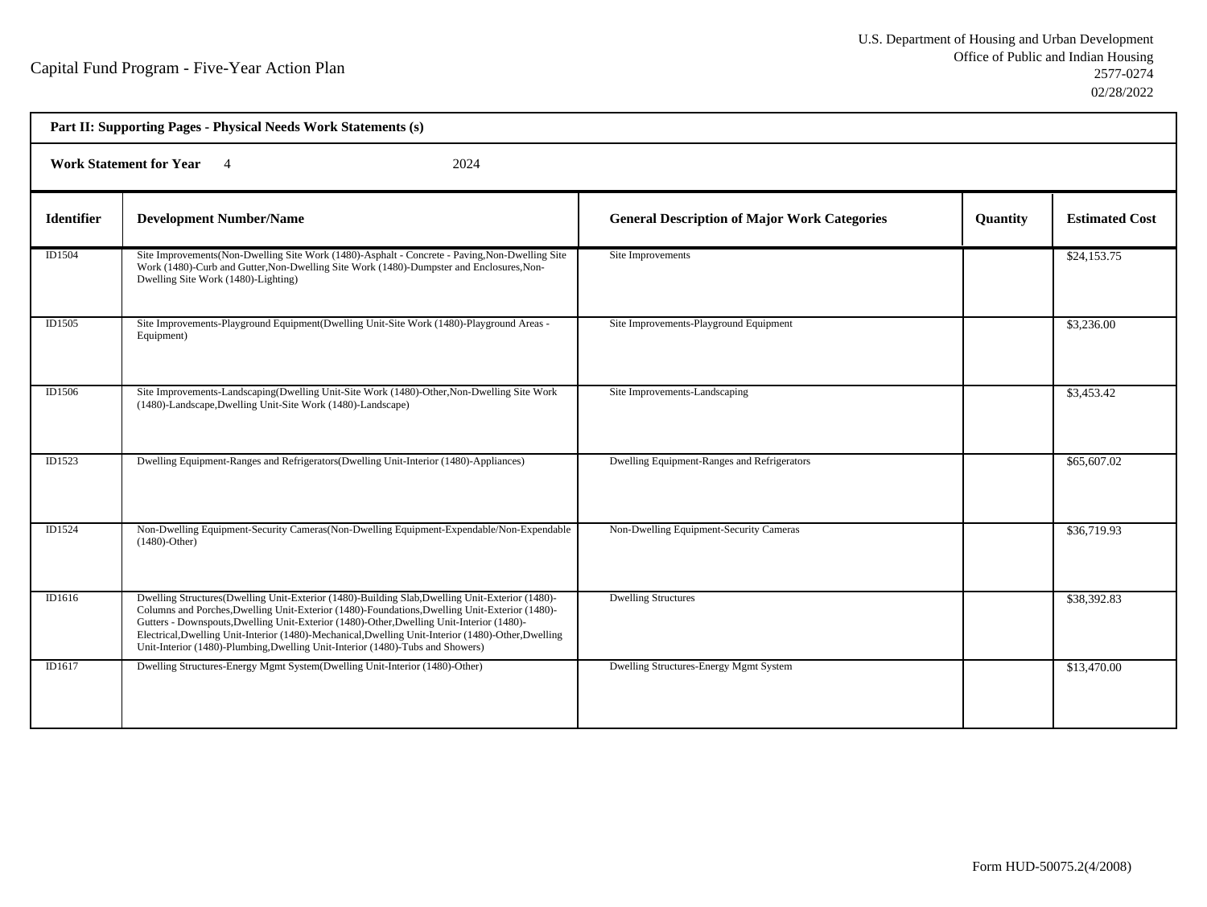Capital Fund Program - Five-Year Action Plan

U.S. Department of Housing and Urban Development
Office of Public and Indian Housing
2577-0274
02/28/2022

**Part II: Supporting Pages - Physical Needs Work Statements (s)**

**Work Statement for Year** 4 2024

| Identifier | Development Number/Name | General Description of Major Work Categories | Quantity | Estimated Cost |
|---|---|---|---|---|
| ID1504 | Site Improvements(Non-Dwelling Site Work (1480)-Asphalt - Concrete - Paving,Non-Dwelling Site Work (1480)-Curb and Gutter,Non-Dwelling Site Work (1480)-Dumpster and Enclosures,Non-Dwelling Site Work (1480)-Lighting) | Site Improvements | | $24,153.75 |
| ID1505 | Site Improvements-Playground Equipment(Dwelling Unit-Site Work (1480)-Playground Areas - Equipment) | Site Improvements-Playground Equipment | | $3,236.00 |
| ID1506 | Site Improvements-Landscaping(Dwelling Unit-Site Work (1480)-Other,Non-Dwelling Site Work (1480)-Landscape,Dwelling Unit-Site Work (1480)-Landscape) | Site Improvements-Landscaping | | $3,453.42 |
| ID1523 | Dwelling Equipment-Ranges and Refrigerators(Dwelling Unit-Interior (1480)-Appliances) | Dwelling Equipment-Ranges and Refrigerators | | $65,607.02 |
| ID1524 | Non-Dwelling Equipment-Security Cameras(Non-Dwelling Equipment-Expendable/Non-Expendable (1480)-Other) | Non-Dwelling Equipment-Security Cameras | | $36,719.93 |
| ID1616 | Dwelling Structures(Dwelling Unit-Exterior (1480)-Building Slab,Dwelling Unit-Exterior (1480)-Columns and Porches,Dwelling Unit-Exterior (1480)-Foundations,Dwelling Unit-Exterior (1480)-Gutters - Downspouts,Dwelling Unit-Exterior (1480)-Other,Dwelling Unit-Interior (1480)-Electrical,Dwelling Unit-Interior (1480)-Mechanical,Dwelling Unit-Interior (1480)-Other,Dwelling Unit-Interior (1480)-Plumbing,Dwelling Unit-Interior (1480)-Tubs and Showers) | Dwelling Structures | | $38,392.83 |
| ID1617 | Dwelling Structures-Energy Mgmt System(Dwelling Unit-Interior (1480)-Other) | Dwelling Structures-Energy Mgmt System | | $13,470.00 |

Form HUD-50075.2(4/2008)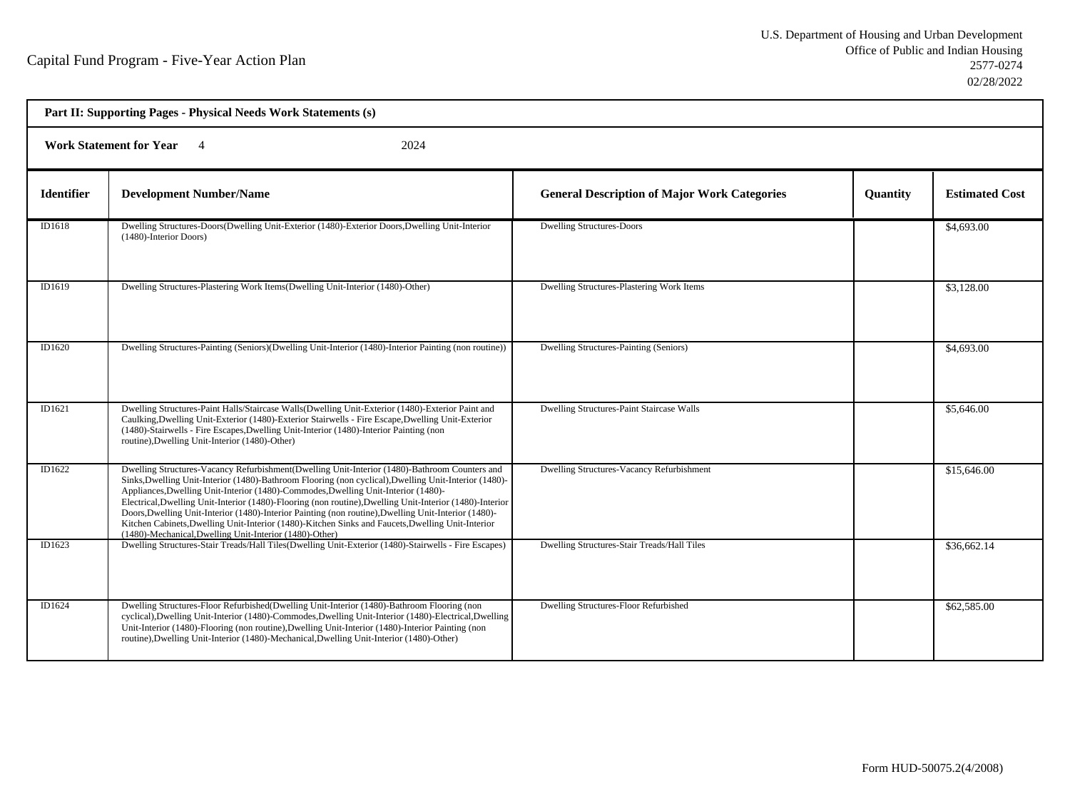Capital Fund Program - Five-Year Action Plan

U.S. Department of Housing and Urban Development
Office of Public and Indian Housing
2577-0274
02/28/2022

**Part II: Supporting Pages - Physical Needs Work Statements (s)**

**Work Statement for Year** 4 2024

| Identifier | Development Number/Name | General Description of Major Work Categories | Quantity | Estimated Cost |
|---|---|---|---|---|
| ID1618 | Dwelling Structures-Doors(Dwelling Unit-Exterior (1480)-Exterior Doors,Dwelling Unit-Interior (1480)-Interior Doors) | Dwelling Structures-Doors | | $4,693.00 |
| ID1619 | Dwelling Structures-Plastering Work Items(Dwelling Unit-Interior (1480)-Other) | Dwelling Structures-Plastering Work Items | | $3,128.00 |
| ID1620 | Dwelling Structures-Painting (Seniors)(Dwelling Unit-Interior (1480)-Interior Painting (non routine)) | Dwelling Structures-Painting (Seniors) | | $4,693.00 |
| ID1621 | Dwelling Structures-Paint Halls/Staircase Walls(Dwelling Unit-Exterior (1480)-Exterior Paint and Caulking,Dwelling Unit-Exterior (1480)-Exterior Stairwells - Fire Escape,Dwelling Unit-Exterior (1480)-Stairwells - Fire Escapes,Dwelling Unit-Interior (1480)-Interior Painting (non routine),Dwelling Unit-Interior (1480)-Other) | Dwelling Structures-Paint Staircase Walls | | $5,646.00 |
| ID1622 | Dwelling Structures-Vacancy Refurbishment(Dwelling Unit-Interior (1480)-Bathroom Counters and Sinks,Dwelling Unit-Interior (1480)-Bathroom Flooring (non cyclical),Dwelling Unit-Interior (1480)-Appliances,Dwelling Unit-Interior (1480)-Commodes,Dwelling Unit-Interior (1480)-Electrical,Dwelling Unit-Interior (1480)-Flooring (non routine),Dwelling Unit-Interior (1480)-Interior Doors,Dwelling Unit-Interior (1480)-Interior Painting (non routine),Dwelling Unit-Interior (1480)-Kitchen Cabinets,Dwelling Unit-Interior (1480)-Kitchen Sinks and Faucets,Dwelling Unit-Interior (1480)-Mechanical,Dwelling Unit-Interior (1480)-Other) | Dwelling Structures-Vacancy Refurbishment | | $15,646.00 |
| ID1623 | Dwelling Structures-Stair Treads/Hall Tiles(Dwelling Unit-Exterior (1480)-Stairwells - Fire Escapes) | Dwelling Structures-Stair Treads/Hall Tiles | | $36,662.14 |
| ID1624 | Dwelling Structures-Floor Refurbished(Dwelling Unit-Interior (1480)-Bathroom Flooring (non cyclical),Dwelling Unit-Interior (1480)-Commodes,Dwelling Unit-Interior (1480)-Electrical,Dwelling Unit-Interior (1480)-Flooring (non routine),Dwelling Unit-Interior (1480)-Interior Painting (non routine),Dwelling Unit-Interior (1480)-Mechanical,Dwelling Unit-Interior (1480)-Other) | Dwelling Structures-Floor Refurbished | | $62,585.00 |

Form HUD-50075.2(4/2008)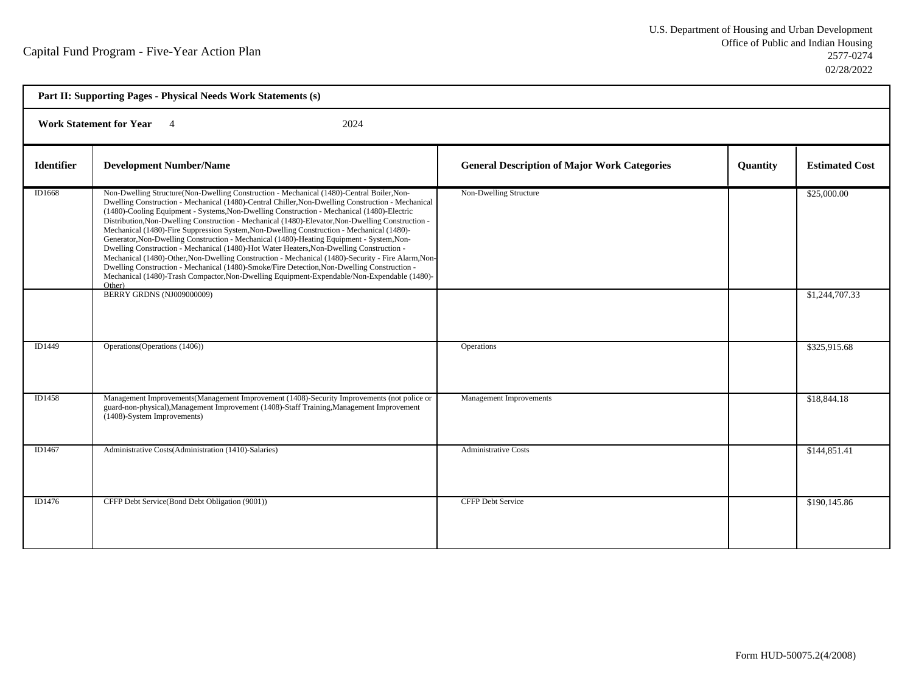Capital Fund Program - Five-Year Action Plan

U.S. Department of Housing and Urban Development
Office of Public and Indian Housing
2577-0274
02/28/2022

**Part II: Supporting Pages - Physical Needs Work Statements (s)**

**Work Statement for Year** 4 2024

| Identifier | Development Number/Name | General Description of Major Work Categories | Quantity | Estimated Cost |
|---|---|---|---|---|
| ID1668 | Non-Dwelling Structure(Non-Dwelling Construction - Mechanical (1480)-Central Boiler,Non-Dwelling Construction - Mechanical (1480)-Central Chiller,Non-Dwelling Construction - Mechanical (1480)-Cooling Equipment - Systems,Non-Dwelling Construction - Mechanical (1480)-Electric Distribution,Non-Dwelling Construction - Mechanical (1480)-Elevator,Non-Dwelling Construction - Mechanical (1480)-Fire Suppression System,Non-Dwelling Construction - Mechanical (1480)-Generator,Non-Dwelling Construction - Mechanical (1480)-Heating Equipment - System,Non-Dwelling Construction - Mechanical (1480)-Hot Water Heaters,Non-Dwelling Construction - Mechanical (1480)-Other,Non-Dwelling Construction - Mechanical (1480)-Security - Fire Alarm,Non-Dwelling Construction - Mechanical (1480)-Smoke/Fire Detection,Non-Dwelling Construction - Mechanical (1480)-Trash Compactor,Non-Dwelling Equipment-Expendable/Non-Expendable (1480)-Other) | Non-Dwelling Structure | | $25,000.00 |
| | BERRY GRDNS (NJ009000009) | | | $1,244,707.33 |
| ID1449 | Operations(Operations (1406)) | Operations | | $325,915.68 |
| ID1458 | Management Improvements(Management Improvement (1408)-Security Improvements (not police or guard-non-physical),Management Improvement (1408)-Staff Training,Management Improvement (1408)-System Improvements) | Management Improvements | | $18,844.18 |
| ID1467 | Administrative Costs(Administration (1410)-Salaries) | Administrative Costs | | $144,851.41 |
| ID1476 | CFFP Debt Service(Bond Debt Obligation (9001)) | CFFP Debt Service | | $190,145.86 |

Form HUD-50075.2(4/2008)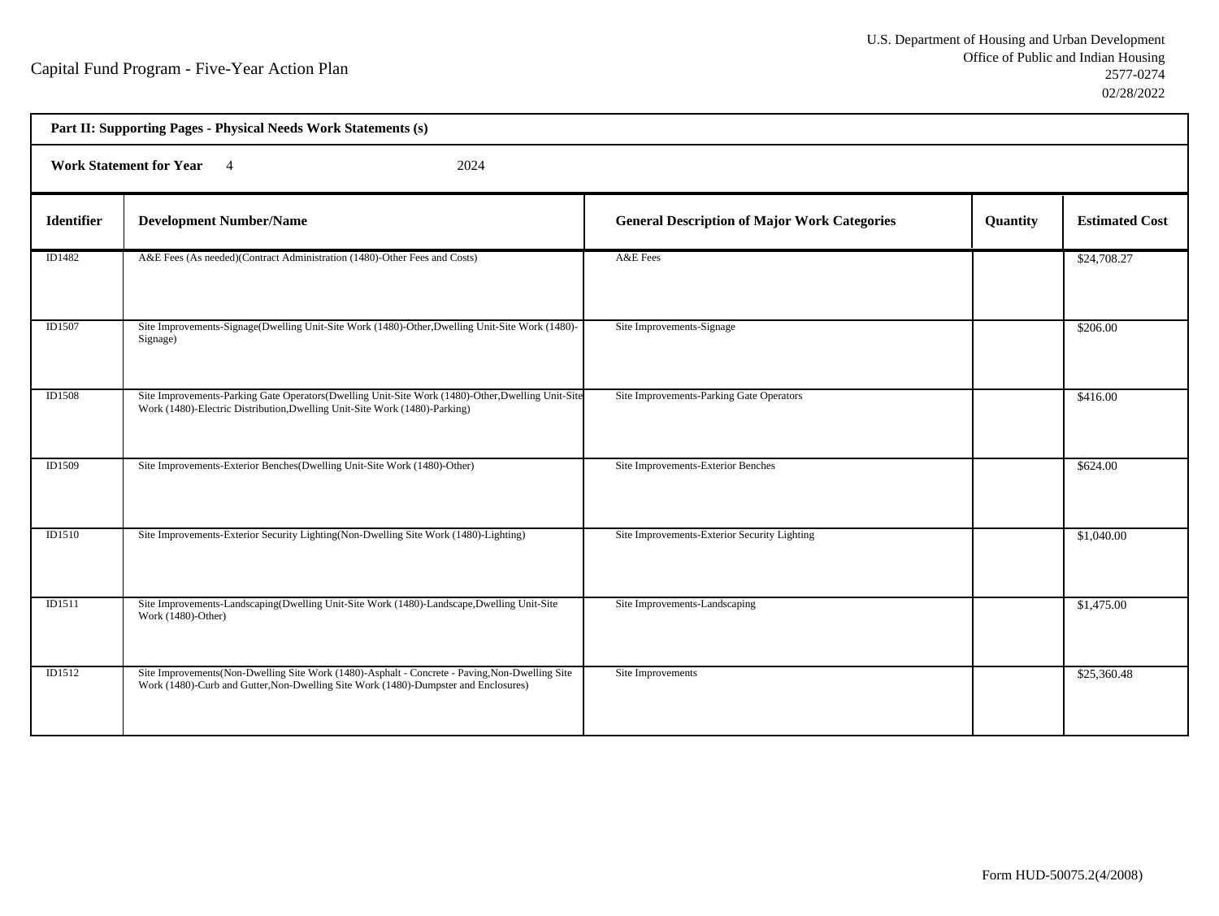Capital Fund Program - Five-Year Action Plan

U.S. Department of Housing and Urban Development
Office of Public and Indian Housing
2577-0274
02/28/2022

**Part II: Supporting Pages - Physical Needs Work Statements (s)**

**Work Statement for Year** 4 2024

| Identifier | Development Number/Name | General Description of Major Work Categories | Quantity | Estimated Cost |
|---|---|---|---|---|
| ID1482 | A&E Fees (As needed)(Contract Administration (1480)-Other Fees and Costs) | A&E Fees | | $24,708.27 |
| ID1507 | Site Improvements-Signage(Dwelling Unit-Site Work (1480)-Other,Dwelling Unit-Site Work (1480)-Signage) | Site Improvements-Signage | | $206.00 |
| ID1508 | Site Improvements-Parking Gate Operators(Dwelling Unit-Site Work (1480)-Other,Dwelling Unit-Site Work (1480)-Electric Distribution,Dwelling Unit-Site Work (1480)-Parking) | Site Improvements-Parking Gate Operators | | $416.00 |
| ID1509 | Site Improvements-Exterior Benches(Dwelling Unit-Site Work (1480)-Other) | Site Improvements-Exterior Benches | | $624.00 |
| ID1510 | Site Improvements-Exterior Security Lighting(Non-Dwelling Site Work (1480)-Lighting) | Site Improvements-Exterior Security Lighting | | $1,040.00 |
| ID1511 | Site Improvements-Landscaping(Dwelling Unit-Site Work (1480)-Landscape,Dwelling Unit-Site Work (1480)-Other) | Site Improvements-Landscaping | | $1,475.00 |
| ID1512 | Site Improvements(Non-Dwelling Site Work (1480)-Asphalt - Concrete - Paving,Non-Dwelling Site Work (1480)-Curb and Gutter,Non-Dwelling Site Work (1480)-Dumpster and Enclosures) | Site Improvements | | $25,360.48 |

Form HUD-50075.2(4/2008)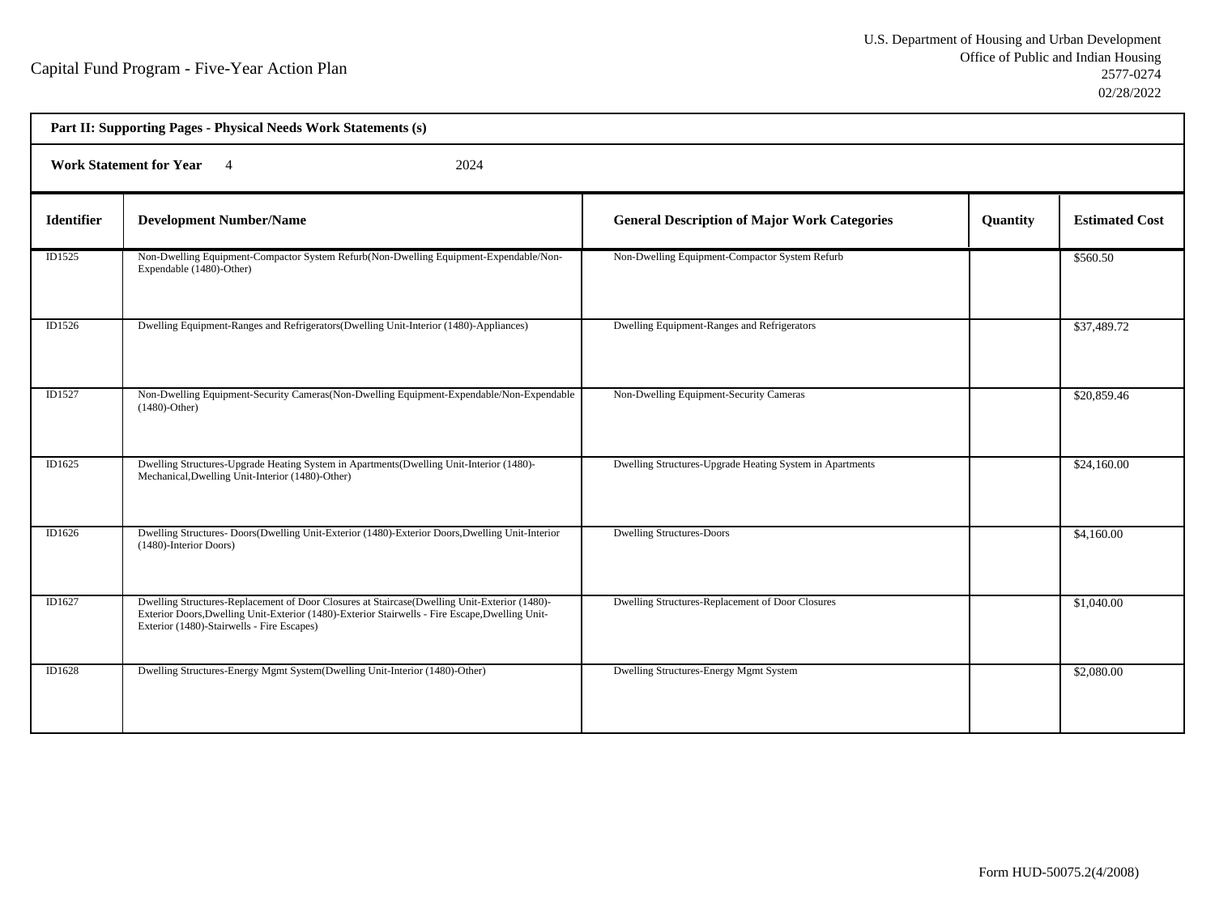Capital Fund Program - Five-Year Action Plan

U.S. Department of Housing and Urban Development
Office of Public and Indian Housing
2577-0274
02/28/2022

**Part II: Supporting Pages - Physical Needs Work Statements (s)**

**Work Statement for Year** 4 2024

| Identifier | Development Number/Name | General Description of Major Work Categories | Quantity | Estimated Cost |
|---|---|---|---|---|
| ID1525 | Non-Dwelling Equipment-Compactor System Refurb(Non-Dwelling Equipment-Expendable/Non-Expendable (1480)-Other) | Non-Dwelling Equipment-Compactor System Refurb | | $560.50 |
| ID1526 | Dwelling Equipment-Ranges and Refrigerators(Dwelling Unit-Interior (1480)-Appliances) | Dwelling Equipment-Ranges and Refrigerators | | $37,489.72 |
| ID1527 | Non-Dwelling Equipment-Security Cameras(Non-Dwelling Equipment-Expendable/Non-Expendable (1480)-Other) | Non-Dwelling Equipment-Security Cameras | | $20,859.46 |
| ID1625 | Dwelling Structures-Upgrade Heating System in Apartments(Dwelling Unit-Interior (1480)-Mechanical,Dwelling Unit-Interior (1480)-Other) | Dwelling Structures-Upgrade Heating System in Apartments | | $24,160.00 |
| ID1626 | Dwelling Structures- Doors(Dwelling Unit-Exterior (1480)-Exterior Doors,Dwelling Unit-Interior (1480)-Interior Doors) | Dwelling Structures-Doors | | $4,160.00 |
| ID1627 | Dwelling Structures-Replacement of Door Closures at Staircase(Dwelling Unit-Exterior (1480)-Exterior Doors,Dwelling Unit-Exterior (1480)-Exterior Stairwells - Fire Escape,Dwelling Unit-Exterior (1480)-Stairwells - Fire Escapes) | Dwelling Structures-Replacement of Door Closures | | $1,040.00 |
| ID1628 | Dwelling Structures-Energy Mgmt System(Dwelling Unit-Interior (1480)-Other) | Dwelling Structures-Energy Mgmt System | | $2,080.00 |

Form HUD-50075.2(4/2008)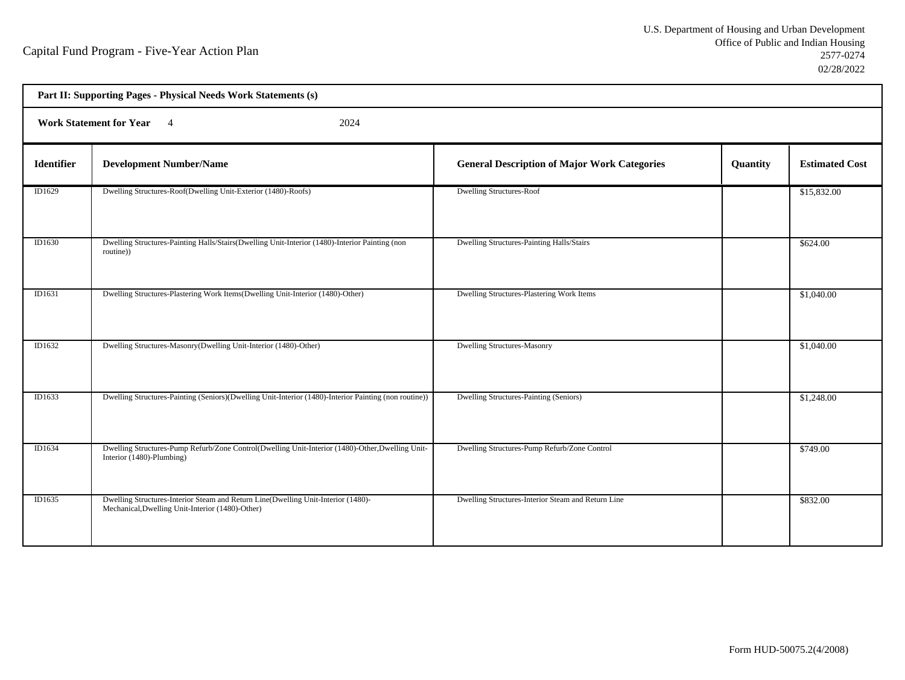Capital Fund Program - Five-Year Action Plan

U.S. Department of Housing and Urban Development
Office of Public and Indian Housing
2577-0274
02/28/2022

**Part II: Supporting Pages - Physical Needs Work Statements (s)**

**Work Statement for Year** 4 2024

| Identifier | Development Number/Name | General Description of Major Work Categories | Quantity | Estimated Cost |
|---|---|---|---|---|
| ID1629 | Dwelling Structures-Roof(Dwelling Unit-Exterior (1480)-Roofs) | Dwelling Structures-Roof | | $15,832.00 |
| ID1630 | Dwelling Structures-Painting Halls/Stairs(Dwelling Unit-Interior (1480)-Interior Painting (non routine)) | Dwelling Structures-Painting Halls/Stairs | | $624.00 |
| ID1631 | Dwelling Structures-Plastering Work Items(Dwelling Unit-Interior (1480)-Other) | Dwelling Structures-Plastering Work Items | | $1,040.00 |
| ID1632 | Dwelling Structures-Masonry(Dwelling Unit-Interior (1480)-Other) | Dwelling Structures-Masonry | | $1,040.00 |
| ID1633 | Dwelling Structures-Painting (Seniors)(Dwelling Unit-Interior (1480)-Interior Painting (non routine)) | Dwelling Structures-Painting (Seniors) | | $1,248.00 |
| ID1634 | Dwelling Structures-Pump Refurb/Zone Control(Dwelling Unit-Interior (1480)-Other,Dwelling Unit-Interior (1480)-Plumbing) | Dwelling Structures-Pump Refurb/Zone Control | | $749.00 |
| ID1635 | Dwelling Structures-Interior Steam and Return Line(Dwelling Unit-Interior (1480)-Mechanical,Dwelling Unit-Interior (1480)-Other) | Dwelling Structures-Interior Steam and Return Line | | $832.00 |

Form HUD-50075.2(4/2008)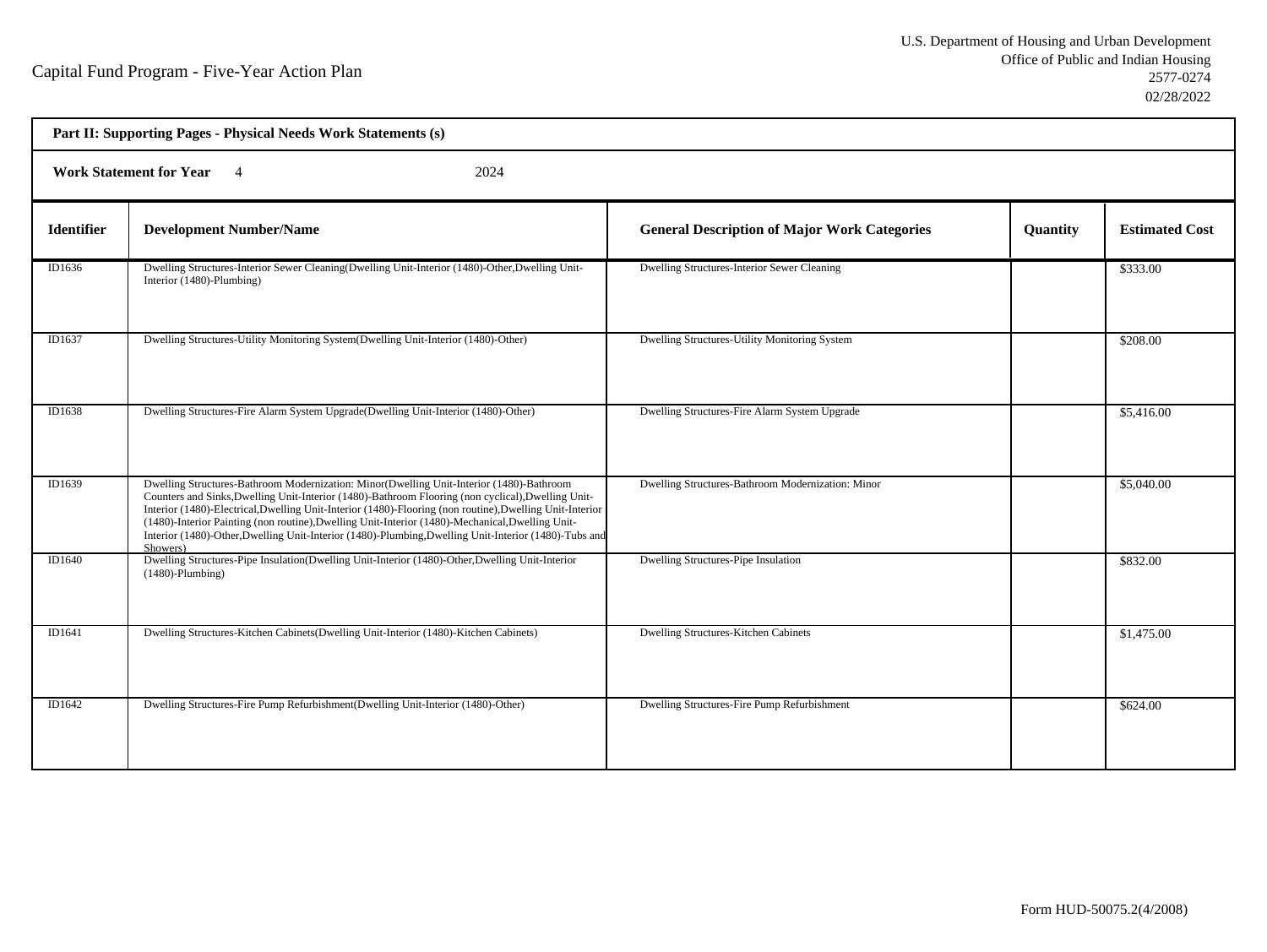Capital Fund Program - Five-Year Action Plan

U.S. Department of Housing and Urban Development
Office of Public and Indian Housing
2577-0274
02/28/2022

**Part II: Supporting Pages - Physical Needs Work Statements (s)**

**Work Statement for Year** 4 2024

| Identifier | Development Number/Name | General Description of Major Work Categories | Quantity | Estimated Cost |
|---|---|---|---|---|
| ID1636 | Dwelling Structures-Interior Sewer Cleaning(Dwelling Unit-Interior (1480)-Other,Dwelling Unit-Interior (1480)-Plumbing) | Dwelling Structures-Interior Sewer Cleaning | | $333.00 |
| ID1637 | Dwelling Structures-Utility Monitoring System(Dwelling Unit-Interior (1480)-Other) | Dwelling Structures-Utility Monitoring System | | $208.00 |
| ID1638 | Dwelling Structures-Fire Alarm System Upgrade(Dwelling Unit-Interior (1480)-Other) | Dwelling Structures-Fire Alarm System Upgrade | | $5,416.00 |
| ID1639 | Dwelling Structures-Bathroom Modernization: Minor(Dwelling Unit-Interior (1480)-Bathroom Counters and Sinks,Dwelling Unit-Interior (1480)-Bathroom Flooring (non cyclical),Dwelling Unit-Interior (1480)-Electrical,Dwelling Unit-Interior (1480)-Flooring (non routine),Dwelling Unit-Interior (1480)-Interior Painting (non routine),Dwelling Unit-Interior (1480)-Mechanical,Dwelling Unit-Interior (1480)-Other,Dwelling Unit-Interior (1480)-Plumbing,Dwelling Unit-Interior (1480)-Tubs and Showers) | Dwelling Structures-Bathroom Modernization: Minor | | $5,040.00 |
| ID1640 | Dwelling Structures-Pipe Insulation(Dwelling Unit-Interior (1480)-Other,Dwelling Unit-Interior (1480)-Plumbing) | Dwelling Structures-Pipe Insulation | | $832.00 |
| ID1641 | Dwelling Structures-Kitchen Cabinets(Dwelling Unit-Interior (1480)-Kitchen Cabinets) | Dwelling Structures-Kitchen Cabinets | | $1,475.00 |
| ID1642 | Dwelling Structures-Fire Pump Refurbishment(Dwelling Unit-Interior (1480)-Other) | Dwelling Structures-Fire Pump Refurbishment | | $624.00 |

Form HUD-50075.2(4/2008)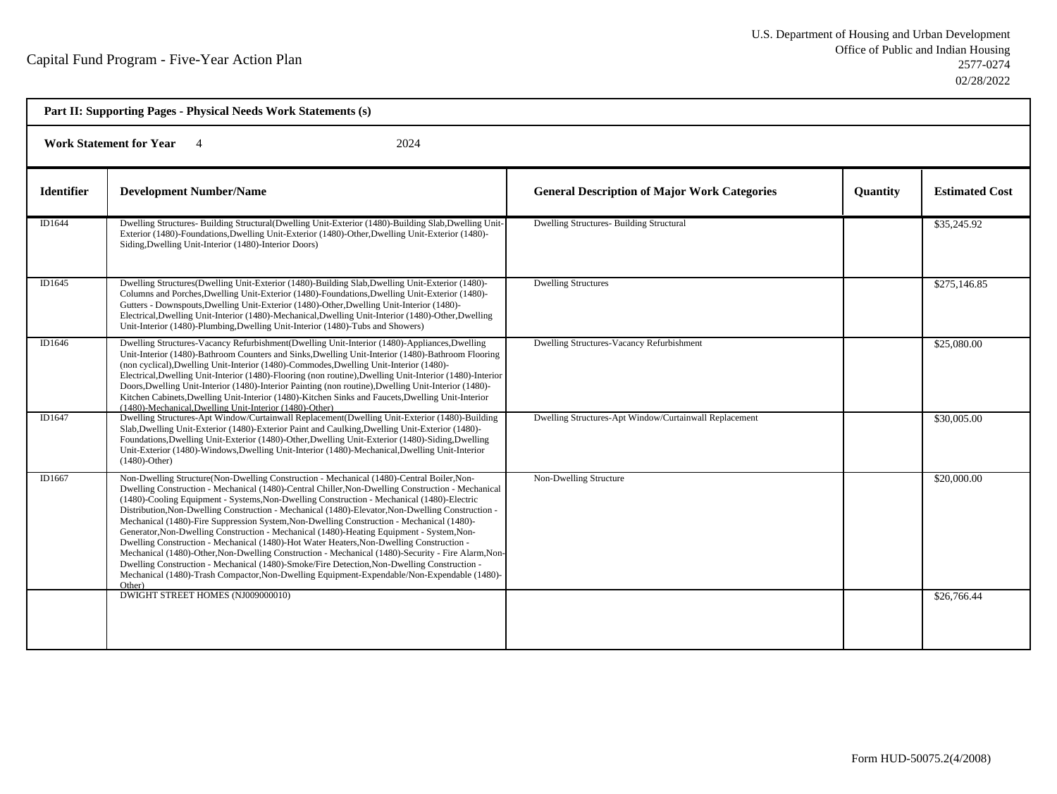Capital Fund Program - Five-Year Action Plan

U.S. Department of Housing and Urban Development
Office of Public and Indian Housing
2577-0274
02/28/2022

**Part II: Supporting Pages - Physical Needs Work Statements (s)**

**Work Statement for Year** 4 2024

| Identifier | Development Number/Name | General Description of Major Work Categories | Quantity | Estimated Cost |
|---|---|---|---|---|
| ID1644 | Dwelling Structures- Building Structural(Dwelling Unit-Exterior (1480)-Building Slab,Dwelling Unit-Exterior (1480)-Foundations,Dwelling Unit-Exterior (1480)-Other,Dwelling Unit-Exterior (1480)-Siding,Dwelling Unit-Interior (1480)-Interior Doors) | Dwelling Structures- Building Structural | | $35,245.92 |
| ID1645 | Dwelling Structures(Dwelling Unit-Exterior (1480)-Building Slab,Dwelling Unit-Exterior (1480)-Columns and Porches,Dwelling Unit-Exterior (1480)-Foundations,Dwelling Unit-Exterior (1480)-Gutters - Downspouts,Dwelling Unit-Exterior (1480)-Other,Dwelling Unit-Interior (1480)-Electrical,Dwelling Unit-Interior (1480)-Mechanical,Dwelling Unit-Interior (1480)-Other,Dwelling Unit-Interior (1480)-Plumbing,Dwelling Unit-Interior (1480)-Tubs and Showers) | Dwelling Structures | | $275,146.85 |
| ID1646 | Dwelling Structures-Vacancy Refurbishment(Dwelling Unit-Interior (1480)-Appliances,Dwelling Unit-Interior (1480)-Bathroom Counters and Sinks,Dwelling Unit-Interior (1480)-Bathroom Flooring (non cyclical),Dwelling Unit-Interior (1480)-Commodes,Dwelling Unit-Interior (1480)-Electrical,Dwelling Unit-Interior (1480)-Flooring (non routine),Dwelling Unit-Interior (1480)-Interior Doors,Dwelling Unit-Interior (1480)-Interior Painting (non routine),Dwelling Unit-Interior (1480)-Kitchen Cabinets,Dwelling Unit-Interior (1480)-Kitchen Sinks and Faucets,Dwelling Unit-Interior (1480)-Mechanical,Dwelling Unit-Interior (1480)-Other) | Dwelling Structures-Vacancy Refurbishment | | $25,080.00 |
| ID1647 | Dwelling Structures-Apt Window/Curtainwall Replacement(Dwelling Unit-Exterior (1480)-Building Slab,Dwelling Unit-Exterior (1480)-Exterior Paint and Caulking,Dwelling Unit-Exterior (1480)-Foundations,Dwelling Unit-Exterior (1480)-Other,Dwelling Unit-Exterior (1480)-Siding,Dwelling Unit-Exterior (1480)-Windows,Dwelling Unit-Interior (1480)-Mechanical,Dwelling Unit-Interior (1480)-Other) | Dwelling Structures-Apt Window/Curtainwall Replacement | | $30,005.00 |
| ID1667 | Non-Dwelling Structure(Non-Dwelling Construction - Mechanical (1480)-Central Boiler,Non-Dwelling Construction - Mechanical (1480)-Central Chiller,Non-Dwelling Construction - Mechanical (1480)-Cooling Equipment - Systems,Non-Dwelling Construction - Mechanical (1480)-Electric Distribution,Non-Dwelling Construction - Mechanical (1480)-Elevator,Non-Dwelling Construction - Mechanical (1480)-Fire Suppression System,Non-Dwelling Construction - Mechanical (1480)-Generator,Non-Dwelling Construction - Mechanical (1480)-Heating Equipment - System,Non-Dwelling Construction - Mechanical (1480)-Hot Water Heaters,Non-Dwelling Construction - Mechanical (1480)-Other,Non-Dwelling Construction - Mechanical (1480)-Security - Fire Alarm,Non-Dwelling Construction - Mechanical (1480)-Smoke/Fire Detection,Non-Dwelling Construction - Mechanical (1480)-Trash Compactor,Non-Dwelling Equipment-Expendable/Non-Expendable (1480)-Other) | Non-Dwelling Structure | | $20,000.00 |
| | DWIGHT STREET HOMES (NJ009000010) | | | $26,766.44 |

Form HUD-50075.2(4/2008)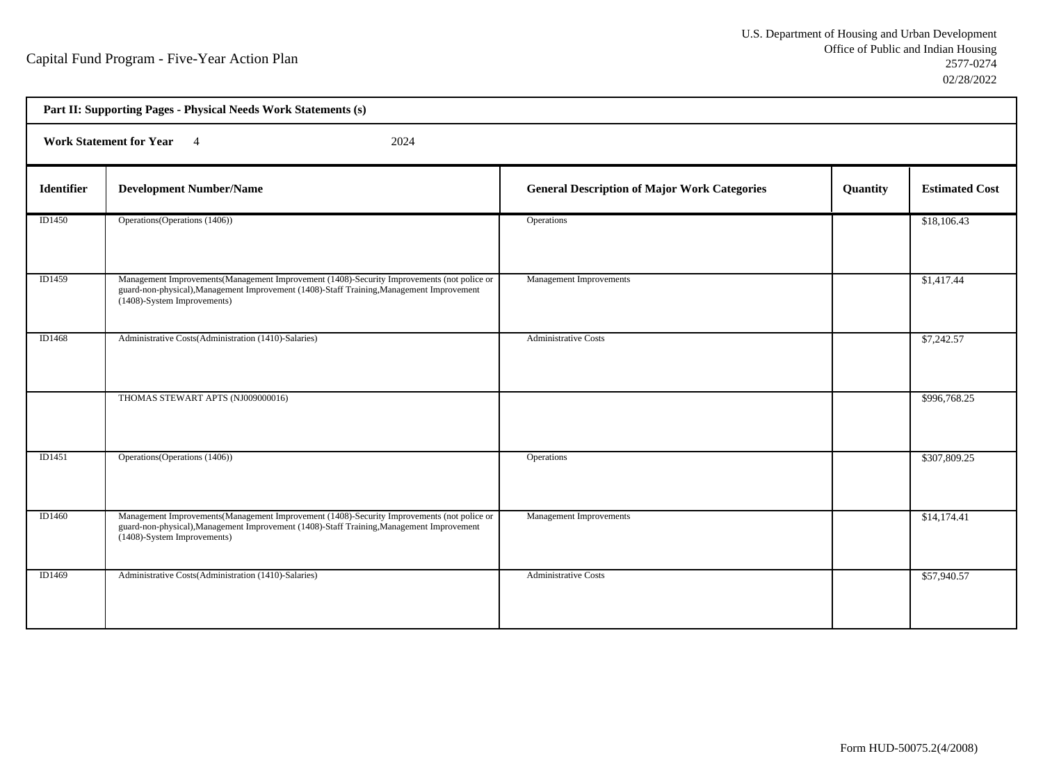Capital Fund Program - Five-Year Action Plan

U.S. Department of Housing and Urban Development
Office of Public and Indian Housing
2577-0274
02/28/2022

**Part II: Supporting Pages - Physical Needs Work Statements (s)**

**Work Statement for Year** 4 2024

| Identifier | Development Number/Name | General Description of Major Work Categories | Quantity | Estimated Cost |
|---|---|---|---|---|
| ID1450 | Operations(Operations (1406)) | Operations | | $18,106.43 |
| ID1459 | Management Improvements(Management Improvement (1408)-Security Improvements (not police or guard-non-physical),Management Improvement (1408)-Staff Training,Management Improvement (1408)-System Improvements) | Management Improvements | | $1,417.44 |
| ID1468 | Administrative Costs(Administration (1410)-Salaries) | Administrative Costs | | $7,242.57 |
| | THOMAS STEWART APTS (NJ009000016) | | | $996,768.25 |
| ID1451 | Operations(Operations (1406)) | Operations | | $307,809.25 |
| ID1460 | Management Improvements(Management Improvement (1408)-Security Improvements (not police or guard-non-physical),Management Improvement (1408)-Staff Training,Management Improvement (1408)-System Improvements) | Management Improvements | | $14,174.41 |
| ID1469 | Administrative Costs(Administration (1410)-Salaries) | Administrative Costs | | $57,940.57 |

Form HUD-50075.2(4/2008)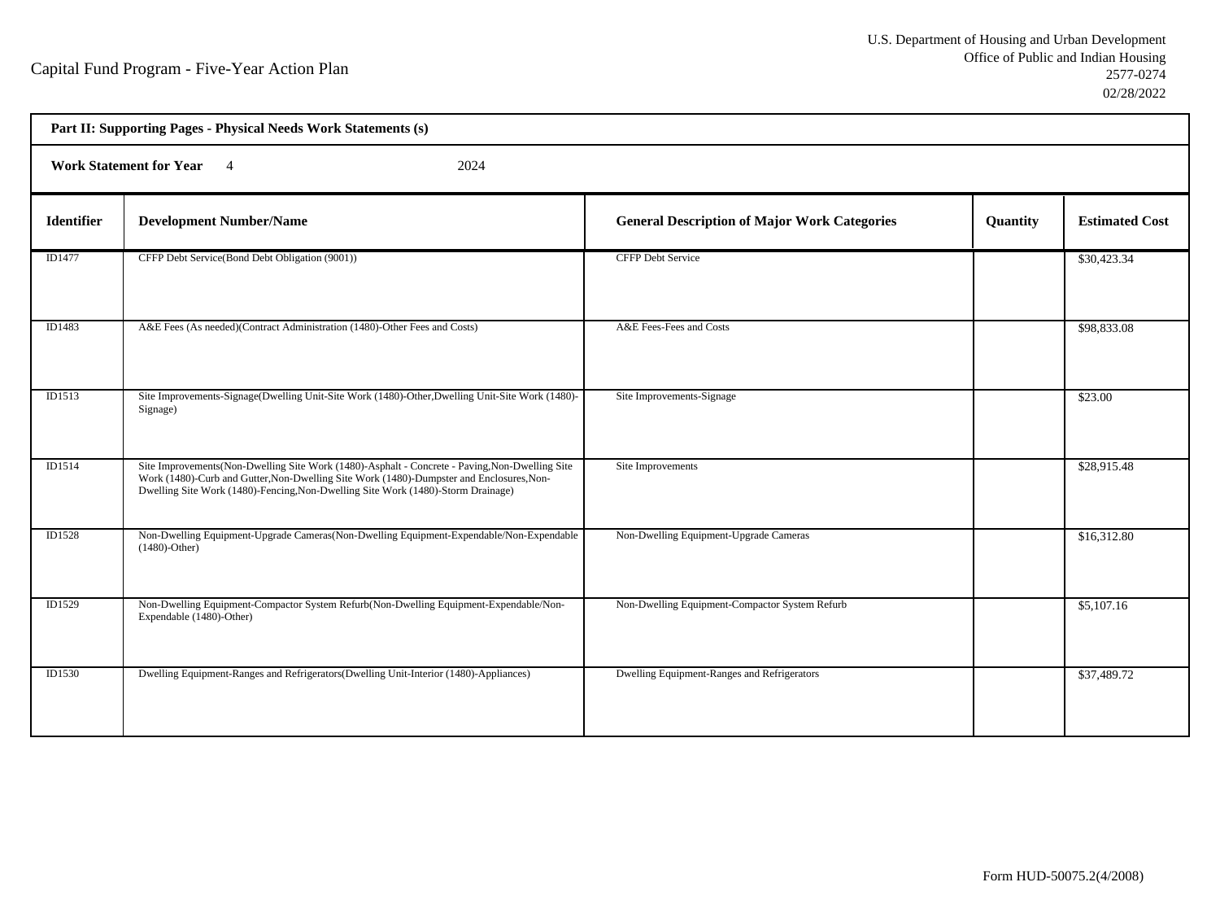Capital Fund Program - Five-Year Action Plan

U.S. Department of Housing and Urban Development
Office of Public and Indian Housing
2577-0274
02/28/2022

**Part II: Supporting Pages - Physical Needs Work Statements (s)**

**Work Statement for Year** 4 2024

| Identifier | Development Number/Name | General Description of Major Work Categories | Quantity | Estimated Cost |
|---|---|---|---|---|
| ID1477 | CFFP Debt Service(Bond Debt Obligation (9001)) | CFFP Debt Service | | $30,423.34 |
| ID1483 | A&E Fees (As needed)(Contract Administration (1480)-Other Fees and Costs) | A&E Fees-Fees and Costs | | $98,833.08 |
| ID1513 | Site Improvements-Signage(Dwelling Unit-Site Work (1480)-Other,Dwelling Unit-Site Work (1480)-Signage) | Site Improvements-Signage | | $23.00 |
| ID1514 | Site Improvements(Non-Dwelling Site Work (1480)-Asphalt - Concrete - Paving,Non-Dwelling Site Work (1480)-Curb and Gutter,Non-Dwelling Site Work (1480)-Dumpster and Enclosures,Non-Dwelling Site Work (1480)-Fencing,Non-Dwelling Site Work (1480)-Storm Drainage) | Site Improvements | | $28,915.48 |
| ID1528 | Non-Dwelling Equipment-Upgrade Cameras(Non-Dwelling Equipment-Expendable/Non-Expendable (1480)-Other) | Non-Dwelling Equipment-Upgrade Cameras | | $16,312.80 |
| ID1529 | Non-Dwelling Equipment-Compactor System Refurb(Non-Dwelling Equipment-Expendable/Non-Expendable (1480)-Other) | Non-Dwelling Equipment-Compactor System Refurb | | $5,107.16 |
| ID1530 | Dwelling Equipment-Ranges and Refrigerators(Dwelling Unit-Interior (1480)-Appliances) | Dwelling Equipment-Ranges and Refrigerators | | $37,489.72 |

Form HUD-50075.2(4/2008)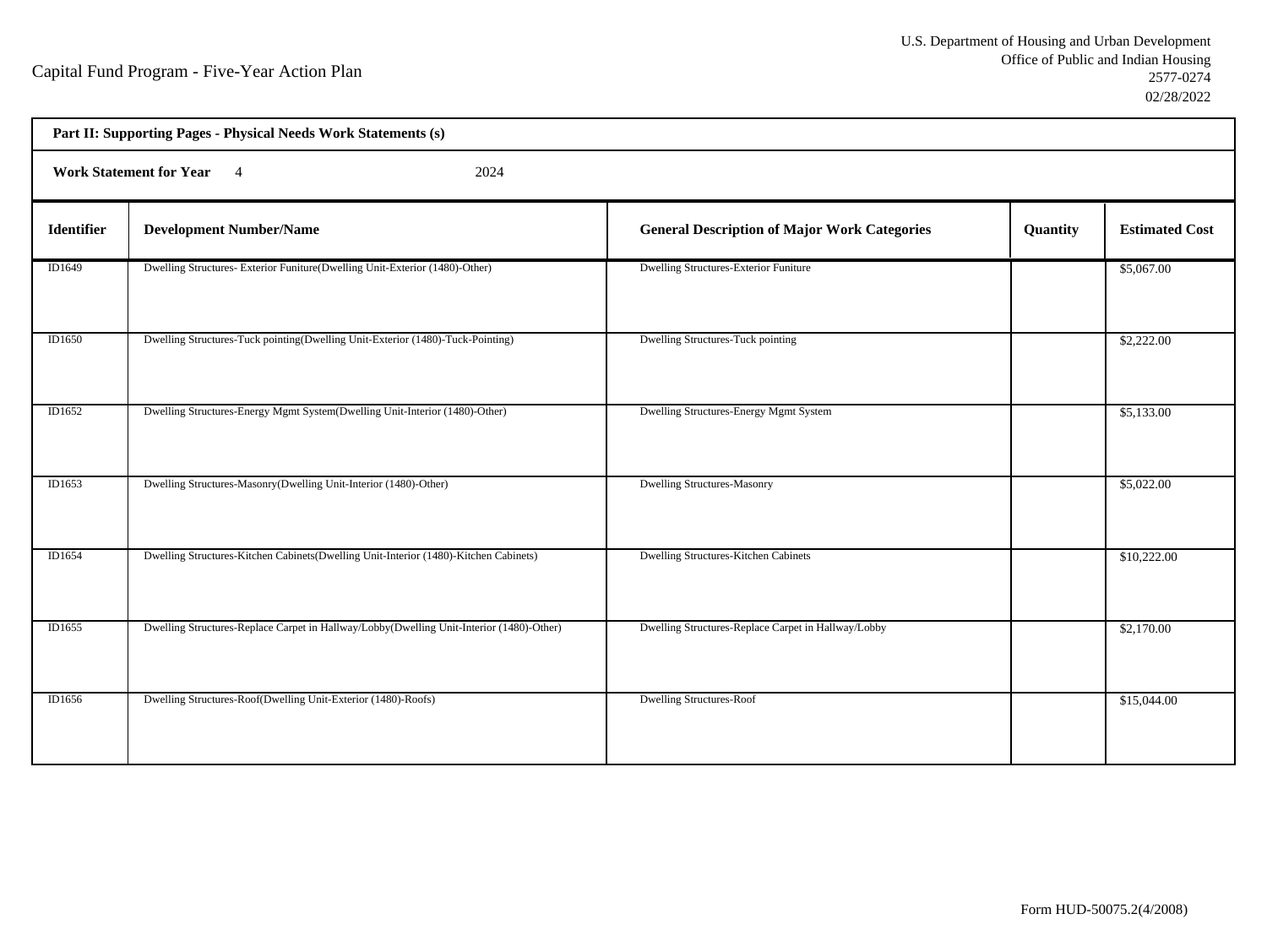Capital Fund Program - Five-Year Action Plan

U.S. Department of Housing and Urban Development
Office of Public and Indian Housing
2577-0274
02/28/2022

**Part II: Supporting Pages - Physical Needs Work Statements (s)**

**Work Statement for Year** 4 2024

| Identifier | Development Number/Name | General Description of Major Work Categories | Quantity | Estimated Cost |
|---|---|---|---|---|
| ID1649 | Dwelling Structures- Exterior Funiture(Dwelling Unit-Exterior (1480)-Other) | Dwelling Structures-Exterior Funiture | | $5,067.00 |
| ID1650 | Dwelling Structures-Tuck pointing(Dwelling Unit-Exterior (1480)-Tuck-Pointing) | Dwelling Structures-Tuck pointing | | $2,222.00 |
| ID1652 | Dwelling Structures-Energy Mgmt System(Dwelling Unit-Interior (1480)-Other) | Dwelling Structures-Energy Mgmt System | | $5,133.00 |
| ID1653 | Dwelling Structures-Masonry(Dwelling Unit-Interior (1480)-Other) | Dwelling Structures-Masonry | | $5,022.00 |
| ID1654 | Dwelling Structures-Kitchen Cabinets(Dwelling Unit-Interior (1480)-Kitchen Cabinets) | Dwelling Structures-Kitchen Cabinets | | $10,222.00 |
| ID1655 | Dwelling Structures-Replace Carpet in Hallway/Lobby(Dwelling Unit-Interior (1480)-Other) | Dwelling Structures-Replace Carpet in Hallway/Lobby | | $2,170.00 |
| ID1656 | Dwelling Structures-Roof(Dwelling Unit-Exterior (1480)-Roofs) | Dwelling Structures-Roof | | $15,044.00 |

Form HUD-50075.2(4/2008)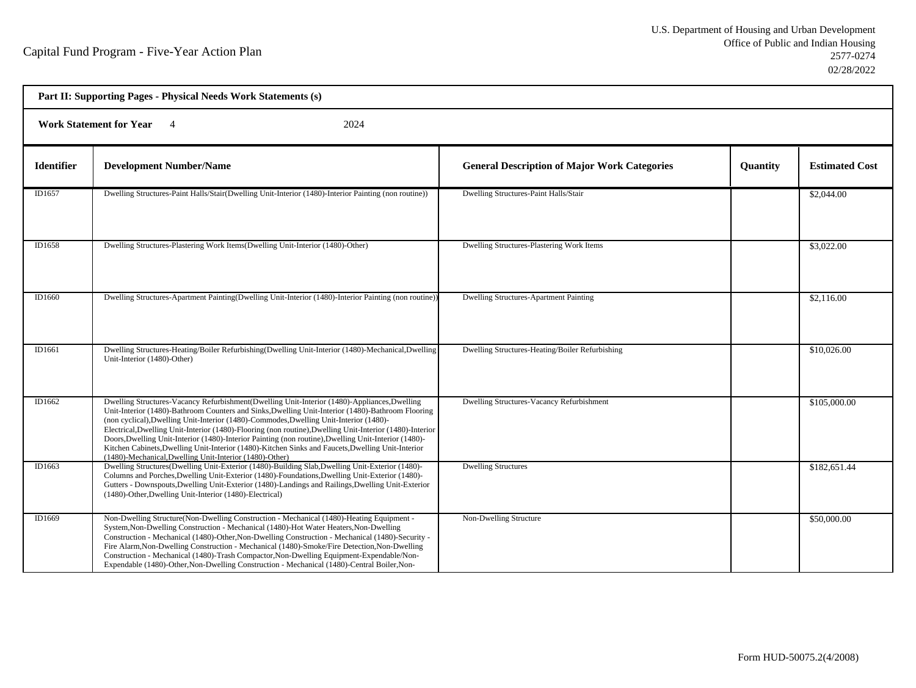Capital Fund Program - Five-Year Action Plan

U.S. Department of Housing and Urban Development
Office of Public and Indian Housing
2577-0274
02/28/2022

**Part II: Supporting Pages - Physical Needs Work Statements (s)**

**Work Statement for Year** 4 2024

| Identifier | Development Number/Name | General Description of Major Work Categories | Quantity | Estimated Cost |
|---|---|---|---|---|
| ID1657 | Dwelling Structures-Paint Halls/Stair(Dwelling Unit-Interior (1480)-Interior Painting (non routine)) | Dwelling Structures-Paint Halls/Stair | | $2,044.00 |
| ID1658 | Dwelling Structures-Plastering Work Items(Dwelling Unit-Interior (1480)-Other) | Dwelling Structures-Plastering Work Items | | $3,022.00 |
| ID1660 | Dwelling Structures-Apartment Painting(Dwelling Unit-Interior (1480)-Interior Painting (non routine)) | Dwelling Structures-Apartment Painting | | $2,116.00 |
| ID1661 | Dwelling Structures-Heating/Boiler Refurbishing(Dwelling Unit-Interior (1480)-Mechanical,Dwelling Unit-Interior (1480)-Other) | Dwelling Structures-Heating/Boiler Refurbishing | | $10,026.00 |
| ID1662 | Dwelling Structures-Vacancy Refurbishment(Dwelling Unit-Interior (1480)-Appliances,Dwelling Unit-Interior (1480)-Bathroom Counters and Sinks,Dwelling Unit-Interior (1480)-Bathroom Flooring (non cyclical),Dwelling Unit-Interior (1480)-Commodes,Dwelling Unit-Interior (1480)-Electrical,Dwelling Unit-Interior (1480)-Flooring (non routine),Dwelling Unit-Interior (1480)-Interior Doors,Dwelling Unit-Interior (1480)-Interior Painting (non routine),Dwelling Unit-Interior (1480)-Kitchen Cabinets,Dwelling Unit-Interior (1480)-Kitchen Sinks and Faucets,Dwelling Unit-Interior (1480)-Mechanical,Dwelling Unit-Interior (1480)-Other) | Dwelling Structures-Vacancy Refurbishment | | $105,000.00 |
| ID1663 | Dwelling Structures(Dwelling Unit-Exterior (1480)-Building Slab,Dwelling Unit-Exterior (1480)-Columns and Porches,Dwelling Unit-Exterior (1480)-Foundations,Dwelling Unit-Exterior (1480)-Gutters - Downspouts,Dwelling Unit-Exterior (1480)-Landings and Railings,Dwelling Unit-Exterior (1480)-Other,Dwelling Unit-Interior (1480)-Electrical) | Dwelling Structures | | $182,651.44 |
| ID1669 | Non-Dwelling Structure(Non-Dwelling Construction - Mechanical (1480)-Heating Equipment - System,Non-Dwelling Construction - Mechanical (1480)-Hot Water Heaters,Non-Dwelling Construction - Mechanical (1480)-Other,Non-Dwelling Construction - Mechanical (1480)-Security - Fire Alarm,Non-Dwelling Construction - Mechanical (1480)-Smoke/Fire Detection,Non-Dwelling Construction - Mechanical (1480)-Trash Compactor,Non-Dwelling Equipment-Expendable/Non-Expendable (1480)-Other,Non-Dwelling Construction - Mechanical (1480)-Central Boiler,Non- | Non-Dwelling Structure | | $50,000.00 |

Form HUD-50075.2(4/2008)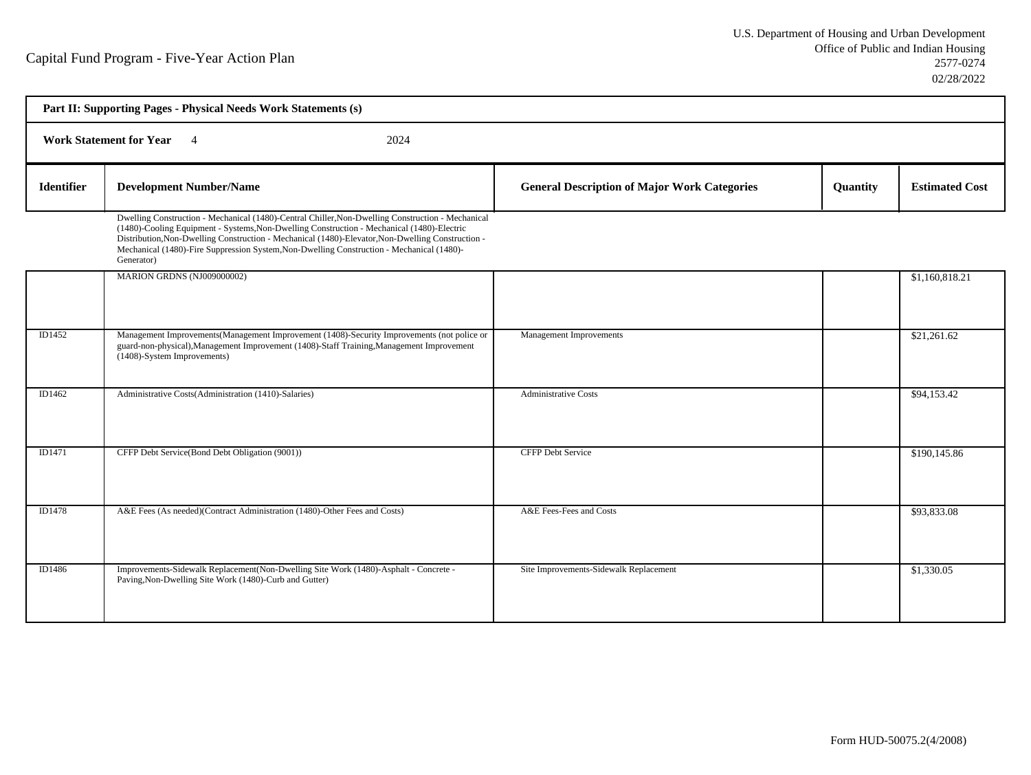Capital Fund Program - Five-Year Action Plan

U.S. Department of Housing and Urban Development
Office of Public and Indian Housing
2577-0274
02/28/2022

**Part II: Supporting Pages - Physical Needs Work Statements (s)**

**Work Statement for Year** 4 2024

| Identifier | Development Number/Name | General Description of Major Work Categories | Quantity | Estimated Cost |
|---|---|---|---|---|
| | Dwelling Construction - Mechanical (1480)-Central Chiller,Non-Dwelling Construction - Mechanical (1480)-Cooling Equipment - Systems,Non-Dwelling Construction - Mechanical (1480)-Electric Distribution,Non-Dwelling Construction - Mechanical (1480)-Elevator,Non-Dwelling Construction - Mechanical (1480)-Fire Suppression System,Non-Dwelling Construction - Mechanical (1480)-Generator) | | | |
| | MARION GRDNS (NJ009000002) | | | $1,160,818.21 |
| ID1452 | Management Improvements(Management Improvement (1408)-Security Improvements (not police or guard-non-physical),Management Improvement (1408)-Staff Training,Management Improvement (1408)-System Improvements) | Management Improvements | | $21,261.62 |
| ID1462 | Administrative Costs(Administration (1410)-Salaries) | Administrative Costs | | $94,153.42 |
| ID1471 | CFFP Debt Service(Bond Debt Obligation (9001)) | CFFP Debt Service | | $190,145.86 |
| ID1478 | A&E Fees (As needed)(Contract Administration (1480)-Other Fees and Costs) | A&E Fees-Fees and Costs | | $93,833.08 |
| ID1486 | Improvements-Sidewalk Replacement(Non-Dwelling Site Work (1480)-Asphalt - Concrete - Paving,Non-Dwelling Site Work (1480)-Curb and Gutter) | Site Improvements-Sidewalk Replacement | | $1,330.05 |

Form HUD-50075.2(4/2008)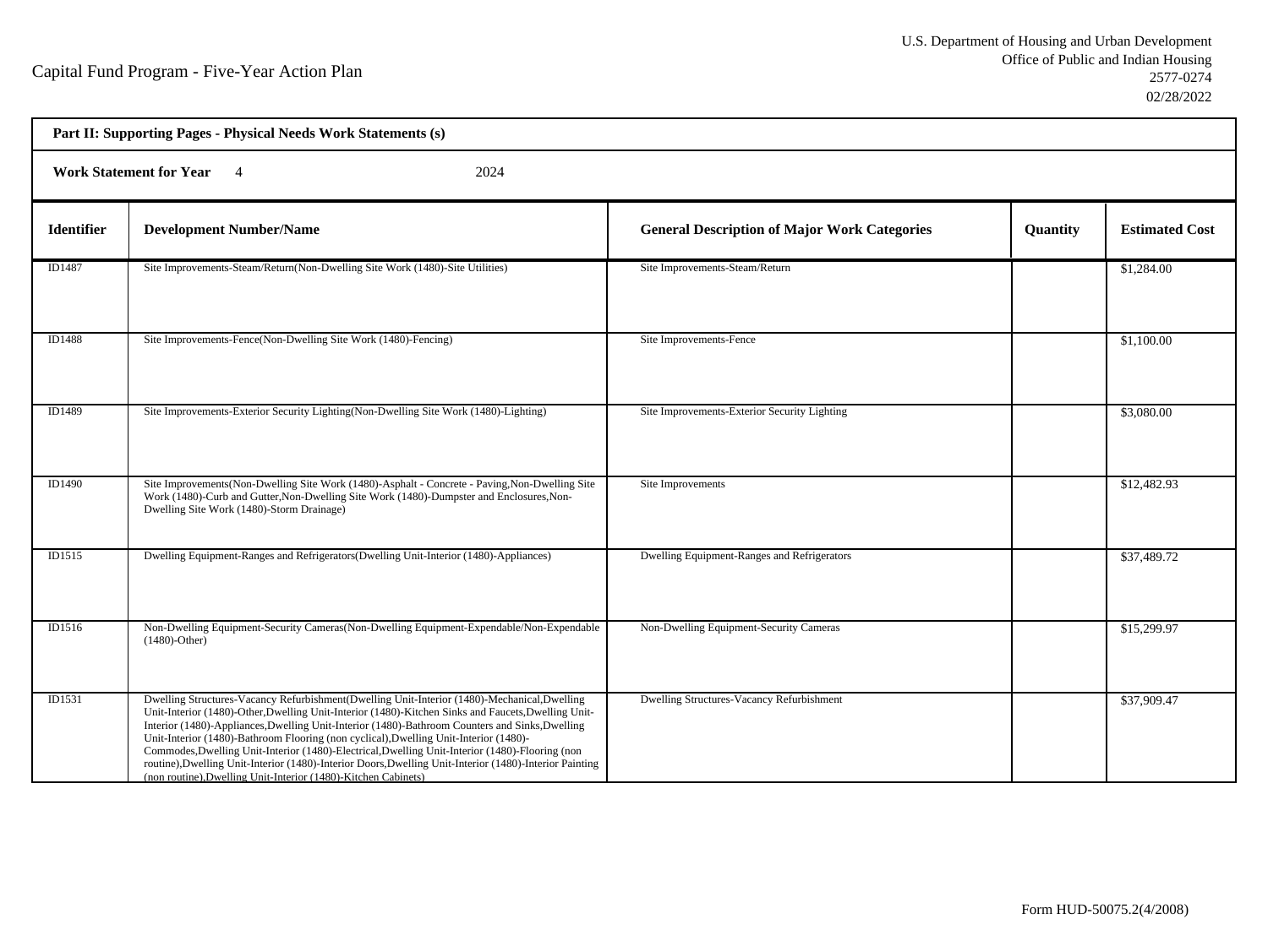Capital Fund Program - Five-Year Action Plan

U.S. Department of Housing and Urban Development
Office of Public and Indian Housing
2577-0274
02/28/2022

**Part II: Supporting Pages - Physical Needs Work Statements (s)**

**Work Statement for Year** 4 2024

| Identifier | Development Number/Name | General Description of Major Work Categories | Quantity | Estimated Cost |
|---|---|---|---|---|
| ID1487 | Site Improvements-Steam/Return(Non-Dwelling Site Work (1480)-Site Utilities) | Site Improvements-Steam/Return | | $1,284.00 |
| ID1488 | Site Improvements-Fence(Non-Dwelling Site Work (1480)-Fencing) | Site Improvements-Fence | | $1,100.00 |
| ID1489 | Site Improvements-Exterior Security Lighting(Non-Dwelling Site Work (1480)-Lighting) | Site Improvements-Exterior Security Lighting | | $3,080.00 |
| ID1490 | Site Improvements(Non-Dwelling Site Work (1480)-Asphalt - Concrete - Paving,Non-Dwelling Site Work (1480)-Curb and Gutter,Non-Dwelling Site Work (1480)-Dumpster and Enclosures,Non-Dwelling Site Work (1480)-Storm Drainage) | Site Improvements | | $12,482.93 |
| ID1515 | Dwelling Equipment-Ranges and Refrigerators(Dwelling Unit-Interior (1480)-Appliances) | Dwelling Equipment-Ranges and Refrigerators | | $37,489.72 |
| ID1516 | Non-Dwelling Equipment-Security Cameras(Non-Dwelling Equipment-Expendable/Non-Expendable (1480)-Other) | Non-Dwelling Equipment-Security Cameras | | $15,299.97 |
| ID1531 | Dwelling Structures-Vacancy Refurbishment(Dwelling Unit-Interior (1480)-Mechanical,Dwelling Unit-Interior (1480)-Other,Dwelling Unit-Interior (1480)-Kitchen Sinks and Faucets,Dwelling Unit-Interior (1480)-Appliances,Dwelling Unit-Interior (1480)-Bathroom Counters and Sinks,Dwelling Unit-Interior (1480)-Bathroom Flooring (non cyclical),Dwelling Unit-Interior (1480)-Commodes,Dwelling Unit-Interior (1480)-Electrical,Dwelling Unit-Interior (1480)-Flooring (non routine),Dwelling Unit-Interior (1480)-Interior Doors,Dwelling Unit-Interior (1480)-Interior Painting (non routine),Dwelling Unit-Interior (1480)-Kitchen Cabinets) | Dwelling Structures-Vacancy Refurbishment | | $37,909.47 |

Form HUD-50075.2(4/2008)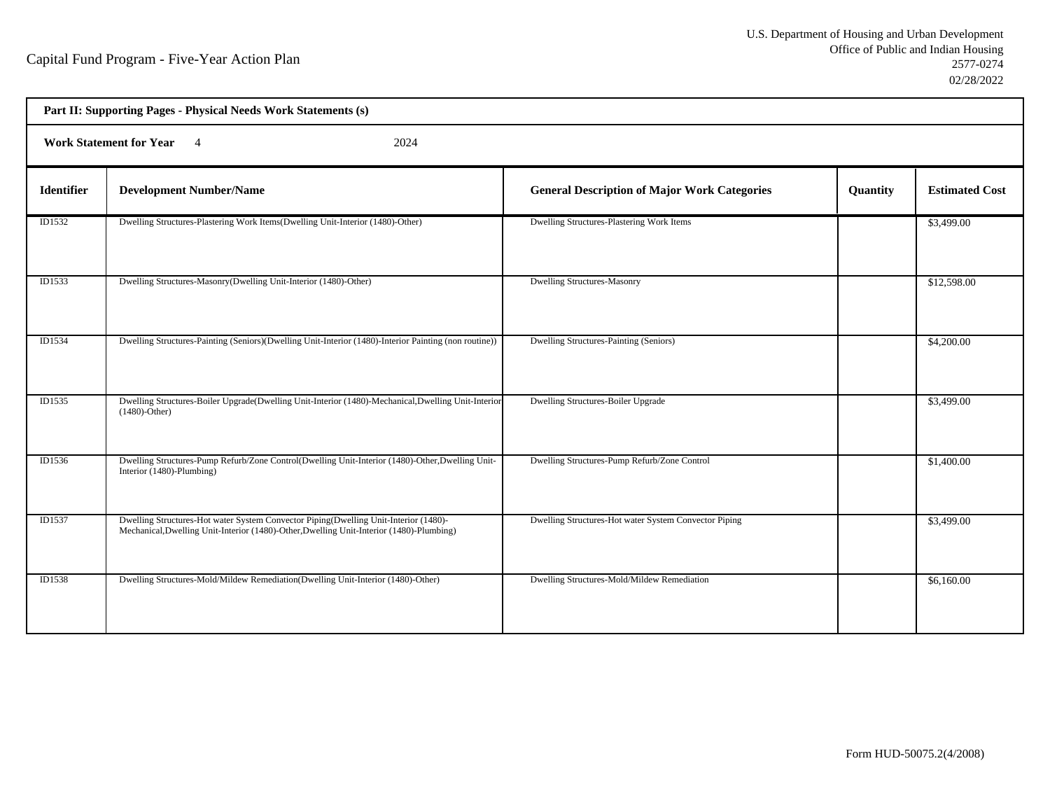Capital Fund Program - Five-Year Action Plan

U.S. Department of Housing and Urban Development
Office of Public and Indian Housing
2577-0274
02/28/2022

**Part II: Supporting Pages - Physical Needs Work Statements (s)**

**Work Statement for Year** 4 2024

| Identifier | Development Number/Name | General Description of Major Work Categories | Quantity | Estimated Cost |
|---|---|---|---|---|
| ID1532 | Dwelling Structures-Plastering Work Items(Dwelling Unit-Interior (1480)-Other) | Dwelling Structures-Plastering Work Items | | $3,499.00 |
| ID1533 | Dwelling Structures-Masonry(Dwelling Unit-Interior (1480)-Other) | Dwelling Structures-Masonry | | $12,598.00 |
| ID1534 | Dwelling Structures-Painting (Seniors)(Dwelling Unit-Interior (1480)-Interior Painting (non routine)) | Dwelling Structures-Painting (Seniors) | | $4,200.00 |
| ID1535 | Dwelling Structures-Boiler Upgrade(Dwelling Unit-Interior (1480)-Mechanical,Dwelling Unit-Interior (1480)-Other) | Dwelling Structures-Boiler Upgrade | | $3,499.00 |
| ID1536 | Dwelling Structures-Pump Refurb/Zone Control(Dwelling Unit-Interior (1480)-Other,Dwelling Unit-Interior (1480)-Plumbing) | Dwelling Structures-Pump Refurb/Zone Control | | $1,400.00 |
| ID1537 | Dwelling Structures-Hot water System Convector Piping(Dwelling Unit-Interior (1480)-Mechanical,Dwelling Unit-Interior (1480)-Other,Dwelling Unit-Interior (1480)-Plumbing) | Dwelling Structures-Hot water System Convector Piping | | $3,499.00 |
| ID1538 | Dwelling Structures-Mold/Mildew Remediation(Dwelling Unit-Interior (1480)-Other) | Dwelling Structures-Mold/Mildew Remediation | | $6,160.00 |

Form HUD-50075.2(4/2008)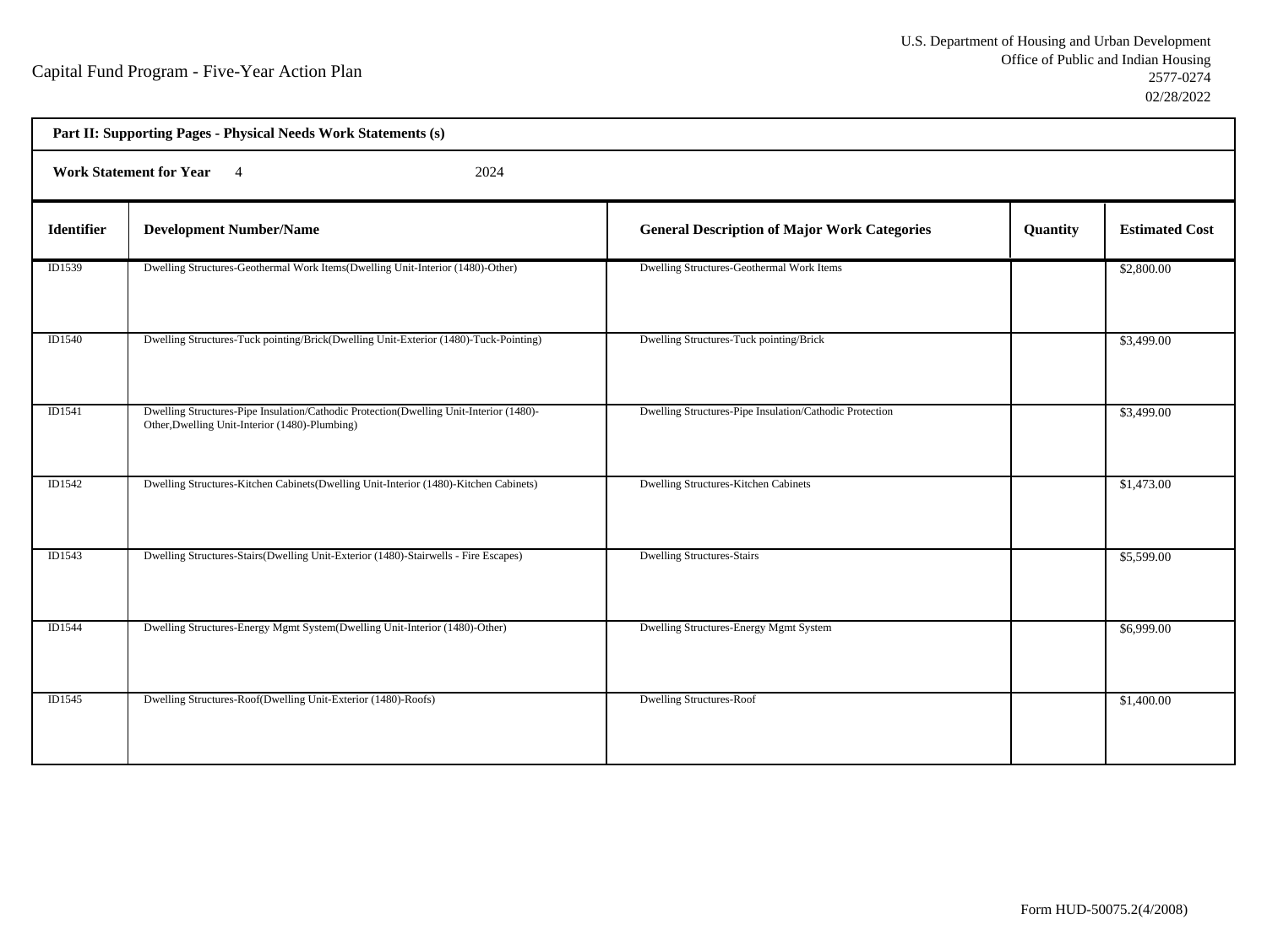Capital Fund Program - Five-Year Action Plan

U.S. Department of Housing and Urban Development
Office of Public and Indian Housing
2577-0274
02/28/2022

**Part II: Supporting Pages - Physical Needs Work Statements (s)**

**Work Statement for Year** 4 2024

| Identifier | Development Number/Name | General Description of Major Work Categories | Quantity | Estimated Cost |
|---|---|---|---|---|
| ID1539 | Dwelling Structures-Geothermal Work Items(Dwelling Unit-Interior (1480)-Other) | Dwelling Structures-Geothermal Work Items | | $2,800.00 |
| ID1540 | Dwelling Structures-Tuck pointing/Brick(Dwelling Unit-Exterior (1480)-Tuck-Pointing) | Dwelling Structures-Tuck pointing/Brick | | $3,499.00 |
| ID1541 | Dwelling Structures-Pipe Insulation/Cathodic Protection(Dwelling Unit-Interior (1480)-Other,Dwelling Unit-Interior (1480)-Plumbing) | Dwelling Structures-Pipe Insulation/Cathodic Protection | | $3,499.00 |
| ID1542 | Dwelling Structures-Kitchen Cabinets(Dwelling Unit-Interior (1480)-Kitchen Cabinets) | Dwelling Structures-Kitchen Cabinets | | $1,473.00 |
| ID1543 | Dwelling Structures-Stairs(Dwelling Unit-Exterior (1480)-Stairwells - Fire Escapes) | Dwelling Structures-Stairs | | $5,599.00 |
| ID1544 | Dwelling Structures-Energy Mgmt System(Dwelling Unit-Interior (1480)-Other) | Dwelling Structures-Energy Mgmt System | | $6,999.00 |
| ID1545 | Dwelling Structures-Roof(Dwelling Unit-Exterior (1480)-Roofs) | Dwelling Structures-Roof | | $1,400.00 |

Form HUD-50075.2(4/2008)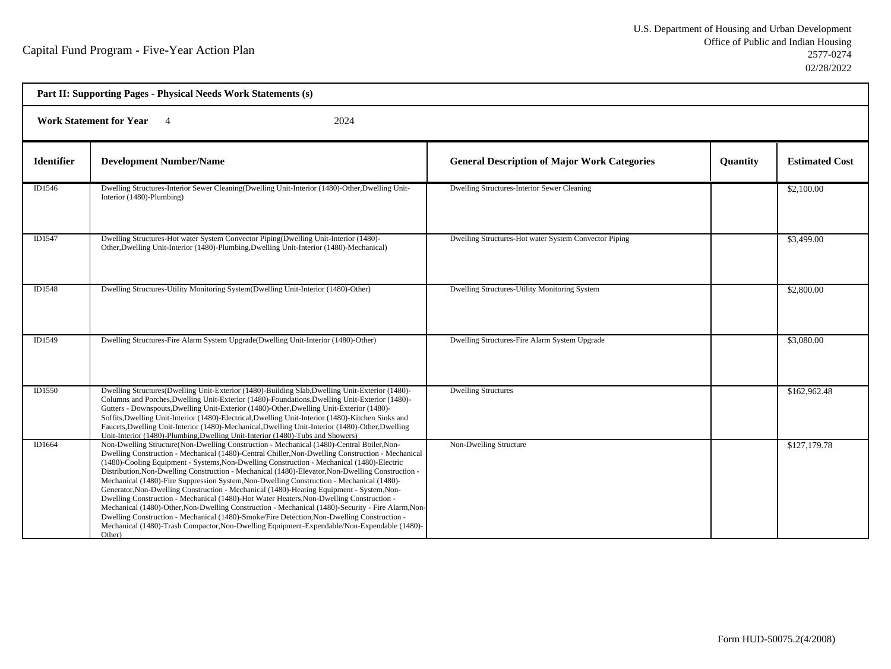Capital Fund Program - Five-Year Action Plan

U.S. Department of Housing and Urban Development
Office of Public and Indian Housing
2577-0274
02/28/2022

**Part II: Supporting Pages - Physical Needs Work Statements (s)**

**Work Statement for Year** 4 2024

| Identifier | Development Number/Name | General Description of Major Work Categories | Quantity | Estimated Cost |
|---|---|---|---|---|
| ID1546 | Dwelling Structures-Interior Sewer Cleaning(Dwelling Unit-Interior (1480)-Other,Dwelling Unit-Interior (1480)-Plumbing) | Dwelling Structures-Interior Sewer Cleaning | | $2,100.00 |
| ID1547 | Dwelling Structures-Hot water System Convector Piping(Dwelling Unit-Interior (1480)-Other,Dwelling Unit-Interior (1480)-Plumbing,Dwelling Unit-Interior (1480)-Mechanical) | Dwelling Structures-Hot water System Convector Piping | | $3,499.00 |
| ID1548 | Dwelling Structures-Utility Monitoring System(Dwelling Unit-Interior (1480)-Other) | Dwelling Structures-Utility Monitoring System | | $2,800.00 |
| ID1549 | Dwelling Structures-Fire Alarm System Upgrade(Dwelling Unit-Interior (1480)-Other) | Dwelling Structures-Fire Alarm System Upgrade | | $3,080.00 |
| ID1550 | Dwelling Structures(Dwelling Unit-Exterior (1480)-Building Slab,Dwelling Unit-Exterior (1480)-Columns and Porches,Dwelling Unit-Exterior (1480)-Foundations,Dwelling Unit-Exterior (1480)-Gutters - Downspouts,Dwelling Unit-Exterior (1480)-Other,Dwelling Unit-Exterior (1480)-Soffits,Dwelling Unit-Interior (1480)-Electrical,Dwelling Unit-Interior (1480)-Kitchen Sinks and Faucets,Dwelling Unit-Interior (1480)-Mechanical,Dwelling Unit-Interior (1480)-Other,Dwelling Unit-Interior (1480)-Plumbing,Dwelling Unit-Interior (1480)-Tubs and Showers) | Dwelling Structures | | $162,962.48 |
| ID1664 | Non-Dwelling Structure(Non-Dwelling Construction - Mechanical (1480)-Central Boiler,Non-Dwelling Construction - Mechanical (1480)-Central Chiller,Non-Dwelling Construction - Mechanical (1480)-Cooling Equipment - Systems,Non-Dwelling Construction - Mechanical (1480)-Electric Distribution,Non-Dwelling Construction - Mechanical (1480)-Elevator,Non-Dwelling Construction - Mechanical (1480)-Fire Suppression System,Non-Dwelling Construction - Mechanical (1480)-Generator,Non-Dwelling Construction - Mechanical (1480)-Heating Equipment - System,Non-Dwelling Construction - Mechanical (1480)-Hot Water Heaters,Non-Dwelling Construction - Mechanical (1480)-Other,Non-Dwelling Construction - Mechanical (1480)-Security - Fire Alarm,Non-Dwelling Construction - Mechanical (1480)-Smoke/Fire Detection,Non-Dwelling Construction - Mechanical (1480)-Trash Compactor,Non-Dwelling Equipment-Expendable/Non-Expendable (1480)-Other) | Non-Dwelling Structure | | $127,179.78 |

Form HUD-50075.2(4/2008)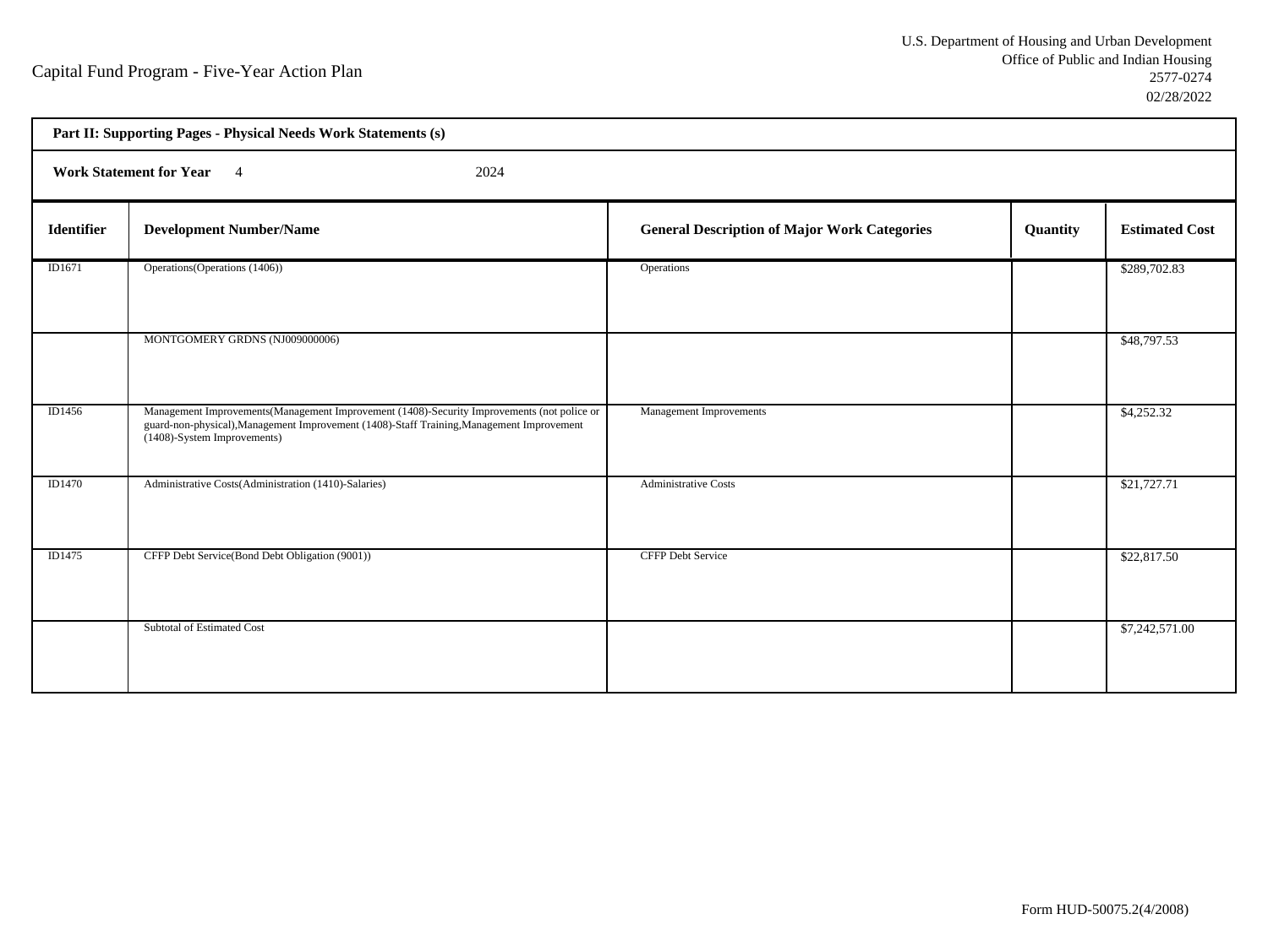Capital Fund Program - Five-Year Action Plan

U.S. Department of Housing and Urban Development
Office of Public and Indian Housing
2577-0274
02/28/2022

**Part II: Supporting Pages - Physical Needs Work Statements (s)**

**Work Statement for Year** 4 2024

| Identifier | Development Number/Name | General Description of Major Work Categories | Quantity | Estimated Cost |
|---|---|---|---|---|
| ID1671 | Operations(Operations (1406)) | Operations | | $289,702.83 |
| | MONTGOMERY GRDNS (NJ009000006) | | | $48,797.53 |
| ID1456 | Management Improvements(Management Improvement (1408)-Security Improvements (not police or guard-non-physical),Management Improvement (1408)-Staff Training,Management Improvement (1408)-System Improvements) | Management Improvements | | $4,252.32 |
| ID1470 | Administrative Costs(Administration (1410)-Salaries) | Administrative Costs | | $21,727.71 |
| ID1475 | CFFP Debt Service(Bond Debt Obligation (9001)) | CFFP Debt Service | | $22,817.50 |
| | Subtotal of Estimated Cost | | | $7,242,571.00 |

Form HUD-50075.2(4/2008)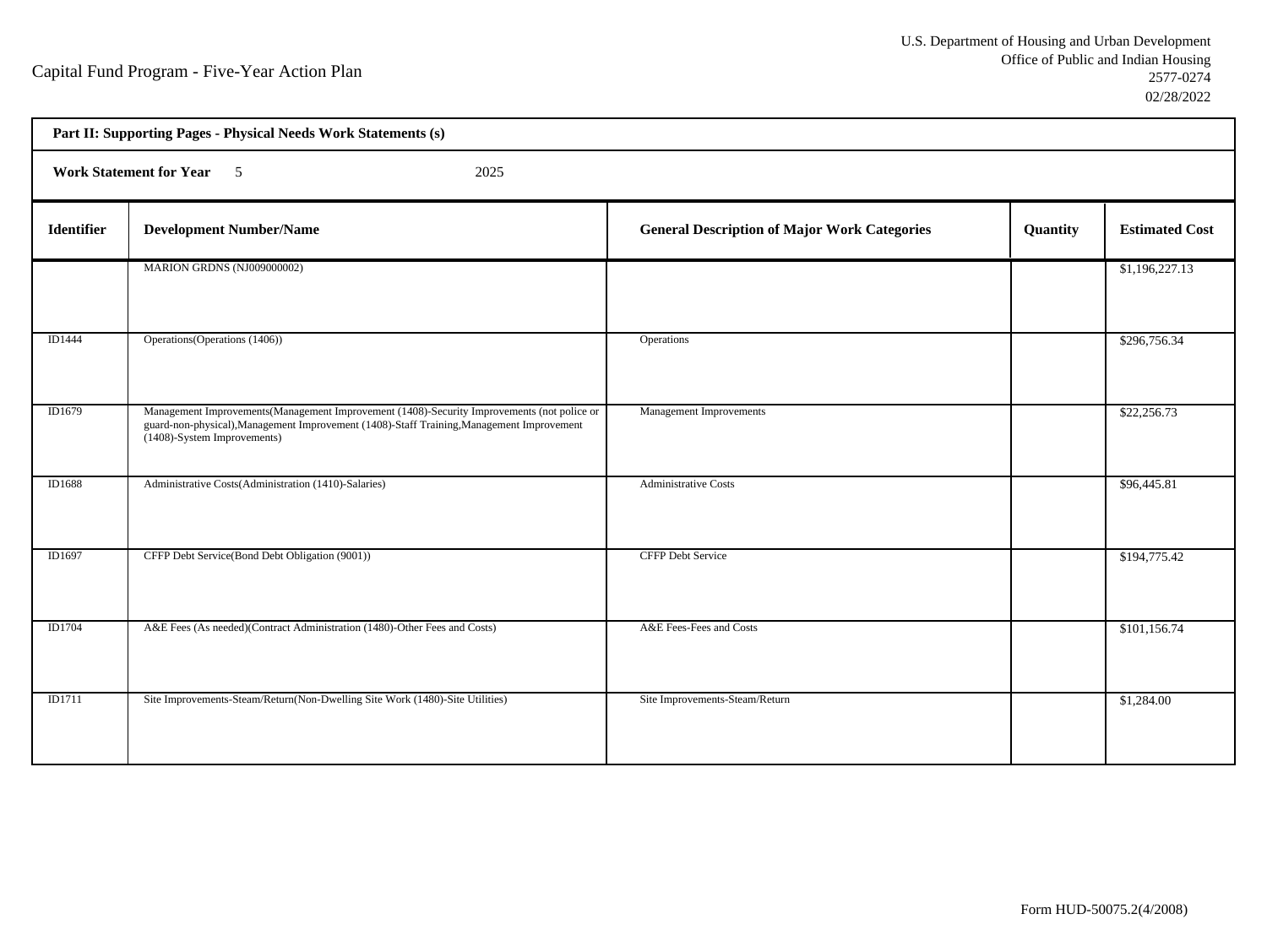Capital Fund Program - Five-Year Action Plan

U.S. Department of Housing and Urban Development
Office of Public and Indian Housing
2577-0274
02/28/2022

**Part II: Supporting Pages - Physical Needs Work Statements (s)**

**Work Statement for Year** 5 2025

| Identifier | Development Number/Name | General Description of Major Work Categories | Quantity | Estimated Cost |
|---|---|---|---|---|
| | MARION GRDNS (NJ009000002) | | | $1,196,227.13 |
| ID1444 | Operations(Operations (1406)) | Operations | | $296,756.34 |
| ID1679 | Management Improvements(Management Improvement (1408)-Security Improvements (not police or guard-non-physical),Management Improvement (1408)-Staff Training,Management Improvement (1408)-System Improvements) | Management Improvements | | $22,256.73 |
| ID1688 | Administrative Costs(Administration (1410)-Salaries) | Administrative Costs | | $96,445.81 |
| ID1697 | CFFP Debt Service(Bond Debt Obligation (9001)) | CFFP Debt Service | | $194,775.42 |
| ID1704 | A&E Fees (As needed)(Contract Administration (1480)-Other Fees and Costs) | A&E Fees-Fees and Costs | | $101,156.74 |
| ID1711 | Site Improvements-Steam/Return(Non-Dwelling Site Work (1480)-Site Utilities) | Site Improvements-Steam/Return | | $1,284.00 |

Form HUD-50075.2(4/2008)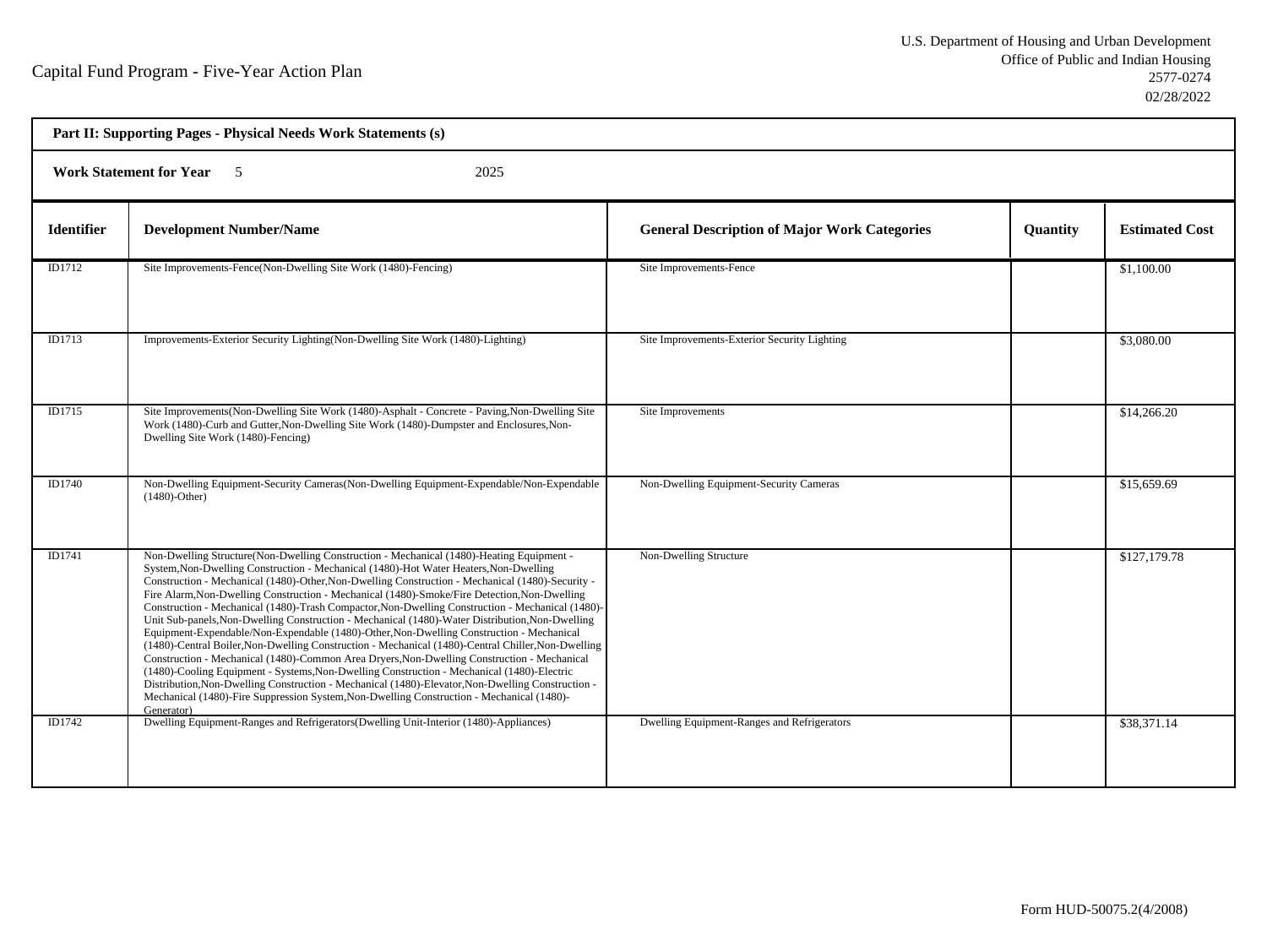Capital Fund Program - Five-Year Action Plan

U.S. Department of Housing and Urban Development
Office of Public and Indian Housing
2577-0274
02/28/2022

**Part II: Supporting Pages - Physical Needs Work Statements (s)**

**Work Statement for Year** 5 2025

| Identifier | Development Number/Name | General Description of Major Work Categories | Quantity | Estimated Cost |
|---|---|---|---|---|
| ID1712 | Site Improvements-Fence(Non-Dwelling Site Work (1480)-Fencing) | Site Improvements-Fence | | $1,100.00 |
| ID1713 | Improvements-Exterior Security Lighting(Non-Dwelling Site Work (1480)-Lighting) | Site Improvements-Exterior Security Lighting | | $3,080.00 |
| ID1715 | Site Improvements(Non-Dwelling Site Work (1480)-Asphalt - Concrete - Paving,Non-Dwelling Site Work (1480)-Curb and Gutter,Non-Dwelling Site Work (1480)-Dumpster and Enclosures,Non-Dwelling Site Work (1480)-Fencing) | Site Improvements | | $14,266.20 |
| ID1740 | Non-Dwelling Equipment-Security Cameras(Non-Dwelling Equipment-Expendable/Non-Expendable (1480)-Other) | Non-Dwelling Equipment-Security Cameras | | $15,659.69 |
| ID1741 | Non-Dwelling Structure(Non-Dwelling Construction - Mechanical (1480)-Heating Equipment - System,Non-Dwelling Construction - Mechanical (1480)-Hot Water Heaters,Non-Dwelling Construction - Mechanical (1480)-Other,Non-Dwelling Construction - Mechanical (1480)-Security - Fire Alarm,Non-Dwelling Construction - Mechanical (1480)-Smoke/Fire Detection,Non-Dwelling Construction - Mechanical (1480)-Trash Compactor,Non-Dwelling Construction - Mechanical (1480)-Unit Sub-panels,Non-Dwelling Construction - Mechanical (1480)-Water Distribution,Non-Dwelling Equipment-Expendable/Non-Expendable (1480)-Other,Non-Dwelling Construction - Mechanical (1480)-Central Boiler,Non-Dwelling Construction - Mechanical (1480)-Central Chiller,Non-Dwelling Construction - Mechanical (1480)-Common Area Dryers,Non-Dwelling Construction - Mechanical (1480)-Cooling Equipment - Systems,Non-Dwelling Construction - Mechanical (1480)-Electric Distribution,Non-Dwelling Construction - Mechanical (1480)-Elevator,Non-Dwelling Construction - Mechanical (1480)-Fire Suppression System,Non-Dwelling Construction - Mechanical (1480)-Generator) | Non-Dwelling Structure | | $127,179.78 |
| ID1742 | Dwelling Equipment-Ranges and Refrigerators(Dwelling Unit-Interior (1480)-Appliances) | Dwelling Equipment-Ranges and Refrigerators | | $38,371.14 |

Form HUD-50075.2(4/2008)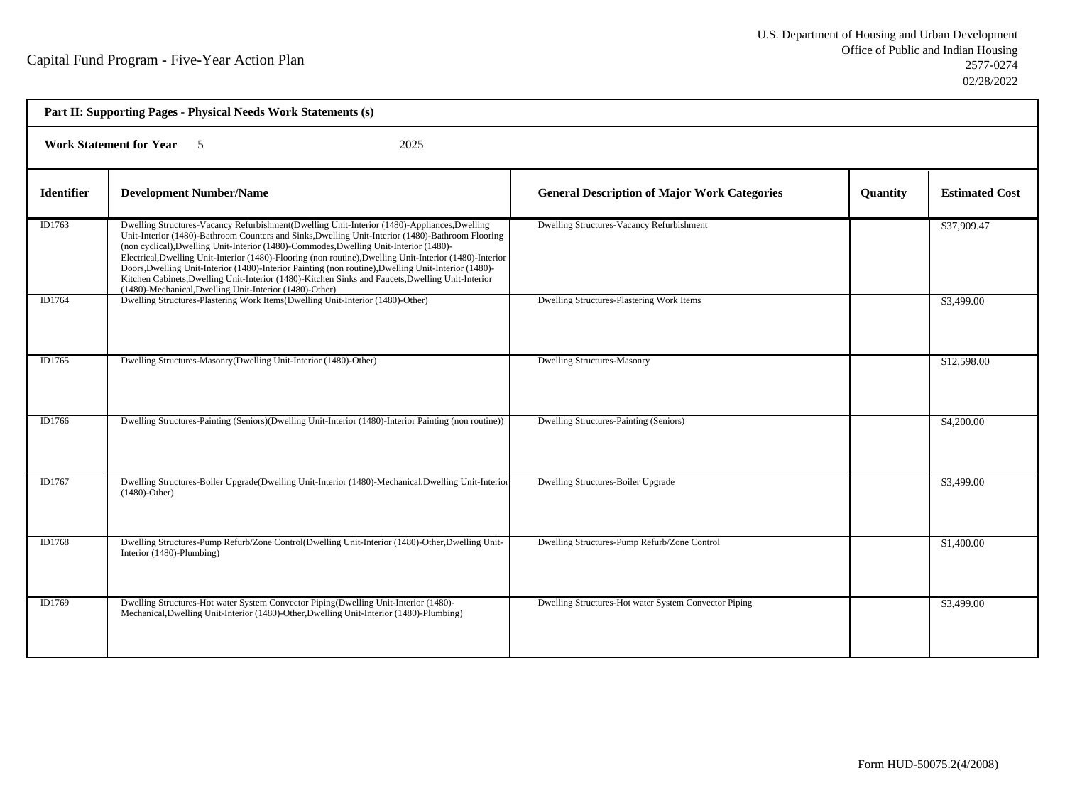# Capital Fund Program - Five-Year Action Plan

U.S. Department of Housing and Urban Development
Office of Public and Indian Housing
2577-0274
02/28/2022

**Part II: Supporting Pages - Physical Needs Work Statements (s)**

**Work Statement for Year** 5 2025

| Identifier | Development Number/Name | General Description of Major Work Categories | Quantity | Estimated Cost |
|---|---|---|---|---|
| ID1763 | Dwelling Structures-Vacancy Refurbishment(Dwelling Unit-Interior (1480)-Appliances,Dwelling Unit-Interior (1480)-Bathroom Counters and Sinks,Dwelling Unit-Interior (1480)-Bathroom Flooring (non cyclical),Dwelling Unit-Interior (1480)-Commodes,Dwelling Unit-Interior (1480)-Electrical,Dwelling Unit-Interior (1480)-Flooring (non routine),Dwelling Unit-Interior (1480)-Interior Doors,Dwelling Unit-Interior (1480)-Interior Painting (non routine),Dwelling Unit-Interior (1480)-Kitchen Cabinets,Dwelling Unit-Interior (1480)-Kitchen Sinks and Faucets,Dwelling Unit-Interior (1480)-Mechanical,Dwelling Unit-Interior (1480)-Other) | Dwelling Structures-Vacancy Refurbishment | | $37,909.47 |
| ID1764 | Dwelling Structures-Plastering Work Items(Dwelling Unit-Interior (1480)-Other) | Dwelling Structures-Plastering Work Items | | $3,499.00 |
| ID1765 | Dwelling Structures-Masonry(Dwelling Unit-Interior (1480)-Other) | Dwelling Structures-Masonry | | $12,598.00 |
| ID1766 | Dwelling Structures-Painting (Seniors)(Dwelling Unit-Interior (1480)-Interior Painting (non routine)) | Dwelling Structures-Painting (Seniors) | | $4,200.00 |
| ID1767 | Dwelling Structures-Boiler Upgrade(Dwelling Unit-Interior (1480)-Mechanical,Dwelling Unit-Interior (1480)-Other) | Dwelling Structures-Boiler Upgrade | | $3,499.00 |
| ID1768 | Dwelling Structures-Pump Refurb/Zone Control(Dwelling Unit-Interior (1480)-Other,Dwelling Unit-Interior (1480)-Plumbing) | Dwelling Structures-Pump Refurb/Zone Control | | $1,400.00 |
| ID1769 | Dwelling Structures-Hot water System Convector Piping(Dwelling Unit-Interior (1480)-Mechanical,Dwelling Unit-Interior (1480)-Other,Dwelling Unit-Interior (1480)-Plumbing) | Dwelling Structures-Hot water System Convector Piping | | $3,499.00 |

Form HUD-50075.2(4/2008)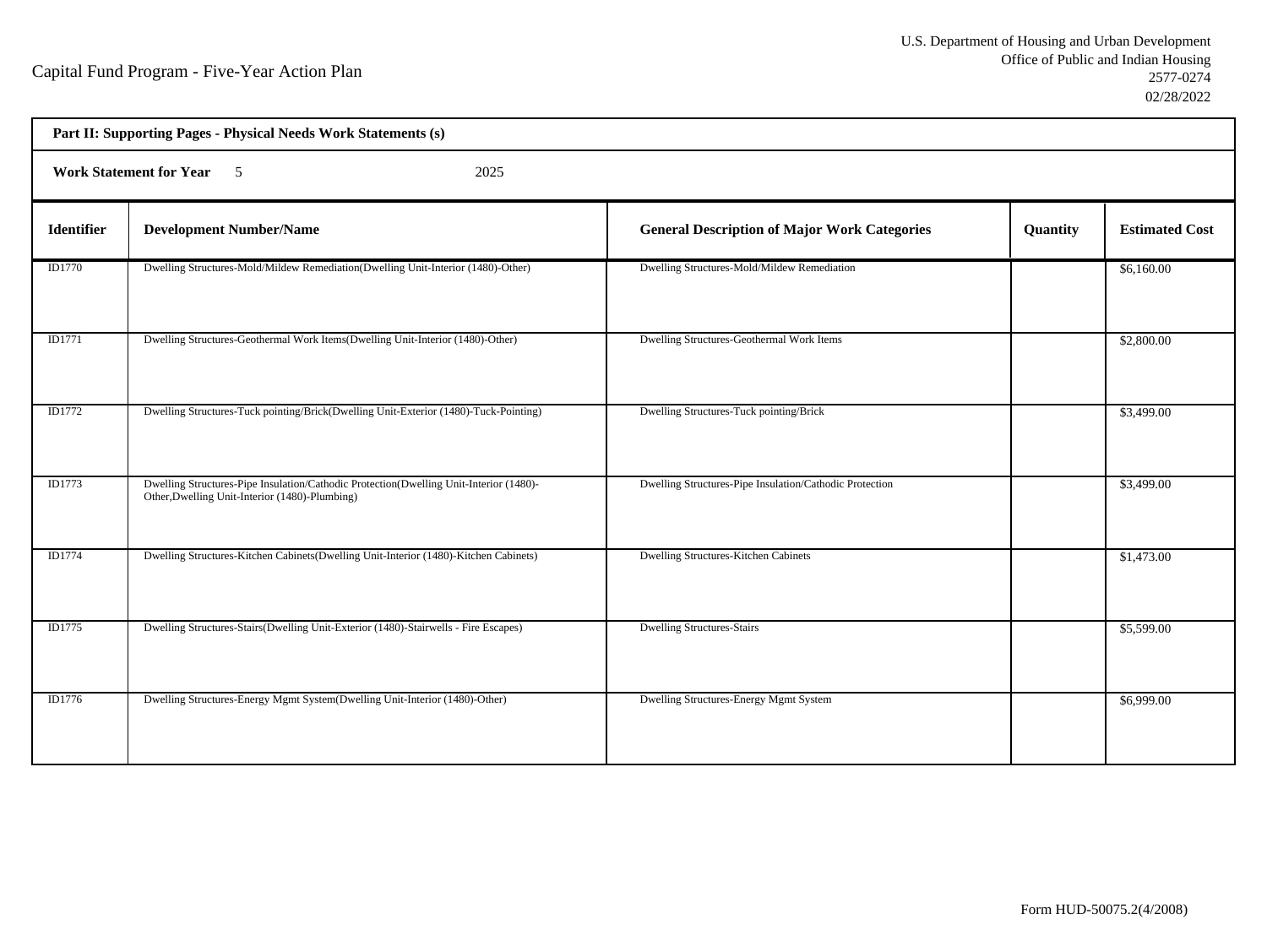Capital Fund Program - Five-Year Action Plan

U.S. Department of Housing and Urban Development
Office of Public and Indian Housing
2577-0274
02/28/2022

**Part II: Supporting Pages - Physical Needs Work Statements (s)**

**Work Statement for Year** 5 2025

| Identifier | Development Number/Name | General Description of Major Work Categories | Quantity | Estimated Cost |
|---|---|---|---|---|
| ID1770 | Dwelling Structures-Mold/Mildew Remediation(Dwelling Unit-Interior (1480)-Other) | Dwelling Structures-Mold/Mildew Remediation | | $6,160.00 |
| ID1771 | Dwelling Structures-Geothermal Work Items(Dwelling Unit-Interior (1480)-Other) | Dwelling Structures-Geothermal Work Items | | $2,800.00 |
| ID1772 | Dwelling Structures-Tuck pointing/Brick(Dwelling Unit-Exterior (1480)-Tuck-Pointing) | Dwelling Structures-Tuck pointing/Brick | | $3,499.00 |
| ID1773 | Dwelling Structures-Pipe Insulation/Cathodic Protection(Dwelling Unit-Interior (1480)-Other,Dwelling Unit-Interior (1480)-Plumbing) | Dwelling Structures-Pipe Insulation/Cathodic Protection | | $3,499.00 |
| ID1774 | Dwelling Structures-Kitchen Cabinets(Dwelling Unit-Interior (1480)-Kitchen Cabinets) | Dwelling Structures-Kitchen Cabinets | | $1,473.00 |
| ID1775 | Dwelling Structures-Stairs(Dwelling Unit-Exterior (1480)-Stairwells - Fire Escapes) | Dwelling Structures-Stairs | | $5,599.00 |
| ID1776 | Dwelling Structures-Energy Mgmt System(Dwelling Unit-Interior (1480)-Other) | Dwelling Structures-Energy Mgmt System | | $6,999.00 |

Form HUD-50075.2(4/2008)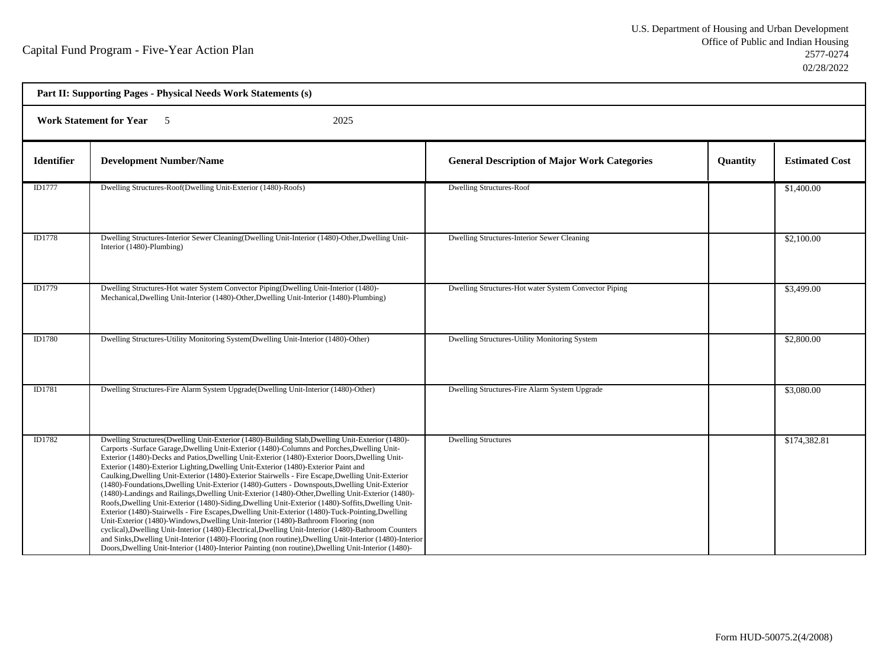Capital Fund Program - Five-Year Action Plan

U.S. Department of Housing and Urban Development
Office of Public and Indian Housing
2577-0274
02/28/2022

**Part II: Supporting Pages - Physical Needs Work Statements (s)**

**Work Statement for Year** 5 2025

| Identifier | Development Number/Name | General Description of Major Work Categories | Quantity | Estimated Cost |
|---|---|---|---|---|
| ID1777 | Dwelling Structures-Roof(Dwelling Unit-Exterior (1480)-Roofs) | Dwelling Structures-Roof | | $1,400.00 |
| ID1778 | Dwelling Structures-Interior Sewer Cleaning(Dwelling Unit-Interior (1480)-Other,Dwelling Unit-Interior (1480)-Plumbing) | Dwelling Structures-Interior Sewer Cleaning | | $2,100.00 |
| ID1779 | Dwelling Structures-Hot water System Convector Piping(Dwelling Unit-Interior (1480)-Mechanical,Dwelling Unit-Interior (1480)-Other,Dwelling Unit-Interior (1480)-Plumbing) | Dwelling Structures-Hot water System Convector Piping | | $3,499.00 |
| ID1780 | Dwelling Structures-Utility Monitoring System(Dwelling Unit-Interior (1480)-Other) | Dwelling Structures-Utility Monitoring System | | $2,800.00 |
| ID1781 | Dwelling Structures-Fire Alarm System Upgrade(Dwelling Unit-Interior (1480)-Other) | Dwelling Structures-Fire Alarm System Upgrade | | $3,080.00 |
| ID1782 | Dwelling Structures(Dwelling Unit-Exterior (1480)-Building Slab,Dwelling Unit-Exterior (1480)-Carports -Surface Garage,Dwelling Unit-Exterior (1480)-Columns and Porches,Dwelling Unit-Exterior (1480)-Decks and Patios,Dwelling Unit-Exterior (1480)-Exterior Doors,Dwelling Unit-Exterior (1480)-Exterior Lighting,Dwelling Unit-Exterior (1480)-Exterior Paint and Caulking,Dwelling Unit-Exterior (1480)-Exterior Stairwells - Fire Escape,Dwelling Unit-Exterior (1480)-Foundations,Dwelling Unit-Exterior (1480)-Gutters - Downspouts,Dwelling Unit-Exterior (1480)-Landings and Railings,Dwelling Unit-Exterior (1480)-Other,Dwelling Unit-Exterior (1480)-Roofs,Dwelling Unit-Exterior (1480)-Siding,Dwelling Unit-Exterior (1480)-Soffits,Dwelling Unit-Exterior (1480)-Stairwells - Fire Escapes,Dwelling Unit-Exterior (1480)-Tuck-Pointing,Dwelling Unit-Exterior (1480)-Windows,Dwelling Unit-Interior (1480)-Bathroom Flooring (non cyclical),Dwelling Unit-Interior (1480)-Electrical,Dwelling Unit-Interior (1480)-Bathroom Counters and Sinks,Dwelling Unit-Interior (1480)-Flooring (non routine),Dwelling Unit-Interior (1480)-Interior Doors,Dwelling Unit-Interior (1480)-Interior Painting (non routine),Dwelling Unit-Interior (1480)- | Dwelling Structures | | $174,382.81 |

Form HUD-50075.2(4/2008)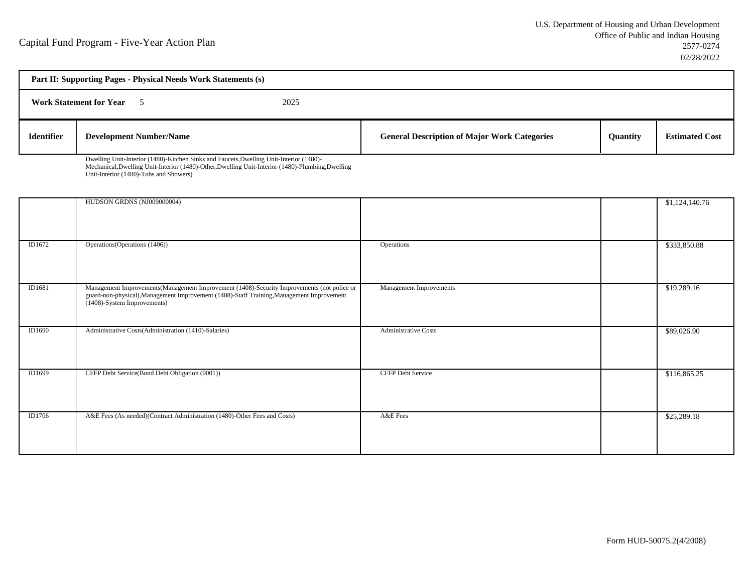Capital Fund Program - Five-Year Action Plan

U.S. Department of Housing and Urban Development
Office of Public and Indian Housing
2577-0274
02/28/2022

**Part II: Supporting Pages - Physical Needs Work Statements (s)**

**Work Statement for Year** 5 2025

| Identifier | Development Number/Name | General Description of Major Work Categories | Quantity | Estimated Cost |
|---|---|---|---|---|
| | Dwelling Unit-Interior (1480)-Kitchen Sinks and Faucets,Dwelling Unit-Interior (1480)-Mechanical,Dwelling Unit-Interior (1480)-Other,Dwelling Unit-Interior (1480)-Plumbing,Dwelling Unit-Interior (1480)-Tubs and Showers) | | | |
| | HUDSON GRDNS (NJ009000004) | | | $1,124,140.76 |
| ID1672 | Operations(Operations (1406)) | Operations | | $333,850.88 |
| ID1681 | Management Improvements(Management Improvement (1408)-Security Improvements (not police or guard-non-physical),Management Improvement (1408)-Staff Training,Management Improvement (1408)-System Improvements) | Management Improvements | | $19,289.16 |
| ID1690 | Administrative Costs(Administration (1410)-Salaries) | Administrative Costs | | $89,026.90 |
| ID1699 | CFFP Debt Service(Bond Debt Obligation (9001)) | CFFP Debt Service | | $116,865.25 |
| ID1706 | A&E Fees (As needed)(Contract Administration (1480)-Other Fees and Costs) | A&E Fees | | $25,289.18 |

Form HUD-50075.2(4/2008)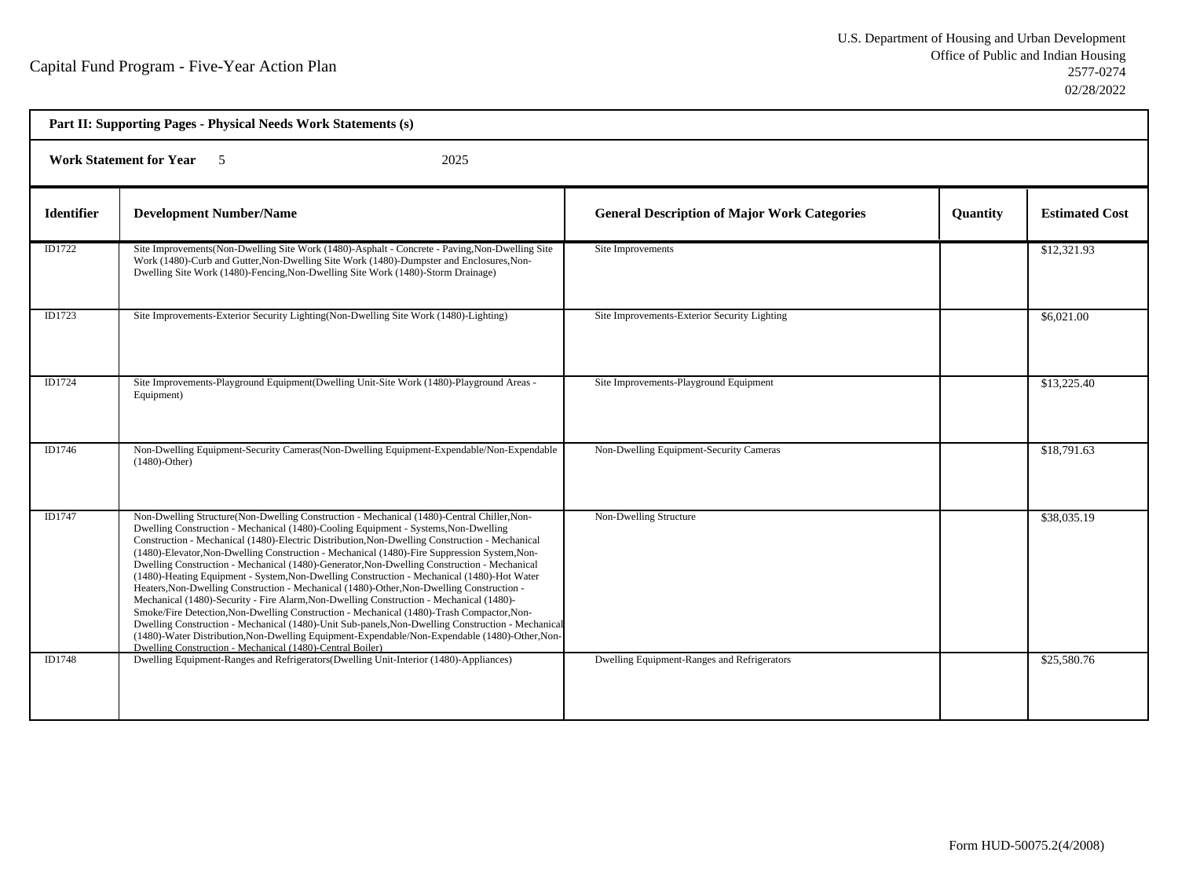Capital Fund Program - Five-Year Action Plan

U.S. Department of Housing and Urban Development
Office of Public and Indian Housing
2577-0274
02/28/2022

**Part II: Supporting Pages - Physical Needs Work Statements (s)**

**Work Statement for Year** 5 2025

| Identifier | Development Number/Name | General Description of Major Work Categories | Quantity | Estimated Cost |
|---|---|---|---|---|
| ID1722 | Site Improvements(Non-Dwelling Site Work (1480)-Asphalt - Concrete - Paving,Non-Dwelling Site Work (1480)-Curb and Gutter,Non-Dwelling Site Work (1480)-Dumpster and Enclosures,Non-Dwelling Site Work (1480)-Fencing,Non-Dwelling Site Work (1480)-Storm Drainage) | Site Improvements | | $12,321.93 |
| ID1723 | Site Improvements-Exterior Security Lighting(Non-Dwelling Site Work (1480)-Lighting) | Site Improvements-Exterior Security Lighting | | $6,021.00 |
| ID1724 | Site Improvements-Playground Equipment(Dwelling Unit-Site Work (1480)-Playground Areas - Equipment) | Site Improvements-Playground Equipment | | $13,225.40 |
| ID1746 | Non-Dwelling Equipment-Security Cameras(Non-Dwelling Equipment-Expendable/Non-Expendable (1480)-Other) | Non-Dwelling Equipment-Security Cameras | | $18,791.63 |
| ID1747 | Non-Dwelling Structure(Non-Dwelling Construction - Mechanical (1480)-Central Chiller,Non-Dwelling Construction - Mechanical (1480)-Cooling Equipment - Systems,Non-Dwelling Construction - Mechanical (1480)-Electric Distribution,Non-Dwelling Construction - Mechanical (1480)-Elevator,Non-Dwelling Construction - Mechanical (1480)-Fire Suppression System,Non-Dwelling Construction - Mechanical (1480)-Generator,Non-Dwelling Construction - Mechanical (1480)-Heating Equipment - System,Non-Dwelling Construction - Mechanical (1480)-Hot Water Heaters,Non-Dwelling Construction - Mechanical (1480)-Other,Non-Dwelling Construction - Mechanical (1480)-Security - Fire Alarm,Non-Dwelling Construction - Mechanical (1480)-Smoke/Fire Detection,Non-Dwelling Construction - Mechanical (1480)-Trash Compactor,Non-Dwelling Construction - Mechanical (1480)-Unit Sub-panels,Non-Dwelling Construction - Mechanical (1480)-Water Distribution,Non-Dwelling Equipment-Expendable/Non-Expendable (1480)-Other,Non-Dwelling Construction - Mechanical (1480)-Central Boiler) | Non-Dwelling Structure | | $38,035.19 |
| ID1748 | Dwelling Equipment-Ranges and Refrigerators(Dwelling Unit-Interior (1480)-Appliances) | Dwelling Equipment-Ranges and Refrigerators | | $25,580.76 |

Form HUD-50075.2(4/2008)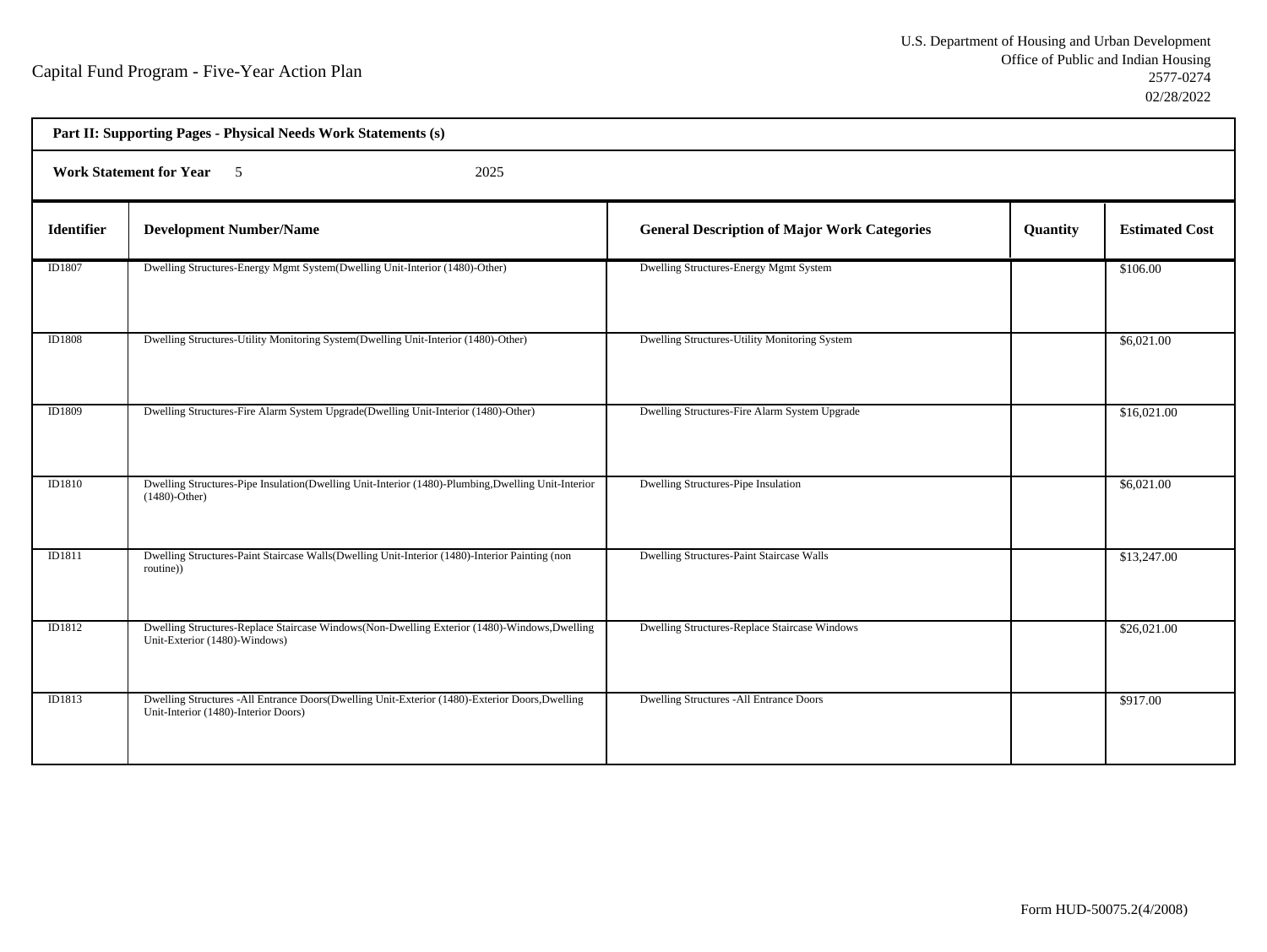Capital Fund Program - Five-Year Action Plan

U.S. Department of Housing and Urban Development
Office of Public and Indian Housing
2577-0274
02/28/2022

**Part II: Supporting Pages - Physical Needs Work Statements (s)**

**Work Statement for Year** 5 2025

| Identifier | Development Number/Name | General Description of Major Work Categories | Quantity | Estimated Cost |
|---|---|---|---|---|
| ID1807 | Dwelling Structures-Energy Mgmt System(Dwelling Unit-Interior (1480)-Other) | Dwelling Structures-Energy Mgmt System | | $106.00 |
| ID1808 | Dwelling Structures-Utility Monitoring System(Dwelling Unit-Interior (1480)-Other) | Dwelling Structures-Utility Monitoring System | | $6,021.00 |
| ID1809 | Dwelling Structures-Fire Alarm System Upgrade(Dwelling Unit-Interior (1480)-Other) | Dwelling Structures-Fire Alarm System Upgrade | | $16,021.00 |
| ID1810 | Dwelling Structures-Pipe Insulation(Dwelling Unit-Interior (1480)-Plumbing,Dwelling Unit-Interior (1480)-Other) | Dwelling Structures-Pipe Insulation | | $6,021.00 |
| ID1811 | Dwelling Structures-Paint Staircase Walls(Dwelling Unit-Interior (1480)-Interior Painting (non routine)) | Dwelling Structures-Paint Staircase Walls | | $13,247.00 |
| ID1812 | Dwelling Structures-Replace Staircase Windows(Non-Dwelling Exterior (1480)-Windows,Dwelling Unit-Exterior (1480)-Windows) | Dwelling Structures-Replace Staircase Windows | | $26,021.00 |
| ID1813 | Dwelling Structures -All Entrance Doors(Dwelling Unit-Exterior (1480)-Exterior Doors,Dwelling Unit-Interior (1480)-Interior Doors) | Dwelling Structures -All Entrance Doors | | $917.00 |

Form HUD-50075.2(4/2008)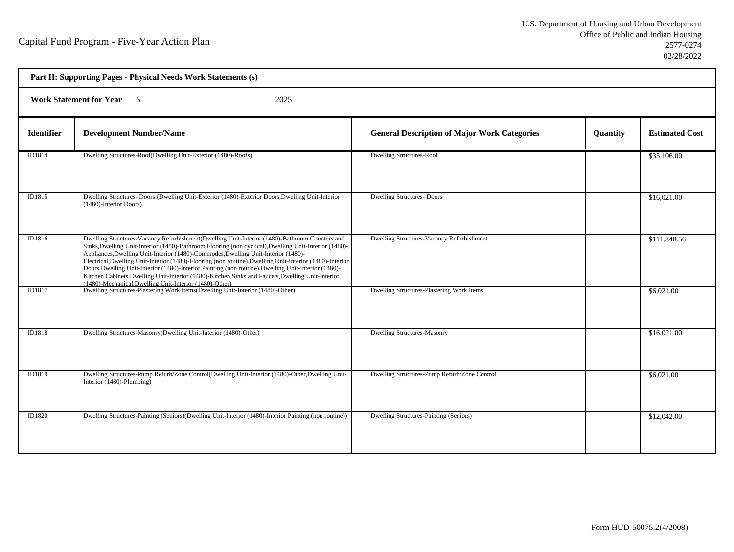Capital Fund Program - Five-Year Action Plan

U.S. Department of Housing and Urban Development
Office of Public and Indian Housing
2577-0274
02/28/2022

**Part II: Supporting Pages - Physical Needs Work Statements (s)**

**Work Statement for Year** 5 2025

| Identifier | Development Number/Name | General Description of Major Work Categories | Quantity | Estimated Cost |
|---|---|---|---|---|
| ID1814 | Dwelling Structures-Roof(Dwelling Unit-Exterior (1480)-Roofs) | Dwelling Structures-Roof | | $35,106.00 |
| ID1815 | Dwelling Structures- Doors:(Dwelling Unit-Exterior (1480)-Exterior Doors,Dwelling Unit-Interior (1480)-Interior Doors) | Dwelling Structures- Doors | | $16,021.00 |
| ID1816 | Dwelling Structures-Vacancy Refurbishment(Dwelling Unit-Interior (1480)-Bathroom Counters and Sinks,Dwelling Unit-Interior (1480)-Bathroom Flooring (non cyclical),Dwelling Unit-Interior (1480)-Appliances,Dwelling Unit-Interior (1480)-Commodes,Dwelling Unit-Interior (1480)-Electrical,Dwelling Unit-Interior (1480)-Flooring (non routine),Dwelling Unit-Interior (1480)-Interior Doors,Dwelling Unit-Interior (1480)-Interior Painting (non routine),Dwelling Unit-Interior (1480)-Kitchen Cabinets,Dwelling Unit-Interior (1480)-Kitchen Sinks and Faucets,Dwelling Unit-Interior (1480)-Mechanical,Dwelling Unit-Interior (1480)-Other) | Dwelling Structures-Vacancy Refurbishment | | $111,348.56 |
| ID1817 | Dwelling Structures-Plastering Work Items(Dwelling Unit-Interior (1480)-Other) | Dwelling Structures-Plastering Work Items | | $6,021.00 |
| ID1818 | Dwelling Structures-Masonry(Dwelling Unit-Interior (1480)-Other) | Dwelling Structures-Masonry | | $16,021.00 |
| ID1819 | Dwelling Structures-Pump Refurb/Zone Control(Dwelling Unit-Interior (1480)-Other,Dwelling Unit-Interior (1480)-Plumbing) | Dwelling Structures-Pump Refurb/Zone Control | | $6,021.00 |
| ID1820 | Dwelling Structures-Painting (Seniors)(Dwelling Unit-Interior (1480)-Interior Painting (non routine)) | Dwelling Structures-Painting (Seniors) | | $12,042.00 |

Form HUD-50075.2(4/2008)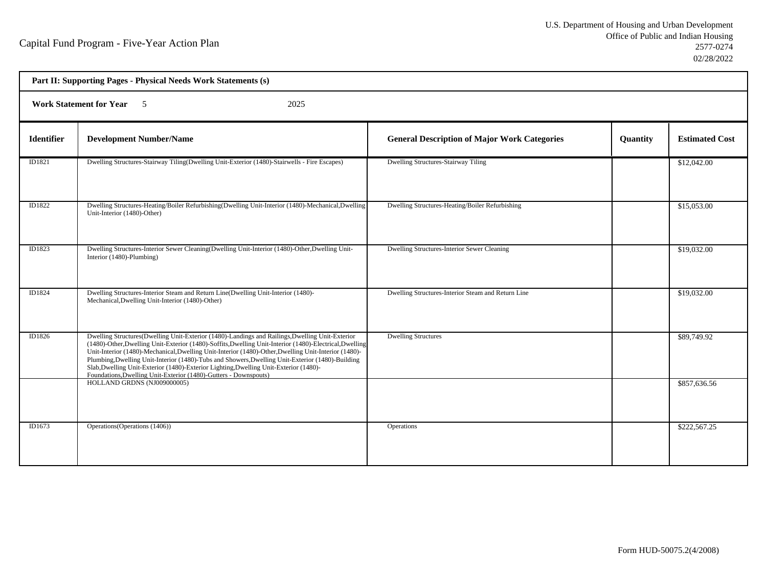Capital Fund Program - Five-Year Action Plan

U.S. Department of Housing and Urban Development
Office of Public and Indian Housing
2577-0274
02/28/2022

**Part II: Supporting Pages - Physical Needs Work Statements (s)**

**Work Statement for Year** 5 2025

| Identifier | Development Number/Name | General Description of Major Work Categories | Quantity | Estimated Cost |
|---|---|---|---|---|
| ID1821 | Dwelling Structures-Stairway Tiling(Dwelling Unit-Exterior (1480)-Stairwells - Fire Escapes) | Dwelling Structures-Stairway Tiling | | $12,042.00 |
| ID1822 | Dwelling Structures-Heating/Boiler Refurbishing(Dwelling Unit-Interior (1480)-Mechanical,Dwelling Unit-Interior (1480)-Other) | Dwelling Structures-Heating/Boiler Refurbishing | | $15,053.00 |
| ID1823 | Dwelling Structures-Interior Sewer Cleaning(Dwelling Unit-Interior (1480)-Other,Dwelling Unit-Interior (1480)-Plumbing) | Dwelling Structures-Interior Sewer Cleaning | | $19,032.00 |
| ID1824 | Dwelling Structures-Interior Steam and Return Line(Dwelling Unit-Interior (1480)-Mechanical,Dwelling Unit-Interior (1480)-Other) | Dwelling Structures-Interior Steam and Return Line | | $19,032.00 |
| ID1826 | Dwelling Structures(Dwelling Unit-Exterior (1480)-Landings and Railings,Dwelling Unit-Exterior (1480)-Other,Dwelling Unit-Exterior (1480)-Soffits,Dwelling Unit-Interior (1480)-Electrical,Dwelling Unit-Interior (1480)-Mechanical,Dwelling Unit-Interior (1480)-Other,Dwelling Unit-Interior (1480)-Plumbing,Dwelling Unit-Interior (1480)-Tubs and Showers,Dwelling Unit-Exterior (1480)-Building Slab,Dwelling Unit-Exterior (1480)-Exterior Lighting,Dwelling Unit-Exterior (1480)-Foundations,Dwelling Unit-Exterior (1480)-Gutters - Downspouts) | Dwelling Structures | | $89,749.92 |
| | HOLLAND GRDNS (NJ009000005) | | | $857,636.56 |
| ID1673 | Operations(Operations (1406)) | Operations | | $222,567.25 |

Form HUD-50075.2(4/2008)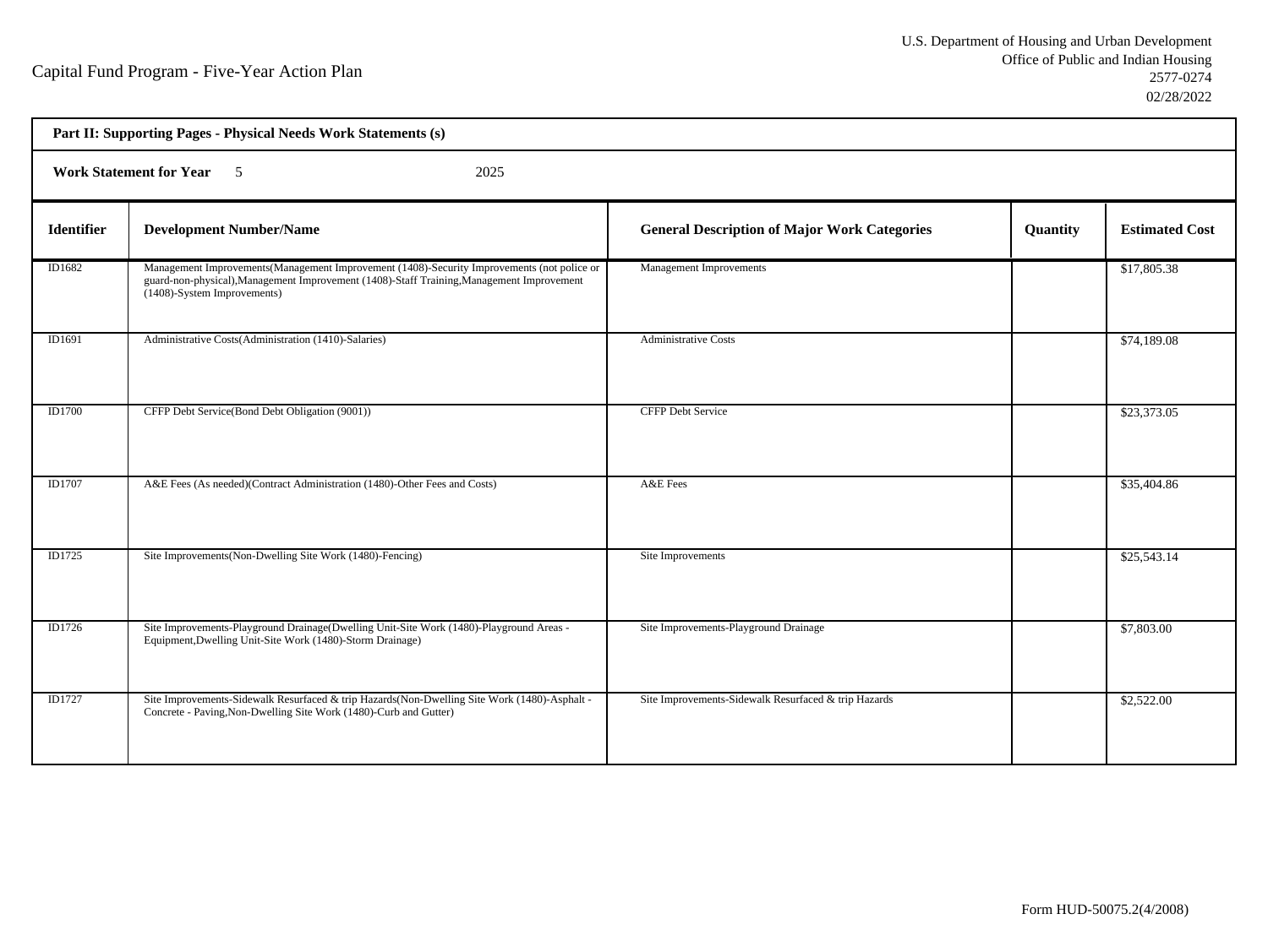Capital Fund Program - Five-Year Action Plan

U.S. Department of Housing and Urban Development
Office of Public and Indian Housing
2577-0274
02/28/2022

**Part II: Supporting Pages - Physical Needs Work Statements (s)**

**Work Statement for Year** 5 2025

| Identifier | Development Number/Name | General Description of Major Work Categories | Quantity | Estimated Cost |
|---|---|---|---|---|
| ID1682 | Management Improvements(Management Improvement (1408)-Security Improvements (not police or guard-non-physical),Management Improvement (1408)-Staff Training,Management Improvement (1408)-System Improvements) | Management Improvements | | $17,805.38 |
| ID1691 | Administrative Costs(Administration (1410)-Salaries) | Administrative Costs | | $74,189.08 |
| ID1700 | CFFP Debt Service(Bond Debt Obligation (9001)) | CFFP Debt Service | | $23,373.05 |
| ID1707 | A&E Fees (As needed)(Contract Administration (1480)-Other Fees and Costs) | A&E Fees | | $35,404.86 |
| ID1725 | Site Improvements(Non-Dwelling Site Work (1480)-Fencing) | Site Improvements | | $25,543.14 |
| ID1726 | Site Improvements-Playground Drainage(Dwelling Unit-Site Work (1480)-Playground Areas - Equipment,Dwelling Unit-Site Work (1480)-Storm Drainage) | Site Improvements-Playground Drainage | | $7,803.00 |
| ID1727 | Site Improvements-Sidewalk Resurfaced & trip Hazards(Non-Dwelling Site Work (1480)-Asphalt - Concrete - Paving,Non-Dwelling Site Work (1480)-Curb and Gutter) | Site Improvements-Sidewalk Resurfaced & trip Hazards | | $2,522.00 |

Form HUD-50075.2(4/2008)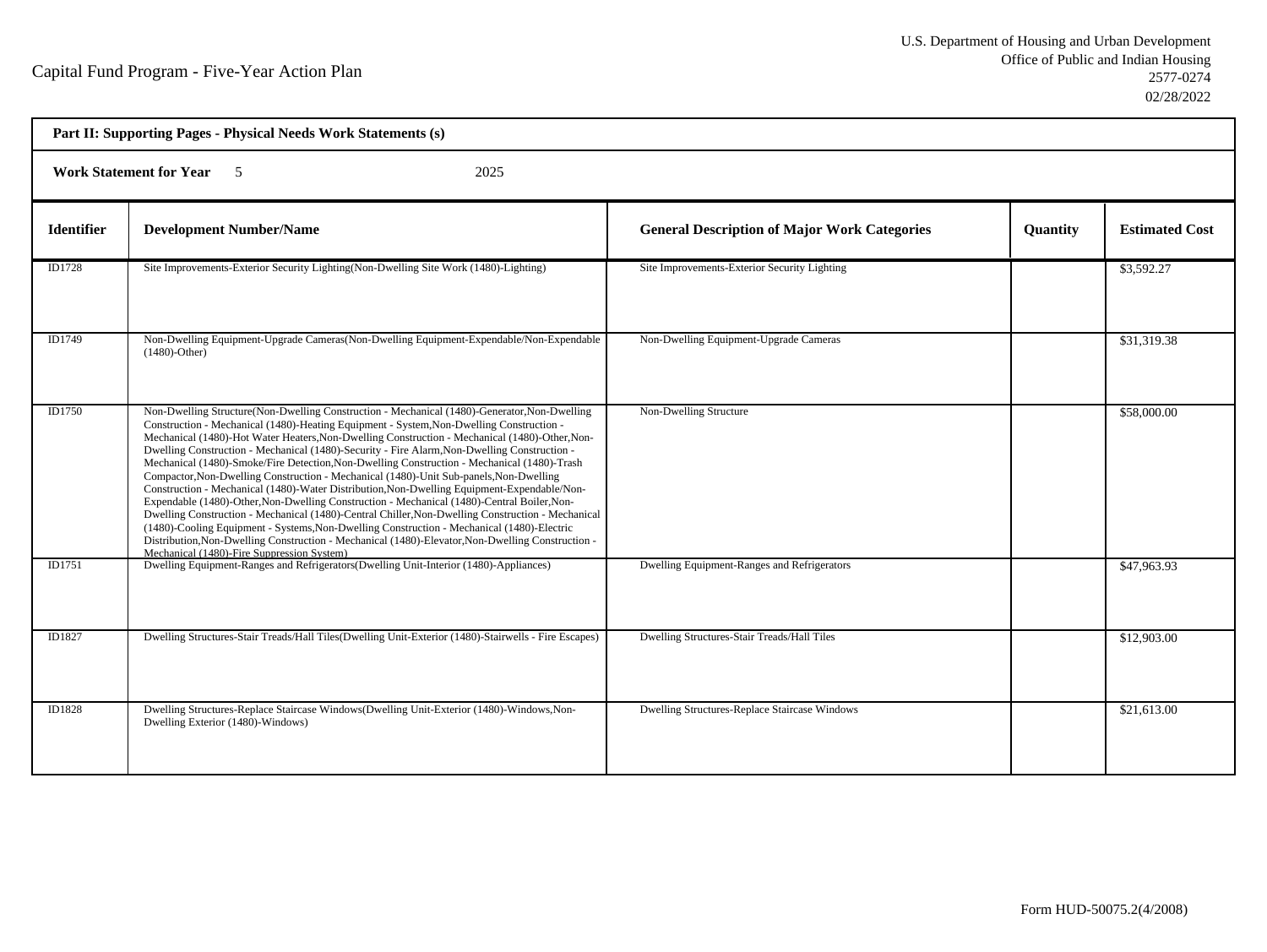Capital Fund Program - Five-Year Action Plan

U.S. Department of Housing and Urban Development
Office of Public and Indian Housing
2577-0274
02/28/2022

**Part II: Supporting Pages - Physical Needs Work Statements (s)**

**Work Statement for Year** 5 2025

| Identifier | Development Number/Name | General Description of Major Work Categories | Quantity | Estimated Cost |
|---|---|---|---|---|
| ID1728 | Site Improvements-Exterior Security Lighting(Non-Dwelling Site Work (1480)-Lighting) | Site Improvements-Exterior Security Lighting | | $3,592.27 |
| ID1749 | Non-Dwelling Equipment-Upgrade Cameras(Non-Dwelling Equipment-Expendable/Non-Expendable (1480)-Other) | Non-Dwelling Equipment-Upgrade Cameras | | $31,319.38 |
| ID1750 | Non-Dwelling Structure(Non-Dwelling Construction - Mechanical (1480)-Generator,Non-Dwelling Construction - Mechanical (1480)-Heating Equipment - System,Non-Dwelling Construction - Mechanical (1480)-Hot Water Heaters,Non-Dwelling Construction - Mechanical (1480)-Other,Non-Dwelling Construction - Mechanical (1480)-Security - Fire Alarm,Non-Dwelling Construction - Mechanical (1480)-Smoke/Fire Detection,Non-Dwelling Construction - Mechanical (1480)-Trash Compactor,Non-Dwelling Construction - Mechanical (1480)-Unit Sub-panels,Non-Dwelling Construction - Mechanical (1480)-Water Distribution,Non-Dwelling Equipment-Expendable/Non-Expendable (1480)-Other,Non-Dwelling Construction - Mechanical (1480)-Central Boiler,Non-Dwelling Construction - Mechanical (1480)-Central Chiller,Non-Dwelling Construction - Mechanical (1480)-Cooling Equipment - Systems,Non-Dwelling Construction - Mechanical (1480)-Electric Distribution,Non-Dwelling Construction - Mechanical (1480)-Elevator,Non-Dwelling Construction - Mechanical (1480)-Fire Suppression System) | Non-Dwelling Structure | | $58,000.00 |
| ID1751 | Dwelling Equipment-Ranges and Refrigerators(Dwelling Unit-Interior (1480)-Appliances) | Dwelling Equipment-Ranges and Refrigerators | | $47,963.93 |
| ID1827 | Dwelling Structures-Stair Treads/Hall Tiles(Dwelling Unit-Exterior (1480)-Stairwells - Fire Escapes) | Dwelling Structures-Stair Treads/Hall Tiles | | $12,903.00 |
| ID1828 | Dwelling Structures-Replace Staircase Windows(Dwelling Unit-Exterior (1480)-Windows,Non-Dwelling Exterior (1480)-Windows) | Dwelling Structures-Replace Staircase Windows | | $21,613.00 |

Form HUD-50075.2(4/2008)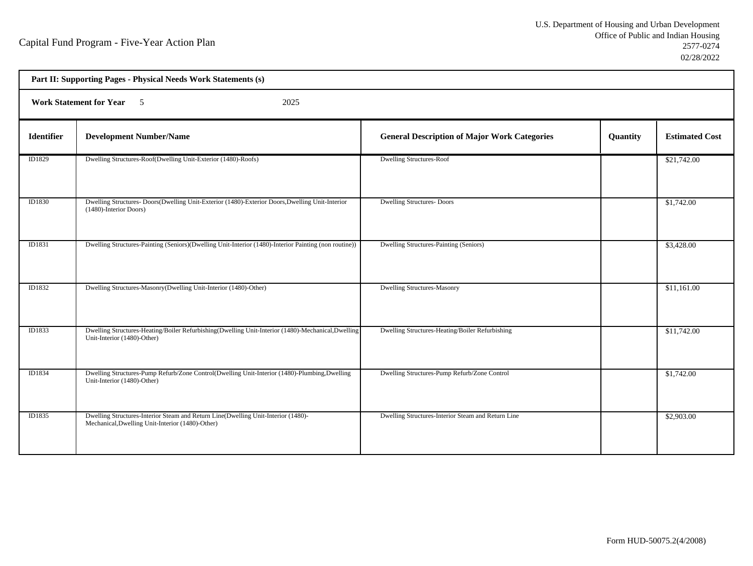Capital Fund Program - Five-Year Action Plan

U.S. Department of Housing and Urban Development
Office of Public and Indian Housing
2577-0274
02/28/2022

**Part II: Supporting Pages - Physical Needs Work Statements (s)**

**Work Statement for Year** 5 2025

| Identifier | Development Number/Name | General Description of Major Work Categories | Quantity | Estimated Cost |
|---|---|---|---|---|
| ID1829 | Dwelling Structures-Roof(Dwelling Unit-Exterior (1480)-Roofs) | Dwelling Structures-Roof | | $21,742.00 |
| ID1830 | Dwelling Structures- Doors(Dwelling Unit-Exterior (1480)-Exterior Doors,Dwelling Unit-Interior (1480)-Interior Doors) | Dwelling Structures- Doors | | $1,742.00 |
| ID1831 | Dwelling Structures-Painting (Seniors)(Dwelling Unit-Interior (1480)-Interior Painting (non routine)) | Dwelling Structures-Painting (Seniors) | | $3,428.00 |
| ID1832 | Dwelling Structures-Masonry(Dwelling Unit-Interior (1480)-Other) | Dwelling Structures-Masonry | | $11,161.00 |
| ID1833 | Dwelling Structures-Heating/Boiler Refurbishing(Dwelling Unit-Interior (1480)-Mechanical,Dwelling Unit-Interior (1480)-Other) | Dwelling Structures-Heating/Boiler Refurbishing | | $11,742.00 |
| ID1834 | Dwelling Structures-Pump Refurb/Zone Control(Dwelling Unit-Interior (1480)-Plumbing,Dwelling Unit-Interior (1480)-Other) | Dwelling Structures-Pump Refurb/Zone Control | | $1,742.00 |
| ID1835 | Dwelling Structures-Interior Steam and Return Line(Dwelling Unit-Interior (1480)-Mechanical,Dwelling Unit-Interior (1480)-Other) | Dwelling Structures-Interior Steam and Return Line | | $2,903.00 |

Form HUD-50075.2(4/2008)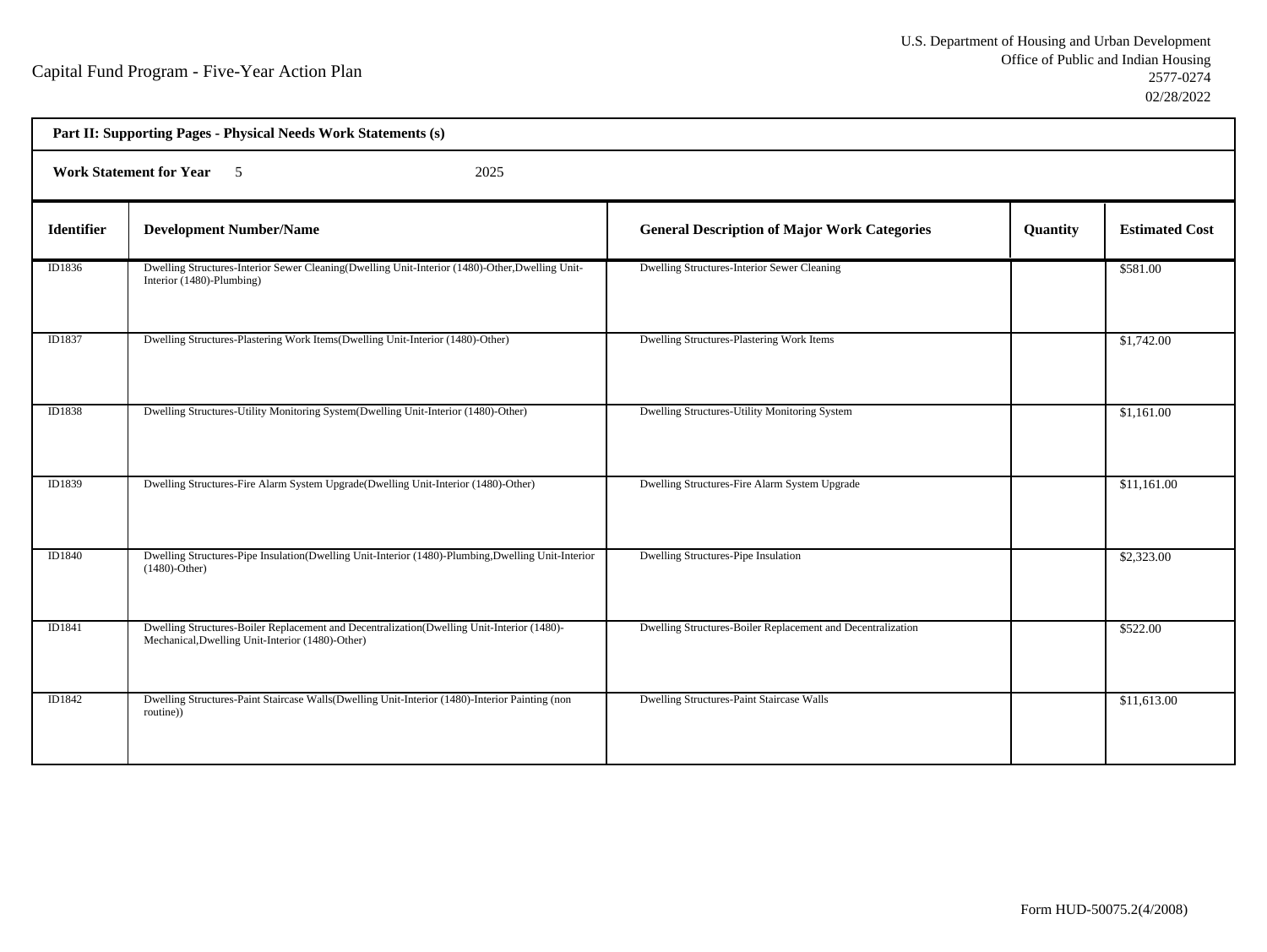Capital Fund Program - Five-Year Action Plan

U.S. Department of Housing and Urban Development
Office of Public and Indian Housing
2577-0274
02/28/2022

**Part II: Supporting Pages - Physical Needs Work Statements (s)**

**Work Statement for Year** 5 2025

| Identifier | Development Number/Name | General Description of Major Work Categories | Quantity | Estimated Cost |
|---|---|---|---|---|
| ID1836 | Dwelling Structures-Interior Sewer Cleaning(Dwelling Unit-Interior (1480)-Other,Dwelling Unit-Interior (1480)-Plumbing) | Dwelling Structures-Interior Sewer Cleaning | | $581.00 |
| ID1837 | Dwelling Structures-Plastering Work Items(Dwelling Unit-Interior (1480)-Other) | Dwelling Structures-Plastering Work Items | | $1,742.00 |
| ID1838 | Dwelling Structures-Utility Monitoring System(Dwelling Unit-Interior (1480)-Other) | Dwelling Structures-Utility Monitoring System | | $1,161.00 |
| ID1839 | Dwelling Structures-Fire Alarm System Upgrade(Dwelling Unit-Interior (1480)-Other) | Dwelling Structures-Fire Alarm System Upgrade | | $11,161.00 |
| ID1840 | Dwelling Structures-Pipe Insulation(Dwelling Unit-Interior (1480)-Plumbing,Dwelling Unit-Interior (1480)-Other) | Dwelling Structures-Pipe Insulation | | $2,323.00 |
| ID1841 | Dwelling Structures-Boiler Replacement and Decentralization(Dwelling Unit-Interior (1480)-Mechanical,Dwelling Unit-Interior (1480)-Other) | Dwelling Structures-Boiler Replacement and Decentralization | | $522.00 |
| ID1842 | Dwelling Structures-Paint Staircase Walls(Dwelling Unit-Interior (1480)-Interior Painting (non routine)) | Dwelling Structures-Paint Staircase Walls | | $11,613.00 |

Form HUD-50075.2(4/2008)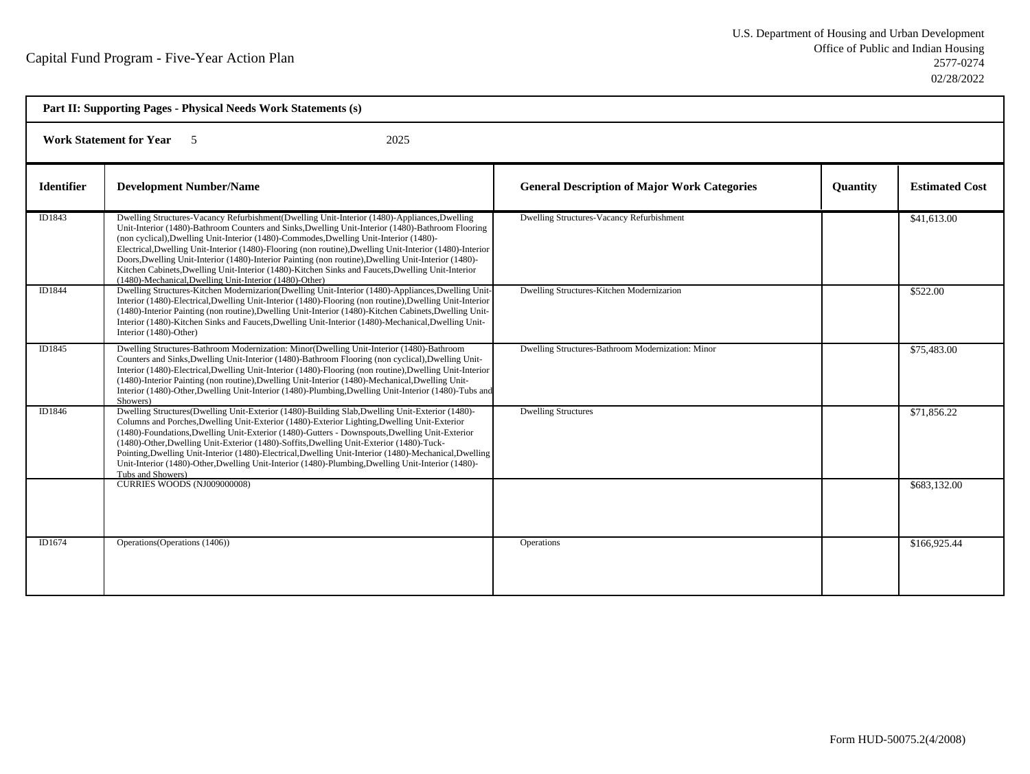Capital Fund Program - Five-Year Action Plan

U.S. Department of Housing and Urban Development
Office of Public and Indian Housing
2577-0274
02/28/2022

**Part II: Supporting Pages - Physical Needs Work Statements (s)**

**Work Statement for Year** 5 2025

| Identifier | Development Number/Name | General Description of Major Work Categories | Quantity | Estimated Cost |
|---|---|---|---|---|
| ID1843 | Dwelling Structures-Vacancy Refurbishment(Dwelling Unit-Interior (1480)-Appliances,Dwelling Unit-Interior (1480)-Bathroom Counters and Sinks,Dwelling Unit-Interior (1480)-Bathroom Flooring (non cyclical),Dwelling Unit-Interior (1480)-Commodes,Dwelling Unit-Interior (1480)-Electrical,Dwelling Unit-Interior (1480)-Flooring (non routine),Dwelling Unit-Interior (1480)-Interior Doors,Dwelling Unit-Interior (1480)-Interior Painting (non routine),Dwelling Unit-Interior (1480)-Kitchen Cabinets,Dwelling Unit-Interior (1480)-Kitchen Sinks and Faucets,Dwelling Unit-Interior (1480)-Mechanical,Dwelling Unit-Interior (1480)-Other) | Dwelling Structures-Vacancy Refurbishment | | $41,613.00 |
| ID1844 | Dwelling Structures-Kitchen Modernizarion(Dwelling Unit-Interior (1480)-Appliances,Dwelling Unit-Interior (1480)-Electrical,Dwelling Unit-Interior (1480)-Flooring (non routine),Dwelling Unit-Interior (1480)-Interior Painting (non routine),Dwelling Unit-Interior (1480)-Kitchen Cabinets,Dwelling Unit-Interior (1480)-Kitchen Sinks and Faucets,Dwelling Unit-Interior (1480)-Mechanical,Dwelling Unit-Interior (1480)-Other) | Dwelling Structures-Kitchen Modernizarion | | $522.00 |
| ID1845 | Dwelling Structures-Bathroom Modernization: Minor(Dwelling Unit-Interior (1480)-Bathroom Counters and Sinks,Dwelling Unit-Interior (1480)-Bathroom Flooring (non cyclical),Dwelling Unit-Interior (1480)-Electrical,Dwelling Unit-Interior (1480)-Flooring (non routine),Dwelling Unit-Interior (1480)-Interior Painting (non routine),Dwelling Unit-Interior (1480)-Mechanical,Dwelling Unit-Interior (1480)-Other,Dwelling Unit-Interior (1480)-Plumbing,Dwelling Unit-Interior (1480)-Tubs and Showers) | Dwelling Structures-Bathroom Modernization: Minor | | $75,483.00 |
| ID1846 | Dwelling Structures(Dwelling Unit-Exterior (1480)-Building Slab,Dwelling Unit-Exterior (1480)-Columns and Porches,Dwelling Unit-Exterior (1480)-Exterior Lighting,Dwelling Unit-Exterior (1480)-Foundations,Dwelling Unit-Exterior (1480)-Gutters - Downspouts,Dwelling Unit-Exterior (1480)-Other,Dwelling Unit-Exterior (1480)-Soffits,Dwelling Unit-Exterior (1480)-Tuck-Pointing,Dwelling Unit-Interior (1480)-Electrical,Dwelling Unit-Interior (1480)-Mechanical,Dwelling Unit-Interior (1480)-Other,Dwelling Unit-Interior (1480)-Plumbing,Dwelling Unit-Interior (1480)-Tubs and Showers) | Dwelling Structures | | $71,856.22 |
| | CURRIES WOODS (NJ009000008) | | | $683,132.00 |
| ID1674 | Operations(Operations (1406)) | Operations | | $166,925.44 |

Form HUD-50075.2(4/2008)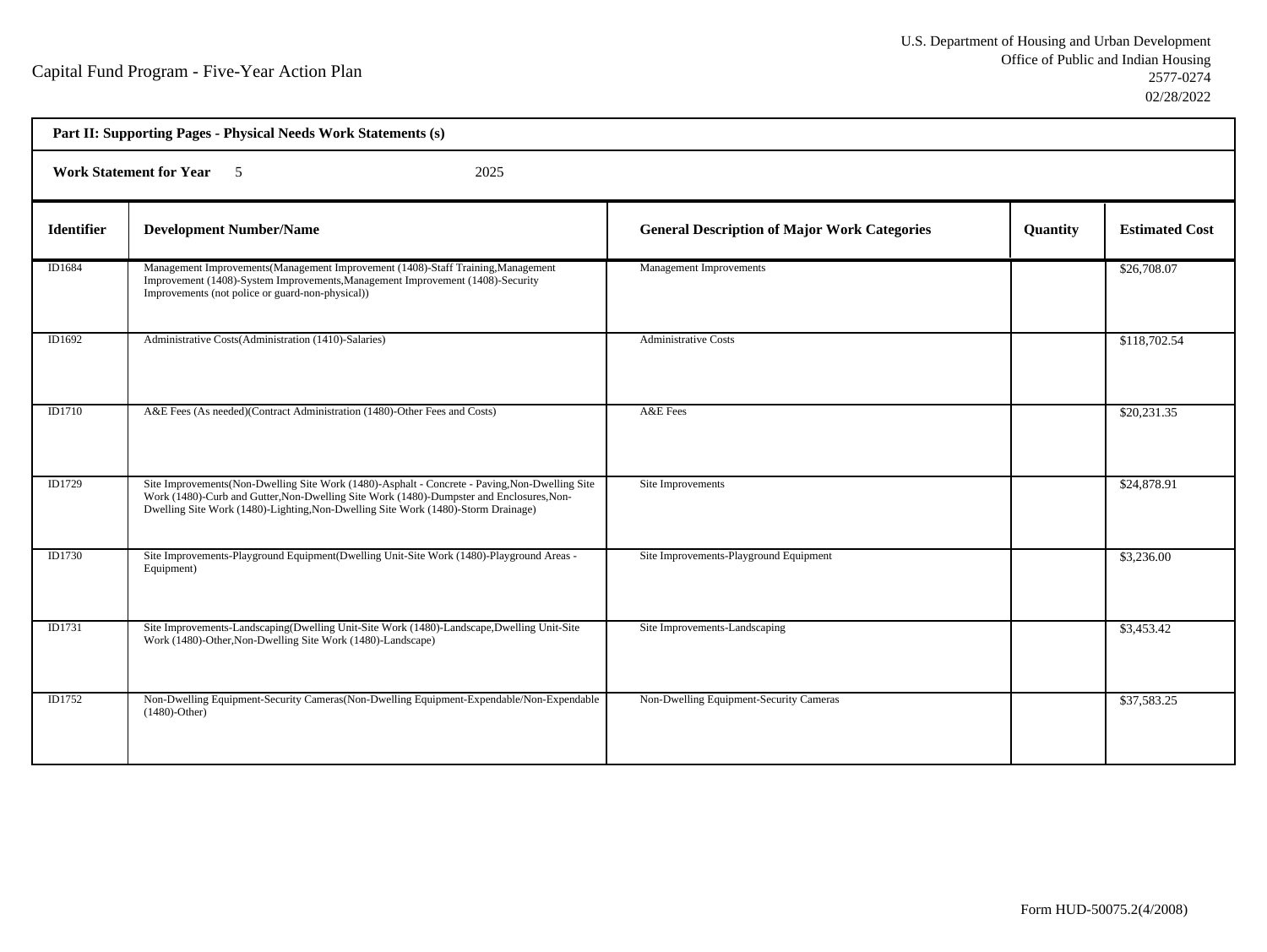Capital Fund Program - Five-Year Action Plan

U.S. Department of Housing and Urban Development
Office of Public and Indian Housing
2577-0274
02/28/2022

**Part II: Supporting Pages - Physical Needs Work Statements (s)**

**Work Statement for Year** 5 2025

| Identifier | Development Number/Name | General Description of Major Work Categories | Quantity | Estimated Cost |
|---|---|---|---|---|
| ID1684 | Management Improvements(Management Improvement (1408)-Staff Training,Management Improvement (1408)-System Improvements,Management Improvement (1408)-Security Improvements (not police or guard-non-physical)) | Management Improvements | | $26,708.07 |
| ID1692 | Administrative Costs(Administration (1410)-Salaries) | Administrative Costs | | $118,702.54 |
| ID1710 | A&E Fees (As needed)(Contract Administration (1480)-Other Fees and Costs) | A&E Fees | | $20,231.35 |
| ID1729 | Site Improvements(Non-Dwelling Site Work (1480)-Asphalt - Concrete - Paving,Non-Dwelling Site Work (1480)-Curb and Gutter,Non-Dwelling Site Work (1480)-Dumpster and Enclosures,Non-Dwelling Site Work (1480)-Lighting,Non-Dwelling Site Work (1480)-Storm Drainage) | Site Improvements | | $24,878.91 |
| ID1730 | Site Improvements-Playground Equipment(Dwelling Unit-Site Work (1480)-Playground Areas - Equipment) | Site Improvements-Playground Equipment | | $3,236.00 |
| ID1731 | Site Improvements-Landscaping(Dwelling Unit-Site Work (1480)-Landscape,Dwelling Unit-Site Work (1480)-Other,Non-Dwelling Site Work (1480)-Landscape) | Site Improvements-Landscaping | | $3,453.42 |
| ID1752 | Non-Dwelling Equipment-Security Cameras(Non-Dwelling Equipment-Expendable/Non-Expendable (1480)-Other) | Non-Dwelling Equipment-Security Cameras | | $37,583.25 |

Form HUD-50075.2(4/2008)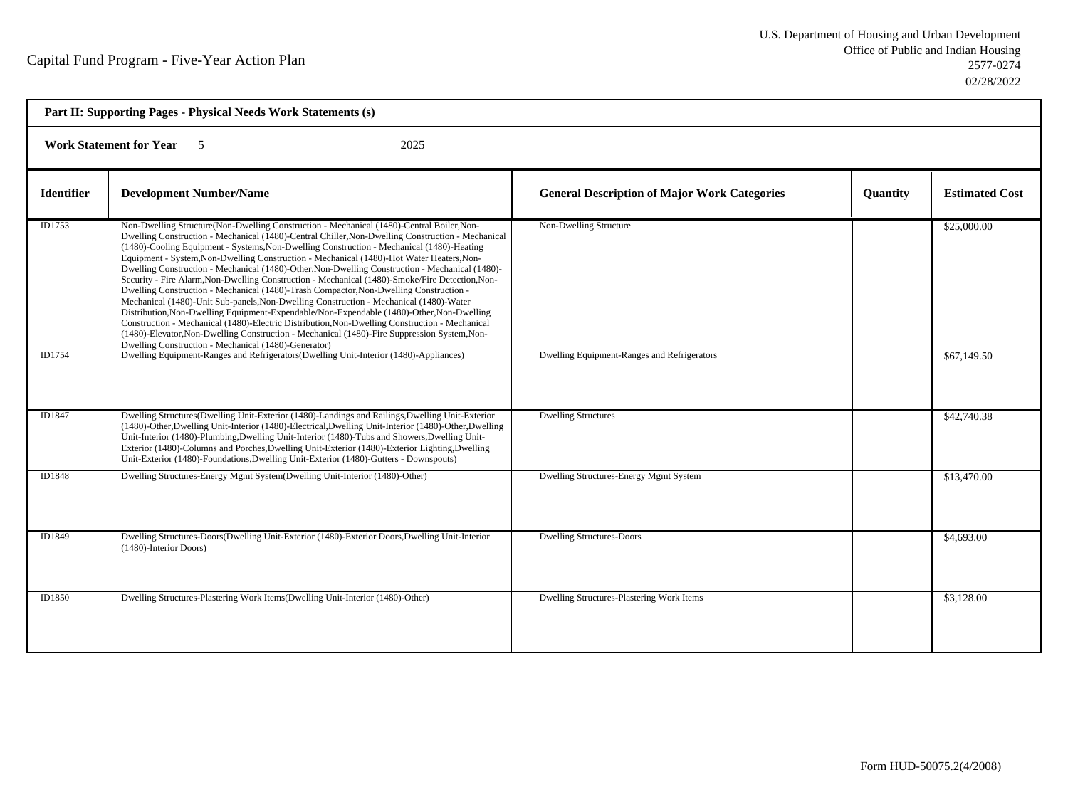Capital Fund Program - Five-Year Action Plan

U.S. Department of Housing and Urban Development
Office of Public and Indian Housing
2577-0274
02/28/2022

**Part II: Supporting Pages - Physical Needs Work Statements (s)**

**Work Statement for Year** 5 2025

| Identifier | Development Number/Name | General Description of Major Work Categories | Quantity | Estimated Cost |
|---|---|---|---|---|
| ID1753 | Non-Dwelling Structure(Non-Dwelling Construction - Mechanical (1480)-Central Boiler,Non-Dwelling Construction - Mechanical (1480)-Central Chiller,Non-Dwelling Construction - Mechanical (1480)-Cooling Equipment - Systems,Non-Dwelling Construction - Mechanical (1480)-Heating Equipment - System,Non-Dwelling Construction - Mechanical (1480)-Hot Water Heaters,Non-Dwelling Construction - Mechanical (1480)-Other,Non-Dwelling Construction - Mechanical (1480)-Security - Fire Alarm,Non-Dwelling Construction - Mechanical (1480)-Smoke/Fire Detection,Non-Dwelling Construction - Mechanical (1480)-Trash Compactor,Non-Dwelling Construction - Mechanical (1480)-Unit Sub-panels,Non-Dwelling Construction - Mechanical (1480)-Water Distribution,Non-Dwelling Equipment-Expendable/Non-Expendable (1480)-Other,Non-Dwelling Construction - Mechanical (1480)-Electric Distribution,Non-Dwelling Construction - Mechanical (1480)-Elevator,Non-Dwelling Construction - Mechanical (1480)-Fire Suppression System,Non-Dwelling Construction - Mechanical (1480)-Generator) | Non-Dwelling Structure | | $25,000.00 |
| ID1754 | Dwelling Equipment-Ranges and Refrigerators(Dwelling Unit-Interior (1480)-Appliances) | Dwelling Equipment-Ranges and Refrigerators | | $67,149.50 |
| ID1847 | Dwelling Structures(Dwelling Unit-Exterior (1480)-Landings and Railings,Dwelling Unit-Exterior (1480)-Other,Dwelling Unit-Interior (1480)-Electrical,Dwelling Unit-Interior (1480)-Other,Dwelling Unit-Interior (1480)-Plumbing,Dwelling Unit-Interior (1480)-Tubs and Showers,Dwelling Unit-Exterior (1480)-Columns and Porches,Dwelling Unit-Exterior (1480)-Exterior Lighting,Dwelling Unit-Exterior (1480)-Foundations,Dwelling Unit-Exterior (1480)-Gutters - Downspouts) | Dwelling Structures | | $42,740.38 |
| ID1848 | Dwelling Structures-Energy Mgmt System(Dwelling Unit-Interior (1480)-Other) | Dwelling Structures-Energy Mgmt System | | $13,470.00 |
| ID1849 | Dwelling Structures-Doors(Dwelling Unit-Exterior (1480)-Exterior Doors,Dwelling Unit-Interior (1480)-Interior Doors) | Dwelling Structures-Doors | | $4,693.00 |
| ID1850 | Dwelling Structures-Plastering Work Items(Dwelling Unit-Interior (1480)-Other) | Dwelling Structures-Plastering Work Items | | $3,128.00 |

Form HUD-50075.2(4/2008)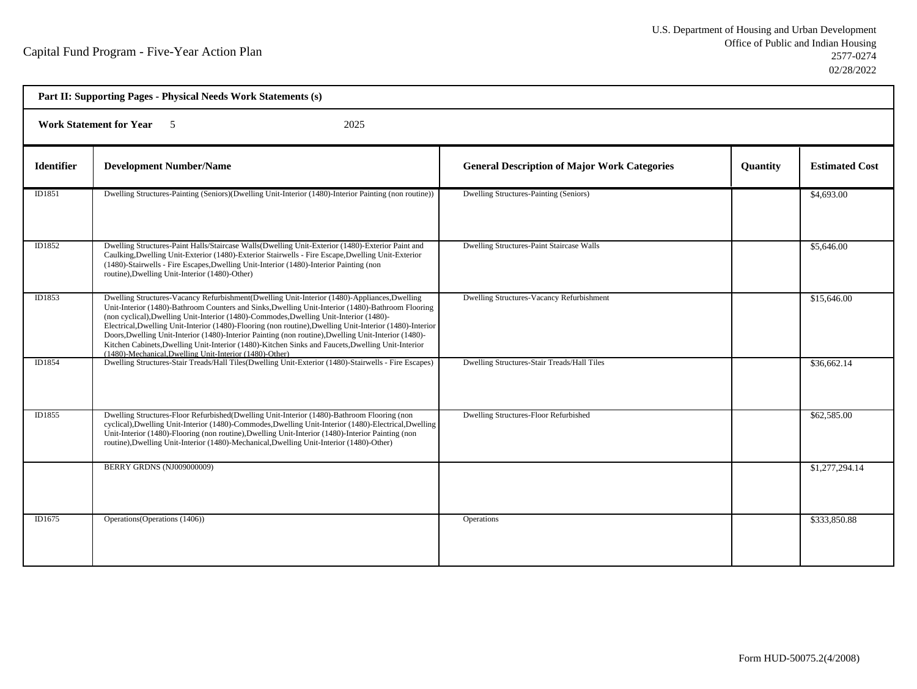Capital Fund Program - Five-Year Action Plan

U.S. Department of Housing and Urban Development
Office of Public and Indian Housing
2577-0274
02/28/2022

**Part II: Supporting Pages - Physical Needs Work Statements (s)**

**Work Statement for Year** 5 2025

| Identifier | Development Number/Name | General Description of Major Work Categories | Quantity | Estimated Cost |
|---|---|---|---|---|
| ID1851 | Dwelling Structures-Painting (Seniors)(Dwelling Unit-Interior (1480)-Interior Painting (non routine)) | Dwelling Structures-Painting (Seniors) | | $4,693.00 |
| ID1852 | Dwelling Structures-Paint Halls/Staircase Walls(Dwelling Unit-Exterior (1480)-Exterior Paint and Caulking,Dwelling Unit-Exterior (1480)-Exterior Stairwells - Fire Escape,Dwelling Unit-Exterior (1480)-Stairwells - Fire Escapes,Dwelling Unit-Interior (1480)-Interior Painting (non routine),Dwelling Unit-Interior (1480)-Other) | Dwelling Structures-Paint Staircase Walls | | $5,646.00 |
| ID1853 | Dwelling Structures-Vacancy Refurbishment(Dwelling Unit-Interior (1480)-Appliances,Dwelling Unit-Interior (1480)-Bathroom Counters and Sinks,Dwelling Unit-Interior (1480)-Bathroom Flooring (non cyclical),Dwelling Unit-Interior (1480)-Commodes,Dwelling Unit-Interior (1480)-Electrical,Dwelling Unit-Interior (1480)-Flooring (non routine),Dwelling Unit-Interior (1480)-Interior Doors,Dwelling Unit-Interior (1480)-Interior Painting (non routine),Dwelling Unit-Interior (1480)-Kitchen Cabinets,Dwelling Unit-Interior (1480)-Kitchen Sinks and Faucets,Dwelling Unit-Interior (1480)-Mechanical,Dwelling Unit-Interior (1480)-Other) | Dwelling Structures-Vacancy Refurbishment | | $15,646.00 |
| ID1854 | Dwelling Structures-Stair Treads/Hall Tiles(Dwelling Unit-Exterior (1480)-Stairwells - Fire Escapes) | Dwelling Structures-Stair Treads/Hall Tiles | | $36,662.14 |
| ID1855 | Dwelling Structures-Floor Refurbished(Dwelling Unit-Interior (1480)-Bathroom Flooring (non cyclical),Dwelling Unit-Interior (1480)-Commodes,Dwelling Unit-Interior (1480)-Electrical,Dwelling Unit-Interior (1480)-Flooring (non routine),Dwelling Unit-Interior (1480)-Interior Painting (non routine),Dwelling Unit-Interior (1480)-Mechanical,Dwelling Unit-Interior (1480)-Other) | Dwelling Structures-Floor Refurbished | | $62,585.00 |
| | BERRY GRDNS (NJ009000009) | | | $1,277,294.14 |
| ID1675 | Operations(Operations (1406)) | Operations | | $333,850.88 |

Form HUD-50075.2(4/2008)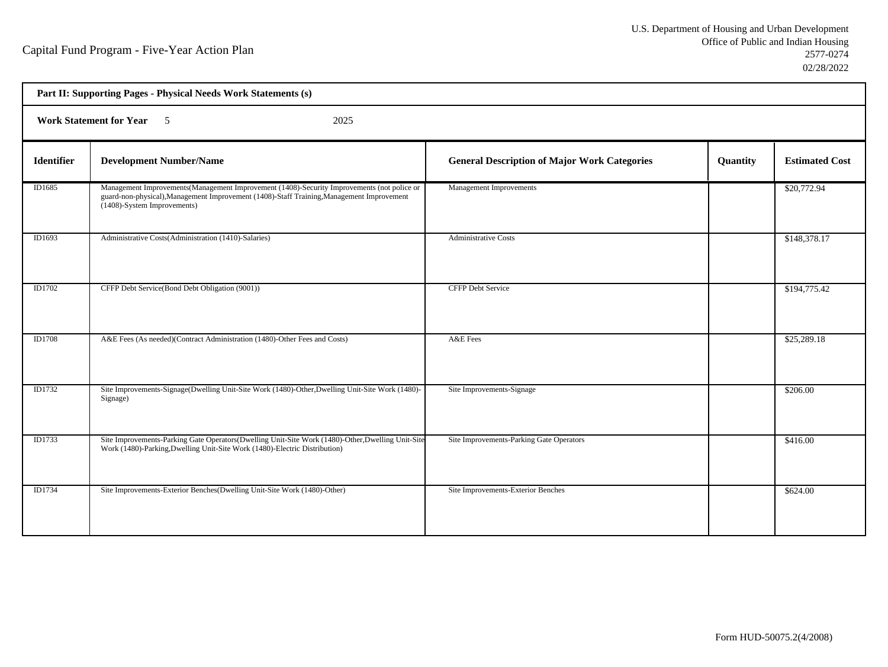Capital Fund Program - Five-Year Action Plan

U.S. Department of Housing and Urban Development
Office of Public and Indian Housing
2577-0274
02/28/2022

**Part II: Supporting Pages - Physical Needs Work Statements (s)**

**Work Statement for Year** 5 2025

| Identifier | Development Number/Name | General Description of Major Work Categories | Quantity | Estimated Cost |
|---|---|---|---|---|
| ID1685 | Management Improvements(Management Improvement (1408)-Security Improvements (not police or guard-non-physical),Management Improvement (1408)-Staff Training,Management Improvement (1408)-System Improvements) | Management Improvements | | $20,772.94 |
| ID1693 | Administrative Costs(Administration (1410)-Salaries) | Administrative Costs | | $148,378.17 |
| ID1702 | CFFP Debt Service(Bond Debt Obligation (9001)) | CFFP Debt Service | | $194,775.42 |
| ID1708 | A&E Fees (As needed)(Contract Administration (1480)-Other Fees and Costs) | A&E Fees | | $25,289.18 |
| ID1732 | Site Improvements-Signage(Dwelling Unit-Site Work (1480)-Other,Dwelling Unit-Site Work (1480)-Signage) | Site Improvements-Signage | | $206.00 |
| ID1733 | Site Improvements-Parking Gate Operators(Dwelling Unit-Site Work (1480)-Other,Dwelling Unit-Site Work (1480)-Parking,Dwelling Unit-Site Work (1480)-Electric Distribution) | Site Improvements-Parking Gate Operators | | $416.00 |
| ID1734 | Site Improvements-Exterior Benches(Dwelling Unit-Site Work (1480)-Other) | Site Improvements-Exterior Benches | | $624.00 |

Form HUD-50075.2(4/2008)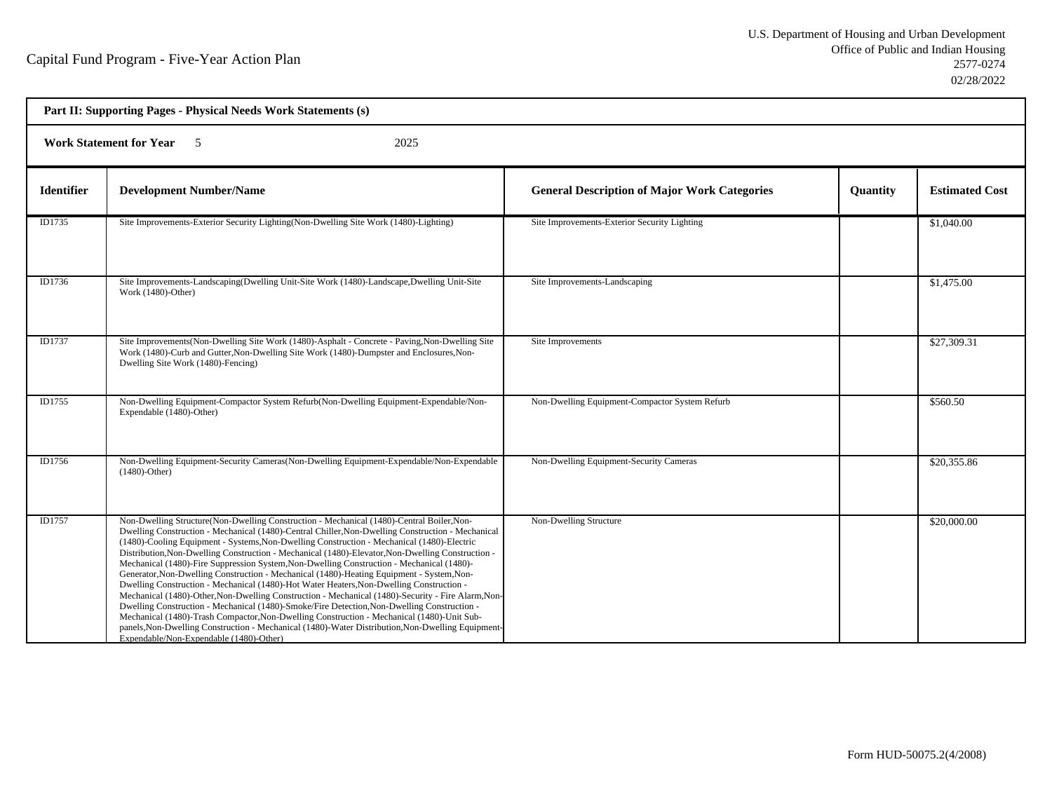# Capital Fund Program - Five-Year Action Plan

U.S. Department of Housing and Urban Development
Office of Public and Indian Housing
2577-0274
02/28/2022

**Part II: Supporting Pages - Physical Needs Work Statements (s)**

**Work Statement for Year** 5 2025

| Identifier | Development Number/Name | General Description of Major Work Categories | Quantity | Estimated Cost |
|---|---|---|---|---|
| ID1735 | Site Improvements-Exterior Security Lighting(Non-Dwelling Site Work (1480)-Lighting) | Site Improvements-Exterior Security Lighting | | $1,040.00 |
| ID1736 | Site Improvements-Landscaping(Dwelling Unit-Site Work (1480)-Landscape,Dwelling Unit-Site Work (1480)-Other) | Site Improvements-Landscaping | | $1,475.00 |
| ID1737 | Site Improvements(Non-Dwelling Site Work (1480)-Asphalt - Concrete - Paving,Non-Dwelling Site Work (1480)-Curb and Gutter,Non-Dwelling Site Work (1480)-Dumpster and Enclosures,Non-Dwelling Site Work (1480)-Fencing) | Site Improvements | | $27,309.31 |
| ID1755 | Non-Dwelling Equipment-Compactor System Refurb(Non-Dwelling Equipment-Expendable/Non-Expendable (1480)-Other) | Non-Dwelling Equipment-Compactor System Refurb | | $560.50 |
| ID1756 | Non-Dwelling Equipment-Security Cameras(Non-Dwelling Equipment-Expendable/Non-Expendable (1480)-Other) | Non-Dwelling Equipment-Security Cameras | | $20,355.86 |
| ID1757 | Non-Dwelling Structure(Non-Dwelling Construction - Mechanical (1480)-Central Boiler,Non-Dwelling Construction - Mechanical (1480)-Central Chiller,Non-Dwelling Construction - Mechanical (1480)-Cooling Equipment - Systems,Non-Dwelling Construction - Mechanical (1480)-Electric Distribution,Non-Dwelling Construction - Mechanical (1480)-Elevator,Non-Dwelling Construction - Mechanical (1480)-Fire Suppression System,Non-Dwelling Construction - Mechanical (1480)-Generator,Non-Dwelling Construction - Mechanical (1480)-Heating Equipment - System,Non-Dwelling Construction - Mechanical (1480)-Hot Water Heaters,Non-Dwelling Construction - Mechanical (1480)-Other,Non-Dwelling Construction - Mechanical (1480)-Security - Fire Alarm,Non-Dwelling Construction - Mechanical (1480)-Smoke/Fire Detection,Non-Dwelling Construction - Mechanical (1480)-Trash Compactor,Non-Dwelling Construction - Mechanical (1480)-Unit Sub-panels,Non-Dwelling Construction - Mechanical (1480)-Water Distribution,Non-Dwelling Equipment-Expendable/Non-Expendable (1480)-Other) | Non-Dwelling Structure | | $20,000.00 |

Form HUD-50075.2(4/2008)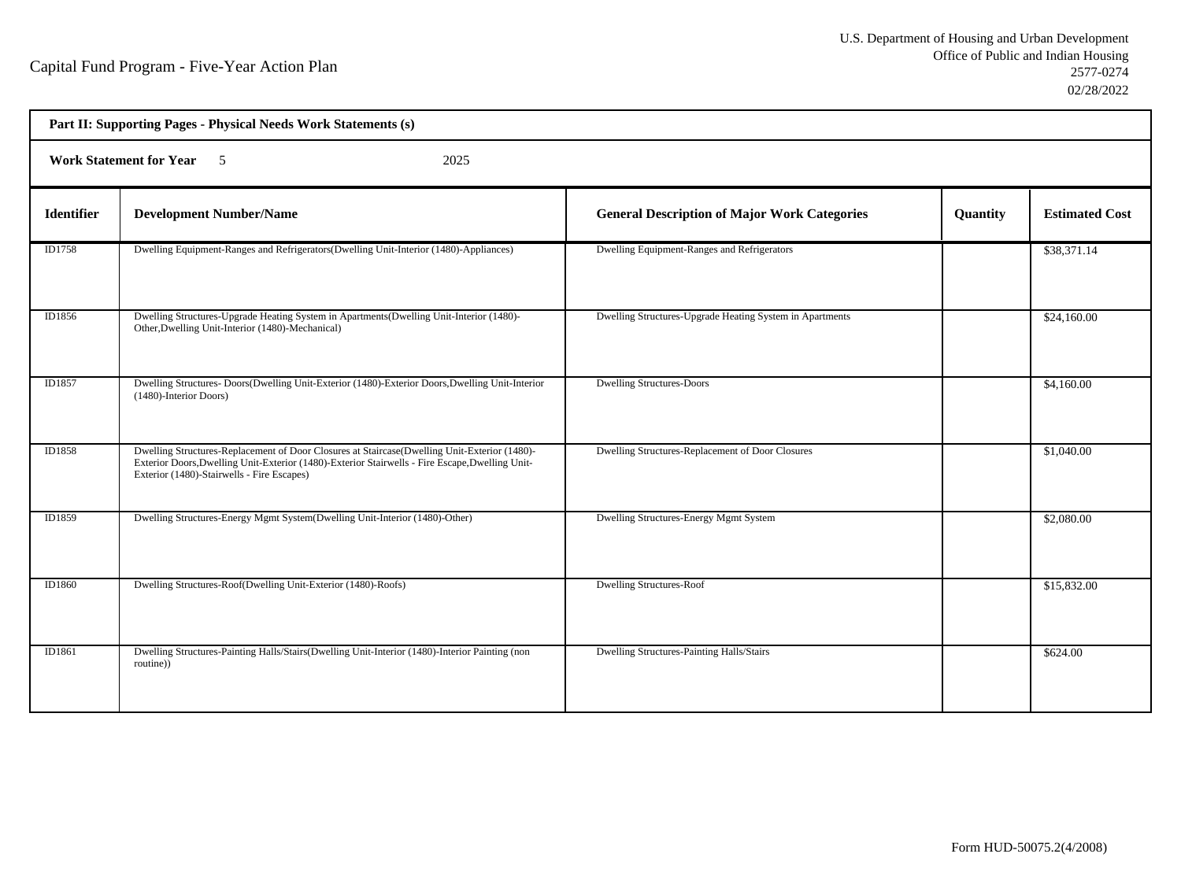Capital Fund Program - Five-Year Action Plan

U.S. Department of Housing and Urban Development
Office of Public and Indian Housing
2577-0274
02/28/2022

**Part II: Supporting Pages - Physical Needs Work Statements (s)**

**Work Statement for Year** 5 2025

| Identifier | Development Number/Name | General Description of Major Work Categories | Quantity | Estimated Cost |
|---|---|---|---|---|
| ID1758 | Dwelling Equipment-Ranges and Refrigerators(Dwelling Unit-Interior (1480)-Appliances) | Dwelling Equipment-Ranges and Refrigerators | | $38,371.14 |
| ID1856 | Dwelling Structures-Upgrade Heating System in Apartments(Dwelling Unit-Interior (1480)-Other,Dwelling Unit-Interior (1480)-Mechanical) | Dwelling Structures-Upgrade Heating System in Apartments | | $24,160.00 |
| ID1857 | Dwelling Structures- Doors(Dwelling Unit-Exterior (1480)-Exterior Doors,Dwelling Unit-Interior (1480)-Interior Doors) | Dwelling Structures-Doors | | $4,160.00 |
| ID1858 | Dwelling Structures-Replacement of Door Closures at Staircase(Dwelling Unit-Exterior (1480)-Exterior Doors,Dwelling Unit-Exterior (1480)-Exterior Stairwells - Fire Escape,Dwelling Unit-Exterior (1480)-Stairwells - Fire Escapes) | Dwelling Structures-Replacement of Door Closures | | $1,040.00 |
| ID1859 | Dwelling Structures-Energy Mgmt System(Dwelling Unit-Interior (1480)-Other) | Dwelling Structures-Energy Mgmt System | | $2,080.00 |
| ID1860 | Dwelling Structures-Roof(Dwelling Unit-Exterior (1480)-Roofs) | Dwelling Structures-Roof | | $15,832.00 |
| ID1861 | Dwelling Structures-Painting Halls/Stairs(Dwelling Unit-Interior (1480)-Interior Painting (non routine)) | Dwelling Structures-Painting Halls/Stairs | | $624.00 |

Form HUD-50075.2(4/2008)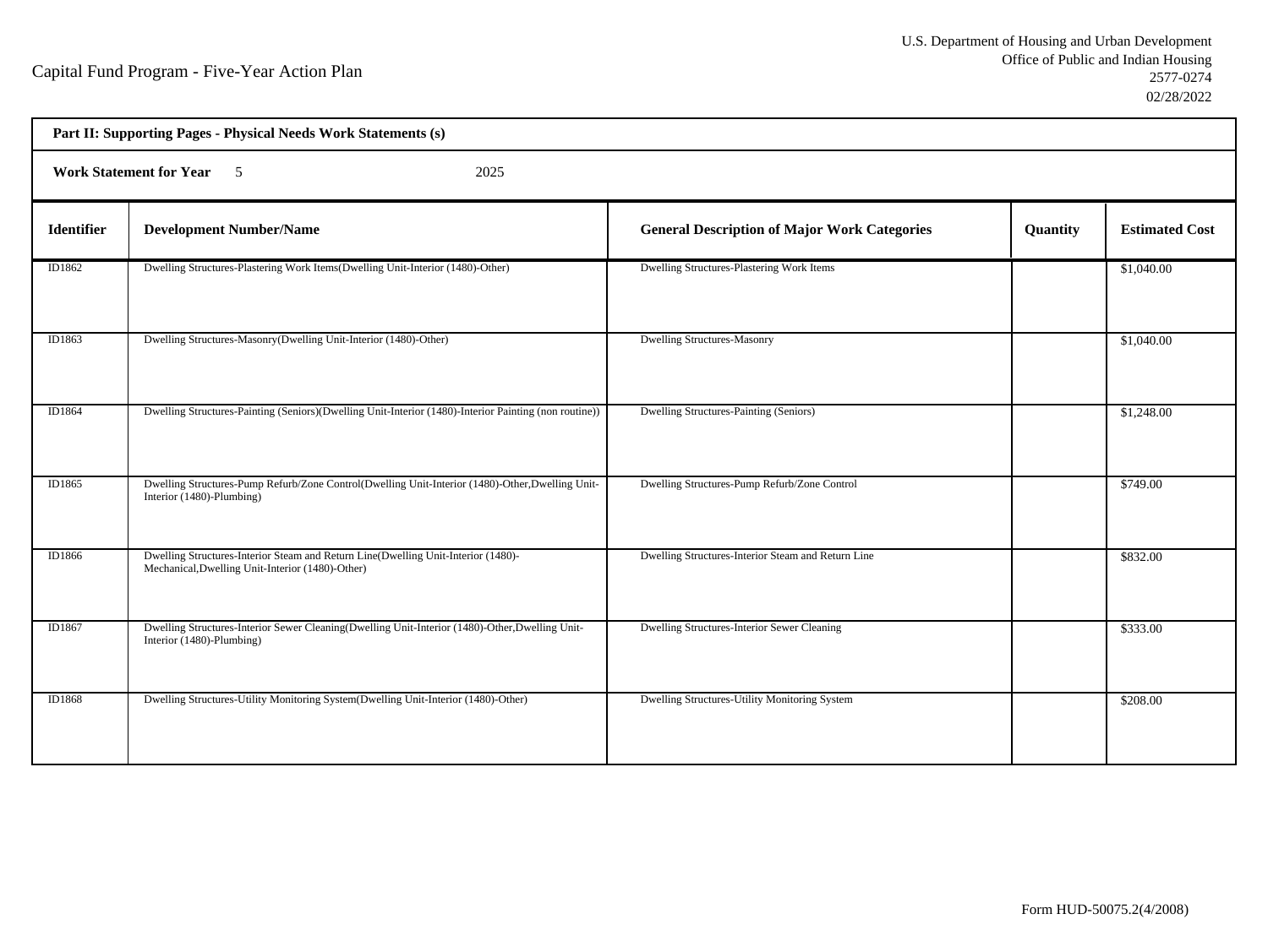Capital Fund Program - Five-Year Action Plan

U.S. Department of Housing and Urban Development
Office of Public and Indian Housing
2577-0274
02/28/2022

**Part II: Supporting Pages - Physical Needs Work Statements (s)**

**Work Statement for Year** 5 2025

| Identifier | Development Number/Name | General Description of Major Work Categories | Quantity | Estimated Cost |
|---|---|---|---|---|
| ID1862 | Dwelling Structures-Plastering Work Items(Dwelling Unit-Interior (1480)-Other) | Dwelling Structures-Plastering Work Items | | $1,040.00 |
| ID1863 | Dwelling Structures-Masonry(Dwelling Unit-Interior (1480)-Other) | Dwelling Structures-Masonry | | $1,040.00 |
| ID1864 | Dwelling Structures-Painting (Seniors)(Dwelling Unit-Interior (1480)-Interior Painting (non routine)) | Dwelling Structures-Painting (Seniors) | | $1,248.00 |
| ID1865 | Dwelling Structures-Pump Refurb/Zone Control(Dwelling Unit-Interior (1480)-Other,Dwelling Unit-Interior (1480)-Plumbing) | Dwelling Structures-Pump Refurb/Zone Control | | $749.00 |
| ID1866 | Dwelling Structures-Interior Steam and Return Line(Dwelling Unit-Interior (1480)-Mechanical,Dwelling Unit-Interior (1480)-Other) | Dwelling Structures-Interior Steam and Return Line | | $832.00 |
| ID1867 | Dwelling Structures-Interior Sewer Cleaning(Dwelling Unit-Interior (1480)-Other,Dwelling Unit-Interior (1480)-Plumbing) | Dwelling Structures-Interior Sewer Cleaning | | $333.00 |
| ID1868 | Dwelling Structures-Utility Monitoring System(Dwelling Unit-Interior (1480)-Other) | Dwelling Structures-Utility Monitoring System | | $208.00 |

Form HUD-50075.2(4/2008)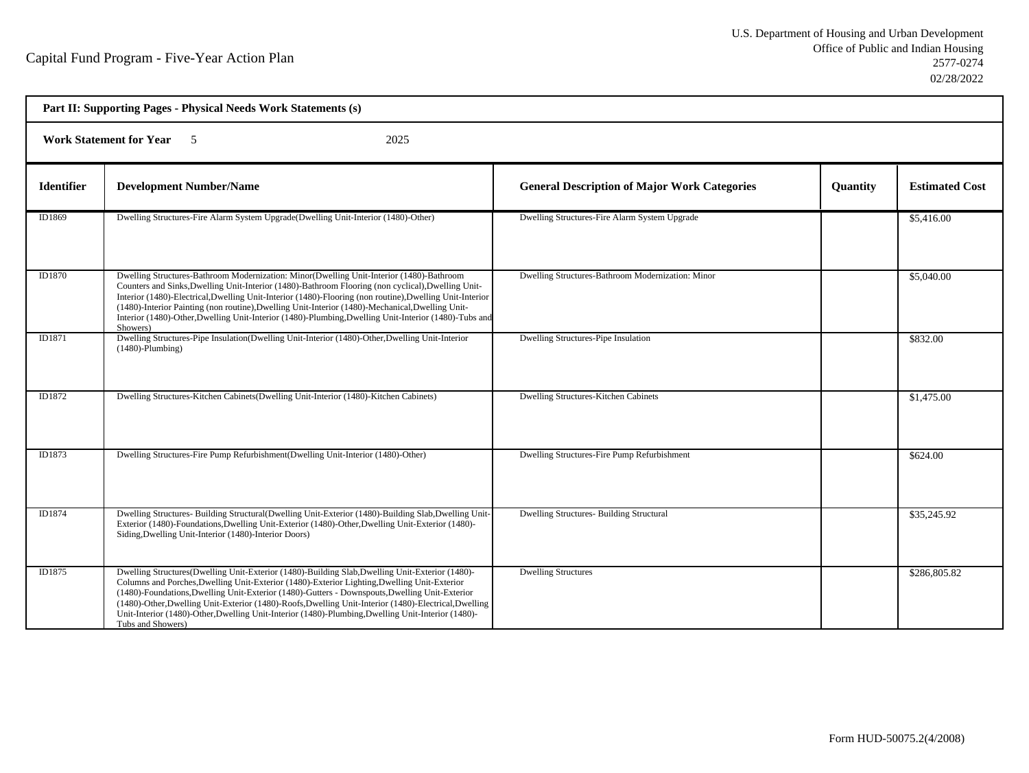Capital Fund Program - Five-Year Action Plan

U.S. Department of Housing and Urban Development
Office of Public and Indian Housing
2577-0274
02/28/2022

**Part II: Supporting Pages - Physical Needs Work Statements (s)**

**Work Statement for Year** 5 2025

| Identifier | Development Number/Name | General Description of Major Work Categories | Quantity | Estimated Cost |
|---|---|---|---|---|
| ID1869 | Dwelling Structures-Fire Alarm System Upgrade(Dwelling Unit-Interior (1480)-Other) | Dwelling Structures-Fire Alarm System Upgrade | | $5,416.00 |
| ID1870 | Dwelling Structures-Bathroom Modernization: Minor(Dwelling Unit-Interior (1480)-Bathroom Counters and Sinks,Dwelling Unit-Interior (1480)-Bathroom Flooring (non cyclical),Dwelling Unit-Interior (1480)-Electrical,Dwelling Unit-Interior (1480)-Flooring (non routine),Dwelling Unit-Interior (1480)-Interior Painting (non routine),Dwelling Unit-Interior (1480)-Mechanical,Dwelling Unit-Interior (1480)-Other,Dwelling Unit-Interior (1480)-Plumbing,Dwelling Unit-Interior (1480)-Tubs and Showers) | Dwelling Structures-Bathroom Modernization: Minor | | $5,040.00 |
| ID1871 | Dwelling Structures-Pipe Insulation(Dwelling Unit-Interior (1480)-Other,Dwelling Unit-Interior (1480)-Plumbing) | Dwelling Structures-Pipe Insulation | | $832.00 |
| ID1872 | Dwelling Structures-Kitchen Cabinets(Dwelling Unit-Interior (1480)-Kitchen Cabinets) | Dwelling Structures-Kitchen Cabinets | | $1,475.00 |
| ID1873 | Dwelling Structures-Fire Pump Refurbishment(Dwelling Unit-Interior (1480)-Other) | Dwelling Structures-Fire Pump Refurbishment | | $624.00 |
| ID1874 | Dwelling Structures- Building Structural(Dwelling Unit-Exterior (1480)-Building Slab,Dwelling Unit-Exterior (1480)-Foundations,Dwelling Unit-Exterior (1480)-Other,Dwelling Unit-Exterior (1480)-Siding,Dwelling Unit-Interior (1480)-Interior Doors) | Dwelling Structures- Building Structural | | $35,245.92 |
| ID1875 | Dwelling Structures(Dwelling Unit-Exterior (1480)-Building Slab,Dwelling Unit-Exterior (1480)-Columns and Porches,Dwelling Unit-Exterior (1480)-Exterior Lighting,Dwelling Unit-Exterior (1480)-Foundations,Dwelling Unit-Exterior (1480)-Gutters - Downspouts,Dwelling Unit-Exterior (1480)-Other,Dwelling Unit-Exterior (1480)-Roofs,Dwelling Unit-Interior (1480)-Electrical,Dwelling Unit-Interior (1480)-Other,Dwelling Unit-Interior (1480)-Plumbing,Dwelling Unit-Interior (1480)-Tubs and Showers) | Dwelling Structures | | $286,805.82 |

Form HUD-50075.2(4/2008)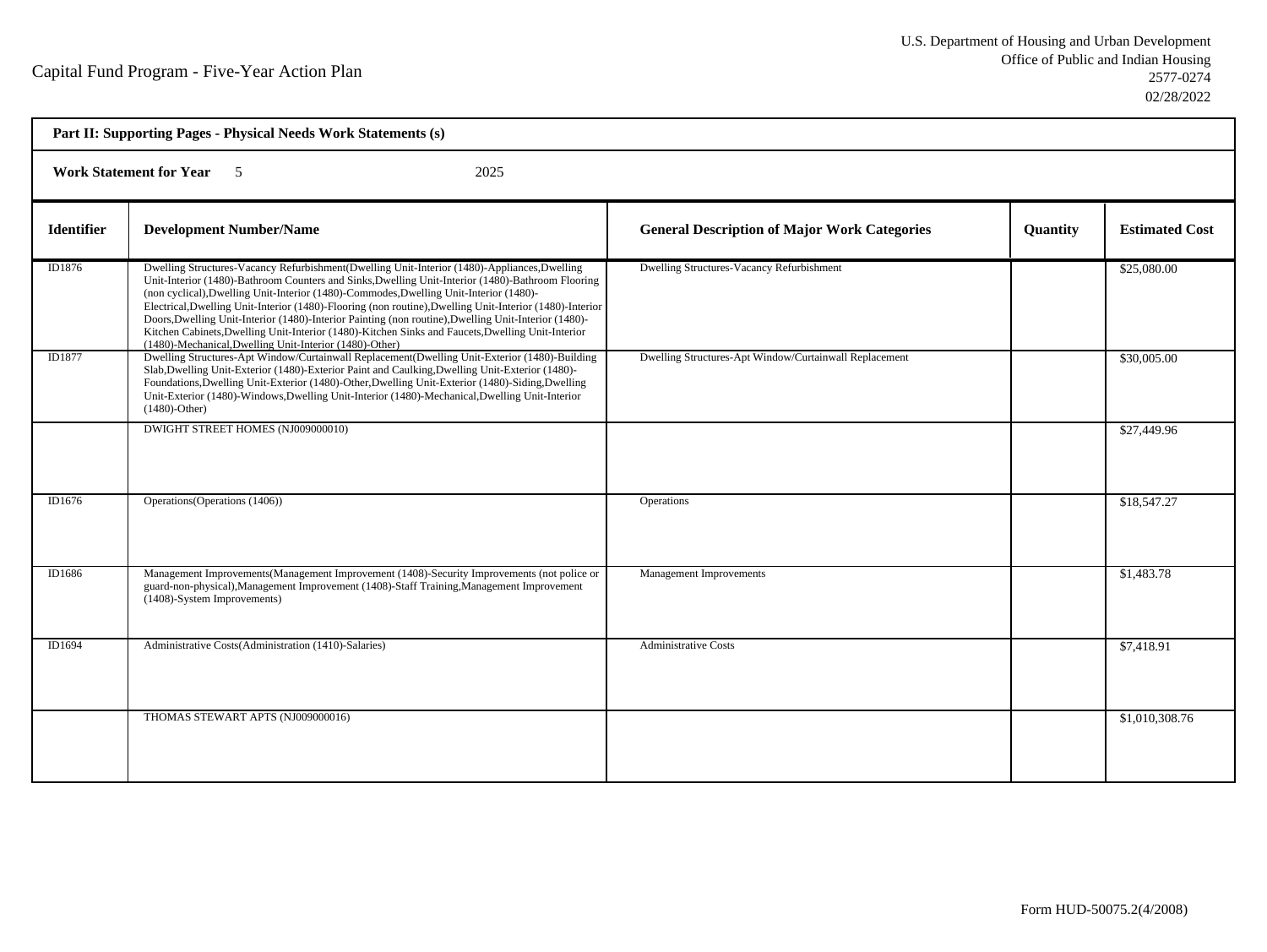Capital Fund Program - Five-Year Action Plan

U.S. Department of Housing and Urban Development
Office of Public and Indian Housing
2577-0274
02/28/2022

**Part II: Supporting Pages - Physical Needs Work Statements (s)**

**Work Statement for Year** 5 2025

| Identifier | Development Number/Name | General Description of Major Work Categories | Quantity | Estimated Cost |
|---|---|---|---|---|
| ID1876 | Dwelling Structures-Vacancy Refurbishment(Dwelling Unit-Interior (1480)-Appliances,Dwelling Unit-Interior (1480)-Bathroom Counters and Sinks,Dwelling Unit-Interior (1480)-Bathroom Flooring (non cyclical),Dwelling Unit-Interior (1480)-Commodes,Dwelling Unit-Interior (1480)-Electrical,Dwelling Unit-Interior (1480)-Flooring (non routine),Dwelling Unit-Interior (1480)-Interior Doors,Dwelling Unit-Interior (1480)-Interior Painting (non routine),Dwelling Unit-Interior (1480)-Kitchen Cabinets,Dwelling Unit-Interior (1480)-Kitchen Sinks and Faucets,Dwelling Unit-Interior (1480)-Mechanical,Dwelling Unit-Interior (1480)-Other) | Dwelling Structures-Vacancy Refurbishment | | $25,080.00 |
| ID1877 | Dwelling Structures-Apt Window/Curtainwall Replacement(Dwelling Unit-Exterior (1480)-Building Slab,Dwelling Unit-Exterior (1480)-Exterior Paint and Caulking,Dwelling Unit-Exterior (1480)-Foundations,Dwelling Unit-Exterior (1480)-Other,Dwelling Unit-Exterior (1480)-Siding,Dwelling Unit-Exterior (1480)-Windows,Dwelling Unit-Interior (1480)-Mechanical,Dwelling Unit-Interior (1480)-Other) | Dwelling Structures-Apt Window/Curtainwall Replacement | | $30,005.00 |
| | DWIGHT STREET HOMES (NJ009000010) | | | $27,449.96 |
| ID1676 | Operations(Operations (1406)) | Operations | | $18,547.27 |
| ID1686 | Management Improvements(Management Improvement (1408)-Security Improvements (not police or guard-non-physical),Management Improvement (1408)-Staff Training,Management Improvement (1408)-System Improvements) | Management Improvements | | $1,483.78 |
| ID1694 | Administrative Costs(Administration (1410)-Salaries) | Administrative Costs | | $7,418.91 |
| | THOMAS STEWART APTS (NJ009000016) | | | $1,010,308.76 |

Form HUD-50075.2(4/2008)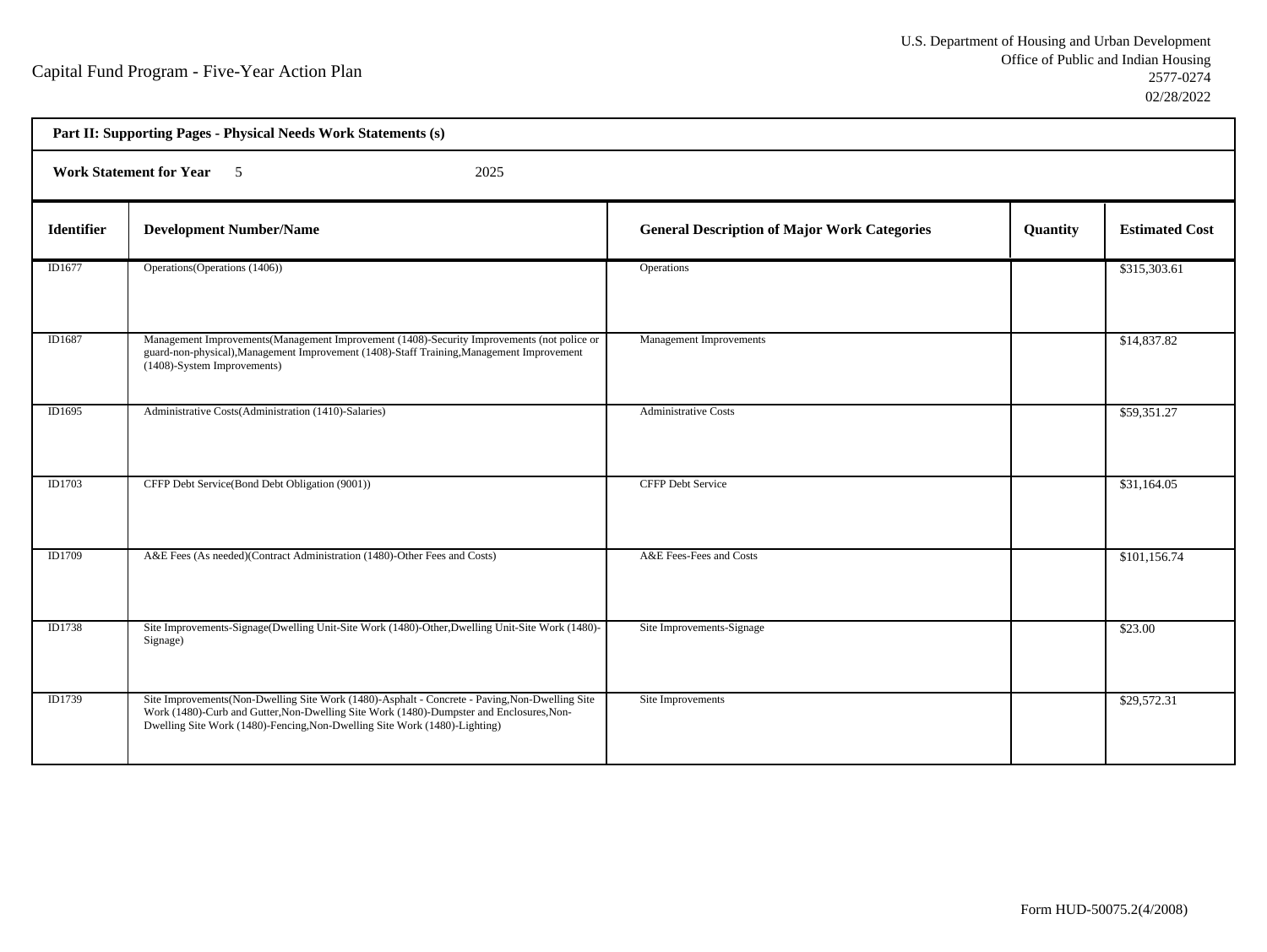Capital Fund Program - Five-Year Action Plan

U.S. Department of Housing and Urban Development
Office of Public and Indian Housing
2577-0274
02/28/2022

**Part II: Supporting Pages - Physical Needs Work Statements (s)**

**Work Statement for Year** 5 2025

| Identifier | Development Number/Name | General Description of Major Work Categories | Quantity | Estimated Cost |
|---|---|---|---|---|
| ID1677 | Operations(Operations (1406)) | Operations | | $315,303.61 |
| ID1687 | Management Improvements(Management Improvement (1408)-Security Improvements (not police or guard-non-physical),Management Improvement (1408)-Staff Training,Management Improvement (1408)-System Improvements) | Management Improvements | | $14,837.82 |
| ID1695 | Administrative Costs(Administration (1410)-Salaries) | Administrative Costs | | $59,351.27 |
| ID1703 | CFFP Debt Service(Bond Debt Obligation (9001)) | CFFP Debt Service | | $31,164.05 |
| ID1709 | A&E Fees (As needed)(Contract Administration (1480)-Other Fees and Costs) | A&E Fees-Fees and Costs | | $101,156.74 |
| ID1738 | Site Improvements-Signage(Dwelling Unit-Site Work (1480)-Other,Dwelling Unit-Site Work (1480)-Signage) | Site Improvements-Signage | | $23.00 |
| ID1739 | Site Improvements(Non-Dwelling Site Work (1480)-Asphalt - Concrete - Paving,Non-Dwelling Site Work (1480)-Curb and Gutter,Non-Dwelling Site Work (1480)-Dumpster and Enclosures,Non-Dwelling Site Work (1480)-Fencing,Non-Dwelling Site Work (1480)-Lighting) | Site Improvements | | $29,572.31 |

Form HUD-50075.2(4/2008)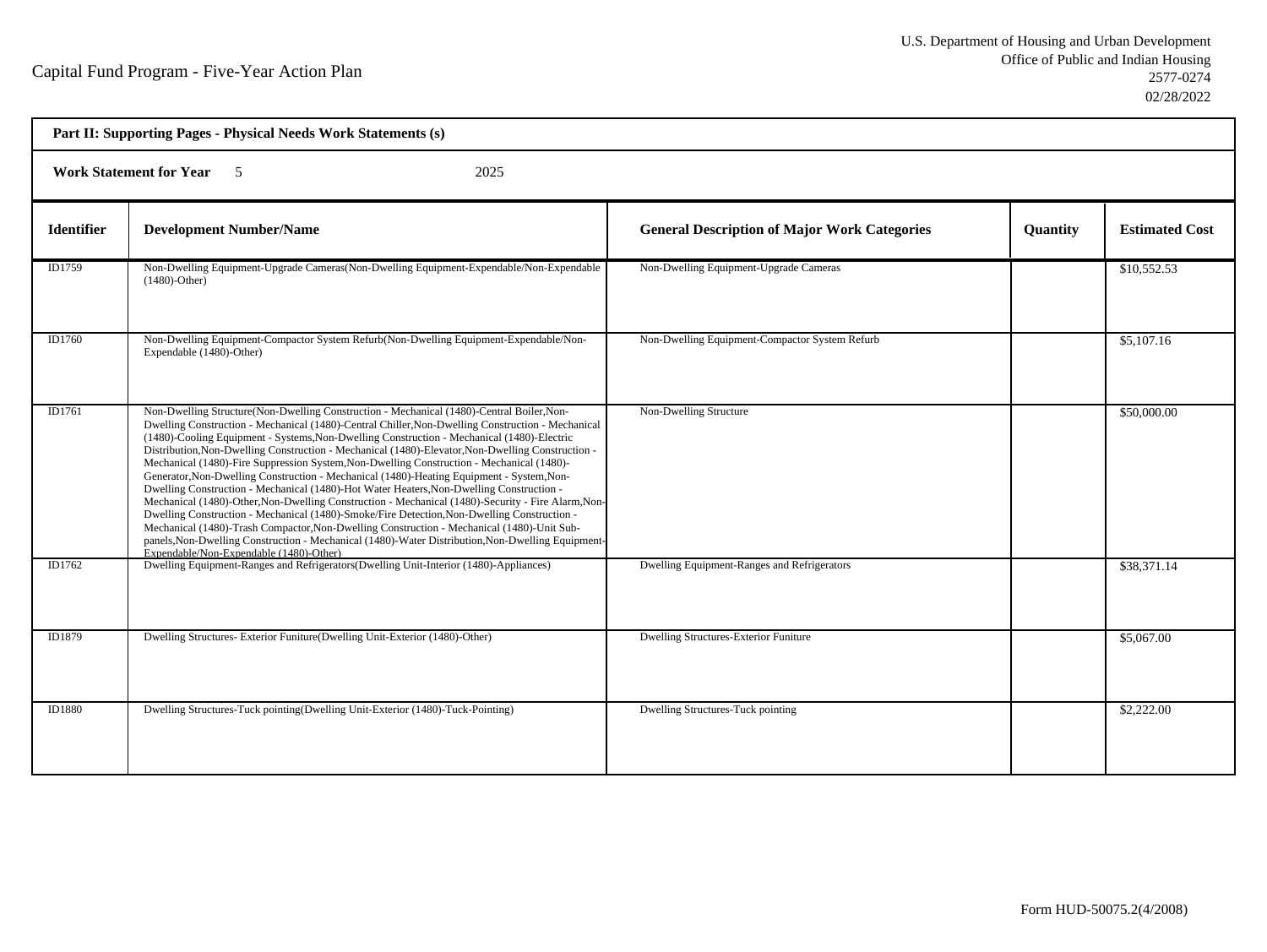Capital Fund Program - Five-Year Action Plan

U.S. Department of Housing and Urban Development
Office of Public and Indian Housing
2577-0274
02/28/2022

**Part II: Supporting Pages - Physical Needs Work Statements (s)**

**Work Statement for Year** 5 2025

| Identifier | Development Number/Name | General Description of Major Work Categories | Quantity | Estimated Cost |
|---|---|---|---|---|
| ID1759 | Non-Dwelling Equipment-Upgrade Cameras(Non-Dwelling Equipment-Expendable/Non-Expendable (1480)-Other) | Non-Dwelling Equipment-Upgrade Cameras | | $10,552.53 |
| ID1760 | Non-Dwelling Equipment-Compactor System Refurb(Non-Dwelling Equipment-Expendable/Non-Expendable (1480)-Other) | Non-Dwelling Equipment-Compactor System Refurb | | $5,107.16 |
| ID1761 | Non-Dwelling Structure(Non-Dwelling Construction - Mechanical (1480)-Central Boiler,Non-Dwelling Construction - Mechanical (1480)-Central Chiller,Non-Dwelling Construction - Mechanical (1480)-Cooling Equipment - Systems,Non-Dwelling Construction - Mechanical (1480)-Electric Distribution,Non-Dwelling Construction - Mechanical (1480)-Elevator,Non-Dwelling Construction - Mechanical (1480)-Fire Suppression System,Non-Dwelling Construction - Mechanical (1480)-Generator,Non-Dwelling Construction - Mechanical (1480)-Heating Equipment - System,Non-Dwelling Construction - Mechanical (1480)-Hot Water Heaters,Non-Dwelling Construction - Mechanical (1480)-Other,Non-Dwelling Construction - Mechanical (1480)-Security - Fire Alarm,Non-Dwelling Construction - Mechanical (1480)-Smoke/Fire Detection,Non-Dwelling Construction - Mechanical (1480)-Trash Compactor,Non-Dwelling Construction - Mechanical (1480)-Unit Sub-panels,Non-Dwelling Construction - Mechanical (1480)-Water Distribution,Non-Dwelling Equipment-Expendable/Non-Expendable (1480)-Other) | Non-Dwelling Structure | | $50,000.00 |
| ID1762 | Dwelling Equipment-Ranges and Refrigerators(Dwelling Unit-Interior (1480)-Appliances) | Dwelling Equipment-Ranges and Refrigerators | | $38,371.14 |
| ID1879 | Dwelling Structures- Exterior Funiture(Dwelling Unit-Exterior (1480)-Other) | Dwelling Structures-Exterior Funiture | | $5,067.00 |
| ID1880 | Dwelling Structures-Tuck pointing(Dwelling Unit-Exterior (1480)-Tuck-Pointing) | Dwelling Structures-Tuck pointing | | $2,222.00 |

Form HUD-50075.2(4/2008)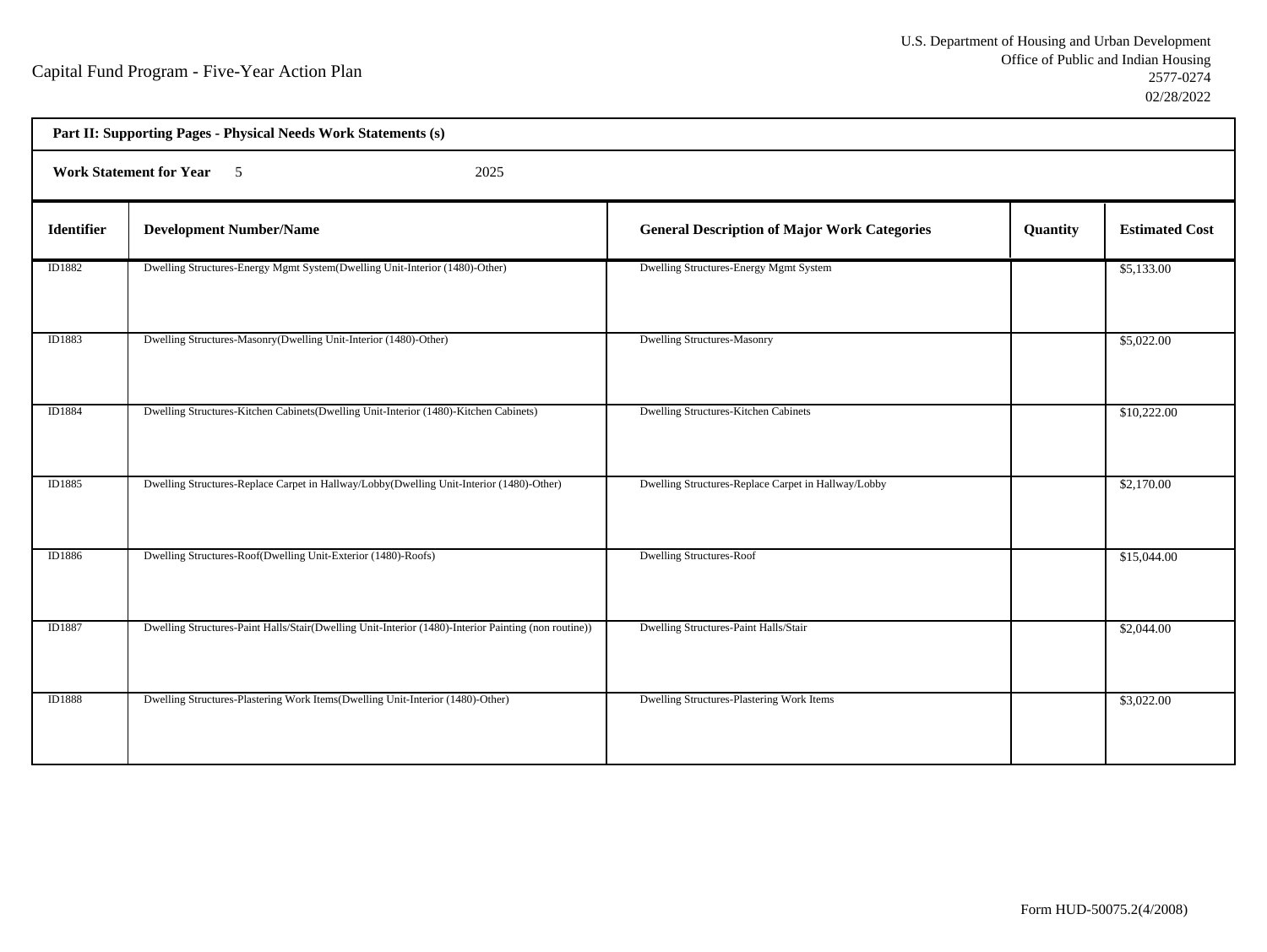Capital Fund Program - Five-Year Action Plan

U.S. Department of Housing and Urban Development
Office of Public and Indian Housing
2577-0274
02/28/2022

**Part II: Supporting Pages - Physical Needs Work Statements (s)**

**Work Statement for Year** 5 2025

| Identifier | Development Number/Name | General Description of Major Work Categories | Quantity | Estimated Cost |
|---|---|---|---|---|
| ID1882 | Dwelling Structures-Energy Mgmt System(Dwelling Unit-Interior (1480)-Other) | Dwelling Structures-Energy Mgmt System | | $5,133.00 |
| ID1883 | Dwelling Structures-Masonry(Dwelling Unit-Interior (1480)-Other) | Dwelling Structures-Masonry | | $5,022.00 |
| ID1884 | Dwelling Structures-Kitchen Cabinets(Dwelling Unit-Interior (1480)-Kitchen Cabinets) | Dwelling Structures-Kitchen Cabinets | | $10,222.00 |
| ID1885 | Dwelling Structures-Replace Carpet in Hallway/Lobby(Dwelling Unit-Interior (1480)-Other) | Dwelling Structures-Replace Carpet in Hallway/Lobby | | $2,170.00 |
| ID1886 | Dwelling Structures-Roof(Dwelling Unit-Exterior (1480)-Roofs) | Dwelling Structures-Roof | | $15,044.00 |
| ID1887 | Dwelling Structures-Paint Halls/Stair(Dwelling Unit-Interior (1480)-Interior Painting (non routine)) | Dwelling Structures-Paint Halls/Stair | | $2,044.00 |
| ID1888 | Dwelling Structures-Plastering Work Items(Dwelling Unit-Interior (1480)-Other) | Dwelling Structures-Plastering Work Items | | $3,022.00 |

Form HUD-50075.2(4/2008)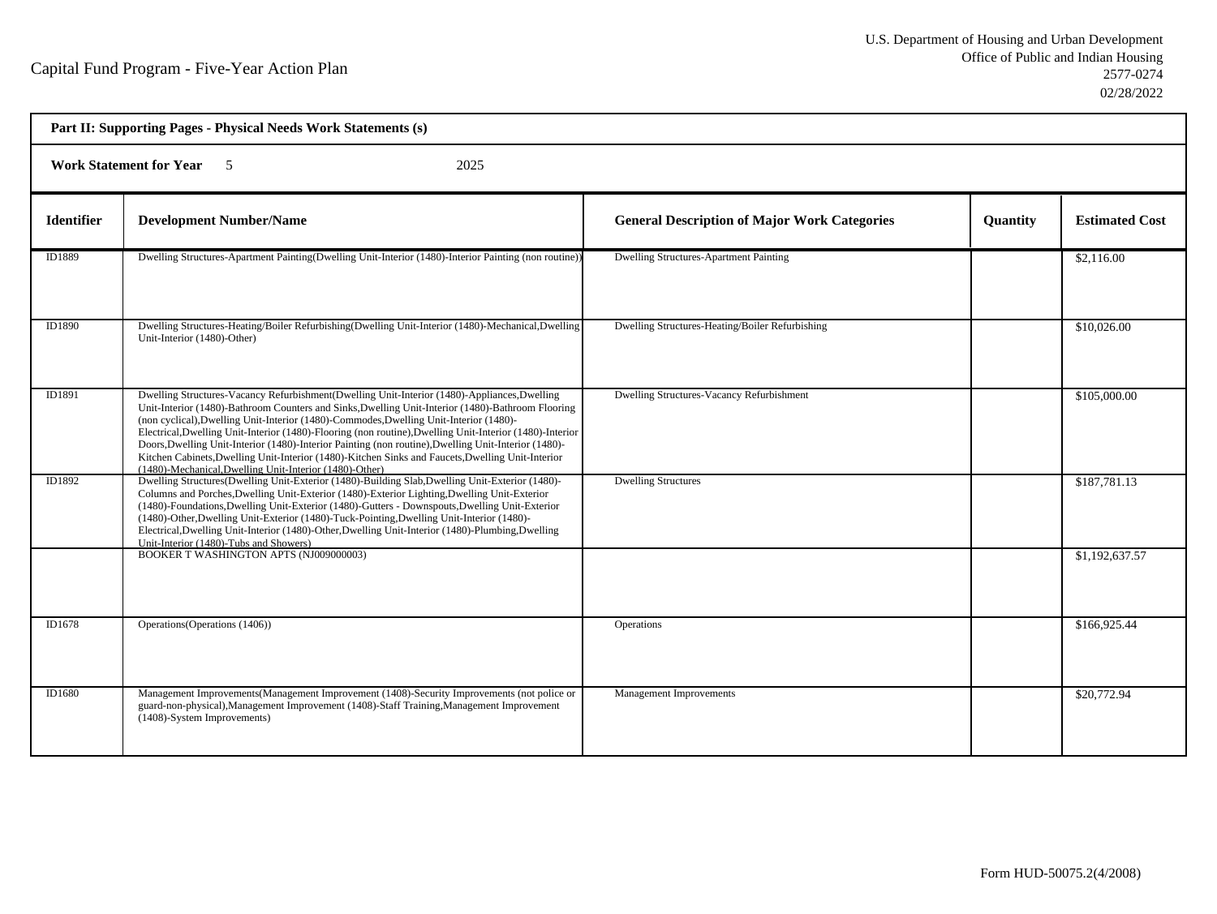# Capital Fund Program - Five-Year Action Plan

U.S. Department of Housing and Urban Development
Office of Public and Indian Housing
2577-0274
02/28/2022

**Part II: Supporting Pages - Physical Needs Work Statements (s)**

**Work Statement for Year** 5 2025

| Identifier | Development Number/Name | General Description of Major Work Categories | Quantity | Estimated Cost |
|---|---|---|---|---|
| ID1889 | Dwelling Structures-Apartment Painting(Dwelling Unit-Interior (1480)-Interior Painting (non routine)) | Dwelling Structures-Apartment Painting | | $2,116.00 |
| ID1890 | Dwelling Structures-Heating/Boiler Refurbishing(Dwelling Unit-Interior (1480)-Mechanical,Dwelling Unit-Interior (1480)-Other) | Dwelling Structures-Heating/Boiler Refurbishing | | $10,026.00 |
| ID1891 | Dwelling Structures-Vacancy Refurbishment(Dwelling Unit-Interior (1480)-Appliances,Dwelling Unit-Interior (1480)-Bathroom Counters and Sinks,Dwelling Unit-Interior (1480)-Bathroom Flooring (non cyclical),Dwelling Unit-Interior (1480)-Commodes,Dwelling Unit-Interior (1480)-Electrical,Dwelling Unit-Interior (1480)-Flooring (non routine),Dwelling Unit-Interior (1480)-Interior Doors,Dwelling Unit-Interior (1480)-Interior Painting (non routine),Dwelling Unit-Interior (1480)-Kitchen Cabinets,Dwelling Unit-Interior (1480)-Kitchen Sinks and Faucets,Dwelling Unit-Interior (1480)-Mechanical,Dwelling Unit-Interior (1480)-Other) | Dwelling Structures-Vacancy Refurbishment | | $105,000.00 |
| ID1892 | Dwelling Structures(Dwelling Unit-Exterior (1480)-Building Slab,Dwelling Unit-Exterior (1480)-Columns and Porches,Dwelling Unit-Exterior (1480)-Exterior Lighting,Dwelling Unit-Exterior (1480)-Foundations,Dwelling Unit-Exterior (1480)-Gutters - Downspouts,Dwelling Unit-Exterior (1480)-Other,Dwelling Unit-Exterior (1480)-Tuck-Pointing,Dwelling Unit-Interior (1480)-Electrical,Dwelling Unit-Interior (1480)-Other,Dwelling Unit-Interior (1480)-Plumbing,Dwelling Unit-Interior (1480)-Tubs and Showers) | Dwelling Structures | | $187,781.13 |
| | BOOKER T WASHINGTON APTS (NJ009000003) | | | $1,192,637.57 |
| ID1678 | Operations(Operations (1406)) | Operations | | $166,925.44 |
| ID1680 | Management Improvements(Management Improvement (1408)-Security Improvements (not police or guard-non-physical),Management Improvement (1408)-Staff Training,Management Improvement (1408)-System Improvements) | Management Improvements | | $20,772.94 |

Form HUD-50075.2(4/2008)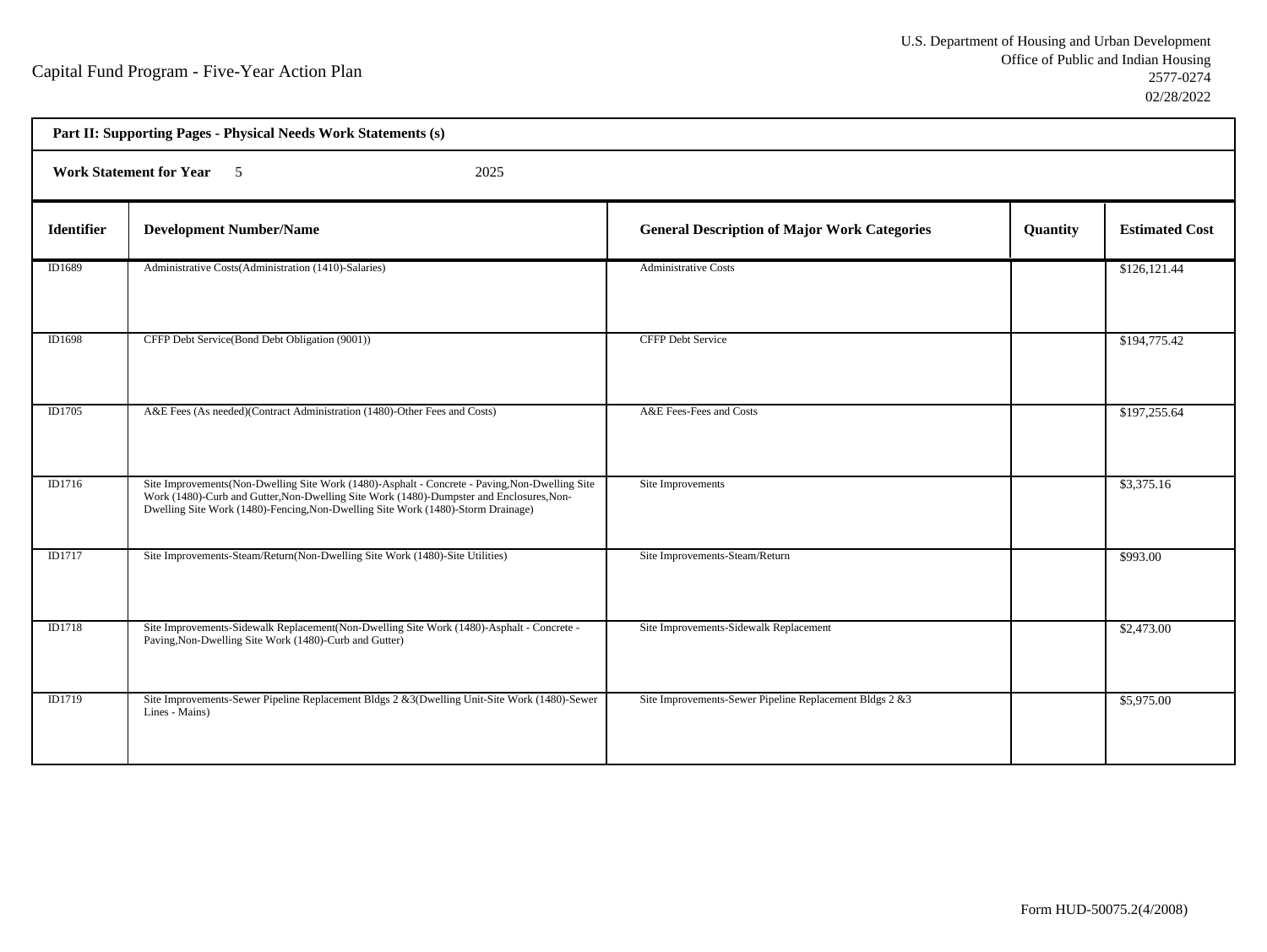Capital Fund Program - Five-Year Action Plan

U.S. Department of Housing and Urban Development
Office of Public and Indian Housing
2577-0274
02/28/2022

**Part II: Supporting Pages - Physical Needs Work Statements (s)**

**Work Statement for Year** 5 2025

| Identifier | Development Number/Name | General Description of Major Work Categories | Quantity | Estimated Cost |
|---|---|---|---|---|
| ID1689 | Administrative Costs(Administration (1410)-Salaries) | Administrative Costs | | $126,121.44 |
| ID1698 | CFFP Debt Service(Bond Debt Obligation (9001)) | CFFP Debt Service | | $194,775.42 |
| ID1705 | A&E Fees (As needed)(Contract Administration (1480)-Other Fees and Costs) | A&E Fees-Fees and Costs | | $197,255.64 |
| ID1716 | Site Improvements(Non-Dwelling Site Work (1480)-Asphalt - Concrete - Paving,Non-Dwelling Site Work (1480)-Curb and Gutter,Non-Dwelling Site Work (1480)-Dumpster and Enclosures,Non-Dwelling Site Work (1480)-Fencing,Non-Dwelling Site Work (1480)-Storm Drainage) | Site Improvements | | $3,375.16 |
| ID1717 | Site Improvements-Steam/Return(Non-Dwelling Site Work (1480)-Site Utilities) | Site Improvements-Steam/Return | | $993.00 |
| ID1718 | Site Improvements-Sidewalk Replacement(Non-Dwelling Site Work (1480)-Asphalt - Concrete - Paving,Non-Dwelling Site Work (1480)-Curb and Gutter) | Site Improvements-Sidewalk Replacement | | $2,473.00 |
| ID1719 | Site Improvements-Sewer Pipeline Replacement Bldgs 2 &3(Dwelling Unit-Site Work (1480)-Sewer Lines - Mains) | Site Improvements-Sewer Pipeline Replacement Bldgs 2 &3 | | $5,975.00 |

Form HUD-50075.2(4/2008)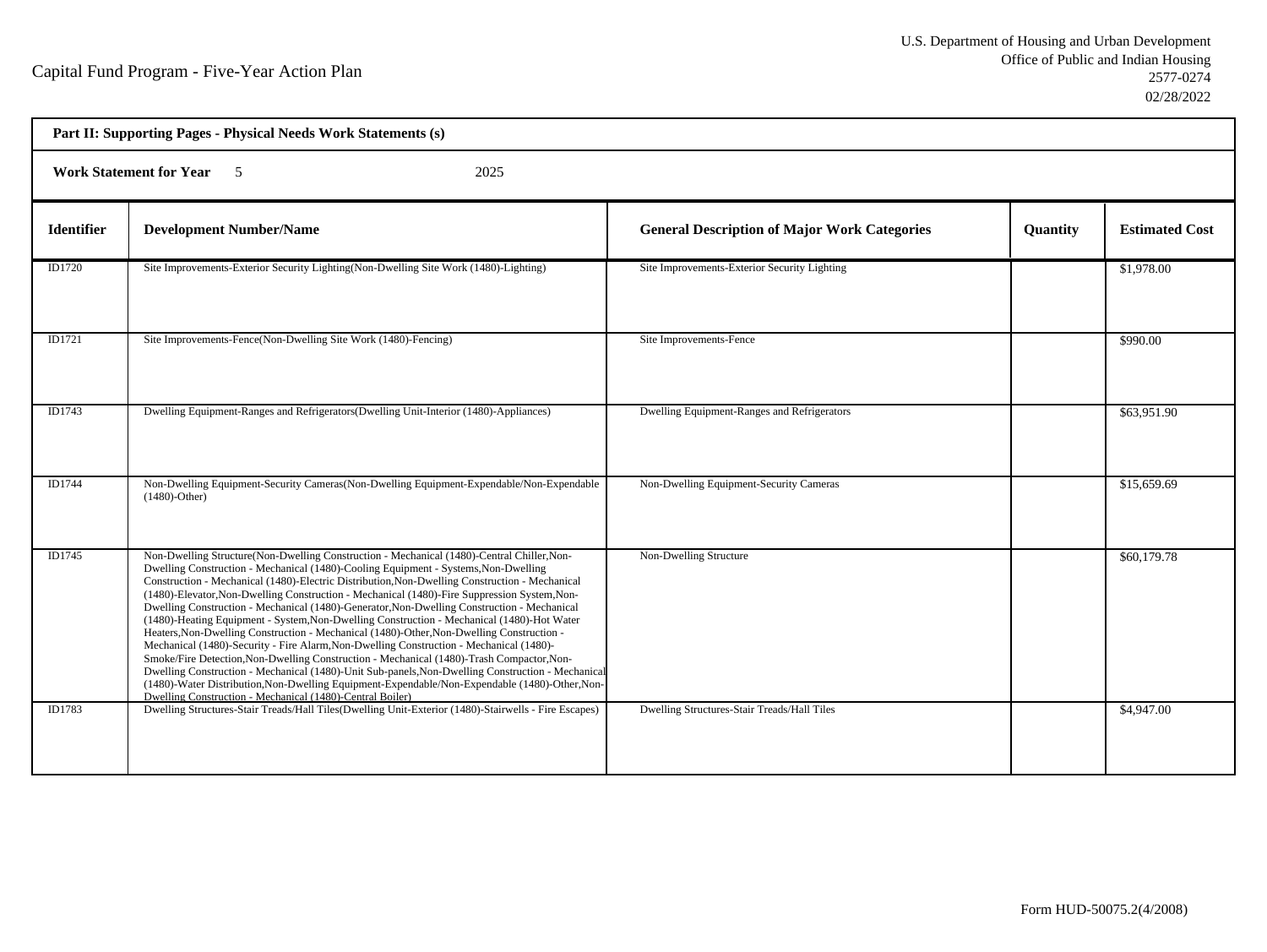Capital Fund Program - Five-Year Action Plan

U.S. Department of Housing and Urban Development
Office of Public and Indian Housing
2577-0274
02/28/2022

**Part II: Supporting Pages - Physical Needs Work Statements (s)**

**Work Statement for Year** 5 2025

| Identifier | Development Number/Name | General Description of Major Work Categories | Quantity | Estimated Cost |
|---|---|---|---|---|
| ID1720 | Site Improvements-Exterior Security Lighting(Non-Dwelling Site Work (1480)-Lighting) | Site Improvements-Exterior Security Lighting | | $1,978.00 |
| ID1721 | Site Improvements-Fence(Non-Dwelling Site Work (1480)-Fencing) | Site Improvements-Fence | | $990.00 |
| ID1743 | Dwelling Equipment-Ranges and Refrigerators(Dwelling Unit-Interior (1480)-Appliances) | Dwelling Equipment-Ranges and Refrigerators | | $63,951.90 |
| ID1744 | Non-Dwelling Equipment-Security Cameras(Non-Dwelling Equipment-Expendable/Non-Expendable (1480)-Other) | Non-Dwelling Equipment-Security Cameras | | $15,659.69 |
| ID1745 | Non-Dwelling Structure(Non-Dwelling Construction - Mechanical (1480)-Central Chiller,Non-Dwelling Construction - Mechanical (1480)-Cooling Equipment - Systems,Non-Dwelling Construction - Mechanical (1480)-Electric Distribution,Non-Dwelling Construction - Mechanical (1480)-Elevator,Non-Dwelling Construction - Mechanical (1480)-Fire Suppression System,Non-Dwelling Construction - Mechanical (1480)-Generator,Non-Dwelling Construction - Mechanical (1480)-Heating Equipment - System,Non-Dwelling Construction - Mechanical (1480)-Hot Water Heaters,Non-Dwelling Construction - Mechanical (1480)-Other,Non-Dwelling Construction - Mechanical (1480)-Security - Fire Alarm,Non-Dwelling Construction - Mechanical (1480)-Smoke/Fire Detection,Non-Dwelling Construction - Mechanical (1480)-Trash Compactor,Non-Dwelling Construction - Mechanical (1480)-Unit Sub-panels,Non-Dwelling Construction - Mechanical (1480)-Water Distribution,Non-Dwelling Equipment-Expendable/Non-Expendable (1480)-Other,Non-Dwelling Construction - Mechanical (1480)-Central Boiler) | Non-Dwelling Structure | | $60,179.78 |
| ID1783 | Dwelling Structures-Stair Treads/Hall Tiles(Dwelling Unit-Exterior (1480)-Stairwells - Fire Escapes) | Dwelling Structures-Stair Treads/Hall Tiles | | $4,947.00 |

Form HUD-50075.2(4/2008)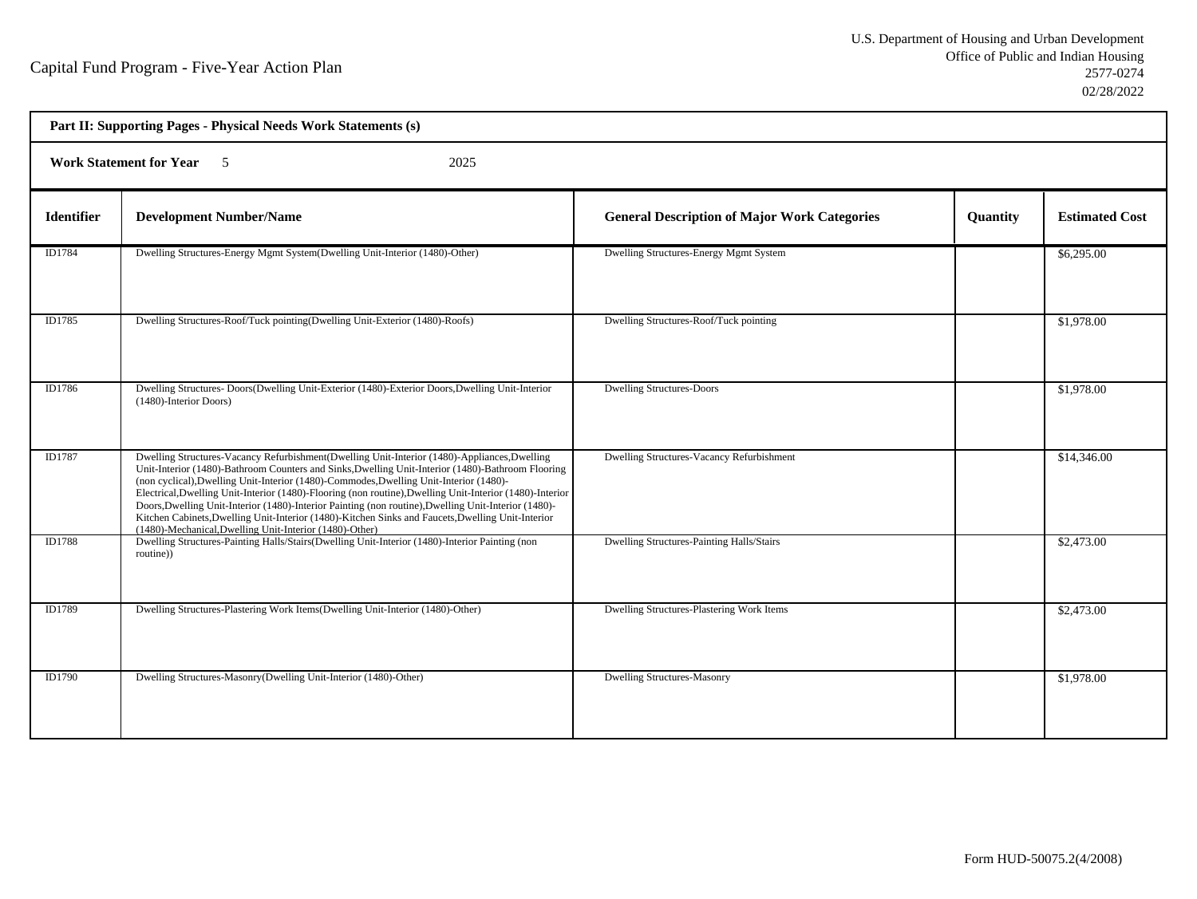Capital Fund Program - Five-Year Action Plan

U.S. Department of Housing and Urban Development
Office of Public and Indian Housing
2577-0274
02/28/2022

**Part II: Supporting Pages - Physical Needs Work Statements (s)**

**Work Statement for Year** 5 2025

| Identifier | Development Number/Name | General Description of Major Work Categories | Quantity | Estimated Cost |
|---|---|---|---|---|
| ID1784 | Dwelling Structures-Energy Mgmt System(Dwelling Unit-Interior (1480)-Other) | Dwelling Structures-Energy Mgmt System | | $6,295.00 |
| ID1785 | Dwelling Structures-Roof/Tuck pointing(Dwelling Unit-Exterior (1480)-Roofs) | Dwelling Structures-Roof/Tuck pointing | | $1,978.00 |
| ID1786 | Dwelling Structures- Doors(Dwelling Unit-Exterior (1480)-Exterior Doors,Dwelling Unit-Interior (1480)-Interior Doors) | Dwelling Structures-Doors | | $1,978.00 |
| ID1787 | Dwelling Structures-Vacancy Refurbishment(Dwelling Unit-Interior (1480)-Appliances,Dwelling Unit-Interior (1480)-Bathroom Counters and Sinks,Dwelling Unit-Interior (1480)-Bathroom Flooring (non cyclical),Dwelling Unit-Interior (1480)-Commodes,Dwelling Unit-Interior (1480)-Electrical,Dwelling Unit-Interior (1480)-Flooring (non routine),Dwelling Unit-Interior (1480)-Interior Doors,Dwelling Unit-Interior (1480)-Interior Painting (non routine),Dwelling Unit-Interior (1480)-Kitchen Cabinets,Dwelling Unit-Interior (1480)-Kitchen Sinks and Faucets,Dwelling Unit-Interior (1480)-Mechanical,Dwelling Unit-Interior (1480)-Other) | Dwelling Structures-Vacancy Refurbishment | | $14,346.00 |
| ID1788 | Dwelling Structures-Painting Halls/Stairs(Dwelling Unit-Interior (1480)-Interior Painting (non routine)) | Dwelling Structures-Painting Halls/Stairs | | $2,473.00 |
| ID1789 | Dwelling Structures-Plastering Work Items(Dwelling Unit-Interior (1480)-Other) | Dwelling Structures-Plastering Work Items | | $2,473.00 |
| ID1790 | Dwelling Structures-Masonry(Dwelling Unit-Interior (1480)-Other) | Dwelling Structures-Masonry | | $1,978.00 |

Form HUD-50075.2(4/2008)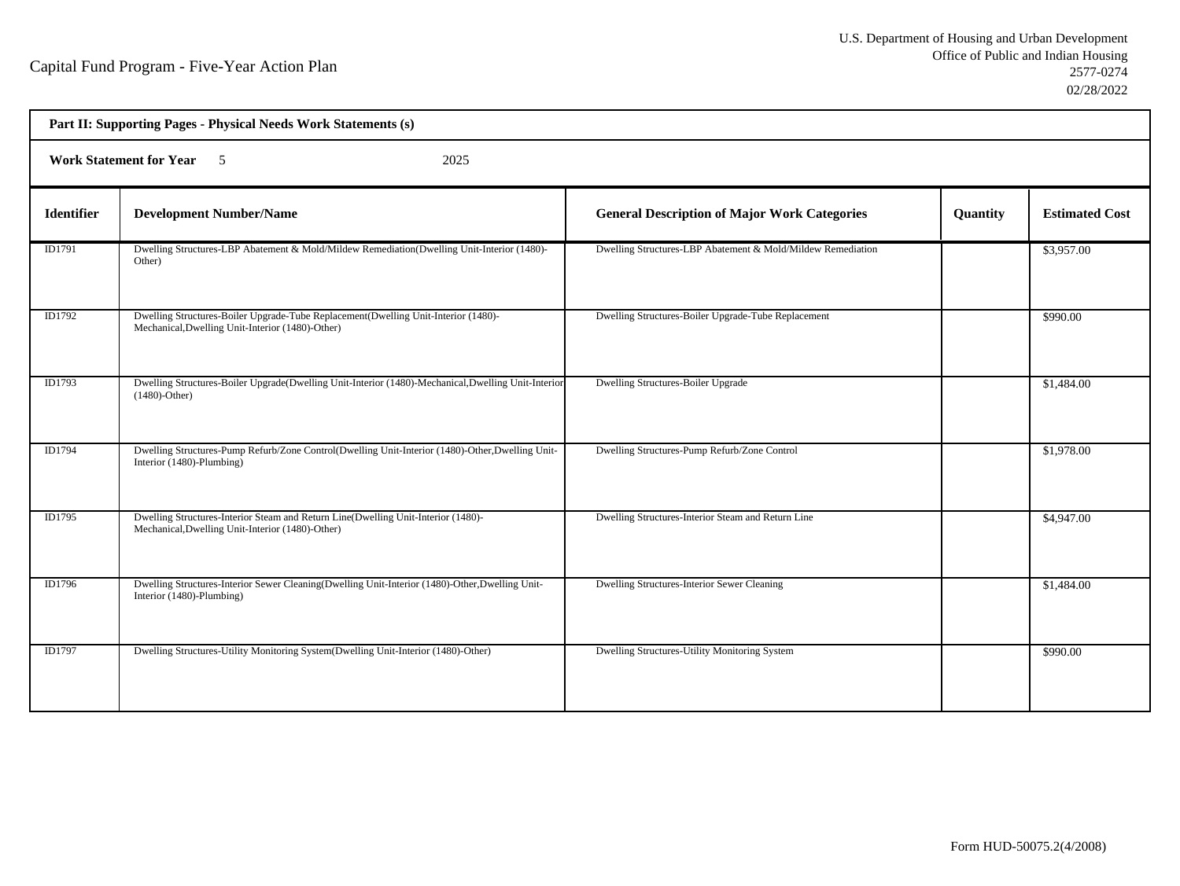Capital Fund Program - Five-Year Action Plan

U.S. Department of Housing and Urban Development
Office of Public and Indian Housing
2577-0274
02/28/2022

**Part II: Supporting Pages - Physical Needs Work Statements (s)**

**Work Statement for Year** 5 2025

| Identifier | Development Number/Name | General Description of Major Work Categories | Quantity | Estimated Cost |
|---|---|---|---|---|
| ID1791 | Dwelling Structures-LBP Abatement & Mold/Mildew Remediation(Dwelling Unit-Interior (1480)-Other) | Dwelling Structures-LBP Abatement & Mold/Mildew Remediation | | $3,957.00 |
| ID1792 | Dwelling Structures-Boiler Upgrade-Tube Replacement(Dwelling Unit-Interior (1480)-Mechanical,Dwelling Unit-Interior (1480)-Other) | Dwelling Structures-Boiler Upgrade-Tube Replacement | | $990.00 |
| ID1793 | Dwelling Structures-Boiler Upgrade(Dwelling Unit-Interior (1480)-Mechanical,Dwelling Unit-Interior (1480)-Other) | Dwelling Structures-Boiler Upgrade | | $1,484.00 |
| ID1794 | Dwelling Structures-Pump Refurb/Zone Control(Dwelling Unit-Interior (1480)-Other,Dwelling Unit-Interior (1480)-Plumbing) | Dwelling Structures-Pump Refurb/Zone Control | | $1,978.00 |
| ID1795 | Dwelling Structures-Interior Steam and Return Line(Dwelling Unit-Interior (1480)-Mechanical,Dwelling Unit-Interior (1480)-Other) | Dwelling Structures-Interior Steam and Return Line | | $4,947.00 |
| ID1796 | Dwelling Structures-Interior Sewer Cleaning(Dwelling Unit-Interior (1480)-Other,Dwelling Unit-Interior (1480)-Plumbing) | Dwelling Structures-Interior Sewer Cleaning | | $1,484.00 |
| ID1797 | Dwelling Structures-Utility Monitoring System(Dwelling Unit-Interior (1480)-Other) | Dwelling Structures-Utility Monitoring System | | $990.00 |

Form HUD-50075.2(4/2008)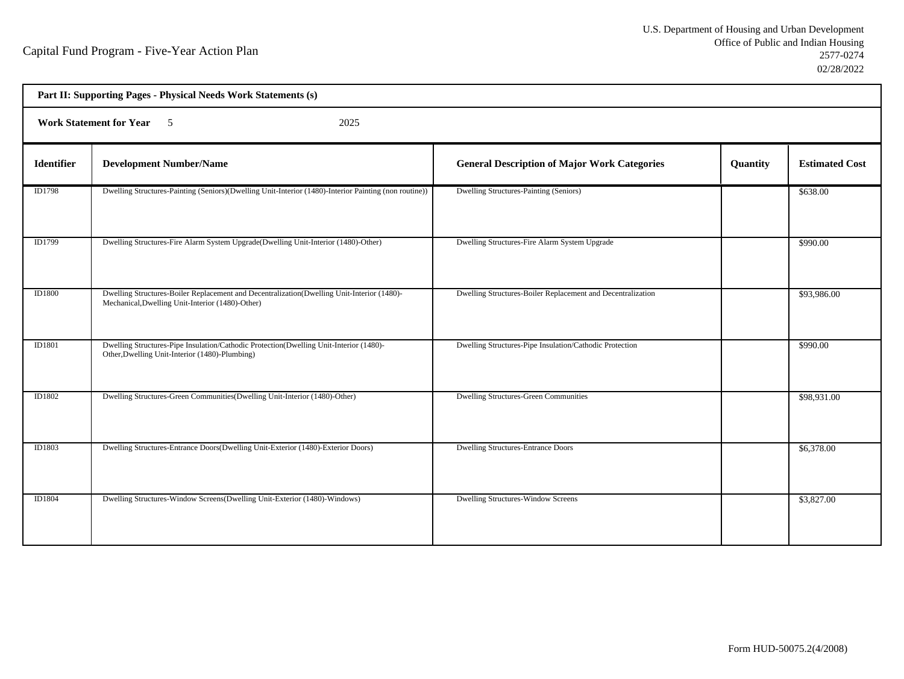Capital Fund Program - Five-Year Action Plan

U.S. Department of Housing and Urban Development
Office of Public and Indian Housing
2577-0274
02/28/2022

**Part II: Supporting Pages - Physical Needs Work Statements (s)**

**Work Statement for Year** 5 2025

| Identifier | Development Number/Name | General Description of Major Work Categories | Quantity | Estimated Cost |
|---|---|---|---|---|
| ID1798 | Dwelling Structures-Painting (Seniors)(Dwelling Unit-Interior (1480)-Interior Painting (non routine)) | Dwelling Structures-Painting (Seniors) | | $638.00 |
| ID1799 | Dwelling Structures-Fire Alarm System Upgrade(Dwelling Unit-Interior (1480)-Other) | Dwelling Structures-Fire Alarm System Upgrade | | $990.00 |
| ID1800 | Dwelling Structures-Boiler Replacement and Decentralization(Dwelling Unit-Interior (1480)-Mechanical,Dwelling Unit-Interior (1480)-Other) | Dwelling Structures-Boiler Replacement and Decentralization | | $93,986.00 |
| ID1801 | Dwelling Structures-Pipe Insulation/Cathodic Protection(Dwelling Unit-Interior (1480)-Other,Dwelling Unit-Interior (1480)-Plumbing) | Dwelling Structures-Pipe Insulation/Cathodic Protection | | $990.00 |
| ID1802 | Dwelling Structures-Green Communities(Dwelling Unit-Interior (1480)-Other) | Dwelling Structures-Green Communities | | $98,931.00 |
| ID1803 | Dwelling Structures-Entrance Doors(Dwelling Unit-Exterior (1480)-Exterior Doors) | Dwelling Structures-Entrance Doors | | $6,378.00 |
| ID1804 | Dwelling Structures-Window Screens(Dwelling Unit-Exterior (1480)-Windows) | Dwelling Structures-Window Screens | | $3,827.00 |

Form HUD-50075.2(4/2008)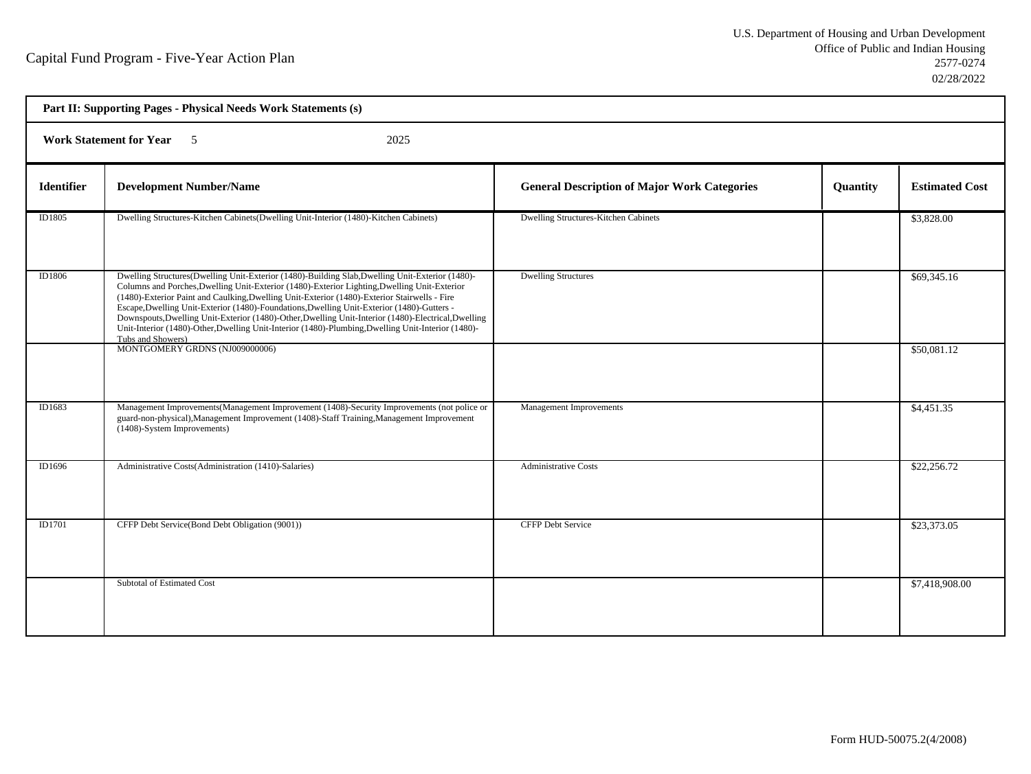Capital Fund Program - Five-Year Action Plan

U.S. Department of Housing and Urban Development
Office of Public and Indian Housing
2577-0274
02/28/2022

**Part II: Supporting Pages - Physical Needs Work Statements (s)**

**Work Statement for Year** 5 2025

| Identifier | Development Number/Name | General Description of Major Work Categories | Quantity | Estimated Cost |
|---|---|---|---|---|
| ID1805 | Dwelling Structures-Kitchen Cabinets(Dwelling Unit-Interior (1480)-Kitchen Cabinets) | Dwelling Structures-Kitchen Cabinets | | $3,828.00 |
| ID1806 | Dwelling Structures(Dwelling Unit-Exterior (1480)-Building Slab,Dwelling Unit-Exterior (1480)-Columns and Porches,Dwelling Unit-Exterior (1480)-Exterior Lighting,Dwelling Unit-Exterior (1480)-Exterior Paint and Caulking,Dwelling Unit-Exterior (1480)-Exterior Stairwells - Fire Escape,Dwelling Unit-Exterior (1480)-Foundations,Dwelling Unit-Exterior (1480)-Gutters - Downspouts,Dwelling Unit-Exterior (1480)-Other,Dwelling Unit-Interior (1480)-Electrical,Dwelling Unit-Interior (1480)-Other,Dwelling Unit-Interior (1480)-Plumbing,Dwelling Unit-Interior (1480)-Tubs and Showers) | Dwelling Structures | | $69,345.16 |
| | MONTGOMERY GRDNS (NJ009000006) | | | $50,081.12 |
| ID1683 | Management Improvements(Management Improvement (1408)-Security Improvements (not police or guard-non-physical),Management Improvement (1408)-Staff Training,Management Improvement (1408)-System Improvements) | Management Improvements | | $4,451.35 |
| ID1696 | Administrative Costs(Administration (1410)-Salaries) | Administrative Costs | | $22,256.72 |
| ID1701 | CFFP Debt Service(Bond Debt Obligation (9001)) | CFFP Debt Service | | $23,373.05 |
| | Subtotal of Estimated Cost | | | $7,418,908.00 |

Form HUD-50075.2(4/2008)